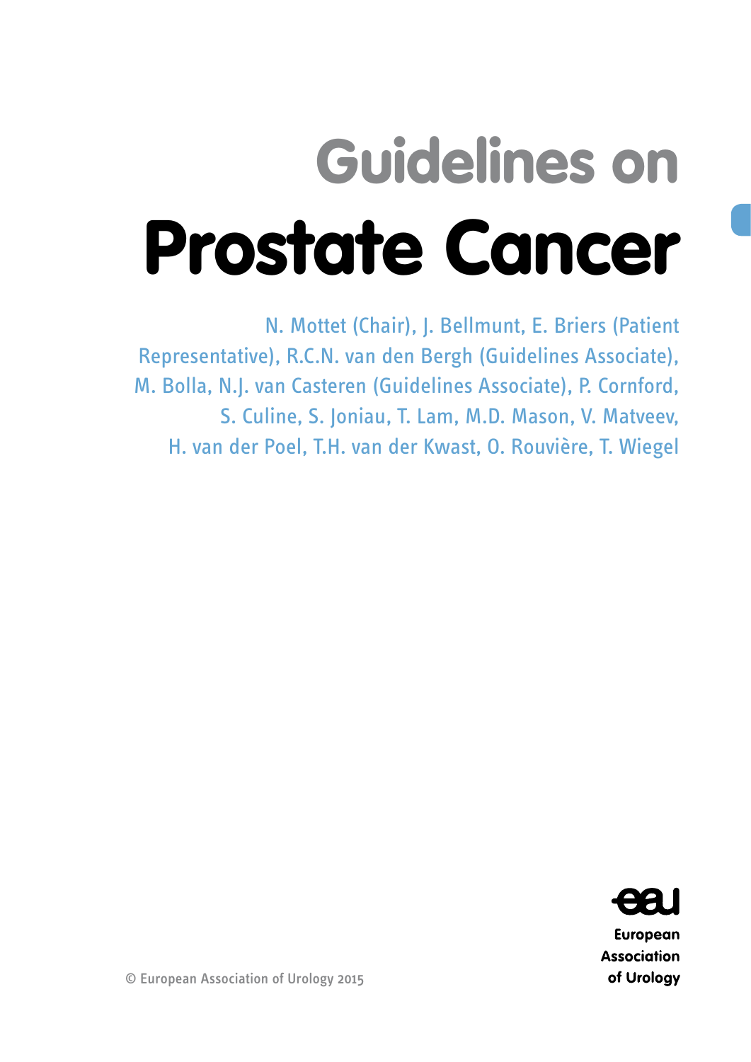# Guidelines on
# Prostate Cancer

N. Mottet (Chair), J. Bellmunt, E. Briers (Patient Representative), R.C.N. van den Bergh (Guidelines Associate), M. Bolla, N.J. van Casteren (Guidelines Associate), P. Cornford, S. Culine, S. Joniau, T. Lam, M.D. Mason, V. Matveev, H. van der Poel, T.H. van der Kwast, O. Rouvière, T. Wiegel

European Association of Urology

© European Association of Urology 2015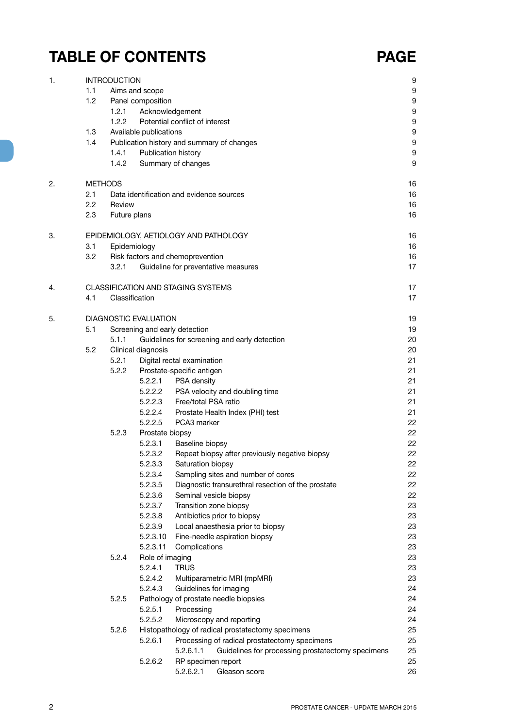# TABLE OF CONTENTS

| | | PAGE |
|---|---|---|
| 1. | INTRODUCTION | 9 |
| | 1.1 Aims and scope | 9 |
| | 1.2 Panel composition | 9 |
| | 1.2.1 Acknowledgement | 9 |
| | 1.2.2 Potential conflict of interest | 9 |
| | 1.3 Available publications | 9 |
| | 1.4 Publication history and summary of changes | 9 |
| | 1.4.1 Publication history | 9 |
| | 1.4.2 Summary of changes | 9 |
| 2. | METHODS | 16 |
| | 2.1 Data identification and evidence sources | 16 |
| | 2.2 Review | 16 |
| | 2.3 Future plans | 16 |
| 3. | EPIDEMIOLOGY, AETIOLOGY AND PATHOLOGY | 16 |
| | 3.1 Epidemiology | 16 |
| | 3.2 Risk factors and chemoprevention | 16 |
| | 3.2.1 Guideline for preventative measures | 17 |
| 4. | CLASSIFICATION AND STAGING SYSTEMS | 17 |
| | 4.1 Classification | 17 |
| 5. | DIAGNOSTIC EVALUATION | 19 |
| | 5.1 Screening and early detection | 19 |
| | 5.1.1 Guidelines for screening and early detection | 20 |
| | 5.2 Clinical diagnosis | 20 |
| | 5.2.1 Digital rectal examination | 21 |
| | 5.2.2 Prostate-specific antigen | 21 |
| | 5.2.2.1 PSA density | 21 |
| | 5.2.2.2 PSA velocity and doubling time | 21 |
| | 5.2.2.3 Free/total PSA ratio | 21 |
| | 5.2.2.4 Prostate Health Index (PHI) test | 21 |
| | 5.2.2.5 PCA3 marker | 22 |
| | 5.2.3 Prostate biopsy | 22 |
| | 5.2.3.1 Baseline biopsy | 22 |
| | 5.2.3.2 Repeat biopsy after previously negative biopsy | 22 |
| | 5.2.3.3 Saturation biopsy | 22 |
| | 5.2.3.4 Sampling sites and number of cores | 22 |
| | 5.2.3.5 Diagnostic transurethral resection of the prostate | 22 |
| | 5.2.3.6 Seminal vesicle biopsy | 22 |
| | 5.2.3.7 Transition zone biopsy | 23 |
| | 5.2.3.8 Antibiotics prior to biopsy | 23 |
| | 5.2.3.9 Local anaesthesia prior to biopsy | 23 |
| | 5.2.3.10 Fine-needle aspiration biopsy | 23 |
| | 5.2.3.11 Complications | 23 |
| | 5.2.4 Role of imaging | 23 |
| | 5.2.4.1 TRUS | 23 |
| | 5.2.4.2 Multiparametric MRI (mpMRI) | 23 |
| | 5.2.4.3 Guidelines for imaging | 24 |
| | 5.2.5 Pathology of prostate needle biopsies | 24 |
| | 5.2.5.1 Processing | 24 |
| | 5.2.5.2 Microscopy and reporting | 24 |
| | 5.2.6 Histopathology of radical prostatectomy specimens | 25 |
| | 5.2.6.1 Processing of radical prostatectomy specimens | 25 |
| | 5.2.6.1.1 Guidelines for processing prostatectomy specimens | 25 |
| | 5.2.6.2 RP specimen report | 25 |
| | 5.2.6.2.1 Gleason score | 26 |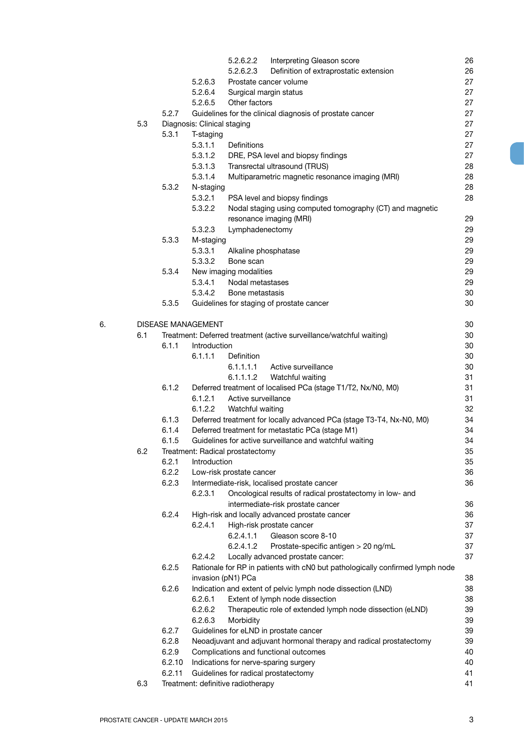| | | | | |
|---|---|---|---|---|
| | | 5.2.6.2.2 | Interpreting Gleason score | 26 |
| | | 5.2.6.2.3 | Definition of extraprostatic extension | 26 |
| | 5.2.6.3 | Prostate cancer volume | | 27 |
| | 5.2.6.4 | Surgical margin status | | 27 |
| | 5.2.6.5 | Other factors | | 27 |
| 5.2.7 | Guidelines for the clinical diagnosis of prostate cancer | | | 27 |
| 5.3 | Diagnosis: Clinical staging | | | 27 |
| 5.3.1 | T-staging | | | 27 |
| | 5.3.1.1 | Definitions | | 27 |
| | 5.3.1.2 | DRE, PSA level and biopsy findings | | 27 |
| | 5.3.1.3 | Transrectal ultrasound (TRUS) | | 28 |
| | 5.3.1.4 | Multiparametric magnetic resonance imaging (MRI) | | 28 |
| 5.3.2 | N-staging | | | 28 |
| | 5.3.2.1 | PSA level and biopsy findings | | 28 |
| | 5.3.2.2 | Nodal staging using computed tomography (CT) and magnetic resonance imaging (MRI) | | 29 |
| | 5.3.2.3 | Lymphadenectomy | | 29 |
| 5.3.3 | M-staging | | | 29 |
| | 5.3.3.1 | Alkaline phosphatase | | 29 |
| | 5.3.3.2 | Bone scan | | 29 |
| 5.3.4 | New imaging modalities | | | 29 |
| | 5.3.4.1 | Nodal metastases | | 29 |
| | 5.3.4.2 | Bone metastasis | | 30 |
| 5.3.5 | Guidelines for staging of prostate cancer | | | 30 |
| **6.** | **DISEASE MANAGEMENT** | | | 30 |
| 6.1 | Treatment: Deferred treatment (active surveillance/watchful waiting) | | | 30 |
| 6.1.1 | Introduction | | | 30 |
| | 6.1.1.1 | Definition | | 30 |
| | | 6.1.1.1.1 | Active surveillance | 30 |
| | | 6.1.1.1.2 | Watchful waiting | 31 |
| 6.1.2 | Deferred treatment of localised PCa (stage T1/T2, Nx/N0, M0) | | | 31 |
| | 6.1.2.1 | Active surveillance | | 31 |
| | 6.1.2.2 | Watchful waiting | | 32 |
| 6.1.3 | Deferred treatment for locally advanced PCa (stage T3-T4, Nx-N0, M0) | | | 34 |
| 6.1.4 | Deferred treatment for metastatic PCa (stage M1) | | | 34 |
| 6.1.5 | Guidelines for active surveillance and watchful waiting | | | 34 |
| 6.2 | Treatment: Radical prostatectomy | | | 35 |
| 6.2.1 | Introduction | | | 35 |
| 6.2.2 | Low-risk prostate cancer | | | 36 |
| 6.2.3 | Intermediate-risk, localised prostate cancer | | | 36 |
| | 6.2.3.1 | Oncological results of radical prostatectomy in low- and intermediate-risk prostate cancer | | 36 |
| 6.2.4 | High-risk and locally advanced prostate cancer | | | 36 |
| | 6.2.4.1 | High-risk prostate cancer | | 37 |
| | | 6.2.4.1.1 | Gleason score 8-10 | 37 |
| | | 6.2.4.1.2 | Prostate-specific antigen > 20 ng/mL | 37 |
| | 6.2.4.2 | Locally advanced prostate cancer: | | 37 |
| 6.2.5 | Rationale for RP in patients with cN0 but pathologically confirmed lymph node invasion (pN1) PCa | | | 38 |
| 6.2.6 | Indication and extent of pelvic lymph node dissection (LND) | | | 38 |
| | 6.2.6.1 | Extent of lymph node dissection | | 38 |
| | 6.2.6.2 | Therapeutic role of extended lymph node dissection (eLND) | | 39 |
| | 6.2.6.3 | Morbidity | | 39 |
| 6.2.7 | Guidelines for eLND in prostate cancer | | | 39 |
| 6.2.8 | Neoadjuvant and adjuvant hormonal therapy and radical prostatectomy | | | 39 |
| 6.2.9 | Complications and functional outcomes | | | 40 |
| 6.2.10 | Indications for nerve-sparing surgery | | | 40 |
| 6.2.11 | Guidelines for radical prostatectomy | | | 41 |
| 6.3 | Treatment: definitive radiotherapy | | | 41 |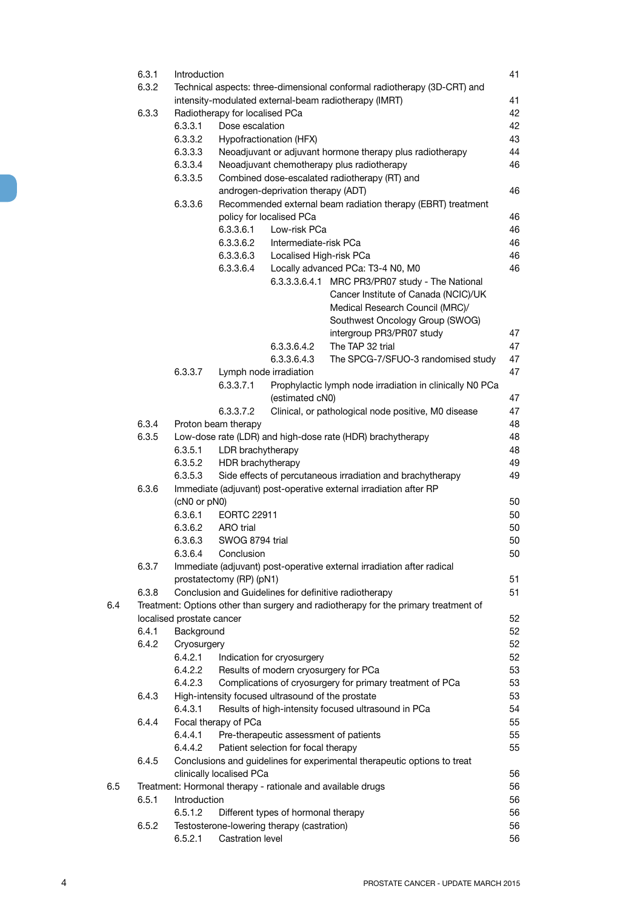| | | | | | |
|---|---|---|---|---|---|
| | 6.3.1 | Introduction | | | 41 |
| | 6.3.2 | Technical aspects: three-dimensional conformal radiotherapy (3D-CRT) and intensity-modulated external-beam radiotherapy (IMRT) | | | 41 |
| | 6.3.3 | Radiotherapy for localised PCa | | | 42 |
| | | 6.3.3.1 Dose escalation | | | 42 |
| | | 6.3.3.2 Hypofractionation (HFX) | | | 43 |
| | | 6.3.3.3 Neoadjuvant or adjuvant hormone therapy plus radiotherapy | | | 44 |
| | | 6.3.3.4 Neoadjuvant chemotherapy plus radiotherapy | | | 46 |
| | | 6.3.3.5 Combined dose-escalated radiotherapy (RT) and androgen-deprivation therapy (ADT) | | | 46 |
| | | 6.3.3.6 Recommended external beam radiation therapy (EBRT) treatment policy for localised PCa | | | 46 |
| | | | 6.3.3.6.1 Low-risk PCa | | 46 |
| | | | 6.3.3.6.2 Intermediate-risk PCa | | 46 |
| | | | 6.3.3.6.3 Localised High-risk PCa | | 46 |
| | | | 6.3.3.6.4 Locally advanced PCa: T3-4 N0, M0 | | 46 |
| | | | | 6.3.3.3.6.4.1 MRC PR3/PR07 study - The National Cancer Institute of Canada (NCIC)/UK Medical Research Council (MRC)/ Southwest Oncology Group (SWOG) intergroup PR3/PR07 study | 47 |
| | | | | 6.3.3.6.4.2 The TAP 32 trial | 47 |
| | | | | 6.3.3.6.4.3 The SPCG-7/SFUO-3 randomised study | 47 |
| | | 6.3.3.7 Lymph node irradiation | | | 47 |
| | | | 6.3.3.7.1 Prophylactic lymph node irradiation in clinically N0 PCa (estimated cN0) | | 47 |
| | | | 6.3.3.7.2 Clinical, or pathological node positive, M0 disease | | 47 |
| | 6.3.4 | Proton beam therapy | | | 48 |
| | 6.3.5 | Low-dose rate (LDR) and high-dose rate (HDR) brachytherapy | | | 48 |
| | | 6.3.5.1 LDR brachytherapy | | | 48 |
| | | 6.3.5.2 HDR brachytherapy | | | 49 |
| | | 6.3.5.3 Side effects of percutaneous irradiation and brachytherapy | | | 49 |
| | 6.3.6 | Immediate (adjuvant) post-operative external irradiation after RP (cN0 or pN0) | | | 50 |
| | | 6.3.6.1 EORTC 22911 | | | 50 |
| | | 6.3.6.2 ARO trial | | | 50 |
| | | 6.3.6.3 SWOG 8794 trial | | | 50 |
| | | 6.3.6.4 Conclusion | | | 50 |
| | 6.3.7 | Immediate (adjuvant) post-operative external irradiation after radical prostatectomy (RP) (pN1) | | | 51 |
| | 6.3.8 | Conclusion and Guidelines for definitive radiotherapy | | | 51 |
| 6.4 | Treatment: Options other than surgery and radiotherapy for the primary treatment of localised prostate cancer | | | | 52 |
| | 6.4.1 | Background | | | 52 |
| | 6.4.2 | Cryosurgery | | | 52 |
| | | 6.4.2.1 Indication for cryosurgery | | | 52 |
| | | 6.4.2.2 Results of modern cryosurgery for PCa | | | 53 |
| | | 6.4.2.3 Complications of cryosurgery for primary treatment of PCa | | | 53 |
| | 6.4.3 | High-intensity focused ultrasound of the prostate | | | 53 |
| | | 6.4.3.1 Results of high-intensity focused ultrasound in PCa | | | 54 |
| | 6.4.4 | Focal therapy of PCa | | | 55 |
| | | 6.4.4.1 Pre-therapeutic assessment of patients | | | 55 |
| | | 6.4.4.2 Patient selection for focal therapy | | | 55 |
| | 6.4.5 | Conclusions and guidelines for experimental therapeutic options to treat clinically localised PCa | | | 56 |
| 6.5 | Treatment: Hormonal therapy - rationale and available drugs | | | | 56 |
| | 6.5.1 | Introduction | | | 56 |
| | | 6.5.1.2 Different types of hormonal therapy | | | 56 |
| | 6.5.2 | Testosterone-lowering therapy (castration) | | | 56 |
| | | 6.5.2.1 Castration level | | | 56 |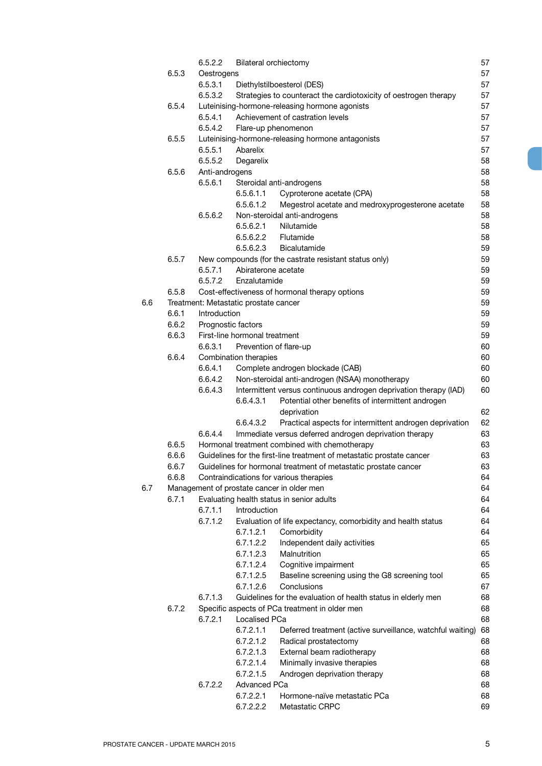| | | | | | |
|---|---|---|---|---|---|
| | | 6.5.2.2 | Bilateral orchiectomy | | 57 |
| | 6.5.3 | Oestrogens | | | 57 |
| | | 6.5.3.1 | Diethylstilboesterol (DES) | | 57 |
| | | 6.5.3.2 | Strategies to counteract the cardiotoxicity of oestrogen therapy | | 57 |
| | 6.5.4 | Luteinising-hormone-releasing hormone agonists | | | 57 |
| | | 6.5.4.1 | Achievement of castration levels | | 57 |
| | | 6.5.4.2 | Flare-up phenomenon | | 57 |
| | 6.5.5 | Luteinising-hormone-releasing hormone antagonists | | | 57 |
| | | 6.5.5.1 | Abarelix | | 57 |
| | | 6.5.5.2 | Degarelix | | 58 |
| | 6.5.6 | Anti-androgens | | | 58 |
| | | 6.5.6.1 | Steroidal anti-androgens | | 58 |
| | | | 6.5.6.1.1 | Cyproterone acetate (CPA) | 58 |
| | | | 6.5.6.1.2 | Megestrol acetate and medroxyprogesterone acetate | 58 |
| | | 6.5.6.2 | Non-steroidal anti-androgens | | 58 |
| | | | 6.5.6.2.1 | Nilutamide | 58 |
| | | | 6.5.6.2.2 | Flutamide | 58 |
| | | | 6.5.6.2.3 | Bicalutamide | 59 |
| | 6.5.7 | New compounds (for the castrate resistant status only) | | | 59 |
| | | 6.5.7.1 | Abiraterone acetate | | 59 |
| | | 6.5.7.2 | Enzalutamide | | 59 |
| | 6.5.8 | Cost-effectiveness of hormonal therapy options | | | 59 |
| 6.6 | Treatment: Metastatic prostate cancer | | | | 59 |
| | 6.6.1 | Introduction | | | 59 |
| | 6.6.2 | Prognostic factors | | | 59 |
| | 6.6.3 | First-line hormonal treatment | | | 59 |
| | | 6.6.3.1 | Prevention of flare-up | | 60 |
| | 6.6.4 | Combination therapies | | | 60 |
| | | 6.6.4.1 | Complete androgen blockade (CAB) | | 60 |
| | | 6.6.4.2 | Non-steroidal anti-androgen (NSAA) monotherapy | | 60 |
| | | 6.6.4.3 | Intermittent versus continuous androgen deprivation therapy (IAD) | | 60 |
| | | | 6.6.4.3.1 | Potential other benefits of intermittent androgen deprivation | 62 |
| | | | 6.6.4.3.2 | Practical aspects for intermittent androgen deprivation | 62 |
| | | 6.6.4.4 | Immediate versus deferred androgen deprivation therapy | | 63 |
| | 6.6.5 | Hormonal treatment combined with chemotherapy | | | 63 |
| | 6.6.6 | Guidelines for the first-line treatment of metastatic prostate cancer | | | 63 |
| | 6.6.7 | Guidelines for hormonal treatment of metastatic prostate cancer | | | 63 |
| | 6.6.8 | Contraindications for various therapies | | | 64 |
| 6.7 | Management of prostate cancer in older men | | | | 64 |
| | 6.7.1 | Evaluating health status in senior adults | | | 64 |
| | | 6.7.1.1 | Introduction | | 64 |
| | | 6.7.1.2 | Evaluation of life expectancy, comorbidity and health status | | 64 |
| | | | 6.7.1.2.1 | Comorbidity | 64 |
| | | | 6.7.1.2.2 | Independent daily activities | 65 |
| | | | 6.7.1.2.3 | Malnutrition | 65 |
| | | | 6.7.1.2.4 | Cognitive impairment | 65 |
| | | | 6.7.1.2.5 | Baseline screening using the G8 screening tool | 65 |
| | | | 6.7.1.2.6 | Conclusions | 67 |
| | | 6.7.1.3 | Guidelines for the evaluation of health status in elderly men | | 68 |
| | 6.7.2 | Specific aspects of PCa treatment in older men | | | 68 |
| | | 6.7.2.1 | Localised PCa | | 68 |
| | | | 6.7.2.1.1 | Deferred treatment (active surveillance, watchful waiting) | 68 |
| | | | 6.7.2.1.2 | Radical prostatectomy | 68 |
| | | | 6.7.2.1.3 | External beam radiotherapy | 68 |
| | | | 6.7.2.1.4 | Minimally invasive therapies | 68 |
| | | | 6.7.2.1.5 | Androgen deprivation therapy | 68 |
| | | 6.7.2.2 | Advanced PCa | | 68 |
| | | | 6.7.2.2.1 | Hormone-naïve metastatic PCa | 68 |
| | | | 6.7.2.2.2 | Metastatic CRPC | 69 |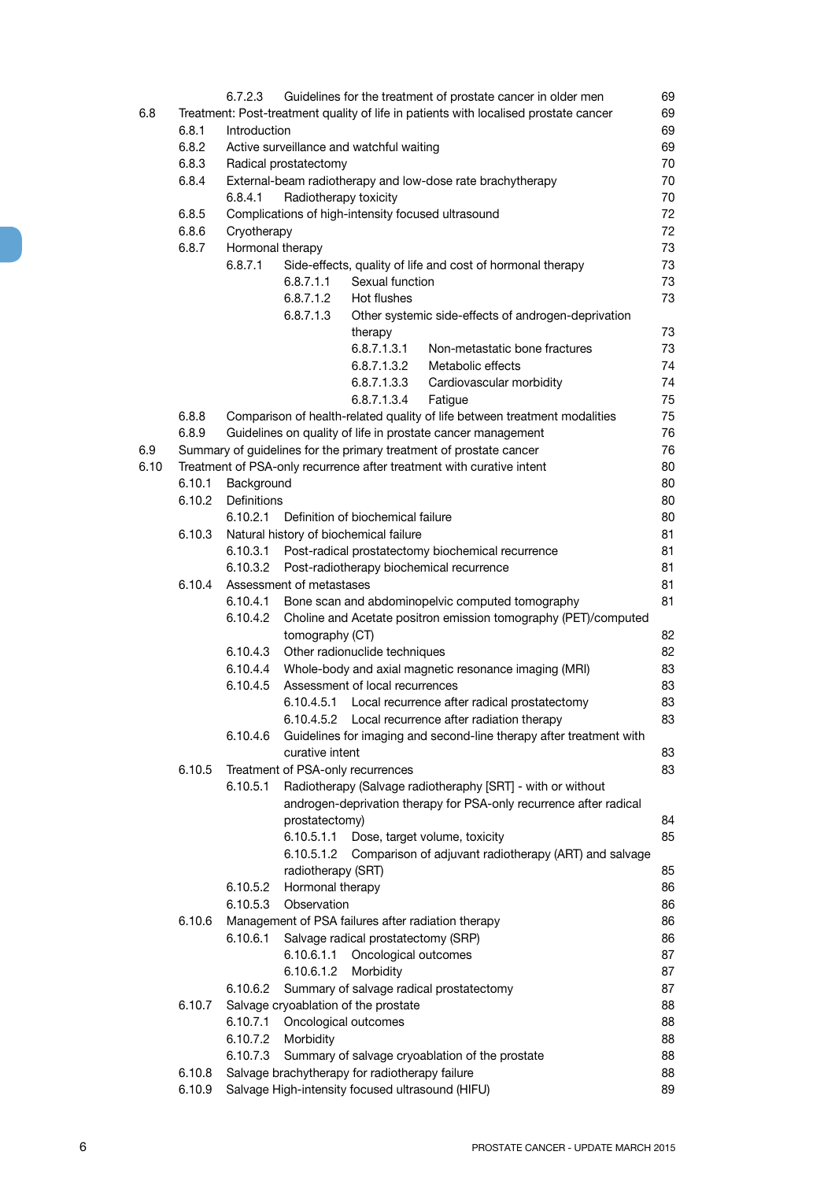| | | | | | |
|---|---|---|---|---|---|
| | | 6.7.2.3 | Guidelines for the treatment of prostate cancer in older men | | 69 |
| 6.8 | Treatment: Post-treatment quality of life in patients with localised prostate cancer | | | | 69 |
| | 6.8.1 | Introduction | | | 69 |
| | 6.8.2 | Active surveillance and watchful waiting | | | 69 |
| | 6.8.3 | Radical prostatectomy | | | 70 |
| | 6.8.4 | External-beam radiotherapy and low-dose rate brachytherapy | | | 70 |
| | | 6.8.4.1 | Radiotherapy toxicity | | 70 |
| | 6.8.5 | Complications of high-intensity focused ultrasound | | | 72 |
| | 6.8.6 | Cryotherapy | | | 72 |
| | 6.8.7 | Hormonal therapy | | | 73 |
| | | 6.8.7.1 | Side-effects, quality of life and cost of hormonal therapy | | 73 |
| | | | 6.8.7.1.1 | Sexual function | 73 |
| | | | 6.8.7.1.2 | Hot flushes | 73 |
| | | | 6.8.7.1.3 | Other systemic side-effects of androgen-deprivation therapy | 73 |
| | | | | 6.8.7.1.3.1 Non-metastatic bone fractures | 73 |
| | | | | 6.8.7.1.3.2 Metabolic effects | 74 |
| | | | | 6.8.7.1.3.3 Cardiovascular morbidity | 74 |
| | | | | 6.8.7.1.3.4 Fatigue | 75 |
| | 6.8.8 | Comparison of health-related quality of life between treatment modalities | | | 75 |
| | 6.8.9 | Guidelines on quality of life in prostate cancer management | | | 76 |
| 6.9 | Summary of guidelines for the primary treatment of prostate cancer | | | | 76 |
| 6.10 | Treatment of PSA-only recurrence after treatment with curative intent | | | | 80 |
| | 6.10.1 | Background | | | 80 |
| | 6.10.2 | Definitions | | | 80 |
| | | 6.10.2.1 | Definition of biochemical failure | | 80 |
| | 6.10.3 | Natural history of biochemical failure | | | 81 |
| | | 6.10.3.1 | Post-radical prostatectomy biochemical recurrence | | 81 |
| | | 6.10.3.2 | Post-radiotherapy biochemical recurrence | | 81 |
| | 6.10.4 | Assessment of metastases | | | 81 |
| | | 6.10.4.1 | Bone scan and abdominopelvic computed tomography | | 81 |
| | | 6.10.4.2 | Choline and Acetate positron emission tomography (PET)/computed tomography (CT) | | 82 |
| | | 6.10.4.3 | Other radionuclide techniques | | 82 |
| | | 6.10.4.4 | Whole-body and axial magnetic resonance imaging (MRI) | | 83 |
| | | 6.10.4.5 | Assessment of local recurrences | | 83 |
| | | | 6.10.4.5.1 | Local recurrence after radical prostatectomy | 83 |
| | | | 6.10.4.5.2 | Local recurrence after radiation therapy | 83 |
| | | 6.10.4.6 | Guidelines for imaging and second-line therapy after treatment with curative intent | | 83 |
| | 6.10.5 | Treatment of PSA-only recurrences | | | 83 |
| | | 6.10.5.1 | Radiotherapy (Salvage radiotheraphy [SRT] - with or without androgen-deprivation therapy for PSA-only recurrence after radical prostatectomy) | | 84 |
| | | | 6.10.5.1.1 | Dose, target volume, toxicity | 85 |
| | | | 6.10.5.1.2 | Comparison of adjuvant radiotherapy (ART) and salvage radiotherapy (SRT) | 85 |
| | | 6.10.5.2 | Hormonal therapy | | 86 |
| | | 6.10.5.3 | Observation | | 86 |
| | 6.10.6 | Management of PSA failures after radiation therapy | | | 86 |
| | | 6.10.6.1 | Salvage radical prostatectomy (SRP) | | 86 |
| | | | 6.10.6.1.1 | Oncological outcomes | 87 |
| | | | 6.10.6.1.2 | Morbidity | 87 |
| | | 6.10.6.2 | Summary of salvage radical prostatectomy | | 87 |
| | 6.10.7 | Salvage cryoablation of the prostate | | | 88 |
| | | 6.10.7.1 | Oncological outcomes | | 88 |
| | | 6.10.7.2 | Morbidity | | 88 |
| | | 6.10.7.3 | Summary of salvage cryoablation of the prostate | | 88 |
| | 6.10.8 | Salvage brachytherapy for radiotherapy failure | | | 88 |
| | 6.10.9 | Salvage High-intensity focused ultrasound (HIFU) | | | 89 |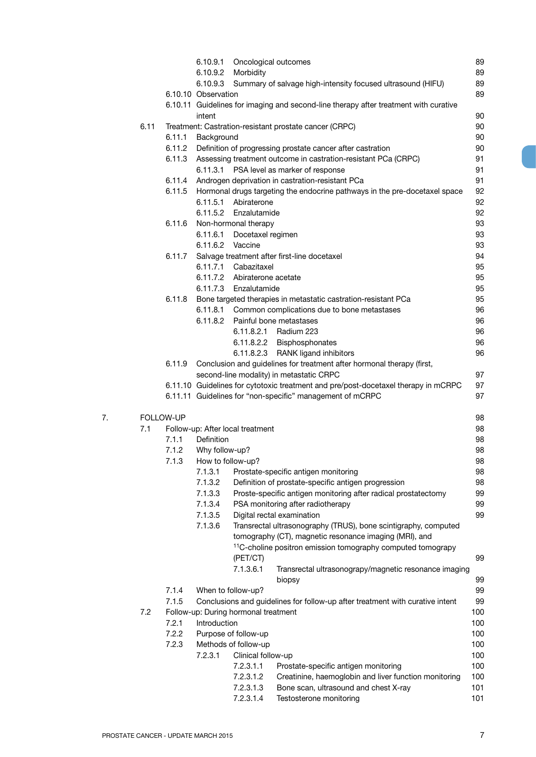6.10.9.1 Oncological outcomes 89
6.10.9.2 Morbidity 89
6.10.9.3 Summary of salvage high-intensity focused ultrasound (HIFU) 89
6.10.10 Observation 89
6.10.11 Guidelines for imaging and second-line therapy after treatment with curative intent 90
6.11 Treatment: Castration-resistant prostate cancer (CRPC) 90
6.11.1 Background 90
6.11.2 Definition of progressing prostate cancer after castration 90
6.11.3 Assessing treatment outcome in castration-resistant PCa (CRPC) 91
6.11.3.1 PSA level as marker of response 91
6.11.4 Androgen deprivation in castration-resistant PCa 91
6.11.5 Hormonal drugs targeting the endocrine pathways in the pre-docetaxel space 92
6.11.5.1 Abiraterone 92
6.11.5.2 Enzalutamide 92
6.11.6 Non-hormonal therapy 93
6.11.6.1 Docetaxel regimen 93
6.11.6.2 Vaccine 93
6.11.7 Salvage treatment after first-line docetaxel 94
6.11.7.1 Cabazitaxel 95
6.11.7.2 Abiraterone acetate 95
6.11.7.3 Enzalutamide 95
6.11.8 Bone targeted therapies in metastatic castration-resistant PCa 95
6.11.8.1 Common complications due to bone metastases 96
6.11.8.2 Painful bone metastases 96
6.11.8.2.1 Radium 223 96
6.11.8.2.2 Bisphosphonates 96
6.11.8.2.3 RANK ligand inhibitors 96
6.11.9 Conclusion and guidelines for treatment after hormonal therapy (first, second-line modality) in metastatic CRPC 97
6.11.10 Guidelines for cytotoxic treatment and pre/post-docetaxel therapy in mCRPC 97
6.11.11 Guidelines for "non-specific" management of mCRPC 97

7. FOLLOW-UP 98
7.1 Follow-up: After local treatment 98
7.1.1 Definition 98
7.1.2 Why follow-up? 98
7.1.3 How to follow-up? 98
7.1.3.1 Prostate-specific antigen monitoring 98
7.1.3.2 Definition of prostate-specific antigen progression 98
7.1.3.3 Proste-specific antigen monitoring after radical prostatectomy 99
7.1.3.4 PSA monitoring after radiotherapy 99
7.1.3.5 Digital rectal examination 99
7.1.3.6 Transrectal ultrasonography (TRUS), bone scintigraphy, computed tomography (CT), magnetic resonance imaging (MRI), and $^{11}$C-choline positron emission tomography computed tomograpy (PET/CT) 99
7.1.3.6.1 Transrectal ultrasonograpy/magnetic resonance imaging biopsy 99
7.1.4 When to follow-up? 99
7.1.5 Conclusions and guidelines for follow-up after treatment with curative intent 99
7.2 Follow-up: During hormonal treatment 100
7.2.1 Introduction 100
7.2.2 Purpose of follow-up 100
7.2.3 Methods of follow-up 100
7.2.3.1 Clinical follow-up 100
7.2.3.1.1 Prostate-specific antigen monitoring 100
7.2.3.1.2 Creatinine, haemoglobin and liver function monitoring 100
7.2.3.1.3 Bone scan, ultrasound and chest X-ray 101
7.2.3.1.4 Testosterone monitoring 101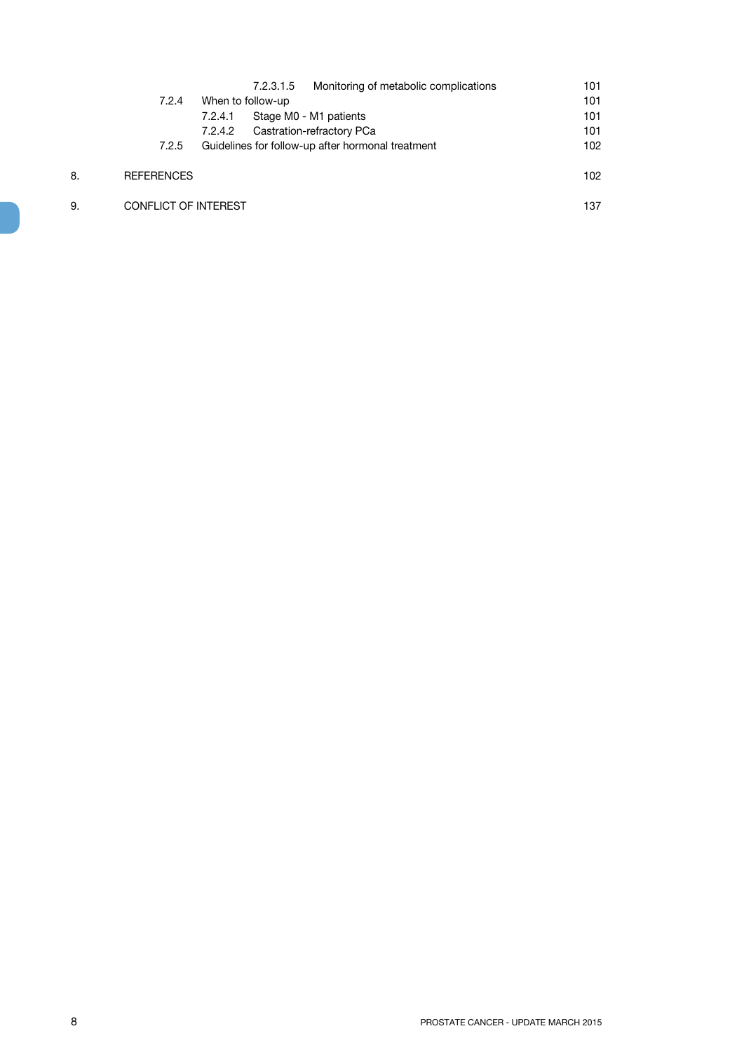| | | | |
|---|---|---|---|
| | | 7.2.3.1.5 Monitoring of metabolic complications | 101 |
| | 7.2.4 | When to follow-up | 101 |
| | | 7.2.4.1 Stage M0 - M1 patients | 101 |
| | | 7.2.4.2 Castration-refractory PCa | 101 |
| | 7.2.5 | Guidelines for follow-up after hormonal treatment | 102 |
| 8. | REFERENCES | | 102 |
| 9. | CONFLICT OF INTEREST | | 137 |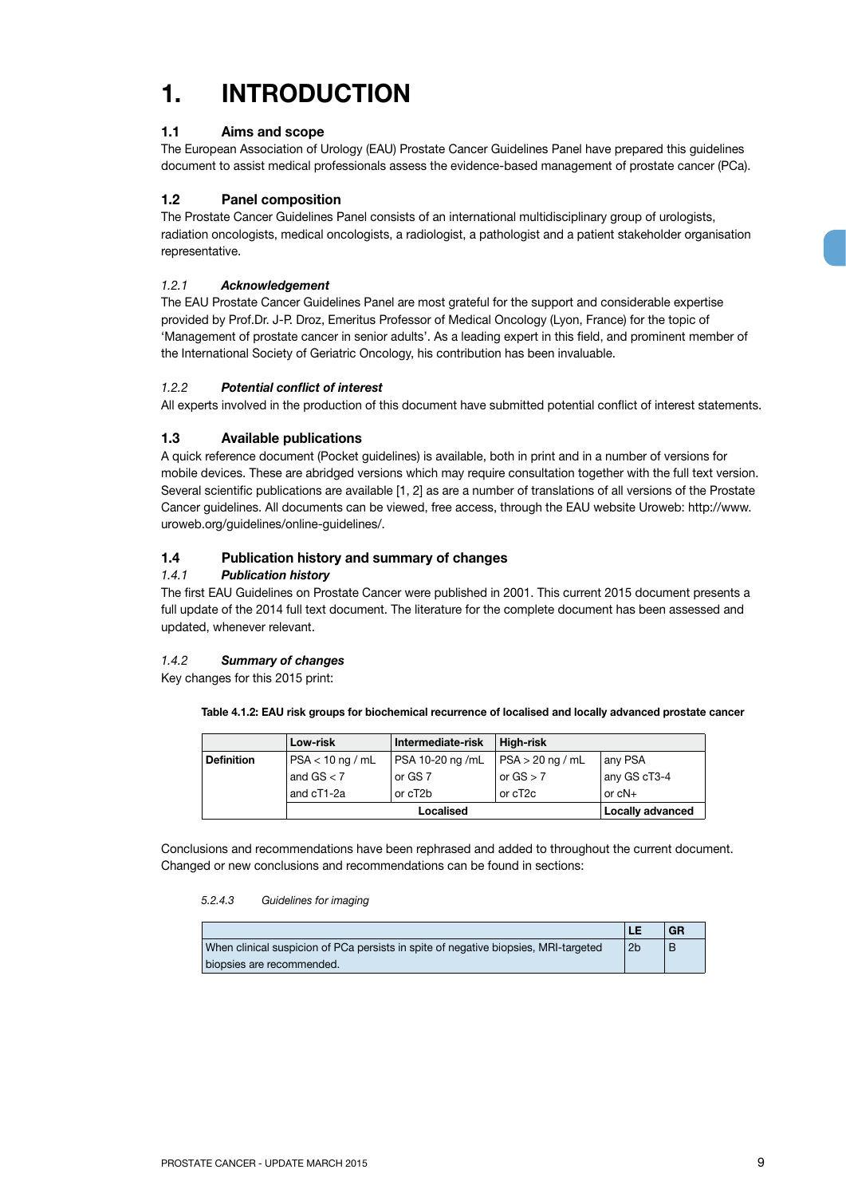# 1. INTRODUCTION

## 1.1 Aims and scope

The European Association of Urology (EAU) Prostate Cancer Guidelines Panel have prepared this guidelines document to assist medical professionals assess the evidence-based management of prostate cancer (PCa).

## 1.2 Panel composition

The Prostate Cancer Guidelines Panel consists of an international multidisciplinary group of urologists, radiation oncologists, medical oncologists, a radiologist, a pathologist and a patient stakeholder organisation representative.

### *1.2.1 Acknowledgement*

The EAU Prostate Cancer Guidelines Panel are most grateful for the support and considerable expertise provided by Prof.Dr. J-P. Droz, Emeritus Professor of Medical Oncology (Lyon, France) for the topic of 'Management of prostate cancer in senior adults'. As a leading expert in this field, and prominent member of the International Society of Geriatric Oncology, his contribution has been invaluable.

### *1.2.2 Potential conflict of interest*

All experts involved in the production of this document have submitted potential conflict of interest statements.

## 1.3 Available publications

A quick reference document (Pocket guidelines) is available, both in print and in a number of versions for mobile devices. These are abridged versions which may require consultation together with the full text version. Several scientific publications are available [1, 2] as are a number of translations of all versions of the Prostate Cancer guidelines. All documents can be viewed, free access, through the EAU website Uroweb: http://www.uroweb.org/guidelines/online-guidelines/.

## 1.4 Publication history and summary of changes

### *1.4.1 Publication history*

The first EAU Guidelines on Prostate Cancer were published in 2001. This current 2015 document presents a full update of the 2014 full text document. The literature for the complete document has been assessed and updated, whenever relevant.

### *1.4.2 Summary of changes*

Key changes for this 2015 print:

**Table 4.1.2: EAU risk groups for biochemical recurrence of localised and locally advanced prostate cancer**

| | Low-risk | Intermediate-risk | High-risk | |
|---|---|---|---|---|
| **Definition** | PSA < 10 ng / mL | PSA 10-20 ng /mL | PSA > 20 ng / mL | any PSA |
| | and GS < 7 | or GS 7 | or GS > 7 | any GS cT3-4 |
| | and cT1-2a | or cT2b | or cT2c | or cN+ |
| | Localised | | | Locally advanced |

Conclusions and recommendations have been rephrased and added to throughout the current document. Changed or new conclusions and recommendations can be found in sections:

*5.2.4.3 Guidelines for imaging*

| | LE | GR |
|---|---|---|
| When clinical suspicion of PCa persists in spite of negative biopsies, MRI-targeted biopsies are recommended. | 2b | B |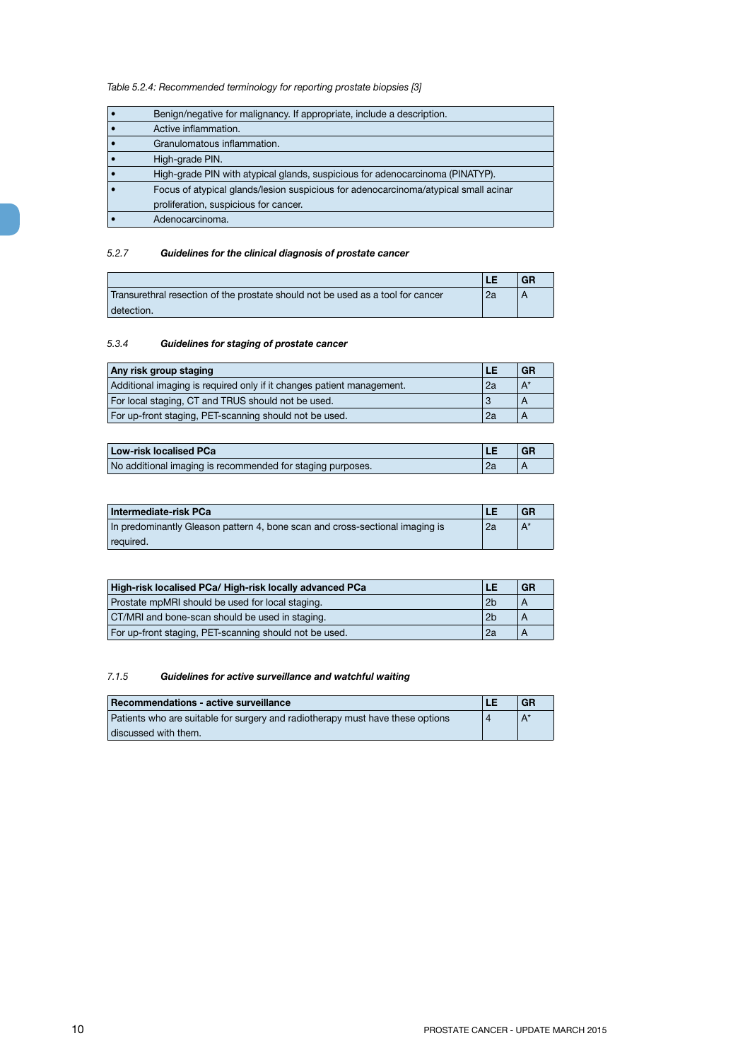*Table 5.2.4: Recommended terminology for reporting prostate biopsies [3]*

| • | Benign/negative for malignancy. If appropriate, include a description. |
|---|---|
| • | Active inflammation. |
| • | Granulomatous inflammation. |
| • | High-grade PIN. |
| • | High-grade PIN with atypical glands, suspicious for adenocarcinoma (PINATYP). |
| • | Focus of atypical glands/lesion suspicious for adenocarcinoma/atypical small acinar proliferation, suspicious for cancer. |
| • | Adenocarcinoma. |

### 5.2.7 *Guidelines for the clinical diagnosis of prostate cancer*

| | LE | GR |
|---|---|---|
| Transurethral resection of the prostate should not be used as a tool for cancer detection. | 2a | A |

### 5.3.4 *Guidelines for staging of prostate cancer*

| **Any risk group staging** | **LE** | **GR** |
|---|---|---|
| Additional imaging is required only if it changes patient management. | 2a | A* |
| For local staging, CT and TRUS should not be used. | 3 | A |
| For up-front staging, PET-scanning should not be used. | 2a | A |

| **Low-risk localised PCa** | **LE** | **GR** |
|---|---|---|
| No additional imaging is recommended for staging purposes. | 2a | A |

| **Intermediate-risk PCa** | **LE** | **GR** |
|---|---|---|
| In predominantly Gleason pattern 4, bone scan and cross-sectional imaging is required. | 2a | A* |

| **High-risk localised PCa/ High-risk locally advanced PCa** | **LE** | **GR** |
|---|---|---|
| Prostate mpMRI should be used for local staging. | 2b | A |
| CT/MRI and bone-scan should be used in staging. | 2b | A |
| For up-front staging, PET-scanning should not be used. | 2a | A |

### 7.1.5 *Guidelines for active surveillance and watchful waiting*

| **Recommendations - active surveillance** | **LE** | **GR** |
|---|---|---|
| Patients who are suitable for surgery and radiotherapy must have these options discussed with them. | 4 | A* |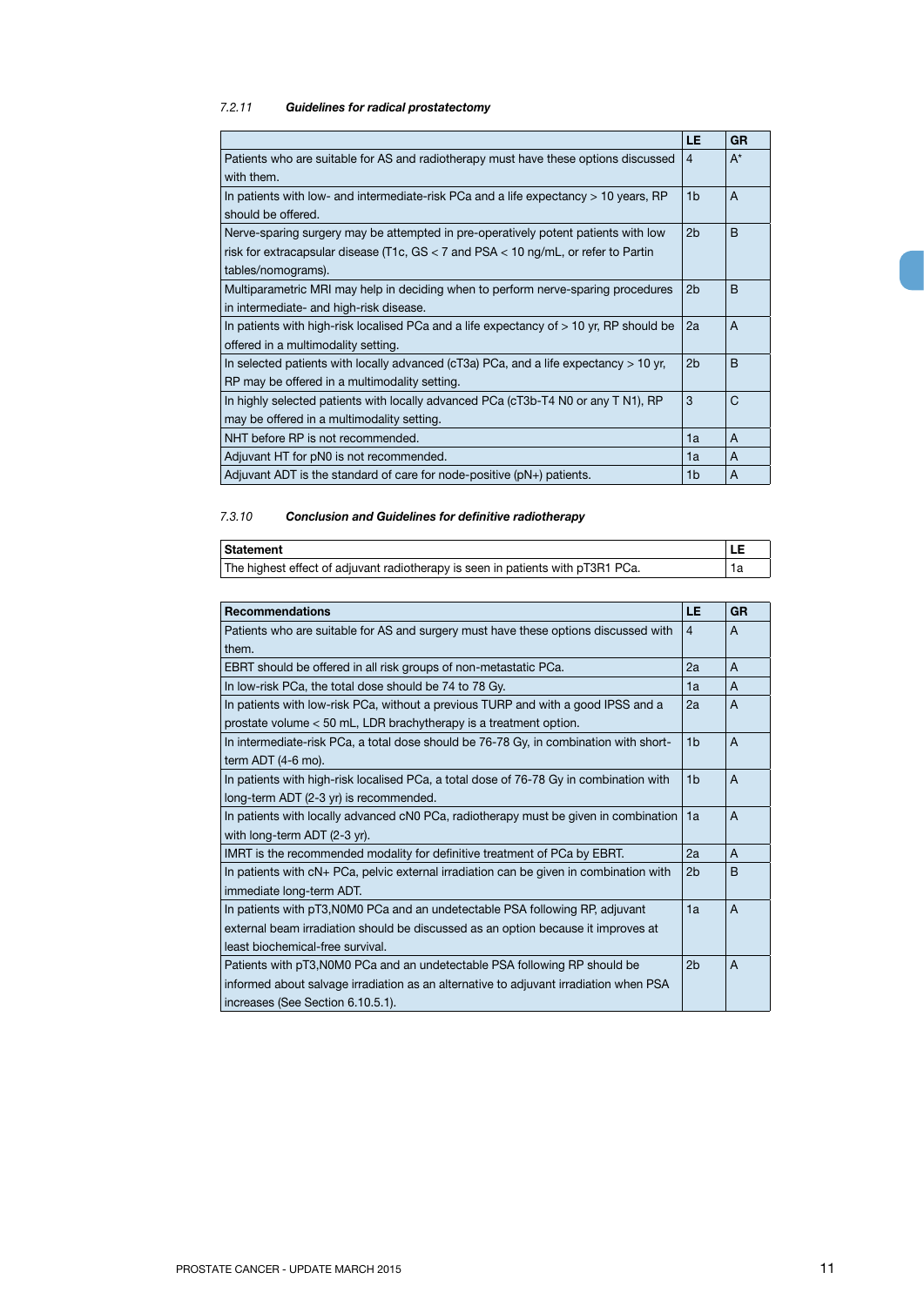#### 7.2.11 *Guidelines for radical prostatectomy*

| | LE | GR |
|---|---|---|
| Patients who are suitable for AS and radiotherapy must have these options discussed with them. | 4 | A* |
| In patients with low- and intermediate-risk PCa and a life expectancy > 10 years, RP should be offered. | 1b | A |
| Nerve-sparing surgery may be attempted in pre-operatively potent patients with low risk for extracapsular disease (T1c, GS < 7 and PSA < 10 ng/mL, or refer to Partin tables/nomograms). | 2b | B |
| Multiparametric MRI may help in deciding when to perform nerve-sparing procedures in intermediate- and high-risk disease. | 2b | B |
| In patients with high-risk localised PCa and a life expectancy of > 10 yr, RP should be offered in a multimodality setting. | 2a | A |
| In selected patients with locally advanced (cT3a) PCa, and a life expectancy > 10 yr, RP may be offered in a multimodality setting. | 2b | B |
| In highly selected patients with locally advanced PCa (cT3b-T4 N0 or any T N1), RP may be offered in a multimodality setting. | 3 | C |
| NHT before RP is not recommended. | 1a | A |
| Adjuvant HT for pN0 is not recommended. | 1a | A |
| Adjuvant ADT is the standard of care for node-positive (pN+) patients. | 1b | A |

#### 7.3.10 *Conclusion and Guidelines for definitive radiotherapy*

| Statement | LE |
|---|---|
| The highest effect of adjuvant radiotherapy is seen in patients with pT3R1 PCa. | 1a |

| Recommendations | LE | GR |
|---|---|---|
| Patients who are suitable for AS and surgery must have these options discussed with them. | 4 | A |
| EBRT should be offered in all risk groups of non-metastatic PCa. | 2a | A |
| In low-risk PCa, the total dose should be 74 to 78 Gy. | 1a | A |
| In patients with low-risk PCa, without a previous TURP and with a good IPSS and a prostate volume < 50 mL, LDR brachytherapy is a treatment option. | 2a | A |
| In intermediate-risk PCa, a total dose should be 76-78 Gy, in combination with short-term ADT (4-6 mo). | 1b | A |
| In patients with high-risk localised PCa, a total dose of 76-78 Gy in combination with long-term ADT (2-3 yr) is recommended. | 1b | A |
| In patients with locally advanced cN0 PCa, radiotherapy must be given in combination with long-term ADT (2-3 yr). | 1a | A |
| IMRT is the recommended modality for definitive treatment of PCa by EBRT. | 2a | A |
| In patients with cN+ PCa, pelvic external irradiation can be given in combination with immediate long-term ADT. | 2b | B |
| In patients with pT3,N0M0 PCa and an undetectable PSA following RP, adjuvant external beam irradiation should be discussed as an option because it improves at least biochemical-free survival. | 1a | A |
| Patients with pT3,N0M0 PCa and an undetectable PSA following RP should be informed about salvage irradiation as an alternative to adjuvant irradiation when PSA increases (See Section 6.10.5.1). | 2b | A |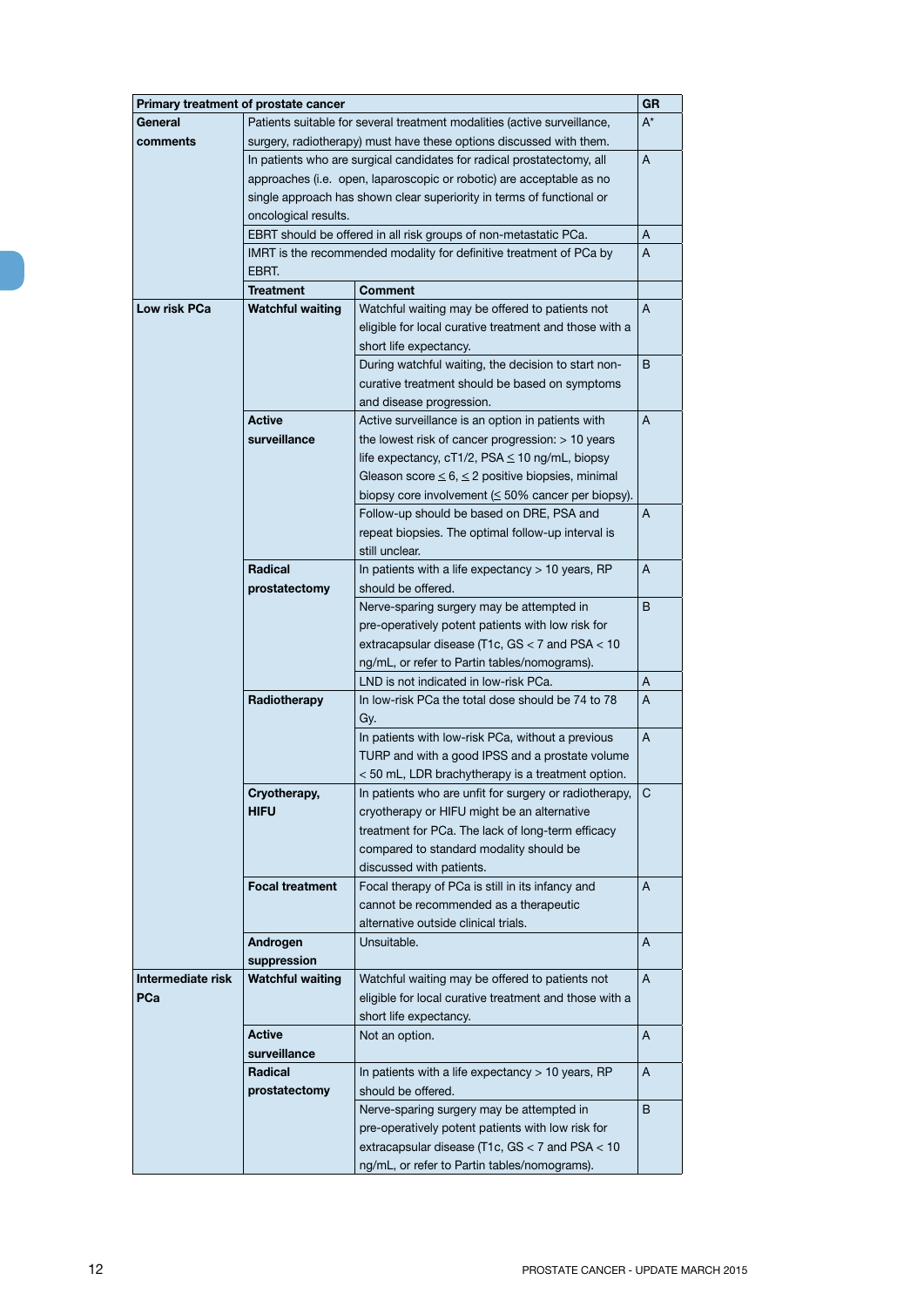| Primary treatment of prostate cancer | | | GR |
|---|---|---|---|
| **General comments** | Patients suitable for several treatment modalities (active surveillance, surgery, radiotherapy) must have these options discussed with them. | | A* |
| | In patients who are surgical candidates for radical prostatectomy, all approaches (i.e. open, laparoscopic or robotic) are acceptable as no single approach has shown clear superiority in terms of functional or oncological results. | | A |
| | EBRT should be offered in all risk groups of non-metastatic PCa. | | A |
| | IMRT is the recommended modality for definitive treatment of PCa by EBRT. | | A |
| | **Treatment** | **Comment** | |
| **Low risk PCa** | **Watchful waiting** | Watchful waiting may be offered to patients not eligible for local curative treatment and those with a short life expectancy. | A |
| | | During watchful waiting, the decision to start non-curative treatment should be based on symptoms and disease progression. | B |
| | **Active surveillance** | Active surveillance is an option in patients with the lowest risk of cancer progression: > 10 years life expectancy, cT1/2, PSA ≤ 10 ng/mL, biopsy Gleason score ≤ 6, ≤ 2 positive biopsies, minimal biopsy core involvement (≤ 50% cancer per biopsy). | A |
| | | Follow-up should be based on DRE, PSA and repeat biopsies. The optimal follow-up interval is still unclear. | A |
| | **Radical prostatectomy** | In patients with a life expectancy > 10 years, RP should be offered. | A |
| | | Nerve-sparing surgery may be attempted in pre-operatively potent patients with low risk for extracapsular disease (T1c, GS < 7 and PSA < 10 ng/mL, or refer to Partin tables/nomograms). | B |
| | | LND is not indicated in low-risk PCa. | A |
| | **Radiotherapy** | In low-risk PCa the total dose should be 74 to 78 Gy. | A |
| | | In patients with low-risk PCa, without a previous TURP and with a good IPSS and a prostate volume < 50 mL, LDR brachytherapy is a treatment option. | A |
| | **Cryotherapy, HIFU** | In patients who are unfit for surgery or radiotherapy, cryotherapy or HIFU might be an alternative treatment for PCa. The lack of long-term efficacy compared to standard modality should be discussed with patients. | C |
| | **Focal treatment** | Focal therapy of PCa is still in its infancy and cannot be recommended as a therapeutic alternative outside clinical trials. | A |
| | **Androgen suppression** | Unsuitable. | A |
| **Intermediate risk PCa** | **Watchful waiting** | Watchful waiting may be offered to patients not eligible for local curative treatment and those with a short life expectancy. | A |
| | **Active surveillance** | Not an option. | A |
| | **Radical prostatectomy** | In patients with a life expectancy > 10 years, RP should be offered. | A |
| | | Nerve-sparing surgery may be attempted in pre-operatively potent patients with low risk for extracapsular disease (T1c, GS < 7 and PSA < 10 ng/mL, or refer to Partin tables/nomograms). | B |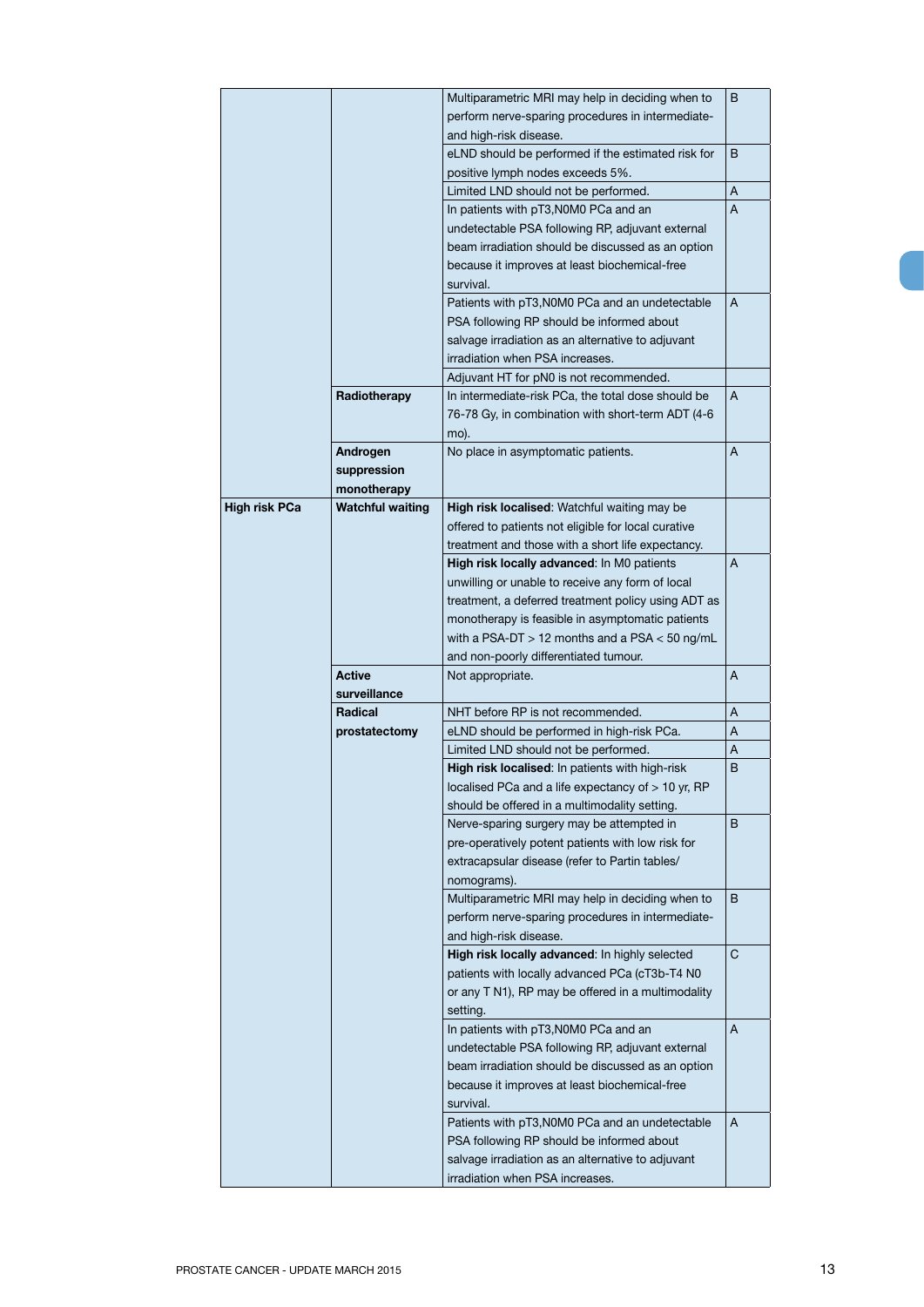| | | | |
|---|---|---|---|
| | | Multiparametric MRI may help in deciding when to perform nerve-sparing procedures in intermediate- and high-risk disease. | B |
| | | eLND should be performed if the estimated risk for positive lymph nodes exceeds 5%. | B |
| | | Limited LND should not be performed. | A |
| | | In patients with pT3,N0M0 PCa and an undetectable PSA following RP, adjuvant external beam irradiation should be discussed as an option because it improves at least biochemical-free survival. | A |
| | | Patients with pT3,N0M0 PCa and an undetectable PSA following RP should be informed about salvage irradiation as an alternative to adjuvant irradiation when PSA increases. | A |
| | | Adjuvant HT for pN0 is not recommended. | |
| | **Radiotherapy** | In intermediate-risk PCa, the total dose should be 76-78 Gy, in combination with short-term ADT (4-6 mo). | A |
| | **Androgen suppression monotherapy** | No place in asymptomatic patients. | A |
| **High risk PCa** | **Watchful waiting** | **High risk localised**: Watchful waiting may be offered to patients not eligible for local curative treatment and those with a short life expectancy. | |
| | | **High risk locally advanced**: In M0 patients unwilling or unable to receive any form of local treatment, a deferred treatment policy using ADT as monotherapy is feasible in asymptomatic patients with a PSA-DT > 12 months and a PSA < 50 ng/mL and non-poorly differentiated tumour. | A |
| | **Active surveillance** | Not appropriate. | A |
| | **Radical prostatectomy** | NHT before RP is not recommended. | A |
| | | eLND should be performed in high-risk PCa. | A |
| | | Limited LND should not be performed. | A |
| | | **High risk localised**: In patients with high-risk localised PCa and a life expectancy of > 10 yr, RP should be offered in a multimodality setting. | B |
| | | Nerve-sparing surgery may be attempted in pre-operatively potent patients with low risk for extracapsular disease (refer to Partin tables/nomograms). | B |
| | | Multiparametric MRI may help in deciding when to perform nerve-sparing procedures in intermediate- and high-risk disease. | B |
| | | **High risk locally advanced**: In highly selected patients with locally advanced PCa (cT3b-T4 N0 or any T N1), RP may be offered in a multimodality setting. | C |
| | | In patients with pT3,N0M0 PCa and an undetectable PSA following RP, adjuvant external beam irradiation should be discussed as an option because it improves at least biochemical-free survival. | A |
| | | Patients with pT3,N0M0 PCa and an undetectable PSA following RP should be informed about salvage irradiation as an alternative to adjuvant irradiation when PSA increases. | A |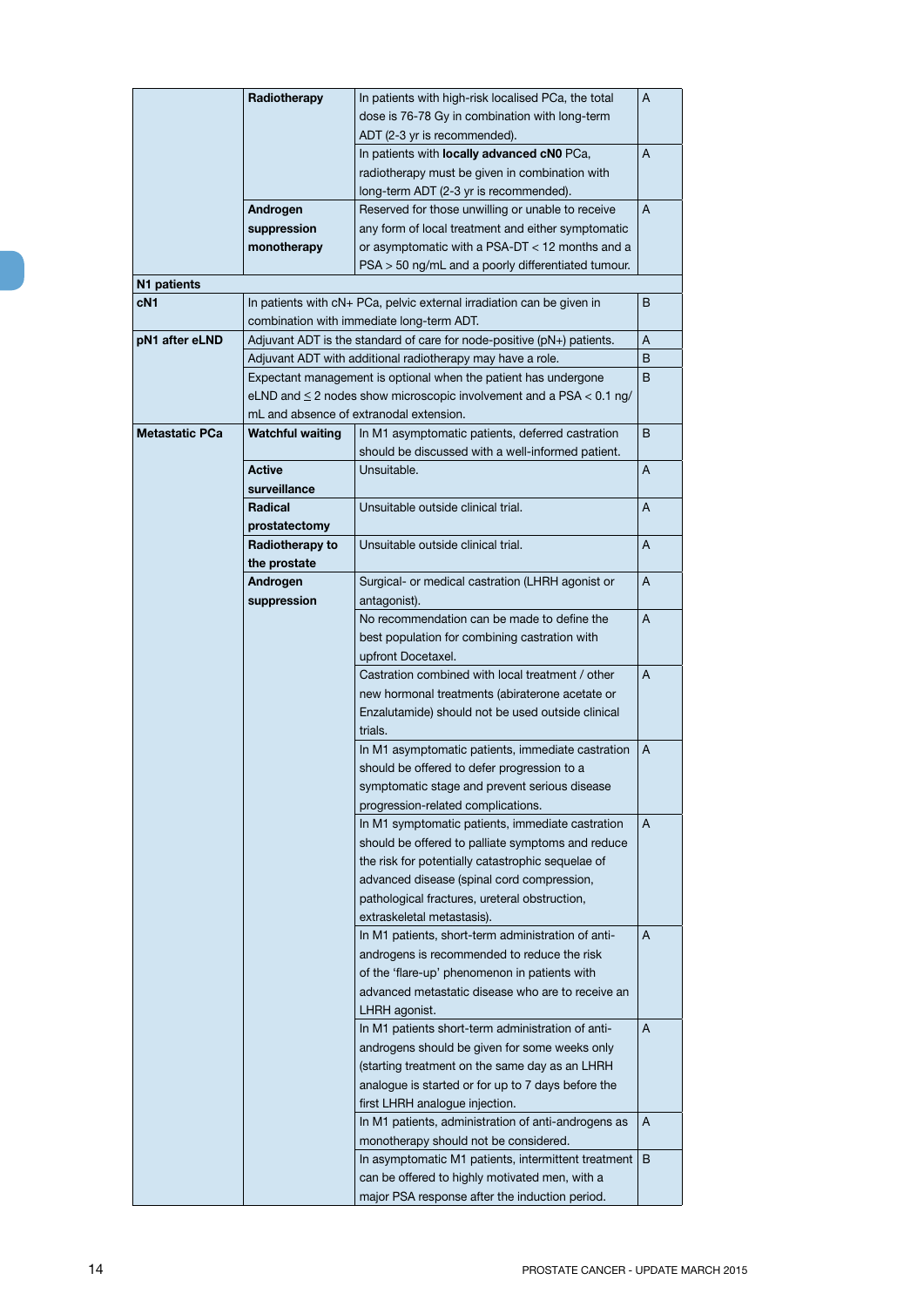| | | | |
|---|---|---|---|
| | **Radiotherapy** | In patients with high-risk localised PCa, the total dose is 76-78 Gy in combination with long-term ADT (2-3 yr is recommended). | A |
| | | In patients with **locally advanced cN0** PCa, radiotherapy must be given in combination with long-term ADT (2-3 yr is recommended). | A |
| | **Androgen suppression monotherapy** | Reserved for those unwilling or unable to receive any form of local treatment and either symptomatic or asymptomatic with a PSA-DT < 12 months and a PSA > 50 ng/mL and a poorly differentiated tumour. | A |
| **N1 patients** | | | |
| **cN1** | In patients with cN+ PCa, pelvic external irradiation can be given in combination with immediate long-term ADT. | | B |
| **pN1 after eLND** | Adjuvant ADT is the standard of care for node-positive (pN+) patients. | | A |
| | Adjuvant ADT with additional radiotherapy may have a role. | | B |
| | Expectant management is optional when the patient has undergone eLND and ≤ 2 nodes show microscopic involvement and a PSA < 0.1 ng/mL and absence of extranodal extension. | | B |
| **Metastatic PCa** | **Watchful waiting** | In M1 asymptomatic patients, deferred castration should be discussed with a well-informed patient. | B |
| | **Active surveillance** | Unsuitable. | A |
| | **Radical prostatectomy** | Unsuitable outside clinical trial. | A |
| | **Radiotherapy to the prostate** | Unsuitable outside clinical trial. | A |
| | **Androgen suppression** | Surgical- or medical castration (LHRH agonist or antagonist). | A |
| | | No recommendation can be made to define the best population for combining castration with upfront Docetaxel. | A |
| | | Castration combined with local treatment / other new hormonal treatments (abiraterone acetate or Enzalutamide) should not be used outside clinical trials. | A |
| | | In M1 asymptomatic patients, immediate castration should be offered to defer progression to a symptomatic stage and prevent serious disease progression-related complications. | A |
| | | In M1 symptomatic patients, immediate castration should be offered to palliate symptoms and reduce the risk for potentially catastrophic sequelae of advanced disease (spinal cord compression, pathological fractures, ureteral obstruction, extraskeletal metastasis). | A |
| | | In M1 patients, short-term administration of anti-androgens is recommended to reduce the risk of the 'flare-up' phenomenon in patients with advanced metastatic disease who are to receive an LHRH agonist. | A |
| | | In M1 patients short-term administration of anti-androgens should be given for some weeks only (starting treatment on the same day as an LHRH analogue is started or for up to 7 days before the first LHRH analogue injection. | A |
| | | In M1 patients, administration of anti-androgens as monotherapy should not be considered. | A |
| | | In asymptomatic M1 patients, intermittent treatment can be offered to highly motivated men, with a major PSA response after the induction period. | B |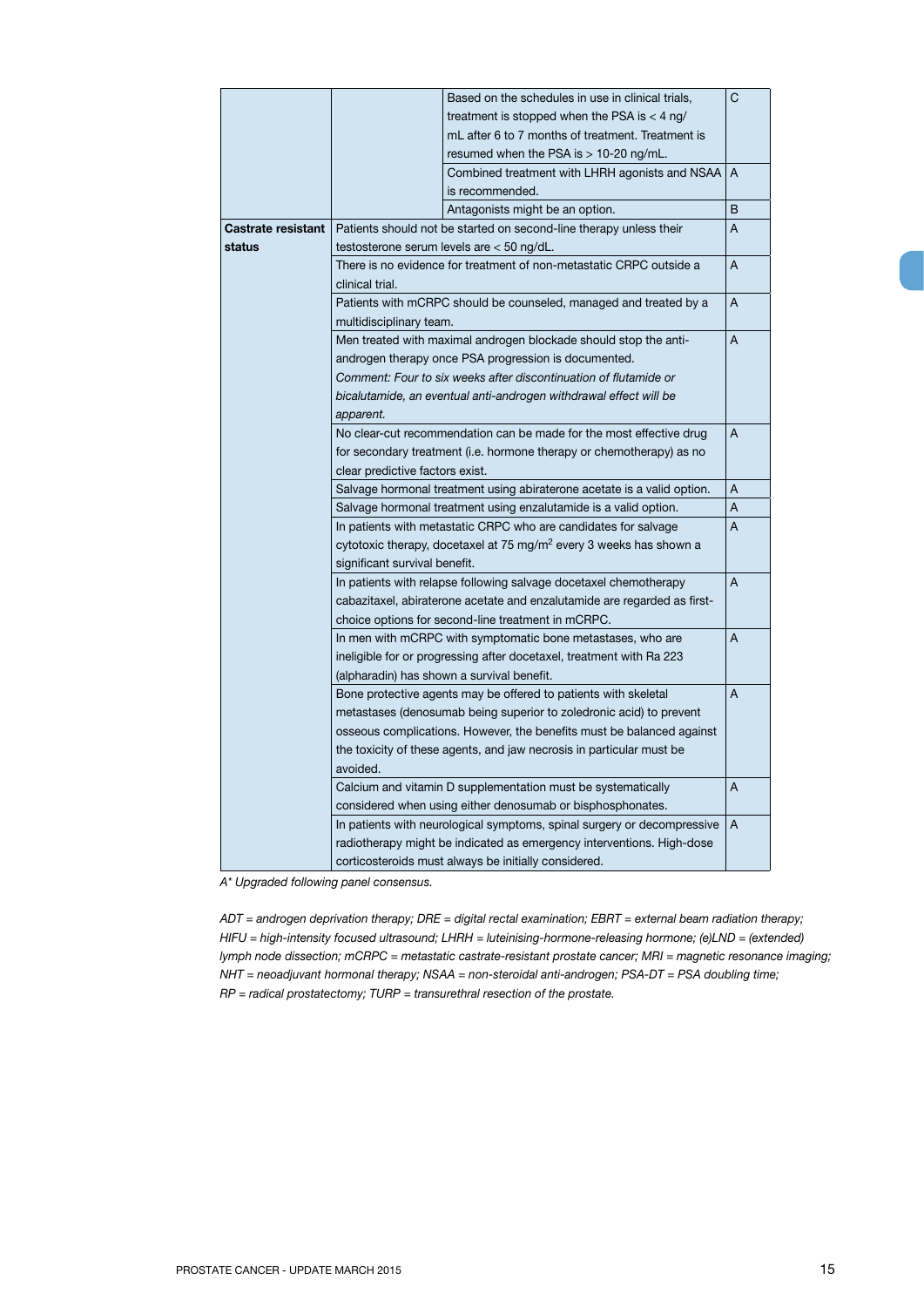| | | | |
|---|---|---|---|
| | | Based on the schedules in use in clinical trials, treatment is stopped when the PSA is < 4 ng/mL after 6 to 7 months of treatment. Treatment is resumed when the PSA is > 10-20 ng/mL. | C |
| | | Combined treatment with LHRH agonists and NSAA is recommended. | A |
| | | Antagonists might be an option. | B |
| **Castrate resistant status** | Patients should not be started on second-line therapy unless their testosterone serum levels are < 50 ng/dL. | | A |
| | There is no evidence for treatment of non-metastatic CRPC outside a clinical trial. | | A |
| | Patients with mCRPC should be counseled, managed and treated by a multidisciplinary team. | | A |
| | Men treated with maximal androgen blockade should stop the anti-androgen therapy once PSA progression is documented.<br>*Comment: Four to six weeks after discontinuation of flutamide or bicalutamide, an eventual anti-androgen withdrawal effect will be apparent.* | | A |
| | No clear-cut recommendation can be made for the most effective drug for secondary treatment (i.e. hormone therapy or chemotherapy) as no clear predictive factors exist. | | A |
| | Salvage hormonal treatment using abiraterone acetate is a valid option. | | A |
| | Salvage hormonal treatment using enzalutamide is a valid option. | | A |
| | In patients with metastatic CRPC who are candidates for salvage cytotoxic therapy, docetaxel at 75 mg/m$^2$ every 3 weeks has shown a significant survival benefit. | | A |
| | In patients with relapse following salvage docetaxel chemotherapy cabazitaxel, abiraterone acetate and enzalutamide are regarded as first-choice options for second-line treatment in mCRPC. | | A |
| | In men with mCRPC with symptomatic bone metastases, who are ineligible for or progressing after docetaxel, treatment with Ra 223 (alpharadin) has shown a survival benefit. | | A |
| | Bone protective agents may be offered to patients with skeletal metastases (denosumab being superior to zoledronic acid) to prevent osseous complications. However, the benefits must be balanced against the toxicity of these agents, and jaw necrosis in particular must be avoided. | | A |
| | Calcium and vitamin D supplementation must be systematically considered when using either denosumab or bisphosphonates. | | A |
| | In patients with neurological symptoms, spinal surgery or decompressive radiotherapy might be indicated as emergency interventions. High-dose corticosteroids must always be initially considered. | | A |

*A\* Upgraded following panel consensus.*

*ADT = androgen deprivation therapy; DRE = digital rectal examination; EBRT = external beam radiation therapy; HIFU = high-intensity focused ultrasound; LHRH = luteinising-hormone-releasing hormone; (e)LND = (extended) lymph node dissection; mCRPC = metastatic castrate-resistant prostate cancer; MRI = magnetic resonance imaging; NHT = neoadjuvant hormonal therapy; NSAA = non-steroidal anti-androgen; PSA-DT = PSA doubling time; RP = radical prostatectomy; TURP = transurethral resection of the prostate.*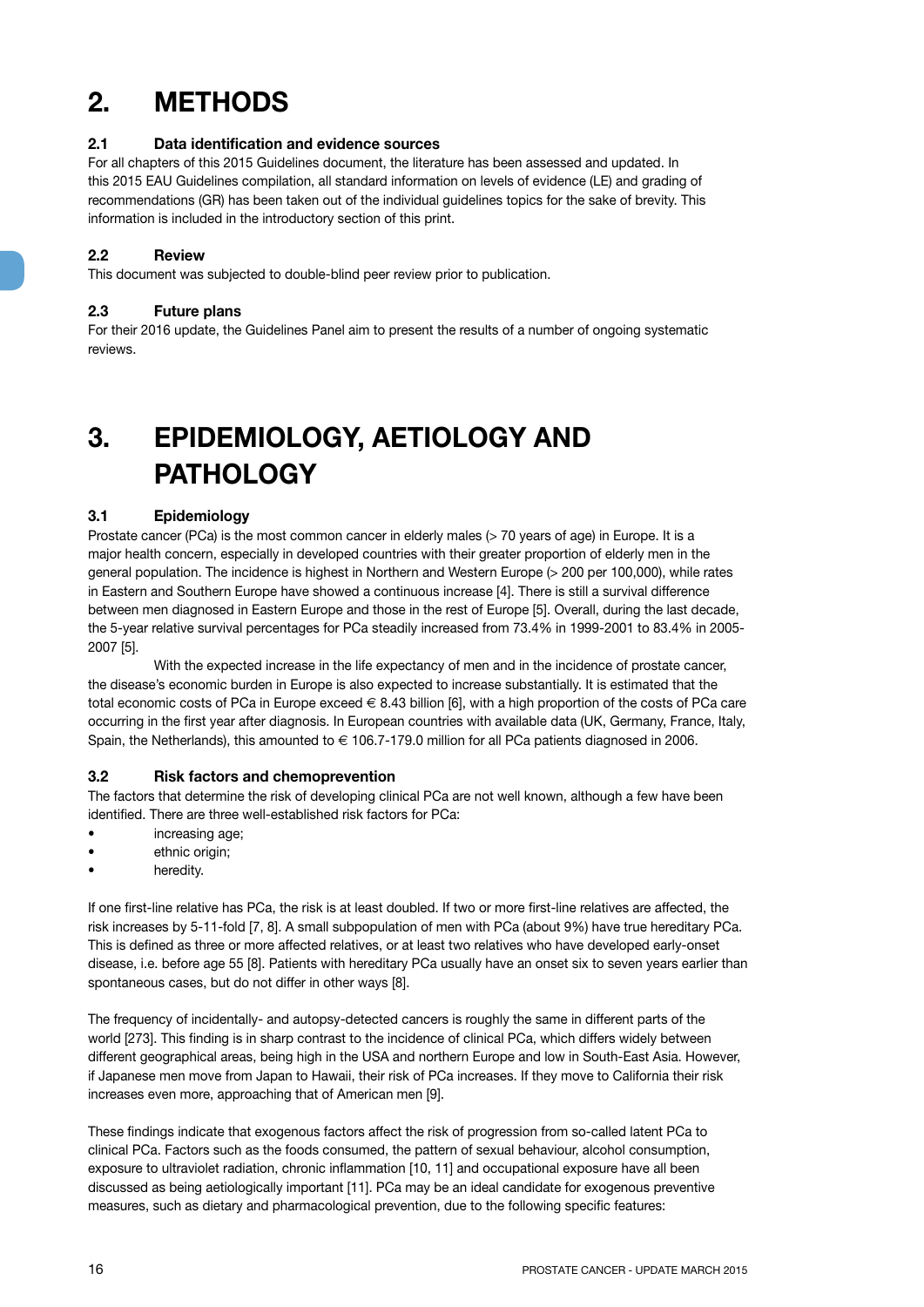# 2. METHODS

## 2.1 Data identification and evidence sources

For all chapters of this 2015 Guidelines document, the literature has been assessed and updated. In this 2015 EAU Guidelines compilation, all standard information on levels of evidence (LE) and grading of recommendations (GR) has been taken out of the individual guidelines topics for the sake of brevity. This information is included in the introductory section of this print.

## 2.2 Review

This document was subjected to double-blind peer review prior to publication.

## 2.3 Future plans

For their 2016 update, the Guidelines Panel aim to present the results of a number of ongoing systematic reviews.

# 3. EPIDEMIOLOGY, AETIOLOGY AND PATHOLOGY

## 3.1 Epidemiology

Prostate cancer (PCa) is the most common cancer in elderly males (> 70 years of age) in Europe. It is a major health concern, especially in developed countries with their greater proportion of elderly men in the general population. The incidence is highest in Northern and Western Europe (> 200 per 100,000), while rates in Eastern and Southern Europe have showed a continuous increase [4]. There is still a survival difference between men diagnosed in Eastern Europe and those in the rest of Europe [5]. Overall, during the last decade, the 5-year relative survival percentages for PCa steadily increased from 73.4% in 1999-2001 to 83.4% in 2005-2007 [5].

With the expected increase in the life expectancy of men and in the incidence of prostate cancer, the disease's economic burden in Europe is also expected to increase substantially. It is estimated that the total economic costs of PCa in Europe exceed € 8.43 billion [6], with a high proportion of the costs of PCa care occurring in the first year after diagnosis. In European countries with available data (UK, Germany, France, Italy, Spain, the Netherlands), this amounted to € 106.7-179.0 million for all PCa patients diagnosed in 2006.

## 3.2 Risk factors and chemoprevention

The factors that determine the risk of developing clinical PCa are not well known, although a few have been identified. There are three well-established risk factors for PCa:

- increasing age;
- ethnic origin;
- heredity.

If one first-line relative has PCa, the risk is at least doubled. If two or more first-line relatives are affected, the risk increases by 5-11-fold [7, 8]. A small subpopulation of men with PCa (about 9%) have true hereditary PCa. This is defined as three or more affected relatives, or at least two relatives who have developed early-onset disease, i.e. before age 55 [8]. Patients with hereditary PCa usually have an onset six to seven years earlier than spontaneous cases, but do not differ in other ways [8].

The frequency of incidentally- and autopsy-detected cancers is roughly the same in different parts of the world [273]. This finding is in sharp contrast to the incidence of clinical PCa, which differs widely between different geographical areas, being high in the USA and northern Europe and low in South-East Asia. However, if Japanese men move from Japan to Hawaii, their risk of PCa increases. If they move to California their risk increases even more, approaching that of American men [9].

These findings indicate that exogenous factors affect the risk of progression from so-called latent PCa to clinical PCa. Factors such as the foods consumed, the pattern of sexual behaviour, alcohol consumption, exposure to ultraviolet radiation, chronic inflammation [10, 11] and occupational exposure have all been discussed as being aetiologically important [11]. PCa may be an ideal candidate for exogenous preventive measures, such as dietary and pharmacological prevention, due to the following specific features: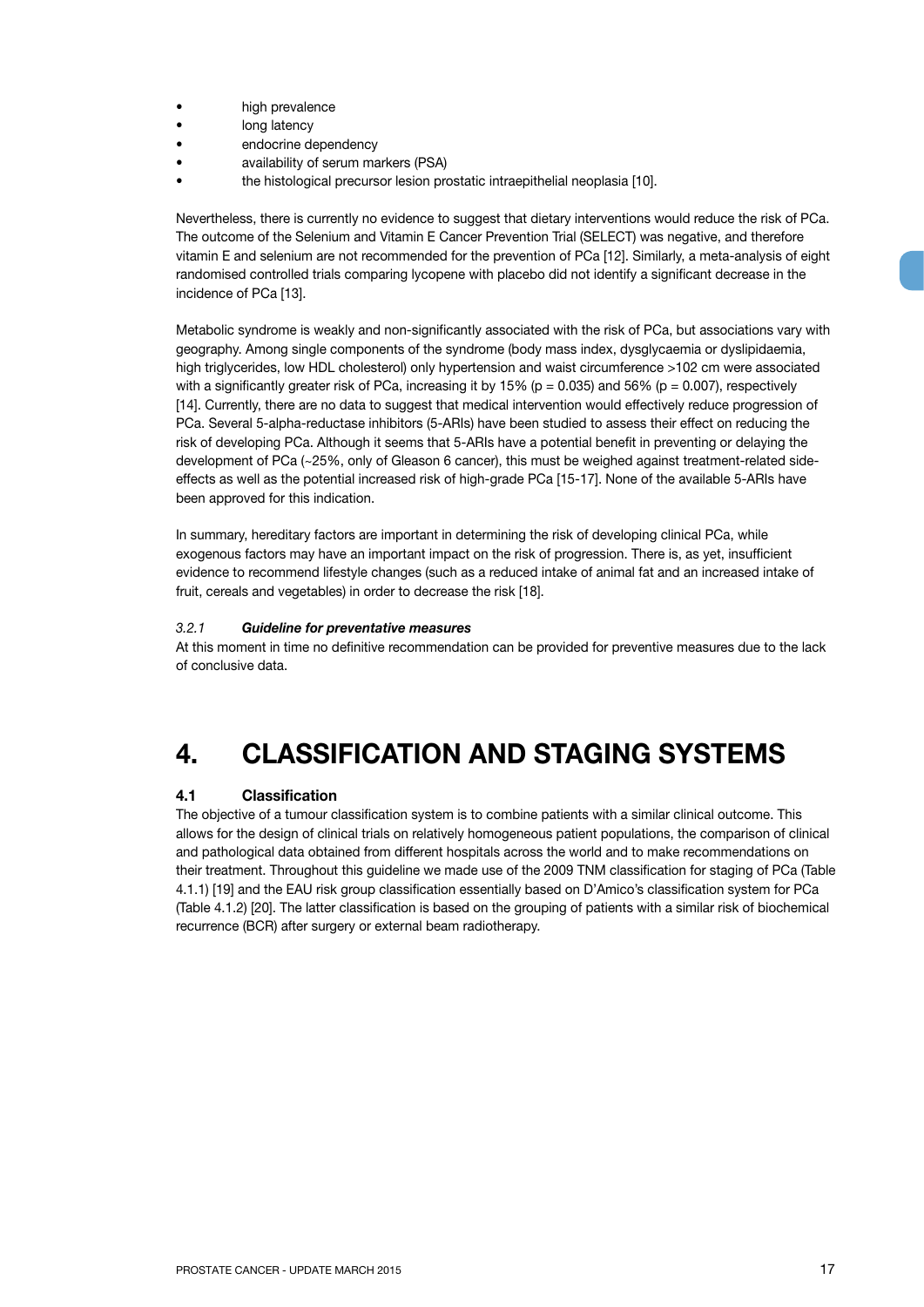- high prevalence
- long latency
- endocrine dependency
- availability of serum markers (PSA)
- the histological precursor lesion prostatic intraepithelial neoplasia [10].

Nevertheless, there is currently no evidence to suggest that dietary interventions would reduce the risk of PCa. The outcome of the Selenium and Vitamin E Cancer Prevention Trial (SELECT) was negative, and therefore vitamin E and selenium are not recommended for the prevention of PCa [12]. Similarly, a meta-analysis of eight randomised controlled trials comparing lycopene with placebo did not identify a significant decrease in the incidence of PCa [13].

Metabolic syndrome is weakly and non-significantly associated with the risk of PCa, but associations vary with geography. Among single components of the syndrome (body mass index, dysglycaemia or dyslipidaemia, high triglycerides, low HDL cholesterol) only hypertension and waist circumference >102 cm were associated with a significantly greater risk of PCa, increasing it by 15% ($p = 0.035$) and 56% ($p = 0.007$), respectively [14]. Currently, there are no data to suggest that medical intervention would effectively reduce progression of PCa. Several 5-alpha-reductase inhibitors (5-ARIs) have been studied to assess their effect on reducing the risk of developing PCa. Although it seems that 5-ARIs have a potential benefit in preventing or delaying the development of PCa (~25%, only of Gleason 6 cancer), this must be weighed against treatment-related side-effects as well as the potential increased risk of high-grade PCa [15-17]. None of the available 5-ARIs have been approved for this indication.

In summary, hereditary factors are important in determining the risk of developing clinical PCa, while exogenous factors may have an important impact on the risk of progression. There is, as yet, insufficient evidence to recommend lifestyle changes (such as a reduced intake of animal fat and an increased intake of fruit, cereals and vegetables) in order to decrease the risk [18].

#### *3.2.1* ***Guideline for preventative measures***

At this moment in time no definitive recommendation can be provided for preventive measures due to the lack of conclusive data.

# 4. CLASSIFICATION AND STAGING SYSTEMS

## 4.1 Classification

The objective of a tumour classification system is to combine patients with a similar clinical outcome. This allows for the design of clinical trials on relatively homogeneous patient populations, the comparison of clinical and pathological data obtained from different hospitals across the world and to make recommendations on their treatment. Throughout this guideline we made use of the 2009 TNM classification for staging of PCa (Table 4.1.1) [19] and the EAU risk group classification essentially based on D'Amico's classification system for PCa (Table 4.1.2) [20]. The latter classification is based on the grouping of patients with a similar risk of biochemical recurrence (BCR) after surgery or external beam radiotherapy.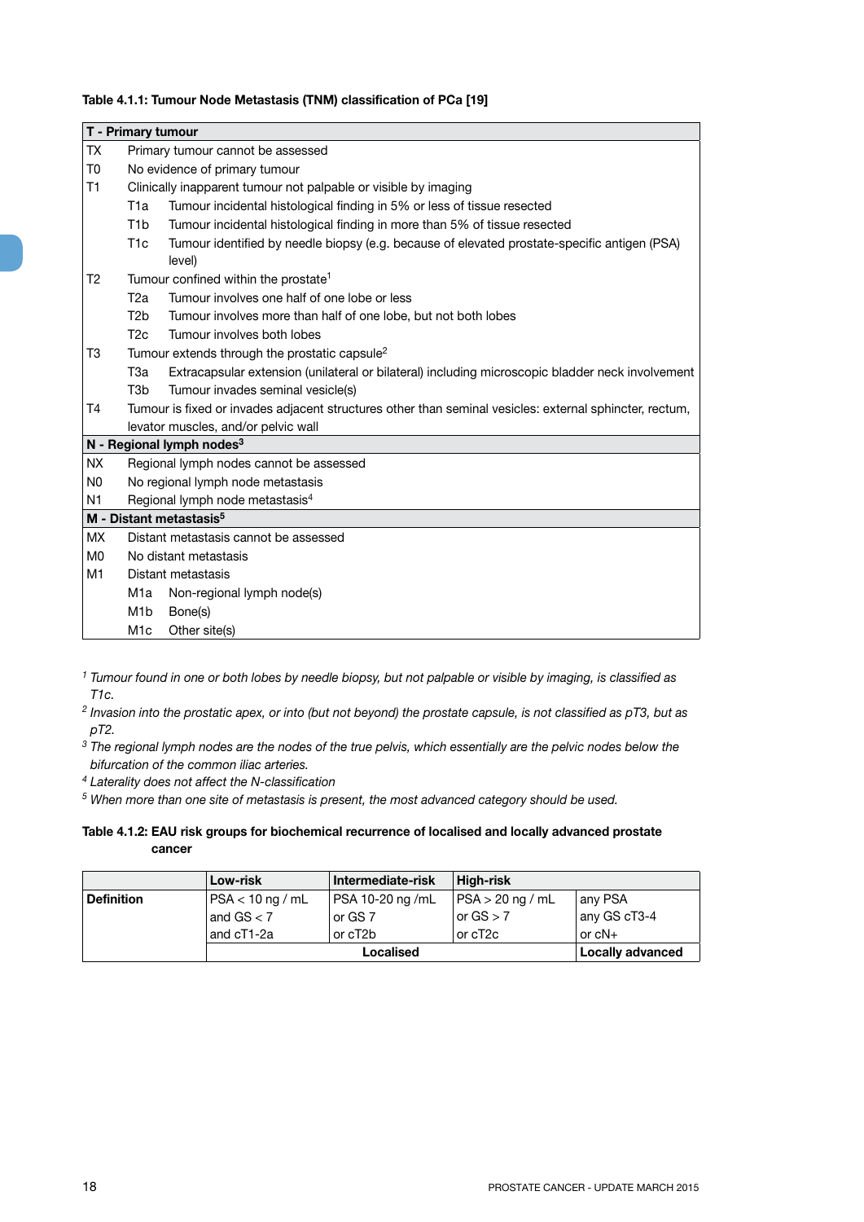**Table 4.1.1: Tumour Node Metastasis (TNM) classification of PCa [19]**

| **T - Primary tumour** | | |
|---|---|---|
| TX | Primary tumour cannot be assessed | |
| T0 | No evidence of primary tumour | |
| T1 | Clinically inapparent tumour not palpable or visible by imaging | |
| | T1a | Tumour incidental histological finding in 5% or less of tissue resected |
| | T1b | Tumour incidental histological finding in more than 5% of tissue resected |
| | T1c | Tumour identified by needle biopsy (e.g. because of elevated prostate-specific antigen (PSA) level) |
| T2 | Tumour confined within the prostate[1] | |
| | T2a | Tumour involves one half of one lobe or less |
| | T2b | Tumour involves more than half of one lobe, but not both lobes |
| | T2c | Tumour involves both lobes |
| T3 | Tumour extends through the prostatic capsule[2] | |
| | T3a | Extracapsular extension (unilateral or bilateral) including microscopic bladder neck involvement |
| | T3b | Tumour invades seminal vesicle(s) |
| T4 | Tumour is fixed or invades adjacent structures other than seminal vesicles: external sphincter, rectum, levator muscles, and/or pelvic wall | |
| **N - Regional lymph nodes[3]** | | |
| NX | Regional lymph nodes cannot be assessed | |
| N0 | No regional lymph node metastasis | |
| N1 | Regional lymph node metastasis[4] | |
| **M - Distant metastasis[5]** | | |
| MX | Distant metastasis cannot be assessed | |
| M0 | No distant metastasis | |
| M1 | Distant metastasis | |
| | M1a | Non-regional lymph node(s) |
| | M1b | Bone(s) |
| | M1c | Other site(s) |

*[1] Tumour found in one or both lobes by needle biopsy, but not palpable or visible by imaging, is classified as T1c.*

*[2] Invasion into the prostatic apex, or into (but not beyond) the prostate capsule, is not classified as pT3, but as pT2.*

*[3] The regional lymph nodes are the nodes of the true pelvis, which essentially are the pelvic nodes below the bifurcation of the common iliac arteries.*

*[4] Laterality does not affect the N-classification*

*[5] When more than one site of metastasis is present, the most advanced category should be used.*

**Table 4.1.2: EAU risk groups for biochemical recurrence of localised and locally advanced prostate cancer**

| | Low-risk | Intermediate-risk | High-risk | |
|---|---|---|---|---|
| **Definition** | PSA < 10 ng / mL and GS < 7 and cT1-2a | PSA 10-20 ng /mL or GS 7 or cT2b | PSA > 20 ng / mL or GS > 7 or cT2c | any PSA any GS cT3-4 or cN+ |
| | **Localised** | | | **Locally advanced** |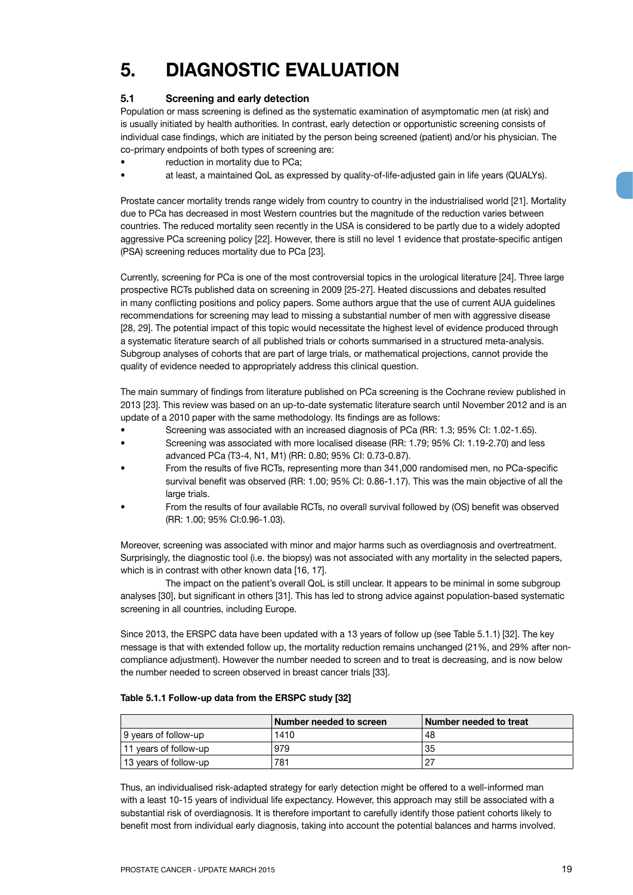# 5. DIAGNOSTIC EVALUATION

## 5.1 Screening and early detection

Population or mass screening is defined as the systematic examination of asymptomatic men (at risk) and is usually initiated by health authorities. In contrast, early detection or opportunistic screening consists of individual case findings, which are initiated by the person being screened (patient) and/or his physician. The co-primary endpoints of both types of screening are:

- reduction in mortality due to PCa;
- at least, a maintained QoL as expressed by quality-of-life-adjusted gain in life years (QUALYs).

Prostate cancer mortality trends range widely from country to country in the industrialised world [21]. Mortality due to PCa has decreased in most Western countries but the magnitude of the reduction varies between countries. The reduced mortality seen recently in the USA is considered to be partly due to a widely adopted aggressive PCa screening policy [22]. However, there is still no level 1 evidence that prostate-specific antigen (PSA) screening reduces mortality due to PCa [23].

Currently, screening for PCa is one of the most controversial topics in the urological literature [24]. Three large prospective RCTs published data on screening in 2009 [25-27]. Heated discussions and debates resulted in many conflicting positions and policy papers. Some authors argue that the use of current AUA guidelines recommendations for screening may lead to missing a substantial number of men with aggressive disease [28, 29]. The potential impact of this topic would necessitate the highest level of evidence produced through a systematic literature search of all published trials or cohorts summarised in a structured meta-analysis. Subgroup analyses of cohorts that are part of large trials, or mathematical projections, cannot provide the quality of evidence needed to appropriately address this clinical question.

The main summary of findings from literature published on PCa screening is the Cochrane review published in 2013 [23]. This review was based on an up-to-date systematic literature search until November 2012 and is an update of a 2010 paper with the same methodology. Its findings are as follows:

- Screening was associated with an increased diagnosis of PCa (RR: 1.3; 95% CI: 1.02-1.65).
- Screening was associated with more localised disease (RR: 1.79; 95% CI: 1.19-2.70) and less advanced PCa (T3-4, N1, M1) (RR: 0.80; 95% CI: 0.73-0.87).
- From the results of five RCTs, representing more than 341,000 randomised men, no PCa-specific survival benefit was observed (RR: 1.00; 95% CI: 0.86-1.17). This was the main objective of all the large trials.
- From the results of four available RCTs, no overall survival followed by (OS) benefit was observed (RR: 1.00; 95% CI:0.96-1.03).

Moreover, screening was associated with minor and major harms such as overdiagnosis and overtreatment. Surprisingly, the diagnostic tool (i.e. the biopsy) was not associated with any mortality in the selected papers, which is in contrast with other known data [16, 17].

The impact on the patient's overall QoL is still unclear. It appears to be minimal in some subgroup analyses [30], but significant in others [31]. This has led to strong advice against population-based systematic screening in all countries, including Europe.

Since 2013, the ERSPC data have been updated with a 13 years of follow up (see Table 5.1.1) [32]. The key message is that with extended follow up, the mortality reduction remains unchanged (21%, and 29% after non-compliance adjustment). However the number needed to screen and to treat is decreasing, and is now below the number needed to screen observed in breast cancer trials [33].

**Table 5.1.1 Follow-up data from the ERSPC study [32]**

| | Number needed to screen | Number needed to treat |
|---|---|---|
| 9 years of follow-up | 1410 | 48 |
| 11 years of follow-up | 979 | 35 |
| 13 years of follow-up | 781 | 27 |

Thus, an individualised risk-adapted strategy for early detection might be offered to a well-informed man with a least 10-15 years of individual life expectancy. However, this approach may still be associated with a substantial risk of overdiagnosis. It is therefore important to carefully identify those patient cohorts likely to benefit most from individual early diagnosis, taking into account the potential balances and harms involved.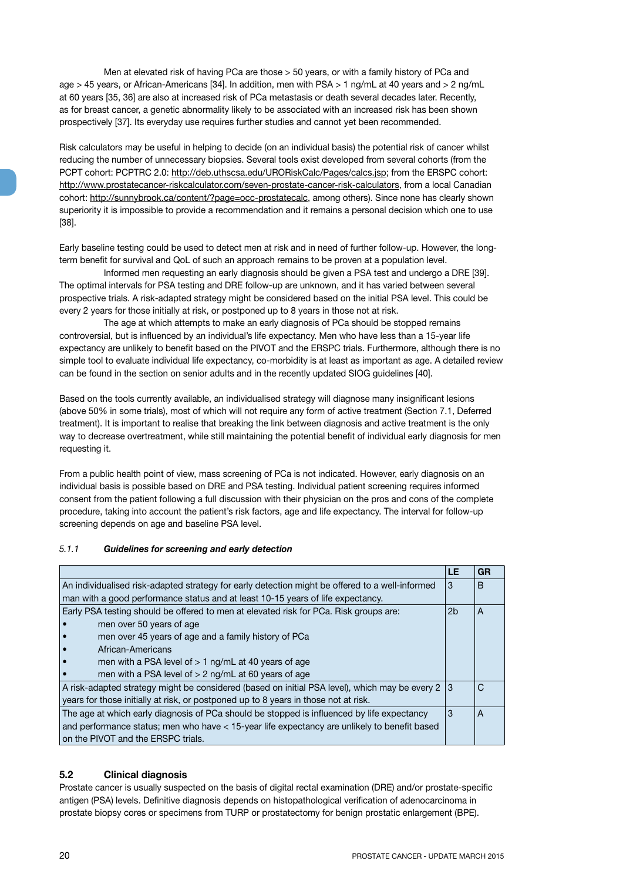Men at elevated risk of having PCa are those > 50 years, or with a family history of PCa and age > 45 years, or African-Americans [34]. In addition, men with PSA > 1 ng/mL at 40 years and > 2 ng/mL at 60 years [35, 36] are also at increased risk of PCa metastasis or death several decades later. Recently, as for breast cancer, a genetic abnormality likely to be associated with an increased risk has been shown prospectively [37]. Its everyday use requires further studies and cannot yet been recommended.

Risk calculators may be useful in helping to decide (on an individual basis) the potential risk of cancer whilst reducing the number of unnecessary biopsies. Several tools exist developed from several cohorts (from the PCPT cohort: PCPTRC 2.0: http://deb.uthscsa.edu/URORiskCalc/Pages/calcs.jsp; from the ERSPC cohort: http://www.prostatecancer-riskcalculator.com/seven-prostate-cancer-risk-calculators, from a local Canadian cohort: http://sunnybrook.ca/content/?page=occ-prostatecalc, among others). Since none has clearly shown superiority it is impossible to provide a recommendation and it remains a personal decision which one to use [38].

Early baseline testing could be used to detect men at risk and in need of further follow-up. However, the long-term benefit for survival and QoL of such an approach remains to be proven at a population level.

Informed men requesting an early diagnosis should be given a PSA test and undergo a DRE [39]. The optimal intervals for PSA testing and DRE follow-up are unknown, and it has varied between several prospective trials. A risk-adapted strategy might be considered based on the initial PSA level. This could be every 2 years for those initially at risk, or postponed up to 8 years in those not at risk.

The age at which attempts to make an early diagnosis of PCa should be stopped remains controversial, but is influenced by an individual's life expectancy. Men who have less than a 15-year life expectancy are unlikely to benefit based on the PIVOT and the ERSPC trials. Furthermore, although there is no simple tool to evaluate individual life expectancy, co-morbidity is at least as important as age. A detailed review can be found in the section on senior adults and in the recently updated SIOG guidelines [40].

Based on the tools currently available, an individualised strategy will diagnose many insignificant lesions (above 50% in some trials), most of which will not require any form of active treatment (Section 7.1, Deferred treatment). It is important to realise that breaking the link between diagnosis and active treatment is the only way to decrease overtreatment, while still maintaining the potential benefit of individual early diagnosis for men requesting it.

From a public health point of view, mass screening of PCa is not indicated. However, early diagnosis on an individual basis is possible based on DRE and PSA testing. Individual patient screening requires informed consent from the patient following a full discussion with their physician on the pros and cons of the complete procedure, taking into account the patient's risk factors, age and life expectancy. The interval for follow-up screening depends on age and baseline PSA level.

### *5.1.1 **Guidelines for screening and early detection***

| | LE | GR |
|---|---|---|
| An individualised risk-adapted strategy for early detection might be offered to a well-informed man with a good performance status and at least 10-15 years of life expectancy. | 3 | B |
| Early PSA testing should be offered to men at elevated risk for PCa. Risk groups are:<br>• men over 50 years of age<br>• men over 45 years of age and a family history of PCa<br>• African-Americans<br>• men with a PSA level of > 1 ng/mL at 40 years of age<br>• men with a PSA level of > 2 ng/mL at 60 years of age | 2b | A |
| A risk-adapted strategy might be considered (based on initial PSA level), which may be every 2 years for those initially at risk, or postponed up to 8 years in those not at risk. | 3 | C |
| The age at which early diagnosis of PCa should be stopped is influenced by life expectancy and performance status; men who have < 15-year life expectancy are unlikely to benefit based on the PIVOT and the ERSPC trials. | 3 | A |

## 5.2 Clinical diagnosis

Prostate cancer is usually suspected on the basis of digital rectal examination (DRE) and/or prostate-specific antigen (PSA) levels. Definitive diagnosis depends on histopathological verification of adenocarcinoma in prostate biopsy cores or specimens from TURP or prostatectomy for benign prostatic enlargement (BPE).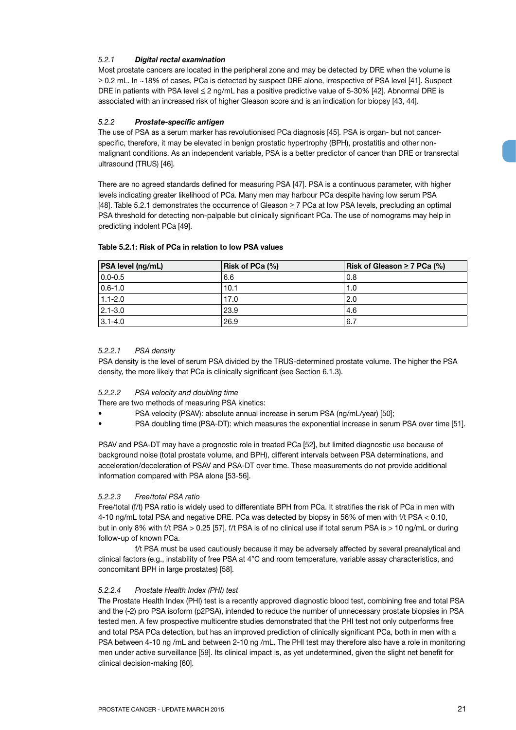### 5.2.1 ***Digital rectal examination***

Most prostate cancers are located in the peripheral zone and may be detected by DRE when the volume is ≥ 0.2 mL. In ~18% of cases, PCa is detected by suspect DRE alone, irrespective of PSA level [41]. Suspect DRE in patients with PSA level ≤ 2 ng/mL has a positive predictive value of 5-30% [42]. Abnormal DRE is associated with an increased risk of higher Gleason score and is an indication for biopsy [43, 44].

### 5.2.2 ***Prostate-specific antigen***

The use of PSA as a serum marker has revolutionised PCa diagnosis [45]. PSA is organ- but not cancer-specific, therefore, it may be elevated in benign prostatic hypertrophy (BPH), prostatitis and other non-malignant conditions. As an independent variable, PSA is a better predictor of cancer than DRE or transrectal ultrasound (TRUS) [46].

There are no agreed standards defined for measuring PSA [47]. PSA is a continuous parameter, with higher levels indicating greater likelihood of PCa. Many men may harbour PCa despite having low serum PSA [48]. Table 5.2.1 demonstrates the occurrence of Gleason ≥ 7 PCa at low PSA levels, precluding an optimal PSA threshold for detecting non-palpable but clinically significant PCa. The use of nomograms may help in predicting indolent PCa [49].

**Table 5.2.1: Risk of PCa in relation to low PSA values**

| PSA level (ng/mL) | Risk of PCa (%) | Risk of Gleason ≥ 7 PCa (%) |
|---|---|---|
| 0.0-0.5 | 6.6 | 0.8 |
| 0.6-1.0 | 10.1 | 1.0 |
| 1.1-2.0 | 17.0 | 2.0 |
| 2.1-3.0 | 23.9 | 4.6 |
| 3.1-4.0 | 26.9 | 6.7 |

#### 5.2.2.1 *PSA density*

PSA density is the level of serum PSA divided by the TRUS-determined prostate volume. The higher the PSA density, the more likely that PCa is clinically significant (see Section 6.1.3).

#### 5.2.2.2 *PSA velocity and doubling time*

There are two methods of measuring PSA kinetics:

- PSA velocity (PSAV): absolute annual increase in serum PSA (ng/mL/year) [50];
- PSA doubling time (PSA-DT): which measures the exponential increase in serum PSA over time [51].

PSAV and PSA-DT may have a prognostic role in treated PCa [52], but limited diagnostic use because of background noise (total prostate volume, and BPH), different intervals between PSA determinations, and acceleration/deceleration of PSAV and PSA-DT over time. These measurements do not provide additional information compared with PSA alone [53-56].

#### 5.2.2.3 *Free/total PSA ratio*

Free/total (f/t) PSA ratio is widely used to differentiate BPH from PCa. It stratifies the risk of PCa in men with 4-10 ng/mL total PSA and negative DRE. PCa was detected by biopsy in 56% of men with f/t PSA < 0.10, but in only 8% with f/t PSA > 0.25 [57]. f/t PSA is of no clinical use if total serum PSA is > 10 ng/mL or during follow-up of known PCa.

f/t PSA must be used cautiously because it may be adversely affected by several preanalytical and clinical factors (e.g., instability of free PSA at 4°C and room temperature, variable assay characteristics, and concomitant BPH in large prostates) [58].

#### 5.2.2.4 *Prostate Health Index (PHI) test*

The Prostate Health Index (PHI) test is a recently approved diagnostic blood test, combining free and total PSA and the (-2) pro PSA isoform (p2PSA), intended to reduce the number of unnecessary prostate biopsies in PSA tested men. A few prospective multicentre studies demonstrated that the PHI test not only outperforms free and total PSA PCa detection, but has an improved prediction of clinically significant PCa, both in men with a PSA between 4-10 ng /mL and between 2-10 ng /mL. The PHI test may therefore also have a role in monitoring men under active surveillance [59]. Its clinical impact is, as yet undetermined, given the slight net benefit for clinical decision-making [60].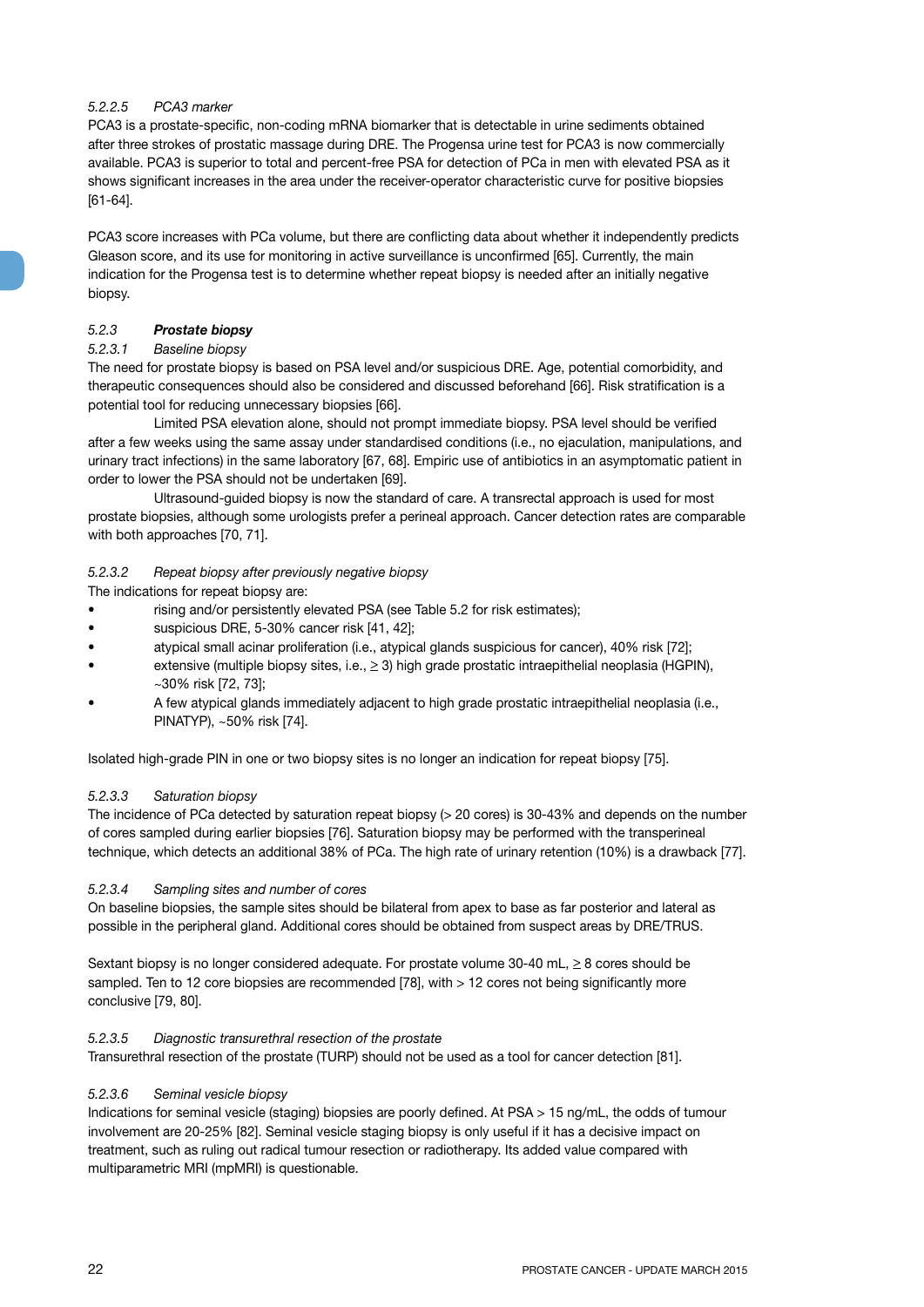#### 5.2.2.5 *PCA3 marker*

PCA3 is a prostate-specific, non-coding mRNA biomarker that is detectable in urine sediments obtained after three strokes of prostatic massage during DRE. The Progensa urine test for PCA3 is now commercially available. PCA3 is superior to total and percent-free PSA for detection of PCa in men with elevated PSA as it shows significant increases in the area under the receiver-operator characteristic curve for positive biopsies [61-64].

PCA3 score increases with PCa volume, but there are conflicting data about whether it independently predicts Gleason score, and its use for monitoring in active surveillance is unconfirmed [65]. Currently, the main indication for the Progensa test is to determine whether repeat biopsy is needed after an initially negative biopsy.

### 5.2.3 ***Prostate biopsy***

#### 5.2.3.1 *Baseline biopsy*

The need for prostate biopsy is based on PSA level and/or suspicious DRE. Age, potential comorbidity, and therapeutic consequences should also be considered and discussed beforehand [66]. Risk stratification is a potential tool for reducing unnecessary biopsies [66].

Limited PSA elevation alone, should not prompt immediate biopsy. PSA level should be verified after a few weeks using the same assay under standardised conditions (i.e., no ejaculation, manipulations, and urinary tract infections) in the same laboratory [67, 68]. Empiric use of antibiotics in an asymptomatic patient in order to lower the PSA should not be undertaken [69].

Ultrasound-guided biopsy is now the standard of care. A transrectal approach is used for most prostate biopsies, although some urologists prefer a perineal approach. Cancer detection rates are comparable with both approaches [70, 71].

#### 5.2.3.2 *Repeat biopsy after previously negative biopsy*

The indications for repeat biopsy are:

- rising and/or persistently elevated PSA (see Table 5.2 for risk estimates);
- suspicious DRE, 5-30% cancer risk [41, 42];
- atypical small acinar proliferation (i.e., atypical glands suspicious for cancer), 40% risk [72];
- extensive (multiple biopsy sites, i.e., ≥ 3) high grade prostatic intraepithelial neoplasia (HGPIN), ~30% risk [72, 73];
- A few atypical glands immediately adjacent to high grade prostatic intraepithelial neoplasia (i.e., PINATYP), ~50% risk [74].

Isolated high-grade PIN in one or two biopsy sites is no longer an indication for repeat biopsy [75].

#### 5.2.3.3 *Saturation biopsy*

The incidence of PCa detected by saturation repeat biopsy (> 20 cores) is 30-43% and depends on the number of cores sampled during earlier biopsies [76]. Saturation biopsy may be performed with the transperineal technique, which detects an additional 38% of PCa. The high rate of urinary retention (10%) is a drawback [77].

#### 5.2.3.4 *Sampling sites and number of cores*

On baseline biopsies, the sample sites should be bilateral from apex to base as far posterior and lateral as possible in the peripheral gland. Additional cores should be obtained from suspect areas by DRE/TRUS.

Sextant biopsy is no longer considered adequate. For prostate volume 30-40 mL, ≥ 8 cores should be sampled. Ten to 12 core biopsies are recommended [78], with > 12 cores not being significantly more conclusive [79, 80].

#### 5.2.3.5 *Diagnostic transurethral resection of the prostate*

Transurethral resection of the prostate (TURP) should not be used as a tool for cancer detection [81].

#### 5.2.3.6 *Seminal vesicle biopsy*

Indications for seminal vesicle (staging) biopsies are poorly defined. At PSA > 15 ng/mL, the odds of tumour involvement are 20-25% [82]. Seminal vesicle staging biopsy is only useful if it has a decisive impact on treatment, such as ruling out radical tumour resection or radiotherapy. Its added value compared with multiparametric MRI (mpMRI) is questionable.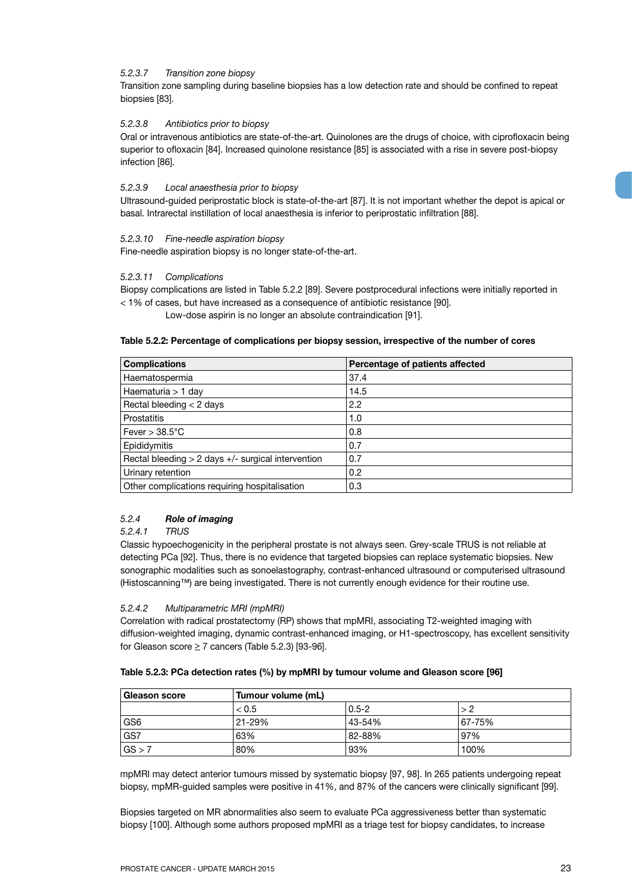#### *5.2.3.7 Transition zone biopsy*

Transition zone sampling during baseline biopsies has a low detection rate and should be confined to repeat biopsies [83].

#### *5.2.3.8 Antibiotics prior to biopsy*

Oral or intravenous antibiotics are state-of-the-art. Quinolones are the drugs of choice, with ciprofloxacin being superior to ofloxacin [84]. Increased quinolone resistance [85] is associated with a rise in severe post-biopsy infection [86].

#### *5.2.3.9 Local anaesthesia prior to biopsy*

Ultrasound-guided periprostatic block is state-of-the-art [87]. It is not important whether the depot is apical or basal. Intrarectal instillation of local anaesthesia is inferior to periprostatic infiltration [88].

#### *5.2.3.10 Fine-needle aspiration biopsy*

Fine-needle aspiration biopsy is no longer state-of-the-art.

#### *5.2.3.11 Complications*

Biopsy complications are listed in Table 5.2.2 [89]. Severe postprocedural infections were initially reported in < 1% of cases, but have increased as a consequence of antibiotic resistance [90].

Low-dose aspirin is no longer an absolute contraindication [91].

**Table 5.2.2: Percentage of complications per biopsy session, irrespective of the number of cores**

| Complications | Percentage of patients affected |
|---|---|
| Haematospermia | 37.4 |
| Haematuria > 1 day | 14.5 |
| Rectal bleeding < 2 days | 2.2 |
| Prostatitis | 1.0 |
| Fever > 38.5°C | 0.8 |
| Epididymitis | 0.7 |
| Rectal bleeding > 2 days +/- surgical intervention | 0.7 |
| Urinary retention | 0.2 |
| Other complications requiring hospitalisation | 0.3 |

### *5.2.4 **Role of imaging***

#### *5.2.4.1 TRUS*

Classic hypoechogenicity in the peripheral prostate is not always seen. Grey-scale TRUS is not reliable at detecting PCa [92]. Thus, there is no evidence that targeted biopsies can replace systematic biopsies. New sonographic modalities such as sonoelastography, contrast-enhanced ultrasound or computerised ultrasound (Histoscanning™) are being investigated. There is not currently enough evidence for their routine use.

#### *5.2.4.2 Multiparametric MRI (mpMRI)*

Correlation with radical prostatectomy (RP) shows that mpMRI, associating T2-weighted imaging with diffusion-weighted imaging, dynamic contrast-enhanced imaging, or H1-spectroscopy, has excellent sensitivity for Gleason score ≥ 7 cancers (Table 5.2.3) [93-96].

**Table 5.2.3: PCa detection rates (%) by mpMRI by tumour volume and Gleason score [96]**

| Gleason score | Tumour volume (mL) | | |
|---|---|---|---|
| | < 0.5 | 0.5-2 | > 2 |
| GS6 | 21-29% | 43-54% | 67-75% |
| GS7 | 63% | 82-88% | 97% |
| GS > 7 | 80% | 93% | 100% |

mpMRI may detect anterior tumours missed by systematic biopsy [97, 98]. In 265 patients undergoing repeat biopsy, mpMR-guided samples were positive in 41%, and 87% of the cancers were clinically significant [99].

Biopsies targeted on MR abnormalities also seem to evaluate PCa aggressiveness better than systematic biopsy [100]. Although some authors proposed mpMRI as a triage test for biopsy candidates, to increase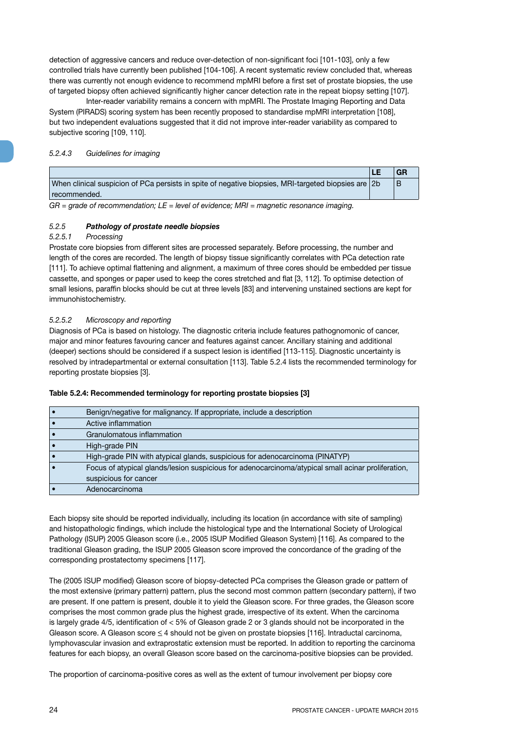detection of aggressive cancers and reduce over-detection of non-significant foci [101-103], only a few controlled trials have currently been published [104-106]. A recent systematic review concluded that, whereas there was currently not enough evidence to recommend mpMRI before a first set of prostate biopsies, the use of targeted biopsy often achieved significantly higher cancer detection rate in the repeat biopsy setting [107].

Inter-reader variability remains a concern with mpMRI. The Prostate Imaging Reporting and Data System (PIRADS) scoring system has been recently proposed to standardise mpMRI interpretation [108], but two independent evaluations suggested that it did not improve inter-reader variability as compared to subjective scoring [109, 110].

#### 5.2.4.3 *Guidelines for imaging*

| | LE | GR |
|---|---|---|
| When clinical suspicion of PCa persists in spite of negative biopsies, MRI-targeted biopsies are recommended. | 2b | B |

*GR = grade of recommendation; LE = level of evidence; MRI = magnetic resonance imaging.*

### 5.2.5 ***Pathology of prostate needle biopsies***

#### 5.2.5.1 *Processing*

Prostate core biopsies from different sites are processed separately. Before processing, the number and length of the cores are recorded. The length of biopsy tissue significantly correlates with PCa detection rate [111]. To achieve optimal flattening and alignment, a maximum of three cores should be embedded per tissue cassette, and sponges or paper used to keep the cores stretched and flat [3, 112]. To optimise detection of small lesions, paraffin blocks should be cut at three levels [83] and intervening unstained sections are kept for immunohistochemistry.

#### 5.2.5.2 *Microscopy and reporting*

Diagnosis of PCa is based on histology. The diagnostic criteria include features pathognomonic of cancer, major and minor features favouring cancer and features against cancer. Ancillary staining and additional (deeper) sections should be considered if a suspect lesion is identified [113-115]. Diagnostic uncertainty is resolved by intradepartmental or external consultation [113]. Table 5.2.4 lists the recommended terminology for reporting prostate biopsies [3].

**Table 5.2.4: Recommended terminology for reporting prostate biopsies [3]**

| | |
|---|---|
| • | Benign/negative for malignancy. If appropriate, include a description |
| • | Active inflammation |
| • | Granulomatous inflammation |
| • | High-grade PIN |
| • | High-grade PIN with atypical glands, suspicious for adenocarcinoma (PINATYP) |
| • | Focus of atypical glands/lesion suspicious for adenocarcinoma/atypical small acinar proliferation, suspicious for cancer |
| • | Adenocarcinoma |

Each biopsy site should be reported individually, including its location (in accordance with site of sampling) and histopathologic findings, which include the histological type and the International Society of Urological Pathology (ISUP) 2005 Gleason score (i.e., 2005 ISUP Modified Gleason System) [116]. As compared to the traditional Gleason grading, the ISUP 2005 Gleason score improved the concordance of the grading of the corresponding prostatectomy specimens [117].

The (2005 ISUP modified) Gleason score of biopsy-detected PCa comprises the Gleason grade or pattern of the most extensive (primary pattern) pattern, plus the second most common pattern (secondary pattern), if two are present. If one pattern is present, double it to yield the Gleason score. For three grades, the Gleason score comprises the most common grade plus the highest grade, irrespective of its extent. When the carcinoma is largely grade 4/5, identification of < 5% of Gleason grade 2 or 3 glands should not be incorporated in the Gleason score. A Gleason score ≤ 4 should not be given on prostate biopsies [116]. Intraductal carcinoma, lymphovascular invasion and extraprostatic extension must be reported. In addition to reporting the carcinoma features for each biopsy, an overall Gleason score based on the carcinoma-positive biopsies can be provided.

The proportion of carcinoma-positive cores as well as the extent of tumour involvement per biopsy core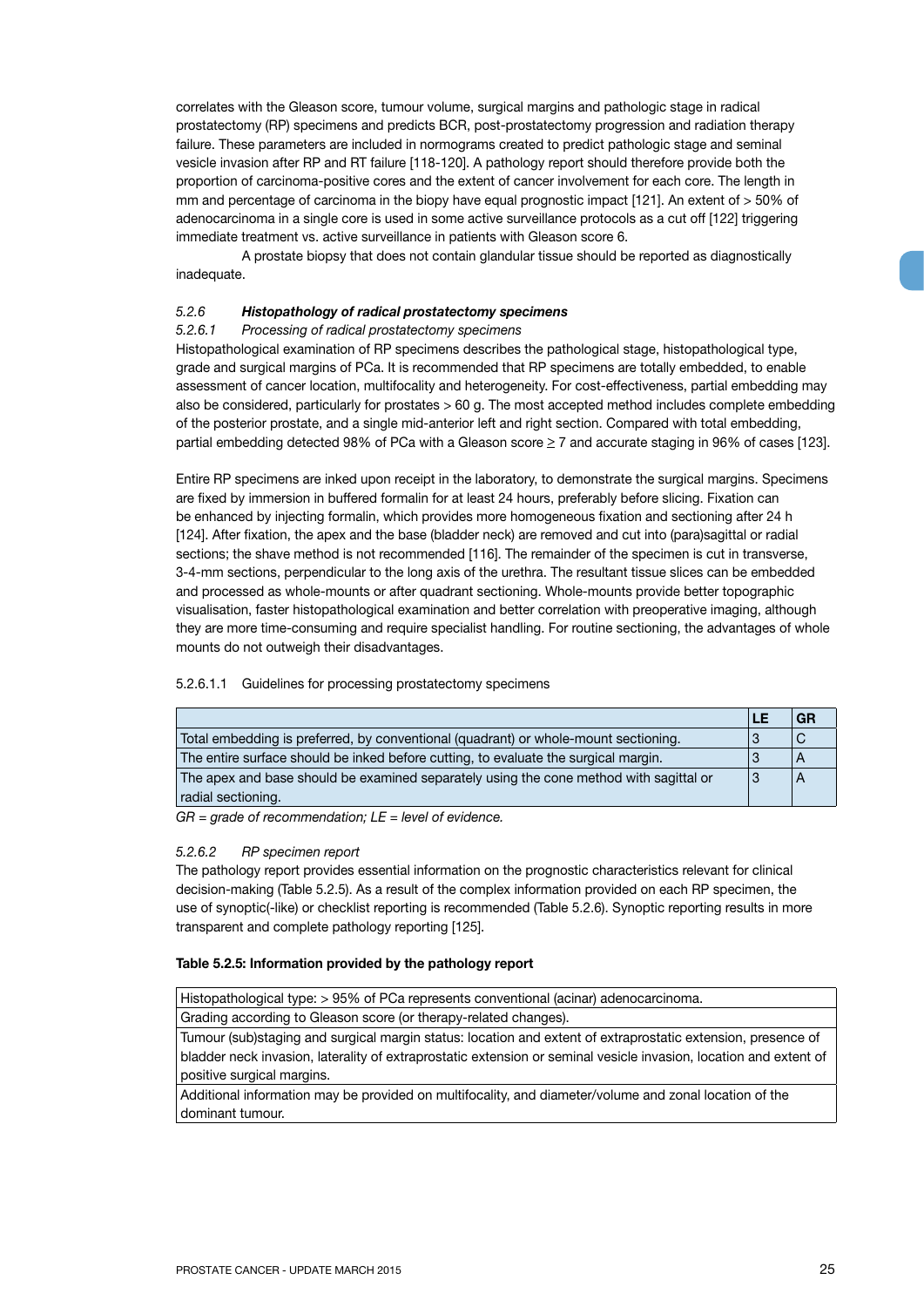correlates with the Gleason score, tumour volume, surgical margins and pathologic stage in radical prostatectomy (RP) specimens and predicts BCR, post-prostatectomy progression and radiation therapy failure. These parameters are included in normograms created to predict pathologic stage and seminal vesicle invasion after RP and RT failure [118-120]. A pathology report should therefore provide both the proportion of carcinoma-positive cores and the extent of cancer involvement for each core. The length in mm and percentage of carcinoma in the biopy have equal prognostic impact [121]. An extent of > 50% of adenocarcinoma in a single core is used in some active surveillance protocols as a cut off [122] triggering immediate treatment vs. active surveillance in patients with Gleason score 6.

A prostate biopsy that does not contain glandular tissue should be reported as diagnostically inadequate.

### 5.2.6 *Histopathology of radical prostatectomy specimens*

#### 5.2.6.1 *Processing of radical prostatectomy specimens*

Histopathological examination of RP specimens describes the pathological stage, histopathological type, grade and surgical margins of PCa. It is recommended that RP specimens are totally embedded, to enable assessment of cancer location, multifocality and heterogeneity. For cost-effectiveness, partial embedding may also be considered, particularly for prostates > 60 g. The most accepted method includes complete embedding of the posterior prostate, and a single mid-anterior left and right section. Compared with total embedding, partial embedding detected 98% of PCa with a Gleason score ≥ 7 and accurate staging in 96% of cases [123].

Entire RP specimens are inked upon receipt in the laboratory, to demonstrate the surgical margins. Specimens are fixed by immersion in buffered formalin for at least 24 hours, preferably before slicing. Fixation can be enhanced by injecting formalin, which provides more homogeneous fixation and sectioning after 24 h [124]. After fixation, the apex and the base (bladder neck) are removed and cut into (para)sagittal or radial sections; the shave method is not recommended [116]. The remainder of the specimen is cut in transverse, 3-4-mm sections, perpendicular to the long axis of the urethra. The resultant tissue slices can be embedded and processed as whole-mounts or after quadrant sectioning. Whole-mounts provide better topographic visualisation, faster histopathological examination and better correlation with preoperative imaging, although they are more time-consuming and require specialist handling. For routine sectioning, the advantages of whole mounts do not outweigh their disadvantages.

##### 5.2.6.1.1 Guidelines for processing prostatectomy specimens

| | LE | GR |
|---|---|---|
| Total embedding is preferred, by conventional (quadrant) or whole-mount sectioning. | 3 | C |
| The entire surface should be inked before cutting, to evaluate the surgical margin. | 3 | A |
| The apex and base should be examined separately using the cone method with sagittal or radial sectioning. | 3 | A |

*GR = grade of recommendation; LE = level of evidence.*

#### 5.2.6.2 *RP specimen report*

The pathology report provides essential information on the prognostic characteristics relevant for clinical decision-making (Table 5.2.5). As a result of the complex information provided on each RP specimen, the use of synoptic(-like) or checklist reporting is recommended (Table 5.2.6). Synoptic reporting results in more transparent and complete pathology reporting [125].

**Table 5.2.5: Information provided by the pathology report**

| |
|---|
| Histopathological type: > 95% of PCa represents conventional (acinar) adenocarcinoma. |
| Grading according to Gleason score (or therapy-related changes). |
| Tumour (sub)staging and surgical margin status: location and extent of extraprostatic extension, presence of bladder neck invasion, laterality of extraprostatic extension or seminal vesicle invasion, location and extent of positive surgical margins. |
| Additional information may be provided on multifocality, and diameter/volume and zonal location of the dominant tumour. |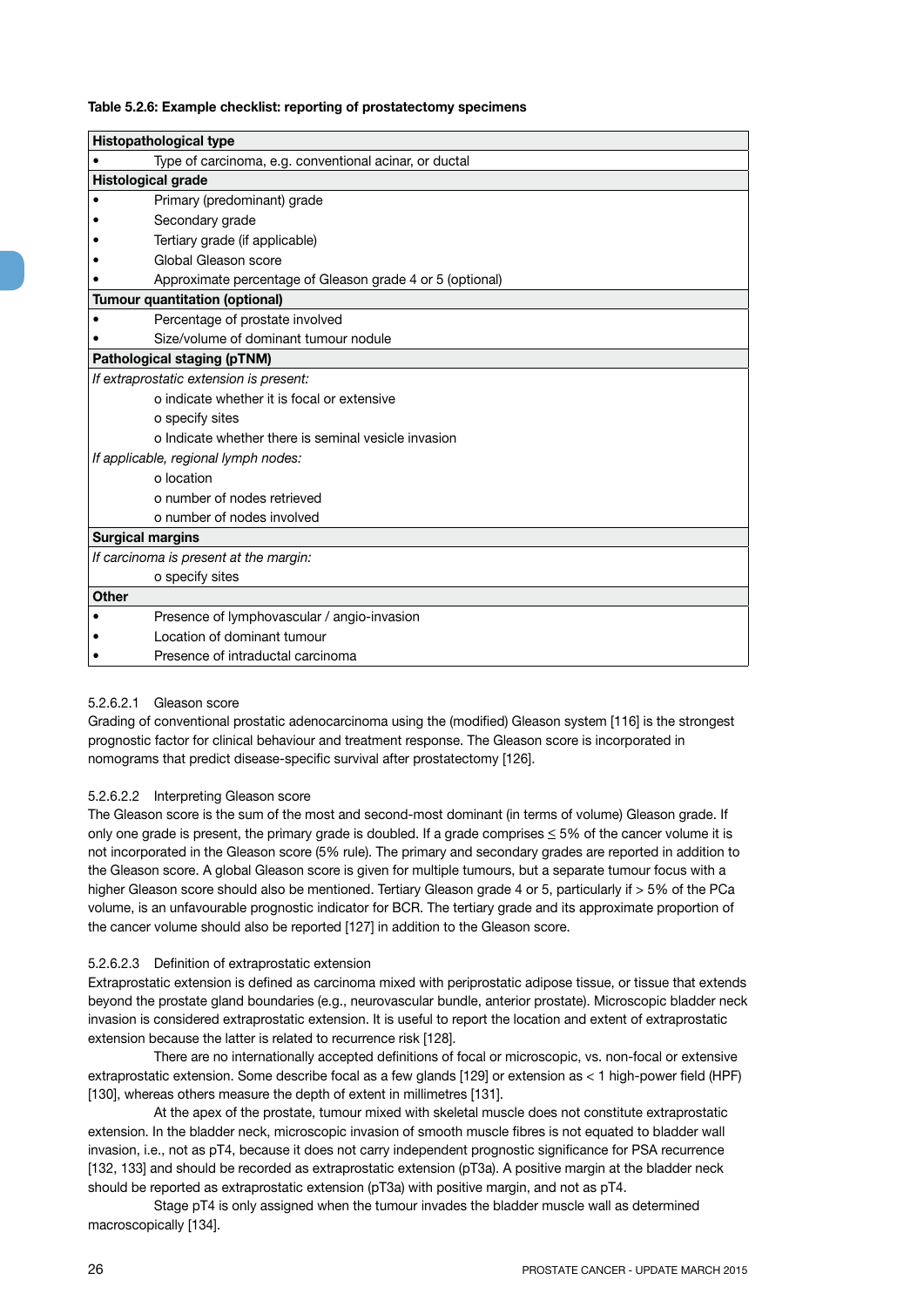**Table 5.2.6: Example checklist: reporting of prostatectomy specimens**

| **Histopathological type** |
|---|
| • Type of carcinoma, e.g. conventional acinar, or ductal |
| **Histological grade** |
| • Primary (predominant) grade |
| • Secondary grade |
| • Tertiary grade (if applicable) |
| • Global Gleason score |
| • Approximate percentage of Gleason grade 4 or 5 (optional) |
| **Tumour quantitation (optional)** |
| • Percentage of prostate involved |
| • Size/volume of dominant tumour nodule |
| **Pathological staging (pTNM)** |
| *If extraprostatic extension is present:* |
| o indicate whether it is focal or extensive |
| o specify sites |
| o Indicate whether there is seminal vesicle invasion |
| *If applicable, regional lymph nodes:* |
| o location |
| o number of nodes retrieved |
| o number of nodes involved |
| **Surgical margins** |
| *If carcinoma is present at the margin:* |
| o specify sites |
| **Other** |
| • Presence of lymphovascular / angio-invasion |
| • Location of dominant tumour |
| • Presence of intraductal carcinoma |

#### 5.2.6.2.1 Gleason score

Grading of conventional prostatic adenocarcinoma using the (modified) Gleason system [116] is the strongest prognostic factor for clinical behaviour and treatment response. The Gleason score is incorporated in nomograms that predict disease-specific survival after prostatectomy [126].

#### 5.2.6.2.2 Interpreting Gleason score

The Gleason score is the sum of the most and second-most dominant (in terms of volume) Gleason grade. If only one grade is present, the primary grade is doubled. If a grade comprises ≤ 5% of the cancer volume it is not incorporated in the Gleason score (5% rule). The primary and secondary grades are reported in addition to the Gleason score. A global Gleason score is given for multiple tumours, but a separate tumour focus with a higher Gleason score should also be mentioned. Tertiary Gleason grade 4 or 5, particularly if > 5% of the PCa volume, is an unfavourable prognostic indicator for BCR. The tertiary grade and its approximate proportion of the cancer volume should also be reported [127] in addition to the Gleason score.

#### 5.2.6.2.3 Definition of extraprostatic extension

Extraprostatic extension is defined as carcinoma mixed with periprostatic adipose tissue, or tissue that extends beyond the prostate gland boundaries (e.g., neurovascular bundle, anterior prostate). Microscopic bladder neck invasion is considered extraprostatic extension. It is useful to report the location and extent of extraprostatic extension because the latter is related to recurrence risk [128].

There are no internationally accepted definitions of focal or microscopic, vs. non-focal or extensive extraprostatic extension. Some describe focal as a few glands [129] or extension as < 1 high-power field (HPF) [130], whereas others measure the depth of extent in millimetres [131].

At the apex of the prostate, tumour mixed with skeletal muscle does not constitute extraprostatic extension. In the bladder neck, microscopic invasion of smooth muscle fibres is not equated to bladder wall invasion, i.e., not as pT4, because it does not carry independent prognostic significance for PSA recurrence [132, 133] and should be recorded as extraprostatic extension (pT3a). A positive margin at the bladder neck should be reported as extraprostatic extension (pT3a) with positive margin, and not as pT4.

Stage pT4 is only assigned when the tumour invades the bladder muscle wall as determined macroscopically [134].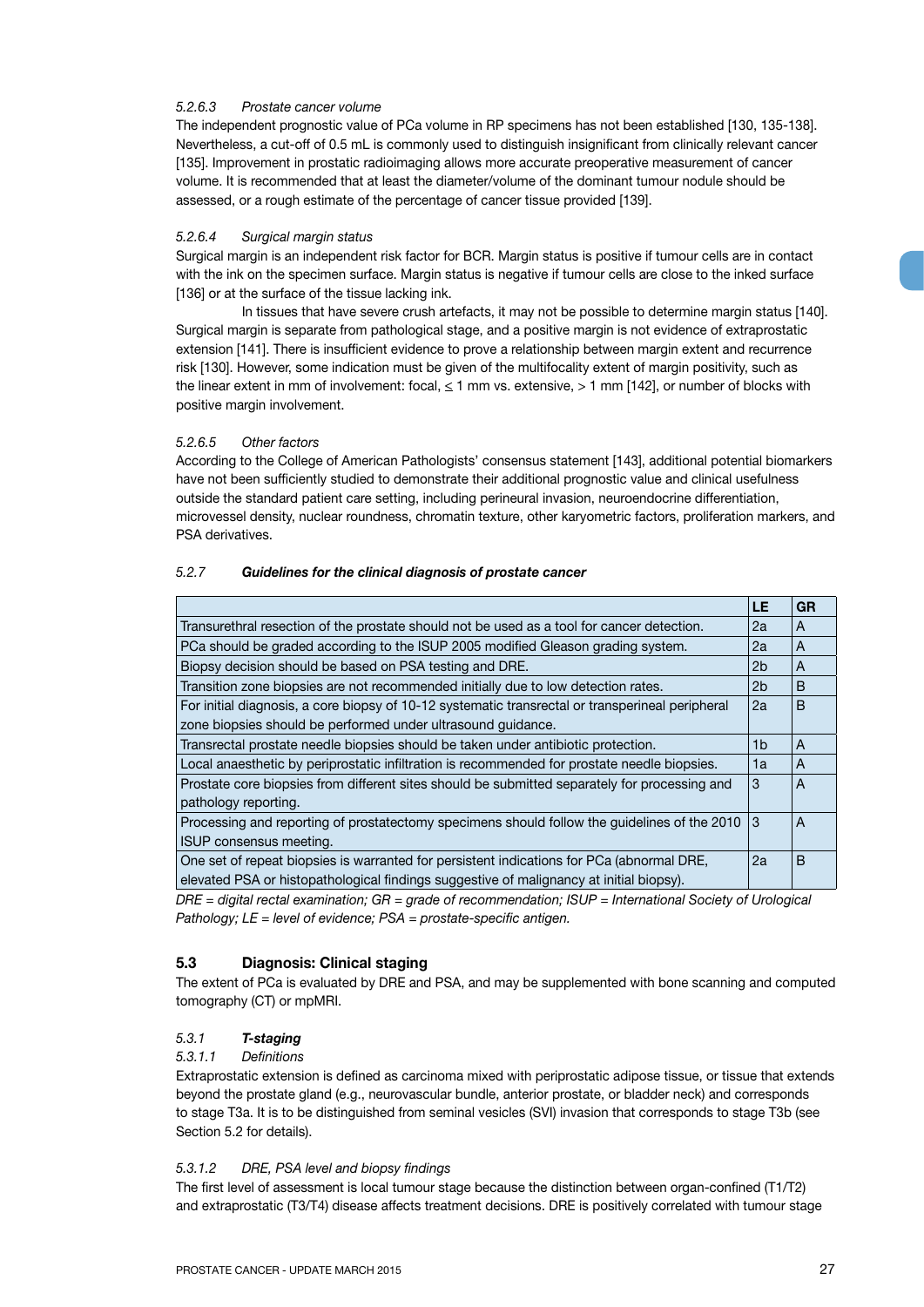##### 5.2.6.3 *Prostate cancer volume*

The independent prognostic value of PCa volume in RP specimens has not been established [130, 135-138]. Nevertheless, a cut-off of 0.5 mL is commonly used to distinguish insignificant from clinically relevant cancer [135]. Improvement in prostatic radioimaging allows more accurate preoperative measurement of cancer volume. It is recommended that at least the diameter/volume of the dominant tumour nodule should be assessed, or a rough estimate of the percentage of cancer tissue provided [139].

##### 5.2.6.4 *Surgical margin status*

Surgical margin is an independent risk factor for BCR. Margin status is positive if tumour cells are in contact with the ink on the specimen surface. Margin status is negative if tumour cells are close to the inked surface [136] or at the surface of the tissue lacking ink.

In tissues that have severe crush artefacts, it may not be possible to determine margin status [140]. Surgical margin is separate from pathological stage, and a positive margin is not evidence of extraprostatic extension [141]. There is insufficient evidence to prove a relationship between margin extent and recurrence risk [130]. However, some indication must be given of the multifocality extent of margin positivity, such as the linear extent in mm of involvement: focal, ≤ 1 mm vs. extensive, > 1 mm [142], or number of blocks with positive margin involvement.

##### 5.2.6.5 *Other factors*

According to the College of American Pathologists' consensus statement [143], additional potential biomarkers have not been sufficiently studied to demonstrate their additional prognostic value and clinical usefulness outside the standard patient care setting, including perineural invasion, neuroendocrine differentiation, microvessel density, nuclear roundness, chromatin texture, other karyometric factors, proliferation markers, and PSA derivatives.

#### 5.2.7 ***Guidelines for the clinical diagnosis of prostate cancer***

| | LE | GR |
|---|---|---|
| Transurethral resection of the prostate should not be used as a tool for cancer detection. | 2a | A |
| PCa should be graded according to the ISUP 2005 modified Gleason grading system. | 2a | A |
| Biopsy decision should be based on PSA testing and DRE. | 2b | A |
| Transition zone biopsies are not recommended initially due to low detection rates. | 2b | B |
| For initial diagnosis, a core biopsy of 10-12 systematic transrectal or transperineal peripheral zone biopsies should be performed under ultrasound guidance. | 2a | B |
| Transrectal prostate needle biopsies should be taken under antibiotic protection. | 1b | A |
| Local anaesthetic by periprostatic infiltration is recommended for prostate needle biopsies. | 1a | A |
| Prostate core biopsies from different sites should be submitted separately for processing and pathology reporting. | 3 | A |
| Processing and reporting of prostatectomy specimens should follow the guidelines of the 2010 ISUP consensus meeting. | 3 | A |
| One set of repeat biopsies is warranted for persistent indications for PCa (abnormal DRE, elevated PSA or histopathological findings suggestive of malignancy at initial biopsy). | 2a | B |

*DRE = digital rectal examination; GR = grade of recommendation; ISUP = International Society of Urological Pathology; LE = level of evidence; PSA = prostate-specific antigen.*

### 5.3 Diagnosis: Clinical staging

The extent of PCa is evaluated by DRE and PSA, and may be supplemented with bone scanning and computed tomography (CT) or mpMRI.

#### 5.3.1 ***T-staging***

##### 5.3.1.1 *Definitions*

Extraprostatic extension is defined as carcinoma mixed with periprostatic adipose tissue, or tissue that extends beyond the prostate gland (e.g., neurovascular bundle, anterior prostate, or bladder neck) and corresponds to stage T3a. It is to be distinguished from seminal vesicles (SVI) invasion that corresponds to stage T3b (see Section 5.2 for details).

##### 5.3.1.2 *DRE, PSA level and biopsy findings*

The first level of assessment is local tumour stage because the distinction between organ-confined (T1/T2) and extraprostatic (T3/T4) disease affects treatment decisions. DRE is positively correlated with tumour stage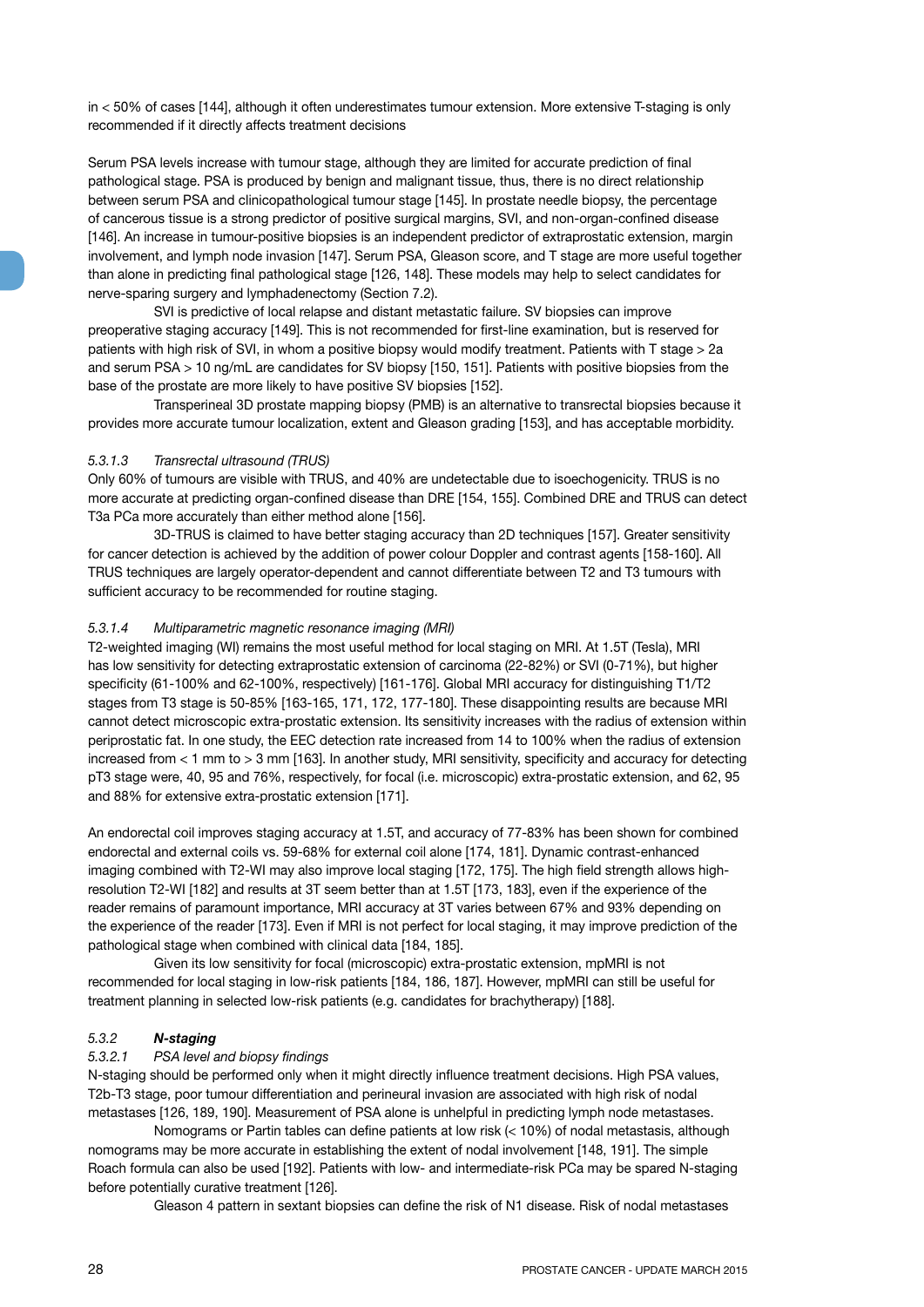in < 50% of cases [144], although it often underestimates tumour extension. More extensive T-staging is only recommended if it directly affects treatment decisions

Serum PSA levels increase with tumour stage, although they are limited for accurate prediction of final pathological stage. PSA is produced by benign and malignant tissue, thus, there is no direct relationship between serum PSA and clinicopathological tumour stage [145]. In prostate needle biopsy, the percentage of cancerous tissue is a strong predictor of positive surgical margins, SVI, and non-organ-confined disease [146]. An increase in tumour-positive biopsies is an independent predictor of extraprostatic extension, margin involvement, and lymph node invasion [147]. Serum PSA, Gleason score, and T stage are more useful together than alone in predicting final pathological stage [126, 148]. These models may help to select candidates for nerve-sparing surgery and lymphadenectomy (Section 7.2).

SVI is predictive of local relapse and distant metastatic failure. SV biopsies can improve preoperative staging accuracy [149]. This is not recommended for first-line examination, but is reserved for patients with high risk of SVI, in whom a positive biopsy would modify treatment. Patients with T stage > 2a and serum PSA > 10 ng/mL are candidates for SV biopsy [150, 151]. Patients with positive biopsies from the base of the prostate are more likely to have positive SV biopsies [152].

Transperineal 3D prostate mapping biopsy (PMB) is an alternative to transrectal biopsies because it provides more accurate tumour localization, extent and Gleason grading [153], and has acceptable morbidity.

#### *5.3.1.3 Transrectal ultrasound (TRUS)*

Only 60% of tumours are visible with TRUS, and 40% are undetectable due to isoechogenicity. TRUS is no more accurate at predicting organ-confined disease than DRE [154, 155]. Combined DRE and TRUS can detect T3a PCa more accurately than either method alone [156].

3D-TRUS is claimed to have better staging accuracy than 2D techniques [157]. Greater sensitivity for cancer detection is achieved by the addition of power colour Doppler and contrast agents [158-160]. All TRUS techniques are largely operator-dependent and cannot differentiate between T2 and T3 tumours with sufficient accuracy to be recommended for routine staging.

#### *5.3.1.4 Multiparametric magnetic resonance imaging (MRI)*

T2-weighted imaging (WI) remains the most useful method for local staging on MRI. At 1.5T (Tesla), MRI has low sensitivity for detecting extraprostatic extension of carcinoma (22-82%) or SVI (0-71%), but higher specificity (61-100% and 62-100%, respectively) [161-176]. Global MRI accuracy for distinguishing T1/T2 stages from T3 stage is 50-85% [163-165, 171, 172, 177-180]. These disappointing results are because MRI cannot detect microscopic extra-prostatic extension. Its sensitivity increases with the radius of extension within periprostatic fat. In one study, the EEC detection rate increased from 14 to 100% when the radius of extension increased from < 1 mm to > 3 mm [163]. In another study, MRI sensitivity, specificity and accuracy for detecting pT3 stage were, 40, 95 and 76%, respectively, for focal (i.e. microscopic) extra-prostatic extension, and 62, 95 and 88% for extensive extra-prostatic extension [171].

An endorectal coil improves staging accuracy at 1.5T, and accuracy of 77-83% has been shown for combined endorectal and external coils vs. 59-68% for external coil alone [174, 181]. Dynamic contrast-enhanced imaging combined with T2-WI may also improve local staging [172, 175]. The high field strength allows high-resolution T2-WI [182] and results at 3T seem better than at 1.5T [173, 183], even if the experience of the reader remains of paramount importance, MRI accuracy at 3T varies between 67% and 93% depending on the experience of the reader [173]. Even if MRI is not perfect for local staging, it may improve prediction of the pathological stage when combined with clinical data [184, 185].

Given its low sensitivity for focal (microscopic) extra-prostatic extension, mpMRI is not recommended for local staging in low-risk patients [184, 186, 187]. However, mpMRI can still be useful for treatment planning in selected low-risk patients (e.g. candidates for brachytherapy) [188].

### *5.3.2* ***N-staging***

#### *5.3.2.1 PSA level and biopsy findings*

N-staging should be performed only when it might directly influence treatment decisions. High PSA values, T2b-T3 stage, poor tumour differentiation and perineural invasion are associated with high risk of nodal metastases [126, 189, 190]. Measurement of PSA alone is unhelpful in predicting lymph node metastases.

Nomograms or Partin tables can define patients at low risk (< 10%) of nodal metastasis, although nomograms may be more accurate in establishing the extent of nodal involvement [148, 191]. The simple Roach formula can also be used [192]. Patients with low- and intermediate-risk PCa may be spared N-staging before potentially curative treatment [126].

Gleason 4 pattern in sextant biopsies can define the risk of N1 disease. Risk of nodal metastases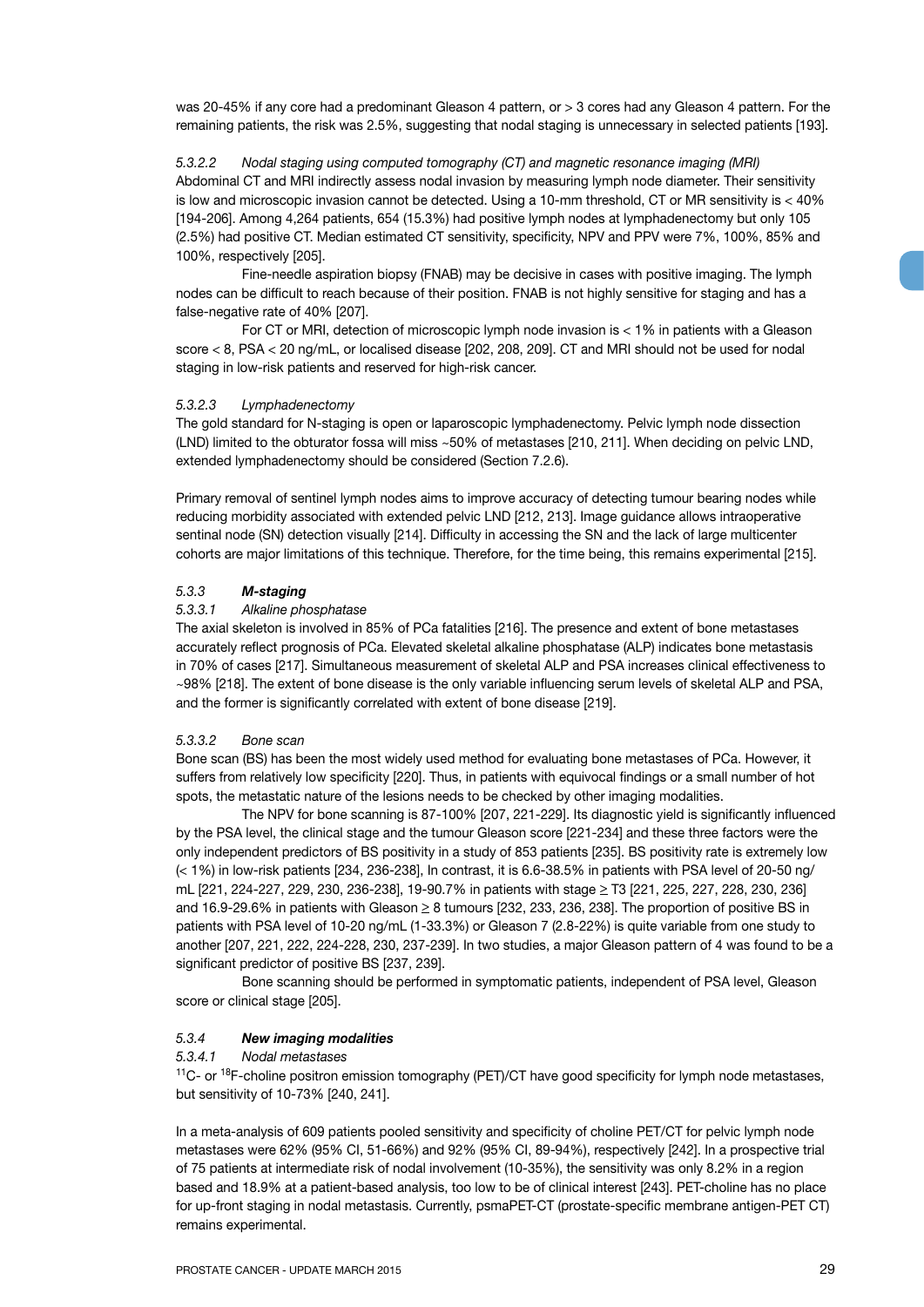was 20-45% if any core had a predominant Gleason 4 pattern, or > 3 cores had any Gleason 4 pattern. For the remaining patients, the risk was 2.5%, suggesting that nodal staging is unnecessary in selected patients [193].

#### *5.3.2.2 Nodal staging using computed tomography (CT) and magnetic resonance imaging (MRI)*

Abdominal CT and MRI indirectly assess nodal invasion by measuring lymph node diameter. Their sensitivity is low and microscopic invasion cannot be detected. Using a 10-mm threshold, CT or MR sensitivity is < 40% [194-206]. Among 4,264 patients, 654 (15.3%) had positive lymph nodes at lymphadenectomy but only 105 (2.5%) had positive CT. Median estimated CT sensitivity, specificity, NPV and PPV were 7%, 100%, 85% and 100%, respectively [205].

Fine-needle aspiration biopsy (FNAB) may be decisive in cases with positive imaging. The lymph nodes can be difficult to reach because of their position. FNAB is not highly sensitive for staging and has a false-negative rate of 40% [207].

For CT or MRI, detection of microscopic lymph node invasion is < 1% in patients with a Gleason score < 8, PSA < 20 ng/mL, or localised disease [202, 208, 209]. CT and MRI should not be used for nodal staging in low-risk patients and reserved for high-risk cancer.

#### *5.3.2.3 Lymphadenectomy*

The gold standard for N-staging is open or laparoscopic lymphadenectomy. Pelvic lymph node dissection (LND) limited to the obturator fossa will miss ~50% of metastases [210, 211]. When deciding on pelvic LND, extended lymphadenectomy should be considered (Section 7.2.6).

Primary removal of sentinel lymph nodes aims to improve accuracy of detecting tumour bearing nodes while reducing morbidity associated with extended pelvic LND [212, 213]. Image guidance allows intraoperative sentinal node (SN) detection visually [214]. Difficulty in accessing the SN and the lack of large multicenter cohorts are major limitations of this technique. Therefore, for the time being, this remains experimental [215].

### *5.3.3 **M-staging***

#### *5.3.3.1 Alkaline phosphatase*

The axial skeleton is involved in 85% of PCa fatalities [216]. The presence and extent of bone metastases accurately reflect prognosis of PCa. Elevated skeletal alkaline phosphatase (ALP) indicates bone metastasis in 70% of cases [217]. Simultaneous measurement of skeletal ALP and PSA increases clinical effectiveness to ~98% [218]. The extent of bone disease is the only variable influencing serum levels of skeletal ALP and PSA, and the former is significantly correlated with extent of bone disease [219].

#### *5.3.3.2 Bone scan*

Bone scan (BS) has been the most widely used method for evaluating bone metastases of PCa. However, it suffers from relatively low specificity [220]. Thus, in patients with equivocal findings or a small number of hot spots, the metastatic nature of the lesions needs to be checked by other imaging modalities.

The NPV for bone scanning is 87-100% [207, 221-229]. Its diagnostic yield is significantly influenced by the PSA level, the clinical stage and the tumour Gleason score [221-234] and these three factors were the only independent predictors of BS positivity in a study of 853 patients [235]. BS positivity rate is extremely low (< 1%) in low-risk patients [234, 236-238], In contrast, it is 6.6-38.5% in patients with PSA level of 20-50 ng/mL [221, 224-227, 229, 230, 236-238], 19-90.7% in patients with stage ≥ T3 [221, 225, 227, 228, 230, 236] and 16.9-29.6% in patients with Gleason ≥ 8 tumours [232, 233, 236, 238]. The proportion of positive BS in patients with PSA level of 10-20 ng/mL (1-33.3%) or Gleason 7 (2.8-22%) is quite variable from one study to another [207, 221, 222, 224-228, 230, 237-239]. In two studies, a major Gleason pattern of 4 was found to be a significant predictor of positive BS [237, 239].

Bone scanning should be performed in symptomatic patients, independent of PSA level, Gleason score or clinical stage [205].

### *5.3.4 **New imaging modalities***

#### *5.3.4.1 Nodal metastases*

$^{11}$C- or $^{18}$F-choline positron emission tomography (PET)/CT have good specificity for lymph node metastases, but sensitivity of 10-73% [240, 241].

In a meta-analysis of 609 patients pooled sensitivity and specificity of choline PET/CT for pelvic lymph node metastases were 62% (95% CI, 51-66%) and 92% (95% CI, 89-94%), respectively [242]. In a prospective trial of 75 patients at intermediate risk of nodal involvement (10-35%), the sensitivity was only 8.2% in a region based and 18.9% at a patient-based analysis, too low to be of clinical interest [243]. PET-choline has no place for up-front staging in nodal metastasis. Currently, psmaPET-CT (prostate-specific membrane antigen-PET CT) remains experimental.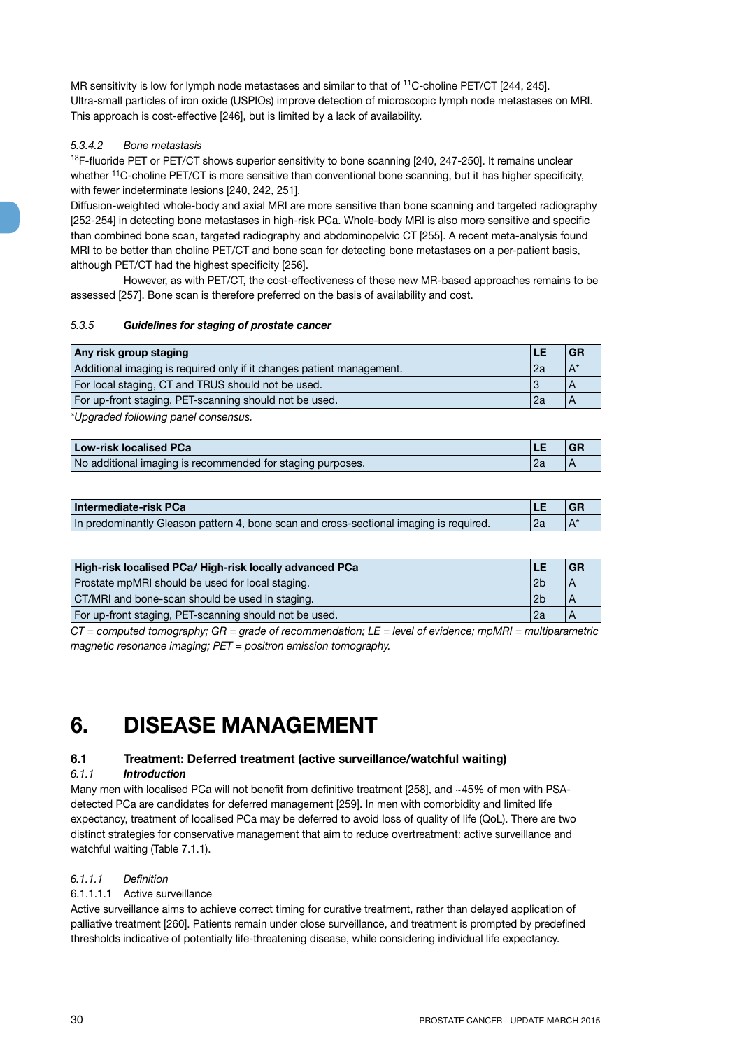MR sensitivity is low for lymph node metastases and similar to that of $^{11}C$-choline PET/CT [244, 245]. Ultra-small particles of iron oxide (USPIOs) improve detection of microscopic lymph node metastases on MRI. This approach is cost-effective [246], but is limited by a lack of availability.

#### *5.3.4.2 Bone metastasis*

$^{18}F$-fluoride PET or PET/CT shows superior sensitivity to bone scanning [240, 247-250]. It remains unclear whether $^{11}C$-choline PET/CT is more sensitive than conventional bone scanning, but it has higher specificity, with fewer indeterminate lesions [240, 242, 251].

Diffusion-weighted whole-body and axial MRI are more sensitive than bone scanning and targeted radiography [252-254] in detecting bone metastases in high-risk PCa. Whole-body MRI is also more sensitive and specific than combined bone scan, targeted radiography and abdominopelvic CT [255]. A recent meta-analysis found MRI to be better than choline PET/CT and bone scan for detecting bone metastases on a per-patient basis, although PET/CT had the highest specificity [256].

However, as with PET/CT, the cost-effectiveness of these new MR-based approaches remains to be assessed [257]. Bone scan is therefore preferred on the basis of availability and cost.

### *5.3.5* ***Guidelines for staging of prostate cancer***

| **Any risk group staging** | **LE** | **GR** |
|---|---|---|
| Additional imaging is required only if it changes patient management. | 2a | A* |
| For local staging, CT and TRUS should not be used. | 3 | A |
| For up-front staging, PET-scanning should not be used. | 2a | A |

**Upgraded following panel consensus.*

| **Low-risk localised PCa** | **LE** | **GR** |
|---|---|---|
| No additional imaging is recommended for staging purposes. | 2a | A |

| **Intermediate-risk PCa** | **LE** | **GR** |
|---|---|---|
| In predominantly Gleason pattern 4, bone scan and cross-sectional imaging is required. | 2a | A* |

| **High-risk localised PCa/ High-risk locally advanced PCa** | **LE** | **GR** |
|---|---|---|
| Prostate mpMRI should be used for local staging. | 2b | A |
| CT/MRI and bone-scan should be used in staging. | 2b | A |
| For up-front staging, PET-scanning should not be used. | 2a | A |

*CT = computed tomography; GR = grade of recommendation; LE = level of evidence; mpMRI = multiparametric magnetic resonance imaging; PET = positron emission tomography.*

# 6. DISEASE MANAGEMENT

## 6.1 Treatment: Deferred treatment (active surveillance/watchful waiting)

### *6.1.1* ***Introduction***

Many men with localised PCa will not benefit from definitive treatment [258], and ~45% of men with PSA-detected PCa are candidates for deferred management [259]. In men with comorbidity and limited life expectancy, treatment of localised PCa may be deferred to avoid loss of quality of life (QoL). There are two distinct strategies for conservative management that aim to reduce overtreatment: active surveillance and watchful waiting (Table 7.1.1).

#### *6.1.1.1 Definition*

##### 6.1.1.1.1 Active surveillance

Active surveillance aims to achieve correct timing for curative treatment, rather than delayed application of palliative treatment [260]. Patients remain under close surveillance, and treatment is prompted by predefined thresholds indicative of potentially life-threatening disease, while considering individual life expectancy.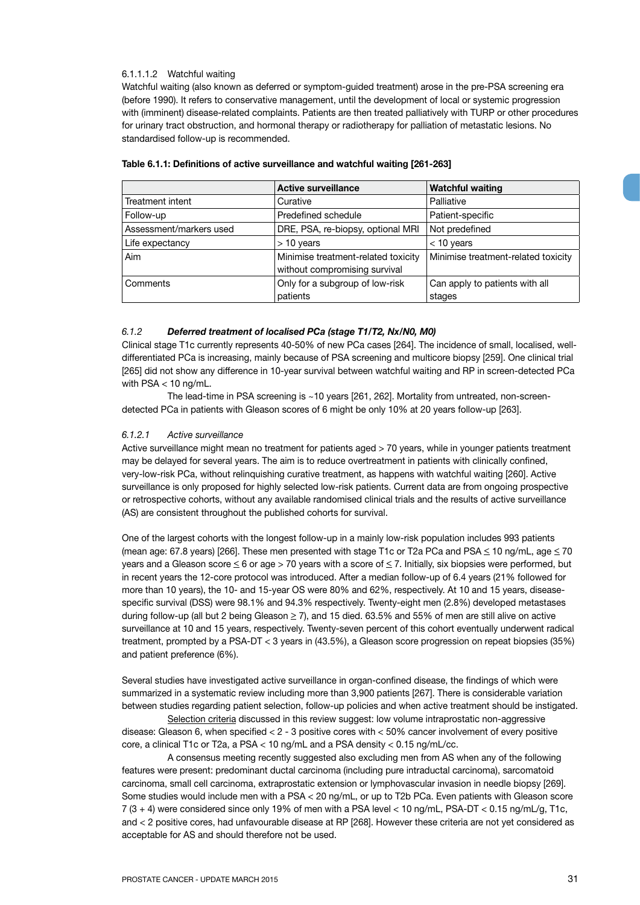#### 6.1.1.1.2 Watchful waiting

Watchful waiting (also known as deferred or symptom-guided treatment) arose in the pre-PSA screening era (before 1990). It refers to conservative management, until the development of local or systemic progression with (imminent) disease-related complaints. Patients are then treated palliatively with TURP or other procedures for urinary tract obstruction, and hormonal therapy or radiotherapy for palliation of metastatic lesions. No standardised follow-up is recommended.

**Table 6.1.1: Definitions of active surveillance and watchful waiting [261-263]**

| | Active surveillance | Watchful waiting |
|---|---|---|
| Treatment intent | Curative | Palliative |
| Follow-up | Predefined schedule | Patient-specific |
| Assessment/markers used | DRE, PSA, re-biopsy, optional MRI | Not predefined |
| Life expectancy | > 10 years | < 10 years |
| Aim | Minimise treatment-related toxicity without compromising survival | Minimise treatment-related toxicity |
| Comments | Only for a subgroup of low-risk patients | Can apply to patients with all stages |

### *6.1.2 Deferred treatment of localised PCa (stage T1/T2, Nx/N0, M0)*

Clinical stage T1c currently represents 40-50% of new PCa cases [264]. The incidence of small, localised, well-differentiated PCa is increasing, mainly because of PSA screening and multicore biopsy [259]. One clinical trial [265] did not show any difference in 10-year survival between watchful waiting and RP in screen-detected PCa with PSA < 10 ng/mL.

The lead-time in PSA screening is ~10 years [261, 262]. Mortality from untreated, non-screen-detected PCa in patients with Gleason scores of 6 might be only 10% at 20 years follow-up [263].

#### *6.1.2.1 Active surveillance*

Active surveillance might mean no treatment for patients aged > 70 years, while in younger patients treatment may be delayed for several years. The aim is to reduce overtreatment in patients with clinically confined, very-low-risk PCa, without relinquishing curative treatment, as happens with watchful waiting [260]. Active surveillance is only proposed for highly selected low-risk patients. Current data are from ongoing prospective or retrospective cohorts, without any available randomised clinical trials and the results of active surveillance (AS) are consistent throughout the published cohorts for survival.

One of the largest cohorts with the longest follow-up in a mainly low-risk population includes 993 patients (mean age: 67.8 years) [266]. These men presented with stage T1c or T2a PCa and PSA ≤ 10 ng/mL, age ≤ 70 years and a Gleason score ≤ 6 or age > 70 years with a score of ≤ 7. Initially, six biopsies were performed, but in recent years the 12-core protocol was introduced. After a median follow-up of 6.4 years (21% followed for more than 10 years), the 10- and 15-year OS were 80% and 62%, respectively. At 10 and 15 years, disease-specific survival (DSS) were 98.1% and 94.3% respectively. Twenty-eight men (2.8%) developed metastases during follow-up (all but 2 being Gleason ≥ 7), and 15 died. 63.5% and 55% of men are still alive on active surveillance at 10 and 15 years, respectively. Twenty-seven percent of this cohort eventually underwent radical treatment, prompted by a PSA-DT < 3 years in (43.5%), a Gleason score progression on repeat biopsies (35%) and patient preference (6%).

Several studies have investigated active surveillance in organ-confined disease, the findings of which were summarized in a systematic review including more than 3,900 patients [267]. There is considerable variation between studies regarding patient selection, follow-up policies and when active treatment should be instigated.

Selection criteria discussed in this review suggest: low volume intraprostatic non-aggressive disease: Gleason 6, when specified < 2 - 3 positive cores with < 50% cancer involvement of every positive core, a clinical T1c or T2a, a PSA < 10 ng/mL and a PSA density < 0.15 ng/mL/cc.

A consensus meeting recently suggested also excluding men from AS when any of the following features were present: predominant ductal carcinoma (including pure intraductal carcinoma), sarcomatoid carcinoma, small cell carcinoma, extraprostatic extension or lymphovascular invasion in needle biopsy [269]. Some studies would include men with a PSA < 20 ng/mL, or up to T2b PCa. Even patients with Gleason score 7 (3 + 4) were considered since only 19% of men with a PSA level < 10 ng/mL, PSA-DT < 0.15 ng/mL/g, T1c, and < 2 positive cores, had unfavourable disease at RP [268]. However these criteria are not yet considered as acceptable for AS and should therefore not be used.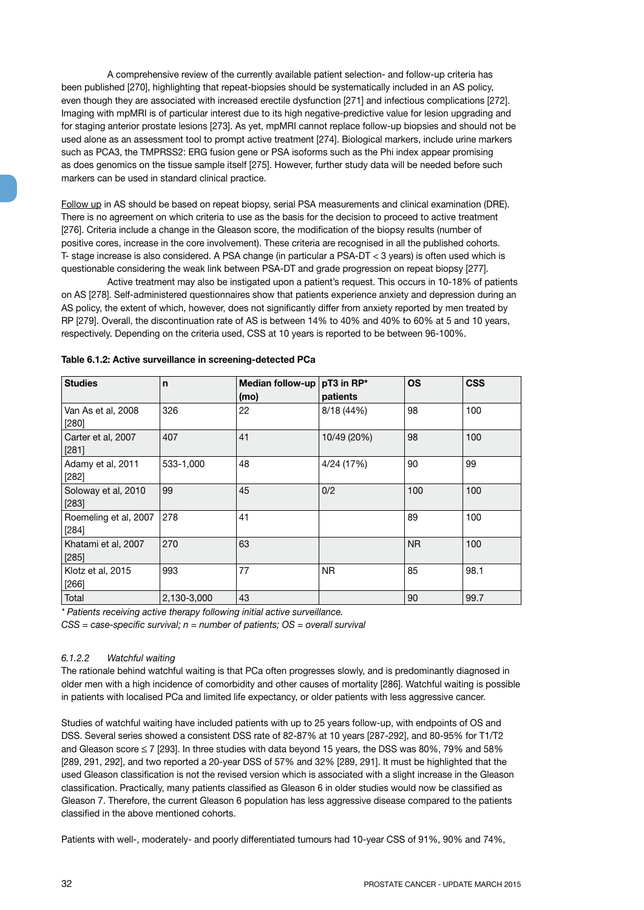A comprehensive review of the currently available patient selection- and follow-up criteria has been published [270], highlighting that repeat-biopsies should be systematically included in an AS policy, even though they are associated with increased erectile dysfunction [271] and infectious complications [272]. Imaging with mpMRI is of particular interest due to its high negative-predictive value for lesion upgrading and for staging anterior prostate lesions [273]. As yet, mpMRI cannot replace follow-up biopsies and should not be used alone as an assessment tool to prompt active treatment [274]. Biological markers, include urine markers such as PCA3, the TMPRSS2: ERG fusion gene or PSA isoforms such as the Phi index appear promising as does genomics on the tissue sample itself [275]. However, further study data will be needed before such markers can be used in standard clinical practice.

Follow up in AS should be based on repeat biopsy, serial PSA measurements and clinical examination (DRE). There is no agreement on which criteria to use as the basis for the decision to proceed to active treatment [276]. Criteria include a change in the Gleason score, the modification of the biopsy results (number of positive cores, increase in the core involvement). These criteria are recognised in all the published cohorts. T- stage increase is also considered. A PSA change (in particular a PSA-DT < 3 years) is often used which is questionable considering the weak link between PSA-DT and grade progression on repeat biopsy [277].

Active treatment may also be instigated upon a patient's request. This occurs in 10-18% of patients on AS [278]. Self-administered questionnaires show that patients experience anxiety and depression during an AS policy, the extent of which, however, does not significantly differ from anxiety reported by men treated by RP [279]. Overall, the discontinuation rate of AS is between 14% to 40% and 40% to 60% at 5 and 10 years, respectively. Depending on the criteria used, CSS at 10 years is reported to be between 96-100%.

**Table 6.1.2: Active surveillance in screening-detected PCa**

| Studies | n | Median follow-up (mo) | pT3 in RP* patients | OS | CSS |
|---|---|---|---|---|---|
| Van As et al, 2008 [280] | 326 | 22 | 8/18 (44%) | 98 | 100 |
| Carter et al, 2007 [281] | 407 | 41 | 10/49 (20%) | 98 | 100 |
| Adamy et al, 2011 [282] | 533-1,000 | 48 | 4/24 (17%) | 90 | 99 |
| Soloway et al, 2010 [283] | 99 | 45 | 0/2 | 100 | 100 |
| Roemeling et al, 2007 [284] | 278 | 41 | | 89 | 100 |
| Khatami et al, 2007 [285] | 270 | 63 | | NR | 100 |
| Klotz et al, 2015 [266] | 993 | 77 | NR | 85 | 98.1 |
| Total | 2,130-3,000 | 43 | | 90 | 99.7 |

*\* Patients receiving active therapy following initial active surveillance.*
*CSS = case-specific survival; n = number of patients; OS = overall survival*

#### *6.1.2.2 Watchful waiting*

The rationale behind watchful waiting is that PCa often progresses slowly, and is predominantly diagnosed in older men with a high incidence of comorbidity and other causes of mortality [286]. Watchful waiting is possible in patients with localised PCa and limited life expectancy, or older patients with less aggressive cancer.

Studies of watchful waiting have included patients with up to 25 years follow-up, with endpoints of OS and DSS. Several series showed a consistent DSS rate of 82-87% at 10 years [287-292], and 80-95% for T1/T2 and Gleason score ≤ 7 [293]. In three studies with data beyond 15 years, the DSS was 80%, 79% and 58% [289, 291, 292], and two reported a 20-year DSS of 57% and 32% [289, 291]. It must be highlighted that the used Gleason classification is not the revised version which is associated with a slight increase in the Gleason classification. Practically, many patients classified as Gleason 6 in older studies would now be classified as Gleason 7. Therefore, the current Gleason 6 population has less aggressive disease compared to the patients classified in the above mentioned cohorts.

Patients with well-, moderately- and poorly differentiated tumours had 10-year CSS of 91%, 90% and 74%,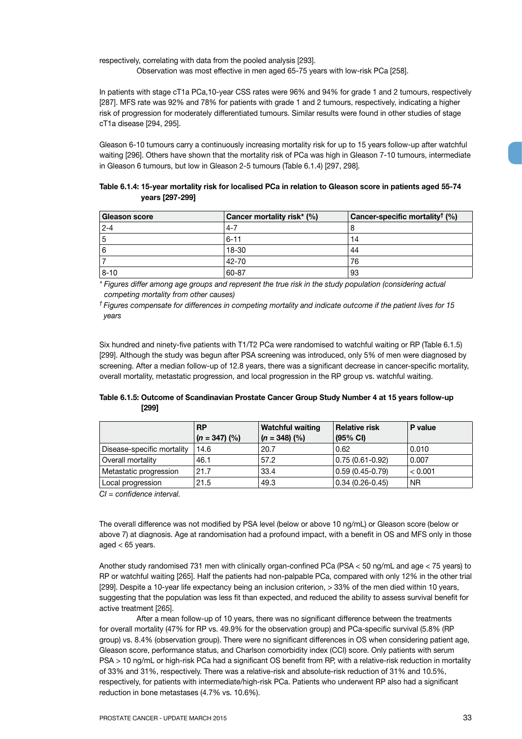respectively, correlating with data from the pooled analysis [293].

Observation was most effective in men aged 65-75 years with low-risk PCa [258].

In patients with stage cT1a PCa,10-year CSS rates were 96% and 94% for grade 1 and 2 tumours, respectively [287]. MFS rate was 92% and 78% for patients with grade 1 and 2 tumours, respectively, indicating a higher risk of progression for moderately differentiated tumours. Similar results were found in other studies of stage cT1a disease [294, 295].

Gleason 6-10 tumours carry a continuously increasing mortality risk for up to 15 years follow-up after watchful waiting [296]. Others have shown that the mortality risk of PCa was high in Gleason 7-10 tumours, intermediate in Gleason 6 tumours, but low in Gleason 2-5 tumours (Table 6.1.4) [297, 298].

**Table 6.1.4: 15-year mortality risk for localised PCa in relation to Gleason score in patients aged 55-74 years [297-299]**

| Gleason score | Cancer mortality risk* (%) | Cancer-specific mortality† (%) |
|---|---|---|
| 2-4 | 4-7 | 8 |
| 5 | 6-11 | 14 |
| 6 | 18-30 | 44 |
| 7 | 42-70 | 76 |
| 8-10 | 60-87 | 93 |

*\* Figures differ among age groups and represent the true risk in the study population (considering actual competing mortality from other causes)*

*† Figures compensate for differences in competing mortality and indicate outcome if the patient lives for 15 years*

Six hundred and ninety-five patients with T1/T2 PCa were randomised to watchful waiting or RP (Table 6.1.5) [299]. Although the study was begun after PSA screening was introduced, only 5% of men were diagnosed by screening. After a median follow-up of 12.8 years, there was a significant decrease in cancer-specific mortality, overall mortality, metastatic progression, and local progression in the RP group vs. watchful waiting.

**Table 6.1.5: Outcome of Scandinavian Prostate Cancer Group Study Number 4 at 15 years follow-up [299]**

| | RP (*n* = 347) (%) | Watchful waiting (*n* = 348) (%) | Relative risk (95% CI) | P value |
|---|---|---|---|---|
| Disease-specific mortality | 14.6 | 20.7 | 0.62 | 0.010 |
| Overall mortality | 46.1 | 57.2 | 0.75 (0.61-0.92) | 0.007 |
| Metastatic progression | 21.7 | 33.4 | 0.59 (0.45-0.79) | < 0.001 |
| Local progression | 21.5 | 49.3 | 0.34 (0.26-0.45) | NR |

*CI = confidence interval.*

The overall difference was not modified by PSA level (below or above 10 ng/mL) or Gleason score (below or above 7) at diagnosis. Age at randomisation had a profound impact, with a benefit in OS and MFS only in those aged < 65 years.

Another study randomised 731 men with clinically organ-confined PCa (PSA < 50 ng/mL and age < 75 years) to RP or watchful waiting [265]. Half the patients had non-palpable PCa, compared with only 12% in the other trial [299]. Despite a 10-year life expectancy being an inclusion criterion, > 33% of the men died within 10 years, suggesting that the population was less fit than expected, and reduced the ability to assess survival benefit for active treatment [265].

After a mean follow-up of 10 years, there was no significant difference between the treatments for overall mortality (47% for RP vs. 49.9% for the observation group) and PCa-specific survival (5.8% (RP group) vs. 8.4% (observation group). There were no significant differences in OS when considering patient age, Gleason score, performance status, and Charlson comorbidity index (CCI) score. Only patients with serum PSA > 10 ng/mL or high-risk PCa had a significant OS benefit from RP, with a relative-risk reduction in mortality of 33% and 31%, respectively. There was a relative-risk and absolute-risk reduction of 31% and 10.5%, respectively, for patients with intermediate/high-risk PCa. Patients who underwent RP also had a significant reduction in bone metastases (4.7% vs. 10.6%).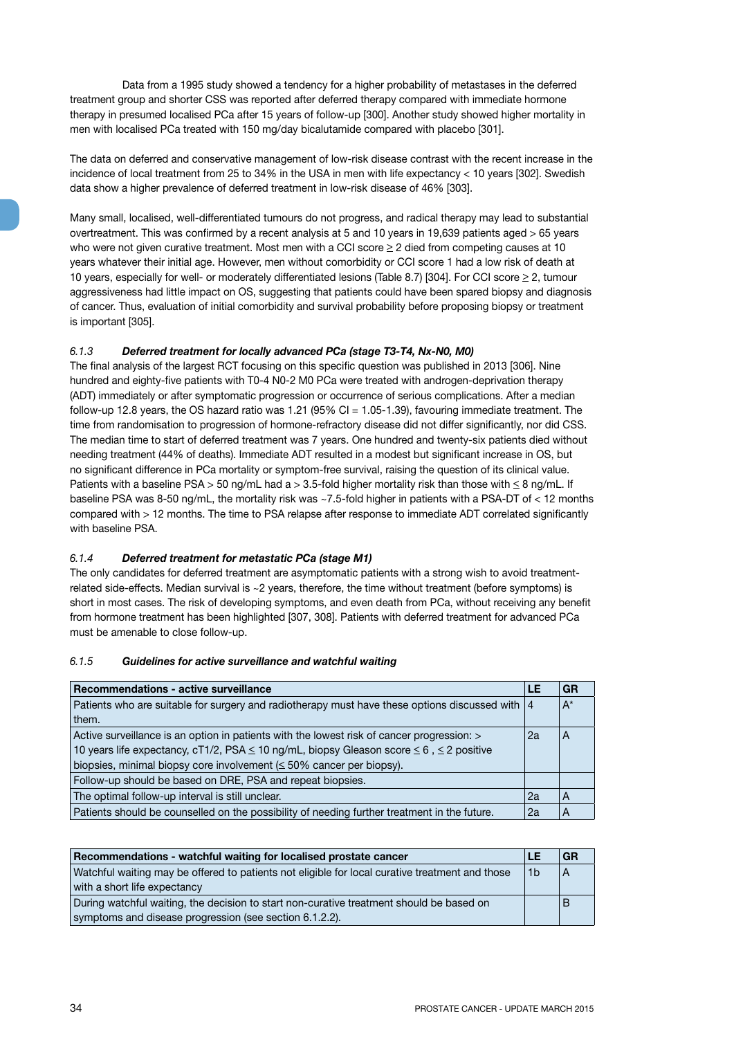Data from a 1995 study showed a tendency for a higher probability of metastases in the deferred treatment group and shorter CSS was reported after deferred therapy compared with immediate hormone therapy in presumed localised PCa after 15 years of follow-up [300]. Another study showed higher mortality in men with localised PCa treated with 150 mg/day bicalutamide compared with placebo [301].

The data on deferred and conservative management of low-risk disease contrast with the recent increase in the incidence of local treatment from 25 to 34% in the USA in men with life expectancy < 10 years [302]. Swedish data show a higher prevalence of deferred treatment in low-risk disease of 46% [303].

Many small, localised, well-differentiated tumours do not progress, and radical therapy may lead to substantial overtreatment. This was confirmed by a recent analysis at 5 and 10 years in 19,639 patients aged > 65 years who were not given curative treatment. Most men with a CCI score ≥ 2 died from competing causes at 10 years whatever their initial age. However, men without comorbidity or CCI score 1 had a low risk of death at 10 years, especially for well- or moderately differentiated lesions (Table 8.7) [304]. For CCI score ≥ 2, tumour aggressiveness had little impact on OS, suggesting that patients could have been spared biopsy and diagnosis of cancer. Thus, evaluation of initial comorbidity and survival probability before proposing biopsy or treatment is important [305].

### *6.1.3 Deferred treatment for locally advanced PCa (stage T3-T4, Nx-N0, M0)*

The final analysis of the largest RCT focusing on this specific question was published in 2013 [306]. Nine hundred and eighty-five patients with T0-4 N0-2 M0 PCa were treated with androgen-deprivation therapy (ADT) immediately or after symptomatic progression or occurrence of serious complications. After a median follow-up 12.8 years, the OS hazard ratio was 1.21 (95% CI = 1.05-1.39), favouring immediate treatment. The time from randomisation to progression of hormone-refractory disease did not differ significantly, nor did CSS. The median time to start of deferred treatment was 7 years. One hundred and twenty-six patients died without needing treatment (44% of deaths). Immediate ADT resulted in a modest but significant increase in OS, but no significant difference in PCa mortality or symptom-free survival, raising the question of its clinical value. Patients with a baseline PSA > 50 ng/mL had a > 3.5-fold higher mortality risk than those with ≤ 8 ng/mL. If baseline PSA was 8-50 ng/mL, the mortality risk was ~7.5-fold higher in patients with a PSA-DT of < 12 months compared with > 12 months. The time to PSA relapse after response to immediate ADT correlated significantly with baseline PSA.

### *6.1.4 Deferred treatment for metastatic PCa (stage M1)*

The only candidates for deferred treatment are asymptomatic patients with a strong wish to avoid treatment-related side-effects. Median survival is ~2 years, therefore, the time without treatment (before symptoms) is short in most cases. The risk of developing symptoms, and even death from PCa, without receiving any benefit from hormone treatment has been highlighted [307, 308]. Patients with deferred treatment for advanced PCa must be amenable to close follow-up.

### *6.1.5 Guidelines for active surveillance and watchful waiting*

| Recommendations - active surveillance | LE | GR |
|---|---|---|
| Patients who are suitable for surgery and radiotherapy must have these options discussed with them. | 4 | A* |
| Active surveillance is an option in patients with the lowest risk of cancer progression: > 10 years life expectancy, cT1/2, PSA ≤ 10 ng/mL, biopsy Gleason score ≤ 6 , ≤ 2 positive biopsies, minimal biopsy core involvement (≤ 50% cancer per biopsy). | 2a | A |
| Follow-up should be based on DRE, PSA and repeat biopsies. | | |
| The optimal follow-up interval is still unclear. | 2a | A |
| Patients should be counselled on the possibility of needing further treatment in the future. | 2a | A |

| Recommendations - watchful waiting for localised prostate cancer | LE | GR |
|---|---|---|
| Watchful waiting may be offered to patients not eligible for local curative treatment and those with a short life expectancy | 1b | A |
| During watchful waiting, the decision to start non-curative treatment should be based on symptoms and disease progression (see section 6.1.2.2). | | B |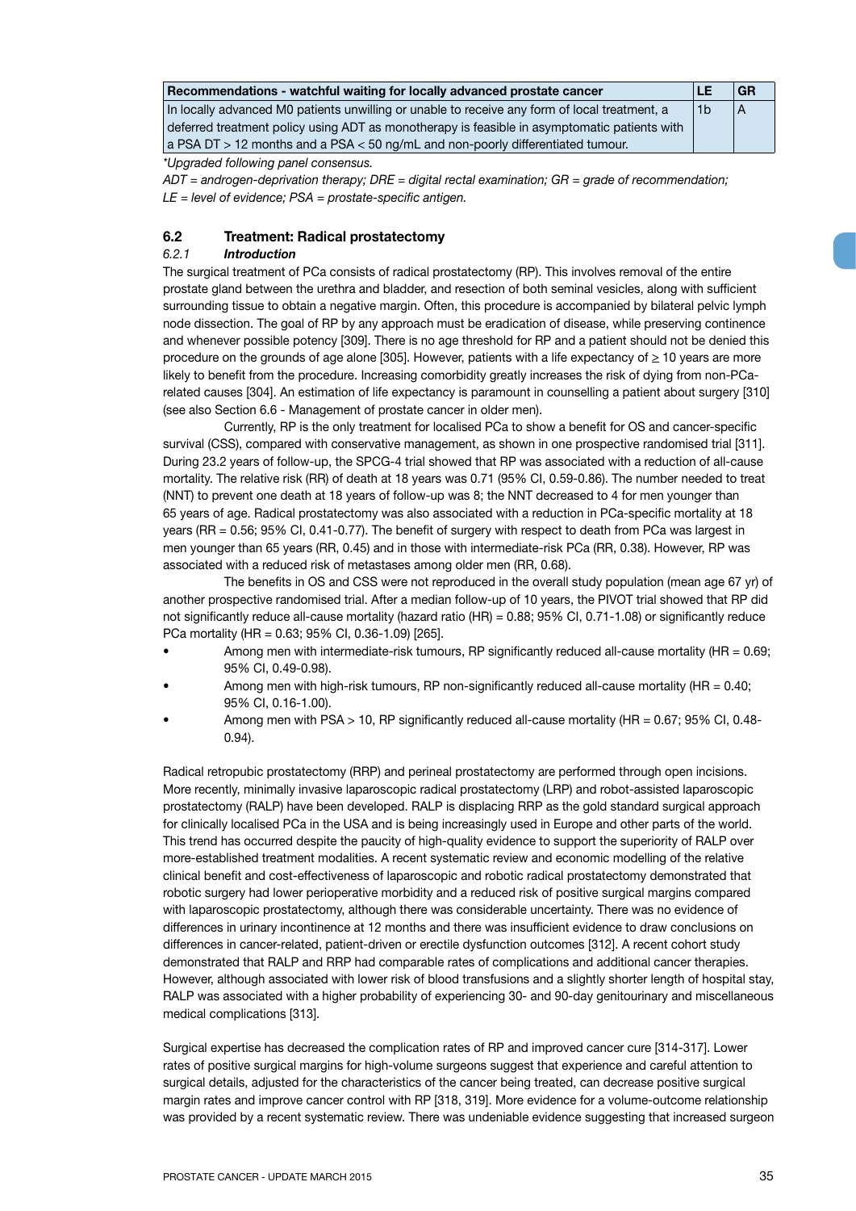| Recommendations - watchful waiting for locally advanced prostate cancer | LE | GR |
|---|---|---|
| In locally advanced M0 patients unwilling or unable to receive any form of local treatment, a deferred treatment policy using ADT as monotherapy is feasible in asymptomatic patients with a PSA DT > 12 months and a PSA < 50 ng/mL and non-poorly differentiated tumour. | 1b | A |

*\*Upgraded following panel consensus.*

*ADT = androgen-deprivation therapy; DRE = digital rectal examination; GR = grade of recommendation; LE = level of evidence; PSA = prostate-specific antigen.*

## 6.2 Treatment: Radical prostatectomy

### *6.2.1 Introduction*

The surgical treatment of PCa consists of radical prostatectomy (RP). This involves removal of the entire prostate gland between the urethra and bladder, and resection of both seminal vesicles, along with sufficient surrounding tissue to obtain a negative margin. Often, this procedure is accompanied by bilateral pelvic lymph node dissection. The goal of RP by any approach must be eradication of disease, while preserving continence and whenever possible potency [309]. There is no age threshold for RP and a patient should not be denied this procedure on the grounds of age alone [305]. However, patients with a life expectancy of ≥ 10 years are more likely to benefit from the procedure. Increasing comorbidity greatly increases the risk of dying from non-PCa-related causes [304]. An estimation of life expectancy is paramount in counselling a patient about surgery [310] (see also Section 6.6 - Management of prostate cancer in older men).

Currently, RP is the only treatment for localised PCa to show a benefit for OS and cancer-specific survival (CSS), compared with conservative management, as shown in one prospective randomised trial [311]. During 23.2 years of follow-up, the SPCG-4 trial showed that RP was associated with a reduction of all-cause mortality. The relative risk (RR) of death at 18 years was 0.71 (95% CI, 0.59-0.86). The number needed to treat (NNT) to prevent one death at 18 years of follow-up was 8; the NNT decreased to 4 for men younger than 65 years of age. Radical prostatectomy was also associated with a reduction in PCa-specific mortality at 18 years (RR = 0.56; 95% CI, 0.41-0.77). The benefit of surgery with respect to death from PCa was largest in men younger than 65 years (RR, 0.45) and in those with intermediate-risk PCa (RR, 0.38). However, RP was associated with a reduced risk of metastases among older men (RR, 0.68).

The benefits in OS and CSS were not reproduced in the overall study population (mean age 67 yr) of another prospective randomised trial. After a median follow-up of 10 years, the PIVOT trial showed that RP did not significantly reduce all-cause mortality (hazard ratio (HR) = 0.88; 95% CI, 0.71-1.08) or significantly reduce PCa mortality (HR = 0.63; 95% CI, 0.36-1.09) [265].

- Among men with intermediate-risk tumours, RP significantly reduced all-cause mortality (HR = 0.69; 95% CI, 0.49-0.98).
- Among men with high-risk tumours, RP non-significantly reduced all-cause mortality (HR = 0.40; 95% CI, 0.16-1.00).
- Among men with PSA > 10, RP significantly reduced all-cause mortality (HR = 0.67; 95% CI, 0.48-0.94).

Radical retropubic prostatectomy (RRP) and perineal prostatectomy are performed through open incisions. More recently, minimally invasive laparoscopic radical prostatectomy (LRP) and robot-assisted laparoscopic prostatectomy (RALP) have been developed. RALP is displacing RRP as the gold standard surgical approach for clinically localised PCa in the USA and is being increasingly used in Europe and other parts of the world. This trend has occurred despite the paucity of high-quality evidence to support the superiority of RALP over more-established treatment modalities. A recent systematic review and economic modelling of the relative clinical benefit and cost-effectiveness of laparoscopic and robotic radical prostatectomy demonstrated that robotic surgery had lower perioperative morbidity and a reduced risk of positive surgical margins compared with laparoscopic prostatectomy, although there was considerable uncertainty. There was no evidence of differences in urinary incontinence at 12 months and there was insufficient evidence to draw conclusions on differences in cancer-related, patient-driven or erectile dysfunction outcomes [312]. A recent cohort study demonstrated that RALP and RRP had comparable rates of complications and additional cancer therapies. However, although associated with lower risk of blood transfusions and a slightly shorter length of hospital stay, RALP was associated with a higher probability of experiencing 30- and 90-day genitourinary and miscellaneous medical complications [313].

Surgical expertise has decreased the complication rates of RP and improved cancer cure [314-317]. Lower rates of positive surgical margins for high-volume surgeons suggest that experience and careful attention to surgical details, adjusted for the characteristics of the cancer being treated, can decrease positive surgical margin rates and improve cancer control with RP [318, 319]. More evidence for a volume-outcome relationship was provided by a recent systematic review. There was undeniable evidence suggesting that increased surgeon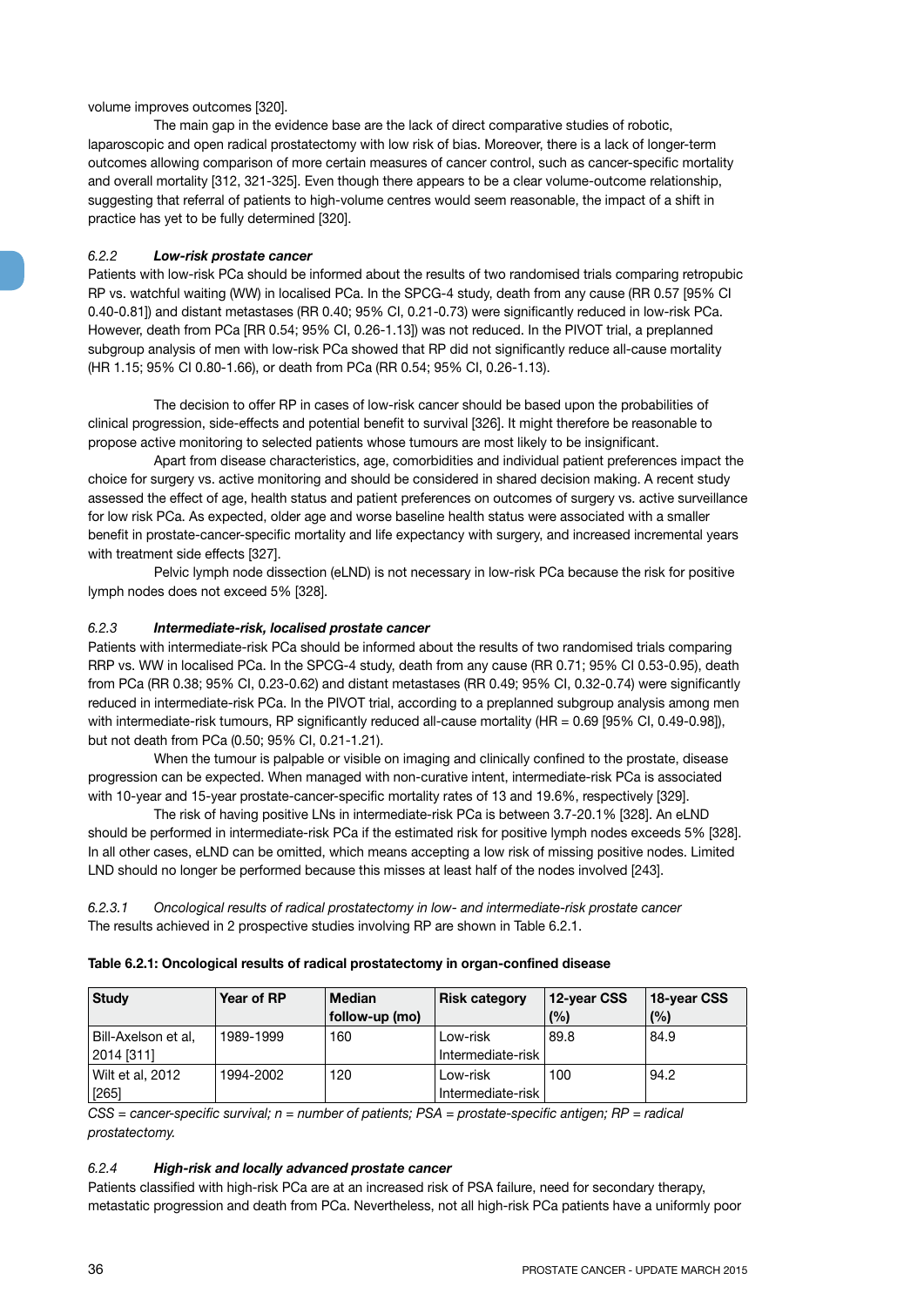volume improves outcomes [320].

The main gap in the evidence base are the lack of direct comparative studies of robotic, laparoscopic and open radical prostatectomy with low risk of bias. Moreover, there is a lack of longer-term outcomes allowing comparison of more certain measures of cancer control, such as cancer-specific mortality and overall mortality [312, 321-325]. Even though there appears to be a clear volume-outcome relationship, suggesting that referral of patients to high-volume centres would seem reasonable, the impact of a shift in practice has yet to be fully determined [320].

### *6.2.2* ***Low-risk prostate cancer***

Patients with low-risk PCa should be informed about the results of two randomised trials comparing retropubic RP vs. watchful waiting (WW) in localised PCa. In the SPCG-4 study, death from any cause (RR 0.57 [95% CI 0.40-0.81]) and distant metastases (RR 0.40; 95% CI, 0.21-0.73) were significantly reduced in low-risk PCa. However, death from PCa [RR 0.54; 95% CI, 0.26-1.13]) was not reduced. In the PIVOT trial, a preplanned subgroup analysis of men with low-risk PCa showed that RP did not significantly reduce all-cause mortality (HR 1.15; 95% CI 0.80-1.66), or death from PCa (RR 0.54; 95% CI, 0.26-1.13).

The decision to offer RP in cases of low-risk cancer should be based upon the probabilities of clinical progression, side-effects and potential benefit to survival [326]. It might therefore be reasonable to propose active monitoring to selected patients whose tumours are most likely to be insignificant.

Apart from disease characteristics, age, comorbidities and individual patient preferences impact the choice for surgery vs. active monitoring and should be considered in shared decision making. A recent study assessed the effect of age, health status and patient preferences on outcomes of surgery vs. active surveillance for low risk PCa. As expected, older age and worse baseline health status were associated with a smaller benefit in prostate-cancer-specific mortality and life expectancy with surgery, and increased incremental years with treatment side effects [327].

Pelvic lymph node dissection (eLND) is not necessary in low-risk PCa because the risk for positive lymph nodes does not exceed 5% [328].

### *6.2.3* ***Intermediate-risk, localised prostate cancer***

Patients with intermediate-risk PCa should be informed about the results of two randomised trials comparing RRP vs. WW in localised PCa. In the SPCG-4 study, death from any cause (RR 0.71; 95% CI 0.53-0.95), death from PCa (RR 0.38; 95% CI, 0.23-0.62) and distant metastases (RR 0.49; 95% CI, 0.32-0.74) were significantly reduced in intermediate-risk PCa. In the PIVOT trial, according to a preplanned subgroup analysis among men with intermediate-risk tumours, RP significantly reduced all-cause mortality (HR = 0.69 [95% CI, 0.49-0.98]), but not death from PCa (0.50; 95% CI, 0.21-1.21).

When the tumour is palpable or visible on imaging and clinically confined to the prostate, disease progression can be expected. When managed with non-curative intent, intermediate-risk PCa is associated with 10-year and 15-year prostate-cancer-specific mortality rates of 13 and 19.6%, respectively [329].

The risk of having positive LNs in intermediate-risk PCa is between 3.7-20.1% [328]. An eLND should be performed in intermediate-risk PCa if the estimated risk for positive lymph nodes exceeds 5% [328]. In all other cases, eLND can be omitted, which means accepting a low risk of missing positive nodes. Limited LND should no longer be performed because this misses at least half of the nodes involved [243].

#### *6.2.3.1* *Oncological results of radical prostatectomy in low- and intermediate-risk prostate cancer*

The results achieved in 2 prospective studies involving RP are shown in Table 6.2.1.

**Table 6.2.1: Oncological results of radical prostatectomy in organ-confined disease**

| Study | Year of RP | Median follow-up (mo) | Risk category | 12-year CSS (%) | 18-year CSS (%) |
|---|---|---|---|---|---|
| Bill-Axelson et al, 2014 [311] | 1989-1999 | 160 | Low-risk Intermediate-risk | 89.8 | 84.9 |
| Wilt et al, 2012 [265] | 1994-2002 | 120 | Low-risk Intermediate-risk | 100 | 94.2 |

*CSS = cancer-specific survival; n = number of patients; PSA = prostate-specific antigen; RP = radical prostatectomy.*

### *6.2.4* ***High-risk and locally advanced prostate cancer***

Patients classified with high-risk PCa are at an increased risk of PSA failure, need for secondary therapy, metastatic progression and death from PCa. Nevertheless, not all high-risk PCa patients have a uniformly poor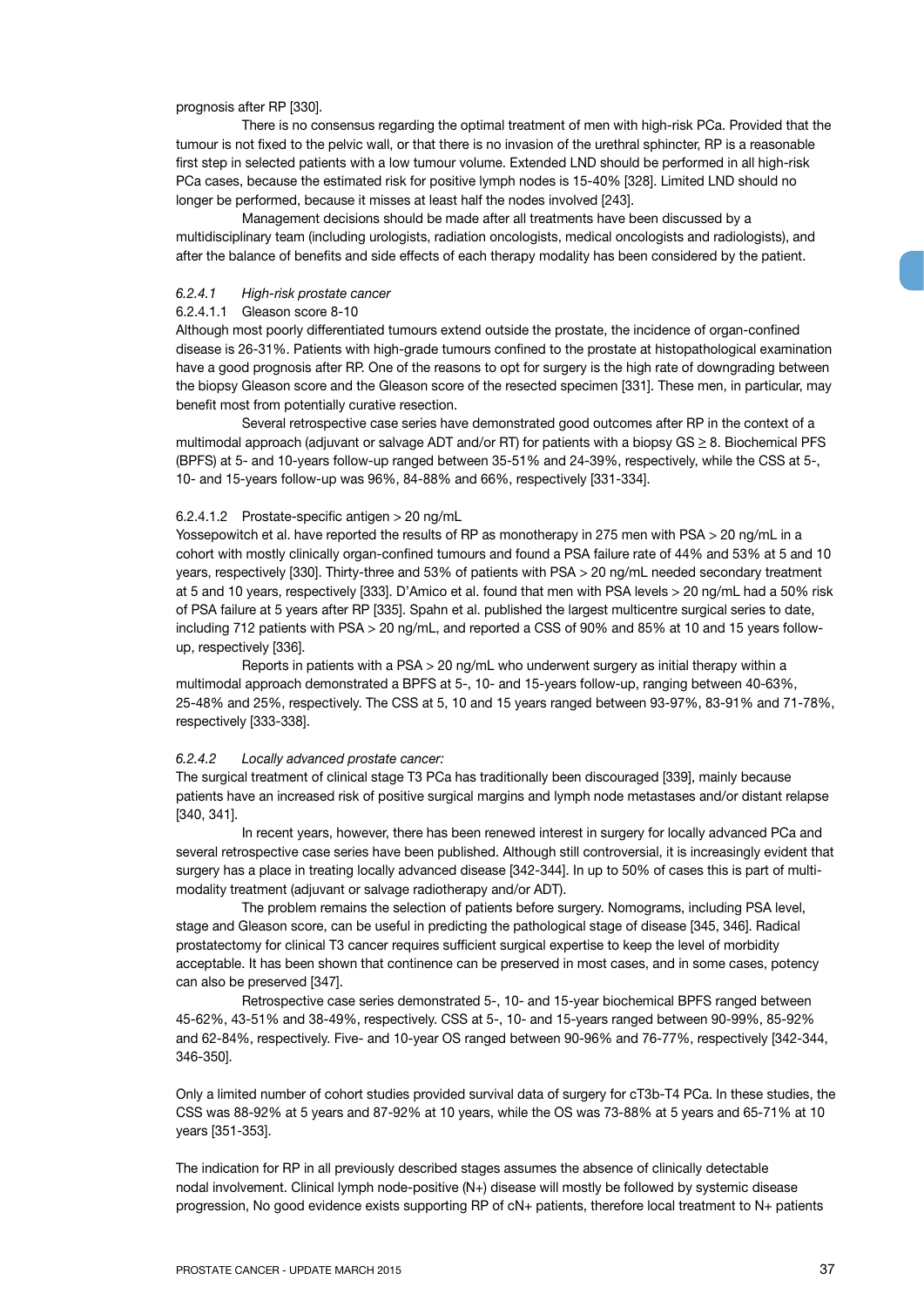prognosis after RP [330].

There is no consensus regarding the optimal treatment of men with high-risk PCa. Provided that the tumour is not fixed to the pelvic wall, or that there is no invasion of the urethral sphincter, RP is a reasonable first step in selected patients with a low tumour volume. Extended LND should be performed in all high-risk PCa cases, because the estimated risk for positive lymph nodes is 15-40% [328]. Limited LND should no longer be performed, because it misses at least half the nodes involved [243].

Management decisions should be made after all treatments have been discussed by a multidisciplinary team (including urologists, radiation oncologists, medical oncologists and radiologists), and after the balance of benefits and side effects of each therapy modality has been considered by the patient.

#### *6.2.4.1 High-risk prostate cancer*

##### 6.2.4.1.1 Gleason score 8-10

Although most poorly differentiated tumours extend outside the prostate, the incidence of organ-confined disease is 26-31%. Patients with high-grade tumours confined to the prostate at histopathological examination have a good prognosis after RP. One of the reasons to opt for surgery is the high rate of downgrading between the biopsy Gleason score and the Gleason score of the resected specimen [331]. These men, in particular, may benefit most from potentially curative resection.

Several retrospective case series have demonstrated good outcomes after RP in the context of a multimodal approach (adjuvant or salvage ADT and/or RT) for patients with a biopsy GS ≥ 8. Biochemical PFS (BPFS) at 5- and 10-years follow-up ranged between 35-51% and 24-39%, respectively, while the CSS at 5-, 10- and 15-years follow-up was 96%, 84-88% and 66%, respectively [331-334].

##### 6.2.4.1.2 Prostate-specific antigen > 20 ng/mL

Yossepowitch et al. have reported the results of RP as monotherapy in 275 men with PSA > 20 ng/mL in a cohort with mostly clinically organ-confined tumours and found a PSA failure rate of 44% and 53% at 5 and 10 years, respectively [330]. Thirty-three and 53% of patients with PSA > 20 ng/mL needed secondary treatment at 5 and 10 years, respectively [333]. D'Amico et al. found that men with PSA levels > 20 ng/mL had a 50% risk of PSA failure at 5 years after RP [335]. Spahn et al. published the largest multicentre surgical series to date, including 712 patients with PSA > 20 ng/mL, and reported a CSS of 90% and 85% at 10 and 15 years follow-up, respectively [336].

Reports in patients with a PSA > 20 ng/mL who underwent surgery as initial therapy within a multimodal approach demonstrated a BPFS at 5-, 10- and 15-years follow-up, ranging between 40-63%, 25-48% and 25%, respectively. The CSS at 5, 10 and 15 years ranged between 93-97%, 83-91% and 71-78%, respectively [333-338].

#### *6.2.4.2 Locally advanced prostate cancer:*

The surgical treatment of clinical stage T3 PCa has traditionally been discouraged [339], mainly because patients have an increased risk of positive surgical margins and lymph node metastases and/or distant relapse [340, 341].

In recent years, however, there has been renewed interest in surgery for locally advanced PCa and several retrospective case series have been published. Although still controversial, it is increasingly evident that surgery has a place in treating locally advanced disease [342-344]. In up to 50% of cases this is part of multi-modality treatment (adjuvant or salvage radiotherapy and/or ADT).

The problem remains the selection of patients before surgery. Nomograms, including PSA level, stage and Gleason score, can be useful in predicting the pathological stage of disease [345, 346]. Radical prostatectomy for clinical T3 cancer requires sufficient surgical expertise to keep the level of morbidity acceptable. It has been shown that continence can be preserved in most cases, and in some cases, potency can also be preserved [347].

Retrospective case series demonstrated 5-, 10- and 15-year biochemical BPFS ranged between 45-62%, 43-51% and 38-49%, respectively. CSS at 5-, 10- and 15-years ranged between 90-99%, 85-92% and 62-84%, respectively. Five- and 10-year OS ranged between 90-96% and 76-77%, respectively [342-344, 346-350].

Only a limited number of cohort studies provided survival data of surgery for cT3b-T4 PCa. In these studies, the CSS was 88-92% at 5 years and 87-92% at 10 years, while the OS was 73-88% at 5 years and 65-71% at 10 years [351-353].

The indication for RP in all previously described stages assumes the absence of clinically detectable nodal involvement. Clinical lymph node-positive (N+) disease will mostly be followed by systemic disease progression, No good evidence exists supporting RP of cN+ patients, therefore local treatment to N+ patients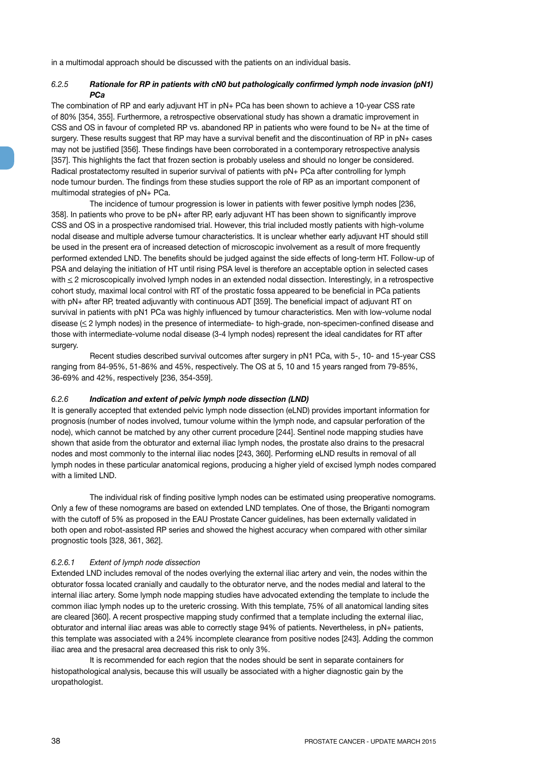in a multimodal approach should be discussed with the patients on an individual basis.

### 6.2.5 *Rationale for RP in patients with cN0 but pathologically confirmed lymph node invasion (pN1) PCa*

The combination of RP and early adjuvant HT in pN+ PCa has been shown to achieve a 10-year CSS rate of 80% [354, 355]. Furthermore, a retrospective observational study has shown a dramatic improvement in CSS and OS in favour of completed RP vs. abandoned RP in patients who were found to be N+ at the time of surgery. These results suggest that RP may have a survival benefit and the discontinuation of RP in pN+ cases may not be justified [356]. These findings have been corroborated in a contemporary retrospective analysis [357]. This highlights the fact that frozen section is probably useless and should no longer be considered. Radical prostatectomy resulted in superior survival of patients with pN+ PCa after controlling for lymph node tumour burden. The findings from these studies support the role of RP as an important component of multimodal strategies of pN+ PCa.

The incidence of tumour progression is lower in patients with fewer positive lymph nodes [236, 358]. In patients who prove to be pN+ after RP, early adjuvant HT has been shown to significantly improve CSS and OS in a prospective randomised trial. However, this trial included mostly patients with high-volume nodal disease and multiple adverse tumour characteristics. It is unclear whether early adjuvant HT should still be used in the present era of increased detection of microscopic involvement as a result of more frequently performed extended LND. The benefits should be judged against the side effects of long-term HT. Follow-up of PSA and delaying the initiation of HT until rising PSA level is therefore an acceptable option in selected cases with ≤ 2 microscopically involved lymph nodes in an extended nodal dissection. Interestingly, in a retrospective cohort study, maximal local control with RT of the prostatic fossa appeared to be beneficial in PCa patients with pN+ after RP, treated adjuvantly with continuous ADT [359]. The beneficial impact of adjuvant RT on survival in patients with pN1 PCa was highly influenced by tumour characteristics. Men with low-volume nodal disease (≤ 2 lymph nodes) in the presence of intermediate- to high-grade, non-specimen-confined disease and those with intermediate-volume nodal disease (3-4 lymph nodes) represent the ideal candidates for RT after surgery.

Recent studies described survival outcomes after surgery in pN1 PCa, with 5-, 10- and 15-year CSS ranging from 84-95%, 51-86% and 45%, respectively. The OS at 5, 10 and 15 years ranged from 79-85%, 36-69% and 42%, respectively [236, 354-359].

### 6.2.6 *Indication and extent of pelvic lymph node dissection (LND)*

It is generally accepted that extended pelvic lymph node dissection (eLND) provides important information for prognosis (number of nodes involved, tumour volume within the lymph node, and capsular perforation of the node), which cannot be matched by any other current procedure [244]. Sentinel node mapping studies have shown that aside from the obturator and external iliac lymph nodes, the prostate also drains to the presacral nodes and most commonly to the internal iliac nodes [243, 360]. Performing eLND results in removal of all lymph nodes in these particular anatomical regions, producing a higher yield of excised lymph nodes compared with a limited LND.

The individual risk of finding positive lymph nodes can be estimated using preoperative nomograms. Only a few of these nomograms are based on extended LND templates. One of those, the Briganti nomogram with the cutoff of 5% as proposed in the EAU Prostate Cancer guidelines, has been externally validated in both open and robot-assisted RP series and showed the highest accuracy when compared with other similar prognostic tools [328, 361, 362].

#### 6.2.6.1 *Extent of lymph node dissection*

Extended LND includes removal of the nodes overlying the external iliac artery and vein, the nodes within the obturator fossa located cranially and caudally to the obturator nerve, and the nodes medial and lateral to the internal iliac artery. Some lymph node mapping studies have advocated extending the template to include the common iliac lymph nodes up to the ureteric crossing. With this template, 75% of all anatomical landing sites are cleared [360]. A recent prospective mapping study confirmed that a template including the external iliac, obturator and internal iliac areas was able to correctly stage 94% of patients. Nevertheless, in pN+ patients, this template was associated with a 24% incomplete clearance from positive nodes [243]. Adding the common iliac area and the presacral area decreased this risk to only 3%.

It is recommended for each region that the nodes should be sent in separate containers for histopathological analysis, because this will usually be associated with a higher diagnostic gain by the uropathologist.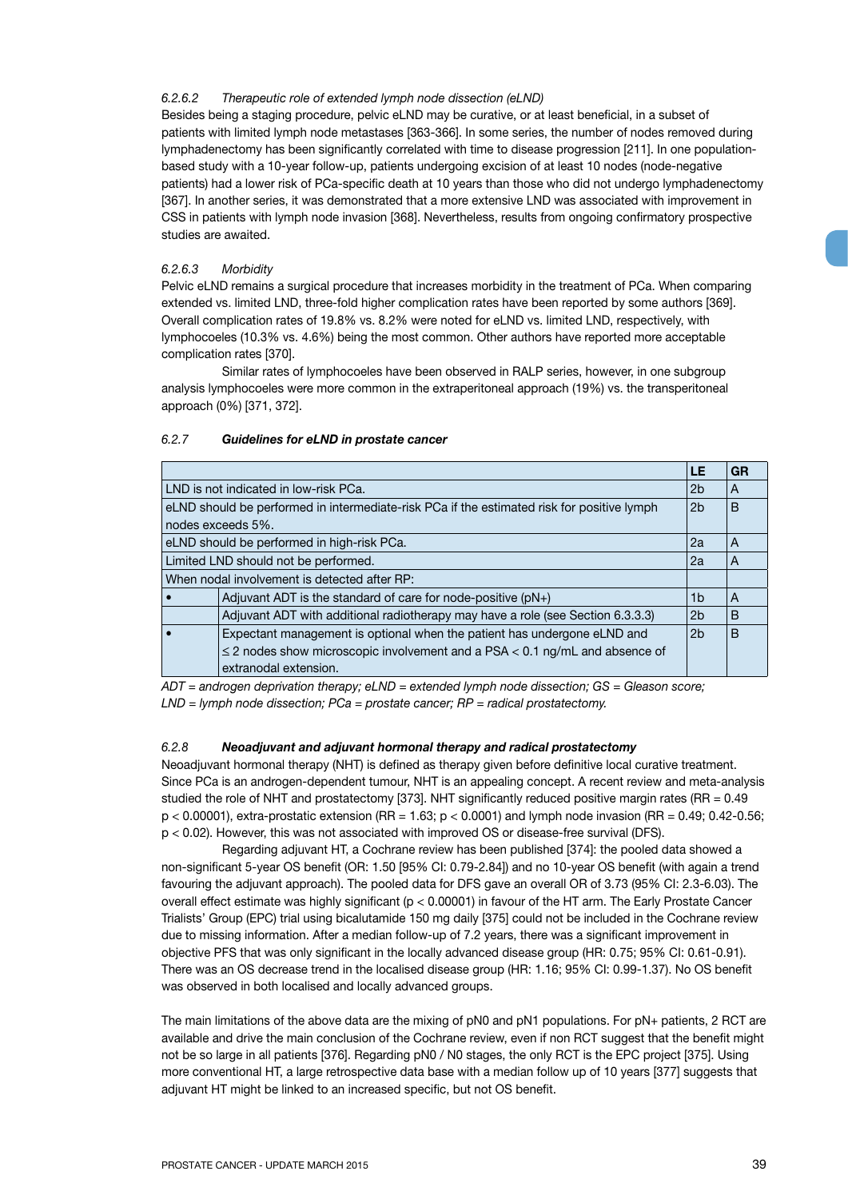#### *6.2.6.2 Therapeutic role of extended lymph node dissection (eLND)*

Besides being a staging procedure, pelvic eLND may be curative, or at least beneficial, in a subset of patients with limited lymph node metastases [363-366]. In some series, the number of nodes removed during lymphadenectomy has been significantly correlated with time to disease progression [211]. In one population-based study with a 10-year follow-up, patients undergoing excision of at least 10 nodes (node-negative patients) had a lower risk of PCa-specific death at 10 years than those who did not undergo lymphadenectomy [367]. In another series, it was demonstrated that a more extensive LND was associated with improvement in CSS in patients with lymph node invasion [368]. Nevertheless, results from ongoing confirmatory prospective studies are awaited.

#### *6.2.6.3 Morbidity*

Pelvic eLND remains a surgical procedure that increases morbidity in the treatment of PCa. When comparing extended vs. limited LND, three-fold higher complication rates have been reported by some authors [369]. Overall complication rates of 19.8% vs. 8.2% were noted for eLND vs. limited LND, respectively, with lymphocoeles (10.3% vs. 4.6%) being the most common. Other authors have reported more acceptable complication rates [370].

Similar rates of lymphocoeles have been observed in RALP series, however, in one subgroup analysis lymphocoeles were more common in the extraperitoneal approach (19%) vs. the transperitoneal approach (0%) [371, 372].

### *6.2.7 **Guidelines for eLND in prostate cancer***

| | | LE | GR |
|---|---|---|---|
| LND is not indicated in low-risk PCa. | | 2b | A |
| eLND should be performed in intermediate-risk PCa if the estimated risk for positive lymph nodes exceeds 5%. | | 2b | B |
| eLND should be performed in high-risk PCa. | | 2a | A |
| Limited LND should not be performed. | | 2a | A |
| When nodal involvement is detected after RP: | | | |
| • | Adjuvant ADT is the standard of care for node-positive (pN+) | 1b | A |
| | Adjuvant ADT with additional radiotherapy may have a role (see Section 6.3.3.3) | 2b | B |
| • | Expectant management is optional when the patient has undergone eLND and ≤ 2 nodes show microscopic involvement and a PSA < 0.1 ng/mL and absence of extranodal extension. | 2b | B |

*ADT = androgen deprivation therapy; eLND = extended lymph node dissection; GS = Gleason score; LND = lymph node dissection; PCa = prostate cancer; RP = radical prostatectomy.*

### *6.2.8 **Neoadjuvant and adjuvant hormonal therapy and radical prostatectomy***

Neoadjuvant hormonal therapy (NHT) is defined as therapy given before definitive local curative treatment. Since PCa is an androgen-dependent tumour, NHT is an appealing concept. A recent review and meta-analysis studied the role of NHT and prostatectomy [373]. NHT significantly reduced positive margin rates (RR = 0.49 $p < 0.00001$), extra-prostatic extension (RR = 1.63; $p < 0.0001$) and lymph node invasion (RR = 0.49; 0.42-0.56; $p < 0.02$). However, this was not associated with improved OS or disease-free survival (DFS).

Regarding adjuvant HT, a Cochrane review has been published [374]: the pooled data showed a non-significant 5-year OS benefit (OR: 1.50 [95% CI: 0.79-2.84]) and no 10-year OS benefit (with again a trend favouring the adjuvant approach). The pooled data for DFS gave an overall OR of 3.73 (95% CI: 2.3-6.03). The overall effect estimate was highly significant ($p < 0.00001$) in favour of the HT arm. The Early Prostate Cancer Trialists' Group (EPC) trial using bicalutamide 150 mg daily [375] could not be included in the Cochrane review due to missing information. After a median follow-up of 7.2 years, there was a significant improvement in objective PFS that was only significant in the locally advanced disease group (HR: 0.75; 95% CI: 0.61-0.91). There was an OS decrease trend in the localised disease group (HR: 1.16; 95% CI: 0.99-1.37). No OS benefit was observed in both localised and locally advanced groups.

The main limitations of the above data are the mixing of pN0 and pN1 populations. For pN+ patients, 2 RCT are available and drive the main conclusion of the Cochrane review, even if non RCT suggest that the benefit might not be so large in all patients [376]. Regarding pN0 / N0 stages, the only RCT is the EPC project [375]. Using more conventional HT, a large retrospective data base with a median follow up of 10 years [377] suggests that adjuvant HT might be linked to an increased specific, but not OS benefit.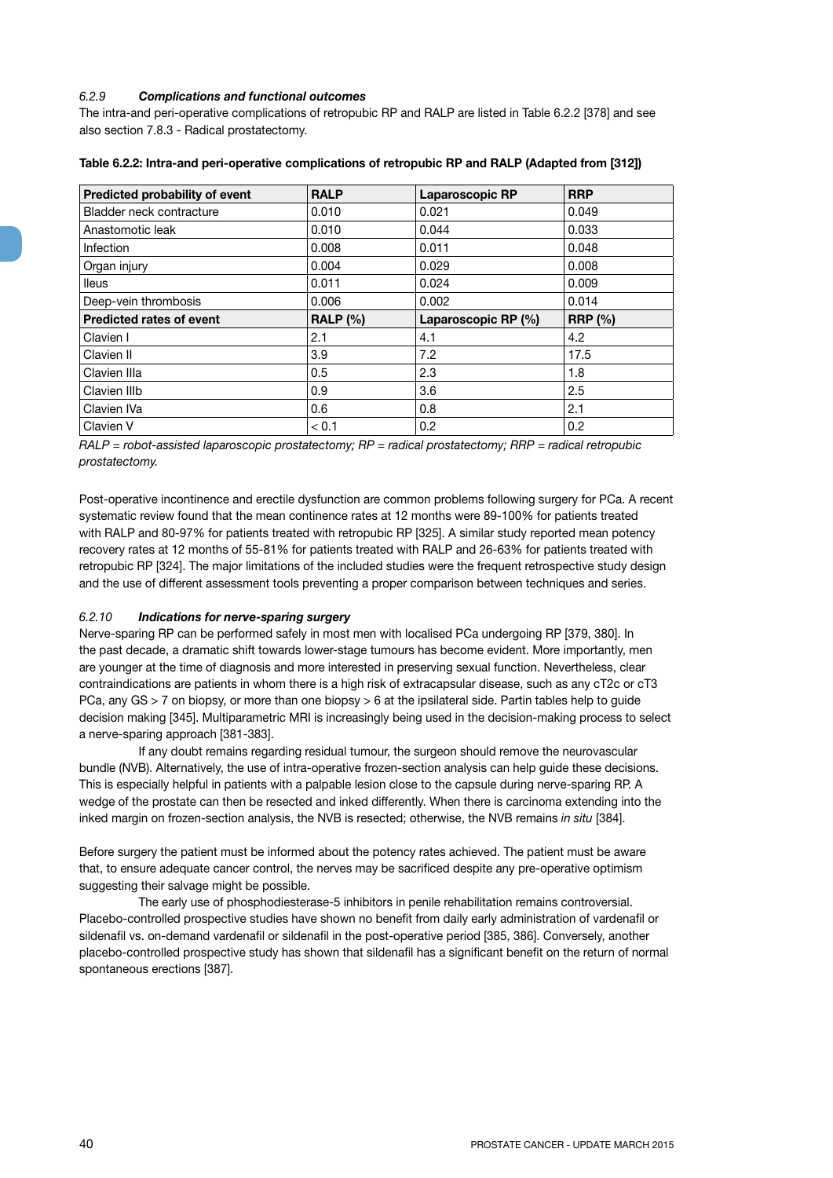#### *6.2.9 Complications and functional outcomes*

The intra-and peri-operative complications of retropubic RP and RALP are listed in Table 6.2.2 [378] and see also section 7.8.3 - Radical prostatectomy.

**Table 6.2.2: Intra-and peri-operative complications of retropubic RP and RALP (Adapted from [312])**

| **Predicted probability of event** | **RALP** | **Laparoscopic RP** | **RRP** |
|---|---|---|---|
| Bladder neck contracture | 0.010 | 0.021 | 0.049 |
| Anastomotic leak | 0.010 | 0.044 | 0.033 |
| Infection | 0.008 | 0.011 | 0.048 |
| Organ injury | 0.004 | 0.029 | 0.008 |
| Ileus | 0.011 | 0.024 | 0.009 |
| Deep-vein thrombosis | 0.006 | 0.002 | 0.014 |
| **Predicted rates of event** | **RALP (%)** | **Laparoscopic RP (%)** | **RRP (%)** |
| Clavien I | 2.1 | 4.1 | 4.2 |
| Clavien II | 3.9 | 7.2 | 17.5 |
| Clavien IIIa | 0.5 | 2.3 | 1.8 |
| Clavien IIIb | 0.9 | 3.6 | 2.5 |
| Clavien IVa | 0.6 | 0.8 | 2.1 |
| Clavien V | < 0.1 | 0.2 | 0.2 |

*RALP = robot-assisted laparoscopic prostatectomy; RP = radical prostatectomy; RRP = radical retropubic prostatectomy.*

Post-operative incontinence and erectile dysfunction are common problems following surgery for PCa. A recent systematic review found that the mean continence rates at 12 months were 89-100% for patients treated with RALP and 80-97% for patients treated with retropubic RP [325]. A similar study reported mean potency recovery rates at 12 months of 55-81% for patients treated with RALP and 26-63% for patients treated with retropubic RP [324]. The major limitations of the included studies were the frequent retrospective study design and the use of different assessment tools preventing a proper comparison between techniques and series.

#### *6.2.10 Indications for nerve-sparing surgery*

Nerve-sparing RP can be performed safely in most men with localised PCa undergoing RP [379, 380]. In the past decade, a dramatic shift towards lower-stage tumours has become evident. More importantly, men are younger at the time of diagnosis and more interested in preserving sexual function. Nevertheless, clear contraindications are patients in whom there is a high risk of extracapsular disease, such as any cT2c or cT3 PCa, any GS > 7 on biopsy, or more than one biopsy > 6 at the ipsilateral side. Partin tables help to guide decision making [345]. Multiparametric MRI is increasingly being used in the decision-making process to select a nerve-sparing approach [381-383].

If any doubt remains regarding residual tumour, the surgeon should remove the neurovascular bundle (NVB). Alternatively, the use of intra-operative frozen-section analysis can help guide these decisions. This is especially helpful in patients with a palpable lesion close to the capsule during nerve-sparing RP. A wedge of the prostate can then be resected and inked differently. When there is carcinoma extending into the inked margin on frozen-section analysis, the NVB is resected; otherwise, the NVB remains *in situ* [384].

Before surgery the patient must be informed about the potency rates achieved. The patient must be aware that, to ensure adequate cancer control, the nerves may be sacrificed despite any pre-operative optimism suggesting their salvage might be possible.

The early use of phosphodiesterase-5 inhibitors in penile rehabilitation remains controversial. Placebo-controlled prospective studies have shown no benefit from daily early administration of vardenafil or sildenafil vs. on-demand vardenafil or sildenafil in the post-operative period [385, 386]. Conversely, another placebo-controlled prospective study has shown that sildenafil has a significant benefit on the return of normal spontaneous erections [387].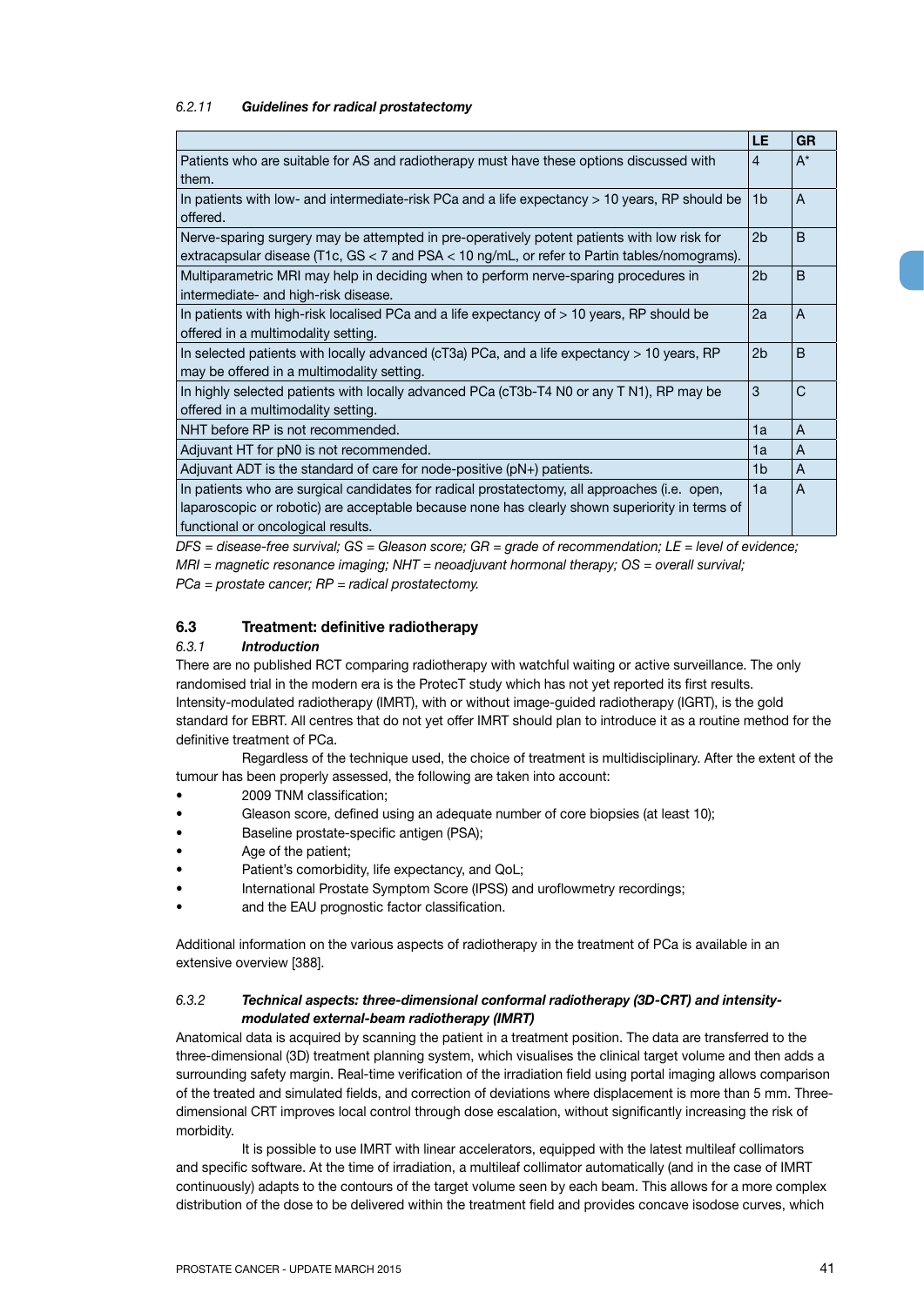#### 6.2.11 *Guidelines for radical prostatectomy*

| | LE | GR |
|---|---|---|
| Patients who are suitable for AS and radiotherapy must have these options discussed with them. | 4 | A* |
| In patients with low- and intermediate-risk PCa and a life expectancy > 10 years, RP should be offered. | 1b | A |
| Nerve-sparing surgery may be attempted in pre-operatively potent patients with low risk for extracapsular disease (T1c, GS < 7 and PSA < 10 ng/mL, or refer to Partin tables/nomograms). | 2b | B |
| Multiparametric MRI may help in deciding when to perform nerve-sparing procedures in intermediate- and high-risk disease. | 2b | B |
| In patients with high-risk localised PCa and a life expectancy of > 10 years, RP should be offered in a multimodality setting. | 2a | A |
| In selected patients with locally advanced (cT3a) PCa, and a life expectancy > 10 years, RP may be offered in a multimodality setting. | 2b | B |
| In highly selected patients with locally advanced PCa (cT3b-T4 N0 or any T N1), RP may be offered in a multimodality setting. | 3 | C |
| NHT before RP is not recommended. | 1a | A |
| Adjuvant HT for pN0 is not recommended. | 1a | A |
| Adjuvant ADT is the standard of care for node-positive (pN+) patients. | 1b | A |
| In patients who are surgical candidates for radical prostatectomy, all approaches (i.e. open, laparoscopic or robotic) are acceptable because none has clearly shown superiority in terms of functional or oncological results. | 1a | A |

*DFS = disease-free survival; GS = Gleason score; GR = grade of recommendation; LE = level of evidence; MRI = magnetic resonance imaging; NHT = neoadjuvant hormonal therapy; OS = overall survival; PCa = prostate cancer; RP = radical prostatectomy.*

## 6.3 Treatment: definitive radiotherapy

### 6.3.1 *Introduction*

There are no published RCT comparing radiotherapy with watchful waiting or active surveillance. The only randomised trial in the modern era is the ProtecT study which has not yet reported its first results. Intensity-modulated radiotherapy (IMRT), with or without image-guided radiotherapy (IGRT), is the gold standard for EBRT. All centres that do not yet offer IMRT should plan to introduce it as a routine method for the definitive treatment of PCa.

Regardless of the technique used, the choice of treatment is multidisciplinary. After the extent of the tumour has been properly assessed, the following are taken into account:

- 2009 TNM classification;
- Gleason score, defined using an adequate number of core biopsies (at least 10);
- Baseline prostate-specific antigen (PSA);
- Age of the patient;
- Patient's comorbidity, life expectancy, and QoL;
- International Prostate Symptom Score (IPSS) and uroflowmetry recordings;
- and the EAU prognostic factor classification.

Additional information on the various aspects of radiotherapy in the treatment of PCa is available in an extensive overview [388].

### 6.3.2 *Technical aspects: three-dimensional conformal radiotherapy (3D-CRT) and intensity-modulated external-beam radiotherapy (IMRT)*

Anatomical data is acquired by scanning the patient in a treatment position. The data are transferred to the three-dimensional (3D) treatment planning system, which visualises the clinical target volume and then adds a surrounding safety margin. Real-time verification of the irradiation field using portal imaging allows comparison of the treated and simulated fields, and correction of deviations where displacement is more than 5 mm. Three-dimensional CRT improves local control through dose escalation, without significantly increasing the risk of morbidity.

It is possible to use IMRT with linear accelerators, equipped with the latest multileaf collimators and specific software. At the time of irradiation, a multileaf collimator automatically (and in the case of IMRT continuously) adapts to the contours of the target volume seen by each beam. This allows for a more complex distribution of the dose to be delivered within the treatment field and provides concave isodose curves, which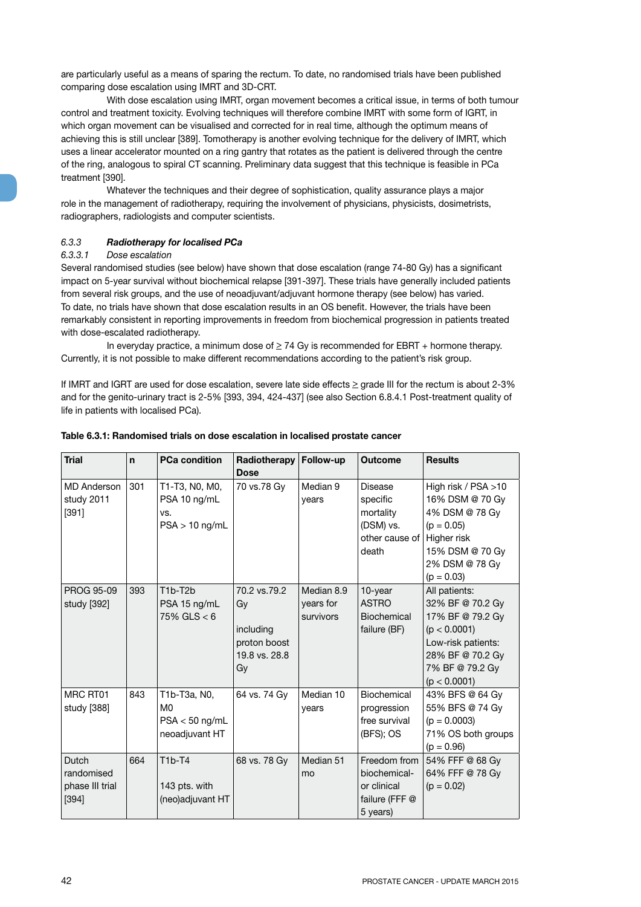are particularly useful as a means of sparing the rectum. To date, no randomised trials have been published comparing dose escalation using IMRT and 3D-CRT.

With dose escalation using IMRT, organ movement becomes a critical issue, in terms of both tumour control and treatment toxicity. Evolving techniques will therefore combine IMRT with some form of IGRT, in which organ movement can be visualised and corrected for in real time, although the optimum means of achieving this is still unclear [389]. Tomotherapy is another evolving technique for the delivery of IMRT, which uses a linear accelerator mounted on a ring gantry that rotates as the patient is delivered through the centre of the ring, analogous to spiral CT scanning. Preliminary data suggest that this technique is feasible in PCa treatment [390].

Whatever the techniques and their degree of sophistication, quality assurance plays a major role in the management of radiotherapy, requiring the involvement of physicians, physicists, dosimetrists, radiographers, radiologists and computer scientists.

### *6.3.3 Radiotherapy for localised PCa*

#### *6.3.3.1 Dose escalation*

Several randomised studies (see below) have shown that dose escalation (range 74-80 Gy) has a significant impact on 5-year survival without biochemical relapse [391-397]. These trials have generally included patients from several risk groups, and the use of neoadjuvant/adjuvant hormone therapy (see below) has varied. To date, no trials have shown that dose escalation results in an OS benefit. However, the trials have been remarkably consistent in reporting improvements in freedom from biochemical progression in patients treated with dose-escalated radiotherapy.

In everyday practice, a minimum dose of ≥ 74 Gy is recommended for EBRT + hormone therapy. Currently, it is not possible to make different recommendations according to the patient's risk group.

If IMRT and IGRT are used for dose escalation, severe late side effects ≥ grade III for the rectum is about 2-3% and for the genito-urinary tract is 2-5% [393, 394, 424-437] (see also Section 6.8.4.1 Post-treatment quality of life in patients with localised PCa).

**Table 6.3.1: Randomised trials on dose escalation in localised prostate cancer**

| Trial | n | PCa condition | Radiotherapy Dose | Follow-up | Outcome | Results |
|---|---|---|---|---|---|---|
| MD Anderson study 2011 [391] | 301 | T1-T3, N0, M0, PSA 10 ng/mL vs. PSA > 10 ng/mL | 70 vs.78 Gy | Median 9 years | Disease specific mortality (DSM) vs. other cause of death | High risk / PSA >10<br>16% DSM @ 70 Gy<br>4% DSM @ 78 Gy<br>($p = 0.05$)<br>Higher risk<br>15% DSM @ 70 Gy<br>2% DSM @ 78 Gy<br>($p = 0.03$) |
| PROG 95-09 study [392] | 393 | T1b-T2b<br>PSA 15 ng/mL<br>75% GLS < 6 | 70.2 vs.79.2 Gy<br><br>including proton boost 19.8 vs. 28.8 Gy | Median 8.9 years for survivors | 10-year ASTRO Biochemical failure (BF) | All patients:<br>32% BF @ 70.2 Gy<br>17% BF @ 79.2 Gy<br>($p < 0.0001$)<br>Low-risk patients:<br>28% BF @ 70.2 Gy<br>7% BF @ 79.2 Gy<br>($p < 0.0001$) |
| MRC RT01 study [388] | 843 | T1b-T3a, N0, M0<br>PSA < 50 ng/mL<br>neoadjuvant HT | 64 vs. 74 Gy | Median 10 years | Biochemical progression free survival (BFS); OS | 43% BFS @ 64 Gy<br>55% BFS @ 74 Gy<br>($p = 0.0003$)<br>71% OS both groups<br>($p = 0.96$) |
| Dutch randomised phase III trial [394] | 664 | T1b-T4<br><br>143 pts. with (neo)adjuvant HT | 68 vs. 78 Gy | Median 51 mo | Freedom from biochemical- or clinical failure (FFF @ 5 years) | 54% FFF @ 68 Gy<br>64% FFF @ 78 Gy<br>($p = 0.02$) |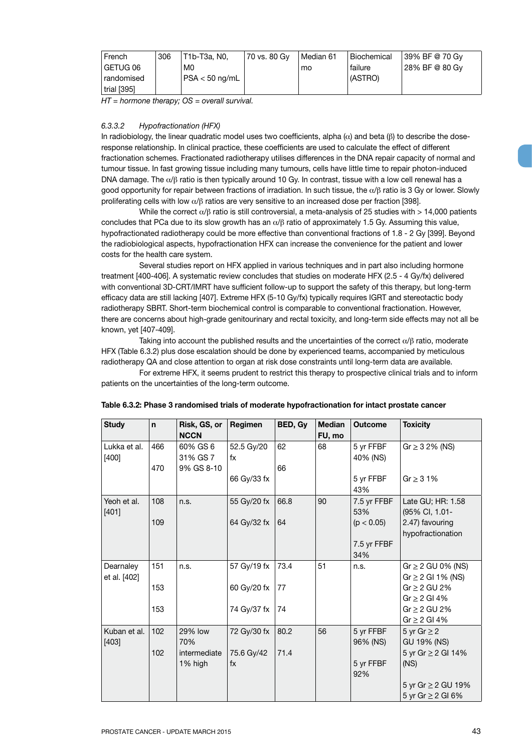| French GETUG 06 randomised trial [395] | 306 | T1b-T3a, N0, M0 PSA < 50 ng/mL | 70 vs. 80 Gy | Median 61 mo | Biochemical failure (ASTRO) | 39% BF @ 70 Gy 28% BF @ 80 Gy |
|---|---|---|---|---|---|---|

*HT = hormone therapy; OS = overall survival.*

#### *6.3.3.2 Hypofractionation (HFX)*

In radiobiology, the linear quadratic model uses two coefficients, alpha ($\alpha$) and beta ($\beta$) to describe the dose-response relationship. In clinical practice, these coefficients are used to calculate the effect of different fractionation schemes. Fractionated radiotherapy utilises differences in the DNA repair capacity of normal and tumour tissue. In fast growing tissue including many tumours, cells have little time to repair photon-induced DNA damage. The $\alpha/\beta$ ratio is then typically around 10 Gy. In contrast, tissue with a low cell renewal has a good opportunity for repair between fractions of irradiation. In such tissue, the $\alpha/\beta$ ratio is 3 Gy or lower. Slowly proliferating cells with low $\alpha/\beta$ ratios are very sensitive to an increased dose per fraction [398].

While the correct $\alpha/\beta$ ratio is still controversial, a meta-analysis of 25 studies with > 14,000 patients concludes that PCa due to its slow growth has an $\alpha/\beta$ ratio of approximately 1.5 Gy. Assuming this value, hypofractionated radiotherapy could be more effective than conventional fractions of 1.8 - 2 Gy [399]. Beyond the radiobiological aspects, hypofractionation HFX can increase the convenience for the patient and lower costs for the health care system.

Several studies report on HFX applied in various techniques and in part also including hormone treatment [400-406]. A systematic review concludes that studies on moderate HFX (2.5 - 4 Gy/fx) delivered with conventional 3D-CRT/IMRT have sufficient follow-up to support the safety of this therapy, but long-term efficacy data are still lacking [407]. Extreme HFX (5-10 Gy/fx) typically requires IGRT and stereotactic body radiotherapy SBRT. Short-term biochemical control is comparable to conventional fractionation. However, there are concerns about high-grade genitourinary and rectal toxicity, and long-term side effects may not all be known, yet [407-409].

Taking into account the published results and the uncertainties of the correct $\alpha/\beta$ ratio, moderate HFX (Table 6.3.2) plus dose escalation should be done by experienced teams, accompanied by meticulous radiotherapy QA and close attention to organ at risk dose constraints until long-term data are available.

For extreme HFX, it seems prudent to restrict this therapy to prospective clinical trials and to inform patients on the uncertainties of the long-term outcome.

**Table 6.3.2: Phase 3 randomised trials of moderate hypofractionation for intact prostate cancer**

| Study | n | Risk, GS, or NCCN | Regimen | BED, Gy | Median FU, mo | Outcome | Toxicity |
|---|---|---|---|---|---|---|---|
| Lukka et al. [400] | 466 | 60% GS 6<br>31% GS 7<br>9% GS 8-10 | 52.5 Gy/20 fx | 62 | 68 | 5 yr FFBF 40% (NS) | Gr ≥ 3 2% (NS) |
| | 470 | | 66 Gy/33 fx | 66 | | 5 yr FFBF 43% | Gr ≥ 3 1% |
| Yeoh et al. [401] | 108 | n.s. | 55 Gy/20 fx | 66.8 | 90 | 7.5 yr FFBF 53% ($p < 0.05$) | Late GU; HR: 1.58 (95% CI, 1.01-2.47) favouring hypofractionation |
| | 109 | | 64 Gy/32 fx | 64 | | 7.5 yr FFBF 34% | |
| Dearnaley et al. [402] | 151 | n.s. | 57 Gy/19 fx | 73.4 | 51 | n.s. | Gr ≥ 2 GU 0% (NS)<br>Gr ≥ 2 GI 1% (NS) |
| | 153 | | 60 Gy/20 fx | 77 | | | Gr ≥ 2 GU 2%<br>Gr ≥ 2 GI 4% |
| | 153 | | 74 Gy/37 fx | 74 | | | Gr ≥ 2 GU 2%<br>Gr ≥ 2 GI 4% |
| Kuban et al. [403] | 102 | 29% low<br>70% intermediate<br>1% high | 72 Gy/30 fx | 80.2 | 56 | 5 yr FFBF 96% (NS) | 5 yr Gr ≥ 2 GU 19% (NS)<br>5 yr Gr ≥ 2 GI 14% (NS) |
| | 102 | | 75.6 Gy/42 fx | 71.4 | | 5 yr FFBF 92% | 5 yr Gr ≥ 2 GU 19%<br>5 yr Gr ≥ 2 GI 6% |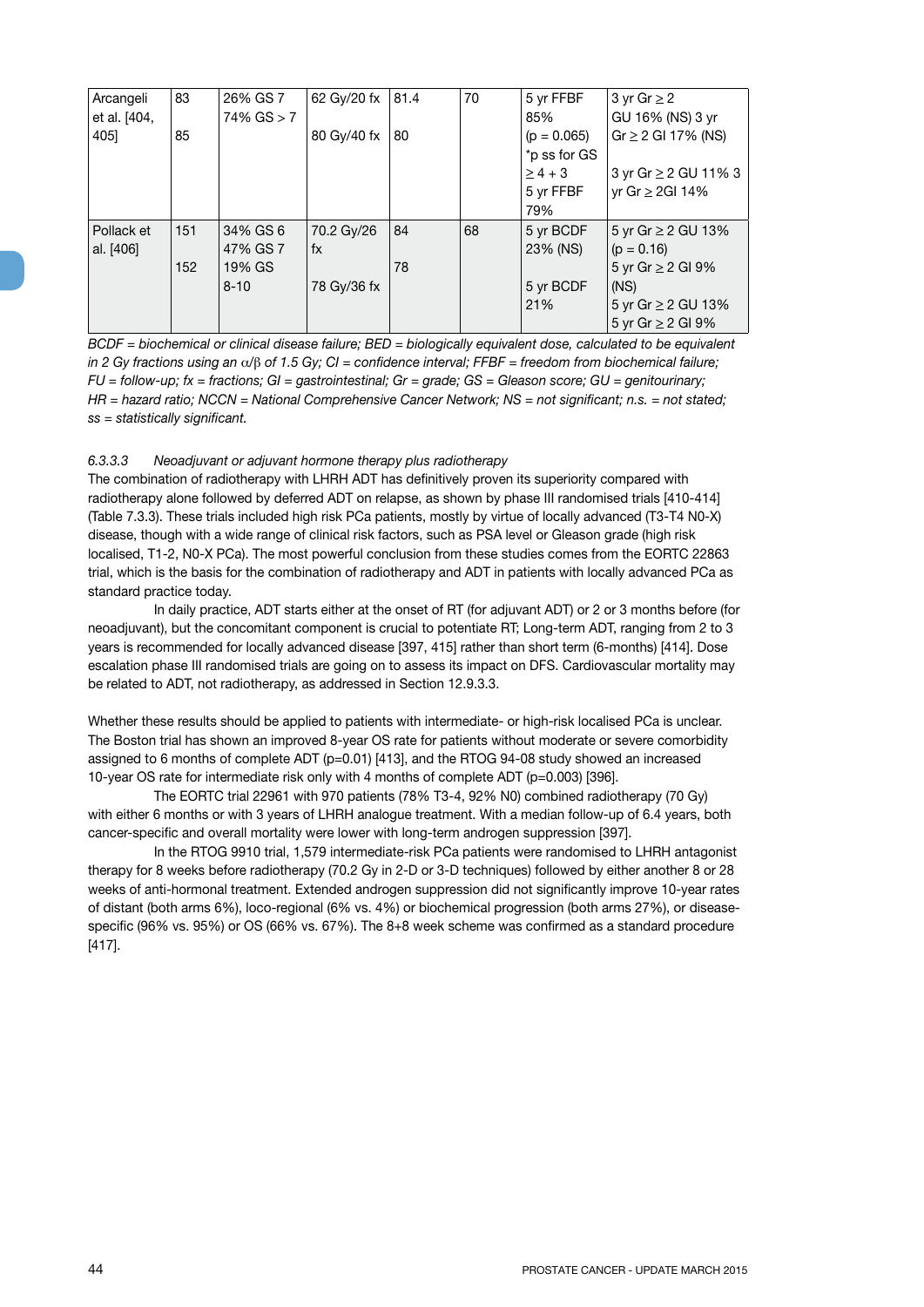| Arcangeli et al. [404, 405] | 83<br><br>85 | 26% GS 7<br>74% GS > 7 | 62 Gy/20 fx<br><br>80 Gy/40 fx | 81.4<br><br>80 | 70 | 5 yr FFBF 85%<br>(p = 0.065)<br>*p ss for GS ≥ 4 + 3<br>5 yr FFBF 79% | 3 yr Gr ≥ 2 GU 16% (NS) 3 yr Gr ≥ 2 GI 17% (NS)<br><br>3 yr Gr ≥ 2 GU 11% 3 yr Gr ≥ 2GI 14% |
|---|---|---|---|---|---|---|---|
| Pollack et al. [406] | 151<br><br>152 | 34% GS 6<br>47% GS 7<br>19% GS 8-10 | 70.2 Gy/26 fx<br><br>78 Gy/36 fx | 84<br><br>78 | 68 | 5 yr BCDF 23% (NS)<br><br>5 yr BCDF 21% | 5 yr Gr ≥ 2 GU 13% (p = 0.16)<br>5 yr Gr ≥ 2 GI 9% (NS)<br>5 yr Gr ≥ 2 GU 13%<br>5 yr Gr ≥ 2 GI 9% |

*BCDF = biochemical or clinical disease failure; BED = biologically equivalent dose, calculated to be equivalent in 2 Gy fractions using an $\alpha/\beta$ of 1.5 Gy; CI = confidence interval; FFBF = freedom from biochemical failure; FU = follow-up; fx = fractions; GI = gastrointestinal; Gr = grade; GS = Gleason score; GU = genitourinary; HR = hazard ratio; NCCN = National Comprehensive Cancer Network; NS = not significant; n.s. = not stated; ss = statistically significant.*

#### *6.3.3.3 Neoadjuvant or adjuvant hormone therapy plus radiotherapy*

The combination of radiotherapy with LHRH ADT has definitively proven its superiority compared with radiotherapy alone followed by deferred ADT on relapse, as shown by phase III randomised trials [410-414] (Table 7.3.3). These trials included high risk PCa patients, mostly by virtue of locally advanced (T3-T4 N0-X) disease, though with a wide range of clinical risk factors, such as PSA level or Gleason grade (high risk localised, T1-2, N0-X PCa). The most powerful conclusion from these studies comes from the EORTC 22863 trial, which is the basis for the combination of radiotherapy and ADT in patients with locally advanced PCa as standard practice today.

In daily practice, ADT starts either at the onset of RT (for adjuvant ADT) or 2 or 3 months before (for neoadjuvant), but the concomitant component is crucial to potentiate RT; Long-term ADT, ranging from 2 to 3 years is recommended for locally advanced disease [397, 415] rather than short term (6-months) [414]. Dose escalation phase III randomised trials are going on to assess its impact on DFS. Cardiovascular mortality may be related to ADT, not radiotherapy, as addressed in Section 12.9.3.3.

Whether these results should be applied to patients with intermediate- or high-risk localised PCa is unclear. The Boston trial has shown an improved 8-year OS rate for patients without moderate or severe comorbidity assigned to 6 months of complete ADT (p=0.01) [413], and the RTOG 94-08 study showed an increased 10-year OS rate for intermediate risk only with 4 months of complete ADT (p=0.003) [396].

The EORTC trial 22961 with 970 patients (78% T3-4, 92% N0) combined radiotherapy (70 Gy) with either 6 months or with 3 years of LHRH analogue treatment. With a median follow-up of 6.4 years, both cancer-specific and overall mortality were lower with long-term androgen suppression [397].

In the RTOG 9910 trial, 1,579 intermediate-risk PCa patients were randomised to LHRH antagonist therapy for 8 weeks before radiotherapy (70.2 Gy in 2-D or 3-D techniques) followed by either another 8 or 28 weeks of anti-hormonal treatment. Extended androgen suppression did not significantly improve 10-year rates of distant (both arms 6%), loco-regional (6% vs. 4%) or biochemical progression (both arms 27%), or disease-specific (96% vs. 95%) or OS (66% vs. 67%). The 8+8 week scheme was confirmed as a standard procedure [417].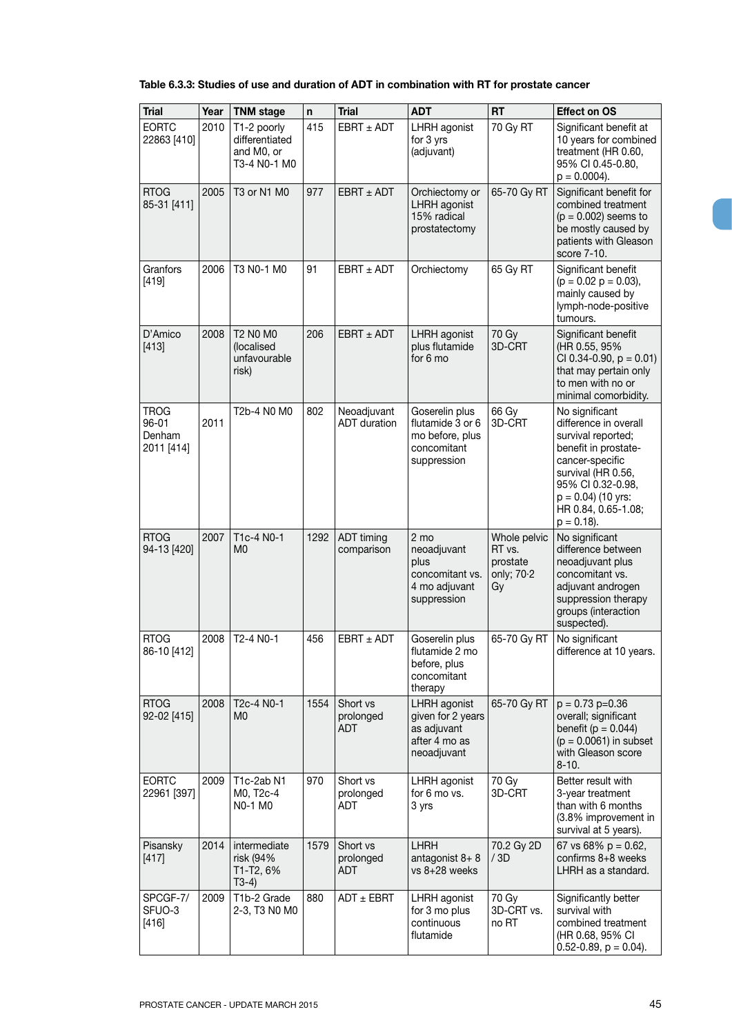**Table 6.3.3: Studies of use and duration of ADT in combination with RT for prostate cancer**

| Trial | Year | TNM stage | n | Trial | ADT | RT | Effect on OS |
|---|---|---|---|---|---|---|---|
| EORTC 22863 [410] | 2010 | T1-2 poorly differentiated and M0, or T3-4 N0-1 M0 | 415 | EBRT ± ADT | LHRH agonist for 3 yrs (adjuvant) | 70 Gy RT | Significant benefit at 10 years for combined treatment (HR 0.60, 95% CI 0.45-0.80, p = 0.0004). |
| RTOG 85-31 [411] | 2005 | T3 or N1 M0 | 977 | EBRT ± ADT | Orchiectomy or LHRH agonist 15% radical prostatectomy | 65-70 Gy RT | Significant benefit for combined treatment (p = 0.002) seems to be mostly caused by patients with Gleason score 7-10. |
| Granfors [419] | 2006 | T3 N0-1 M0 | 91 | EBRT ± ADT | Orchiectomy | 65 Gy RT | Significant benefit (p = 0.02 p = 0.03), mainly caused by lymph-node-positive tumours. |
| D'Amico [413] | 2008 | T2 N0 M0 (localised unfavourable risk) | 206 | EBRT ± ADT | LHRH agonist plus flutamide for 6 mo | 70 Gy 3D-CRT | Significant benefit (HR 0.55, 95% CI 0.34-0.90, p = 0.01) that may pertain only to men with no or minimal comorbidity. |
| TROG 96-01 Denham 2011 [414] | 2011 | T2b-4 N0 M0 | 802 | Neoadjuvant ADT duration | Goserelin plus flutamide 3 or 6 mo before, plus concomitant suppression | 66 Gy 3D-CRT | No significant difference in overall survival reported; benefit in prostate-cancer-specific survival (HR 0.56, 95% CI 0.32-0.98, p = 0.04) (10 yrs: HR 0.84, 0.65-1.08; p = 0.18). |
| RTOG 94-13 [420] | 2007 | T1c-4 N0-1 M0 | 1292 | ADT timing comparison | 2 mo neoadjuvant plus concomitant vs. 4 mo adjuvant suppression | Whole pelvic RT vs. prostate only; 70·2 Gy | No significant difference between neoadjuvant plus concomitant vs. adjuvant androgen suppression therapy groups (interaction suspected). |
| RTOG 86-10 [412] | 2008 | T2-4 N0-1 | 456 | EBRT ± ADT | Goserelin plus flutamide 2 mo before, plus concomitant therapy | 65-70 Gy RT | No significant difference at 10 years. |
| RTOG 92-02 [415] | 2008 | T2c-4 N0-1 M0 | 1554 | Short vs prolonged ADT | LHRH agonist given for 2 years as adjuvant after 4 mo as neoadjuvant | 65-70 Gy RT | p = 0.73 p=0.36 overall; significant benefit (p = 0.044) (p = 0.0061) in subset with Gleason score 8-10. |
| EORTC 22961 [397] | 2009 | T1c-2ab N1 M0, T2c-4 N0-1 M0 | 970 | Short vs prolonged ADT | LHRH agonist for 6 mo vs. 3 yrs | 70 Gy 3D-CRT | Better result with 3-year treatment than with 6 months (3.8% improvement in survival at 5 years). |
| Pisansky [417] | 2014 | intermediate risk (94% T1-T2, 6% T3-4) | 1579 | Short vs prolonged ADT | LHRH antagonist 8+ 8 vs 8+28 weeks | 70.2 Gy 2D / 3D | 67 vs 68% p = 0.62, confirms 8+8 weeks LHRH as a standard. |
| SPCGF-7/ SFUO-3 [416] | 2009 | T1b-2 Grade 2-3, T3 N0 M0 | 880 | ADT ± EBRT | LHRH agonist for 3 mo plus continuous flutamide | 70 Gy 3D-CRT vs. no RT | Significantly better survival with combined treatment (HR 0.68, 95% CI 0.52-0.89, p = 0.04). |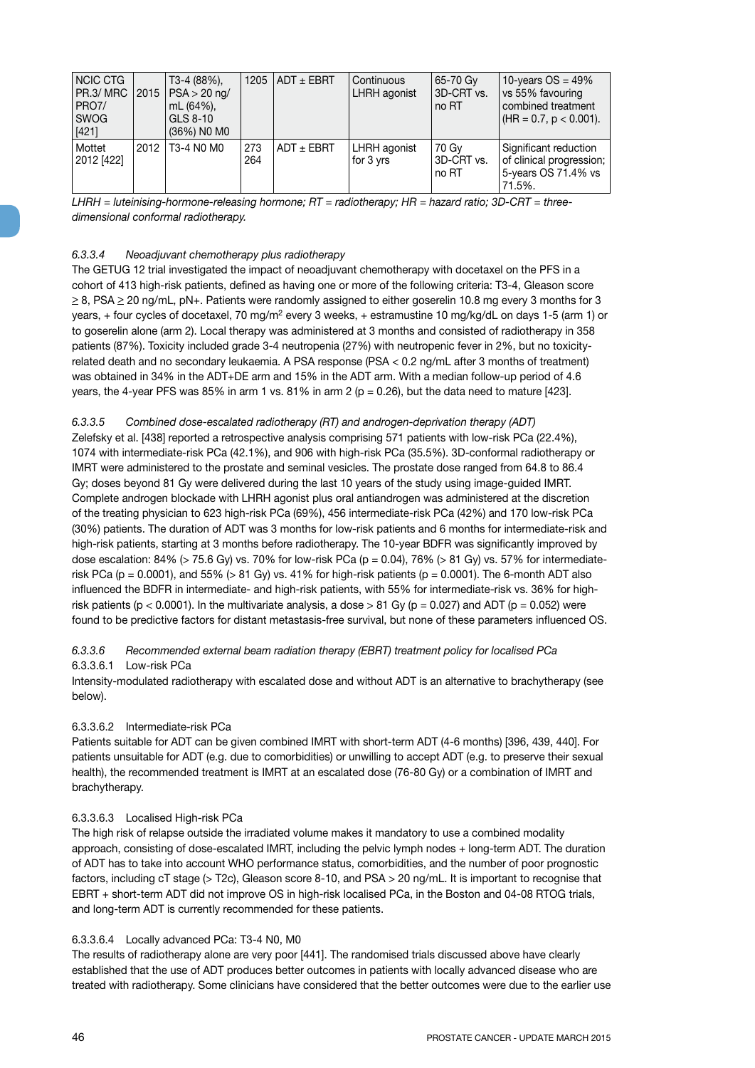| NCIC CTG PR.3/ MRC PRO7/ SWOG [421] | 2015 | T3-4 (88%), PSA > 20 ng/ mL (64%), GLS 8-10 (36%) N0 M0 | 1205 | ADT ± EBRT | Continuous LHRH agonist | 65-70 Gy 3D-CRT vs. no RT | 10-years OS = 49% vs 55% favouring combined treatment (HR = 0.7, p < 0.001). |
|---|---|---|---|---|---|---|---|
| Mottet 2012 [422] | 2012 | T3-4 N0 M0 | 273 264 | ADT ± EBRT | LHRH agonist for 3 yrs | 70 Gy 3D-CRT vs. no RT | Significant reduction of clinical progression; 5-years OS 71.4% vs 71.5%. |

*LHRH = luteinising-hormone-releasing hormone; RT = radiotherapy; HR = hazard ratio; 3D-CRT = three-dimensional conformal radiotherapy.*

#### 6.3.3.4 Neoadjuvant chemotherapy plus radiotherapy

The GETUG 12 trial investigated the impact of neoadjuvant chemotherapy with docetaxel on the PFS in a cohort of 413 high-risk patients, defined as having one or more of the following criteria: T3-4, Gleason score ≥ 8, PSA ≥ 20 ng/mL, pN+. Patients were randomly assigned to either goserelin 10.8 mg every 3 months for 3 years, + four cycles of docetaxel, 70 mg/m$^2$ every 3 weeks, + estramustine 10 mg/kg/dL on days 1-5 (arm 1) or to goserelin alone (arm 2). Local therapy was administered at 3 months and consisted of radiotherapy in 358 patients (87%). Toxicity included grade 3-4 neutropenia (27%) with neutropenic fever in 2%, but no toxicity-related death and no secondary leukaemia. A PSA response (PSA < 0.2 ng/mL after 3 months of treatment) was obtained in 34% in the ADT+DE arm and 15% in the ADT arm. With a median follow-up period of 4.6 years, the 4-year PFS was 85% in arm 1 vs. 81% in arm 2 (p = 0.26), but the data need to mature [423].

#### 6.3.3.5 Combined dose-escalated radiotherapy (RT) and androgen-deprivation therapy (ADT)

Zelefsky et al. [438] reported a retrospective analysis comprising 571 patients with low-risk PCa (22.4%), 1074 with intermediate-risk PCa (42.1%), and 906 with high-risk PCa (35.5%). 3D-conformal radiotherapy or IMRT were administered to the prostate and seminal vesicles. The prostate dose ranged from 64.8 to 86.4 Gy; doses beyond 81 Gy were delivered during the last 10 years of the study using image-guided IMRT. Complete androgen blockade with LHRH agonist plus oral antiandrogen was administered at the discretion of the treating physician to 623 high-risk PCa (69%), 456 intermediate-risk PCa (42%) and 170 low-risk PCa (30%) patients. The duration of ADT was 3 months for low-risk patients and 6 months for intermediate-risk and high-risk patients, starting at 3 months before radiotherapy. The 10-year BDFR was significantly improved by dose escalation: 84% (> 75.6 Gy) vs. 70% for low-risk PCa (p = 0.04), 76% (> 81 Gy) vs. 57% for intermediate-risk PCa (p = 0.0001), and 55% (> 81 Gy) vs. 41% for high-risk patients (p = 0.0001). The 6-month ADT also influenced the BDFR in intermediate- and high-risk patients, with 55% for intermediate-risk vs. 36% for high-risk patients (p < 0.0001). In the multivariate analysis, a dose > 81 Gy (p = 0.027) and ADT (p = 0.052) were found to be predictive factors for distant metastasis-free survival, but none of these parameters influenced OS.

#### 6.3.3.6 Recommended external beam radiation therapy (EBRT) treatment policy for localised PCa

##### 6.3.3.6.1 Low-risk PCa

Intensity-modulated radiotherapy with escalated dose and without ADT is an alternative to brachytherapy (see below).

##### 6.3.3.6.2 Intermediate-risk PCa

Patients suitable for ADT can be given combined IMRT with short-term ADT (4-6 months) [396, 439, 440]. For patients unsuitable for ADT (e.g. due to comorbidities) or unwilling to accept ADT (e.g. to preserve their sexual health), the recommended treatment is IMRT at an escalated dose (76-80 Gy) or a combination of IMRT and brachytherapy.

##### 6.3.3.6.3 Localised High-risk PCa

The high risk of relapse outside the irradiated volume makes it mandatory to use a combined modality approach, consisting of dose-escalated IMRT, including the pelvic lymph nodes + long-term ADT. The duration of ADT has to take into account WHO performance status, comorbidities, and the number of poor prognostic factors, including cT stage (> T2c), Gleason score 8-10, and PSA > 20 ng/mL. It is important to recognise that EBRT + short-term ADT did not improve OS in high-risk localised PCa, in the Boston and 04-08 RTOG trials, and long-term ADT is currently recommended for these patients.

##### 6.3.3.6.4 Locally advanced PCa: T3-4 N0, M0

The results of radiotherapy alone are very poor [441]. The randomised trials discussed above have clearly established that the use of ADT produces better outcomes in patients with locally advanced disease who are treated with radiotherapy. Some clinicians have considered that the better outcomes were due to the earlier use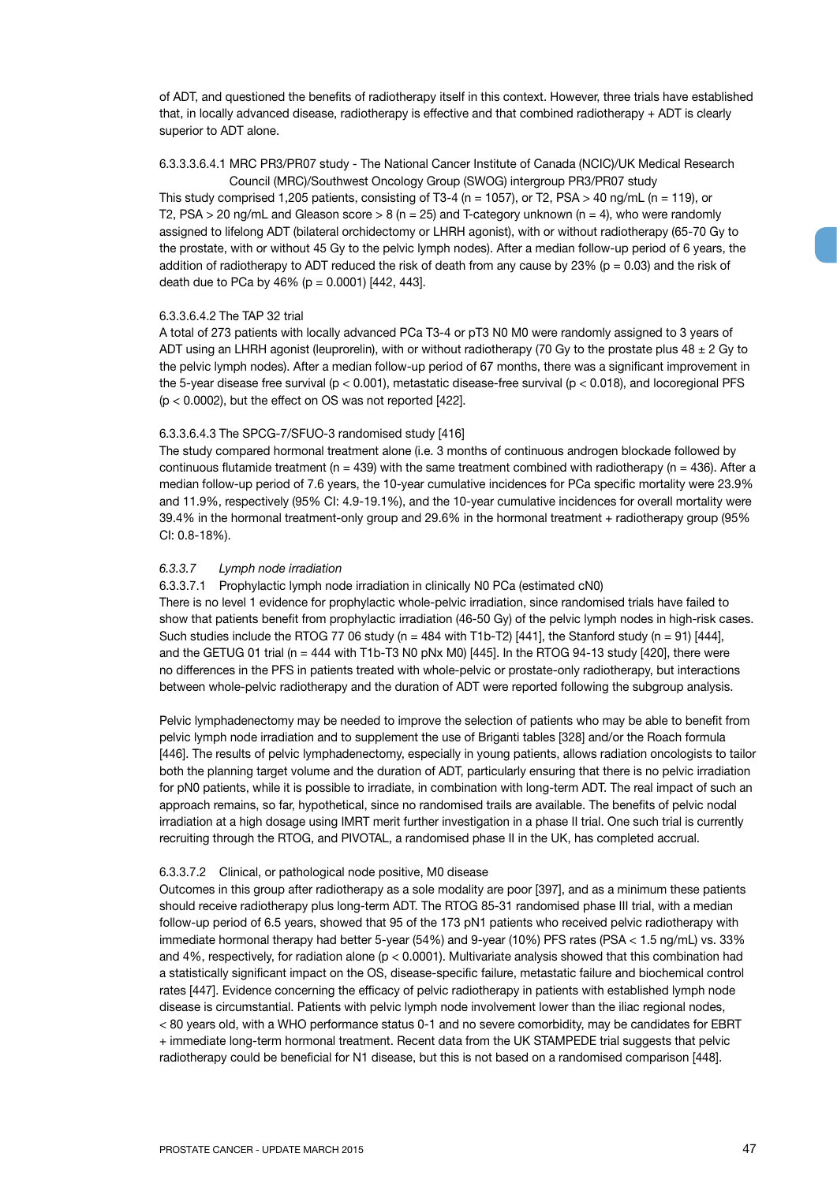of ADT, and questioned the benefits of radiotherapy itself in this context. However, three trials have established that, in locally advanced disease, radiotherapy is effective and that combined radiotherapy + ADT is clearly superior to ADT alone.

##### 6.3.3.3.6.4.1 MRC PR3/PR07 study - The National Cancer Institute of Canada (NCIC)/UK Medical Research Council (MRC)/Southwest Oncology Group (SWOG) intergroup PR3/PR07 study

This study comprised 1,205 patients, consisting of T3-4 (n = 1057), or T2, PSA > 40 ng/mL (n = 119), or T2, PSA > 20 ng/mL and Gleason score > 8 (n = 25) and T-category unknown (n = 4), who were randomly assigned to lifelong ADT (bilateral orchidectomy or LHRH agonist), with or without radiotherapy (65-70 Gy to the prostate, with or without 45 Gy to the pelvic lymph nodes). After a median follow-up period of 6 years, the addition of radiotherapy to ADT reduced the risk of death from any cause by 23% ($p = 0.03$) and the risk of death due to PCa by 46% ($p = 0.0001$) [442, 443].

##### 6.3.3.6.4.2 The TAP 32 trial

A total of 273 patients with locally advanced PCa T3-4 or pT3 N0 M0 were randomly assigned to 3 years of ADT using an LHRH agonist (leuprorelin), with or without radiotherapy (70 Gy to the prostate plus 48 ± 2 Gy to the pelvic lymph nodes). After a median follow-up period of 67 months, there was a significant improvement in the 5-year disease free survival ($p < 0.001$), metastatic disease-free survival ($p < 0.018$), and locoregional PFS ($p < 0.0002$), but the effect on OS was not reported [422].

##### 6.3.3.6.4.3 The SPCG-7/SFUO-3 randomised study [416]

The study compared hormonal treatment alone (i.e. 3 months of continuous androgen blockade followed by continuous flutamide treatment (n = 439) with the same treatment combined with radiotherapy (n = 436). After a median follow-up period of 7.6 years, the 10-year cumulative incidences for PCa specific mortality were 23.9% and 11.9%, respectively (95% CI: 4.9-19.1%), and the 10-year cumulative incidences for overall mortality were 39.4% in the hormonal treatment-only group and 29.6% in the hormonal treatment + radiotherapy group (95% CI: 0.8-18%).

### *6.3.3.7 Lymph node irradiation*

#### 6.3.3.7.1 Prophylactic lymph node irradiation in clinically N0 PCa (estimated cN0)

There is no level 1 evidence for prophylactic whole-pelvic irradiation, since randomised trials have failed to show that patients benefit from prophylactic irradiation (46-50 Gy) of the pelvic lymph nodes in high-risk cases. Such studies include the RTOG 77 06 study (n = 484 with T1b-T2) [441], the Stanford study (n = 91) [444], and the GETUG 01 trial (n = 444 with T1b-T3 N0 pNx M0) [445]. In the RTOG 94-13 study [420], there were no differences in the PFS in patients treated with whole-pelvic or prostate-only radiotherapy, but interactions between whole-pelvic radiotherapy and the duration of ADT were reported following the subgroup analysis.

Pelvic lymphadenectomy may be needed to improve the selection of patients who may be able to benefit from pelvic lymph node irradiation and to supplement the use of Briganti tables [328] and/or the Roach formula [446]. The results of pelvic lymphadenectomy, especially in young patients, allows radiation oncologists to tailor both the planning target volume and the duration of ADT, particularly ensuring that there is no pelvic irradiation for pN0 patients, while it is possible to irradiate, in combination with long-term ADT. The real impact of such an approach remains, so far, hypothetical, since no randomised trails are available. The benefits of pelvic nodal irradiation at a high dosage using IMRT merit further investigation in a phase II trial. One such trial is currently recruiting through the RTOG, and PIVOTAL, a randomised phase II in the UK, has completed accrual.

#### 6.3.3.7.2 Clinical, or pathological node positive, M0 disease

Outcomes in this group after radiotherapy as a sole modality are poor [397], and as a minimum these patients should receive radiotherapy plus long-term ADT. The RTOG 85-31 randomised phase III trial, with a median follow-up period of 6.5 years, showed that 95 of the 173 pN1 patients who received pelvic radiotherapy with immediate hormonal therapy had better 5-year (54%) and 9-year (10%) PFS rates (PSA < 1.5 ng/mL) vs. 33% and 4%, respectively, for radiation alone ($p < 0.0001$). Multivariate analysis showed that this combination had a statistically significant impact on the OS, disease-specific failure, metastatic failure and biochemical control rates [447]. Evidence concerning the efficacy of pelvic radiotherapy in patients with established lymph node disease is circumstantial. Patients with pelvic lymph node involvement lower than the iliac regional nodes, < 80 years old, with a WHO performance status 0-1 and no severe comorbidity, may be candidates for EBRT + immediate long-term hormonal treatment. Recent data from the UK STAMPEDE trial suggests that pelvic radiotherapy could be beneficial for N1 disease, but this is not based on a randomised comparison [448].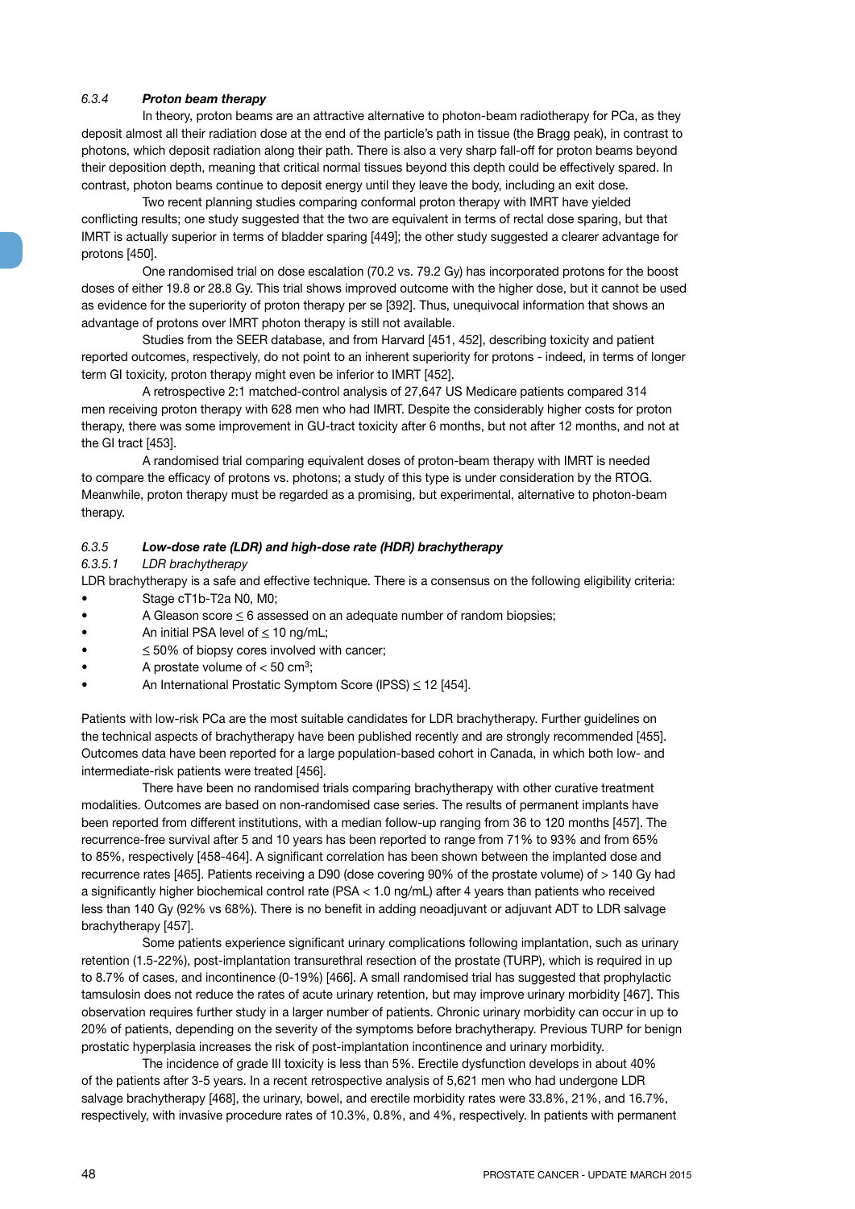### 6.3.4 *Proton beam therapy*

In theory, proton beams are an attractive alternative to photon-beam radiotherapy for PCa, as they deposit almost all their radiation dose at the end of the particle's path in tissue (the Bragg peak), in contrast to photons, which deposit radiation along their path. There is also a very sharp fall-off for proton beams beyond their deposition depth, meaning that critical normal tissues beyond this depth could be effectively spared. In contrast, photon beams continue to deposit energy until they leave the body, including an exit dose.

Two recent planning studies comparing conformal proton therapy with IMRT have yielded conflicting results; one study suggested that the two are equivalent in terms of rectal dose sparing, but that IMRT is actually superior in terms of bladder sparing [449]; the other study suggested a clearer advantage for protons [450].

One randomised trial on dose escalation (70.2 vs. 79.2 Gy) has incorporated protons for the boost doses of either 19.8 or 28.8 Gy. This trial shows improved outcome with the higher dose, but it cannot be used as evidence for the superiority of proton therapy per se [392]. Thus, unequivocal information that shows an advantage of protons over IMRT photon therapy is still not available.

Studies from the SEER database, and from Harvard [451, 452], describing toxicity and patient reported outcomes, respectively, do not point to an inherent superiority for protons - indeed, in terms of longer term GI toxicity, proton therapy might even be inferior to IMRT [452].

A retrospective 2:1 matched-control analysis of 27,647 US Medicare patients compared 314 men receiving proton therapy with 628 men who had IMRT. Despite the considerably higher costs for proton therapy, there was some improvement in GU-tract toxicity after 6 months, but not after 12 months, and not at the GI tract [453].

A randomised trial comparing equivalent doses of proton-beam therapy with IMRT is needed to compare the efficacy of protons vs. photons; a study of this type is under consideration by the RTOG. Meanwhile, proton therapy must be regarded as a promising, but experimental, alternative to photon-beam therapy.

### 6.3.5 *Low-dose rate (LDR) and high-dose rate (HDR) brachytherapy*

#### 6.3.5.1 *LDR brachytherapy*

LDR brachytherapy is a safe and effective technique. There is a consensus on the following eligibility criteria:

- Stage cT1b-T2a N0, M0;
- A Gleason score $\leq$ 6 assessed on an adequate number of random biopsies;
- An initial PSA level of $\leq$ 10 ng/mL;
- $\leq$ 50% of biopsy cores involved with cancer;
- A prostate volume of < 50 $cm^3$;
- An International Prostatic Symptom Score (IPSS) $\leq$ 12 [454].

Patients with low-risk PCa are the most suitable candidates for LDR brachytherapy. Further guidelines on the technical aspects of brachytherapy have been published recently and are strongly recommended [455]. Outcomes data have been reported for a large population-based cohort in Canada, in which both low- and intermediate-risk patients were treated [456].

There have been no randomised trials comparing brachytherapy with other curative treatment modalities. Outcomes are based on non-randomised case series. The results of permanent implants have been reported from different institutions, with a median follow-up ranging from 36 to 120 months [457]. The recurrence-free survival after 5 and 10 years has been reported to range from 71% to 93% and from 65% to 85%, respectively [458-464]. A significant correlation has been shown between the implanted dose and recurrence rates [465]. Patients receiving a D90 (dose covering 90% of the prostate volume) of > 140 Gy had a significantly higher biochemical control rate (PSA < 1.0 ng/mL) after 4 years than patients who received less than 140 Gy (92% vs 68%). There is no benefit in adding neoadjuvant or adjuvant ADT to LDR salvage brachytherapy [457].

Some patients experience significant urinary complications following implantation, such as urinary retention (1.5-22%), post-implantation transurethral resection of the prostate (TURP), which is required in up to 8.7% of cases, and incontinence (0-19%) [466]. A small randomised trial has suggested that prophylactic tamsulosin does not reduce the rates of acute urinary retention, but may improve urinary morbidity [467]. This observation requires further study in a larger number of patients. Chronic urinary morbidity can occur in up to 20% of patients, depending on the severity of the symptoms before brachytherapy. Previous TURP for benign prostatic hyperplasia increases the risk of post-implantation incontinence and urinary morbidity.

The incidence of grade III toxicity is less than 5%. Erectile dysfunction develops in about 40% of the patients after 3-5 years. In a recent retrospective analysis of 5,621 men who had undergone LDR salvage brachytherapy [468], the urinary, bowel, and erectile morbidity rates were 33.8%, 21%, and 16.7%, respectively, with invasive procedure rates of 10.3%, 0.8%, and 4%, respectively. In patients with permanent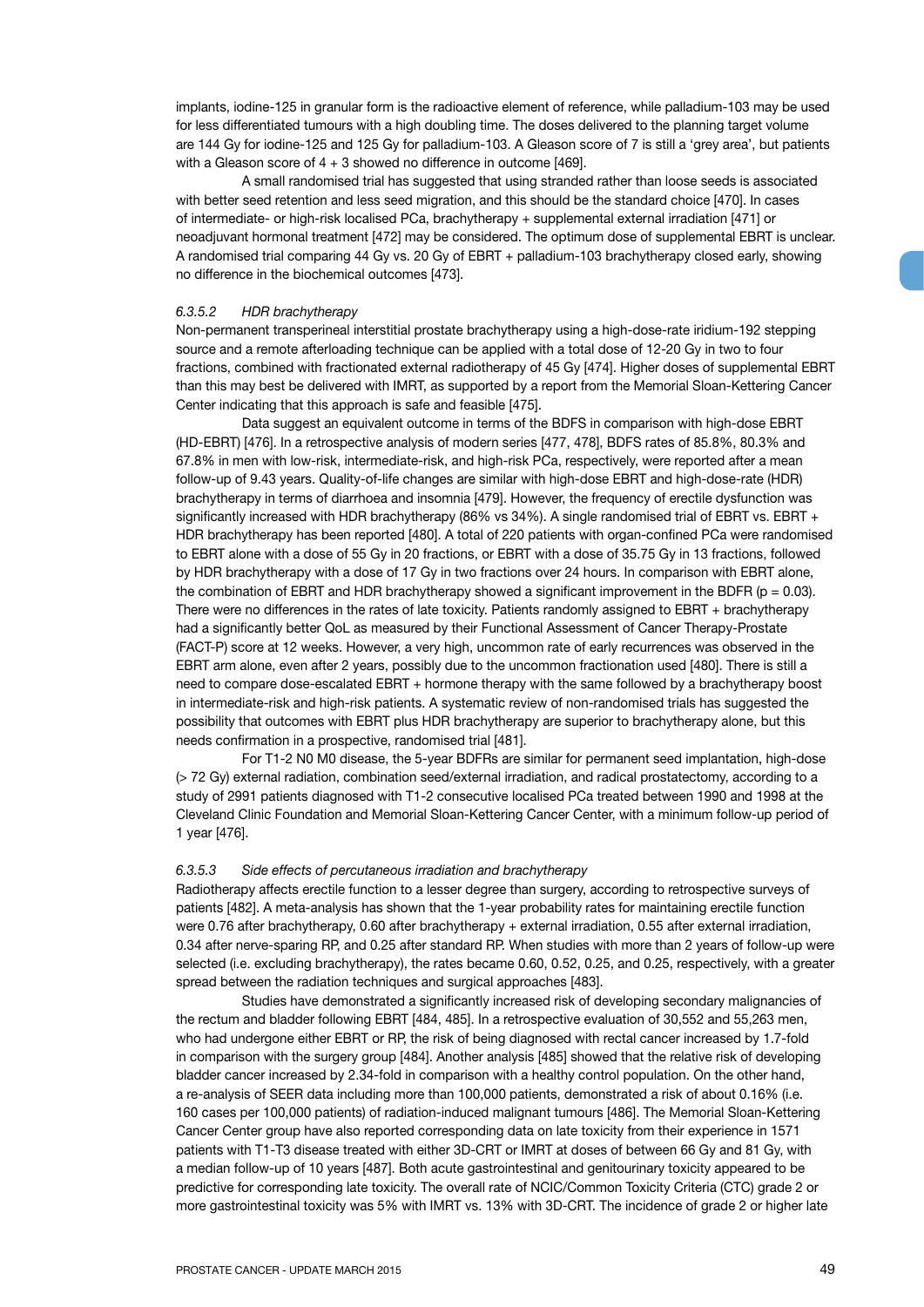implants, iodine-125 in granular form is the radioactive element of reference, while palladium-103 may be used for less differentiated tumours with a high doubling time. The doses delivered to the planning target volume are 144 Gy for iodine-125 and 125 Gy for palladium-103. A Gleason score of 7 is still a 'grey area', but patients with a Gleason score of 4 + 3 showed no difference in outcome [469].

A small randomised trial has suggested that using stranded rather than loose seeds is associated with better seed retention and less seed migration, and this should be the standard choice [470]. In cases of intermediate- or high-risk localised PCa, brachytherapy + supplemental external irradiation [471] or neoadjuvant hormonal treatment [472] may be considered. The optimum dose of supplemental EBRT is unclear. A randomised trial comparing 44 Gy vs. 20 Gy of EBRT + palladium-103 brachytherapy closed early, showing no difference in the biochemical outcomes [473].

#### *6.3.5.2 HDR brachytherapy*

Non-permanent transperineal interstitial prostate brachytherapy using a high-dose-rate iridium-192 stepping source and a remote afterloading technique can be applied with a total dose of 12-20 Gy in two to four fractions, combined with fractionated external radiotherapy of 45 Gy [474]. Higher doses of supplemental EBRT than this may best be delivered with IMRT, as supported by a report from the Memorial Sloan-Kettering Cancer Center indicating that this approach is safe and feasible [475].

Data suggest an equivalent outcome in terms of the BDFS in comparison with high-dose EBRT (HD-EBRT) [476]. In a retrospective analysis of modern series [477, 478], BDFS rates of 85.8%, 80.3% and 67.8% in men with low-risk, intermediate-risk, and high-risk PCa, respectively, were reported after a mean follow-up of 9.43 years. Quality-of-life changes are similar with high-dose EBRT and high-dose-rate (HDR) brachytherapy in terms of diarrhoea and insomnia [479]. However, the frequency of erectile dysfunction was significantly increased with HDR brachytherapy (86% vs 34%). A single randomised trial of EBRT vs. EBRT + HDR brachytherapy has been reported [480]. A total of 220 patients with organ-confined PCa were randomised to EBRT alone with a dose of 55 Gy in 20 fractions, or EBRT with a dose of 35.75 Gy in 13 fractions, followed by HDR brachytherapy with a dose of 17 Gy in two fractions over 24 hours. In comparison with EBRT alone, the combination of EBRT and HDR brachytherapy showed a significant improvement in the BDFR ($p = 0.03$). There were no differences in the rates of late toxicity. Patients randomly assigned to EBRT + brachytherapy had a significantly better QoL as measured by their Functional Assessment of Cancer Therapy-Prostate (FACT-P) score at 12 weeks. However, a very high, uncommon rate of early recurrences was observed in the EBRT arm alone, even after 2 years, possibly due to the uncommon fractionation used [480]. There is still a need to compare dose-escalated EBRT + hormone therapy with the same followed by a brachytherapy boost in intermediate-risk and high-risk patients. A systematic review of non-randomised trials has suggested the possibility that outcomes with EBRT plus HDR brachytherapy are superior to brachytherapy alone, but this needs confirmation in a prospective, randomised trial [481].

For T1-2 N0 M0 disease, the 5-year BDFRs are similar for permanent seed implantation, high-dose (> 72 Gy) external radiation, combination seed/external irradiation, and radical prostatectomy, according to a study of 2991 patients diagnosed with T1-2 consecutive localised PCa treated between 1990 and 1998 at the Cleveland Clinic Foundation and Memorial Sloan-Kettering Cancer Center, with a minimum follow-up period of 1 year [476].

#### *6.3.5.3 Side effects of percutaneous irradiation and brachytherapy*

Radiotherapy affects erectile function to a lesser degree than surgery, according to retrospective surveys of patients [482]. A meta-analysis has shown that the 1-year probability rates for maintaining erectile function were 0.76 after brachytherapy, 0.60 after brachytherapy + external irradiation, 0.55 after external irradiation, 0.34 after nerve-sparing RP, and 0.25 after standard RP. When studies with more than 2 years of follow-up were selected (i.e. excluding brachytherapy), the rates became 0.60, 0.52, 0.25, and 0.25, respectively, with a greater spread between the radiation techniques and surgical approaches [483].

Studies have demonstrated a significantly increased risk of developing secondary malignancies of the rectum and bladder following EBRT [484, 485]. In a retrospective evaluation of 30,552 and 55,263 men, who had undergone either EBRT or RP, the risk of being diagnosed with rectal cancer increased by 1.7-fold in comparison with the surgery group [484]. Another analysis [485] showed that the relative risk of developing bladder cancer increased by 2.34-fold in comparison with a healthy control population. On the other hand, a re-analysis of SEER data including more than 100,000 patients, demonstrated a risk of about 0.16% (i.e. 160 cases per 100,000 patients) of radiation-induced malignant tumours [486]. The Memorial Sloan-Kettering Cancer Center group have also reported corresponding data on late toxicity from their experience in 1571 patients with T1-T3 disease treated with either 3D-CRT or IMRT at doses of between 66 Gy and 81 Gy, with a median follow-up of 10 years [487]. Both acute gastrointestinal and genitourinary toxicity appeared to be predictive for corresponding late toxicity. The overall rate of NCIC/Common Toxicity Criteria (CTC) grade 2 or more gastrointestinal toxicity was 5% with IMRT vs. 13% with 3D-CRT. The incidence of grade 2 or higher late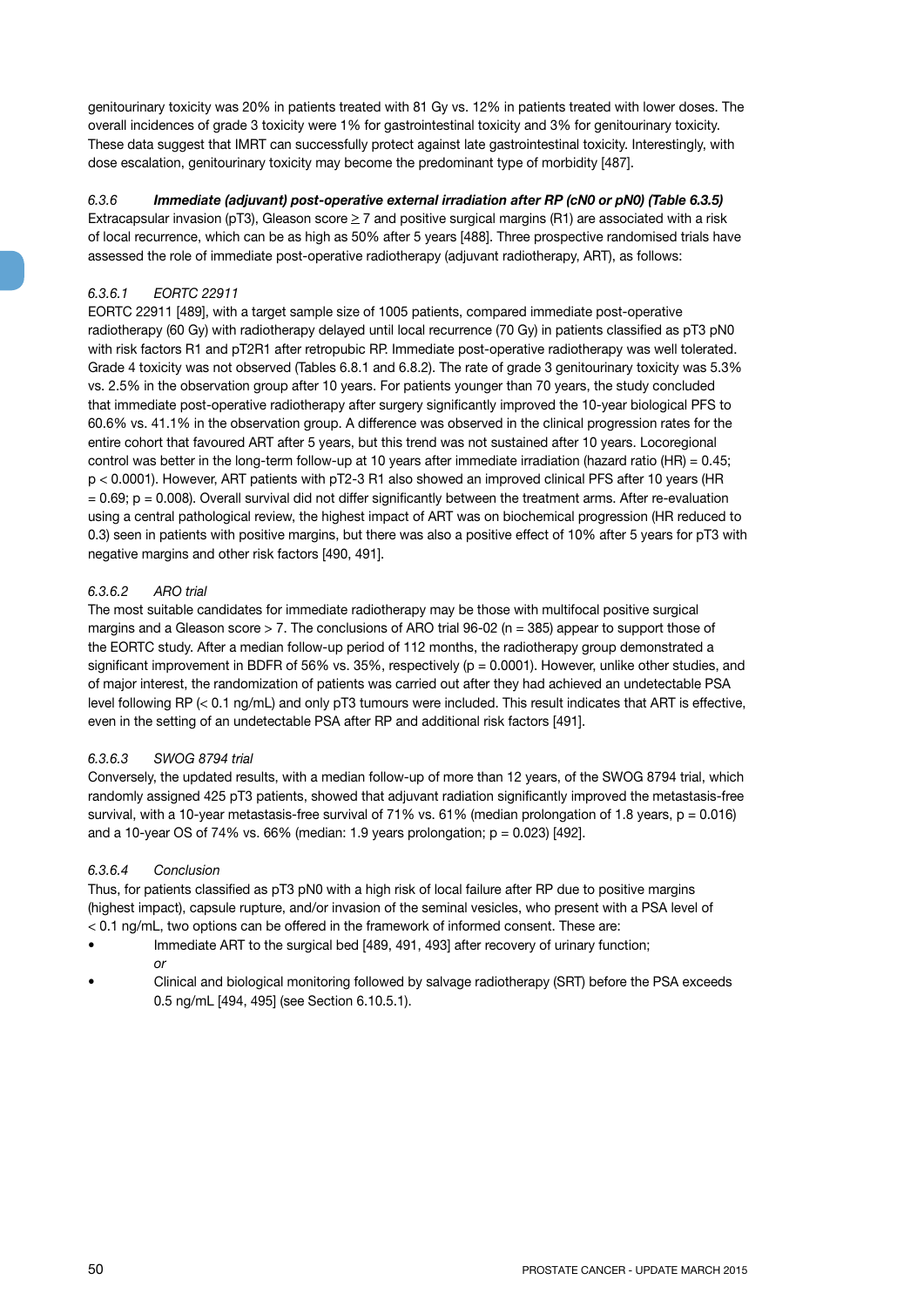genitourinary toxicity was 20% in patients treated with 81 Gy vs. 12% in patients treated with lower doses. The overall incidences of grade 3 toxicity were 1% for gastrointestinal toxicity and 3% for genitourinary toxicity. These data suggest that IMRT can successfully protect against late gastrointestinal toxicity. Interestingly, with dose escalation, genitourinary toxicity may become the predominant type of morbidity [487].

### 6.3.6 *Immediate (adjuvant) post-operative external irradiation after RP (cN0 or pN0) (Table 6.3.5)*

Extracapsular invasion (pT3), Gleason score ≥ 7 and positive surgical margins (R1) are associated with a risk of local recurrence, which can be as high as 50% after 5 years [488]. Three prospective randomised trials have assessed the role of immediate post-operative radiotherapy (adjuvant radiotherapy, ART), as follows:

#### *6.3.6.1 EORTC 22911*

EORTC 22911 [489], with a target sample size of 1005 patients, compared immediate post-operative radiotherapy (60 Gy) with radiotherapy delayed until local recurrence (70 Gy) in patients classified as pT3 pN0 with risk factors R1 and pT2R1 after retropubic RP. Immediate post-operative radiotherapy was well tolerated. Grade 4 toxicity was not observed (Tables 6.8.1 and 6.8.2). The rate of grade 3 genitourinary toxicity was 5.3% vs. 2.5% in the observation group after 10 years. For patients younger than 70 years, the study concluded that immediate post-operative radiotherapy after surgery significantly improved the 10-year biological PFS to 60.6% vs. 41.1% in the observation group. A difference was observed in the clinical progression rates for the entire cohort that favoured ART after 5 years, but this trend was not sustained after 10 years. Locoregional control was better in the long-term follow-up at 10 years after immediate irradiation (hazard ratio (HR) = 0.45; $p < 0.0001$). However, ART patients with pT2-3 R1 also showed an improved clinical PFS after 10 years (HR = 0.69; $p = 0.008$). Overall survival did not differ significantly between the treatment arms. After re-evaluation using a central pathological review, the highest impact of ART was on biochemical progression (HR reduced to 0.3) seen in patients with positive margins, but there was also a positive effect of 10% after 5 years for pT3 with negative margins and other risk factors [490, 491].

#### *6.3.6.2 ARO trial*

The most suitable candidates for immediate radiotherapy may be those with multifocal positive surgical margins and a Gleason score > 7. The conclusions of ARO trial 96-02 (n = 385) appear to support those of the EORTC study. After a median follow-up period of 112 months, the radiotherapy group demonstrated a significant improvement in BDFR of 56% vs. 35%, respectively ($p = 0.0001$). However, unlike other studies, and of major interest, the randomization of patients was carried out after they had achieved an undetectable PSA level following RP (< 0.1 ng/mL) and only pT3 tumours were included. This result indicates that ART is effective, even in the setting of an undetectable PSA after RP and additional risk factors [491].

#### *6.3.6.3 SWOG 8794 trial*

Conversely, the updated results, with a median follow-up of more than 12 years, of the SWOG 8794 trial, which randomly assigned 425 pT3 patients, showed that adjuvant radiation significantly improved the metastasis-free survival, with a 10-year metastasis-free survival of 71% vs. 61% (median prolongation of 1.8 years, $p = 0.016$) and a 10-year OS of 74% vs. 66% (median: 1.9 years prolongation; $p = 0.023$) [492].

#### *6.3.6.4 Conclusion*

Thus, for patients classified as pT3 pN0 with a high risk of local failure after RP due to positive margins (highest impact), capsule rupture, and/or invasion of the seminal vesicles, who present with a PSA level of < 0.1 ng/mL, two options can be offered in the framework of informed consent. These are:

- Immediate ART to the surgical bed [489, 491, 493] after recovery of urinary function;
  *or*
- Clinical and biological monitoring followed by salvage radiotherapy (SRT) before the PSA exceeds 0.5 ng/mL [494, 495] (see Section 6.10.5.1).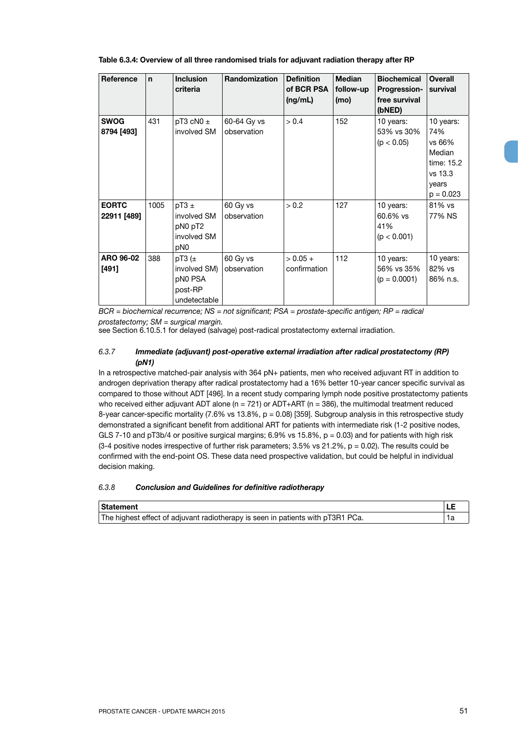**Table 6.3.4: Overview of all three randomised trials for adjuvant radiation therapy after RP**

| Reference | n | Inclusion criteria | Randomization | Definition of BCR PSA (ng/mL) | Median follow-up (mo) | Biochemical Progression-free survival (bNED) | Overall survival |
|---|---|---|---|---|---|---|---|
| **SWOG 8794 [493]** | 431 | pT3 cN0 ± involved SM | 60-64 Gy vs observation | > 0.4 | 152 | 10 years: 53% vs 30% ($p < 0.05$) | 10 years: 74% vs 66% Median time: 15.2 vs 13.3 years $p = 0.023$ |
| **EORTC 22911 [489]** | 1005 | pT3 ± involved SM pN0 pT2 involved SM pN0 | 60 Gy vs observation | > 0.2 | 127 | 10 years: 60.6% vs 41% ($p < 0.001$) | 81% vs 77% NS |
| **ARO 96-02 [491]** | 388 | pT3 (± involved SM) pN0 PSA post-RP undetectable | 60 Gy vs observation | > 0.05 + confirmation | 112 | 10 years: 56% vs 35% ($p = 0.0001$) | 10 years: 82% vs 86% n.s. |

*BCR = biochemical recurrence; NS = not significant; PSA = prostate-specific antigen; RP = radical prostatectomy; SM = surgical margin.*

see Section 6.10.5.1 for delayed (salvage) post-radical prostatectomy external irradiation.

### 6.3.7 *Immediate (adjuvant) post-operative external irradiation after radical prostatectomy (RP) (pN1)*

In a retrospective matched-pair analysis with 364 pN+ patients, men who received adjuvant RT in addition to androgen deprivation therapy after radical prostatectomy had a 16% better 10-year cancer specific survival as compared to those without ADT [496]. In a recent study comparing lymph node positive prostatectomy patients who received either adjuvant ADT alone (n = 721) or ADT+ART (n = 386), the multimodal treatment reduced 8-year cancer-specific mortality (7.6% vs 13.8%, $p = 0.08$) [359]. Subgroup analysis in this retrospective study demonstrated a significant benefit from additional ART for patients with intermediate risk (1-2 positive nodes, GLS 7-10 and pT3b/4 or positive surgical margins; 6.9% vs 15.8%, $p = 0.03$) and for patients with high risk (3-4 positive nodes irrespective of further risk parameters; 3.5% vs 21.2%, $p = 0.02$). The results could be confirmed with the end-point OS. These data need prospective validation, but could be helpful in individual decision making.

### 6.3.8 *Conclusion and Guidelines for definitive radiotherapy*

| Statement | LE |
|---|---|
| The highest effect of adjuvant radiotherapy is seen in patients with pT3R1 PCa. | 1a |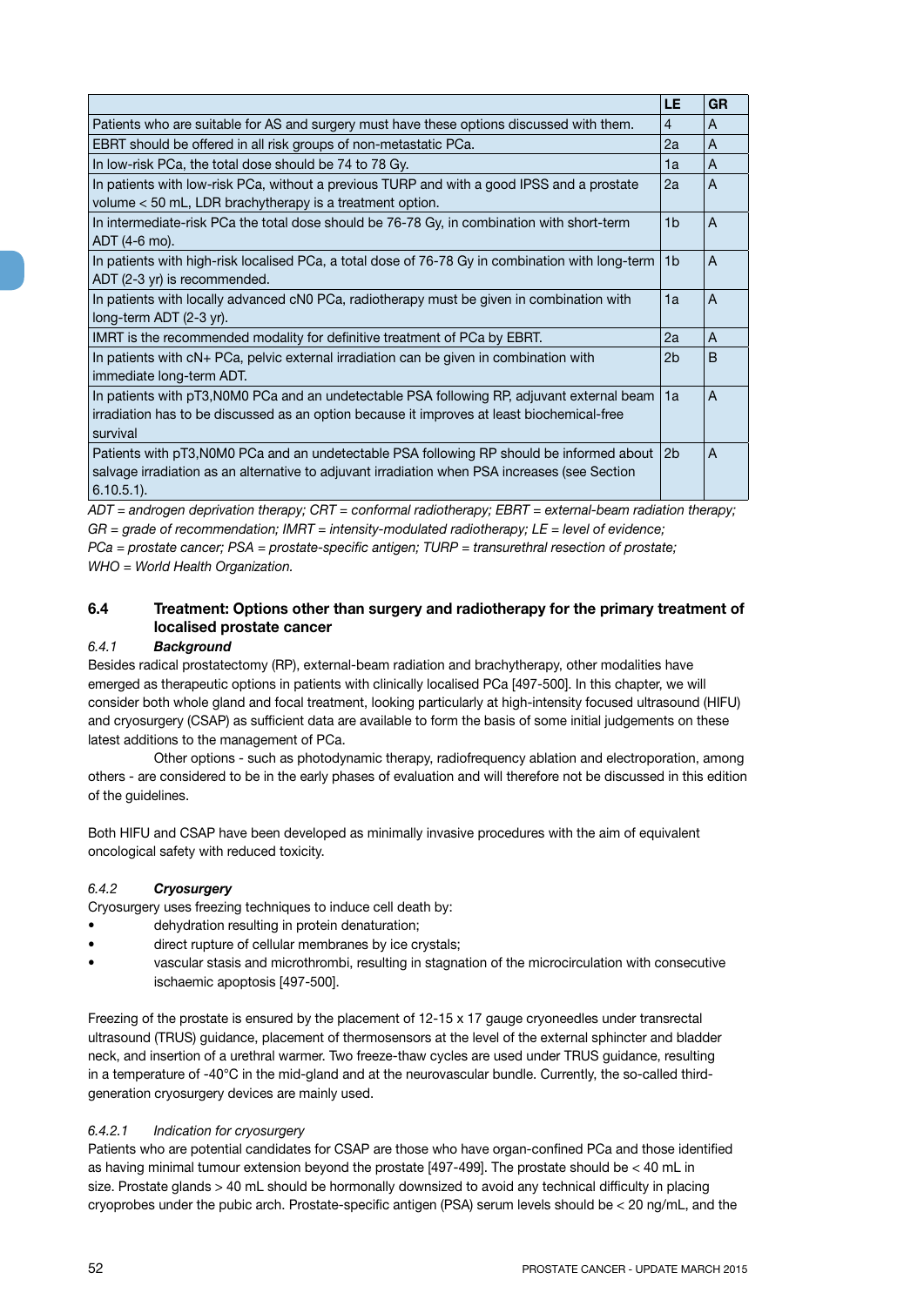| | LE | GR |
|---|---|---|
| Patients who are suitable for AS and surgery must have these options discussed with them. | 4 | A |
| EBRT should be offered in all risk groups of non-metastatic PCa. | 2a | A |
| In low-risk PCa, the total dose should be 74 to 78 Gy. | 1a | A |
| In patients with low-risk PCa, without a previous TURP and with a good IPSS and a prostate volume < 50 mL, LDR brachytherapy is a treatment option. | 2a | A |
| In intermediate-risk PCa the total dose should be 76-78 Gy, in combination with short-term ADT (4-6 mo). | 1b | A |
| In patients with high-risk localised PCa, a total dose of 76-78 Gy in combination with long-term ADT (2-3 yr) is recommended. | 1b | A |
| In patients with locally advanced cN0 PCa, radiotherapy must be given in combination with long-term ADT (2-3 yr). | 1a | A |
| IMRT is the recommended modality for definitive treatment of PCa by EBRT. | 2a | A |
| In patients with cN+ PCa, pelvic external irradiation can be given in combination with immediate long-term ADT. | 2b | B |
| In patients with pT3,N0M0 PCa and an undetectable PSA following RP, adjuvant external beam irradiation has to be discussed as an option because it improves at least biochemical-free survival | 1a | A |
| Patients with pT3,N0M0 PCa and an undetectable PSA following RP should be informed about salvage irradiation as an alternative to adjuvant irradiation when PSA increases (see Section 6.10.5.1). | 2b | A |

*ADT = androgen deprivation therapy; CRT = conformal radiotherapy; EBRT = external-beam radiation therapy; GR = grade of recommendation; IMRT = intensity-modulated radiotherapy; LE = level of evidence; PCa = prostate cancer; PSA = prostate-specific antigen; TURP = transurethral resection of prostate; WHO = World Health Organization.*

## 6.4 Treatment: Options other than surgery and radiotherapy for the primary treatment of localised prostate cancer

### *6.4.1* ***Background***

Besides radical prostatectomy (RP), external-beam radiation and brachytherapy, other modalities have emerged as therapeutic options in patients with clinically localised PCa [497-500]. In this chapter, we will consider both whole gland and focal treatment, looking particularly at high-intensity focused ultrasound (HIFU) and cryosurgery (CSAP) as sufficient data are available to form the basis of some initial judgements on these latest additions to the management of PCa.

Other options - such as photodynamic therapy, radiofrequency ablation and electroporation, among others - are considered to be in the early phases of evaluation and will therefore not be discussed in this edition of the guidelines.

Both HIFU and CSAP have been developed as minimally invasive procedures with the aim of equivalent oncological safety with reduced toxicity.

### *6.4.2* ***Cryosurgery***

Cryosurgery uses freezing techniques to induce cell death by:

- dehydration resulting in protein denaturation;
- direct rupture of cellular membranes by ice crystals;
- vascular stasis and microthrombi, resulting in stagnation of the microcirculation with consecutive ischaemic apoptosis [497-500].

Freezing of the prostate is ensured by the placement of 12-15 x 17 gauge cryoneedles under transrectal ultrasound (TRUS) guidance, placement of thermosensors at the level of the external sphincter and bladder neck, and insertion of a urethral warmer. Two freeze-thaw cycles are used under TRUS guidance, resulting in a temperature of -40°C in the mid-gland and at the neurovascular bundle. Currently, the so-called third-generation cryosurgery devices are mainly used.

#### *6.4.2.1 Indication for cryosurgery*

Patients who are potential candidates for CSAP are those who have organ-confined PCa and those identified as having minimal tumour extension beyond the prostate [497-499]. The prostate should be < 40 mL in size. Prostate glands > 40 mL should be hormonally downsized to avoid any technical difficulty in placing cryoprobes under the pubic arch. Prostate-specific antigen (PSA) serum levels should be < 20 ng/mL, and the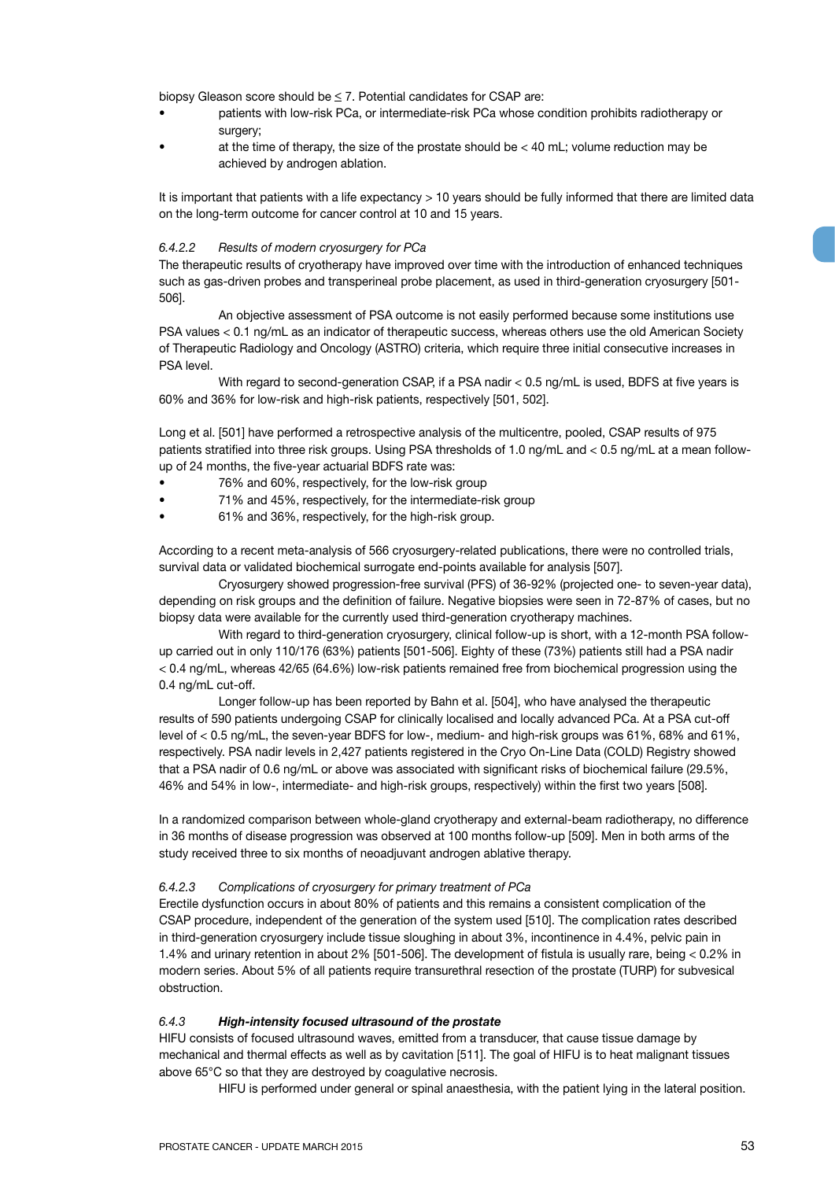biopsy Gleason score should be ≤ 7. Potential candidates for CSAP are:

- patients with low-risk PCa, or intermediate-risk PCa whose condition prohibits radiotherapy or surgery;
- at the time of therapy, the size of the prostate should be < 40 mL; volume reduction may be achieved by androgen ablation.

It is important that patients with a life expectancy > 10 years should be fully informed that there are limited data on the long-term outcome for cancer control at 10 and 15 years.

#### *6.4.2.2 Results of modern cryosurgery for PCa*

The therapeutic results of cryotherapy have improved over time with the introduction of enhanced techniques such as gas-driven probes and transperineal probe placement, as used in third-generation cryosurgery [501-506].

An objective assessment of PSA outcome is not easily performed because some institutions use PSA values < 0.1 ng/mL as an indicator of therapeutic success, whereas others use the old American Society of Therapeutic Radiology and Oncology (ASTRO) criteria, which require three initial consecutive increases in PSA level.

With regard to second-generation CSAP, if a PSA nadir < 0.5 ng/mL is used, BDFS at five years is 60% and 36% for low-risk and high-risk patients, respectively [501, 502].

Long et al. [501] have performed a retrospective analysis of the multicentre, pooled, CSAP results of 975 patients stratified into three risk groups. Using PSA thresholds of 1.0 ng/mL and < 0.5 ng/mL at a mean follow-up of 24 months, the five-year actuarial BDFS rate was:

- 76% and 60%, respectively, for the low-risk group
- 71% and 45%, respectively, for the intermediate-risk group
- 61% and 36%, respectively, for the high-risk group.

According to a recent meta-analysis of 566 cryosurgery-related publications, there were no controlled trials, survival data or validated biochemical surrogate end-points available for analysis [507].

Cryosurgery showed progression-free survival (PFS) of 36-92% (projected one- to seven-year data), depending on risk groups and the definition of failure. Negative biopsies were seen in 72-87% of cases, but no biopsy data were available for the currently used third-generation cryotherapy machines.

With regard to third-generation cryosurgery, clinical follow-up is short, with a 12-month PSA follow-up carried out in only 110/176 (63%) patients [501-506]. Eighty of these (73%) patients still had a PSA nadir < 0.4 ng/mL, whereas 42/65 (64.6%) low-risk patients remained free from biochemical progression using the 0.4 ng/mL cut-off.

Longer follow-up has been reported by Bahn et al. [504], who have analysed the therapeutic results of 590 patients undergoing CSAP for clinically localised and locally advanced PCa. At a PSA cut-off level of < 0.5 ng/mL, the seven-year BDFS for low-, medium- and high-risk groups was 61%, 68% and 61%, respectively. PSA nadir levels in 2,427 patients registered in the Cryo On-Line Data (COLD) Registry showed that a PSA nadir of 0.6 ng/mL or above was associated with significant risks of biochemical failure (29.5%, 46% and 54% in low-, intermediate- and high-risk groups, respectively) within the first two years [508].

In a randomized comparison between whole-gland cryotherapy and external-beam radiotherapy, no difference in 36 months of disease progression was observed at 100 months follow-up [509]. Men in both arms of the study received three to six months of neoadjuvant androgen ablative therapy.

#### *6.4.2.3 Complications of cryosurgery for primary treatment of PCa*

Erectile dysfunction occurs in about 80% of patients and this remains a consistent complication of the CSAP procedure, independent of the generation of the system used [510]. The complication rates described in third-generation cryosurgery include tissue sloughing in about 3%, incontinence in 4.4%, pelvic pain in 1.4% and urinary retention in about 2% [501-506]. The development of fistula is usually rare, being < 0.2% in modern series. About 5% of all patients require transurethral resection of the prostate (TURP) for subvesical obstruction.

### *6.4.3* ***High-intensity focused ultrasound of the prostate***

HIFU consists of focused ultrasound waves, emitted from a transducer, that cause tissue damage by mechanical and thermal effects as well as by cavitation [511]. The goal of HIFU is to heat malignant tissues above 65°C so that they are destroyed by coagulative necrosis.

HIFU is performed under general or spinal anaesthesia, with the patient lying in the lateral position.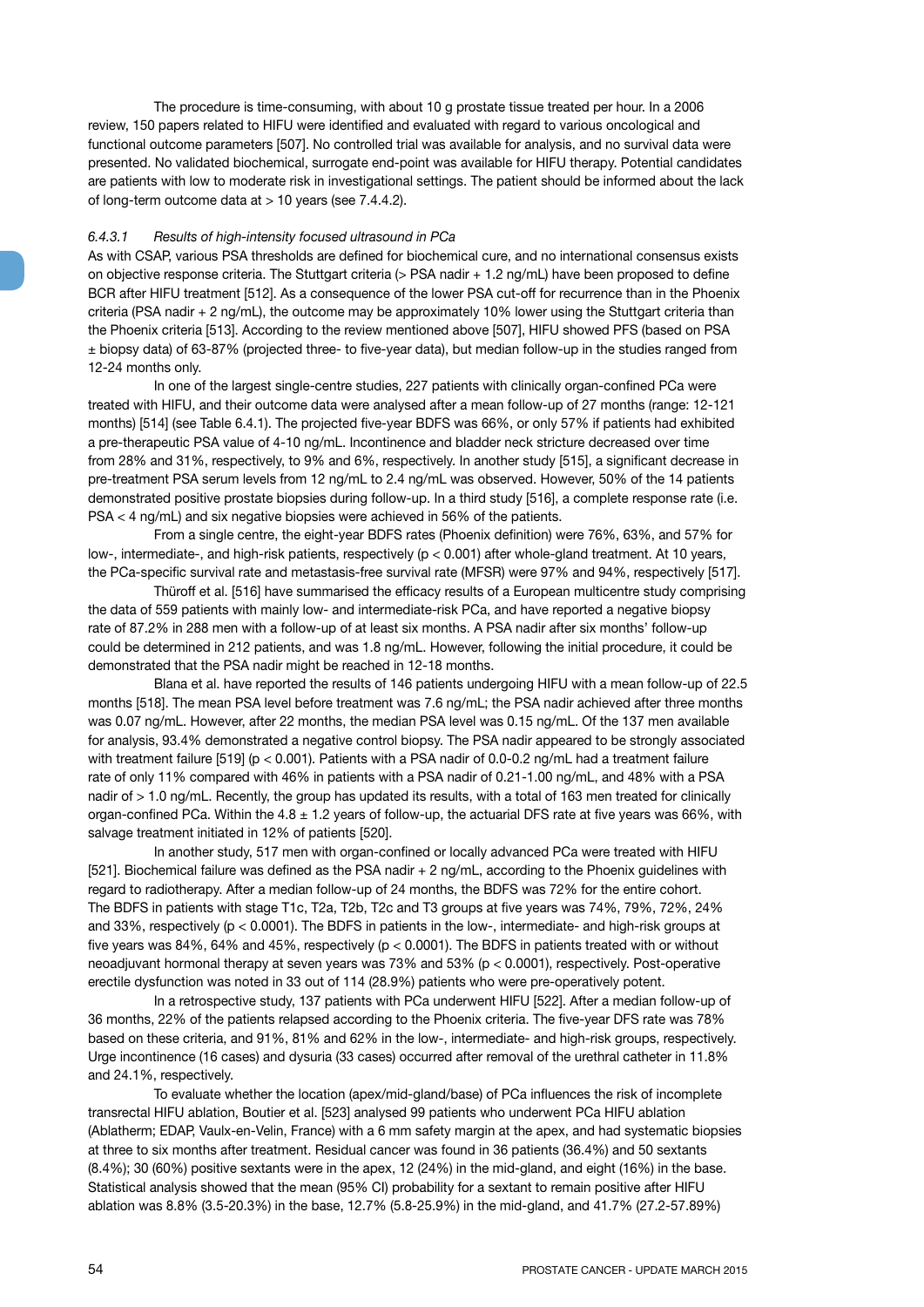The procedure is time-consuming, with about 10 g prostate tissue treated per hour. In a 2006 review, 150 papers related to HIFU were identified and evaluated with regard to various oncological and functional outcome parameters [507]. No controlled trial was available for analysis, and no survival data were presented. No validated biochemical, surrogate end-point was available for HIFU therapy. Potential candidates are patients with low to moderate risk in investigational settings. The patient should be informed about the lack of long-term outcome data at > 10 years (see 7.4.4.2).

#### *6.4.3.1 Results of high-intensity focused ultrasound in PCa*

As with CSAP, various PSA thresholds are defined for biochemical cure, and no international consensus exists on objective response criteria. The Stuttgart criteria (> PSA nadir + 1.2 ng/mL) have been proposed to define BCR after HIFU treatment [512]. As a consequence of the lower PSA cut-off for recurrence than in the Phoenix criteria (PSA nadir + 2 ng/mL), the outcome may be approximately 10% lower using the Stuttgart criteria than the Phoenix criteria [513]. According to the review mentioned above [507], HIFU showed PFS (based on PSA ± biopsy data) of 63-87% (projected three- to five-year data), but median follow-up in the studies ranged from 12-24 months only.

In one of the largest single-centre studies, 227 patients with clinically organ-confined PCa were treated with HIFU, and their outcome data were analysed after a mean follow-up of 27 months (range: 12-121 months) [514] (see Table 6.4.1). The projected five-year BDFS was 66%, or only 57% if patients had exhibited a pre-therapeutic PSA value of 4-10 ng/mL. Incontinence and bladder neck stricture decreased over time from 28% and 31%, respectively, to 9% and 6%, respectively. In another study [515], a significant decrease in pre-treatment PSA serum levels from 12 ng/mL to 2.4 ng/mL was observed. However, 50% of the 14 patients demonstrated positive prostate biopsies during follow-up. In a third study [516], a complete response rate (i.e. PSA < 4 ng/mL) and six negative biopsies were achieved in 56% of the patients.

From a single centre, the eight-year BDFS rates (Phoenix definition) were 76%, 63%, and 57% for low-, intermediate-, and high-risk patients, respectively ($p < 0.001$) after whole-gland treatment. At 10 years, the PCa-specific survival rate and metastasis-free survival rate (MFSR) were 97% and 94%, respectively [517].

Thüroff et al. [516] have summarised the efficacy results of a European multicentre study comprising the data of 559 patients with mainly low- and intermediate-risk PCa, and have reported a negative biopsy rate of 87.2% in 288 men with a follow-up of at least six months. A PSA nadir after six months' follow-up could be determined in 212 patients, and was 1.8 ng/mL. However, following the initial procedure, it could be demonstrated that the PSA nadir might be reached in 12-18 months.

Blana et al. have reported the results of 146 patients undergoing HIFU with a mean follow-up of 22.5 months [518]. The mean PSA level before treatment was 7.6 ng/mL; the PSA nadir achieved after three months was 0.07 ng/mL. However, after 22 months, the median PSA level was 0.15 ng/mL. Of the 137 men available for analysis, 93.4% demonstrated a negative control biopsy. The PSA nadir appeared to be strongly associated with treatment failure [519] ($p < 0.001$). Patients with a PSA nadir of 0.0-0.2 ng/mL had a treatment failure rate of only 11% compared with 46% in patients with a PSA nadir of 0.21-1.00 ng/mL, and 48% with a PSA nadir of > 1.0 ng/mL. Recently, the group has updated its results, with a total of 163 men treated for clinically organ-confined PCa. Within the 4.8 ± 1.2 years of follow-up, the actuarial DFS rate at five years was 66%, with salvage treatment initiated in 12% of patients [520].

In another study, 517 men with organ-confined or locally advanced PCa were treated with HIFU [521]. Biochemical failure was defined as the PSA nadir + 2 ng/mL, according to the Phoenix guidelines with regard to radiotherapy. After a median follow-up of 24 months, the BDFS was 72% for the entire cohort. The BDFS in patients with stage T1c, T2a, T2b, T2c and T3 groups at five years was 74%, 79%, 72%, 24% and 33%, respectively ($p < 0.0001$). The BDFS in patients in the low-, intermediate- and high-risk groups at five years was 84%, 64% and 45%, respectively ($p < 0.0001$). The BDFS in patients treated with or without neoadjuvant hormonal therapy at seven years was 73% and 53% ($p < 0.0001$), respectively. Post-operative erectile dysfunction was noted in 33 out of 114 (28.9%) patients who were pre-operatively potent.

In a retrospective study, 137 patients with PCa underwent HIFU [522]. After a median follow-up of 36 months, 22% of the patients relapsed according to the Phoenix criteria. The five-year DFS rate was 78% based on these criteria, and 91%, 81% and 62% in the low-, intermediate- and high-risk groups, respectively. Urge incontinence (16 cases) and dysuria (33 cases) occurred after removal of the urethral catheter in 11.8% and 24.1%, respectively.

To evaluate whether the location (apex/mid-gland/base) of PCa influences the risk of incomplete transrectal HIFU ablation, Boutier et al. [523] analysed 99 patients who underwent PCa HIFU ablation (Ablatherm; EDAP, Vaulx-en-Velin, France) with a 6 mm safety margin at the apex, and had systematic biopsies at three to six months after treatment. Residual cancer was found in 36 patients (36.4%) and 50 sextants (8.4%); 30 (60%) positive sextants were in the apex, 12 (24%) in the mid-gland, and eight (16%) in the base. Statistical analysis showed that the mean (95% CI) probability for a sextant to remain positive after HIFU ablation was 8.8% (3.5-20.3%) in the base, 12.7% (5.8-25.9%) in the mid-gland, and 41.7% (27.2-57.89%)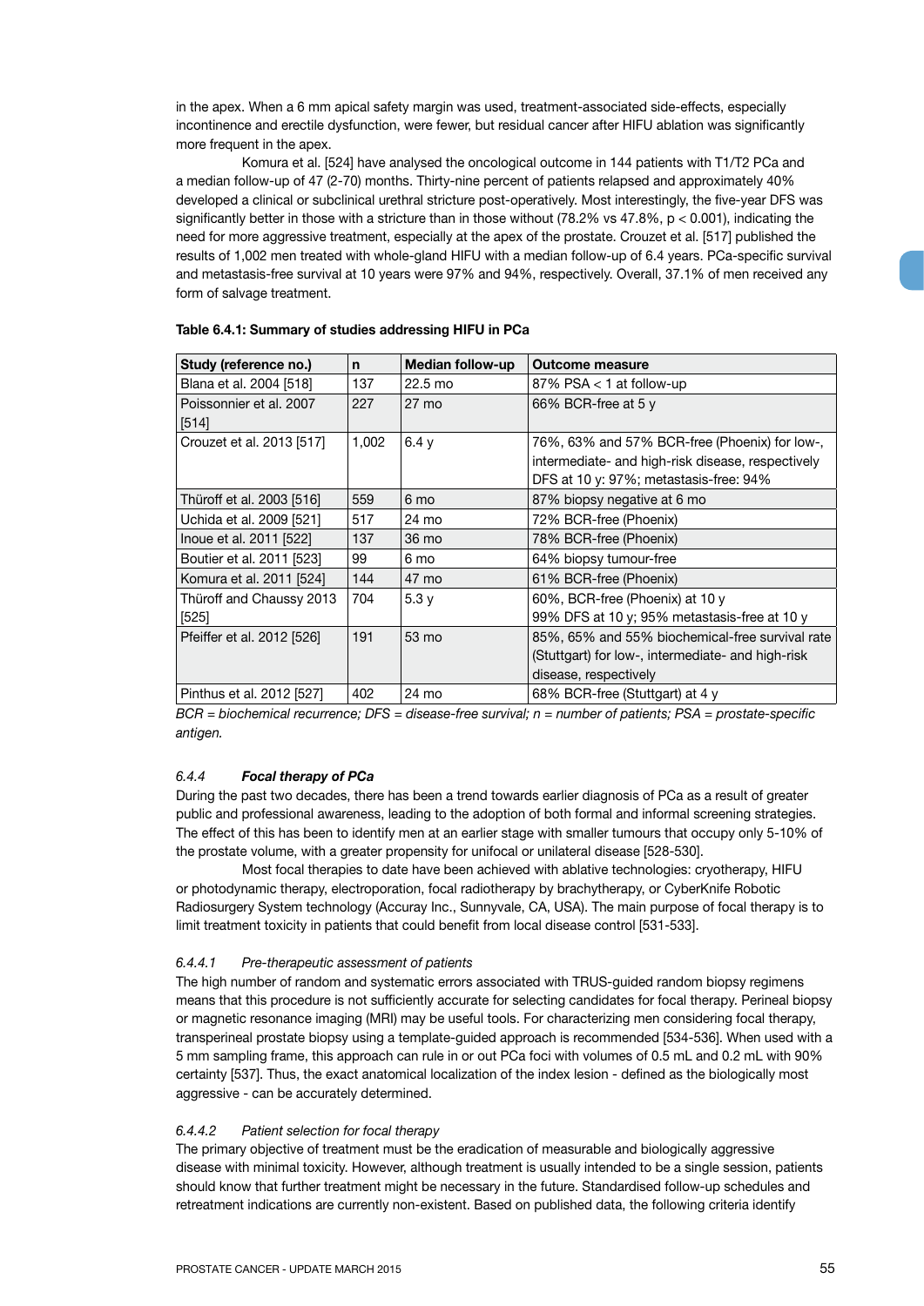in the apex. When a 6 mm apical safety margin was used, treatment-associated side-effects, especially incontinence and erectile dysfunction, were fewer, but residual cancer after HIFU ablation was significantly more frequent in the apex.

Komura et al. [524] have analysed the oncological outcome in 144 patients with T1/T2 PCa and a median follow-up of 47 (2-70) months. Thirty-nine percent of patients relapsed and approximately 40% developed a clinical or subclinical urethral stricture post-operatively. Most interestingly, the five-year DFS was significantly better in those with a stricture than in those without (78.2% vs 47.8%, $p < 0.001$), indicating the need for more aggressive treatment, especially at the apex of the prostate. Crouzet et al. [517] published the results of 1,002 men treated with whole-gland HIFU with a median follow-up of 6.4 years. PCa-specific survival and metastasis-free survival at 10 years were 97% and 94%, respectively. Overall, 37.1% of men received any form of salvage treatment.

**Table 6.4.1: Summary of studies addressing HIFU in PCa**

| Study (reference no.) | n | Median follow-up | Outcome measure |
|---|---|---|---|
| Blana et al. 2004 [518] | 137 | 22.5 mo | 87% PSA < 1 at follow-up |
| Poissonnier et al. 2007 [514] | 227 | 27 mo | 66% BCR-free at 5 y |
| Crouzet et al. 2013 [517] | 1,002 | 6.4 y | 76%, 63% and 57% BCR-free (Phoenix) for low-, intermediate- and high-risk disease, respectively<br>DFS at 10 y: 97%; metastasis-free: 94% |
| Thüroff et al. 2003 [516] | 559 | 6 mo | 87% biopsy negative at 6 mo |
| Uchida et al. 2009 [521] | 517 | 24 mo | 72% BCR-free (Phoenix) |
| Inoue et al. 2011 [522] | 137 | 36 mo | 78% BCR-free (Phoenix) |
| Boutier et al. 2011 [523] | 99 | 6 mo | 64% biopsy tumour-free |
| Komura et al. 2011 [524] | 144 | 47 mo | 61% BCR-free (Phoenix) |
| Thüroff and Chaussy 2013 [525] | 704 | 5.3 y | 60%, BCR-free (Phoenix) at 10 y<br>99% DFS at 10 y; 95% metastasis-free at 10 y |
| Pfeiffer et al. 2012 [526] | 191 | 53 mo | 85%, 65% and 55% biochemical-free survival rate (Stuttgart) for low-, intermediate- and high-risk disease, respectively |
| Pinthus et al. 2012 [527] | 402 | 24 mo | 68% BCR-free (Stuttgart) at 4 y |

*BCR = biochemical recurrence; DFS = disease-free survival; n = number of patients; PSA = prostate-specific antigen.*

### *6.4.4 Focal therapy of PCa*

During the past two decades, there has been a trend towards earlier diagnosis of PCa as a result of greater public and professional awareness, leading to the adoption of both formal and informal screening strategies. The effect of this has been to identify men at an earlier stage with smaller tumours that occupy only 5-10% of the prostate volume, with a greater propensity for unifocal or unilateral disease [528-530].

Most focal therapies to date have been achieved with ablative technologies: cryotherapy, HIFU or photodynamic therapy, electroporation, focal radiotherapy by brachytherapy, or CyberKnife Robotic Radiosurgery System technology (Accuray Inc., Sunnyvale, CA, USA). The main purpose of focal therapy is to limit treatment toxicity in patients that could benefit from local disease control [531-533].

#### *6.4.4.1 Pre-therapeutic assessment of patients*

The high number of random and systematic errors associated with TRUS-guided random biopsy regimens means that this procedure is not sufficiently accurate for selecting candidates for focal therapy. Perineal biopsy or magnetic resonance imaging (MRI) may be useful tools. For characterizing men considering focal therapy, transperineal prostate biopsy using a template-guided approach is recommended [534-536]. When used with a 5 mm sampling frame, this approach can rule in or out PCa foci with volumes of 0.5 mL and 0.2 mL with 90% certainty [537]. Thus, the exact anatomical localization of the index lesion - defined as the biologically most aggressive - can be accurately determined.

#### *6.4.4.2 Patient selection for focal therapy*

The primary objective of treatment must be the eradication of measurable and biologically aggressive disease with minimal toxicity. However, although treatment is usually intended to be a single session, patients should know that further treatment might be necessary in the future. Standardised follow-up schedules and retreatment indications are currently non-existent. Based on published data, the following criteria identify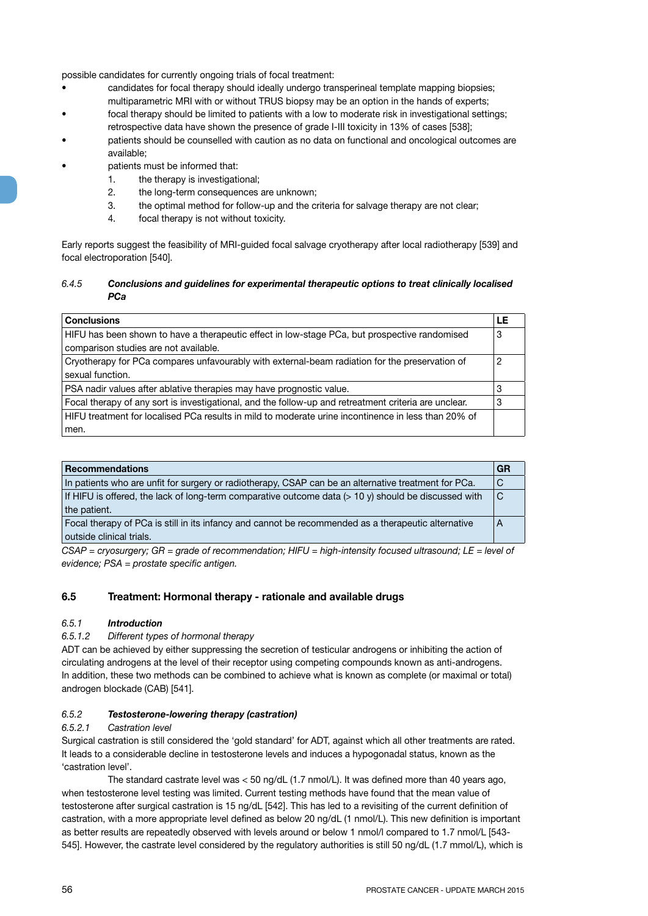possible candidates for currently ongoing trials of focal treatment:

- candidates for focal therapy should ideally undergo transperineal template mapping biopsies; multiparametric MRI with or without TRUS biopsy may be an option in the hands of experts;
- focal therapy should be limited to patients with a low to moderate risk in investigational settings; retrospective data have shown the presence of grade I-III toxicity in 13% of cases [538];
- patients should be counselled with caution as no data on functional and oncological outcomes are available;
- patients must be informed that:
  1. the therapy is investigational;
  2. the long-term consequences are unknown;
  3. the optimal method for follow-up and the criteria for salvage therapy are not clear;
  4. focal therapy is not without toxicity.

Early reports suggest the feasibility of MRI-guided focal salvage cryotherapy after local radiotherapy [539] and focal electroporation [540].

#### *6.4.5 **Conclusions and guidelines for experimental therapeutic options to treat clinically localised PCa***

| Conclusions | LE |
|---|---|
| HIFU has been shown to have a therapeutic effect in low-stage PCa, but prospective randomised comparison studies are not available. | 3 |
| Cryotherapy for PCa compares unfavourably with external-beam radiation for the preservation of sexual function. | 2 |
| PSA nadir values after ablative therapies may have prognostic value. | 3 |
| Focal therapy of any sort is investigational, and the follow-up and retreatment criteria are unclear. | 3 |
| HIFU treatment for localised PCa results in mild to moderate urine incontinence in less than 20% of men. | |

| Recommendations | GR |
|---|---|
| In patients who are unfit for surgery or radiotherapy, CSAP can be an alternative treatment for PCa. | C |
| If HIFU is offered, the lack of long-term comparative outcome data (> 10 y) should be discussed with the patient. | C |
| Focal therapy of PCa is still in its infancy and cannot be recommended as a therapeutic alternative outside clinical trials. | A |

*CSAP = cryosurgery; GR = grade of recommendation; HIFU = high-intensity focused ultrasound; LE = level of evidence; PSA = prostate specific antigen.*

## 6.5 Treatment: Hormonal therapy - rationale and available drugs

#### *6.5.1 **Introduction***

##### *6.5.1.2 Different types of hormonal therapy*

ADT can be achieved by either suppressing the secretion of testicular androgens or inhibiting the action of circulating androgens at the level of their receptor using competing compounds known as anti-androgens. In addition, these two methods can be combined to achieve what is known as complete (or maximal or total) androgen blockade (CAB) [541].

#### *6.5.2 **Testosterone-lowering therapy (castration)***

##### *6.5.2.1 Castration level*

Surgical castration is still considered the 'gold standard' for ADT, against which all other treatments are rated. It leads to a considerable decline in testosterone levels and induces a hypogonadal status, known as the 'castration level'.

The standard castrate level was < 50 ng/dL (1.7 nmol/L). It was defined more than 40 years ago, when testosterone level testing was limited. Current testing methods have found that the mean value of testosterone after surgical castration is 15 ng/dL [542]. This has led to a revisiting of the current definition of castration, with a more appropriate level defined as below 20 ng/dL (1 nmol/L). This new definition is important as better results are repeatedly observed with levels around or below 1 nmol/l compared to 1.7 nmol/L [543-545]. However, the castrate level considered by the regulatory authorities is still 50 ng/dL (1.7 mmol/L), which is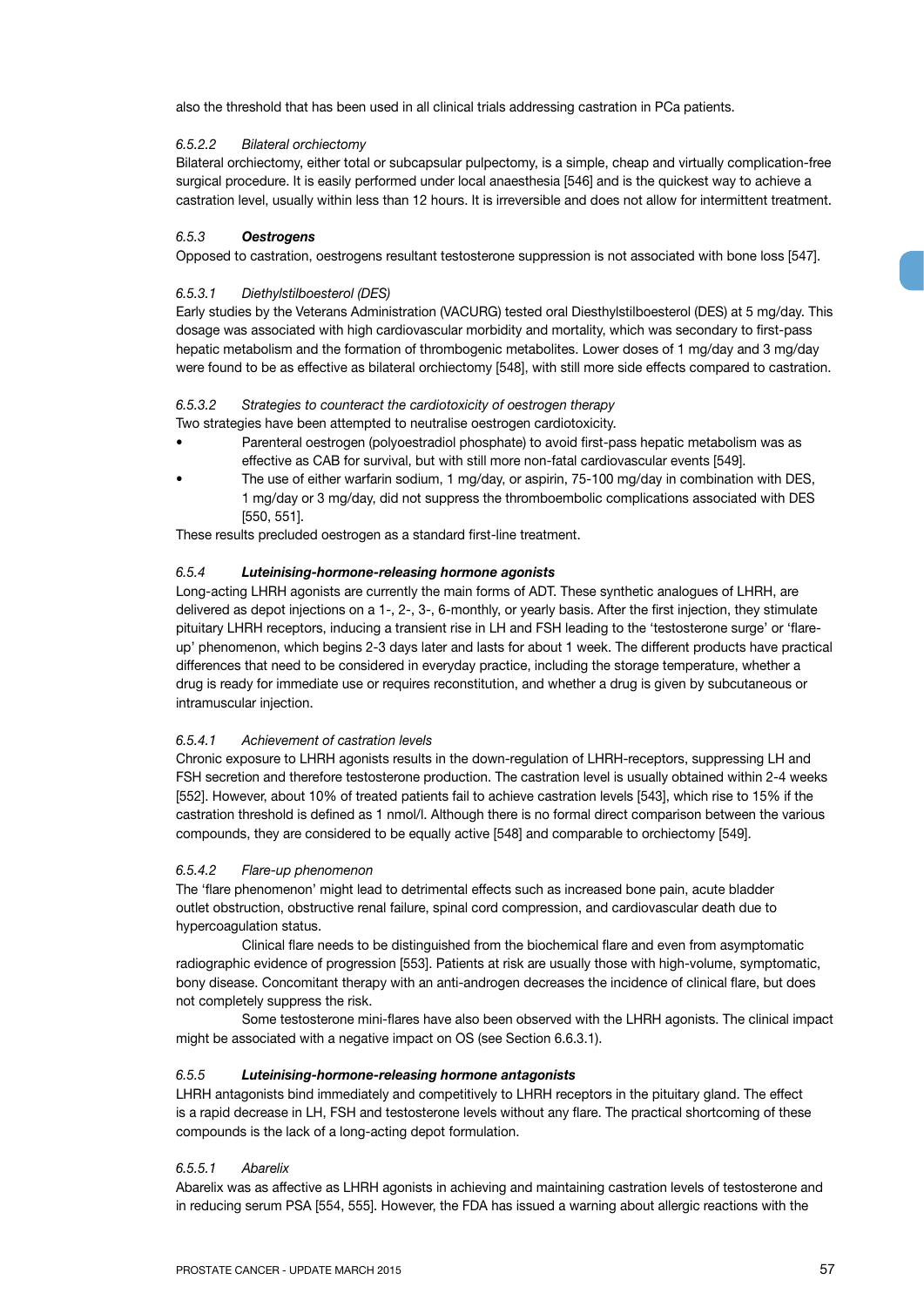also the threshold that has been used in all clinical trials addressing castration in PCa patients.

#### *6.5.2.2 Bilateral orchiectomy*

Bilateral orchiectomy, either total or subcapsular pulpectomy, is a simple, cheap and virtually complication-free surgical procedure. It is easily performed under local anaesthesia [546] and is the quickest way to achieve a castration level, usually within less than 12 hours. It is irreversible and does not allow for intermittent treatment.

### *6.5.3* ***Oestrogens***

Opposed to castration, oestrogens resultant testosterone suppression is not associated with bone loss [547].

#### *6.5.3.1 Diethylstilboesterol (DES)*

Early studies by the Veterans Administration (VACURG) tested oral Diesthylstilboesterol (DES) at 5 mg/day. This dosage was associated with high cardiovascular morbidity and mortality, which was secondary to first-pass hepatic metabolism and the formation of thrombogenic metabolites. Lower doses of 1 mg/day and 3 mg/day were found to be as effective as bilateral orchiectomy [548], with still more side effects compared to castration.

#### *6.5.3.2 Strategies to counteract the cardiotoxicity of oestrogen therapy*

Two strategies have been attempted to neutralise oestrogen cardiotoxicity.

- Parenteral oestrogen (polyoestradiol phosphate) to avoid first-pass hepatic metabolism was as effective as CAB for survival, but with still more non-fatal cardiovascular events [549].
- The use of either warfarin sodium, 1 mg/day, or aspirin, 75-100 mg/day in combination with DES, 1 mg/day or 3 mg/day, did not suppress the thromboembolic complications associated with DES [550, 551].

These results precluded oestrogen as a standard first-line treatment.

### *6.5.4* ***Luteinising-hormone-releasing hormone agonists***

Long-acting LHRH agonists are currently the main forms of ADT. These synthetic analogues of LHRH, are delivered as depot injections on a 1-, 2-, 3-, 6-monthly, or yearly basis. After the first injection, they stimulate pituitary LHRH receptors, inducing a transient rise in LH and FSH leading to the 'testosterone surge' or 'flare-up' phenomenon, which begins 2-3 days later and lasts for about 1 week. The different products have practical differences that need to be considered in everyday practice, including the storage temperature, whether a drug is ready for immediate use or requires reconstitution, and whether a drug is given by subcutaneous or intramuscular injection.

#### *6.5.4.1 Achievement of castration levels*

Chronic exposure to LHRH agonists results in the down-regulation of LHRH-receptors, suppressing LH and FSH secretion and therefore testosterone production. The castration level is usually obtained within 2-4 weeks [552]. However, about 10% of treated patients fail to achieve castration levels [543], which rise to 15% if the castration threshold is defined as 1 nmol/l. Although there is no formal direct comparison between the various compounds, they are considered to be equally active [548] and comparable to orchiectomy [549].

#### *6.5.4.2 Flare-up phenomenon*

The 'flare phenomenon' might lead to detrimental effects such as increased bone pain, acute bladder outlet obstruction, obstructive renal failure, spinal cord compression, and cardiovascular death due to hypercoagulation status.

Clinical flare needs to be distinguished from the biochemical flare and even from asymptomatic radiographic evidence of progression [553]. Patients at risk are usually those with high-volume, symptomatic, bony disease. Concomitant therapy with an anti-androgen decreases the incidence of clinical flare, but does not completely suppress the risk.

Some testosterone mini-flares have also been observed with the LHRH agonists. The clinical impact might be associated with a negative impact on OS (see Section 6.6.3.1).

### *6.5.5* ***Luteinising-hormone-releasing hormone antagonists***

LHRH antagonists bind immediately and competitively to LHRH receptors in the pituitary gland. The effect is a rapid decrease in LH, FSH and testosterone levels without any flare. The practical shortcoming of these compounds is the lack of a long-acting depot formulation.

#### *6.5.5.1 Abarelix*

Abarelix was as affective as LHRH agonists in achieving and maintaining castration levels of testosterone and in reducing serum PSA [554, 555]. However, the FDA has issued a warning about allergic reactions with the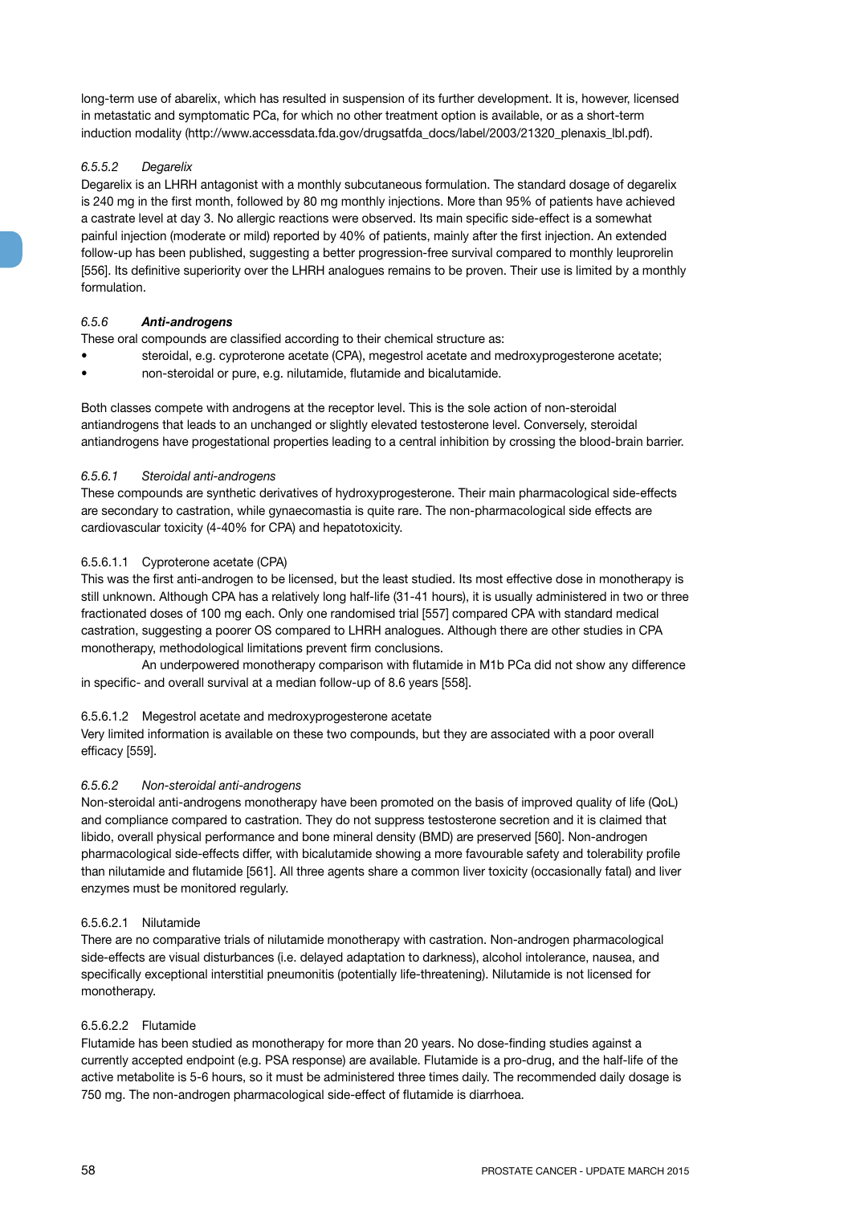long-term use of abarelix, which has resulted in suspension of its further development. It is, however, licensed in metastatic and symptomatic PCa, for which no other treatment option is available, or as a short-term induction modality (http://www.accessdata.fda.gov/drugsatfda_docs/label/2003/21320_plenaxis_lbl.pdf).

#### *6.5.5.2 Degarelix*

Degarelix is an LHRH antagonist with a monthly subcutaneous formulation. The standard dosage of degarelix is 240 mg in the first month, followed by 80 mg monthly injections. More than 95% of patients have achieved a castrate level at day 3. No allergic reactions were observed. Its main specific side-effect is a somewhat painful injection (moderate or mild) reported by 40% of patients, mainly after the first injection. An extended follow-up has been published, suggesting a better progression-free survival compared to monthly leuprorelin [556]. Its definitive superiority over the LHRH analogues remains to be proven. Their use is limited by a monthly formulation.

### *6.5.6* ***Anti-androgens***

These oral compounds are classified according to their chemical structure as:

- steroidal, e.g. cyproterone acetate (CPA), megestrol acetate and medroxyprogesterone acetate;
- non-steroidal or pure, e.g. nilutamide, flutamide and bicalutamide.

Both classes compete with androgens at the receptor level. This is the sole action of non-steroidal antiandrogens that leads to an unchanged or slightly elevated testosterone level. Conversely, steroidal antiandrogens have progestational properties leading to a central inhibition by crossing the blood-brain barrier.

#### *6.5.6.1 Steroidal anti-androgens*

These compounds are synthetic derivatives of hydroxyprogesterone. Their main pharmacological side-effects are secondary to castration, while gynaecomastia is quite rare. The non-pharmacological side effects are cardiovascular toxicity (4-40% for CPA) and hepatotoxicity.

##### 6.5.6.1.1 Cyproterone acetate (CPA)

This was the first anti-androgen to be licensed, but the least studied. Its most effective dose in monotherapy is still unknown. Although CPA has a relatively long half-life (31-41 hours), it is usually administered in two or three fractionated doses of 100 mg each. Only one randomised trial [557] compared CPA with standard medical castration, suggesting a poorer OS compared to LHRH analogues. Although there are other studies in CPA monotherapy, methodological limitations prevent firm conclusions.

An underpowered monotherapy comparison with flutamide in M1b PCa did not show any difference in specific- and overall survival at a median follow-up of 8.6 years [558].

##### 6.5.6.1.2 Megestrol acetate and medroxyprogesterone acetate

Very limited information is available on these two compounds, but they are associated with a poor overall efficacy [559].

#### *6.5.6.2 Non-steroidal anti-androgens*

Non-steroidal anti-androgens monotherapy have been promoted on the basis of improved quality of life (QoL) and compliance compared to castration. They do not suppress testosterone secretion and it is claimed that libido, overall physical performance and bone mineral density (BMD) are preserved [560]. Non-androgen pharmacological side-effects differ, with bicalutamide showing a more favourable safety and tolerability profile than nilutamide and flutamide [561]. All three agents share a common liver toxicity (occasionally fatal) and liver enzymes must be monitored regularly.

##### 6.5.6.2.1 Nilutamide

There are no comparative trials of nilutamide monotherapy with castration. Non-androgen pharmacological side-effects are visual disturbances (i.e. delayed adaptation to darkness), alcohol intolerance, nausea, and specifically exceptional interstitial pneumonitis (potentially life-threatening). Nilutamide is not licensed for monotherapy.

##### 6.5.6.2.2 Flutamide

Flutamide has been studied as monotherapy for more than 20 years. No dose-finding studies against a currently accepted endpoint (e.g. PSA response) are available. Flutamide is a pro-drug, and the half-life of the active metabolite is 5-6 hours, so it must be administered three times daily. The recommended daily dosage is 750 mg. The non-androgen pharmacological side-effect of flutamide is diarrhoea.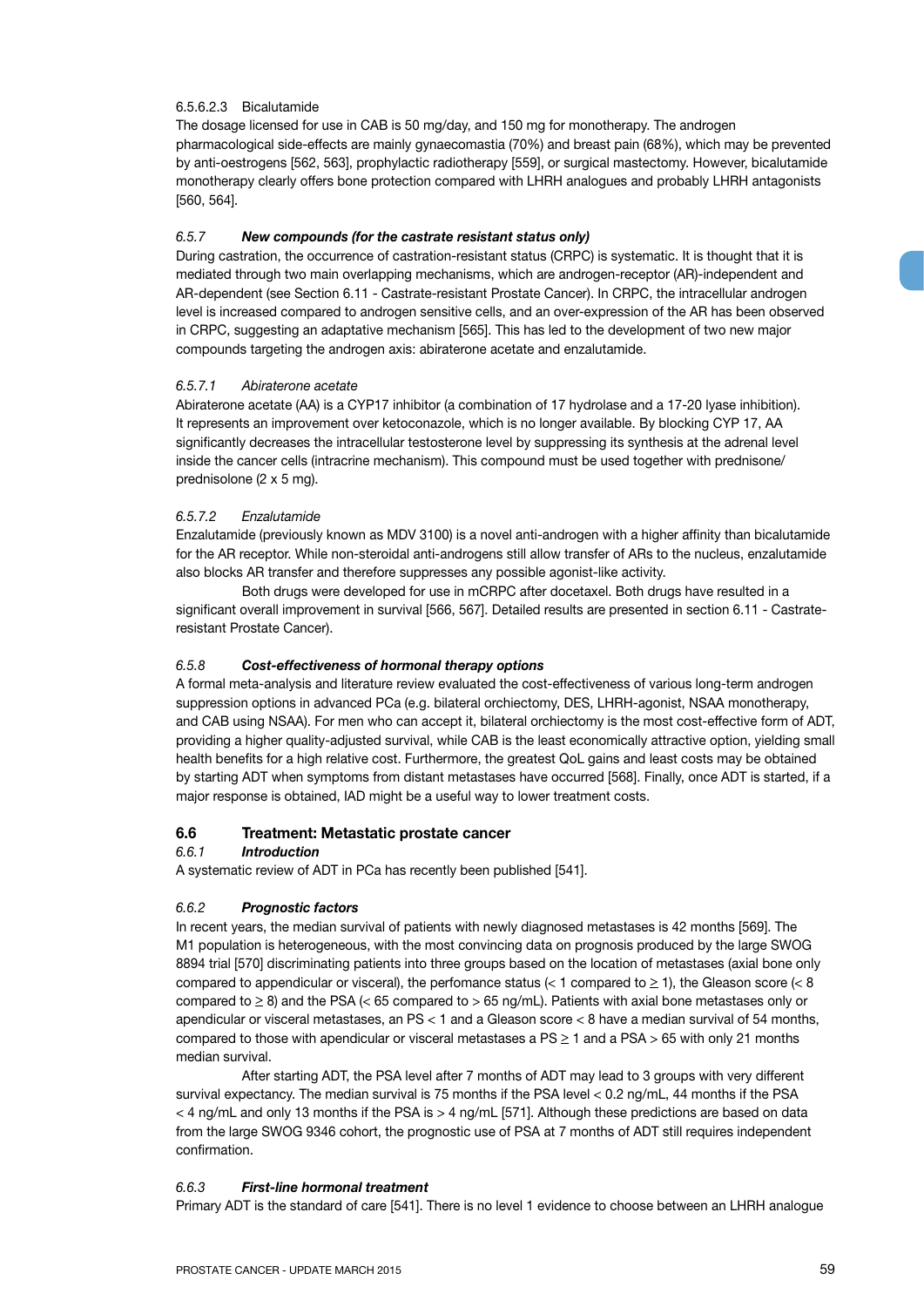6.5.6.2.3 Bicalutamide

The dosage licensed for use in CAB is 50 mg/day, and 150 mg for monotherapy. The androgen pharmacological side-effects are mainly gynaecomastia (70%) and breast pain (68%), which may be prevented by anti-oestrogens [562, 563], prophylactic radiotherapy [559], or surgical mastectomy. However, bicalutamide monotherapy clearly offers bone protection compared with LHRH analogues and probably LHRH antagonists [560, 564].

### *6.5.7 New compounds (for the castrate resistant status only)*

During castration, the occurrence of castration-resistant status (CRPC) is systematic. It is thought that it is mediated through two main overlapping mechanisms, which are androgen-receptor (AR)-independent and AR-dependent (see Section 6.11 - Castrate-resistant Prostate Cancer). In CRPC, the intracellular androgen level is increased compared to androgen sensitive cells, and an over-expression of the AR has been observed in CRPC, suggesting an adaptative mechanism [565]. This has led to the development of two new major compounds targeting the androgen axis: abiraterone acetate and enzalutamide.

*6.5.7.1 Abiraterone acetate*

Abiraterone acetate (AA) is a CYP17 inhibitor (a combination of 17 hydrolase and a 17-20 lyase inhibition). It represents an improvement over ketoconazole, which is no longer available. By blocking CYP 17, AA significantly decreases the intracellular testosterone level by suppressing its synthesis at the adrenal level inside the cancer cells (intracrine mechanism). This compound must be used together with prednisone/prednisolone (2 x 5 mg).

*6.5.7.2 Enzalutamide*

Enzalutamide (previously known as MDV 3100) is a novel anti-androgen with a higher affinity than bicalutamide for the AR receptor. While non-steroidal anti-androgens still allow transfer of ARs to the nucleus, enzalutamide also blocks AR transfer and therefore suppresses any possible agonist-like activity.

Both drugs were developed for use in mCRPC after docetaxel. Both drugs have resulted in a significant overall improvement in survival [566, 567]. Detailed results are presented in section 6.11 - Castrate-resistant Prostate Cancer).

### *6.5.8 Cost-effectiveness of hormonal therapy options*

A formal meta-analysis and literature review evaluated the cost-effectiveness of various long-term androgen suppression options in advanced PCa (e.g. bilateral orchiectomy, DES, LHRH-agonist, NSAA monotherapy, and CAB using NSAA). For men who can accept it, bilateral orchiectomy is the most cost-effective form of ADT, providing a higher quality-adjusted survival, while CAB is the least economically attractive option, yielding small health benefits for a high relative cost. Furthermore, the greatest QoL gains and least costs may be obtained by starting ADT when symptoms from distant metastases have occurred [568]. Finally, once ADT is started, if a major response is obtained, IAD might be a useful way to lower treatment costs.

## 6.6 Treatment: Metastatic prostate cancer

### *6.6.1 Introduction*

A systematic review of ADT in PCa has recently been published [541].

### *6.6.2 Prognostic factors*

In recent years, the median survival of patients with newly diagnosed metastases is 42 months [569]. The M1 population is heterogeneous, with the most convincing data on prognosis produced by the large SWOG 8894 trial [570] discriminating patients into three groups based on the location of metastases (axial bone only compared to appendicular or visceral), the perfomance status (< 1 compared to ≥ 1), the Gleason score (< 8 compared to ≥ 8) and the PSA (< 65 compared to > 65 ng/mL). Patients with axial bone metastases only or apendicular or visceral metastases, an PS < 1 and a Gleason score < 8 have a median survival of 54 months, compared to those with apendicular or visceral metastases a PS ≥ 1 and a PSA > 65 with only 21 months median survival.

After starting ADT, the PSA level after 7 months of ADT may lead to 3 groups with very different survival expectancy. The median survival is 75 months if the PSA level < 0.2 ng/mL, 44 months if the PSA < 4 ng/mL and only 13 months if the PSA is > 4 ng/mL [571]. Although these predictions are based on data from the large SWOG 9346 cohort, the prognostic use of PSA at 7 months of ADT still requires independent confirmation.

### *6.6.3 First-line hormonal treatment*

Primary ADT is the standard of care [541]. There is no level 1 evidence to choose between an LHRH analogue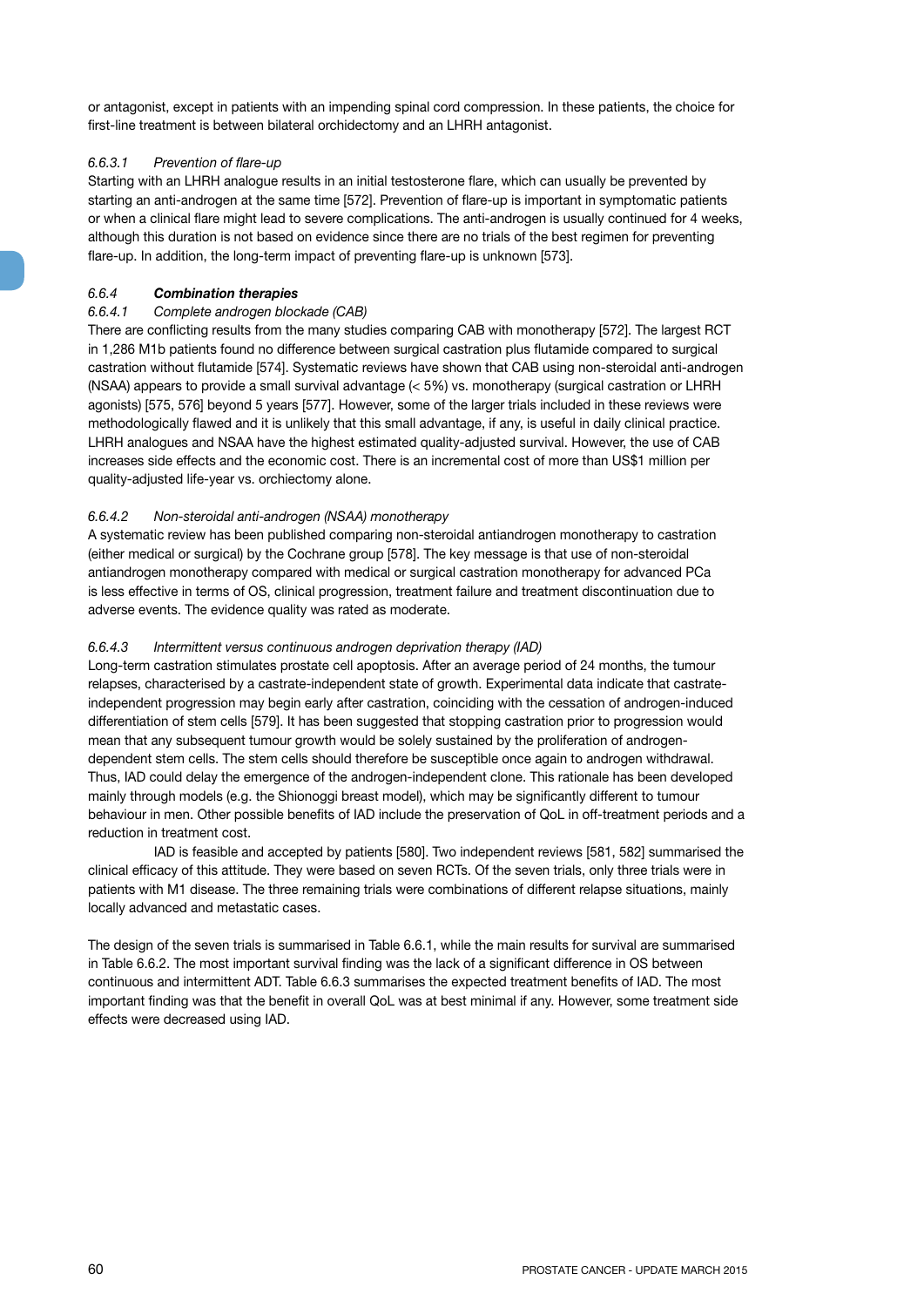or antagonist, except in patients with an impending spinal cord compression. In these patients, the choice for first-line treatment is between bilateral orchidectomy and an LHRH antagonist.

#### *6.6.3.1 Prevention of flare-up*

Starting with an LHRH analogue results in an initial testosterone flare, which can usually be prevented by starting an anti-androgen at the same time [572]. Prevention of flare-up is important in symptomatic patients or when a clinical flare might lead to severe complications. The anti-androgen is usually continued for 4 weeks, although this duration is not based on evidence since there are no trials of the best regimen for preventing flare-up. In addition, the long-term impact of preventing flare-up is unknown [573].

### *6.6.4 **Combination therapies***

#### *6.6.4.1 Complete androgen blockade (CAB)*

There are conflicting results from the many studies comparing CAB with monotherapy [572]. The largest RCT in 1,286 M1b patients found no difference between surgical castration plus flutamide compared to surgical castration without flutamide [574]. Systematic reviews have shown that CAB using non-steroidal anti-androgen (NSAA) appears to provide a small survival advantage (< 5%) vs. monotherapy (surgical castration or LHRH agonists) [575, 576] beyond 5 years [577]. However, some of the larger trials included in these reviews were methodologically flawed and it is unlikely that this small advantage, if any, is useful in daily clinical practice. LHRH analogues and NSAA have the highest estimated quality-adjusted survival. However, the use of CAB increases side effects and the economic cost. There is an incremental cost of more than US$1 million per quality-adjusted life-year vs. orchiectomy alone.

#### *6.6.4.2 Non-steroidal anti-androgen (NSAA) monotherapy*

A systematic review has been published comparing non-steroidal antiandrogen monotherapy to castration (either medical or surgical) by the Cochrane group [578]. The key message is that use of non-steroidal antiandrogen monotherapy compared with medical or surgical castration monotherapy for advanced PCa is less effective in terms of OS, clinical progression, treatment failure and treatment discontinuation due to adverse events. The evidence quality was rated as moderate.

#### *6.6.4.3 Intermittent versus continuous androgen deprivation therapy (IAD)*

Long-term castration stimulates prostate cell apoptosis. After an average period of 24 months, the tumour relapses, characterised by a castrate-independent state of growth. Experimental data indicate that castrate-independent progression may begin early after castration, coinciding with the cessation of androgen-induced differentiation of stem cells [579]. It has been suggested that stopping castration prior to progression would mean that any subsequent tumour growth would be solely sustained by the proliferation of androgen-dependent stem cells. The stem cells should therefore be susceptible once again to androgen withdrawal. Thus, IAD could delay the emergence of the androgen-independent clone. This rationale has been developed mainly through models (e.g. the Shionoggi breast model), which may be significantly different to tumour behaviour in men. Other possible benefits of IAD include the preservation of QoL in off-treatment periods and a reduction in treatment cost.

IAD is feasible and accepted by patients [580]. Two independent reviews [581, 582] summarised the clinical efficacy of this attitude. They were based on seven RCTs. Of the seven trials, only three trials were in patients with M1 disease. The three remaining trials were combinations of different relapse situations, mainly locally advanced and metastatic cases.

The design of the seven trials is summarised in Table 6.6.1, while the main results for survival are summarised in Table 6.6.2. The most important survival finding was the lack of a significant difference in OS between continuous and intermittent ADT. Table 6.6.3 summarises the expected treatment benefits of IAD. The most important finding was that the benefit in overall QoL was at best minimal if any. However, some treatment side effects were decreased using IAD.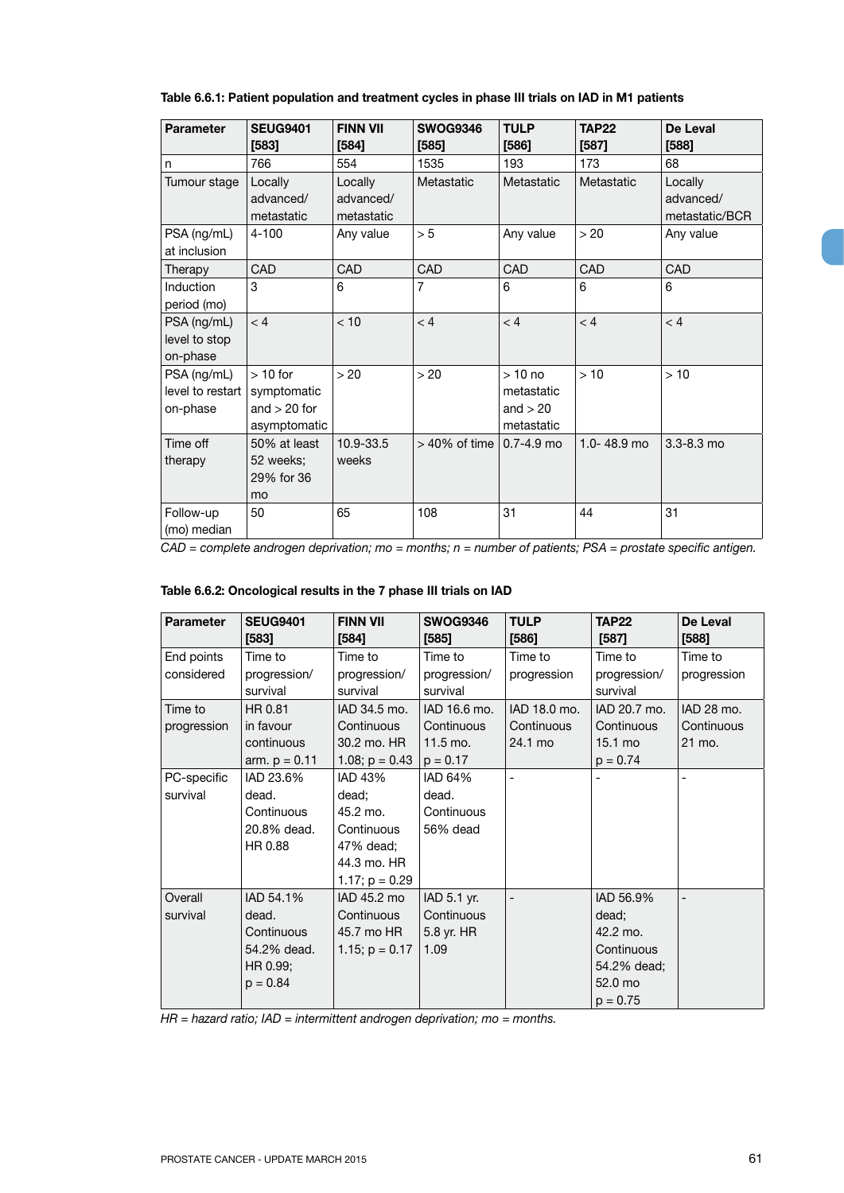**Table 6.6.1: Patient population and treatment cycles in phase III trials on IAD in M1 patients**

| Parameter | SEUG9401 [583] | FINN VII [584] | SWOG9346 [585] | TULP [586] | TAP22 [587] | De Leval [588] |
|---|---|---|---|---|---|---|
| n | 766 | 554 | 1535 | 193 | 173 | 68 |
| Tumour stage | Locally advanced/ metastatic | Locally advanced/ metastatic | Metastatic | Metastatic | Metastatic | Locally advanced/ metastatic/BCR |
| PSA (ng/mL) at inclusion | 4-100 | Any value | > 5 | Any value | > 20 | Any value |
| Therapy | CAD | CAD | CAD | CAD | CAD | CAD |
| Induction period (mo) | 3 | 6 | 7 | 6 | 6 | 6 |
| PSA (ng/mL) level to stop on-phase | < 4 | < 10 | < 4 | < 4 | < 4 | < 4 |
| PSA (ng/mL) level to restart on-phase | > 10 for symptomatic and > 20 for asymptomatic | > 20 | > 20 | > 10 no metastatic and > 20 metastatic | > 10 | > 10 |
| Time off therapy | 50% at least 52 weeks; 29% for 36 mo | 10.9-33.5 weeks | > 40% of time | 0.7-4.9 mo | 1.0- 48.9 mo | 3.3-8.3 mo |
| Follow-up (mo) median | 50 | 65 | 108 | 31 | 44 | 31 |

*CAD = complete androgen deprivation; mo = months; n = number of patients; PSA = prostate specific antigen.*

**Table 6.6.2: Oncological results in the 7 phase III trials on IAD**

| Parameter | SEUG9401 [583] | FINN VII [584] | SWOG9346 [585] | TULP [586] | TAP22 [587] | De Leval [588] |
|---|---|---|---|---|---|---|
| End points considered | Time to progression/ survival | Time to progression/ survival | Time to progression/ survival | Time to progression | Time to progression/ survival | Time to progression |
| Time to progression | HR 0.81 in favour continuous arm. p = 0.11 | IAD 34.5 mo. Continuous 30.2 mo. HR 1.08; p = 0.43 | IAD 16.6 mo. Continuous 11.5 mo. p = 0.17 | IAD 18.0 mo. Continuous 24.1 mo | IAD 20.7 mo. Continuous 15.1 mo p = 0.74 | IAD 28 mo. Continuous 21 mo. |
| PC-specific survival | IAD 23.6% dead. Continuous 20.8% dead. HR 0.88 | IAD 43% dead; 45.2 mo. Continuous 47% dead; 44.3 mo. HR 1.17; p = 0.29 | IAD 64% dead. Continuous 56% dead | - | - | - |
| Overall survival | IAD 54.1% dead. Continuous 54.2% dead. HR 0.99; p = 0.84 | IAD 45.2 mo Continuous 45.7 mo HR 1.15; p = 0.17 | IAD 5.1 yr. Continuous 5.8 yr. HR 1.09 | - | IAD 56.9% dead; 42.2 mo. Continuous 54.2% dead; 52.0 mo p = 0.75 | - |

*HR = hazard ratio; IAD = intermittent androgen deprivation; mo = months.*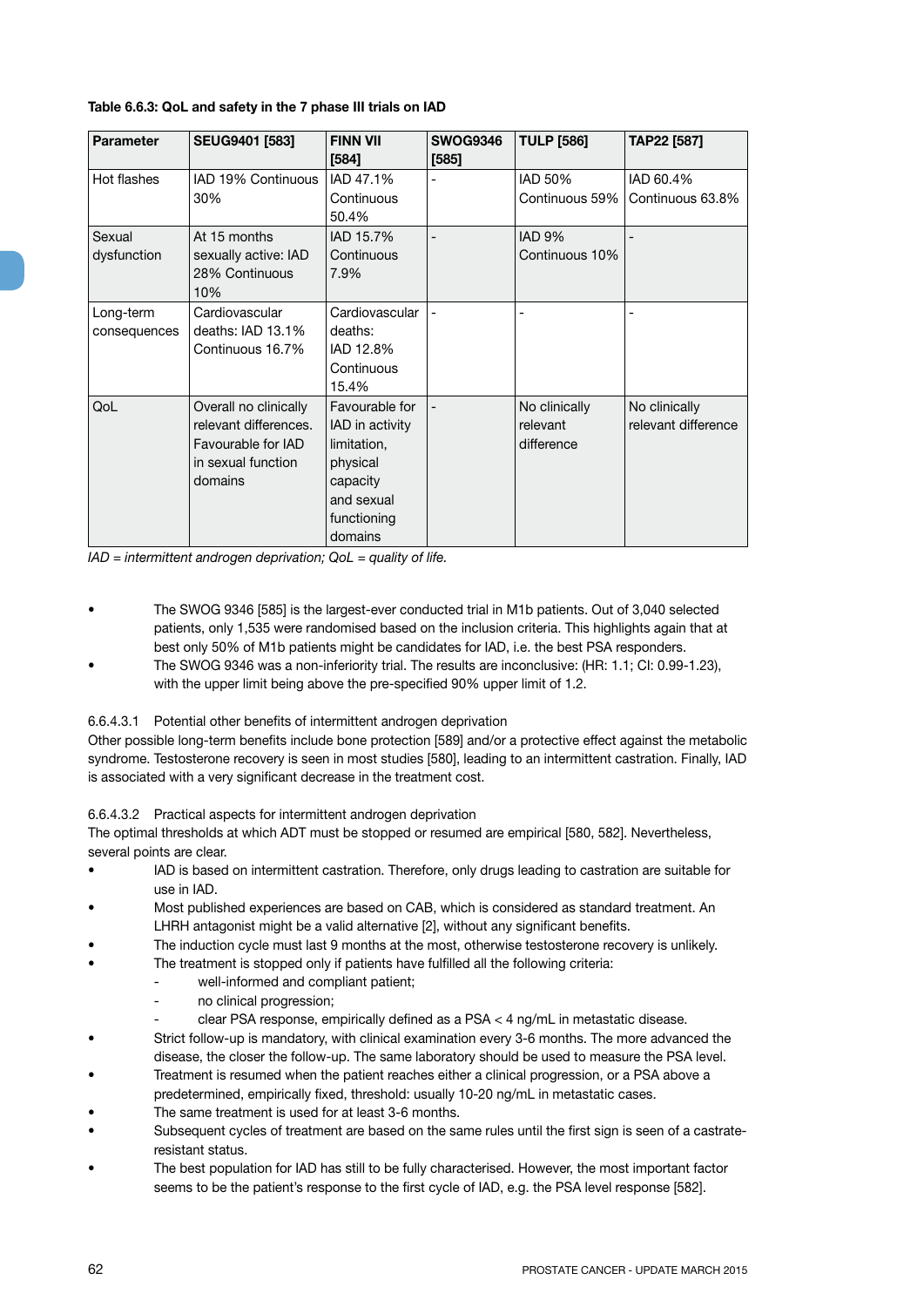**Table 6.6.3: QoL and safety in the 7 phase III trials on IAD**

| Parameter | SEUG9401 [583] | FINN VII [584] | SWOG9346 [585] | TULP [586] | TAP22 [587] |
|---|---|---|---|---|---|
| Hot flashes | IAD 19% Continuous 30% | IAD 47.1% Continuous 50.4% | - | IAD 50% Continuous 59% | IAD 60.4% Continuous 63.8% |
| Sexual dysfunction | At 15 months sexually active: IAD 28% Continuous 10% | IAD 15.7% Continuous 7.9% | - | IAD 9% Continuous 10% | - |
| Long-term consequences | Cardiovascular deaths: IAD 13.1% Continuous 16.7% | Cardiovascular deaths: IAD 12.8% Continuous 15.4% | - | - | - |
| QoL | Overall no clinically relevant differences. Favourable for IAD in sexual function domains | Favourable for IAD in activity limitation, physical capacity and sexual functioning domains | - | No clinically relevant difference | No clinically relevant difference |

*IAD = intermittent androgen deprivation; QoL = quality of life.*

- The SWOG 9346 [585] is the largest-ever conducted trial in M1b patients. Out of 3,040 selected patients, only 1,535 were randomised based on the inclusion criteria. This highlights again that at best only 50% of M1b patients might be candidates for IAD, i.e. the best PSA responders.
- The SWOG 9346 was a non-inferiority trial. The results are inconclusive: (HR: 1.1; CI: 0.99-1.23), with the upper limit being above the pre-specified 90% upper limit of 1.2.

6.6.4.3.1 Potential other benefits of intermittent androgen deprivation

Other possible long-term benefits include bone protection [589] and/or a protective effect against the metabolic syndrome. Testosterone recovery is seen in most studies [580], leading to an intermittent castration. Finally, IAD is associated with a very significant decrease in the treatment cost.

6.6.4.3.2 Practical aspects for intermittent androgen deprivation

The optimal thresholds at which ADT must be stopped or resumed are empirical [580, 582]. Nevertheless, several points are clear.

- IAD is based on intermittent castration. Therefore, only drugs leading to castration are suitable for use in IAD.
- Most published experiences are based on CAB, which is considered as standard treatment. An LHRH antagonist might be a valid alternative [2], without any significant benefits.
- The induction cycle must last 9 months at the most, otherwise testosterone recovery is unlikely.
- The treatment is stopped only if patients have fulfilled all the following criteria:
  - well-informed and compliant patient;
  - no clinical progression;
  - clear PSA response, empirically defined as a PSA < 4 ng/mL in metastatic disease.
- Strict follow-up is mandatory, with clinical examination every 3-6 months. The more advanced the disease, the closer the follow-up. The same laboratory should be used to measure the PSA level.
- Treatment is resumed when the patient reaches either a clinical progression, or a PSA above a predetermined, empirically fixed, threshold: usually 10-20 ng/mL in metastatic cases.
- The same treatment is used for at least 3-6 months.
- Subsequent cycles of treatment are based on the same rules until the first sign is seen of a castrate-resistant status.
- The best population for IAD has still to be fully characterised. However, the most important factor seems to be the patient's response to the first cycle of IAD, e.g. the PSA level response [582].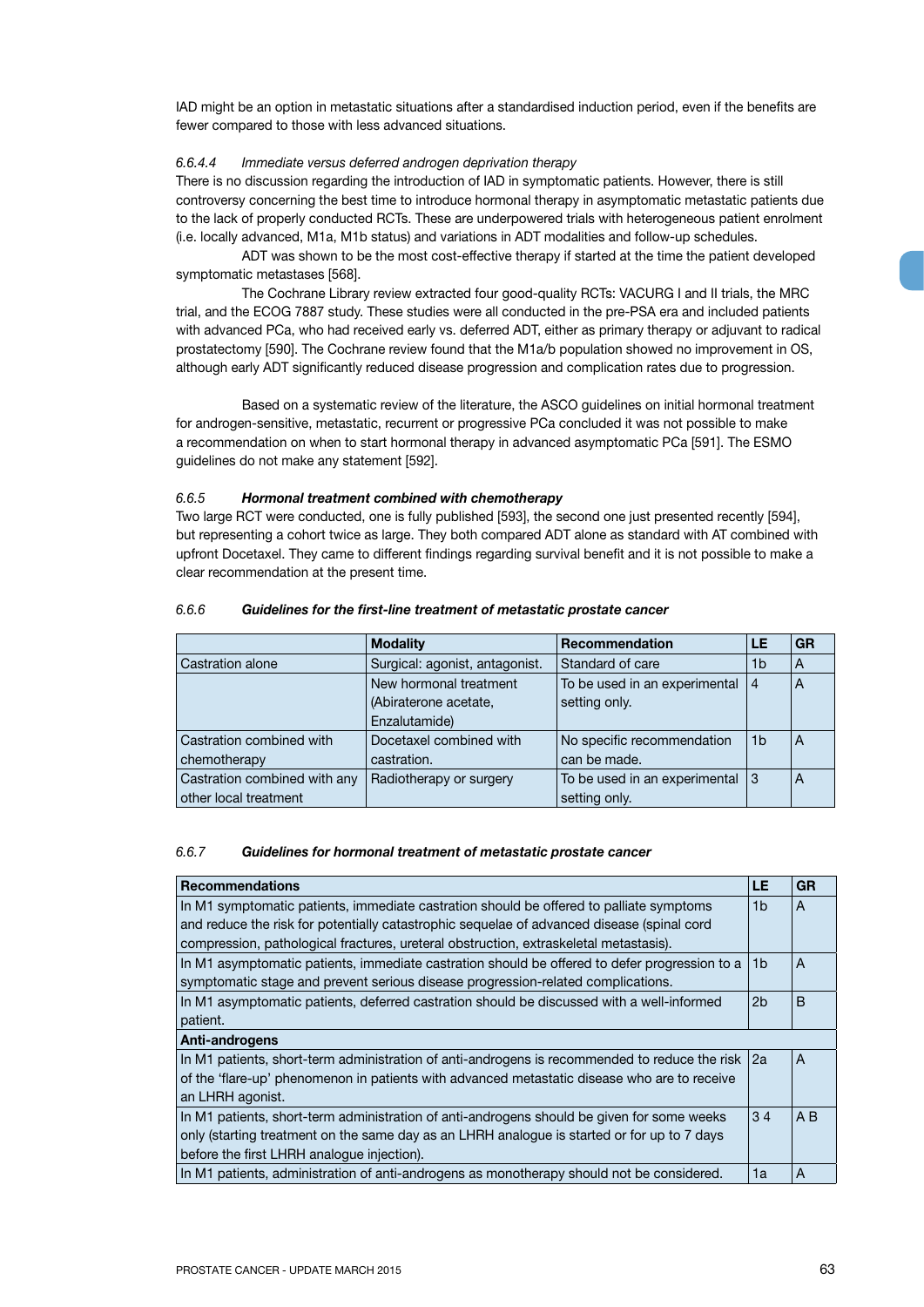IAD might be an option in metastatic situations after a standardised induction period, even if the benefits are fewer compared to those with less advanced situations.

#### 6.6.4.4 *Immediate versus deferred androgen deprivation therapy*

There is no discussion regarding the introduction of IAD in symptomatic patients. However, there is still controversy concerning the best time to introduce hormonal therapy in asymptomatic metastatic patients due to the lack of properly conducted RCTs. These are underpowered trials with heterogeneous patient enrolment (i.e. locally advanced, M1a, M1b status) and variations in ADT modalities and follow-up schedules.

ADT was shown to be the most cost-effective therapy if started at the time the patient developed symptomatic metastases [568].

The Cochrane Library review extracted four good-quality RCTs: VACURG I and II trials, the MRC trial, and the ECOG 7887 study. These studies were all conducted in the pre-PSA era and included patients with advanced PCa, who had received early vs. deferred ADT, either as primary therapy or adjuvant to radical prostatectomy [590]. The Cochrane review found that the M1a/b population showed no improvement in OS, although early ADT significantly reduced disease progression and complication rates due to progression.

Based on a systematic review of the literature, the ASCO guidelines on initial hormonal treatment for androgen-sensitive, metastatic, recurrent or progressive PCa concluded it was not possible to make a recommendation on when to start hormonal therapy in advanced asymptomatic PCa [591]. The ESMO guidelines do not make any statement [592].

### 6.6.5 ***Hormonal treatment combined with chemotherapy***

Two large RCT were conducted, one is fully published [593], the second one just presented recently [594], but representing a cohort twice as large. They both compared ADT alone as standard with AT combined with upfront Docetaxel. They came to different findings regarding survival benefit and it is not possible to make a clear recommendation at the present time.

### 6.6.6 ***Guidelines for the first-line treatment of metastatic prostate cancer***

| | **Modality** | **Recommendation** | **LE** | **GR** |
|---|---|---|---|---|
| Castration alone | Surgical: agonist, antagonist. | Standard of care | 1b | A |
| | New hormonal treatment (Abiraterone acetate, Enzalutamide) | To be used in an experimental setting only. | 4 | A |
| Castration combined with chemotherapy | Docetaxel combined with castration. | No specific recommendation can be made. | 1b | A |
| Castration combined with any other local treatment | Radiotherapy or surgery | To be used in an experimental setting only. | 3 | A |

### 6.6.7 ***Guidelines for hormonal treatment of metastatic prostate cancer***

| **Recommendations** | **LE** | **GR** |
|---|---|---|
| In M1 symptomatic patients, immediate castration should be offered to palliate symptoms and reduce the risk for potentially catastrophic sequelae of advanced disease (spinal cord compression, pathological fractures, ureteral obstruction, extraskeletal metastasis). | 1b | A |
| In M1 asymptomatic patients, immediate castration should be offered to defer progression to a symptomatic stage and prevent serious disease progression-related complications. | 1b | A |
| In M1 asymptomatic patients, deferred castration should be discussed with a well-informed patient. | 2b | B |
| **Anti-androgens** | | |
| In M1 patients, short-term administration of anti-androgens is recommended to reduce the risk of the 'flare-up' phenomenon in patients with advanced metastatic disease who are to receive an LHRH agonist. | 2a | A |
| In M1 patients, short-term administration of anti-androgens should be given for some weeks only (starting treatment on the same day as an LHRH analogue is started or for up to 7 days before the first LHRH analogue injection). | 3 4 | A B |
| In M1 patients, administration of anti-androgens as monotherapy should not be considered. | 1a | A |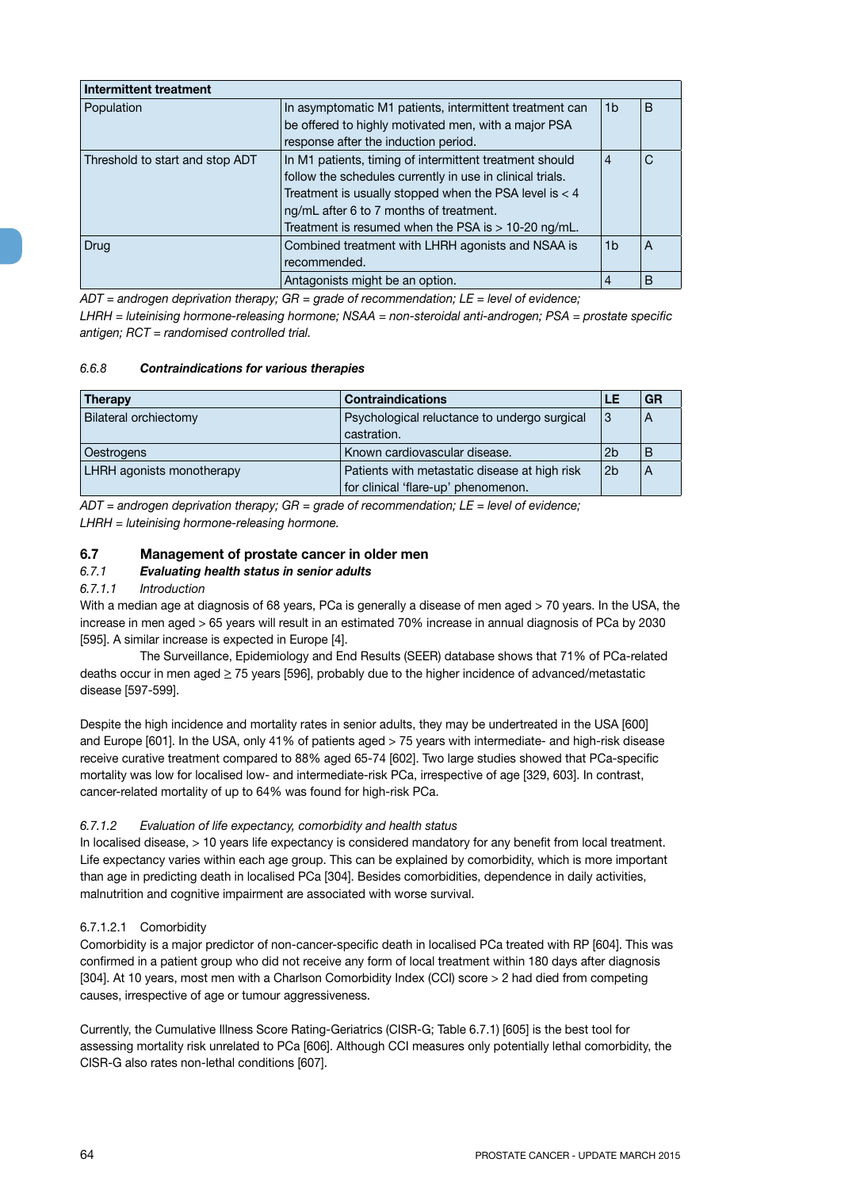| Intermittent treatment | | | |
|---|---|---|---|
| Population | In asymptomatic M1 patients, intermittent treatment can be offered to highly motivated men, with a major PSA response after the induction period. | 1b | B |
| Threshold to start and stop ADT | In M1 patients, timing of intermittent treatment should follow the schedules currently in use in clinical trials. Treatment is usually stopped when the PSA level is < 4 ng/mL after 6 to 7 months of treatment. Treatment is resumed when the PSA is > 10-20 ng/mL. | 4 | C |
| Drug | Combined treatment with LHRH agonists and NSAA is recommended. | 1b | A |
| | Antagonists might be an option. | 4 | B |

*ADT = androgen deprivation therapy; GR = grade of recommendation; LE = level of evidence; LHRH = luteinising hormone-releasing hormone; NSAA = non-steroidal anti-androgen; PSA = prostate specific antigen; RCT = randomised controlled trial.*

### 6.6.8 *Contraindications for various therapies*

| Therapy | Contraindications | LE | GR |
|---|---|---|---|
| Bilateral orchiectomy | Psychological reluctance to undergo surgical castration. | 3 | A |
| Oestrogens | Known cardiovascular disease. | 2b | B |
| LHRH agonists monotherapy | Patients with metastatic disease at high risk for clinical 'flare-up' phenomenon. | 2b | A |

*ADT = androgen deprivation therapy; GR = grade of recommendation; LE = level of evidence; LHRH = luteinising hormone-releasing hormone.*

## 6.7 Management of prostate cancer in older men

### 6.7.1 *Evaluating health status in senior adults*

#### 6.7.1.1 *Introduction*

With a median age at diagnosis of 68 years, PCa is generally a disease of men aged > 70 years. In the USA, the increase in men aged > 65 years will result in an estimated 70% increase in annual diagnosis of PCa by 2030 [595]. A similar increase is expected in Europe [4].

The Surveillance, Epidemiology and End Results (SEER) database shows that 71% of PCa-related deaths occur in men aged ≥ 75 years [596], probably due to the higher incidence of advanced/metastatic disease [597-599].

Despite the high incidence and mortality rates in senior adults, they may be undertreated in the USA [600] and Europe [601]. In the USA, only 41% of patients aged > 75 years with intermediate- and high-risk disease receive curative treatment compared to 88% aged 65-74 [602]. Two large studies showed that PCa-specific mortality was low for localised low- and intermediate-risk PCa, irrespective of age [329, 603]. In contrast, cancer-related mortality of up to 64% was found for high-risk PCa.

#### 6.7.1.2 *Evaluation of life expectancy, comorbidity and health status*

In localised disease, > 10 years life expectancy is considered mandatory for any benefit from local treatment. Life expectancy varies within each age group. This can be explained by comorbidity, which is more important than age in predicting death in localised PCa [304]. Besides comorbidities, dependence in daily activities, malnutrition and cognitive impairment are associated with worse survival.

##### 6.7.1.2.1 Comorbidity

Comorbidity is a major predictor of non-cancer-specific death in localised PCa treated with RP [604]. This was confirmed in a patient group who did not receive any form of local treatment within 180 days after diagnosis [304]. At 10 years, most men with a Charlson Comorbidity Index (CCI) score > 2 had died from competing causes, irrespective of age or tumour aggressiveness.

Currently, the Cumulative Illness Score Rating-Geriatrics (CISR-G; Table 6.7.1) [605] is the best tool for assessing mortality risk unrelated to PCa [606]. Although CCI measures only potentially lethal comorbidity, the CISR-G also rates non-lethal conditions [607].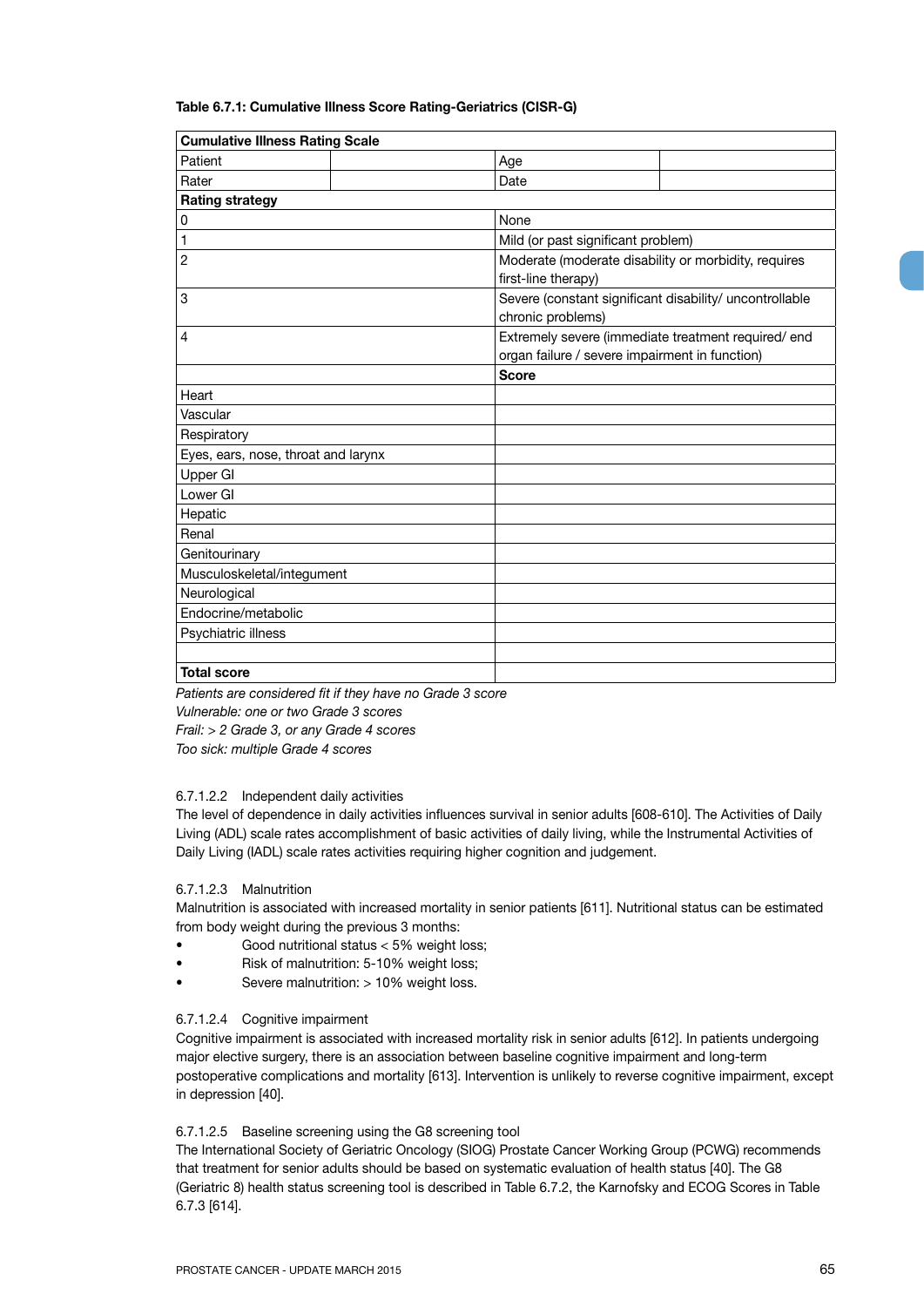**Table 6.7.1: Cumulative Illness Score Rating-Geriatrics (CISR-G)**

| **Cumulative Illness Rating Scale** | | | |
|---|---|---|---|
| Patient | | Age | |
| Rater | | Date | |
| **Rating strategy** | | | |
| 0 | | None | |
| 1 | | Mild (or past significant problem) | |
| 2 | | Moderate (moderate disability or morbidity, requires first-line therapy) | |
| 3 | | Severe (constant significant disability/ uncontrollable chronic problems) | |
| 4 | | Extremely severe (immediate treatment required/ end organ failure / severe impairment in function) | |
| | | **Score** | |
| Heart | | | |
| Vascular | | | |
| Respiratory | | | |
| Eyes, ears, nose, throat and larynx | | | |
| Upper GI | | | |
| Lower GI | | | |
| Hepatic | | | |
| Renal | | | |
| Genitourinary | | | |
| Musculoskeletal/integument | | | |
| Neurological | | | |
| Endocrine/metabolic | | | |
| Psychiatric illness | | | |
| | | | |
| **Total score** | | | |

*Patients are considered fit if they have no Grade 3 score*
*Vulnerable: one or two Grade 3 scores*
*Frail: > 2 Grade 3, or any Grade 4 scores*
*Too sick: multiple Grade 4 scores*

6.7.1.2.2 Independent daily activities

The level of dependence in daily activities influences survival in senior adults [608-610]. The Activities of Daily Living (ADL) scale rates accomplishment of basic activities of daily living, while the Instrumental Activities of Daily Living (IADL) scale rates activities requiring higher cognition and judgement.

6.7.1.2.3 Malnutrition

Malnutrition is associated with increased mortality in senior patients [611]. Nutritional status can be estimated from body weight during the previous 3 months:

- Good nutritional status < 5% weight loss;
- Risk of malnutrition: 5-10% weight loss;
- Severe malnutrition: > 10% weight loss.

6.7.1.2.4 Cognitive impairment

Cognitive impairment is associated with increased mortality risk in senior adults [612]. In patients undergoing major elective surgery, there is an association between baseline cognitive impairment and long-term postoperative complications and mortality [613]. Intervention is unlikely to reverse cognitive impairment, except in depression [40].

6.7.1.2.5 Baseline screening using the G8 screening tool

The International Society of Geriatric Oncology (SIOG) Prostate Cancer Working Group (PCWG) recommends that treatment for senior adults should be based on systematic evaluation of health status [40]. The G8 (Geriatric 8) health status screening tool is described in Table 6.7.2, the Karnofsky and ECOG Scores in Table 6.7.3 [614].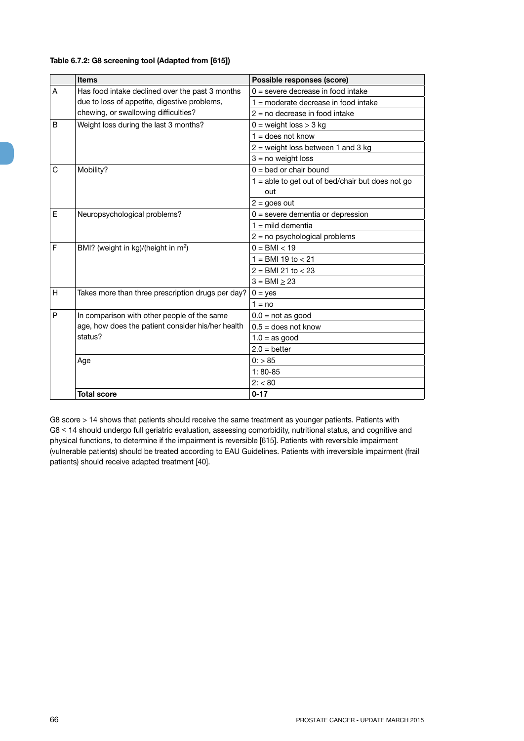**Table 6.7.2: G8 screening tool (Adapted from [615])**

| | Items | Possible responses (score) |
|---|---|---|
| A | Has food intake declined over the past 3 months due to loss of appetite, digestive problems, chewing, or swallowing difficulties? | 0 = severe decrease in food intake |
| | | 1 = moderate decrease in food intake |
| | | 2 = no decrease in food intake |
| B | Weight loss during the last 3 months? | 0 = weight loss > 3 kg |
| | | 1 = does not know |
| | | 2 = weight loss between 1 and 3 kg |
| | | 3 = no weight loss |
| C | Mobility? | 0 = bed or chair bound |
| | | 1 = able to get out of bed/chair but does not go out |
| | | 2 = goes out |
| E | Neuropsychological problems? | 0 = severe dementia or depression |
| | | 1 = mild dementia |
| | | 2 = no psychological problems |
| F | BMI? (weight in kg)/(height in $m^2$) | 0 = BMI < 19 |
| | | 1 = BMI 19 to < 21 |
| | | 2 = BMI 21 to < 23 |
| | | 3 = BMI ≥ 23 |
| H | Takes more than three prescription drugs per day? | 0 = yes |
| | | 1 = no |
| P | In comparison with other people of the same age, how does the patient consider his/her health status? | 0.0 = not as good |
| | | 0.5 = does not know |
| | | 1.0 = as good |
| | | 2.0 = better |
| | Age | 0: > 85 |
| | | 1: 80-85 |
| | | 2: < 80 |
| | **Total score** | **0-17** |

G8 score > 14 shows that patients should receive the same treatment as younger patients. Patients with G8 ≤ 14 should undergo full geriatric evaluation, assessing comorbidity, nutritional status, and cognitive and physical functions, to determine if the impairment is reversible [615]. Patients with reversible impairment (vulnerable patients) should be treated according to EAU Guidelines. Patients with irreversible impairment (frail patients) should receive adapted treatment [40].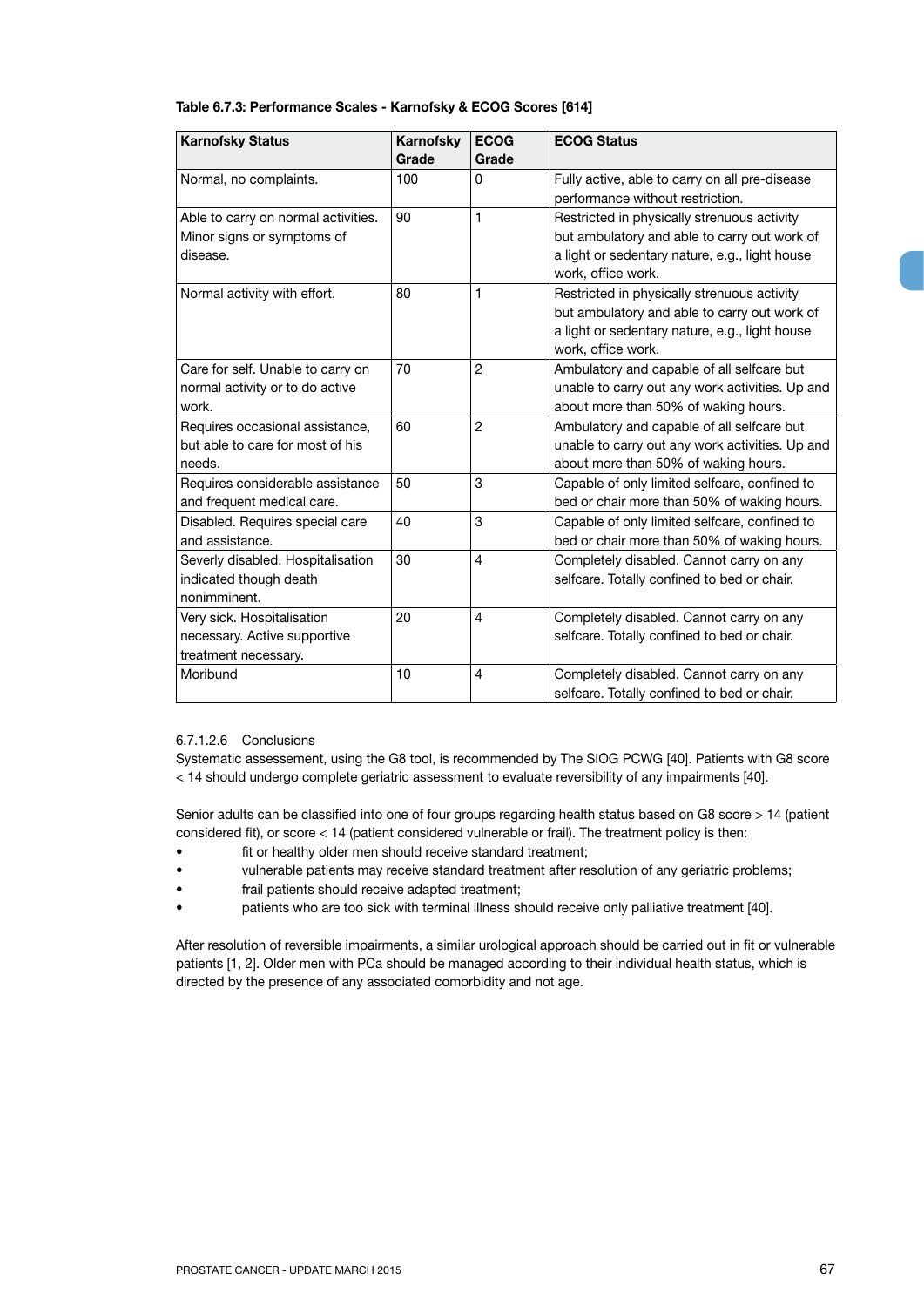**Table 6.7.3: Performance Scales - Karnofsky & ECOG Scores [614]**

| Karnofsky Status | Karnofsky Grade | ECOG Grade | ECOG Status |
|---|---|---|---|
| Normal, no complaints. | 100 | 0 | Fully active, able to carry on all pre-disease performance without restriction. |
| Able to carry on normal activities. Minor signs or symptoms of disease. | 90 | 1 | Restricted in physically strenuous activity but ambulatory and able to carry out work of a light or sedentary nature, e.g., light house work, office work. |
| Normal activity with effort. | 80 | 1 | Restricted in physically strenuous activity but ambulatory and able to carry out work of a light or sedentary nature, e.g., light house work, office work. |
| Care for self. Unable to carry on normal activity or to do active work. | 70 | 2 | Ambulatory and capable of all selfcare but unable to carry out any work activities. Up and about more than 50% of waking hours. |
| Requires occasional assistance, but able to care for most of his needs. | 60 | 2 | Ambulatory and capable of all selfcare but unable to carry out any work activities. Up and about more than 50% of waking hours. |
| Requires considerable assistance and frequent medical care. | 50 | 3 | Capable of only limited selfcare, confined to bed or chair more than 50% of waking hours. |
| Disabled. Requires special care and assistance. | 40 | 3 | Capable of only limited selfcare, confined to bed or chair more than 50% of waking hours. |
| Severly disabled. Hospitalisation indicated though death nonimminent. | 30 | 4 | Completely disabled. Cannot carry on any selfcare. Totally confined to bed or chair. |
| Very sick. Hospitalisation necessary. Active supportive treatment necessary. | 20 | 4 | Completely disabled. Cannot carry on any selfcare. Totally confined to bed or chair. |
| Moribund | 10 | 4 | Completely disabled. Cannot carry on any selfcare. Totally confined to bed or chair. |

#### 6.7.1.2.6 Conclusions

Systematic assessement, using the G8 tool, is recommended by The SIOG PCWG [40]. Patients with G8 score < 14 should undergo complete geriatric assessment to evaluate reversibility of any impairments [40].

Senior adults can be classified into one of four groups regarding health status based on G8 score > 14 (patient considered fit), or score < 14 (patient considered vulnerable or frail). The treatment policy is then:

- fit or healthy older men should receive standard treatment;
- vulnerable patients may receive standard treatment after resolution of any geriatric problems;
- frail patients should receive adapted treatment;
- patients who are too sick with terminal illness should receive only palliative treatment [40].

After resolution of reversible impairments, a similar urological approach should be carried out in fit or vulnerable patients [1, 2]. Older men with PCa should be managed according to their individual health status, which is directed by the presence of any associated comorbidity and not age.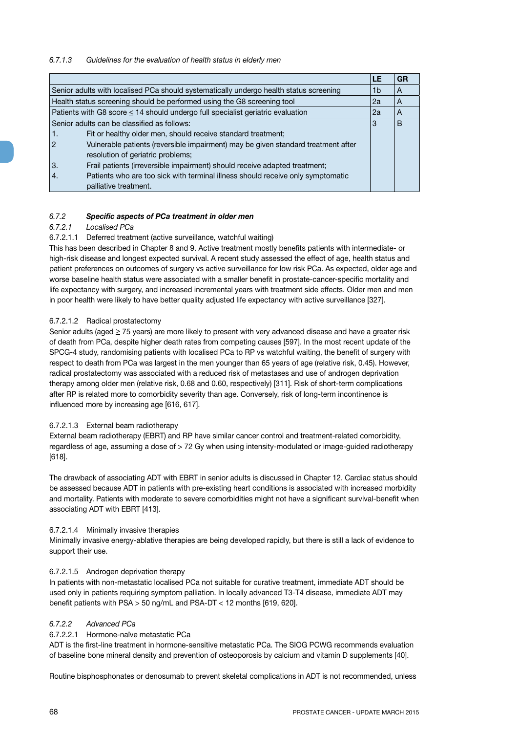*6.7.1.3 Guidelines for the evaluation of health status in elderly men*

| | LE | GR |
|---|---|---|
| Senior adults with localised PCa should systematically undergo health status screening | 1b | A |
| Health status screening should be performed using the G8 screening tool | 2a | A |
| Patients with G8 score ≤ 14 should undergo full specialist geriatric evaluation | 2a | A |
| Senior adults can be classified as follows:<br>1. Fit or healthy older men, should receive standard treatment;<br>2 Vulnerable patients (reversible impairment) may be given standard treatment after resolution of geriatric problems;<br>3. Frail patients (irreversible impairment) should receive adapted treatment;<br>4. Patients who are too sick with terminal illness should receive only symptomatic palliative treatment. | 3 | B |

### *6.7.2 **Specific aspects of PCa treatment in older men***

#### *6.7.2.1 Localised PCa*

##### 6.7.2.1.1 Deferred treatment (active surveillance, watchful waiting)

This has been described in Chapter 8 and 9. Active treatment mostly benefits patients with intermediate- or high-risk disease and longest expected survival. A recent study assessed the effect of age, health status and patient preferences on outcomes of surgery vs active surveillance for low risk PCa. As expected, older age and worse baseline health status were associated with a smaller benefit in prostate-cancer-specific mortality and life expectancy with surgery, and increased incremental years with treatment side effects. Older men and men in poor health were likely to have better quality adjusted life expectancy with active surveillance [327].

##### 6.7.2.1.2 Radical prostatectomy

Senior adults (aged ≥ 75 years) are more likely to present with very advanced disease and have a greater risk of death from PCa, despite higher death rates from competing causes [597]. In the most recent update of the SPCG-4 study, randomising patients with localised PCa to RP vs watchful waiting, the benefit of surgery with respect to death from PCa was largest in the men younger than 65 years of age (relative risk, 0.45). However, radical prostatectomy was associated with a reduced risk of metastases and use of androgen deprivation therapy among older men (relative risk, 0.68 and 0.60, respectively) [311]. Risk of short-term complications after RP is related more to comorbidity severity than age. Conversely, risk of long-term incontinence is influenced more by increasing age [616, 617].

##### 6.7.2.1.3 External beam radiotherapy

External beam radiotherapy (EBRT) and RP have similar cancer control and treatment-related comorbidity, regardless of age, assuming a dose of > 72 Gy when using intensity-modulated or image-guided radiotherapy [618].

The drawback of associating ADT with EBRT in senior adults is discussed in Chapter 12. Cardiac status should be assessed because ADT in patients with pre-existing heart conditions is associated with increased morbidity and mortality. Patients with moderate to severe comorbidities might not have a significant survival-benefit when associating ADT with EBRT [413].

##### 6.7.2.1.4 Minimally invasive therapies

Minimally invasive energy-ablative therapies are being developed rapidly, but there is still a lack of evidence to support their use.

##### 6.7.2.1.5 Androgen deprivation therapy

In patients with non-metastatic localised PCa not suitable for curative treatment, immediate ADT should be used only in patients requiring symptom palliation. In locally advanced T3-T4 disease, immediate ADT may benefit patients with PSA > 50 ng/mL and PSA-DT < 12 months [619, 620].

#### *6.7.2.2 Advanced PCa*

##### 6.7.2.2.1 Hormone-naïve metastatic PCa

ADT is the first-line treatment in hormone-sensitive metastatic PCa. The SIOG PCWG recommends evaluation of baseline bone mineral density and prevention of osteoporosis by calcium and vitamin D supplements [40].

Routine bisphosphonates or denosumab to prevent skeletal complications in ADT is not recommended, unless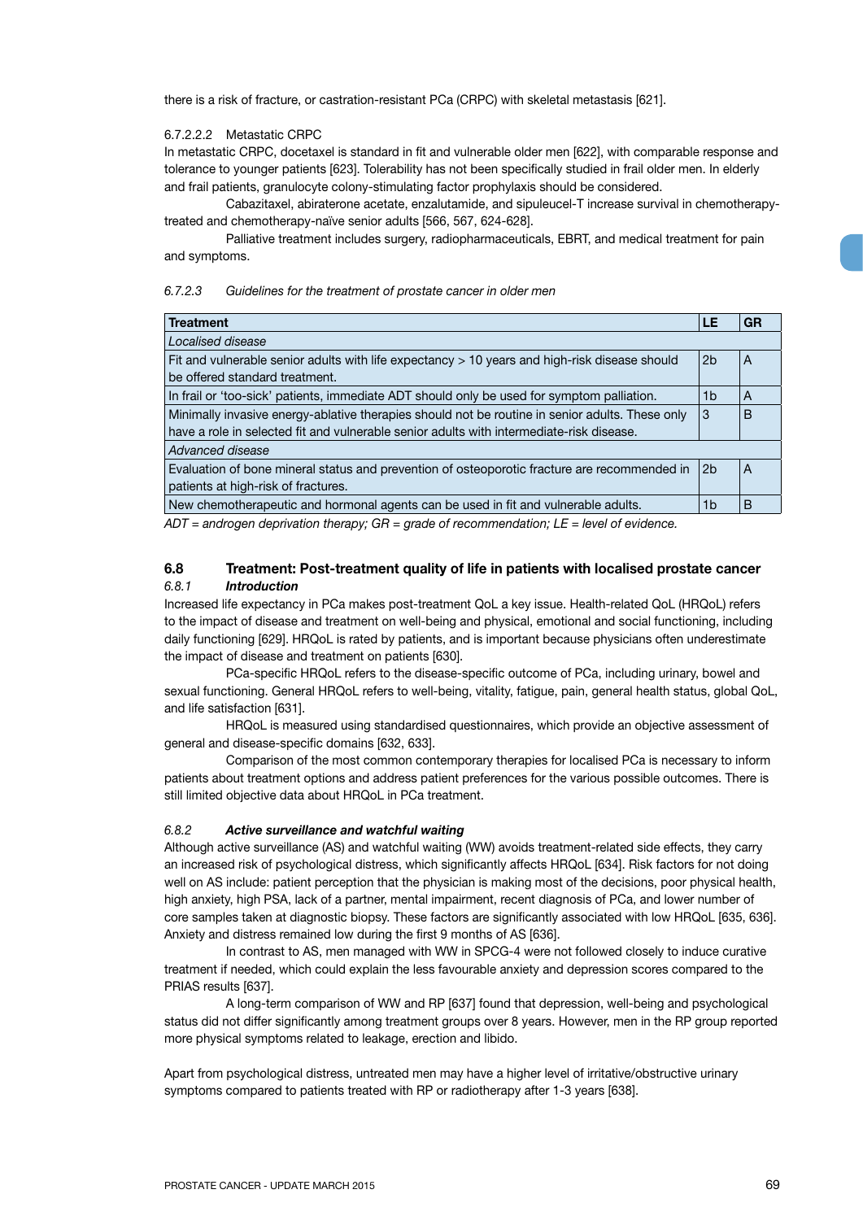there is a risk of fracture, or castration-resistant PCa (CRPC) with skeletal metastasis [621].

6.7.2.2.2 Metastatic CRPC

In metastatic CRPC, docetaxel is standard in fit and vulnerable older men [622], with comparable response and tolerance to younger patients [623]. Tolerability has not been specifically studied in frail older men. In elderly and frail patients, granulocyte colony-stimulating factor prophylaxis should be considered.

Cabazitaxel, abiraterone acetate, enzalutamide, and sipuleucel-T increase survival in chemotherapy-treated and chemotherapy-naïve senior adults [566, 567, 624-628].

Palliative treatment includes surgery, radiopharmaceuticals, EBRT, and medical treatment for pain and symptoms.

*6.7.2.3 Guidelines for the treatment of prostate cancer in older men*

| Treatment | LE | GR |
|---|---|---|
| *Localised disease* | | |
| Fit and vulnerable senior adults with life expectancy > 10 years and high-risk disease should be offered standard treatment. | 2b | A |
| In frail or 'too-sick' patients, immediate ADT should only be used for symptom palliation. | 1b | A |
| Minimally invasive energy-ablative therapies should not be routine in senior adults. These only have a role in selected fit and vulnerable senior adults with intermediate-risk disease. | 3 | B |
| *Advanced disease* | | |
| Evaluation of bone mineral status and prevention of osteoporotic fracture are recommended in patients at high-risk of fractures. | 2b | A |
| New chemotherapeutic and hormonal agents can be used in fit and vulnerable adults. | 1b | B |

*ADT = androgen deprivation therapy; GR = grade of recommendation; LE = level of evidence.*

## 6.8 Treatment: Post-treatment quality of life in patients with localised prostate cancer

### *6.8.1 Introduction*

Increased life expectancy in PCa makes post-treatment QoL a key issue. Health-related QoL (HRQoL) refers to the impact of disease and treatment on well-being and physical, emotional and social functioning, including daily functioning [629]. HRQoL is rated by patients, and is important because physicians often underestimate the impact of disease and treatment on patients [630].

PCa-specific HRQoL refers to the disease-specific outcome of PCa, including urinary, bowel and sexual functioning. General HRQoL refers to well-being, vitality, fatigue, pain, general health status, global QoL, and life satisfaction [631].

HRQoL is measured using standardised questionnaires, which provide an objective assessment of general and disease-specific domains [632, 633].

Comparison of the most common contemporary therapies for localised PCa is necessary to inform patients about treatment options and address patient preferences for the various possible outcomes. There is still limited objective data about HRQoL in PCa treatment.

### *6.8.2 Active surveillance and watchful waiting*

Although active surveillance (AS) and watchful waiting (WW) avoids treatment-related side effects, they carry an increased risk of psychological distress, which significantly affects HRQoL [634]. Risk factors for not doing well on AS include: patient perception that the physician is making most of the decisions, poor physical health, high anxiety, high PSA, lack of a partner, mental impairment, recent diagnosis of PCa, and lower number of core samples taken at diagnostic biopsy. These factors are significantly associated with low HRQoL [635, 636]. Anxiety and distress remained low during the first 9 months of AS [636].

In contrast to AS, men managed with WW in SPCG-4 were not followed closely to induce curative treatment if needed, which could explain the less favourable anxiety and depression scores compared to the PRIAS results [637].

A long-term comparison of WW and RP [637] found that depression, well-being and psychological status did not differ significantly among treatment groups over 8 years. However, men in the RP group reported more physical symptoms related to leakage, erection and libido.

Apart from psychological distress, untreated men may have a higher level of irritative/obstructive urinary symptoms compared to patients treated with RP or radiotherapy after 1-3 years [638].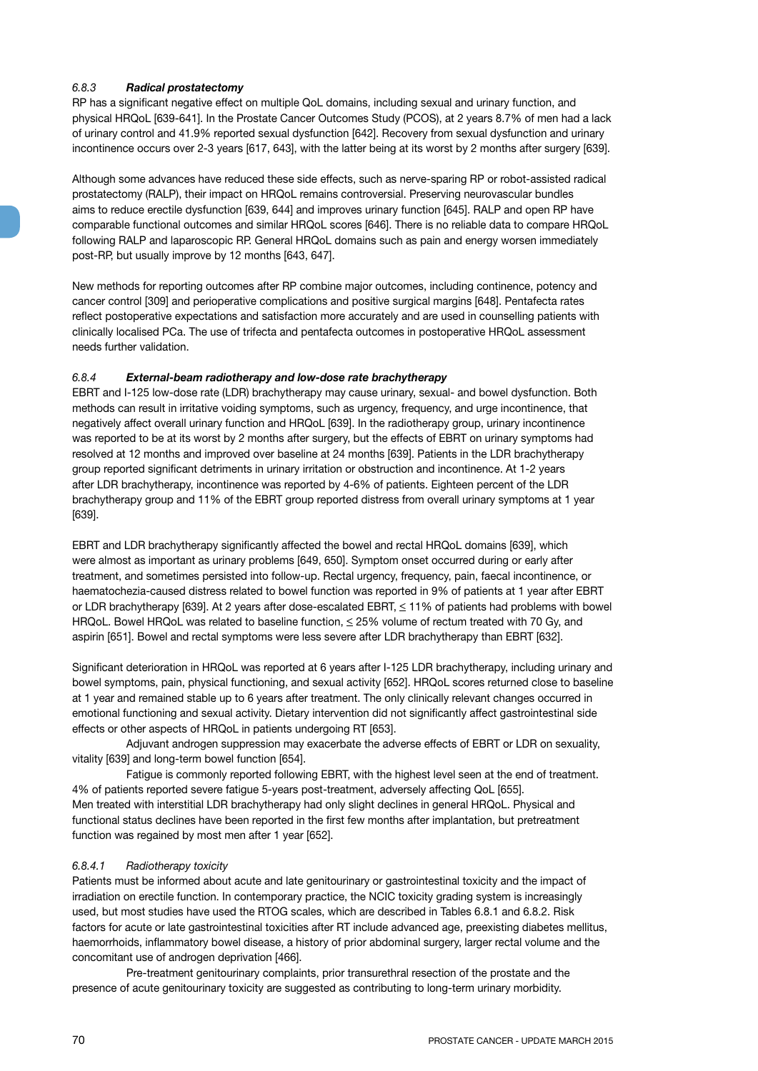#### 6.8.3 *Radical prostatectomy*

RP has a significant negative effect on multiple QoL domains, including sexual and urinary function, and physical HRQoL [639-641]. In the Prostate Cancer Outcomes Study (PCOS), at 2 years 8.7% of men had a lack of urinary control and 41.9% reported sexual dysfunction [642]. Recovery from sexual dysfunction and urinary incontinence occurs over 2-3 years [617, 643], with the latter being at its worst by 2 months after surgery [639].

Although some advances have reduced these side effects, such as nerve-sparing RP or robot-assisted radical prostatectomy (RALP), their impact on HRQoL remains controversial. Preserving neurovascular bundles aims to reduce erectile dysfunction [639, 644] and improves urinary function [645]. RALP and open RP have comparable functional outcomes and similar HRQoL scores [646]. There is no reliable data to compare HRQoL following RALP and laparoscopic RP. General HRQoL domains such as pain and energy worsen immediately post-RP, but usually improve by 12 months [643, 647].

New methods for reporting outcomes after RP combine major outcomes, including continence, potency and cancer control [309] and perioperative complications and positive surgical margins [648]. Pentafecta rates reflect postoperative expectations and satisfaction more accurately and are used in counselling patients with clinically localised PCa. The use of trifecta and pentafecta outcomes in postoperative HRQoL assessment needs further validation.

#### 6.8.4 *External-beam radiotherapy and low-dose rate brachytherapy*

EBRT and I-125 low-dose rate (LDR) brachytherapy may cause urinary, sexual- and bowel dysfunction. Both methods can result in irritative voiding symptoms, such as urgency, frequency, and urge incontinence, that negatively affect overall urinary function and HRQoL [639]. In the radiotherapy group, urinary incontinence was reported to be at its worst by 2 months after surgery, but the effects of EBRT on urinary symptoms had resolved at 12 months and improved over baseline at 24 months [639]. Patients in the LDR brachytherapy group reported significant detriments in urinary irritation or obstruction and incontinence. At 1-2 years after LDR brachytherapy, incontinence was reported by 4-6% of patients. Eighteen percent of the LDR brachytherapy group and 11% of the EBRT group reported distress from overall urinary symptoms at 1 year [639].

EBRT and LDR brachytherapy significantly affected the bowel and rectal HRQoL domains [639], which were almost as important as urinary problems [649, 650]. Symptom onset occurred during or early after treatment, and sometimes persisted into follow-up. Rectal urgency, frequency, pain, faecal incontinence, or haematochezia-caused distress related to bowel function was reported in 9% of patients at 1 year after EBRT or LDR brachytherapy [639]. At 2 years after dose-escalated EBRT, ≤ 11% of patients had problems with bowel HRQoL. Bowel HRQoL was related to baseline function, ≤ 25% volume of rectum treated with 70 Gy, and aspirin [651]. Bowel and rectal symptoms were less severe after LDR brachytherapy than EBRT [632].

Significant deterioration in HRQoL was reported at 6 years after I-125 LDR brachytherapy, including urinary and bowel symptoms, pain, physical functioning, and sexual activity [652]. HRQoL scores returned close to baseline at 1 year and remained stable up to 6 years after treatment. The only clinically relevant changes occurred in emotional functioning and sexual activity. Dietary intervention did not significantly affect gastrointestinal side effects or other aspects of HRQoL in patients undergoing RT [653].

Adjuvant androgen suppression may exacerbate the adverse effects of EBRT or LDR on sexuality, vitality [639] and long-term bowel function [654].

Fatigue is commonly reported following EBRT, with the highest level seen at the end of treatment. 4% of patients reported severe fatigue 5-years post-treatment, adversely affecting QoL [655].
Men treated with interstitial LDR brachytherapy had only slight declines in general HRQoL. Physical and functional status declines have been reported in the first few months after implantation, but pretreatment function was regained by most men after 1 year [652].

##### 6.8.4.1 *Radiotherapy toxicity*

Patients must be informed about acute and late genitourinary or gastrointestinal toxicity and the impact of irradiation on erectile function. In contemporary practice, the NCIC toxicity grading system is increasingly used, but most studies have used the RTOG scales, which are described in Tables 6.8.1 and 6.8.2. Risk factors for acute or late gastrointestinal toxicities after RT include advanced age, preexisting diabetes mellitus, haemorrhoids, inflammatory bowel disease, a history of prior abdominal surgery, larger rectal volume and the concomitant use of androgen deprivation [466].

Pre-treatment genitourinary complaints, prior transurethral resection of the prostate and the presence of acute genitourinary toxicity are suggested as contributing to long-term urinary morbidity.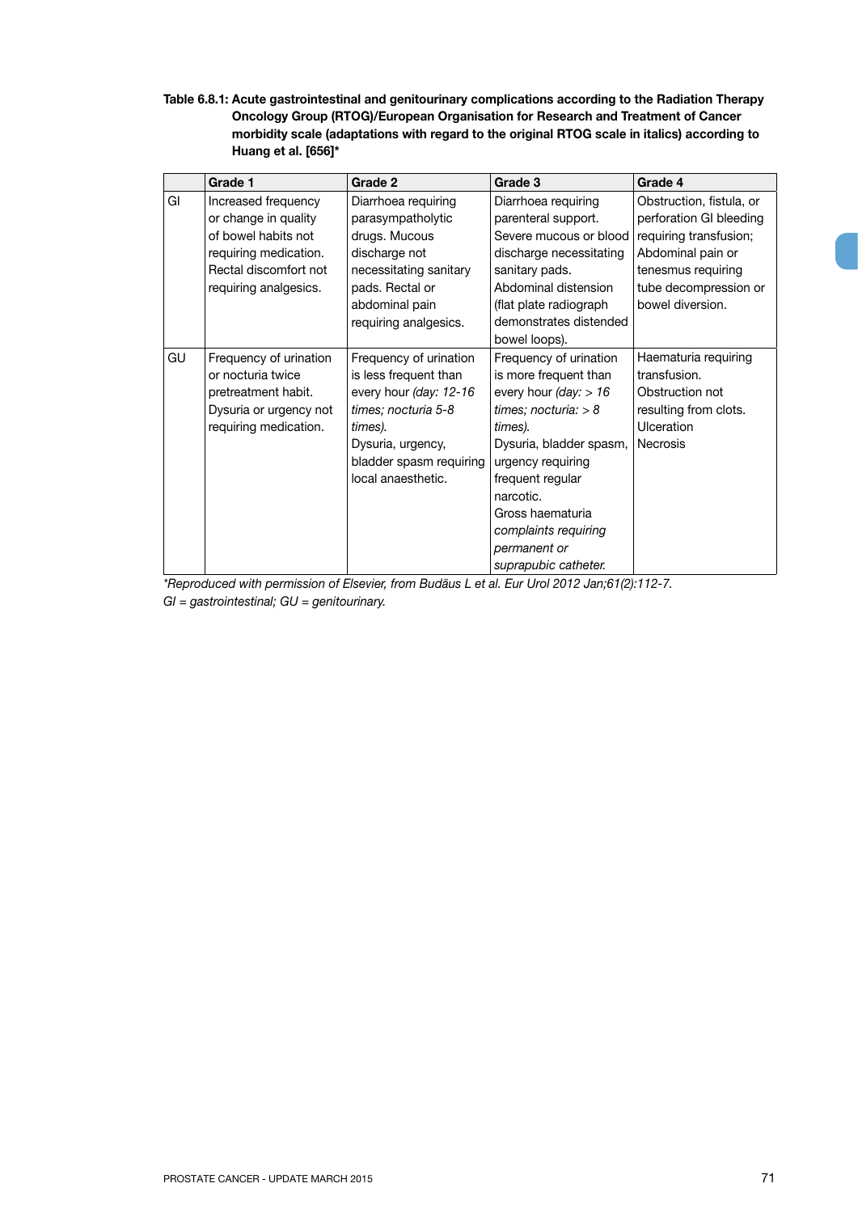**Table 6.8.1: Acute gastrointestinal and genitourinary complications according to the Radiation Therapy Oncology Group (RTOG)/European Organisation for Research and Treatment of Cancer morbidity scale (adaptations with regard to the original RTOG scale in italics) according to Huang et al. [656]***

| | Grade 1 | Grade 2 | Grade 3 | Grade 4 |
|---|---|---|---|---|
| GI | Increased frequency or change in quality of bowel habits not requiring medication. Rectal discomfort not requiring analgesics. | Diarrhoea requiring parasympatholytic drugs. Mucous discharge not necessitating sanitary pads. Rectal or abdominal pain requiring analgesics. | Diarrhoea requiring parenteral support. Severe mucous or blood discharge necessitating sanitary pads. Abdominal distension (flat plate radiograph demonstrates distended bowel loops). | Obstruction, fistula, or perforation GI bleeding requiring transfusion; Abdominal pain or tenesmus requiring tube decompression or bowel diversion. |
| GU | Frequency of urination or nocturia twice pretreatment habit. Dysuria or urgency not requiring medication. | Frequency of urination is less frequent than every hour *(day: 12-16 times; nocturia 5-8 times).* Dysuria, urgency, bladder spasm requiring local anaesthetic. | Frequency of urination is more frequent than every hour *(day: > 16 times; nocturia: > 8 times).* Dysuria, bladder spasm, urgency requiring frequent regular narcotic. Gross haematuria *complaints requiring permanent or suprapubic catheter.* | Haematuria requiring transfusion. Obstruction not resulting from clots. Ulceration Necrosis |

*\*Reproduced with permission of Elsevier, from Budäus L et al. Eur Urol 2012 Jan;61(2):112-7.*
*GI = gastrointestinal; GU = genitourinary.*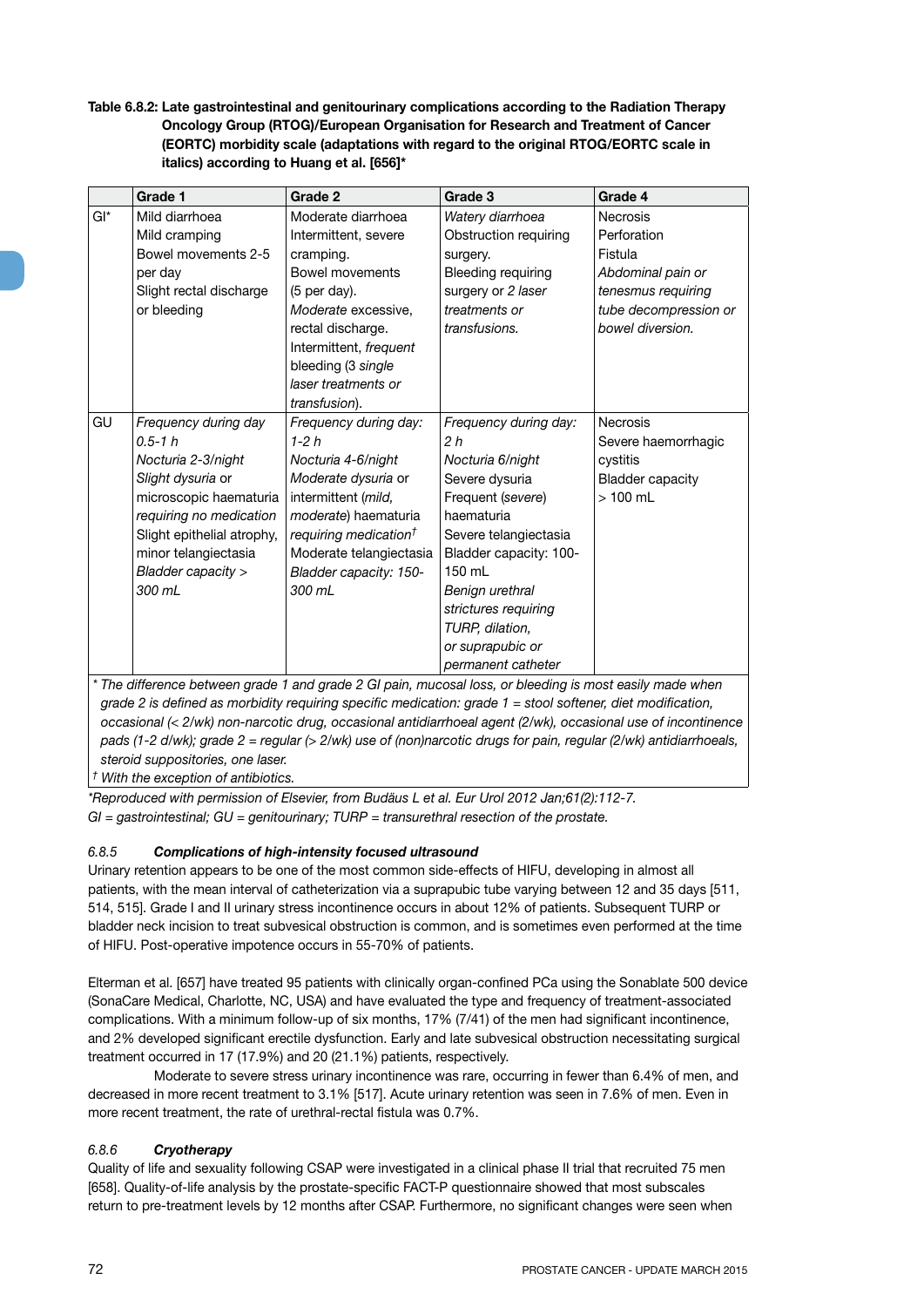**Table 6.8.2: Late gastrointestinal and genitourinary complications according to the Radiation Therapy Oncology Group (RTOG)/European Organisation for Research and Treatment of Cancer (EORTC) morbidity scale (adaptations with regard to the original RTOG/EORTC scale in italics) according to Huang et al. [656]***

| | Grade 1 | Grade 2 | Grade 3 | Grade 4 |
|---|---|---|---|---|
| GI* | Mild diarrhoea<br>Mild cramping<br>Bowel movements 2-5 per day<br>Slight rectal discharge or bleeding | Moderate diarrhoea<br>Intermittent, severe cramping.<br>Bowel movements (5 per day).<br>*Moderate* excessive, rectal discharge.<br>Intermittent, *frequent* bleeding (3 *single laser treatments or transfusion*). | *Watery diarrhoea*<br>Obstruction requiring surgery.<br>Bleeding requiring surgery or *2 laser treatments or transfusions.* | Necrosis<br>Perforation<br>Fistula<br>*Abdominal pain or tenesmus requiring tube decompression or bowel diversion.* |
| GU | *Frequency during day 0.5-1 h*<br>*Nocturia 2-3/night*<br>*Slight dysuria* or microscopic haematuria *requiring no medication*<br>Slight epithelial atrophy, minor telangiectasia<br>*Bladder capacity > 300 mL* | *Frequency during day: 1-2 h*<br>*Nocturia 4-6/night*<br>*Moderate dysuria* or intermittent (*mild, moderate*) haematuria *requiring medication*†<br>Moderate telangiectasia<br>*Bladder capacity: 150-300 mL* | *Frequency during day: 2 h*<br>*Nocturia 6/night*<br>Severe dysuria<br>Frequent (*severe*) haematuria<br>Severe telangiectasia<br>Bladder capacity: 100-150 mL<br>*Benign urethral strictures requiring TURP, dilation, or suprapubic or permanent catheter* | Necrosis<br>Severe haemorrhagic cystitis<br>Bladder capacity > 100 mL |

*\* The difference between grade 1 and grade 2 GI pain, mucosal loss, or bleeding is most easily made when grade 2 is defined as morbidity requiring specific medication: grade 1 = stool softener, diet modification, occasional (< 2/wk) non-narcotic drug, occasional antidiarrhoeal agent (2/wk), occasional use of incontinence pads (1-2 d/wk); grade 2 = regular (> 2/wk) use of (non)narcotic drugs for pain, regular (2/wk) antidiarrhoeals, steroid suppositories, one laser.*

*† With the exception of antibiotics.*

*\*Reproduced with permission of Elsevier, from Budäus L et al. Eur Urol 2012 Jan;61(2):112-7.*

*GI = gastrointestinal; GU = genitourinary; TURP = transurethral resection of the prostate.*

### *6.8.5* ***Complications of high-intensity focused ultrasound***

Urinary retention appears to be one of the most common side-effects of HIFU, developing in almost all patients, with the mean interval of catheterization via a suprapubic tube varying between 12 and 35 days [511, 514, 515]. Grade I and II urinary stress incontinence occurs in about 12% of patients. Subsequent TURP or bladder neck incision to treat subvesical obstruction is common, and is sometimes even performed at the time of HIFU. Post-operative impotence occurs in 55-70% of patients.

Elterman et al. [657] have treated 95 patients with clinically organ-confined PCa using the Sonablate 500 device (SonaCare Medical, Charlotte, NC, USA) and have evaluated the type and frequency of treatment-associated complications. With a minimum follow-up of six months, 17% (7/41) of the men had significant incontinence, and 2% developed significant erectile dysfunction. Early and late subvesical obstruction necessitating surgical treatment occurred in 17 (17.9%) and 20 (21.1%) patients, respectively.

Moderate to severe stress urinary incontinence was rare, occurring in fewer than 6.4% of men, and decreased in more recent treatment to 3.1% [517]. Acute urinary retention was seen in 7.6% of men. Even in more recent treatment, the rate of urethral-rectal fistula was 0.7%.

### *6.8.6* ***Cryotherapy***

Quality of life and sexuality following CSAP were investigated in a clinical phase II trial that recruited 75 men [658]. Quality-of-life analysis by the prostate-specific FACT-P questionnaire showed that most subscales return to pre-treatment levels by 12 months after CSAP. Furthermore, no significant changes were seen when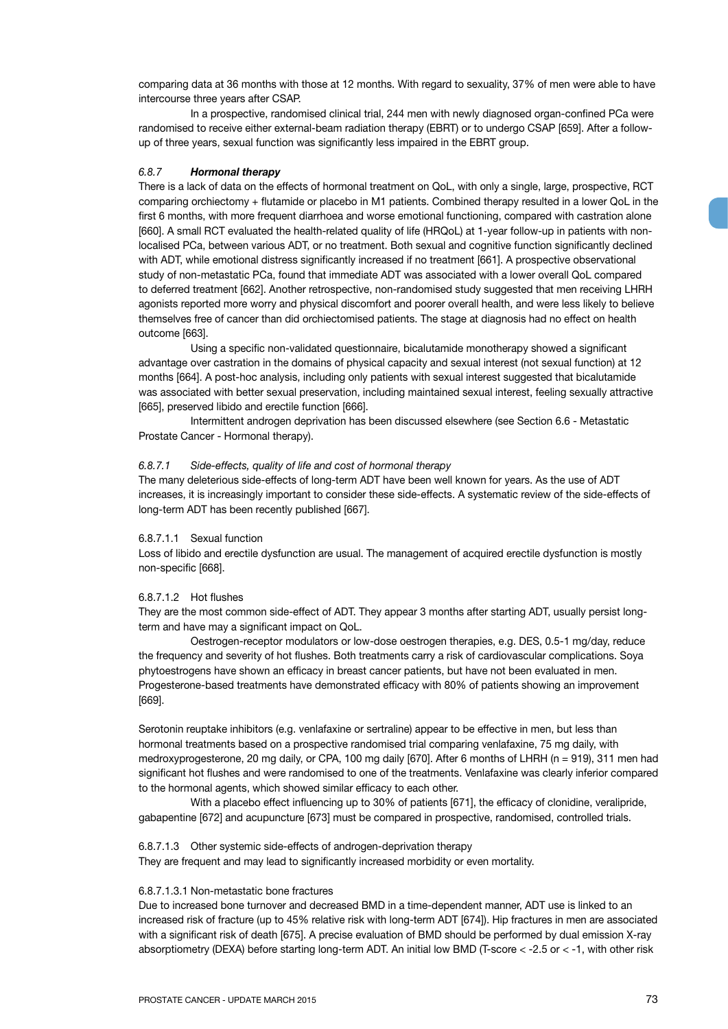comparing data at 36 months with those at 12 months. With regard to sexuality, 37% of men were able to have intercourse three years after CSAP.

In a prospective, randomised clinical trial, 244 men with newly diagnosed organ-confined PCa were randomised to receive either external-beam radiation therapy (EBRT) or to undergo CSAP [659]. After a follow-up of three years, sexual function was significantly less impaired in the EBRT group.

### *6.8.7 Hormonal therapy*

There is a lack of data on the effects of hormonal treatment on QoL, with only a single, large, prospective, RCT comparing orchiectomy + flutamide or placebo in M1 patients. Combined therapy resulted in a lower QoL in the first 6 months, with more frequent diarrhoea and worse emotional functioning, compared with castration alone [660]. A small RCT evaluated the health-related quality of life (HRQoL) at 1-year follow-up in patients with non-localised PCa, between various ADT, or no treatment. Both sexual and cognitive function significantly declined with ADT, while emotional distress significantly increased if no treatment [661]. A prospective observational study of non-metastatic PCa, found that immediate ADT was associated with a lower overall QoL compared to deferred treatment [662]. Another retrospective, non-randomised study suggested that men receiving LHRH agonists reported more worry and physical discomfort and poorer overall health, and were less likely to believe themselves free of cancer than did orchiectomised patients. The stage at diagnosis had no effect on health outcome [663].

Using a specific non-validated questionnaire, bicalutamide monotherapy showed a significant advantage over castration in the domains of physical capacity and sexual interest (not sexual function) at 12 months [664]. A post-hoc analysis, including only patients with sexual interest suggested that bicalutamide was associated with better sexual preservation, including maintained sexual interest, feeling sexually attractive [665], preserved libido and erectile function [666].

Intermittent androgen deprivation has been discussed elsewhere (see Section 6.6 - Metastatic Prostate Cancer - Hormonal therapy).

#### *6.8.7.1 Side-effects, quality of life and cost of hormonal therapy*

The many deleterious side-effects of long-term ADT have been well known for years. As the use of ADT increases, it is increasingly important to consider these side-effects. A systematic review of the side-effects of long-term ADT has been recently published [667].

##### 6.8.7.1.1 Sexual function

Loss of libido and erectile dysfunction are usual. The management of acquired erectile dysfunction is mostly non-specific [668].

##### 6.8.7.1.2 Hot flushes

They are the most common side-effect of ADT. They appear 3 months after starting ADT, usually persist long-term and have may a significant impact on QoL.

Oestrogen-receptor modulators or low-dose oestrogen therapies, e.g. DES, 0.5-1 mg/day, reduce the frequency and severity of hot flushes. Both treatments carry a risk of cardiovascular complications. Soya phytoestrogens have shown an efficacy in breast cancer patients, but have not been evaluated in men. Progesterone-based treatments have demonstrated efficacy with 80% of patients showing an improvement [669].

Serotonin reuptake inhibitors (e.g. venlafaxine or sertraline) appear to be effective in men, but less than hormonal treatments based on a prospective randomised trial comparing venlafaxine, 75 mg daily, with medroxyprogesterone, 20 mg daily, or CPA, 100 mg daily [670]. After 6 months of LHRH (n = 919), 311 men had significant hot flushes and were randomised to one of the treatments. Venlafaxine was clearly inferior compared to the hormonal agents, which showed similar efficacy to each other.

With a placebo effect influencing up to 30% of patients [671], the efficacy of clonidine, veralipride, gabapentine [672] and acupuncture [673] must be compared in prospective, randomised, controlled trials.

##### 6.8.7.1.3 Other systemic side-effects of androgen-deprivation therapy

They are frequent and may lead to significantly increased morbidity or even mortality.

###### 6.8.7.1.3.1 Non-metastatic bone fractures

Due to increased bone turnover and decreased BMD in a time-dependent manner, ADT use is linked to an increased risk of fracture (up to 45% relative risk with long-term ADT [674]). Hip fractures in men are associated with a significant risk of death [675]. A precise evaluation of BMD should be performed by dual emission X-ray absorptiometry (DEXA) before starting long-term ADT. An initial low BMD (T-score < -2.5 or < -1, with other risk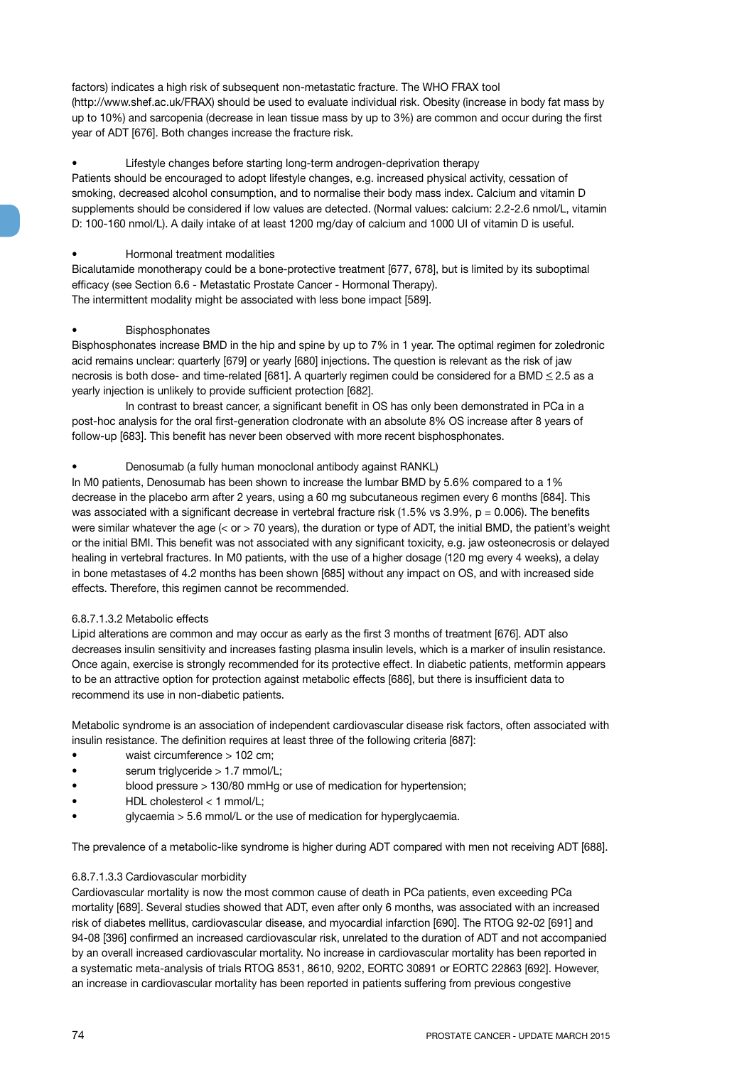factors) indicates a high risk of subsequent non-metastatic fracture. The WHO FRAX tool (http://www.shef.ac.uk/FRAX) should be used to evaluate individual risk. Obesity (increase in body fat mass by up to 10%) and sarcopenia (decrease in lean tissue mass by up to 3%) are common and occur during the first year of ADT [676]. Both changes increase the fracture risk.

- Lifestyle changes before starting long-term androgen-deprivation therapy

Patients should be encouraged to adopt lifestyle changes, e.g. increased physical activity, cessation of smoking, decreased alcohol consumption, and to normalise their body mass index. Calcium and vitamin D supplements should be considered if low values are detected. (Normal values: calcium: 2.2-2.6 nmol/L, vitamin D: 100-160 nmol/L). A daily intake of at least 1200 mg/day of calcium and 1000 UI of vitamin D is useful.

- Hormonal treatment modalities

Bicalutamide monotherapy could be a bone-protective treatment [677, 678], but is limited by its suboptimal efficacy (see Section 6.6 - Metastatic Prostate Cancer - Hormonal Therapy).
The intermittent modality might be associated with less bone impact [589].

- Bisphosphonates

Bisphosphonates increase BMD in the hip and spine by up to 7% in 1 year. The optimal regimen for zoledronic acid remains unclear: quarterly [679] or yearly [680] injections. The question is relevant as the risk of jaw necrosis is both dose- and time-related [681]. A quarterly regimen could be considered for a BMD ≤ 2.5 as a yearly injection is unlikely to provide sufficient protection [682].

In contrast to breast cancer, a significant benefit in OS has only been demonstrated in PCa in a post-hoc analysis for the oral first-generation clodronate with an absolute 8% OS increase after 8 years of follow-up [683]. This benefit has never been observed with more recent bisphosphonates.

- Denosumab (a fully human monoclonal antibody against RANKL)

In M0 patients, Denosumab has been shown to increase the lumbar BMD by 5.6% compared to a 1% decrease in the placebo arm after 2 years, using a 60 mg subcutaneous regimen every 6 months [684]. This was associated with a significant decrease in vertebral fracture risk (1.5% vs 3.9%, $p = 0.006$). The benefits were similar whatever the age (< or > 70 years), the duration or type of ADT, the initial BMD, the patient's weight or the initial BMI. This benefit was not associated with any significant toxicity, e.g. jaw osteonecrosis or delayed healing in vertebral fractures. In M0 patients, with the use of a higher dosage (120 mg every 4 weeks), a delay in bone metastases of 4.2 months has been shown [685] without any impact on OS, and with increased side effects. Therefore, this regimen cannot be recommended.

6.8.7.1.3.2 Metabolic effects

Lipid alterations are common and may occur as early as the first 3 months of treatment [676]. ADT also decreases insulin sensitivity and increases fasting plasma insulin levels, which is a marker of insulin resistance. Once again, exercise is strongly recommended for its protective effect. In diabetic patients, metformin appears to be an attractive option for protection against metabolic effects [686], but there is insufficient data to recommend its use in non-diabetic patients.

Metabolic syndrome is an association of independent cardiovascular disease risk factors, often associated with insulin resistance. The definition requires at least three of the following criteria [687]:

- waist circumference > 102 cm;
- serum triglyceride > 1.7 mmol/L;
- blood pressure > 130/80 mmHg or use of medication for hypertension;
- HDL cholesterol < 1 mmol/L;
- glycaemia > 5.6 mmol/L or the use of medication for hyperglycaemia.

The prevalence of a metabolic-like syndrome is higher during ADT compared with men not receiving ADT [688].

6.8.7.1.3.3 Cardiovascular morbidity

Cardiovascular mortality is now the most common cause of death in PCa patients, even exceeding PCa mortality [689]. Several studies showed that ADT, even after only 6 months, was associated with an increased risk of diabetes mellitus, cardiovascular disease, and myocardial infarction [690]. The RTOG 92-02 [691] and 94-08 [396] confirmed an increased cardiovascular risk, unrelated to the duration of ADT and not accompanied by an overall increased cardiovascular mortality. No increase in cardiovascular mortality has been reported in a systematic meta-analysis of trials RTOG 8531, 8610, 9202, EORTC 30891 or EORTC 22863 [692]. However, an increase in cardiovascular mortality has been reported in patients suffering from previous congestive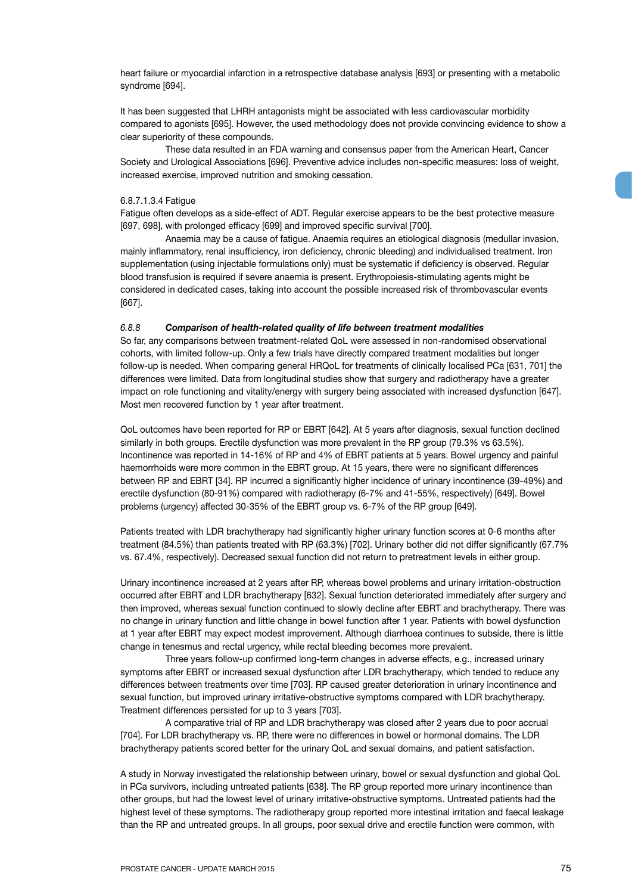heart failure or myocardial infarction in a retrospective database analysis [693] or presenting with a metabolic syndrome [694].

It has been suggested that LHRH antagonists might be associated with less cardiovascular morbidity compared to agonists [695]. However, the used methodology does not provide convincing evidence to show a clear superiority of these compounds.

These data resulted in an FDA warning and consensus paper from the American Heart, Cancer Society and Urological Associations [696]. Preventive advice includes non-specific measures: loss of weight, increased exercise, improved nutrition and smoking cessation.

6.8.7.1.3.4 Fatigue

Fatigue often develops as a side-effect of ADT. Regular exercise appears to be the best protective measure [697, 698], with prolonged efficacy [699] and improved specific survival [700].

Anaemia may be a cause of fatigue. Anaemia requires an etiological diagnosis (medullar invasion, mainly inflammatory, renal insufficiency, iron deficiency, chronic bleeding) and individualised treatment. Iron supplementation (using injectable formulations only) must be systematic if deficiency is observed. Regular blood transfusion is required if severe anaemia is present. Erythropoiesis-stimulating agents might be considered in dedicated cases, taking into account the possible increased risk of thrombovascular events [667].

### *6.8.8 Comparison of health-related quality of life between treatment modalities*

So far, any comparisons between treatment-related QoL were assessed in non-randomised observational cohorts, with limited follow-up. Only a few trials have directly compared treatment modalities but longer follow-up is needed. When comparing general HRQoL for treatments of clinically localised PCa [631, 701] the differences were limited. Data from longitudinal studies show that surgery and radiotherapy have a greater impact on role functioning and vitality/energy with surgery being associated with increased dysfunction [647]. Most men recovered function by 1 year after treatment.

QoL outcomes have been reported for RP or EBRT [642]. At 5 years after diagnosis, sexual function declined similarly in both groups. Erectile dysfunction was more prevalent in the RP group (79.3% vs 63.5%). Incontinence was reported in 14-16% of RP and 4% of EBRT patients at 5 years. Bowel urgency and painful haemorrhoids were more common in the EBRT group. At 15 years, there were no significant differences between RP and EBRT [34]. RP incurred a significantly higher incidence of urinary incontinence (39-49%) and erectile dysfunction (80-91%) compared with radiotherapy (6-7% and 41-55%, respectively) [649]. Bowel problems (urgency) affected 30-35% of the EBRT group vs. 6-7% of the RP group [649].

Patients treated with LDR brachytherapy had significantly higher urinary function scores at 0-6 months after treatment (84.5%) than patients treated with RP (63.3%) [702]. Urinary bother did not differ significantly (67.7% vs. 67.4%, respectively). Decreased sexual function did not return to pretreatment levels in either group.

Urinary incontinence increased at 2 years after RP, whereas bowel problems and urinary irritation-obstruction occurred after EBRT and LDR brachytherapy [632]. Sexual function deteriorated immediately after surgery and then improved, whereas sexual function continued to slowly decline after EBRT and brachytherapy. There was no change in urinary function and little change in bowel function after 1 year. Patients with bowel dysfunction at 1 year after EBRT may expect modest improvement. Although diarrhoea continues to subside, there is little change in tenesmus and rectal urgency, while rectal bleeding becomes more prevalent.

Three years follow-up confirmed long-term changes in adverse effects, e.g., increased urinary symptoms after EBRT or increased sexual dysfunction after LDR brachytherapy, which tended to reduce any differences between treatments over time [703]. RP caused greater deterioration in urinary incontinence and sexual function, but improved urinary irritative-obstructive symptoms compared with LDR brachytherapy. Treatment differences persisted for up to 3 years [703].

A comparative trial of RP and LDR brachytherapy was closed after 2 years due to poor accrual [704]. For LDR brachytherapy vs. RP, there were no differences in bowel or hormonal domains. The LDR brachytherapy patients scored better for the urinary QoL and sexual domains, and patient satisfaction.

A study in Norway investigated the relationship between urinary, bowel or sexual dysfunction and global QoL in PCa survivors, including untreated patients [638]. The RP group reported more urinary incontinence than other groups, but had the lowest level of urinary irritative-obstructive symptoms. Untreated patients had the highest level of these symptoms. The radiotherapy group reported more intestinal irritation and faecal leakage than the RP and untreated groups. In all groups, poor sexual drive and erectile function were common, with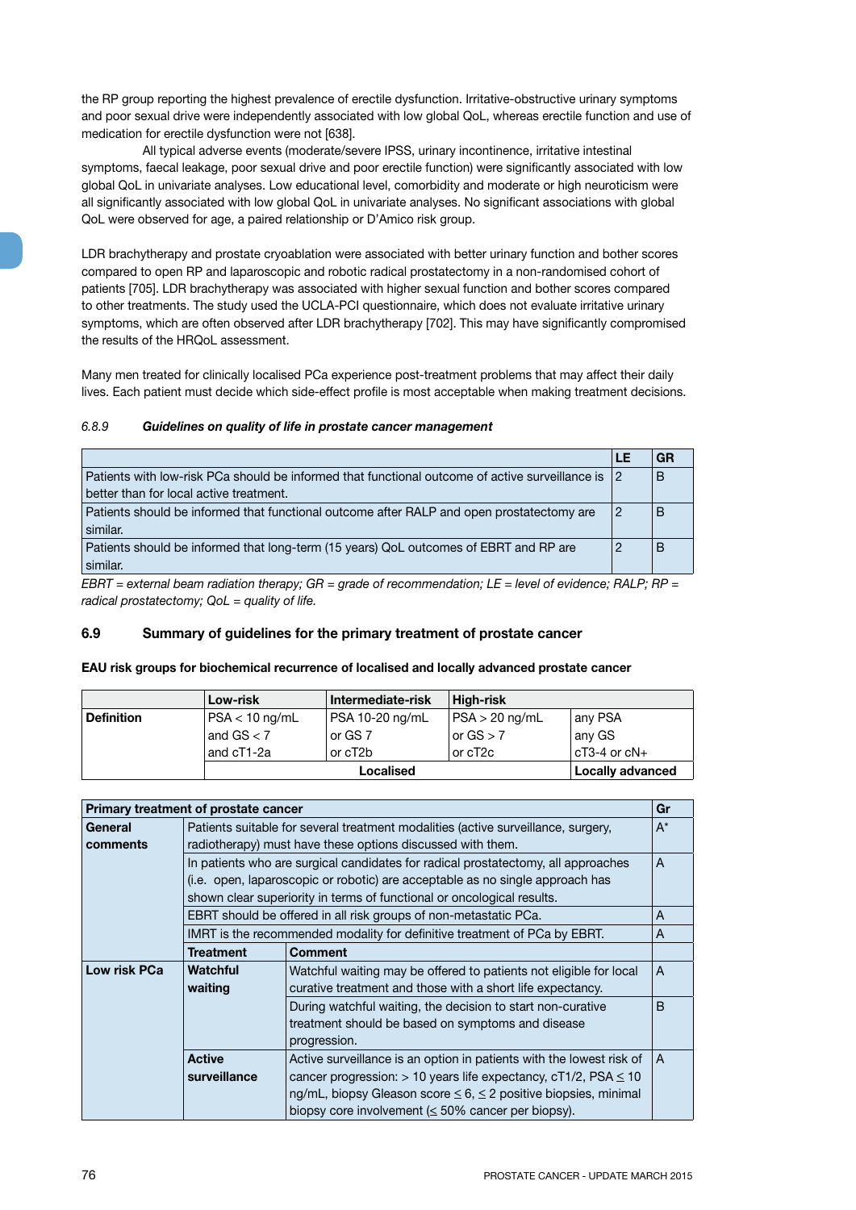the RP group reporting the highest prevalence of erectile dysfunction. Irritative-obstructive urinary symptoms and poor sexual drive were independently associated with low global QoL, whereas erectile function and use of medication for erectile dysfunction were not [638].

All typical adverse events (moderate/severe IPSS, urinary incontinence, irritative intestinal symptoms, faecal leakage, poor sexual drive and poor erectile function) were significantly associated with low global QoL in univariate analyses. Low educational level, comorbidity and moderate or high neuroticism were all significantly associated with low global QoL in univariate analyses. No significant associations with global QoL were observed for age, a paired relationship or D'Amico risk group.

LDR brachytherapy and prostate cryoablation were associated with better urinary function and bother scores compared to open RP and laparoscopic and robotic radical prostatectomy in a non-randomised cohort of patients [705]. LDR brachytherapy was associated with higher sexual function and bother scores compared to other treatments. The study used the UCLA-PCI questionnaire, which does not evaluate irritative urinary symptoms, which are often observed after LDR brachytherapy [702]. This may have significantly compromised the results of the HRQoL assessment.

Many men treated for clinically localised PCa experience post-treatment problems that may affect their daily lives. Each patient must decide which side-effect profile is most acceptable when making treatment decisions.

#### 6.8.9 *Guidelines on quality of life in prostate cancer management*

| | LE | GR |
|---|---|---|
| Patients with low-risk PCa should be informed that functional outcome of active surveillance is better than for local active treatment. | 2 | B |
| Patients should be informed that functional outcome after RALP and open prostatectomy are similar. | 2 | B |
| Patients should be informed that long-term (15 years) QoL outcomes of EBRT and RP are similar. | 2 | B |

*EBRT = external beam radiation therapy; GR = grade of recommendation; LE = level of evidence; RALP; RP = radical prostatectomy; QoL = quality of life.*

### 6.9 Summary of guidelines for the primary treatment of prostate cancer

**EAU risk groups for biochemical recurrence of localised and locally advanced prostate cancer**

| | Low-risk | Intermediate-risk | High-risk | |
|---|---|---|---|---|
| **Definition** | PSA < 10 ng/mL and GS < 7 and cT1-2a | PSA 10-20 ng/mL or GS 7 or cT2b | PSA > 20 ng/mL or GS > 7 or cT2c | any PSA any GS cT3-4 or cN+ |
| | **Localised** | | | **Locally advanced** |

| **Primary treatment of prostate cancer** | | | **Gr** |
|---|---|---|---|
| **General comments** | Patients suitable for several treatment modalities (active surveillance, surgery, radiotherapy) must have these options discussed with them. | | A* |
| | In patients who are surgical candidates for radical prostatectomy, all approaches (i.e. open, laparoscopic or robotic) are acceptable as no single approach has shown clear superiority in terms of functional or oncological results. | | A |
| | EBRT should be offered in all risk groups of non-metastatic PCa. | | A |
| | IMRT is the recommended modality for definitive treatment of PCa by EBRT. | | A |
| | **Treatment** | **Comment** | |
| **Low risk PCa** | **Watchful waiting** | Watchful waiting may be offered to patients not eligible for local curative treatment and those with a short life expectancy. | A |
| | | During watchful waiting, the decision to start non-curative treatment should be based on symptoms and disease progression. | B |
| | **Active surveillance** | Active surveillance is an option in patients with the lowest risk of cancer progression: > 10 years life expectancy, cT1/2, PSA ≤ 10 ng/mL, biopsy Gleason score ≤ 6, ≤ 2 positive biopsies, minimal biopsy core involvement (≤ 50% cancer per biopsy). | A |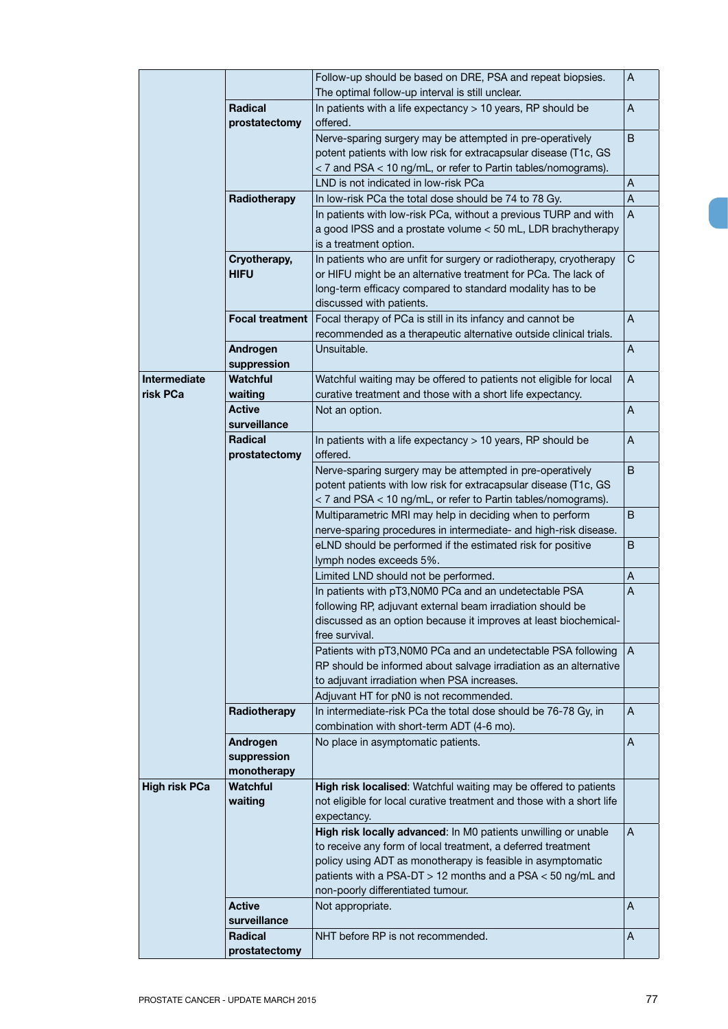| | | | |
|---|---|---|---|
| | | Follow-up should be based on DRE, PSA and repeat biopsies. The optimal follow-up interval is still unclear. | A |
| | **Radical prostatectomy** | In patients with a life expectancy > 10 years, RP should be offered. | A |
| | | Nerve-sparing surgery may be attempted in pre-operatively potent patients with low risk for extracapsular disease (T1c, GS < 7 and PSA < 10 ng/mL, or refer to Partin tables/nomograms). | B |
| | | LND is not indicated in low-risk PCa | A |
| | **Radiotherapy** | In low-risk PCa the total dose should be 74 to 78 Gy. | A |
| | | In patients with low-risk PCa, without a previous TURP and with a good IPSS and a prostate volume < 50 mL, LDR brachytherapy is a treatment option. | A |
| | **Cryotherapy, HIFU** | In patients who are unfit for surgery or radiotherapy, cryotherapy or HIFU might be an alternative treatment for PCa. The lack of long-term efficacy compared to standard modality has to be discussed with patients. | C |
| | **Focal treatment** | Focal therapy of PCa is still in its infancy and cannot be recommended as a therapeutic alternative outside clinical trials. | A |
| | **Androgen suppression** | Unsuitable. | A |
| **Intermediate risk PCa** | **Watchful waiting** | Watchful waiting may be offered to patients not eligible for local curative treatment and those with a short life expectancy. | A |
| | **Active surveillance** | Not an option. | A |
| | **Radical prostatectomy** | In patients with a life expectancy > 10 years, RP should be offered. | A |
| | | Nerve-sparing surgery may be attempted in pre-operatively potent patients with low risk for extracapsular disease (T1c, GS < 7 and PSA < 10 ng/mL, or refer to Partin tables/nomograms). | B |
| | | Multiparametric MRI may help in deciding when to perform nerve-sparing procedures in intermediate- and high-risk disease. | B |
| | | eLND should be performed if the estimated risk for positive lymph nodes exceeds 5%. | B |
| | | Limited LND should not be performed. | A |
| | | In patients with pT3,N0M0 PCa and an undetectable PSA following RP, adjuvant external beam irradiation should be discussed as an option because it improves at least biochemical-free survival. | A |
| | | Patients with pT3,N0M0 PCa and an undetectable PSA following RP should be informed about salvage irradiation as an alternative to adjuvant irradiation when PSA increases. | A |
| | | Adjuvant HT for pN0 is not recommended. | |
| | **Radiotherapy** | In intermediate-risk PCa the total dose should be 76-78 Gy, in combination with short-term ADT (4-6 mo). | A |
| | **Androgen suppression monotherapy** | No place in asymptomatic patients. | A |
| **High risk PCa** | **Watchful waiting** | **High risk localised**: Watchful waiting may be offered to patients not eligible for local curative treatment and those with a short life expectancy. | |
| | | **High risk locally advanced**: In M0 patients unwilling or unable to receive any form of local treatment, a deferred treatment policy using ADT as monotherapy is feasible in asymptomatic patients with a PSA-DT > 12 months and a PSA < 50 ng/mL and non-poorly differentiated tumour. | A |
| | **Active surveillance** | Not appropriate. | A |
| | **Radical prostatectomy** | NHT before RP is not recommended. | A |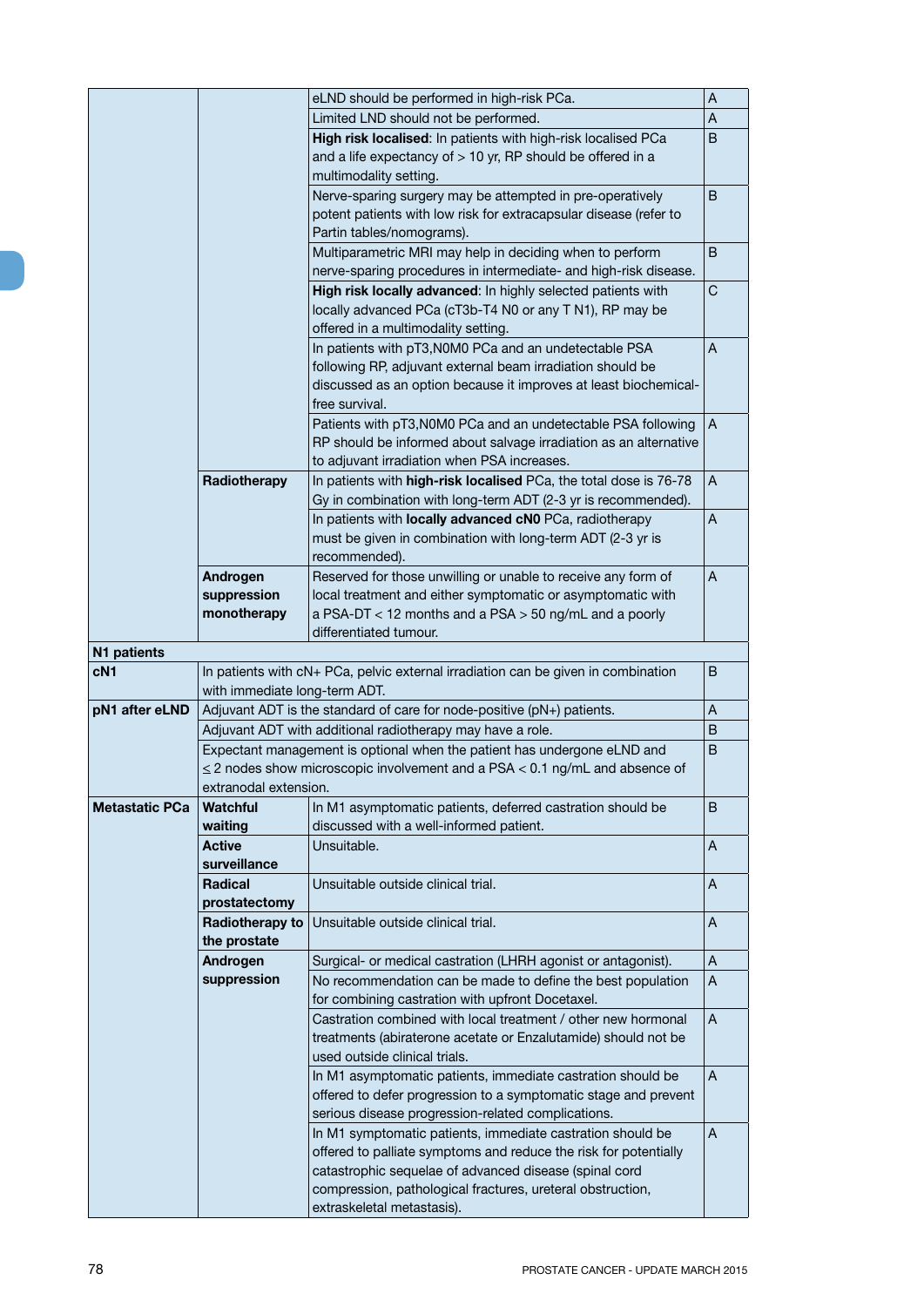| | | | |
|---|---|---|---|
| | | eLND should be performed in high-risk PCa. | A |
| | | Limited LND should not be performed. | A |
| | | **High risk localised**: In patients with high-risk localised PCa and a life expectancy of > 10 yr, RP should be offered in a multimodality setting. | B |
| | | Nerve-sparing surgery may be attempted in pre-operatively potent patients with low risk for extracapsular disease (refer to Partin tables/nomograms). | B |
| | | Multiparametric MRI may help in deciding when to perform nerve-sparing procedures in intermediate- and high-risk disease. | B |
| | | **High risk locally advanced**: In highly selected patients with locally advanced PCa (cT3b-T4 N0 or any T N1), RP may be offered in a multimodality setting. | C |
| | | In patients with pT3,N0M0 PCa and an undetectable PSA following RP, adjuvant external beam irradiation should be discussed as an option because it improves at least biochemical-free survival. | A |
| | | Patients with pT3,N0M0 PCa and an undetectable PSA following RP should be informed about salvage irradiation as an alternative to adjuvant irradiation when PSA increases. | A |
| | **Radiotherapy** | In patients with **high-risk localised** PCa, the total dose is 76-78 Gy in combination with long-term ADT (2-3 yr is recommended). | A |
| | | In patients with **locally advanced cN0** PCa, radiotherapy must be given in combination with long-term ADT (2-3 yr is recommended). | A |
| | **Androgen suppression monotherapy** | Reserved for those unwilling or unable to receive any form of local treatment and either symptomatic or asymptomatic with a PSA-DT < 12 months and a PSA > 50 ng/mL and a poorly differentiated tumour. | A |
| **N1 patients** | | | |
| **cN1** | In patients with cN+ PCa, pelvic external irradiation can be given in combination with immediate long-term ADT. | | B |
| **pN1 after eLND** | Adjuvant ADT is the standard of care for node-positive (pN+) patients. | | A |
| | Adjuvant ADT with additional radiotherapy may have a role. | | B |
| | Expectant management is optional when the patient has undergone eLND and ≤ 2 nodes show microscopic involvement and a PSA < 0.1 ng/mL and absence of extranodal extension. | | B |
| **Metastatic PCa** | **Watchful waiting** | In M1 asymptomatic patients, deferred castration should be discussed with a well-informed patient. | B |
| | **Active surveillance** | Unsuitable. | A |
| | **Radical prostatectomy** | Unsuitable outside clinical trial. | A |
| | **Radiotherapy to the prostate** | Unsuitable outside clinical trial. | A |
| | **Androgen suppression** | Surgical- or medical castration (LHRH agonist or antagonist). | A |
| | | No recommendation can be made to define the best population for combining castration with upfront Docetaxel. | A |
| | | Castration combined with local treatment / other new hormonal treatments (abiraterone acetate or Enzalutamide) should not be used outside clinical trials. | A |
| | | In M1 asymptomatic patients, immediate castration should be offered to defer progression to a symptomatic stage and prevent serious disease progression-related complications. | A |
| | | In M1 symptomatic patients, immediate castration should be offered to palliate symptoms and reduce the risk for potentially catastrophic sequelae of advanced disease (spinal cord compression, pathological fractures, ureteral obstruction, extraskeletal metastasis). | A |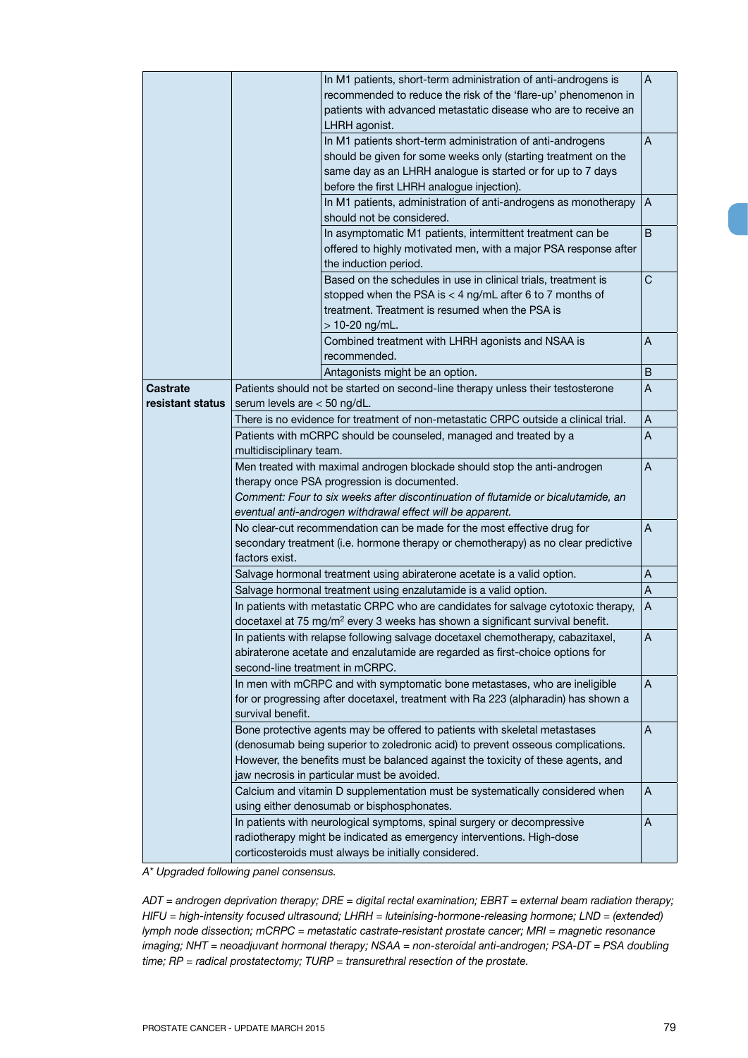| | | | |
|---|---|---|---|
| | | In M1 patients, short-term administration of anti-androgens is recommended to reduce the risk of the 'flare-up' phenomenon in patients with advanced metastatic disease who are to receive an LHRH agonist. | A |
| | | In M1 patients short-term administration of anti-androgens should be given for some weeks only (starting treatment on the same day as an LHRH analogue is started or for up to 7 days before the first LHRH analogue injection). | A |
| | | In M1 patients, administration of anti-androgens as monotherapy should not be considered. | A |
| | | In asymptomatic M1 patients, intermittent treatment can be offered to highly motivated men, with a major PSA response after the induction period. | B |
| | | Based on the schedules in use in clinical trials, treatment is stopped when the PSA is < 4 ng/mL after 6 to 7 months of treatment. Treatment is resumed when the PSA is > 10-20 ng/mL. | C |
| | | Combined treatment with LHRH agonists and NSAA is recommended. | A |
| | | Antagonists might be an option. | B |
| **Castrate resistant status** | Patients should not be started on second-line therapy unless their testosterone serum levels are < 50 ng/dL. | | A |
| | There is no evidence for treatment of non-metastatic CRPC outside a clinical trial. | | A |
| | Patients with mCRPC should be counseled, managed and treated by a multidisciplinary team. | | A |
| | Men treated with maximal androgen blockade should stop the anti-androgen therapy once PSA progression is documented.<br>*Comment: Four to six weeks after discontinuation of flutamide or bicalutamide, an eventual anti-androgen withdrawal effect will be apparent.* | | A |
| | No clear-cut recommendation can be made for the most effective drug for secondary treatment (i.e. hormone therapy or chemotherapy) as no clear predictive factors exist. | | A |
| | Salvage hormonal treatment using abiraterone acetate is a valid option. | | A |
| | Salvage hormonal treatment using enzalutamide is a valid option. | | A |
| | In patients with metastatic CRPC who are candidates for salvage cytotoxic therapy, docetaxel at 75 mg/m$^2$ every 3 weeks has shown a significant survival benefit. | | A |
| | In patients with relapse following salvage docetaxel chemotherapy, cabazitaxel, abiraterone acetate and enzalutamide are regarded as first-choice options for second-line treatment in mCRPC. | | A |
| | In men with mCRPC and with symptomatic bone metastases, who are ineligible for or progressing after docetaxel, treatment with Ra 223 (alpharadin) has shown a survival benefit. | | A |
| | Bone protective agents may be offered to patients with skeletal metastases (denosumab being superior to zoledronic acid) to prevent osseous complications. However, the benefits must be balanced against the toxicity of these agents, and jaw necrosis in particular must be avoided. | | A |
| | Calcium and vitamin D supplementation must be systematically considered when using either denosumab or bisphosphonates. | | A |
| | In patients with neurological symptoms, spinal surgery or decompressive radiotherapy might be indicated as emergency interventions. High-dose corticosteroids must always be initially considered. | | A |

*A* Upgraded following panel consensus.*

*ADT = androgen deprivation therapy; DRE = digital rectal examination; EBRT = external beam radiation therapy; HIFU = high-intensity focused ultrasound; LHRH = luteinising-hormone-releasing hormone; LND = (extended) lymph node dissection; mCRPC = metastatic castrate-resistant prostate cancer; MRI = magnetic resonance imaging; NHT = neoadjuvant hormonal therapy; NSAA = non-steroidal anti-androgen; PSA-DT = PSA doubling time; RP = radical prostatectomy; TURP = transurethral resection of the prostate.*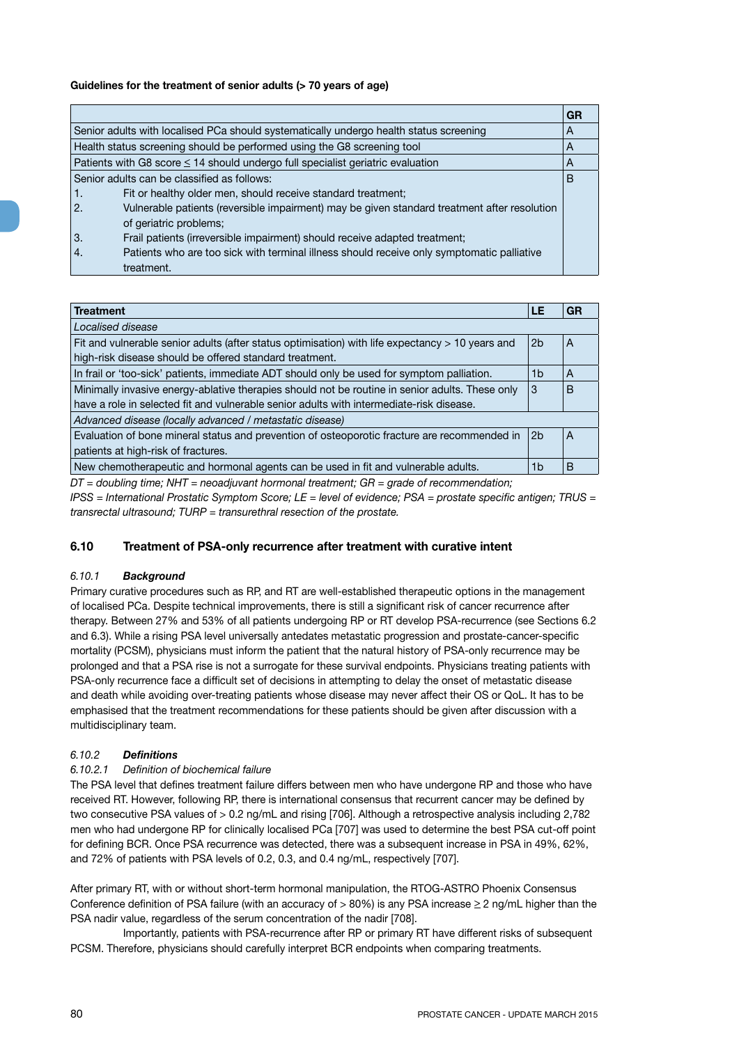**Guidelines for the treatment of senior adults (> 70 years of age)**

| | GR |
|---|---|
| Senior adults with localised PCa should systematically undergo health status screening | A |
| Health status screening should be performed using the G8 screening tool | A |
| Patients with G8 score ≤ 14 should undergo full specialist geriatric evaluation | A |
| Senior adults can be classified as follows:<br>1. Fit or healthy older men, should receive standard treatment;<br>2. Vulnerable patients (reversible impairment) may be given standard treatment after resolution of geriatric problems;<br>3. Frail patients (irreversible impairment) should receive adapted treatment;<br>4. Patients who are too sick with terminal illness should receive only symptomatic palliative treatment. | B |

| Treatment | LE | GR |
|---|---|---|
| *Localised disease* | | |
| Fit and vulnerable senior adults (after status optimisation) with life expectancy > 10 years and high-risk disease should be offered standard treatment. | 2b | A |
| In frail or 'too-sick' patients, immediate ADT should only be used for symptom palliation. | 1b | A |
| Minimally invasive energy-ablative therapies should not be routine in senior adults. These only have a role in selected fit and vulnerable senior adults with intermediate-risk disease. | 3 | B |
| *Advanced disease (locally advanced / metastatic disease)* | | |
| Evaluation of bone mineral status and prevention of osteoporotic fracture are recommended in patients at high-risk of fractures. | 2b | A |
| New chemotherapeutic and hormonal agents can be used in fit and vulnerable adults. | 1b | B |

*DT = doubling time; NHT = neoadjuvant hormonal treatment; GR = grade of recommendation; IPSS = International Prostatic Symptom Score; LE = level of evidence; PSA = prostate specific antigen; TRUS = transrectal ultrasound; TURP = transurethral resection of the prostate.*

## 6.10 Treatment of PSA-only recurrence after treatment with curative intent

### *6.10.1* ***Background***

Primary curative procedures such as RP, and RT are well-established therapeutic options in the management of localised PCa. Despite technical improvements, there is still a significant risk of cancer recurrence after therapy. Between 27% and 53% of all patients undergoing RP or RT develop PSA-recurrence (see Sections 6.2 and 6.3). While a rising PSA level universally antedates metastatic progression and prostate-cancer-specific mortality (PCSM), physicians must inform the patient that the natural history of PSA-only recurrence may be prolonged and that a PSA rise is not a surrogate for these survival endpoints. Physicians treating patients with PSA-only recurrence face a difficult set of decisions in attempting to delay the onset of metastatic disease and death while avoiding over-treating patients whose disease may never affect their OS or QoL. It has to be emphasised that the treatment recommendations for these patients should be given after discussion with a multidisciplinary team.

### *6.10.2* ***Definitions***

#### *6.10.2.1 Definition of biochemical failure*

The PSA level that defines treatment failure differs between men who have undergone RP and those who have received RT. However, following RP, there is international consensus that recurrent cancer may be defined by two consecutive PSA values of > 0.2 ng/mL and rising [706]. Although a retrospective analysis including 2,782 men who had undergone RP for clinically localised PCa [707] was used to determine the best PSA cut-off point for defining BCR. Once PSA recurrence was detected, there was a subsequent increase in PSA in 49%, 62%, and 72% of patients with PSA levels of 0.2, 0.3, and 0.4 ng/mL, respectively [707].

After primary RT, with or without short-term hormonal manipulation, the RTOG-ASTRO Phoenix Consensus Conference definition of PSA failure (with an accuracy of > 80%) is any PSA increase ≥ 2 ng/mL higher than the PSA nadir value, regardless of the serum concentration of the nadir [708].

Importantly, patients with PSA-recurrence after RP or primary RT have different risks of subsequent PCSM. Therefore, physicians should carefully interpret BCR endpoints when comparing treatments.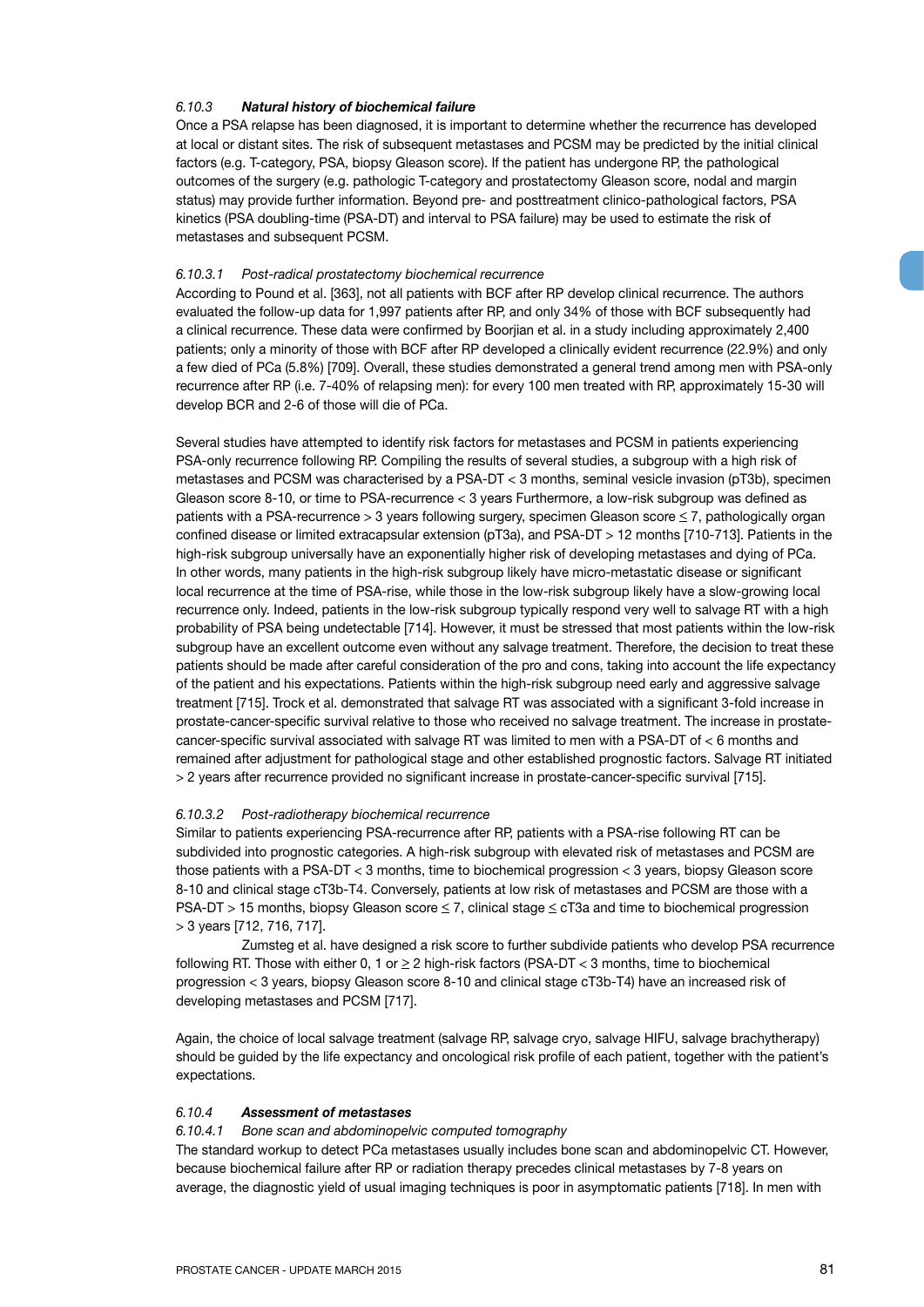### 6.10.3 *Natural history of biochemical failure*

Once a PSA relapse has been diagnosed, it is important to determine whether the recurrence has developed at local or distant sites. The risk of subsequent metastases and PCSM may be predicted by the initial clinical factors (e.g. T-category, PSA, biopsy Gleason score). If the patient has undergone RP, the pathological outcomes of the surgery (e.g. pathologic T-category and prostatectomy Gleason score, nodal and margin status) may provide further information. Beyond pre- and posttreatment clinico-pathological factors, PSA kinetics (PSA doubling-time (PSA-DT) and interval to PSA failure) may be used to estimate the risk of metastases and subsequent PCSM.

#### 6.10.3.1 *Post-radical prostatectomy biochemical recurrence*

According to Pound et al. [363], not all patients with BCF after RP develop clinical recurrence. The authors evaluated the follow-up data for 1,997 patients after RP, and only 34% of those with BCF subsequently had a clinical recurrence. These data were confirmed by Boorjian et al. in a study including approximately 2,400 patients; only a minority of those with BCF after RP developed a clinically evident recurrence (22.9%) and only a few died of PCa (5.8%) [709]. Overall, these studies demonstrated a general trend among men with PSA-only recurrence after RP (i.e. 7-40% of relapsing men): for every 100 men treated with RP, approximately 15-30 will develop BCR and 2-6 of those will die of PCa.

Several studies have attempted to identify risk factors for metastases and PCSM in patients experiencing PSA-only recurrence following RP. Compiling the results of several studies, a subgroup with a high risk of metastases and PCSM was characterised by a PSA-DT < 3 months, seminal vesicle invasion (pT3b), specimen Gleason score 8-10, or time to PSA-recurrence < 3 years Furthermore, a low-risk subgroup was defined as patients with a PSA-recurrence > 3 years following surgery, specimen Gleason score ≤ 7, pathologically organ confined disease or limited extracapsular extension (pT3a), and PSA-DT > 12 months [710-713]. Patients in the high-risk subgroup universally have an exponentially higher risk of developing metastases and dying of PCa. In other words, many patients in the high-risk subgroup likely have micro-metastatic disease or significant local recurrence at the time of PSA-rise, while those in the low-risk subgroup likely have a slow-growing local recurrence only. Indeed, patients in the low-risk subgroup typically respond very well to salvage RT with a high probability of PSA being undetectable [714]. However, it must be stressed that most patients within the low-risk subgroup have an excellent outcome even without any salvage treatment. Therefore, the decision to treat these patients should be made after careful consideration of the pro and cons, taking into account the life expectancy of the patient and his expectations. Patients within the high-risk subgroup need early and aggressive salvage treatment [715]. Trock et al. demonstrated that salvage RT was associated with a significant 3-fold increase in prostate-cancer-specific survival relative to those who received no salvage treatment. The increase in prostate-cancer-specific survival associated with salvage RT was limited to men with a PSA-DT of < 6 months and remained after adjustment for pathological stage and other established prognostic factors. Salvage RT initiated > 2 years after recurrence provided no significant increase in prostate-cancer-specific survival [715].

#### 6.10.3.2 *Post-radiotherapy biochemical recurrence*

Similar to patients experiencing PSA-recurrence after RP, patients with a PSA-rise following RT can be subdivided into prognostic categories. A high-risk subgroup with elevated risk of metastases and PCSM are those patients with a PSA-DT < 3 months, time to biochemical progression < 3 years, biopsy Gleason score 8-10 and clinical stage cT3b-T4. Conversely, patients at low risk of metastases and PCSM are those with a PSA-DT > 15 months, biopsy Gleason score ≤ 7, clinical stage ≤ cT3a and time to biochemical progression > 3 years [712, 716, 717].

Zumsteg et al. have designed a risk score to further subdivide patients who develop PSA recurrence following RT. Those with either 0, 1 or ≥ 2 high-risk factors (PSA-DT < 3 months, time to biochemical progression < 3 years, biopsy Gleason score 8-10 and clinical stage cT3b-T4) have an increased risk of developing metastases and PCSM [717].

Again, the choice of local salvage treatment (salvage RP, salvage cryo, salvage HIFU, salvage brachytherapy) should be guided by the life expectancy and oncological risk profile of each patient, together with the patient's expectations.

### 6.10.4 *Assessment of metastases*

#### 6.10.4.1 *Bone scan and abdominopelvic computed tomography*

The standard workup to detect PCa metastases usually includes bone scan and abdominopelvic CT. However, because biochemical failure after RP or radiation therapy precedes clinical metastases by 7-8 years on average, the diagnostic yield of usual imaging techniques is poor in asymptomatic patients [718]. In men with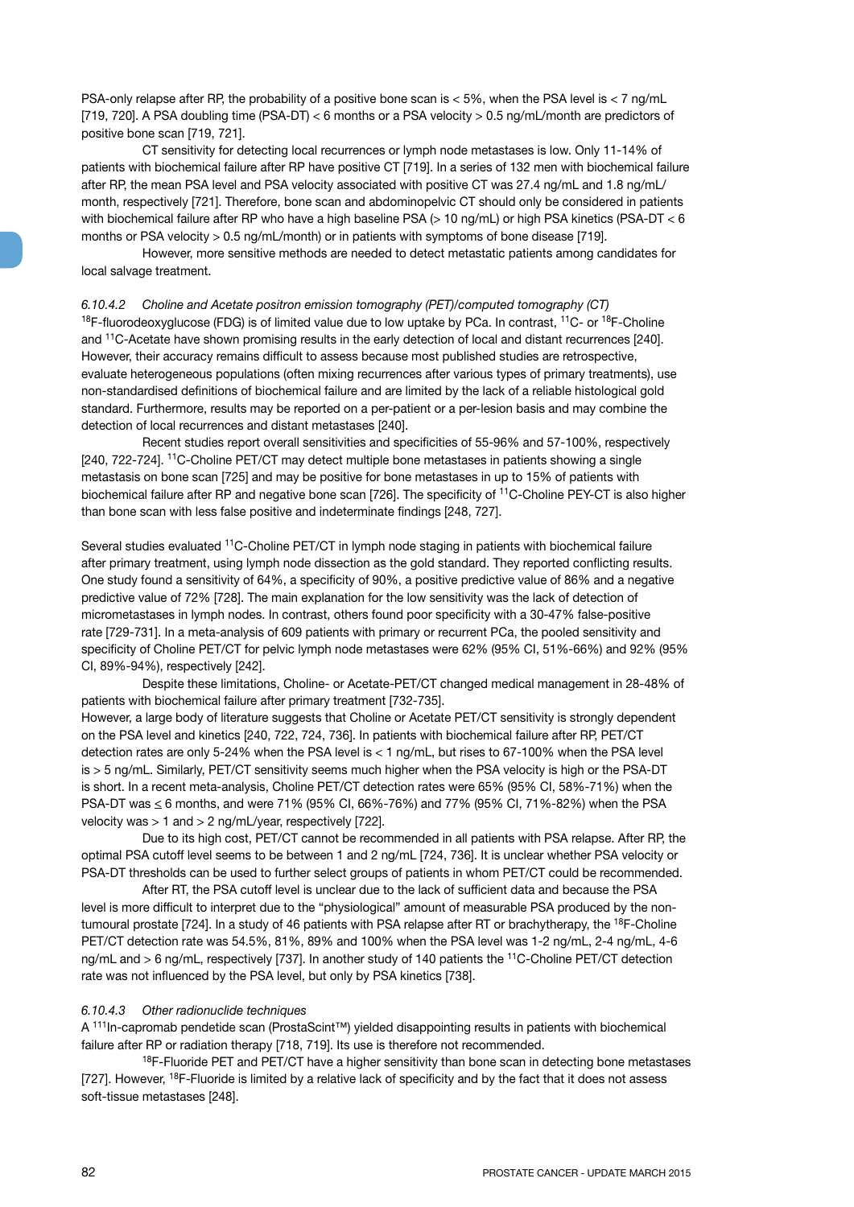PSA-only relapse after RP, the probability of a positive bone scan is < 5%, when the PSA level is < 7 ng/mL [719, 720]. A PSA doubling time (PSA-DT) < 6 months or a PSA velocity > 0.5 ng/mL/month are predictors of positive bone scan [719, 721].

CT sensitivity for detecting local recurrences or lymph node metastases is low. Only 11-14% of patients with biochemical failure after RP have positive CT [719]. In a series of 132 men with biochemical failure after RP, the mean PSA level and PSA velocity associated with positive CT was 27.4 ng/mL and 1.8 ng/mL/month, respectively [721]. Therefore, bone scan and abdominopelvic CT should only be considered in patients with biochemical failure after RP who have a high baseline PSA (> 10 ng/mL) or high PSA kinetics (PSA-DT < 6 months or PSA velocity > 0.5 ng/mL/month) or in patients with symptoms of bone disease [719].

However, more sensitive methods are needed to detect metastatic patients among candidates for local salvage treatment.

#### *6.10.4.2 Choline and Acetate positron emission tomography (PET)/computed tomography (CT)*

$^{18}$F-fluorodeoxyglucose (FDG) is of limited value due to low uptake by PCa. In contrast, $^{11}$C- or $^{18}$F-Choline and $^{11}$C-Acetate have shown promising results in the early detection of local and distant recurrences [240]. However, their accuracy remains difficult to assess because most published studies are retrospective, evaluate heterogeneous populations (often mixing recurrences after various types of primary treatments), use non-standardised definitions of biochemical failure and are limited by the lack of a reliable histological gold standard. Furthermore, results may be reported on a per-patient or a per-lesion basis and may combine the detection of local recurrences and distant metastases [240].

Recent studies report overall sensitivities and specificities of 55-96% and 57-100%, respectively [240, 722-724]. $^{11}$C-Choline PET/CT may detect multiple bone metastases in patients showing a single metastasis on bone scan [725] and may be positive for bone metastases in up to 15% of patients with biochemical failure after RP and negative bone scan [726]. The specificity of $^{11}$C-Choline PEY-CT is also higher than bone scan with less false positive and indeterminate findings [248, 727].

Several studies evaluated $^{11}$C-Choline PET/CT in lymph node staging in patients with biochemical failure after primary treatment, using lymph node dissection as the gold standard. They reported conflicting results. One study found a sensitivity of 64%, a specificity of 90%, a positive predictive value of 86% and a negative predictive value of 72% [728]. The main explanation for the low sensitivity was the lack of detection of micrometastases in lymph nodes. In contrast, others found poor specificity with a 30-47% false-positive rate [729-731]. In a meta-analysis of 609 patients with primary or recurrent PCa, the pooled sensitivity and specificity of Choline PET/CT for pelvic lymph node metastases were 62% (95% CI, 51%-66%) and 92% (95% CI, 89%-94%), respectively [242].

Despite these limitations, Choline- or Acetate-PET/CT changed medical management in 28-48% of patients with biochemical failure after primary treatment [732-735].

However, a large body of literature suggests that Choline or Acetate PET/CT sensitivity is strongly dependent on the PSA level and kinetics [240, 722, 724, 736]. In patients with biochemical failure after RP, PET/CT detection rates are only 5-24% when the PSA level is < 1 ng/mL, but rises to 67-100% when the PSA level is > 5 ng/mL. Similarly, PET/CT sensitivity seems much higher when the PSA velocity is high or the PSA-DT is short. In a recent meta-analysis, Choline PET/CT detection rates were 65% (95% CI, 58%-71%) when the PSA-DT was ≤ 6 months, and were 71% (95% CI, 66%-76%) and 77% (95% CI, 71%-82%) when the PSA velocity was > 1 and > 2 ng/mL/year, respectively [722].

Due to its high cost, PET/CT cannot be recommended in all patients with PSA relapse. After RP, the optimal PSA cutoff level seems to be between 1 and 2 ng/mL [724, 736]. It is unclear whether PSA velocity or PSA-DT thresholds can be used to further select groups of patients in whom PET/CT could be recommended.

After RT, the PSA cutoff level is unclear due to the lack of sufficient data and because the PSA level is more difficult to interpret due to the "physiological" amount of measurable PSA produced by the non-tumoural prostate [724]. In a study of 46 patients with PSA relapse after RT or brachytherapy, the $^{18}$F-Choline PET/CT detection rate was 54.5%, 81%, 89% and 100% when the PSA level was 1-2 ng/mL, 2-4 ng/mL, 4-6 ng/mL and > 6 ng/mL, respectively [737]. In another study of 140 patients the $^{11}$C-Choline PET/CT detection rate was not influenced by the PSA level, but only by PSA kinetics [738].

#### *6.10.4.3 Other radionuclide techniques*

A $^{111}$In-capromab pendetide scan (ProstaScint™) yielded disappointing results in patients with biochemical failure after RP or radiation therapy [718, 719]. Its use is therefore not recommended.

$^{18}$F-Fluoride PET and PET/CT have a higher sensitivity than bone scan in detecting bone metastases [727]. However, $^{18}$F-Fluoride is limited by a relative lack of specificity and by the fact that it does not assess soft-tissue metastases [248].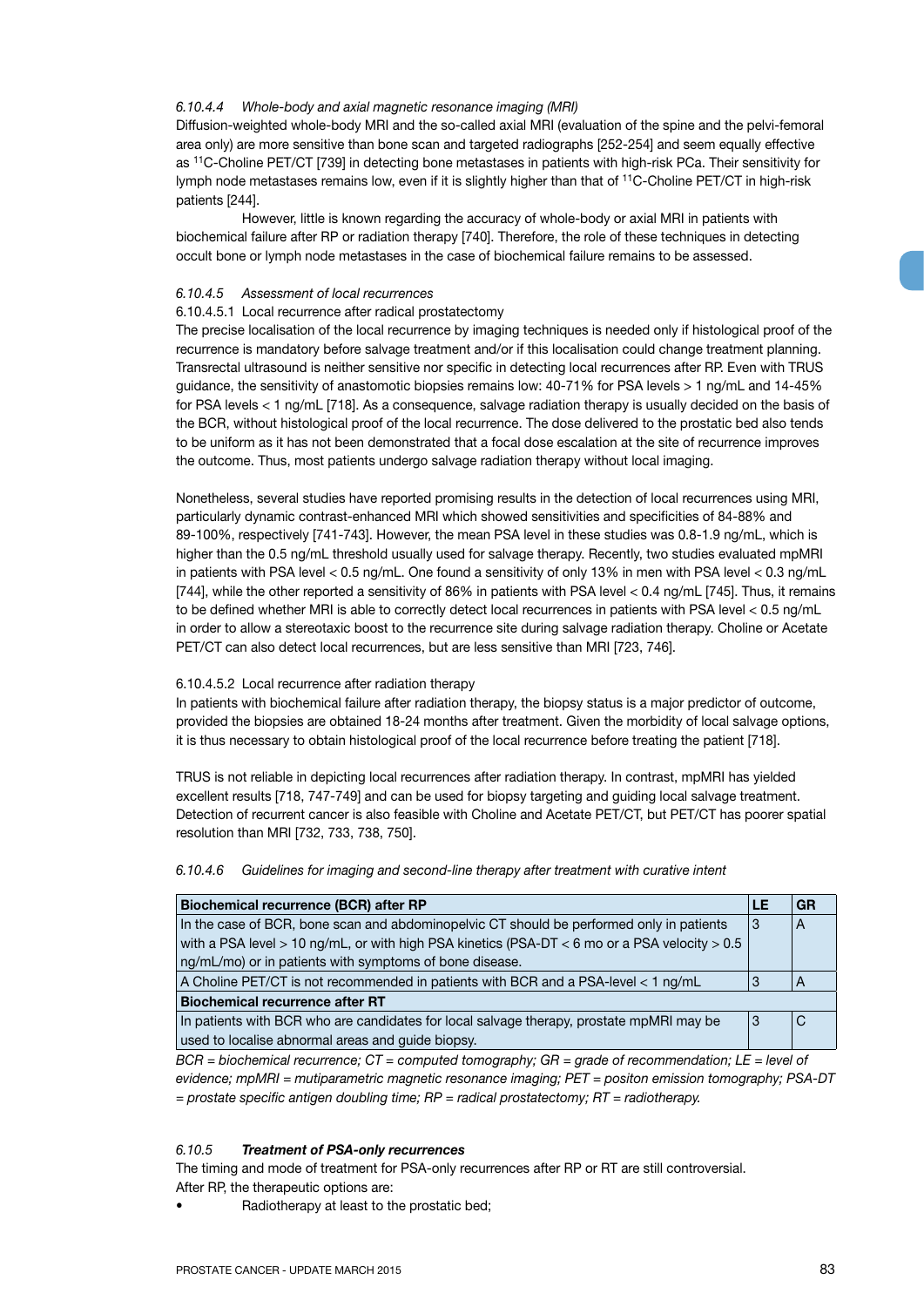#### *6.10.4.4 Whole-body and axial magnetic resonance imaging (MRI)*

Diffusion-weighted whole-body MRI and the so-called axial MRI (evaluation of the spine and the pelvi-femoral area only) are more sensitive than bone scan and targeted radiographs [252-254] and seem equally effective as $^{11}$C-Choline PET/CT [739] in detecting bone metastases in patients with high-risk PCa. Their sensitivity for lymph node metastases remains low, even if it is slightly higher than that of $^{11}$C-Choline PET/CT in high-risk patients [244].

However, little is known regarding the accuracy of whole-body or axial MRI in patients with biochemical failure after RP or radiation therapy [740]. Therefore, the role of these techniques in detecting occult bone or lymph node metastases in the case of biochemical failure remains to be assessed.

#### *6.10.4.5 Assessment of local recurrences*

##### 6.10.4.5.1 Local recurrence after radical prostatectomy

The precise localisation of the local recurrence by imaging techniques is needed only if histological proof of the recurrence is mandatory before salvage treatment and/or if this localisation could change treatment planning. Transrectal ultrasound is neither sensitive nor specific in detecting local recurrences after RP. Even with TRUS guidance, the sensitivity of anastomotic biopsies remains low: 40-71% for PSA levels > 1 ng/mL and 14-45% for PSA levels < 1 ng/mL [718]. As a consequence, salvage radiation therapy is usually decided on the basis of the BCR, without histological proof of the local recurrence. The dose delivered to the prostatic bed also tends to be uniform as it has not been demonstrated that a focal dose escalation at the site of recurrence improves the outcome. Thus, most patients undergo salvage radiation therapy without local imaging.

Nonetheless, several studies have reported promising results in the detection of local recurrences using MRI, particularly dynamic contrast-enhanced MRI which showed sensitivities and specificities of 84-88% and 89-100%, respectively [741-743]. However, the mean PSA level in these studies was 0.8-1.9 ng/mL, which is higher than the 0.5 ng/mL threshold usually used for salvage therapy. Recently, two studies evaluated mpMRI in patients with PSA level < 0.5 ng/mL. One found a sensitivity of only 13% in men with PSA level < 0.3 ng/mL [744], while the other reported a sensitivity of 86% in patients with PSA level < 0.4 ng/mL [745]. Thus, it remains to be defined whether MRI is able to correctly detect local recurrences in patients with PSA level < 0.5 ng/mL in order to allow a stereotaxic boost to the recurrence site during salvage radiation therapy. Choline or Acetate PET/CT can also detect local recurrences, but are less sensitive than MRI [723, 746].

##### 6.10.4.5.2 Local recurrence after radiation therapy

In patients with biochemical failure after radiation therapy, the biopsy status is a major predictor of outcome, provided the biopsies are obtained 18-24 months after treatment. Given the morbidity of local salvage options, it is thus necessary to obtain histological proof of the local recurrence before treating the patient [718].

TRUS is not reliable in depicting local recurrences after radiation therapy. In contrast, mpMRI has yielded excellent results [718, 747-749] and can be used for biopsy targeting and guiding local salvage treatment. Detection of recurrent cancer is also feasible with Choline and Acetate PET/CT, but PET/CT has poorer spatial resolution than MRI [732, 733, 738, 750].

#### *6.10.4.6 Guidelines for imaging and second-line therapy after treatment with curative intent*

| **Biochemical recurrence (BCR) after RP** | **LE** | **GR** |
|---|---|---|
| In the case of BCR, bone scan and abdominopelvic CT should be performed only in patients with a PSA level > 10 ng/mL, or with high PSA kinetics (PSA-DT < 6 mo or a PSA velocity > 0.5 ng/mL/mo) or in patients with symptoms of bone disease. | 3 | A |
| A Choline PET/CT is not recommended in patients with BCR and a PSA-level < 1 ng/mL | 3 | A |
| **Biochemical recurrence after RT** | | |
| In patients with BCR who are candidates for local salvage therapy, prostate mpMRI may be used to localise abnormal areas and guide biopsy. | 3 | C |

*BCR = biochemical recurrence; CT = computed tomography; GR = grade of recommendation; LE = level of evidence; mpMRI = mutiparametric magnetic resonance imaging; PET = positon emission tomography; PSA-DT = prostate specific antigen doubling time; RP = radical prostatectomy; RT = radiotherapy.*

### *6.10.5 **Treatment of PSA-only recurrences***

The timing and mode of treatment for PSA-only recurrences after RP or RT are still controversial.
After RP, the therapeutic options are:

- Radiotherapy at least to the prostatic bed;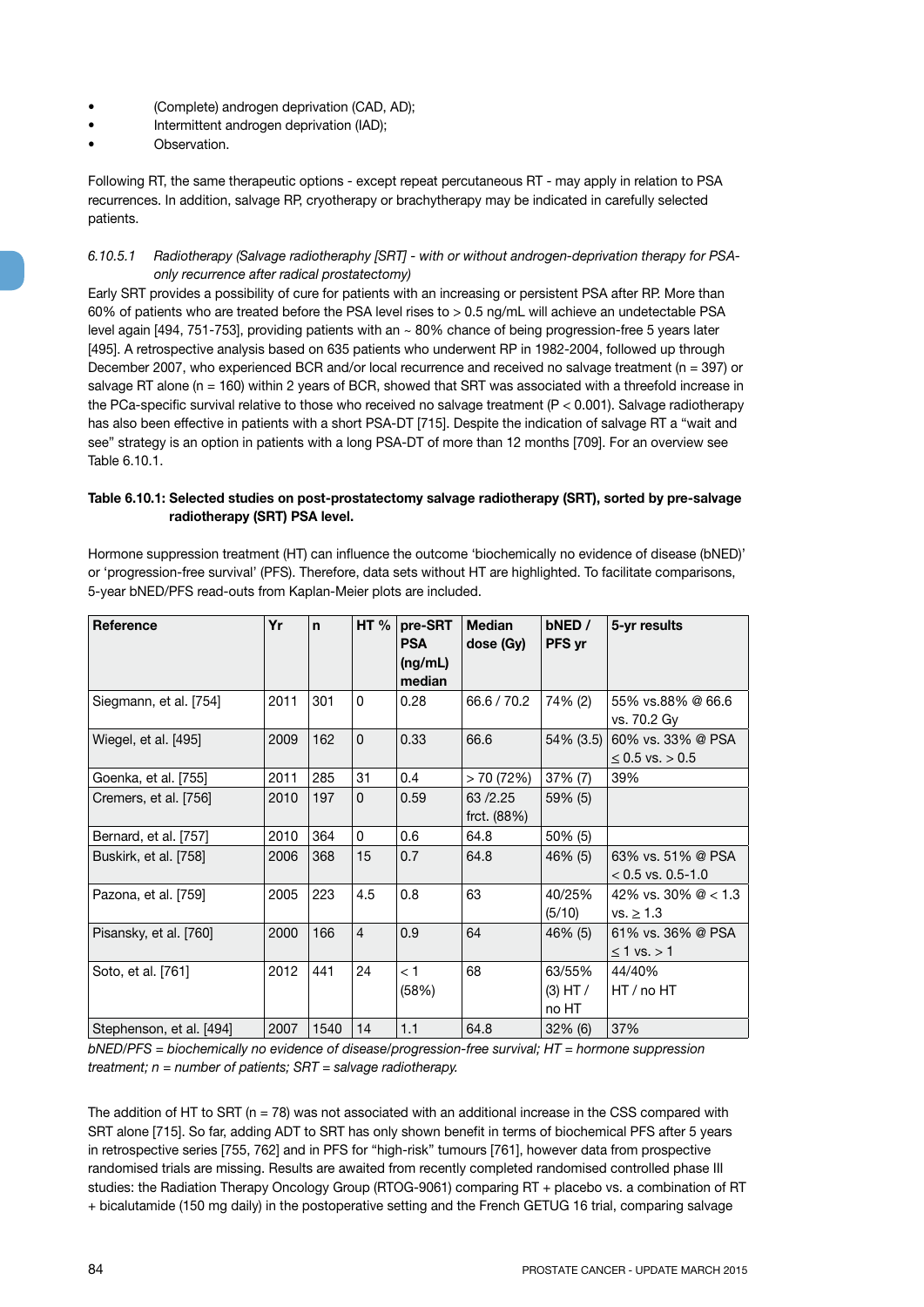- (Complete) androgen deprivation (CAD, AD);
- Intermittent androgen deprivation (IAD);
- Observation.

Following RT, the same therapeutic options - except repeat percutaneous RT - may apply in relation to PSA recurrences. In addition, salvage RP, cryotherapy or brachytherapy may be indicated in carefully selected patients.

#### *6.10.5.1 Radiotherapy (Salvage radiotherapy [SRT] - with or without androgen-deprivation therapy for PSA-only recurrence after radical prostatectomy)*

Early SRT provides a possibility of cure for patients with an increasing or persistent PSA after RP. More than 60% of patients who are treated before the PSA level rises to > 0.5 ng/mL will achieve an undetectable PSA level again [494, 751-753], providing patients with an ~ 80% chance of being progression-free 5 years later [495]. A retrospective analysis based on 635 patients who underwent RP in 1982-2004, followed up through December 2007, who experienced BCR and/or local recurrence and received no salvage treatment (n = 397) or salvage RT alone (n = 160) within 2 years of BCR, showed that SRT was associated with a threefold increase in the PCa-specific survival relative to those who received no salvage treatment (P < 0.001). Salvage radiotherapy has also been effective in patients with a short PSA-DT [715]. Despite the indication of salvage RT a "wait and see" strategy is an option in patients with a long PSA-DT of more than 12 months [709]. For an overview see Table 6.10.1.

**Table 6.10.1: Selected studies on post-prostatectomy salvage radiotherapy (SRT), sorted by pre-salvage radiotherapy (SRT) PSA level.**

Hormone suppression treatment (HT) can influence the outcome 'biochemically no evidence of disease (bNED)' or 'progression-free survival' (PFS). Therefore, data sets without HT are highlighted. To facilitate comparisons, 5-year bNED/PFS read-outs from Kaplan-Meier plots are included.

| Reference | Yr | n | HT % | pre-SRT PSA (ng/mL) median | Median dose (Gy) | bNED / PFS yr | 5-yr results |
|---|---|---|---|---|---|---|---|
| Siegmann, et al. [754] | 2011 | 301 | 0 | 0.28 | 66.6 / 70.2 | 74% (2) | 55% vs.88% @ 66.6 vs. 70.2 Gy |
| Wiegel, et al. [495] | 2009 | 162 | 0 | 0.33 | 66.6 | 54% (3.5) | 60% vs. 33% @ PSA ≤ 0.5 vs. > 0.5 |
| Goenka, et al. [755] | 2011 | 285 | 31 | 0.4 | > 70 (72%) | 37% (7) | 39% |
| Cremers, et al. [756] | 2010 | 197 | 0 | 0.59 | 63 /2.25 frct. (88%) | 59% (5) | |
| Bernard, et al. [757] | 2010 | 364 | 0 | 0.6 | 64.8 | 50% (5) | |
| Buskirk, et al. [758] | 2006 | 368 | 15 | 0.7 | 64.8 | 46% (5) | 63% vs. 51% @ PSA < 0.5 vs. 0.5-1.0 |
| Pazona, et al. [759] | 2005 | 223 | 4.5 | 0.8 | 63 | 40/25% (5/10) | 42% vs. 30% @ < 1.3 vs. ≥ 1.3 |
| Pisansky, et al. [760] | 2000 | 166 | 4 | 0.9 | 64 | 46% (5) | 61% vs. 36% @ PSA ≤ 1 vs. > 1 |
| Soto, et al. [761] | 2012 | 441 | 24 | < 1 (58%) | 68 | 63/55% (3) HT / no HT | 44/40% HT / no HT |
| Stephenson, et al. [494] | 2007 | 1540 | 14 | 1.1 | 64.8 | 32% (6) | 37% |

*bNED/PFS = biochemically no evidence of disease/progression-free survival; HT = hormone suppression treatment; n = number of patients; SRT = salvage radiotherapy.*

The addition of HT to SRT (n = 78) was not associated with an additional increase in the CSS compared with SRT alone [715]. So far, adding ADT to SRT has only shown benefit in terms of biochemical PFS after 5 years in retrospective series [755, 762] and in PFS for "high-risk" tumours [761], however data from prospective randomised trials are missing. Results are awaited from recently completed randomised controlled phase III studies: the Radiation Therapy Oncology Group (RTOG-9061) comparing RT + placebo vs. a combination of RT + bicalutamide (150 mg daily) in the postoperative setting and the French GETUG 16 trial, comparing salvage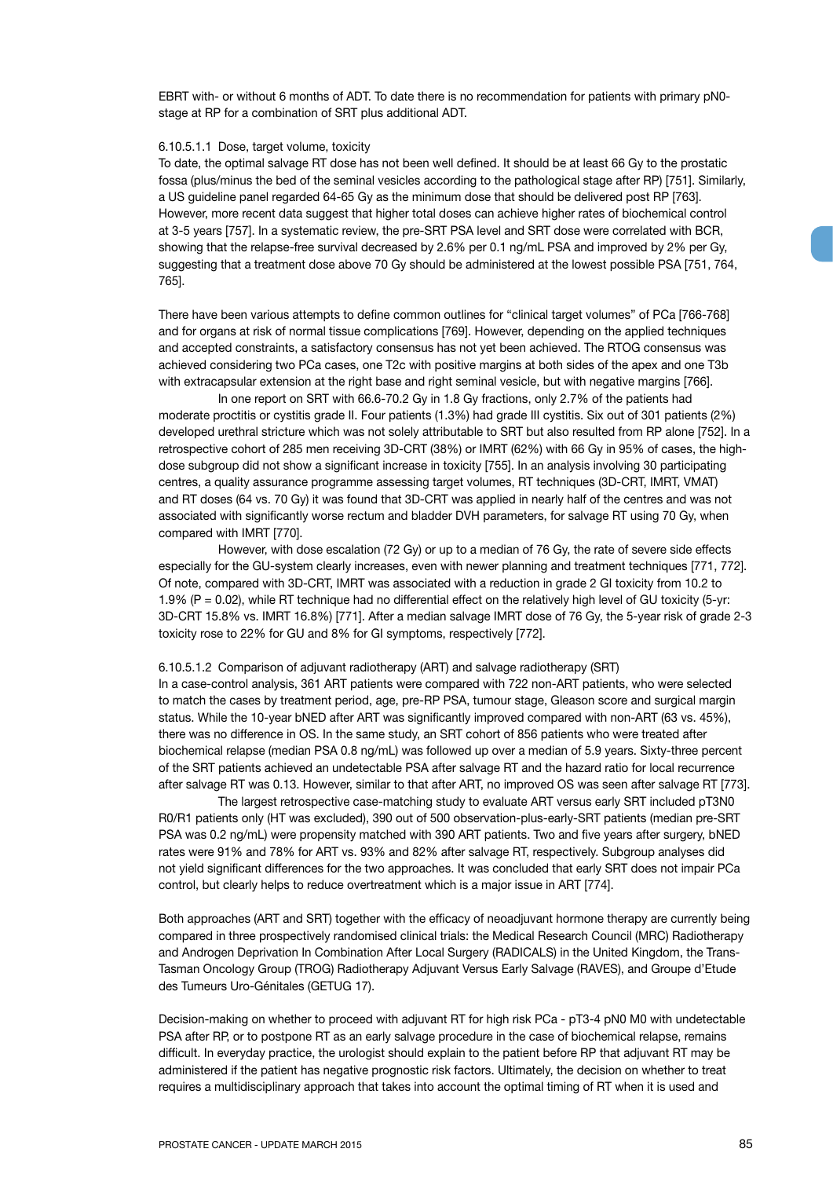EBRT with- or without 6 months of ADT. To date there is no recommendation for patients with primary pN0-stage at RP for a combination of SRT plus additional ADT.

#### 6.10.5.1.1 Dose, target volume, toxicity

To date, the optimal salvage RT dose has not been well defined. It should be at least 66 Gy to the prostatic fossa (plus/minus the bed of the seminal vesicles according to the pathological stage after RP) [751]. Similarly, a US guideline panel regarded 64-65 Gy as the minimum dose that should be delivered post RP [763]. However, more recent data suggest that higher total doses can achieve higher rates of biochemical control at 3-5 years [757]. In a systematic review, the pre-SRT PSA level and SRT dose were correlated with BCR, showing that the relapse-free survival decreased by 2.6% per 0.1 ng/mL PSA and improved by 2% per Gy, suggesting that a treatment dose above 70 Gy should be administered at the lowest possible PSA [751, 764, 765].

There have been various attempts to define common outlines for "clinical target volumes" of PCa [766-768] and for organs at risk of normal tissue complications [769]. However, depending on the applied techniques and accepted constraints, a satisfactory consensus has not yet been achieved. The RTOG consensus was achieved considering two PCa cases, one T2c with positive margins at both sides of the apex and one T3b with extracapsular extension at the right base and right seminal vesicle, but with negative margins [766].

In one report on SRT with 66.6-70.2 Gy in 1.8 Gy fractions, only 2.7% of the patients had moderate proctitis or cystitis grade II. Four patients (1.3%) had grade III cystitis. Six out of 301 patients (2%) developed urethral stricture which was not solely attributable to SRT but also resulted from RP alone [752]. In a retrospective cohort of 285 men receiving 3D-CRT (38%) or IMRT (62%) with 66 Gy in 95% of cases, the high-dose subgroup did not show a significant increase in toxicity [755]. In an analysis involving 30 participating centres, a quality assurance programme assessing target volumes, RT techniques (3D-CRT, IMRT, VMAT) and RT doses (64 vs. 70 Gy) it was found that 3D-CRT was applied in nearly half of the centres and was not associated with significantly worse rectum and bladder DVH parameters, for salvage RT using 70 Gy, when compared with IMRT [770].

However, with dose escalation (72 Gy) or up to a median of 76 Gy, the rate of severe side effects especially for the GU-system clearly increases, even with newer planning and treatment techniques [771, 772]. Of note, compared with 3D-CRT, IMRT was associated with a reduction in grade 2 GI toxicity from 10.2 to 1.9% (P = 0.02), while RT technique had no differential effect on the relatively high level of GU toxicity (5-yr: 3D-CRT 15.8% vs. IMRT 16.8%) [771]. After a median salvage IMRT dose of 76 Gy, the 5-year risk of grade 2-3 toxicity rose to 22% for GU and 8% for GI symptoms, respectively [772].

#### 6.10.5.1.2 Comparison of adjuvant radiotherapy (ART) and salvage radiotherapy (SRT)

In a case-control analysis, 361 ART patients were compared with 722 non-ART patients, who were selected to match the cases by treatment period, age, pre-RP PSA, tumour stage, Gleason score and surgical margin status. While the 10-year bNED after ART was significantly improved compared with non-ART (63 vs. 45%), there was no difference in OS. In the same study, an SRT cohort of 856 patients who were treated after biochemical relapse (median PSA 0.8 ng/mL) was followed up over a median of 5.9 years. Sixty-three percent of the SRT patients achieved an undetectable PSA after salvage RT and the hazard ratio for local recurrence after salvage RT was 0.13. However, similar to that after ART, no improved OS was seen after salvage RT [773].

The largest retrospective case-matching study to evaluate ART versus early SRT included pT3N0 R0/R1 patients only (HT was excluded), 390 out of 500 observation-plus-early-SRT patients (median pre-SRT PSA was 0.2 ng/mL) were propensity matched with 390 ART patients. Two and five years after surgery, bNED rates were 91% and 78% for ART vs. 93% and 82% after salvage RT, respectively. Subgroup analyses did not yield significant differences for the two approaches. It was concluded that early SRT does not impair PCa control, but clearly helps to reduce overtreatment which is a major issue in ART [774].

Both approaches (ART and SRT) together with the efficacy of neoadjuvant hormone therapy are currently being compared in three prospectively randomised clinical trials: the Medical Research Council (MRC) Radiotherapy and Androgen Deprivation In Combination After Local Surgery (RADICALS) in the United Kingdom, the Trans-Tasman Oncology Group (TROG) Radiotherapy Adjuvant Versus Early Salvage (RAVES), and Groupe d'Etude des Tumeurs Uro-Génitales (GETUG 17).

Decision-making on whether to proceed with adjuvant RT for high risk PCa - pT3-4 pN0 M0 with undetectable PSA after RP, or to postpone RT as an early salvage procedure in the case of biochemical relapse, remains difficult. In everyday practice, the urologist should explain to the patient before RP that adjuvant RT may be administered if the patient has negative prognostic risk factors. Ultimately, the decision on whether to treat requires a multidisciplinary approach that takes into account the optimal timing of RT when it is used and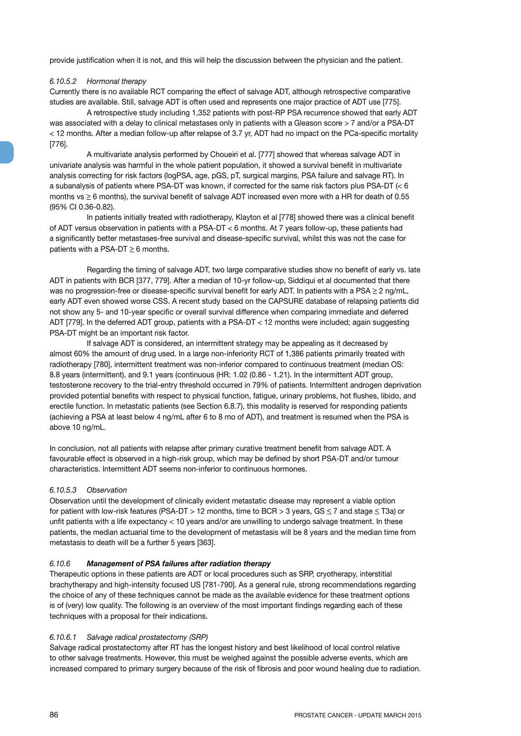provide justification when it is not, and this will help the discussion between the physician and the patient.

#### *6.10.5.2 Hormonal therapy*

Currently there is no available RCT comparing the effect of salvage ADT, although retrospective comparative studies are available. Still, salvage ADT is often used and represents one major practice of ADT use [775].

A retrospective study including 1,352 patients with post-RP PSA recurrence showed that early ADT was associated with a delay to clinical metastases only in patients with a Gleason score > 7 and/or a PSA-DT < 12 months. After a median follow-up after relapse of 3.7 yr, ADT had no impact on the PCa-specific mortality [776].

A multivariate analysis performed by Choueiri et al. [777] showed that whereas salvage ADT in univariate analysis was harmful in the whole patient population, it showed a survival benefit in multivariate analysis correcting for risk factors (logPSA, age, pGS, pT, surgical margins, PSA failure and salvage RT). In a subanalysis of patients where PSA-DT was known, if corrected for the same risk factors plus PSA-DT (< 6 months vs ≥ 6 months), the survival benefit of salvage ADT increased even more with a HR for death of 0.55 (95% CI 0.36-0.82).

In patients initially treated with radiotherapy, Klayton et al [778] showed there was a clinical benefit of ADT versus observation in patients with a PSA-DT < 6 months. At 7 years follow-up, these patients had a significantly better metastases-free survival and disease-specific survival, whilst this was not the case for patients with a PSA-DT ≥ 6 months.

Regarding the timing of salvage ADT, two large comparative studies show no benefit of early vs. late ADT in patients with BCR [377, 779]. After a median of 10-yr follow-up, Siddiqui et al documented that there was no progression-free or disease-specific survival benefit for early ADT. In patients with a PSA ≥ 2 ng/mL, early ADT even showed worse CSS. A recent study based on the CAPSURE database of relapsing patients did not show any 5- and 10-year specific or overall survival difference when comparing immediate and deferred ADT [779]. In the deferred ADT group, patients with a PSA-DT < 12 months were included; again suggesting PSA-DT might be an important risk factor.

If salvage ADT is considered, an intermittent strategy may be appealing as it decreased by almost 60% the amount of drug used. In a large non-inferiority RCT of 1,386 patients primarily treated with radiotherapy [780], intermittent treatment was non-inferior compared to continuous treatment (median OS: 8.8 years (intermittent), and 9.1 years (continuous (HR: 1.02 (0.86 - 1.21). In the intermittent ADT group, testosterone recovery to the trial-entry threshold occurred in 79% of patients. Intermittent androgen deprivation provided potential benefits with respect to physical function, fatigue, urinary problems, hot flushes, libido, and erectile function. In metastatic patients (see Section 6.8.7), this modality is reserved for responding patients (achieving a PSA at least below 4 ng/mL after 6 to 8 mo of ADT), and treatment is resumed when the PSA is above 10 ng/mL.

In conclusion, not all patients with relapse after primary curative treatment benefit from salvage ADT. A favourable effect is observed in a high-risk group, which may be defined by short PSA-DT and/or tumour characteristics. Intermittent ADT seems non-inferior to continuous hormones.

#### *6.10.5.3 Observation*

Observation until the development of clinically evident metastatic disease may represent a viable option for patient with low-risk features (PSA-DT > 12 months, time to BCR > 3 years, GS ≤ 7 and stage ≤ T3a) or unfit patients with a life expectancy < 10 years and/or are unwilling to undergo salvage treatment. In these patients, the median actuarial time to the development of metastasis will be 8 years and the median time from metastasis to death will be a further 5 years [363].

### *6.10.6 **Management of PSA failures after radiation therapy***

Therapeutic options in these patients are ADT or local procedures such as SRP, cryotherapy, interstitial brachytherapy and high-intensity focused US [781-790]. As a general rule, strong recommendations regarding the choice of any of these techniques cannot be made as the available evidence for these treatment options is of (very) low quality. The following is an overview of the most important findings regarding each of these techniques with a proposal for their indications.

#### *6.10.6.1 Salvage radical prostatectomy (SRP)*

Salvage radical prostatectomy after RT has the longest history and best likelihood of local control relative to other salvage treatments. However, this must be weighed against the possible adverse events, which are increased compared to primary surgery because of the risk of fibrosis and poor wound healing due to radiation.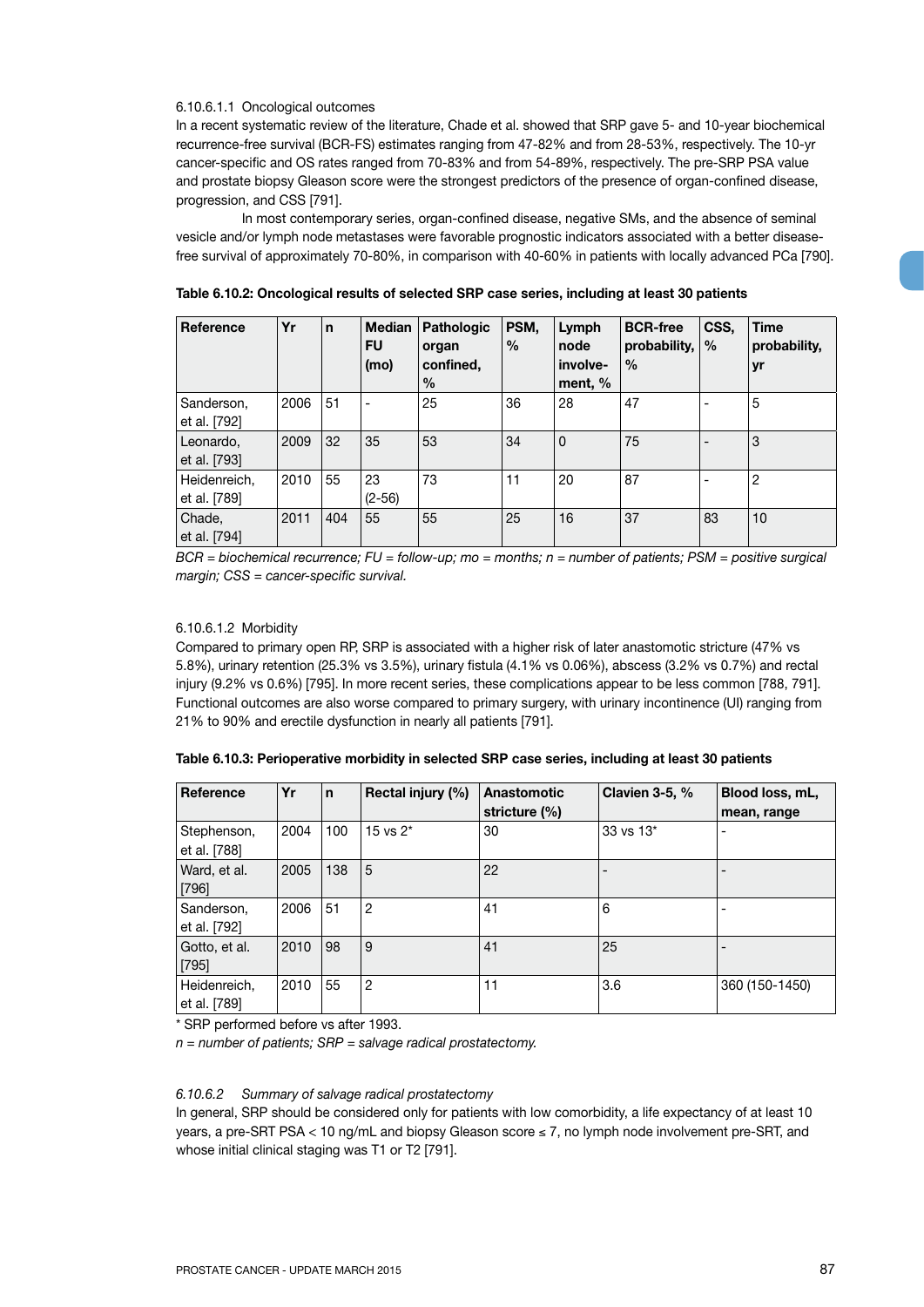#### 6.10.6.1.1 Oncological outcomes

In a recent systematic review of the literature, Chade et al. showed that SRP gave 5- and 10-year biochemical recurrence-free survival (BCR-FS) estimates ranging from 47-82% and from 28-53%, respectively. The 10-yr cancer-specific and OS rates ranged from 70-83% and from 54-89%, respectively. The pre-SRP PSA value and prostate biopsy Gleason score were the strongest predictors of the presence of organ-confined disease, progression, and CSS [791].

In most contemporary series, organ-confined disease, negative SMs, and the absence of seminal vesicle and/or lymph node metastases were favorable prognostic indicators associated with a better disease-free survival of approximately 70-80%, in comparison with 40-60% in patients with locally advanced PCa [790].

**Table 6.10.2: Oncological results of selected SRP case series, including at least 30 patients**

| Reference | Yr | n | Median FU (mo) | Pathologic organ confined, % | PSM, % | Lymph node involvement, % | BCR-free probability, % | CSS, % | Time probability, yr |
|---|---|---|---|---|---|---|---|---|---|
| Sanderson, et al. [792] | 2006 | 51 | - | 25 | 36 | 28 | 47 | - | 5 |
| Leonardo, et al. [793] | 2009 | 32 | 35 | 53 | 34 | 0 | 75 | - | 3 |
| Heidenreich, et al. [789] | 2010 | 55 | 23 (2-56) | 73 | 11 | 20 | 87 | - | 2 |
| Chade, et al. [794] | 2011 | 404 | 55 | 55 | 25 | 16 | 37 | 83 | 10 |

*BCR = biochemical recurrence; FU = follow-up; mo = months; n = number of patients; PSM = positive surgical margin; CSS = cancer-specific survival.*

#### 6.10.6.1.2 Morbidity

Compared to primary open RP, SRP is associated with a higher risk of later anastomotic stricture (47% vs 5.8%), urinary retention (25.3% vs 3.5%), urinary fistula (4.1% vs 0.06%), abscess (3.2% vs 0.7%) and rectal injury (9.2% vs 0.6%) [795]. In more recent series, these complications appear to be less common [788, 791]. Functional outcomes are also worse compared to primary surgery, with urinary incontinence (UI) ranging from 21% to 90% and erectile dysfunction in nearly all patients [791].

**Table 6.10.3: Perioperative morbidity in selected SRP case series, including at least 30 patients**

| Reference | Yr | n | Rectal injury (%) | Anastomotic stricture (%) | Clavien 3-5, % | Blood loss, mL, mean, range |
|---|---|---|---|---|---|---|
| Stephenson, et al. [788] | 2004 | 100 | 15 vs 2* | 30 | 33 vs 13* | - |
| Ward, et al. [796] | 2005 | 138 | 5 | 22 | - | - |
| Sanderson, et al. [792] | 2006 | 51 | 2 | 41 | 6 | - |
| Gotto, et al. [795] | 2010 | 98 | 9 | 41 | 25 | - |
| Heidenreich, et al. [789] | 2010 | 55 | 2 | 11 | 3.6 | 360 (150-1450) |

\* SRP performed before vs after 1993.

*n = number of patients; SRP = salvage radical prostatectomy.*

#### *6.10.6.2 Summary of salvage radical prostatectomy*

In general, SRP should be considered only for patients with low comorbidity, a life expectancy of at least 10 years, a pre-SRT PSA < 10 ng/mL and biopsy Gleason score ≤ 7, no lymph node involvement pre-SRT, and whose initial clinical staging was T1 or T2 [791].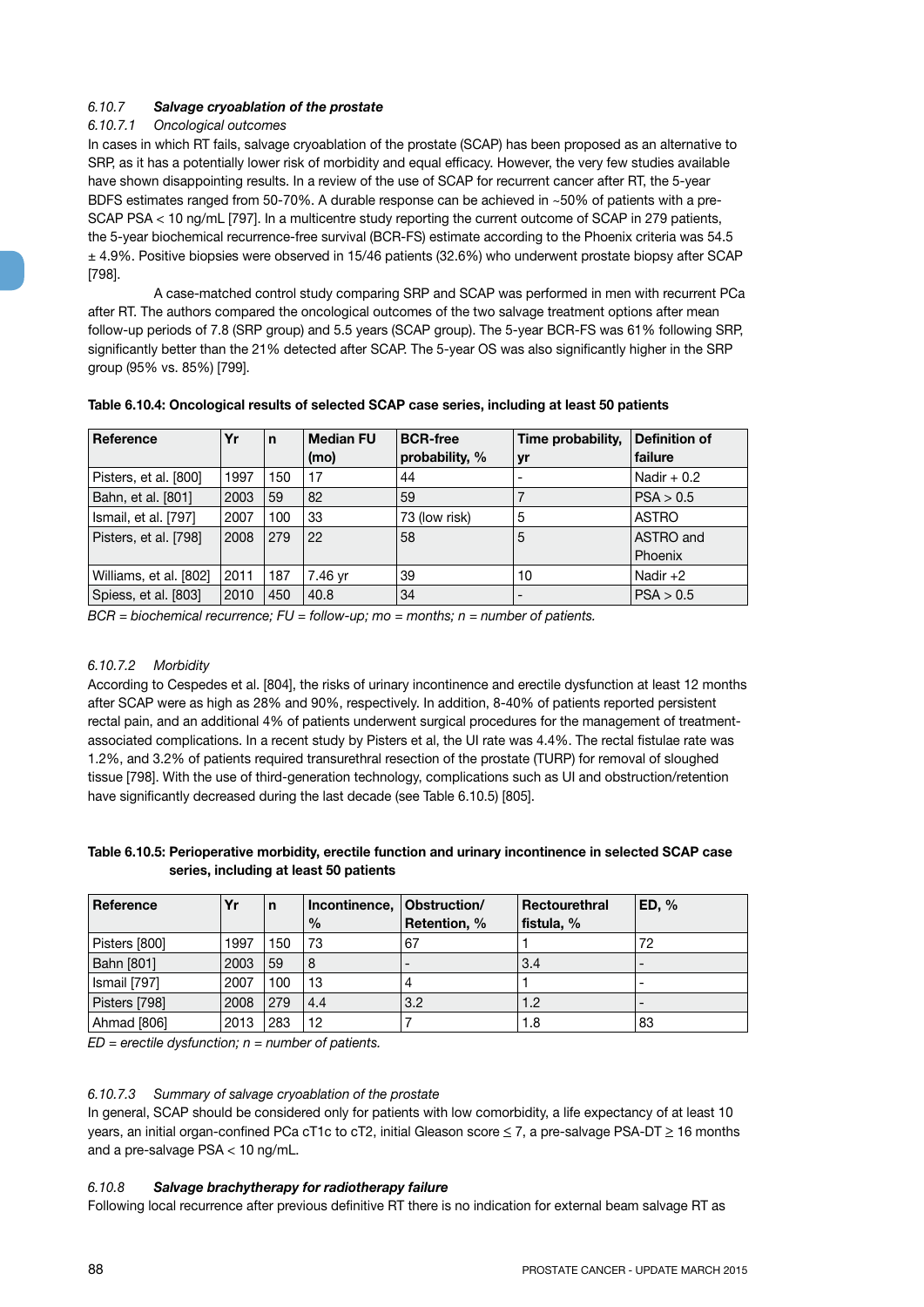### 6.10.7 *Salvage cryoablation of the prostate*

#### 6.10.7.1 *Oncological outcomes*

In cases in which RT fails, salvage cryoablation of the prostate (SCAP) has been proposed as an alternative to SRP, as it has a potentially lower risk of morbidity and equal efficacy. However, the very few studies available have shown disappointing results. In a review of the use of SCAP for recurrent cancer after RT, the 5-year BDFS estimates ranged from 50-70%. A durable response can be achieved in ~50% of patients with a pre-SCAP PSA < 10 ng/mL [797]. In a multicentre study reporting the current outcome of SCAP in 279 patients, the 5-year biochemical recurrence-free survival (BCR-FS) estimate according to the Phoenix criteria was 54.5 ± 4.9%. Positive biopsies were observed in 15/46 patients (32.6%) who underwent prostate biopsy after SCAP [798].

A case-matched control study comparing SRP and SCAP was performed in men with recurrent PCa after RT. The authors compared the oncological outcomes of the two salvage treatment options after mean follow-up periods of 7.8 (SRP group) and 5.5 years (SCAP group). The 5-year BCR-FS was 61% following SRP, significantly better than the 21% detected after SCAP. The 5-year OS was also significantly higher in the SRP group (95% vs. 85%) [799].

**Table 6.10.4: Oncological results of selected SCAP case series, including at least 50 patients**

| Reference | Yr | n | Median FU (mo) | BCR-free probability, % | Time probability, yr | Definition of failure |
|---|---|---|---|---|---|---|
| Pisters, et al. [800] | 1997 | 150 | 17 | 44 | - | Nadir + 0.2 |
| Bahn, et al. [801] | 2003 | 59 | 82 | 59 | 7 | PSA > 0.5 |
| Ismail, et al. [797] | 2007 | 100 | 33 | 73 (low risk) | 5 | ASTRO |
| Pisters, et al. [798] | 2008 | 279 | 22 | 58 | 5 | ASTRO and Phoenix |
| Williams, et al. [802] | 2011 | 187 | 7.46 yr | 39 | 10 | Nadir +2 |
| Spiess, et al. [803] | 2010 | 450 | 40.8 | 34 | - | PSA > 0.5 |

*BCR = biochemical recurrence; FU = follow-up; mo = months; n = number of patients.*

#### 6.10.7.2 *Morbidity*

According to Cespedes et al. [804], the risks of urinary incontinence and erectile dysfunction at least 12 months after SCAP were as high as 28% and 90%, respectively. In addition, 8-40% of patients reported persistent rectal pain, and an additional 4% of patients underwent surgical procedures for the management of treatment-associated complications. In a recent study by Pisters et al, the UI rate was 4.4%. The rectal fistulae rate was 1.2%, and 3.2% of patients required transurethral resection of the prostate (TURP) for removal of sloughed tissue [798]. With the use of third-generation technology, complications such as UI and obstruction/retention have significantly decreased during the last decade (see Table 6.10.5) [805].

**Table 6.10.5: Perioperative morbidity, erectile function and urinary incontinence in selected SCAP case series, including at least 50 patients**

| Reference | Yr | n | Incontinence, % | Obstruction/ Retention, % | Rectourethral fistula, % | ED, % |
|---|---|---|---|---|---|---|
| Pisters [800] | 1997 | 150 | 73 | 67 | 1 | 72 |
| Bahn [801] | 2003 | 59 | 8 | - | 3.4 | - |
| Ismail [797] | 2007 | 100 | 13 | 4 | 1 | - |
| Pisters [798] | 2008 | 279 | 4.4 | 3.2 | 1.2 | - |
| Ahmad [806] | 2013 | 283 | 12 | 7 | 1.8 | 83 |

*ED = erectile dysfunction; n = number of patients.*

#### 6.10.7.3 *Summary of salvage cryoablation of the prostate*

In general, SCAP should be considered only for patients with low comorbidity, a life expectancy of at least 10 years, an initial organ-confined PCa cT1c to cT2, initial Gleason score ≤ 7, a pre-salvage PSA-DT ≥ 16 months and a pre-salvage PSA < 10 ng/mL.

### 6.10.8 *Salvage brachytherapy for radiotherapy failure*

Following local recurrence after previous definitive RT there is no indication for external beam salvage RT as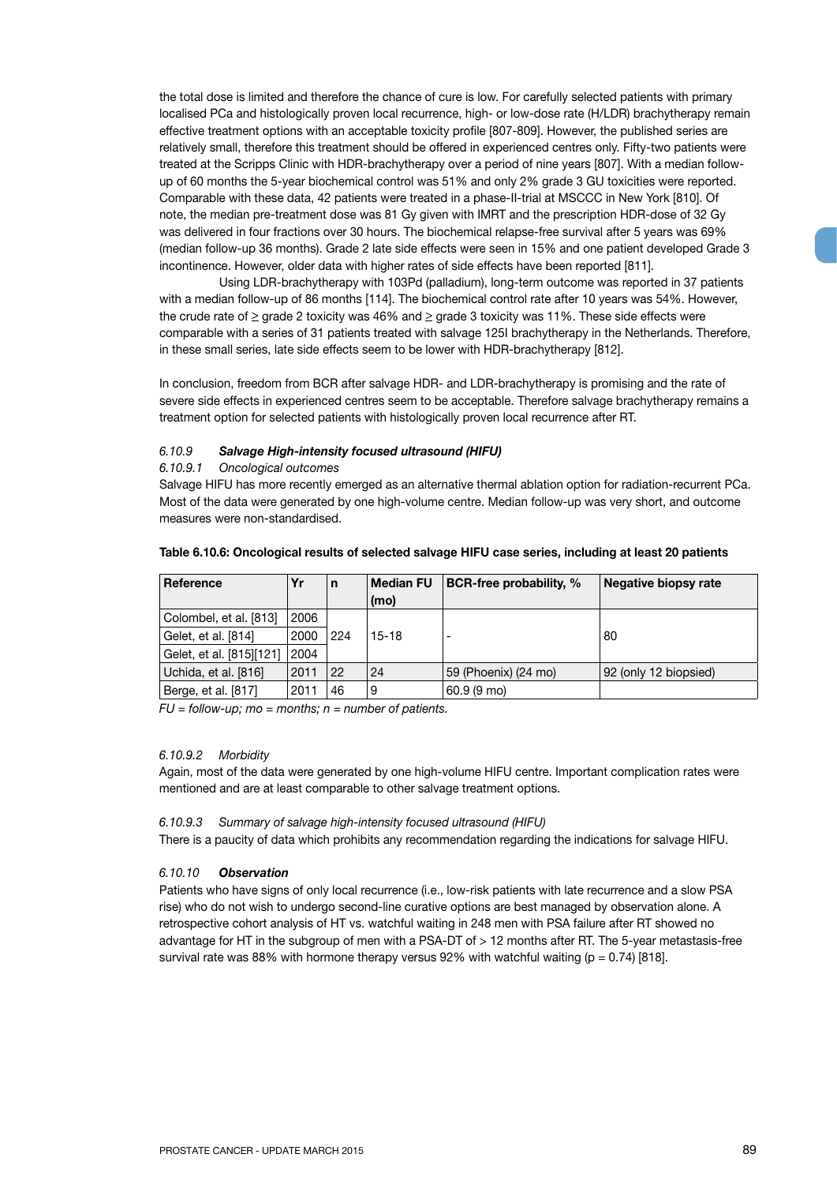the total dose is limited and therefore the chance of cure is low. For carefully selected patients with primary localised PCa and histologically proven local recurrence, high- or low-dose rate (H/LDR) brachytherapy remain effective treatment options with an acceptable toxicity profile [807-809]. However, the published series are relatively small, therefore this treatment should be offered in experienced centres only. Fifty-two patients were treated at the Scripps Clinic with HDR-brachytherapy over a period of nine years [807]. With a median follow-up of 60 months the 5-year biochemical control was 51% and only 2% grade 3 GU toxicities were reported. Comparable with these data, 42 patients were treated in a phase-II-trial at MSCCC in New York [810]. Of note, the median pre-treatment dose was 81 Gy given with IMRT and the prescription HDR-dose of 32 Gy was delivered in four fractions over 30 hours. The biochemical relapse-free survival after 5 years was 69% (median follow-up 36 months). Grade 2 late side effects were seen in 15% and one patient developed Grade 3 incontinence. However, older data with higher rates of side effects have been reported [811].

Using LDR-brachytherapy with 103Pd (palladium), long-term outcome was reported in 37 patients with a median follow-up of 86 months [114]. The biochemical control rate after 10 years was 54%. However, the crude rate of ≥ grade 2 toxicity was 46% and ≥ grade 3 toxicity was 11%. These side effects were comparable with a series of 31 patients treated with salvage 125I brachytherapy in the Netherlands. Therefore, in these small series, late side effects seem to be lower with HDR-brachytherapy [812].

In conclusion, freedom from BCR after salvage HDR- and LDR-brachytherapy is promising and the rate of severe side effects in experienced centres seem to be acceptable. Therefore salvage brachytherapy remains a treatment option for selected patients with histologically proven local recurrence after RT.

### *6.10.9 Salvage High-intensity focused ultrasound (HIFU)*

#### *6.10.9.1 Oncological outcomes*

Salvage HIFU has more recently emerged as an alternative thermal ablation option for radiation-recurrent PCa. Most of the data were generated by one high-volume centre. Median follow-up was very short, and outcome measures were non-standardised.

**Table 6.10.6: Oncological results of selected salvage HIFU case series, including at least 20 patients**

| Reference | Yr | n | Median FU (mo) | BCR-free probability, % | Negative biopsy rate |
|---|---|---|---|---|---|
| Colombel, et al. [813] | 2006 | 224 | 15-18 | - | 80 |
| Gelet, et al. [814] | 2000 | | | | |
| Gelet, et al. [815][121] | 2004 | | | | |
| Uchida, et al. [816] | 2011 | 22 | 24 | 59 (Phoenix) (24 mo) | 92 (only 12 biopsied) |
| Berge, et al. [817] | 2011 | 46 | 9 | 60.9 (9 mo) | |

*FU = follow-up; mo = months; n = number of patients.*

#### *6.10.9.2 Morbidity*

Again, most of the data were generated by one high-volume HIFU centre. Important complication rates were mentioned and are at least comparable to other salvage treatment options.

#### *6.10.9.3 Summary of salvage high-intensity focused ultrasound (HIFU)*

There is a paucity of data which prohibits any recommendation regarding the indications for salvage HIFU.

### *6.10.10 Observation*

Patients who have signs of only local recurrence (i.e., low-risk patients with late recurrence and a slow PSA rise) who do not wish to undergo second-line curative options are best managed by observation alone. A retrospective cohort analysis of HT vs. watchful waiting in 248 men with PSA failure after RT showed no advantage for HT in the subgroup of men with a PSA-DT of > 12 months after RT. The 5-year metastasis-free survival rate was 88% with hormone therapy versus 92% with watchful waiting ($p = 0.74$) [818].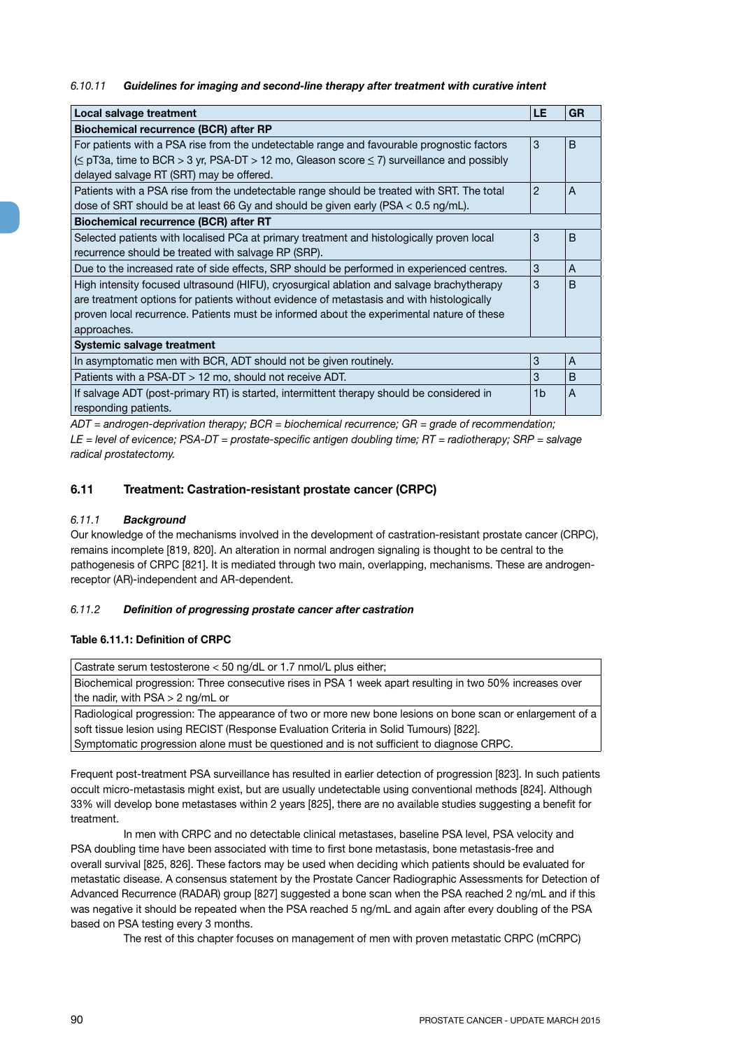#### 6.10.11 *Guidelines for imaging and second-line therapy after treatment with curative intent*

| Local salvage treatment | LE | GR |
|---|---|---|
| **Biochemical recurrence (BCR) after RP** | | |
| For patients with a PSA rise from the undetectable range and favourable prognostic factors (≤ pT3a, time to BCR > 3 yr, PSA-DT > 12 mo, Gleason score ≤ 7) surveillance and possibly delayed salvage RT (SRT) may be offered. | 3 | B |
| Patients with a PSA rise from the undetectable range should be treated with SRT. The total dose of SRT should be at least 66 Gy and should be given early (PSA < 0.5 ng/mL). | 2 | A |
| **Biochemical recurrence (BCR) after RT** | | |
| Selected patients with localised PCa at primary treatment and histologically proven local recurrence should be treated with salvage RP (SRP). | 3 | B |
| Due to the increased rate of side effects, SRP should be performed in experienced centres. | 3 | A |
| High intensity focused ultrasound (HIFU), cryosurgical ablation and salvage brachytherapy are treatment options for patients without evidence of metastasis and with histologically proven local recurrence. Patients must be informed about the experimental nature of these approaches. | 3 | B |
| **Systemic salvage treatment** | | |
| In asymptomatic men with BCR, ADT should not be given routinely. | 3 | A |
| Patients with a PSA-DT > 12 mo, should not receive ADT. | 3 | B |
| If salvage ADT (post-primary RT) is started, intermittent therapy should be considered in responding patients. | 1b | A |

*ADT = androgen-deprivation therapy; BCR = biochemical recurrence; GR = grade of recommendation; LE = level of evicence; PSA-DT = prostate-specific antigen doubling time; RT = radiotherapy; SRP = salvage radical prostatectomy.*

## 6.11 Treatment: Castration-resistant prostate cancer (CRPC)

#### 6.11.1 *Background*

Our knowledge of the mechanisms involved in the development of castration-resistant prostate cancer (CRPC), remains incomplete [819, 820]. An alteration in normal androgen signaling is thought to be central to the pathogenesis of CRPC [821]. It is mediated through two main, overlapping, mechanisms. These are androgen-receptor (AR)-independent and AR-dependent.

#### 6.11.2 *Definition of progressing prostate cancer after castration*

**Table 6.11.1: Definition of CRPC**

| Castrate serum testosterone < 50 ng/dL or 1.7 nmol/L plus either; |
|---|
| Biochemical progression: Three consecutive rises in PSA 1 week apart resulting in two 50% increases over the nadir, with PSA > 2 ng/mL or |
| Radiological progression: The appearance of two or more new bone lesions on bone scan or enlargement of a soft tissue lesion using RECIST (Response Evaluation Criteria in Solid Tumours) [822]. Symptomatic progression alone must be questioned and is not sufficient to diagnose CRPC. |

Frequent post-treatment PSA surveillance has resulted in earlier detection of progression [823]. In such patients occult micro-metastasis might exist, but are usually undetectable using conventional methods [824]. Although 33% will develop bone metastases within 2 years [825], there are no available studies suggesting a benefit for treatment.

In men with CRPC and no detectable clinical metastases, baseline PSA level, PSA velocity and PSA doubling time have been associated with time to first bone metastasis, bone metastasis-free and overall survival [825, 826]. These factors may be used when deciding which patients should be evaluated for metastatic disease. A consensus statement by the Prostate Cancer Radiographic Assessments for Detection of Advanced Recurrence (RADAR) group [827] suggested a bone scan when the PSA reached 2 ng/mL and if this was negative it should be repeated when the PSA reached 5 ng/mL and again after every doubling of the PSA based on PSA testing every 3 months.

The rest of this chapter focuses on management of men with proven metastatic CRPC (mCRPC)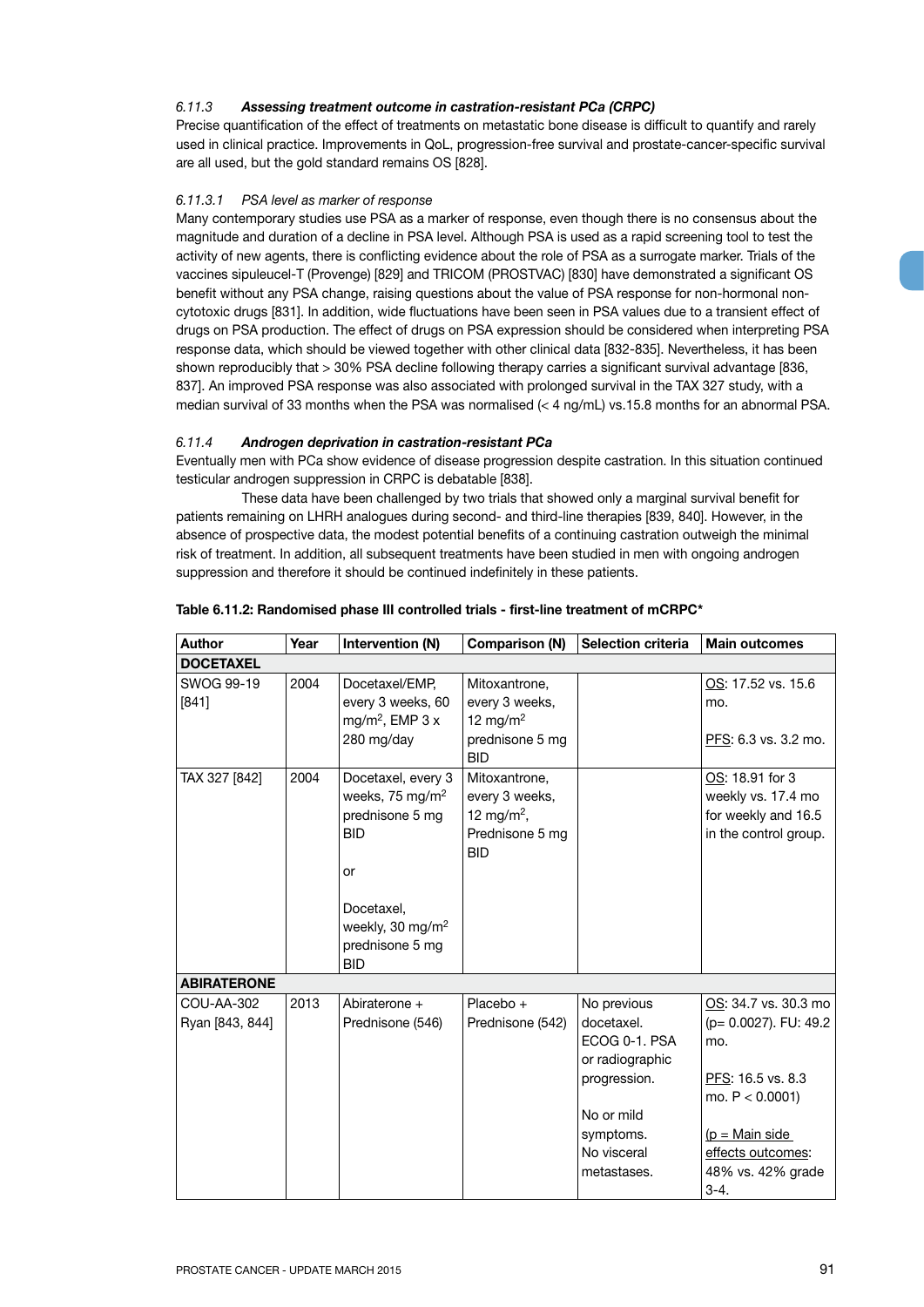#### 6.11.3 *Assessing treatment outcome in castration-resistant PCa (CRPC)*

Precise quantification of the effect of treatments on metastatic bone disease is difficult to quantify and rarely used in clinical practice. Improvements in QoL, progression-free survival and prostate-cancer-specific survival are all used, but the gold standard remains OS [828].

##### *6.11.3.1 PSA level as marker of response*

Many contemporary studies use PSA as a marker of response, even though there is no consensus about the magnitude and duration of a decline in PSA level. Although PSA is used as a rapid screening tool to test the activity of new agents, there is conflicting evidence about the role of PSA as a surrogate marker. Trials of the vaccines sipuleucel-T (Provenge) [829] and TRICOM (PROSTVAC) [830] have demonstrated a significant OS benefit without any PSA change, raising questions about the value of PSA response for non-hormonal non-cytotoxic drugs [831]. In addition, wide fluctuations have been seen in PSA values due to a transient effect of drugs on PSA production. The effect of drugs on PSA expression should be considered when interpreting PSA response data, which should be viewed together with other clinical data [832-835]. Nevertheless, it has been shown reproducibly that > 30% PSA decline following therapy carries a significant survival advantage [836, 837]. An improved PSA response was also associated with prolonged survival in the TAX 327 study, with a median survival of 33 months when the PSA was normalised (< 4 ng/mL) vs.15.8 months for an abnormal PSA.

#### 6.11.4 *Androgen deprivation in castration-resistant PCa*

Eventually men with PCa show evidence of disease progression despite castration. In this situation continued testicular androgen suppression in CRPC is debatable [838].

These data have been challenged by two trials that showed only a marginal survival benefit for patients remaining on LHRH analogues during second- and third-line therapies [839, 840]. However, in the absence of prospective data, the modest potential benefits of a continuing castration outweigh the minimal risk of treatment. In addition, all subsequent treatments have been studied in men with ongoing androgen suppression and therefore it should be continued indefinitely in these patients.

**Table 6.11.2: Randomised phase III controlled trials - first-line treatment of mCRPC***

| Author | Year | Intervention (N) | Comparison (N) | Selection criteria | Main outcomes |
|---|---|---|---|---|---|
| **DOCETAXEL** | | | | | |
| SWOG 99-19 [841] | 2004 | Docetaxel/EMP, every 3 weeks, 60 mg/m$^2$, EMP 3 x 280 mg/day | Mitoxantrone, every 3 weeks, 12 mg/m$^2$ prednisone 5 mg BID | | OS: 17.52 vs. 15.6 mo.<br><br>PFS: 6.3 vs. 3.2 mo. |
| TAX 327 [842] | 2004 | Docetaxel, every 3 weeks, 75 mg/m$^2$ prednisone 5 mg BID<br><br>or<br><br>Docetaxel, weekly, 30 mg/m$^2$ prednisone 5 mg BID | Mitoxantrone, every 3 weeks, 12 mg/m$^2$, Prednisone 5 mg BID | | OS: 18.91 for 3 weekly vs. 17.4 mo for weekly and 16.5 in the control group. |
| **ABIRATERONE** | | | | | |
| COU-AA-302 Ryan [843, 844] | 2013 | Abiraterone + Prednisone (546) | Placebo + Prednisone (542) | No previous docetaxel. ECOG 0-1. PSA or radiographic progression.<br><br>No or mild symptoms. No visceral metastases. | OS: 34.7 vs. 30.3 mo (p= 0.0027). FU: 49.2 mo.<br><br>PFS: 16.5 vs. 8.3 mo. P < 0.0001)<br><br>(p = Main side effects outcomes: 48% vs. 42% grade 3-4. |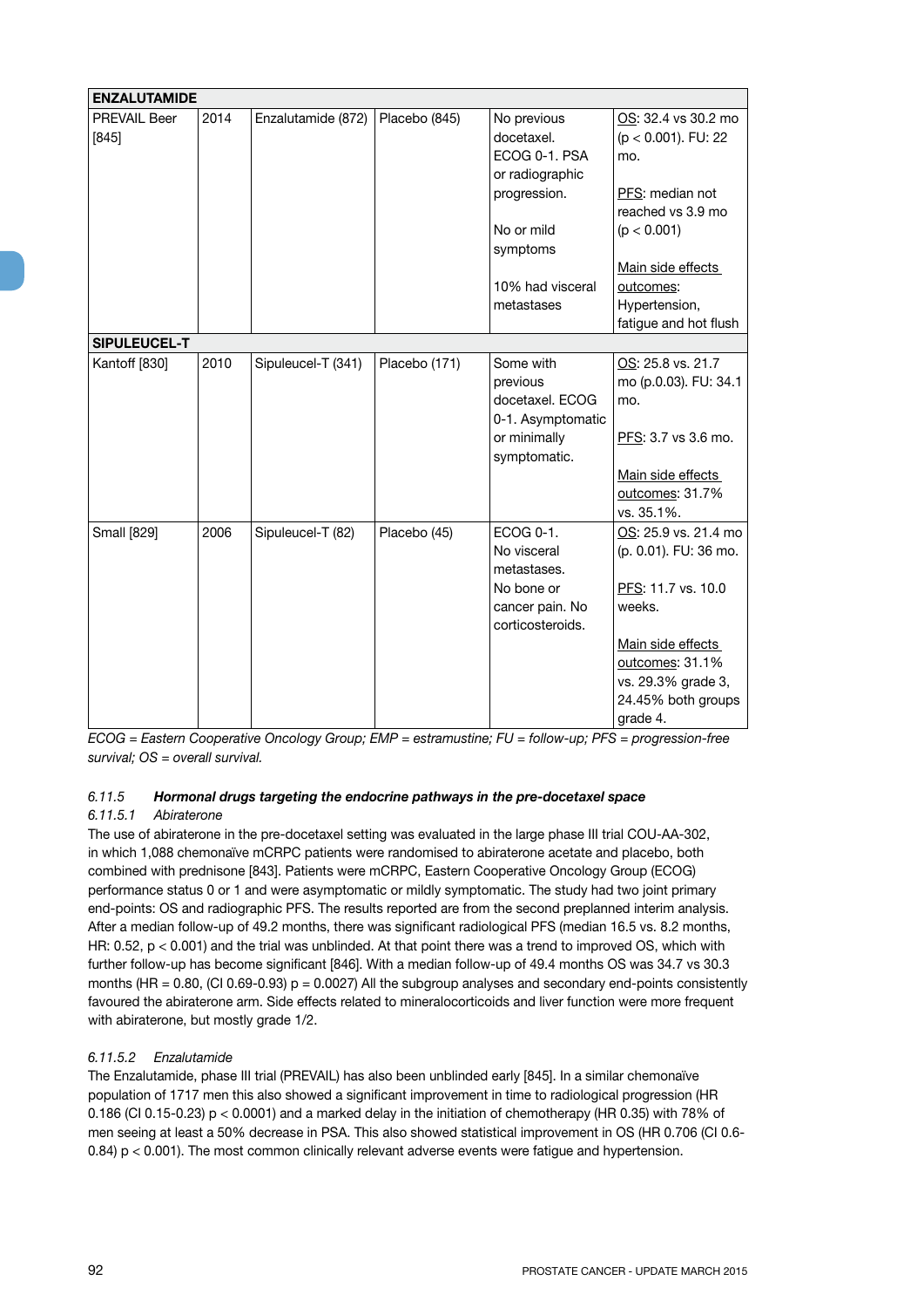| ENZALUTAMIDE | | | | | |
|---|---|---|---|---|---|
| PREVAIL Beer [845] | 2014 | Enzalutamide (872) | Placebo (845) | No previous docetaxel. ECOG 0-1. PSA or radiographic progression.<br><br>No or mild symptoms<br><br>10% had visceral metastases | OS: 32.4 vs 30.2 mo (p < 0.001). FU: 22 mo.<br><br>PFS: median not reached vs 3.9 mo (p < 0.001)<br><br>Main side effects outcomes: Hypertension, fatigue and hot flush |
| **SIPULEUCEL-T** | | | | | |
| Kantoff [830] | 2010 | Sipuleucel-T (341) | Placebo (171) | Some with previous docetaxel. ECOG 0-1. Asymptomatic or minimally symptomatic. | OS: 25.8 vs. 21.7 mo (p.0.03). FU: 34.1 mo.<br><br>PFS: 3.7 vs 3.6 mo.<br><br>Main side effects outcomes: 31.7% vs. 35.1%. |
| Small [829] | 2006 | Sipuleucel-T (82) | Placebo (45) | ECOG 0-1. No visceral metastases. No bone or cancer pain. No corticosteroids. | OS: 25.9 vs. 21.4 mo (p. 0.01). FU: 36 mo.<br><br>PFS: 11.7 vs. 10.0 weeks.<br><br>Main side effects outcomes: 31.1% vs. 29.3% grade 3, 24.45% both groups grade 4. |

*ECOG = Eastern Cooperative Oncology Group; EMP = estramustine; FU = follow-up; PFS = progression-free survival; OS = overall survival.*

### 6.11.5 *Hormonal drugs targeting the endocrine pathways in the pre-docetaxel space*

#### *6.11.5.1 Abiraterone*

The use of abiraterone in the pre-docetaxel setting was evaluated in the large phase III trial COU-AA-302, in which 1,088 chemonaïve mCRPC patients were randomised to abiraterone acetate and placebo, both combined with prednisone [843]. Patients were mCRPC, Eastern Cooperative Oncology Group (ECOG) performance status 0 or 1 and were asymptomatic or mildly symptomatic. The study had two joint primary end-points: OS and radiographic PFS. The results reported are from the second preplanned interim analysis. After a median follow-up of 49.2 months, there was significant radiological PFS (median 16.5 vs. 8.2 months, HR: 0.52, p < 0.001) and the trial was unblinded. At that point there was a trend to improved OS, which with further follow-up has become significant [846]. With a median follow-up of 49.4 months OS was 34.7 vs 30.3 months (HR = 0.80, (CI 0.69-0.93) p = 0.0027) All the subgroup analyses and secondary end-points consistently favoured the abiraterone arm. Side effects related to mineralocorticoids and liver function were more frequent with abiraterone, but mostly grade 1/2.

#### *6.11.5.2 Enzalutamide*

The Enzalutamide, phase III trial (PREVAIL) has also been unblinded early [845]. In a similar chemonaïve population of 1717 men this also showed a significant improvement in time to radiological progression (HR 0.186 (CI 0.15-0.23) p < 0.0001) and a marked delay in the initiation of chemotherapy (HR 0.35) with 78% of men seeing at least a 50% decrease in PSA. This also showed statistical improvement in OS (HR 0.706 (CI 0.6-0.84) p < 0.001). The most common clinically relevant adverse events were fatigue and hypertension.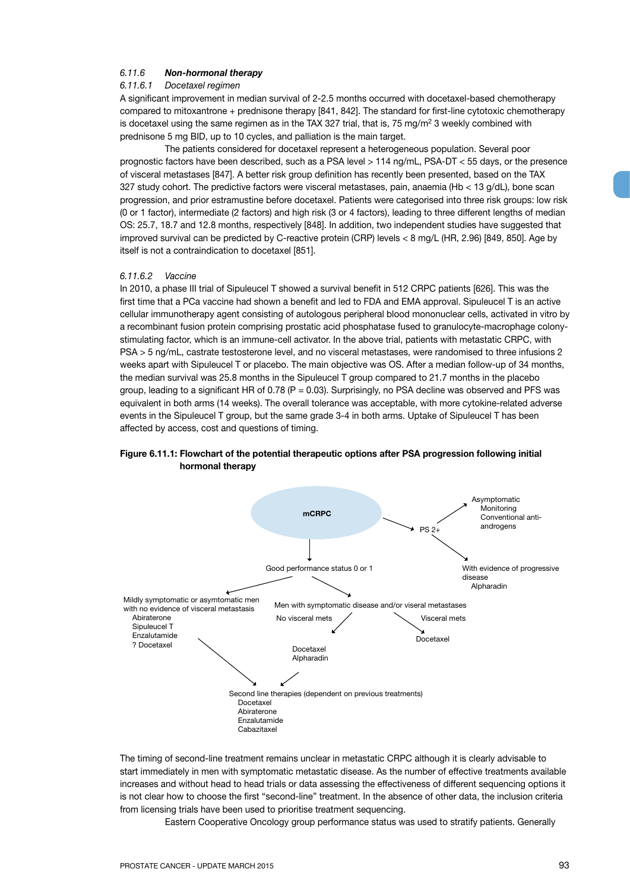### 6.11.6 *Non-hormonal therapy*

#### 6.11.6.1 *Docetaxel regimen*

A significant improvement in median survival of 2-2.5 months occurred with docetaxel-based chemotherapy compared to mitoxantrone + prednisone therapy [841, 842]. The standard for first-line cytotoxic chemotherapy is docetaxel using the same regimen as in the TAX 327 trial, that is, 75 mg/m$^2$ 3 weekly combined with prednisone 5 mg BID, up to 10 cycles, and palliation is the main target.

The patients considered for docetaxel represent a heterogeneous population. Several poor prognostic factors have been described, such as a PSA level > 114 ng/mL, PSA-DT < 55 days, or the presence of visceral metastases [847]. A better risk group definition has recently been presented, based on the TAX 327 study cohort. The predictive factors were visceral metastases, pain, anaemia (Hb < 13 g/dL), bone scan progression, and prior estramustine before docetaxel. Patients were categorised into three risk groups: low risk (0 or 1 factor), intermediate (2 factors) and high risk (3 or 4 factors), leading to three different lengths of median OS: 25.7, 18.7 and 12.8 months, respectively [848]. In addition, two independent studies have suggested that improved survival can be predicted by C-reactive protein (CRP) levels < 8 mg/L (HR, 2.96) [849, 850]. Age by itself is not a contraindication to docetaxel [851].

#### 6.11.6.2 *Vaccine*

In 2010, a phase III trial of Sipuleucel T showed a survival benefit in 512 CRPC patients [626]. This was the first time that a PCa vaccine had shown a benefit and led to FDA and EMA approval. Sipuleucel T is an active cellular immunotherapy agent consisting of autologous peripheral blood mononuclear cells, activated in vitro by a recombinant fusion protein comprising prostatic acid phosphatase fused to granulocyte-macrophage colony-stimulating factor, which is an immune-cell activator. In the above trial, patients with metastatic CRPC, with PSA > 5 ng/mL, castrate testosterone level, and no visceral metastases, were randomised to three infusions 2 weeks apart with Sipuleucel T or placebo. The main objective was OS. After a median follow-up of 34 months, the median survival was 25.8 months in the Sipuleucel T group compared to 21.7 months in the placebo group, leading to a significant HR of 0.78 (P = 0.03). Surprisingly, no PSA decline was observed and PFS was equivalent in both arms (14 weeks). The overall tolerance was acceptable, with more cytokine-related adverse events in the Sipuleucel T group, but the same grade 3-4 in both arms. Uptake of Sipuleucel T has been affected by access, cost and questions of timing.

**Figure 6.11.1: Flowchart of the potential therapeutic options after PSA progression following initial hormonal therapy**

mCRPC

- PS 2+
  - Asymptomatic: Monitoring, Conventional anti-androgens
  - With evidence of progressive disease: Alpharadin
- Good performance status 0 or 1
  - Mildly symptomatic or asymtomatic men with no evidence of visceral metastasis: Abiraterone, Sipuleucel T, Enzalutamide, ? Docetaxel
  - Men with symptomatic disease and/or viseral metastases
    - No visceral mets: Docetaxel, Alpharadin
    - Visceral mets: Docetaxel
- Second line therapies (dependent on previous treatments): Docetaxel, Abiraterone, Enzalutamide, Cabazitaxel

The timing of second-line treatment remains unclear in metastatic CRPC although it is clearly advisable to start immediately in men with symptomatic metastatic disease. As the number of effective treatments available increases and without head to head trials or data assessing the effectiveness of different sequencing options it is not clear how to choose the first "second-line" treatment. In the absence of other data, the inclusion criteria from licensing trials have been used to prioritise treatment sequencing.

Eastern Cooperative Oncology group performance status was used to stratify patients. Generally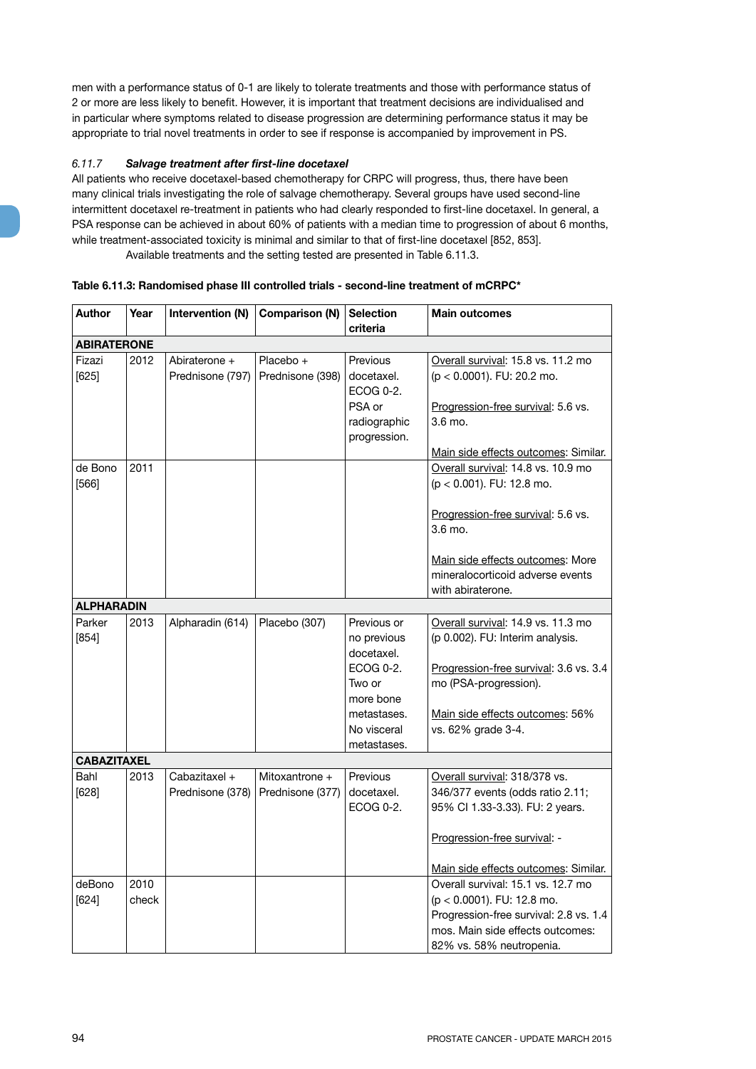men with a performance status of 0-1 are likely to tolerate treatments and those with performance status of 2 or more are less likely to benefit. However, it is important that treatment decisions are individualised and in particular where symptoms related to disease progression are determining performance status it may be appropriate to trial novel treatments in order to see if response is accompanied by improvement in PS.

### *6.11.7 Salvage treatment after first-line docetaxel*

All patients who receive docetaxel-based chemotherapy for CRPC will progress, thus, there have been many clinical trials investigating the role of salvage chemotherapy. Several groups have used second-line intermittent docetaxel re-treatment in patients who had clearly responded to first-line docetaxel. In general, a PSA response can be achieved in about 60% of patients with a median time to progression of about 6 months, while treatment-associated toxicity is minimal and similar to that of first-line docetaxel [852, 853].

Available treatments and the setting tested are presented in Table 6.11.3.

**Table 6.11.3: Randomised phase III controlled trials - second-line treatment of mCRPC***

| Author | Year | Intervention (N) | Comparison (N) | Selection criteria | Main outcomes |
|---|---|---|---|---|---|
| **ABIRATERONE** | | | | | |
| Fizazi [625] | 2012 | Abiraterone + Prednisone (797) | Placebo + Prednisone (398) | Previous docetaxel. ECOG 0-2. PSA or radiographic progression. | Overall survival: 15.8 vs. 11.2 mo ($p < 0.0001$). FU: 20.2 mo. Progression-free survival: 5.6 vs. 3.6 mo. Main side effects outcomes: Similar. |
| de Bono [566] | 2011 | | | | Overall survival: 14.8 vs. 10.9 mo ($p < 0.001$). FU: 12.8 mo. Progression-free survival: 5.6 vs. 3.6 mo. Main side effects outcomes: More mineralocorticoid adverse events with abiraterone. |
| **ALPHARADIN** | | | | | |
| Parker [854] | 2013 | Alpharadin (614) | Placebo (307) | Previous or no previous docetaxel. ECOG 0-2. Two or more bone metastases. No visceral metastases. | Overall survival: 14.9 vs. 11.3 mo (p 0.002). FU: Interim analysis. Progression-free survival: 3.6 vs. 3.4 mo (PSA-progression). Main side effects outcomes: 56% vs. 62% grade 3-4. |
| **CABAZITAXEL** | | | | | |
| Bahl [628] | 2013 | Cabazitaxel + Prednisone (378) | Mitoxantrone + Prednisone (377) | Previous docetaxel. ECOG 0-2. | Overall survival: 318/378 vs. 346/377 events (odds ratio 2.11; 95% CI 1.33-3.33). FU: 2 years. Progression-free survival: - Main side effects outcomes: Similar. |
| deBono [624] | 2010 check | | | | Overall survival: 15.1 vs. 12.7 mo ($p < 0.0001$). FU: 12.8 mo. Progression-free survival: 2.8 vs. 1.4 mos. Main side effects outcomes: 82% vs. 58% neutropenia. |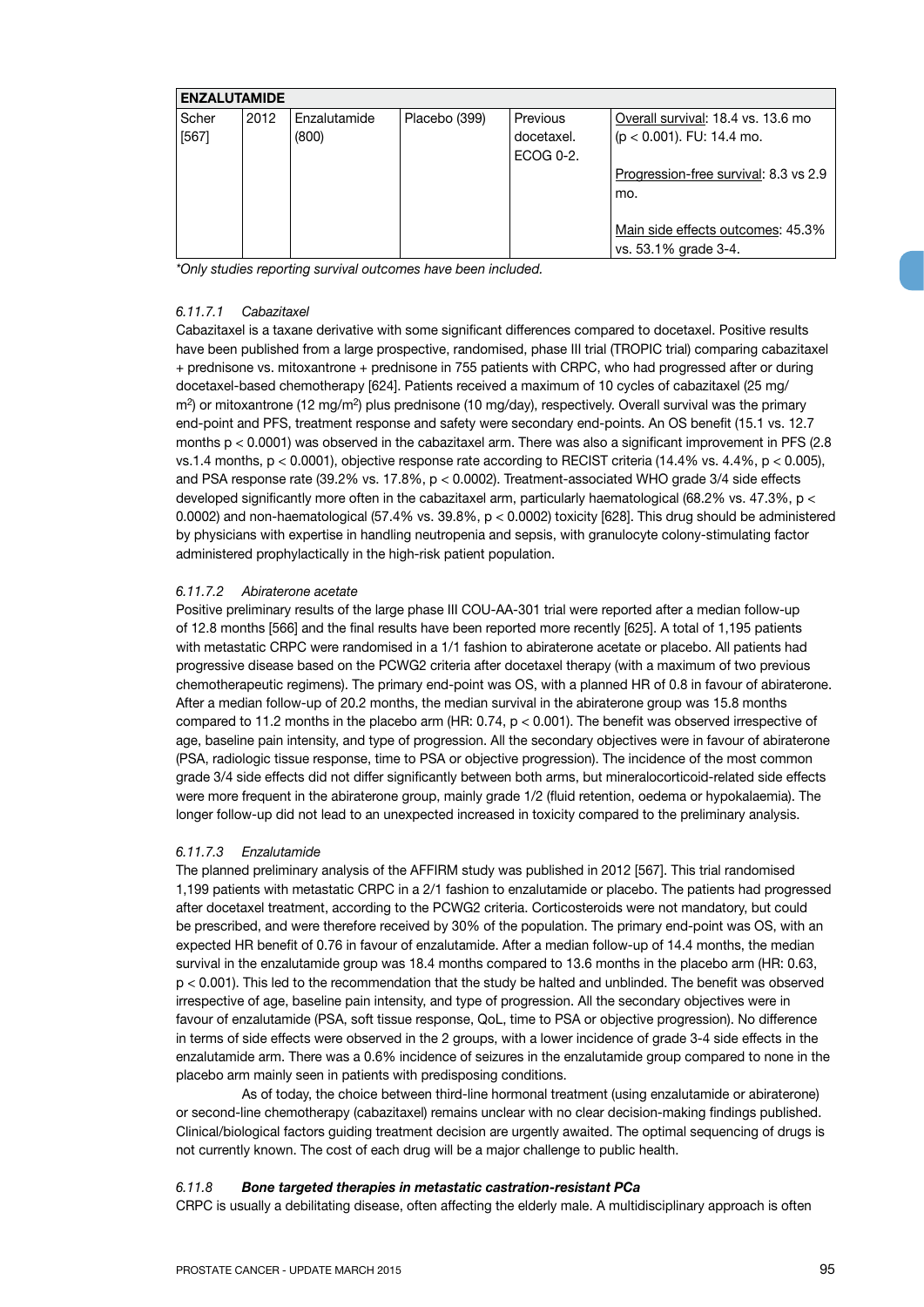| ENZALUTAMIDE | | | | | |
|---|---|---|---|---|---|
| Scher [567] | 2012 | Enzalutamide (800) | Placebo (399) | Previous docetaxel. ECOG 0-2. | Overall survival: 18.4 vs. 13.6 mo ($p < 0.001$). FU: 14.4 mo.<br><br>Progression-free survival: 8.3 vs 2.9 mo.<br><br>Main side effects outcomes: 45.3% vs. 53.1% grade 3-4. |

*\*Only studies reporting survival outcomes have been included.*

#### *6.11.7.1 Cabazitaxel*

Cabazitaxel is a taxane derivative with some significant differences compared to docetaxel. Positive results have been published from a large prospective, randomised, phase III trial (TROPIC trial) comparing cabazitaxel + prednisone vs. mitoxantrone + prednisone in 755 patients with CRPC, who had progressed after or during docetaxel-based chemotherapy [624]. Patients received a maximum of 10 cycles of cabazitaxel (25 mg/$m^2$) or mitoxantrone (12 mg/$m^2$) plus prednisone (10 mg/day), respectively. Overall survival was the primary end-point and PFS, treatment response and safety were secondary end-points. An OS benefit (15.1 vs. 12.7 months $p < 0.0001$) was observed in the cabazitaxel arm. There was also a significant improvement in PFS (2.8 vs.1.4 months, $p < 0.0001$), objective response rate according to RECIST criteria (14.4% vs. 4.4%, $p < 0.005$), and PSA response rate (39.2% vs. 17.8%, $p < 0.0002$). Treatment-associated WHO grade 3/4 side effects developed significantly more often in the cabazitaxel arm, particularly haematological (68.2% vs. 47.3%, $p < 0.0002$) and non-haematological (57.4% vs. 39.8%, $p < 0.0002$) toxicity [628]. This drug should be administered by physicians with expertise in handling neutropenia and sepsis, with granulocyte colony-stimulating factor administered prophylactically in the high-risk patient population.

#### *6.11.7.2 Abiraterone acetate*

Positive preliminary results of the large phase III COU-AA-301 trial were reported after a median follow-up of 12.8 months [566] and the final results have been reported more recently [625]. A total of 1,195 patients with metastatic CRPC were randomised in a 1/1 fashion to abiraterone acetate or placebo. All patients had progressive disease based on the PCWG2 criteria after docetaxel therapy (with a maximum of two previous chemotherapeutic regimens). The primary end-point was OS, with a planned HR of 0.8 in favour of abiraterone. After a median follow-up of 20.2 months, the median survival in the abiraterone group was 15.8 months compared to 11.2 months in the placebo arm (HR: 0.74, $p < 0.001$). The benefit was observed irrespective of age, baseline pain intensity, and type of progression. All the secondary objectives were in favour of abiraterone (PSA, radiologic tissue response, time to PSA or objective progression). The incidence of the most common grade 3/4 side effects did not differ significantly between both arms, but mineralocorticoid-related side effects were more frequent in the abiraterone group, mainly grade 1/2 (fluid retention, oedema or hypokalaemia). The longer follow-up did not lead to an unexpected increased in toxicity compared to the preliminary analysis.

#### *6.11.7.3 Enzalutamide*

The planned preliminary analysis of the AFFIRM study was published in 2012 [567]. This trial randomised 1,199 patients with metastatic CRPC in a 2/1 fashion to enzalutamide or placebo. The patients had progressed after docetaxel treatment, according to the PCWG2 criteria. Corticosteroids were not mandatory, but could be prescribed, and were therefore received by 30% of the population. The primary end-point was OS, with an expected HR benefit of 0.76 in favour of enzalutamide. After a median follow-up of 14.4 months, the median survival in the enzalutamide group was 18.4 months compared to 13.6 months in the placebo arm (HR: 0.63, $p < 0.001$). This led to the recommendation that the study be halted and unblinded. The benefit was observed irrespective of age, baseline pain intensity, and type of progression. All the secondary objectives were in favour of enzalutamide (PSA, soft tissue response, QoL, time to PSA or objective progression). No difference in terms of side effects were observed in the 2 groups, with a lower incidence of grade 3-4 side effects in the enzalutamide arm. There was a 0.6% incidence of seizures in the enzalutamide group compared to none in the placebo arm mainly seen in patients with predisposing conditions.

As of today, the choice between third-line hormonal treatment (using enzalutamide or abiraterone) or second-line chemotherapy (cabazitaxel) remains unclear with no clear decision-making findings published. Clinical/biological factors guiding treatment decision are urgently awaited. The optimal sequencing of drugs is not currently known. The cost of each drug will be a major challenge to public health.

### *6.11.8* ***Bone targeted therapies in metastatic castration-resistant PCa***

CRPC is usually a debilitating disease, often affecting the elderly male. A multidisciplinary approach is often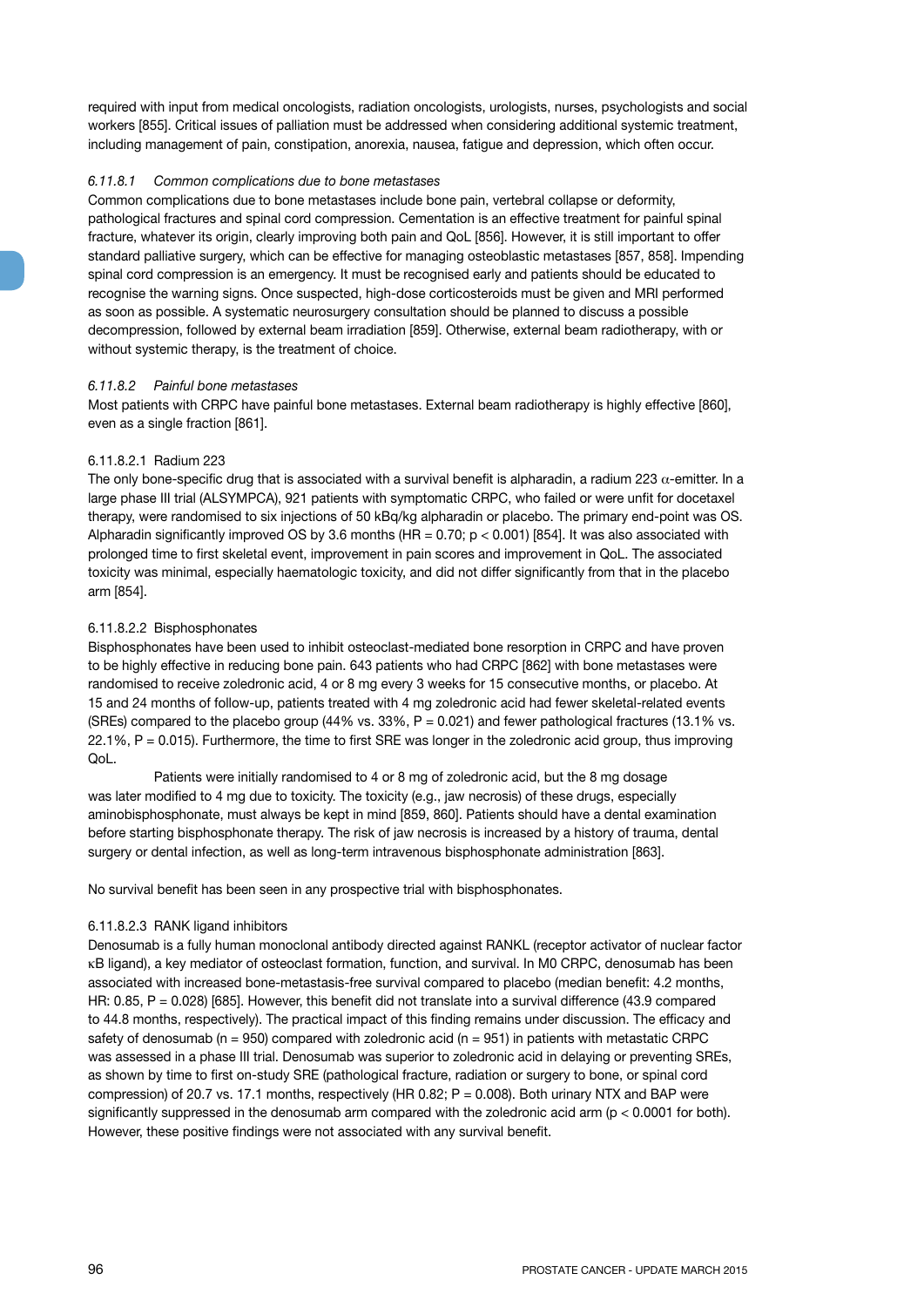required with input from medical oncologists, radiation oncologists, urologists, nurses, psychologists and social workers [855]. Critical issues of palliation must be addressed when considering additional systemic treatment, including management of pain, constipation, anorexia, nausea, fatigue and depression, which often occur.

#### *6.11.8.1 Common complications due to bone metastases*

Common complications due to bone metastases include bone pain, vertebral collapse or deformity, pathological fractures and spinal cord compression. Cementation is an effective treatment for painful spinal fracture, whatever its origin, clearly improving both pain and QoL [856]. However, it is still important to offer standard palliative surgery, which can be effective for managing osteoblastic metastases [857, 858]. Impending spinal cord compression is an emergency. It must be recognised early and patients should be educated to recognise the warning signs. Once suspected, high-dose corticosteroids must be given and MRI performed as soon as possible. A systematic neurosurgery consultation should be planned to discuss a possible decompression, followed by external beam irradiation [859]. Otherwise, external beam radiotherapy, with or without systemic therapy, is the treatment of choice.

#### *6.11.8.2 Painful bone metastases*

Most patients with CRPC have painful bone metastases. External beam radiotherapy is highly effective [860], even as a single fraction [861].

##### 6.11.8.2.1 Radium 223

The only bone-specific drug that is associated with a survival benefit is alpharadin, a radium 223 $\alpha$-emitter. In a large phase III trial (ALSYMPCA), 921 patients with symptomatic CRPC, who failed or were unfit for docetaxel therapy, were randomised to six injections of 50 kBq/kg alpharadin or placebo. The primary end-point was OS. Alpharadin significantly improved OS by 3.6 months (HR = 0.70; $p < 0.001$) [854]. It was also associated with prolonged time to first skeletal event, improvement in pain scores and improvement in QoL. The associated toxicity was minimal, especially haematologic toxicity, and did not differ significantly from that in the placebo arm [854].

##### 6.11.8.2.2 Bisphosphonates

Bisphosphonates have been used to inhibit osteoclast-mediated bone resorption in CRPC and have proven to be highly effective in reducing bone pain. 643 patients who had CRPC [862] with bone metastases were randomised to receive zoledronic acid, 4 or 8 mg every 3 weeks for 15 consecutive months, or placebo. At 15 and 24 months of follow-up, patients treated with 4 mg zoledronic acid had fewer skeletal-related events (SREs) compared to the placebo group (44% vs. 33%, P = 0.021) and fewer pathological fractures (13.1% vs. 22.1%, P = 0.015). Furthermore, the time to first SRE was longer in the zoledronic acid group, thus improving QoL.

Patients were initially randomised to 4 or 8 mg of zoledronic acid, but the 8 mg dosage was later modified to 4 mg due to toxicity. The toxicity (e.g., jaw necrosis) of these drugs, especially aminobisphosphonate, must always be kept in mind [859, 860]. Patients should have a dental examination before starting bisphosphonate therapy. The risk of jaw necrosis is increased by a history of trauma, dental surgery or dental infection, as well as long-term intravenous bisphosphonate administration [863].

No survival benefit has been seen in any prospective trial with bisphosphonates.

##### 6.11.8.2.3 RANK ligand inhibitors

Denosumab is a fully human monoclonal antibody directed against RANKL (receptor activator of nuclear factor κB ligand), a key mediator of osteoclast formation, function, and survival. In M0 CRPC, denosumab has been associated with increased bone-metastasis-free survival compared to placebo (median benefit: 4.2 months, HR: 0.85, P = 0.028) [685]. However, this benefit did not translate into a survival difference (43.9 compared to 44.8 months, respectively). The practical impact of this finding remains under discussion. The efficacy and safety of denosumab (n = 950) compared with zoledronic acid (n = 951) in patients with metastatic CRPC was assessed in a phase III trial. Denosumab was superior to zoledronic acid in delaying or preventing SREs, as shown by time to first on-study SRE (pathological fracture, radiation or surgery to bone, or spinal cord compression) of 20.7 vs. 17.1 months, respectively (HR 0.82; P = 0.008). Both urinary NTX and BAP were significantly suppressed in the denosumab arm compared with the zoledronic acid arm ($p < 0.0001$ for both). However, these positive findings were not associated with any survival benefit.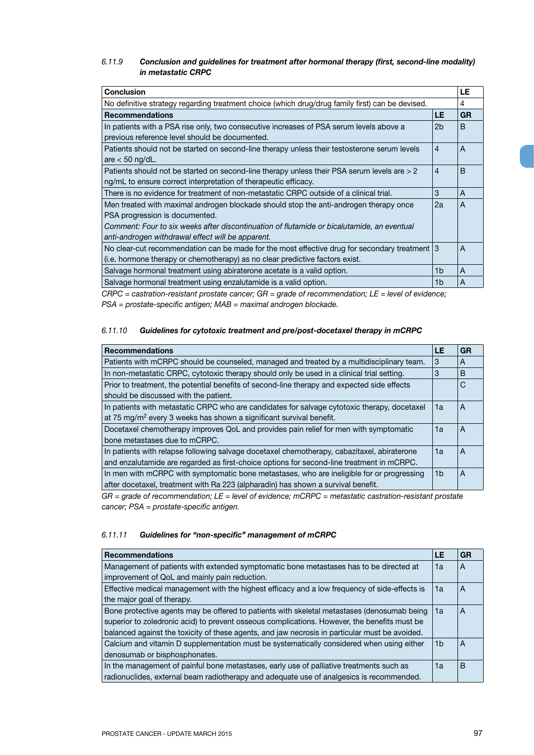#### 6.11.9 *Conclusion and guidelines for treatment after hormonal therapy (first, second-line modality) in metastatic CRPC*

| **Conclusion** | | **LE** |
|---|---|---|
| No definitive strategy regarding treatment choice (which drug/drug family first) can be devised. | | 4 |
| **Recommendations** | **LE** | **GR** |
| In patients with a PSA rise only, two consecutive increases of PSA serum levels above a previous reference level should be documented. | 2b | B |
| Patients should not be started on second-line therapy unless their testosterone serum levels are < 50 ng/dL. | 4 | A |
| Patients should not be started on second-line therapy unless their PSA serum levels are > 2 ng/mL to ensure correct interpretation of therapeutic efficacy. | 4 | B |
| There is no evidence for treatment of non-metastatic CRPC outside of a clinical trial. | 3 | A |
| Men treated with maximal androgen blockade should stop the anti-androgen therapy once PSA progression is documented.<br>*Comment: Four to six weeks after discontinuation of flutamide or bicalutamide, an eventual anti-androgen withdrawal effect will be apparent.* | 2a | A |
| No clear-cut recommendation can be made for the most effective drug for secondary treatment (i.e. hormone therapy or chemotherapy) as no clear predictive factors exist. | 3 | A |
| Salvage hormonal treatment using abiraterone acetate is a valid option. | 1b | A |
| Salvage hormonal treatment using enzalutamide is a valid option. | 1b | A |

*CRPC = castration-resistant prostate cancer; GR = grade of recommendation; LE = level of evidence; PSA = prostate-specific antigen; MAB = maximal androgen blockade.*

#### 6.11.10 *Guidelines for cytotoxic treatment and pre/post-docetaxel therapy in mCRPC*

| **Recommendations** | **LE** | **GR** |
|---|---|---|
| Patients with mCRPC should be counseled, managed and treated by a multidisciplinary team. | 3 | A |
| In non-metastatic CRPC, cytotoxic therapy should only be used in a clinical trial setting. | 3 | B |
| Prior to treatment, the potential benefits of second-line therapy and expected side effects should be discussed with the patient. | | C |
| In patients with metastatic CRPC who are candidates for salvage cytotoxic therapy, docetaxel at 75 mg/m$^2$ every 3 weeks has shown a significant survival benefit. | 1a | A |
| Docetaxel chemotherapy improves QoL and provides pain relief for men with symptomatic bone metastases due to mCRPC. | 1a | A |
| In patients with relapse following salvage docetaxel chemotherapy, cabazitaxel, abiraterone and enzalutamide are regarded as first-choice options for second-line treatment in mCRPC. | 1a | A |
| In men with mCRPC with symptomatic bone metastases, who are ineligible for or progressing after docetaxel, treatment with Ra 223 (alpharadin) has shown a survival benefit. | 1b | A |

*GR = grade of recommendation; LE = level of evidence; mCRPC = metastatic castration-resistant prostate cancer; PSA = prostate-specific antigen.*

#### 6.11.11 *Guidelines for "non-specific" management of mCRPC*

| **Recommendations** | **LE** | **GR** |
|---|---|---|
| Management of patients with extended symptomatic bone metastases has to be directed at improvement of QoL and mainly pain reduction. | 1a | A |
| Effective medical management with the highest efficacy and a low frequency of side-effects is the major goal of therapy. | 1a | A |
| Bone protective agents may be offered to patients with skeletal metastases (denosumab being superior to zoledronic acid) to prevent osseous complications. However, the benefits must be balanced against the toxicity of these agents, and jaw necrosis in particular must be avoided. | 1a | A |
| Calcium and vitamin D supplementation must be systematically considered when using either denosumab or bisphosphonates. | 1b | A |
| In the management of painful bone metastases, early use of palliative treatments such as radionuclides, external beam radiotherapy and adequate use of analgesics is recommended. | 1a | B |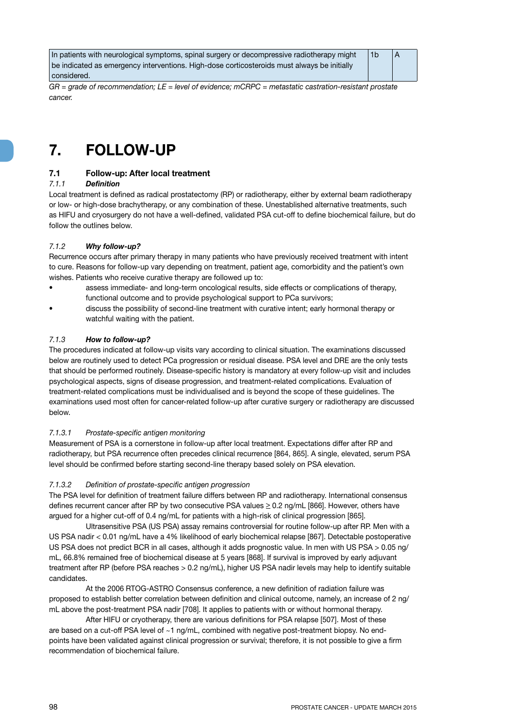| | | |
|---|---|---|
| In patients with neurological symptoms, spinal surgery or decompressive radiotherapy might be indicated as emergency interventions. High-dose corticosteroids must always be initially considered. | 1b | A |

*GR = grade of recommendation; LE = level of evidence; mCRPC = metastatic castration-resistant prostate cancer.*

# 7. FOLLOW-UP

## 7.1 Follow-up: After local treatment

### *7.1.1 Definition*

Local treatment is defined as radical prostatectomy (RP) or radiotherapy, either by external beam radiotherapy or low- or high-dose brachytherapy, or any combination of these. Unestablished alternative treatments, such as HIFU and cryosurgery do not have a well-defined, validated PSA cut-off to define biochemical failure, but do follow the outlines below.

### *7.1.2 Why follow-up?*

Recurrence occurs after primary therapy in many patients who have previously received treatment with intent to cure. Reasons for follow-up vary depending on treatment, patient age, comorbidity and the patient's own wishes. Patients who receive curative therapy are followed up to:

- assess immediate- and long-term oncological results, side effects or complications of therapy, functional outcome and to provide psychological support to PCa survivors;
- discuss the possibility of second-line treatment with curative intent; early hormonal therapy or watchful waiting with the patient.

### *7.1.3 How to follow-up?*

The procedures indicated at follow-up visits vary according to clinical situation. The examinations discussed below are routinely used to detect PCa progression or residual disease. PSA level and DRE are the only tests that should be performed routinely. Disease-specific history is mandatory at every follow-up visit and includes psychological aspects, signs of disease progression, and treatment-related complications. Evaluation of treatment-related complications must be individualised and is beyond the scope of these guidelines. The examinations used most often for cancer-related follow-up after curative surgery or radiotherapy are discussed below.

#### *7.1.3.1 Prostate-specific antigen monitoring*

Measurement of PSA is a cornerstone in follow-up after local treatment. Expectations differ after RP and radiotherapy, but PSA recurrence often precedes clinical recurrence [864, 865]. A single, elevated, serum PSA level should be confirmed before starting second-line therapy based solely on PSA elevation.

#### *7.1.3.2 Definition of prostate-specific antigen progression*

The PSA level for definition of treatment failure differs between RP and radiotherapy. International consensus defines recurrent cancer after RP by two consecutive PSA values $\geq$ 0.2 ng/mL [866]. However, others have argued for a higher cut-off of 0.4 ng/mL for patients with a high-risk of clinical progression [865].

Ultrasensitive PSA (US PSA) assay remains controversial for routine follow-up after RP. Men with a US PSA nadir < 0.01 ng/mL have a 4% likelihood of early biochemical relapse [867]. Detectable postoperative US PSA does not predict BCR in all cases, although it adds prognostic value. In men with US PSA > 0.05 ng/mL, 66.8% remained free of biochemical disease at 5 years [868]. If survival is improved by early adjuvant treatment after RP (before PSA reaches > 0.2 ng/mL), higher US PSA nadir levels may help to identify suitable candidates.

At the 2006 RTOG-ASTRO Consensus conference, a new definition of radiation failure was proposed to establish better correlation between definition and clinical outcome, namely, an increase of 2 ng/mL above the post-treatment PSA nadir [708]. It applies to patients with or without hormonal therapy.

After HIFU or cryotherapy, there are various definitions for PSA relapse [507]. Most of these are based on a cut-off PSA level of ~1 ng/mL, combined with negative post-treatment biopsy. No end-points have been validated against clinical progression or survival; therefore, it is not possible to give a firm recommendation of biochemical failure.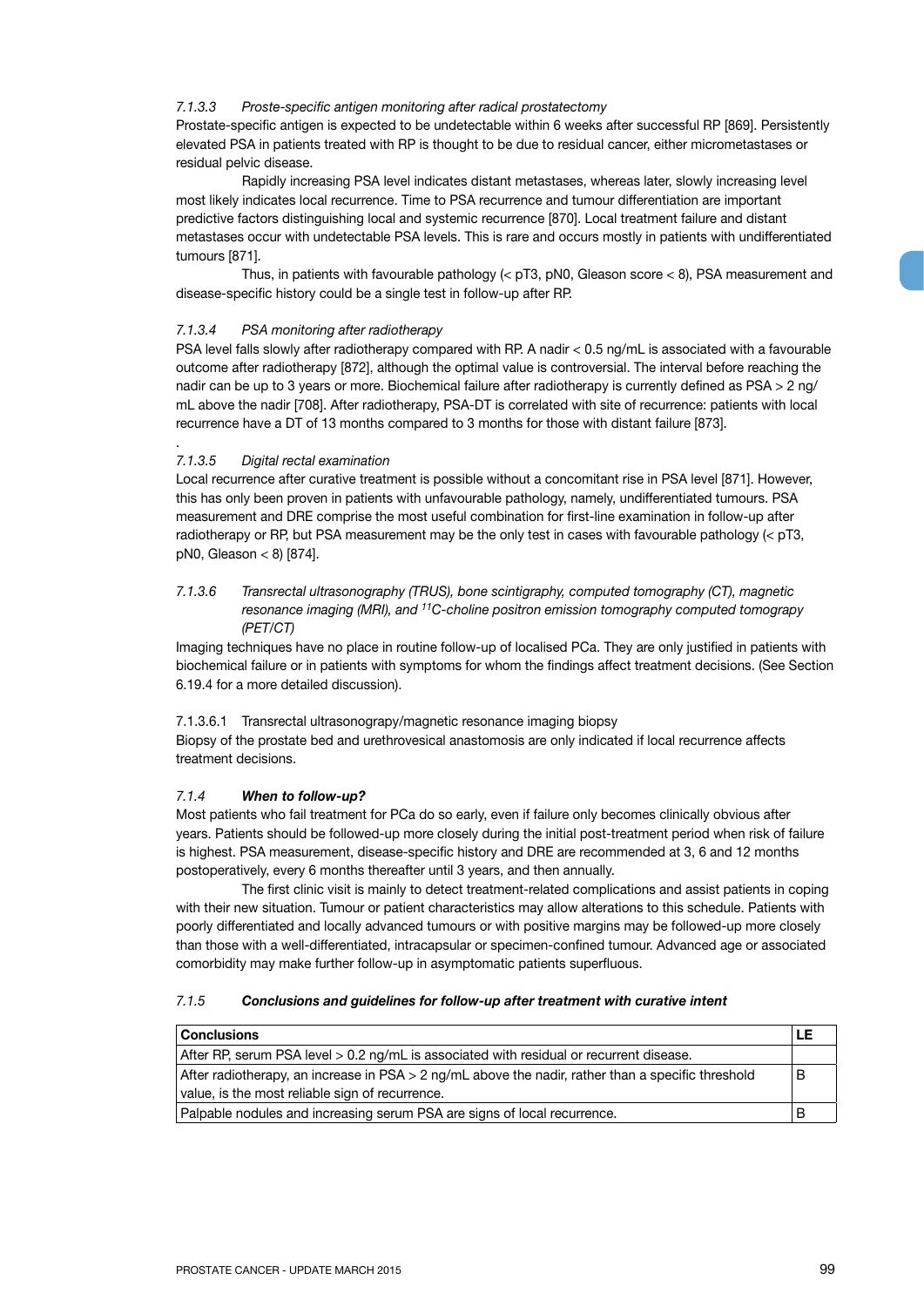#### *7.1.3.3 Proste-specific antigen monitoring after radical prostatectomy*

Prostate-specific antigen is expected to be undetectable within 6 weeks after successful RP [869]. Persistently elevated PSA in patients treated with RP is thought to be due to residual cancer, either micrometastases or residual pelvic disease.

Rapidly increasing PSA level indicates distant metastases, whereas later, slowly increasing level most likely indicates local recurrence. Time to PSA recurrence and tumour differentiation are important predictive factors distinguishing local and systemic recurrence [870]. Local treatment failure and distant metastases occur with undetectable PSA levels. This is rare and occurs mostly in patients with undifferentiated tumours [871].

Thus, in patients with favourable pathology (< pT3, pN0, Gleason score < 8), PSA measurement and disease-specific history could be a single test in follow-up after RP.

#### *7.1.3.4 PSA monitoring after radiotherapy*

PSA level falls slowly after radiotherapy compared with RP. A nadir < 0.5 ng/mL is associated with a favourable outcome after radiotherapy [872], although the optimal value is controversial. The interval before reaching the nadir can be up to 3 years or more. Biochemical failure after radiotherapy is currently defined as PSA > 2 ng/mL above the nadir [708]. After radiotherapy, PSA-DT is correlated with site of recurrence: patients with local recurrence have a DT of 13 months compared to 3 months for those with distant failure [873].

.

#### *7.1.3.5 Digital rectal examination*

Local recurrence after curative treatment is possible without a concomitant rise in PSA level [871]. However, this has only been proven in patients with unfavourable pathology, namely, undifferentiated tumours. PSA measurement and DRE comprise the most useful combination for first-line examination in follow-up after radiotherapy or RP, but PSA measurement may be the only test in cases with favourable pathology (< pT3, pN0, Gleason < 8) [874].

#### *7.1.3.6 Transrectal ultrasonography (TRUS), bone scintigraphy, computed tomography (CT), magnetic resonance imaging (MRI), and $^{11}$C-choline positron emission tomography computed tomograpy (PET/CT)*

Imaging techniques have no place in routine follow-up of localised PCa. They are only justified in patients with biochemical failure or in patients with symptoms for whom the findings affect treatment decisions. (See Section 6.19.4 for a more detailed discussion).

##### 7.1.3.6.1 Transrectal ultrasonograpy/magnetic resonance imaging biopsy

Biopsy of the prostate bed and urethrovesical anastomosis are only indicated if local recurrence affects treatment decisions.

### *7.1.4 **When to follow-up?***

Most patients who fail treatment for PCa do so early, even if failure only becomes clinically obvious after years. Patients should be followed-up more closely during the initial post-treatment period when risk of failure is highest. PSA measurement, disease-specific history and DRE are recommended at 3, 6 and 12 months postoperatively, every 6 months thereafter until 3 years, and then annually.

The first clinic visit is mainly to detect treatment-related complications and assist patients in coping with their new situation. Tumour or patient characteristics may allow alterations to this schedule. Patients with poorly differentiated and locally advanced tumours or with positive margins may be followed-up more closely than those with a well-differentiated, intracapsular or specimen-confined tumour. Advanced age or associated comorbidity may make further follow-up in asymptomatic patients superfluous.

### *7.1.5 **Conclusions and guidelines for follow-up after treatment with curative intent***

| Conclusions | LE |
|---|---|
| After RP, serum PSA level > 0.2 ng/mL is associated with residual or recurrent disease. | |
| After radiotherapy, an increase in PSA > 2 ng/mL above the nadir, rather than a specific threshold value, is the most reliable sign of recurrence. | B |
| Palpable nodules and increasing serum PSA are signs of local recurrence. | B |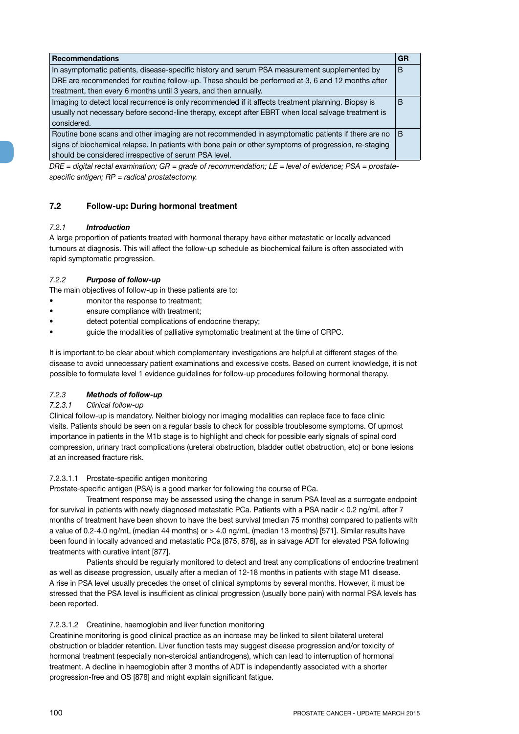| Recommendations | GR |
|---|---|
| In asymptomatic patients, disease-specific history and serum PSA measurement supplemented by DRE are recommended for routine follow-up. These should be performed at 3, 6 and 12 months after treatment, then every 6 months until 3 years, and then annually. | B |
| Imaging to detect local recurrence is only recommended if it affects treatment planning. Biopsy is usually not necessary before second-line therapy, except after EBRT when local salvage treatment is considered. | B |
| Routine bone scans and other imaging are not recommended in asymptomatic patients if there are no signs of biochemical relapse. In patients with bone pain or other symptoms of progression, re-staging should be considered irrespective of serum PSA level. | B |

*DRE = digital rectal examination; GR = grade of recommendation; LE = level of evidence; PSA = prostate-specific antigen; RP = radical prostatectomy.*

## 7.2 Follow-up: During hormonal treatment

### 7.2.1 *Introduction*

A large proportion of patients treated with hormonal therapy have either metastatic or locally advanced tumours at diagnosis. This will affect the follow-up schedule as biochemical failure is often associated with rapid symptomatic progression.

### 7.2.2 *Purpose of follow-up*

The main objectives of follow-up in these patients are to:

- monitor the response to treatment;
- ensure compliance with treatment;
- detect potential complications of endocrine therapy;
- guide the modalities of palliative symptomatic treatment at the time of CRPC.

It is important to be clear about which complementary investigations are helpful at different stages of the disease to avoid unnecessary patient examinations and excessive costs. Based on current knowledge, it is not possible to formulate level 1 evidence guidelines for follow-up procedures following hormonal therapy.

### 7.2.3 *Methods of follow-up*

#### 7.2.3.1 *Clinical follow-up*

Clinical follow-up is mandatory. Neither biology nor imaging modalities can replace face to face clinic visits. Patients should be seen on a regular basis to check for possible troublesome symptoms. Of upmost importance in patients in the M1b stage is to highlight and check for possible early signals of spinal cord compression, urinary tract complications (ureteral obstruction, bladder outlet obstruction, etc) or bone lesions at an increased fracture risk.

##### 7.2.3.1.1 Prostate-specific antigen monitoring

Prostate-specific antigen (PSA) is a good marker for following the course of PCa.

Treatment response may be assessed using the change in serum PSA level as a surrogate endpoint for survival in patients with newly diagnosed metastatic PCa. Patients with a PSA nadir < 0.2 ng/mL after 7 months of treatment have been shown to have the best survival (median 75 months) compared to patients with a value of 0.2-4.0 ng/mL (median 44 months) or > 4.0 ng/mL (median 13 months) [571]. Similar results have been found in locally advanced and metastatic PCa [875, 876], as in salvage ADT for elevated PSA following treatments with curative intent [877].

Patients should be regularly monitored to detect and treat any complications of endocrine treatment as well as disease progression, usually after a median of 12-18 months in patients with stage M1 disease. A rise in PSA level usually precedes the onset of clinical symptoms by several months. However, it must be stressed that the PSA level is insufficient as clinical progression (usually bone pain) with normal PSA levels has been reported.

##### 7.2.3.1.2 Creatinine, haemoglobin and liver function monitoring

Creatinine monitoring is good clinical practice as an increase may be linked to silent bilateral ureteral obstruction or bladder retention. Liver function tests may suggest disease progression and/or toxicity of hormonal treatment (especially non-steroidal antiandrogens), which can lead to interruption of hormonal treatment. A decline in haemoglobin after 3 months of ADT is independently associated with a shorter progression-free and OS [878] and might explain significant fatigue.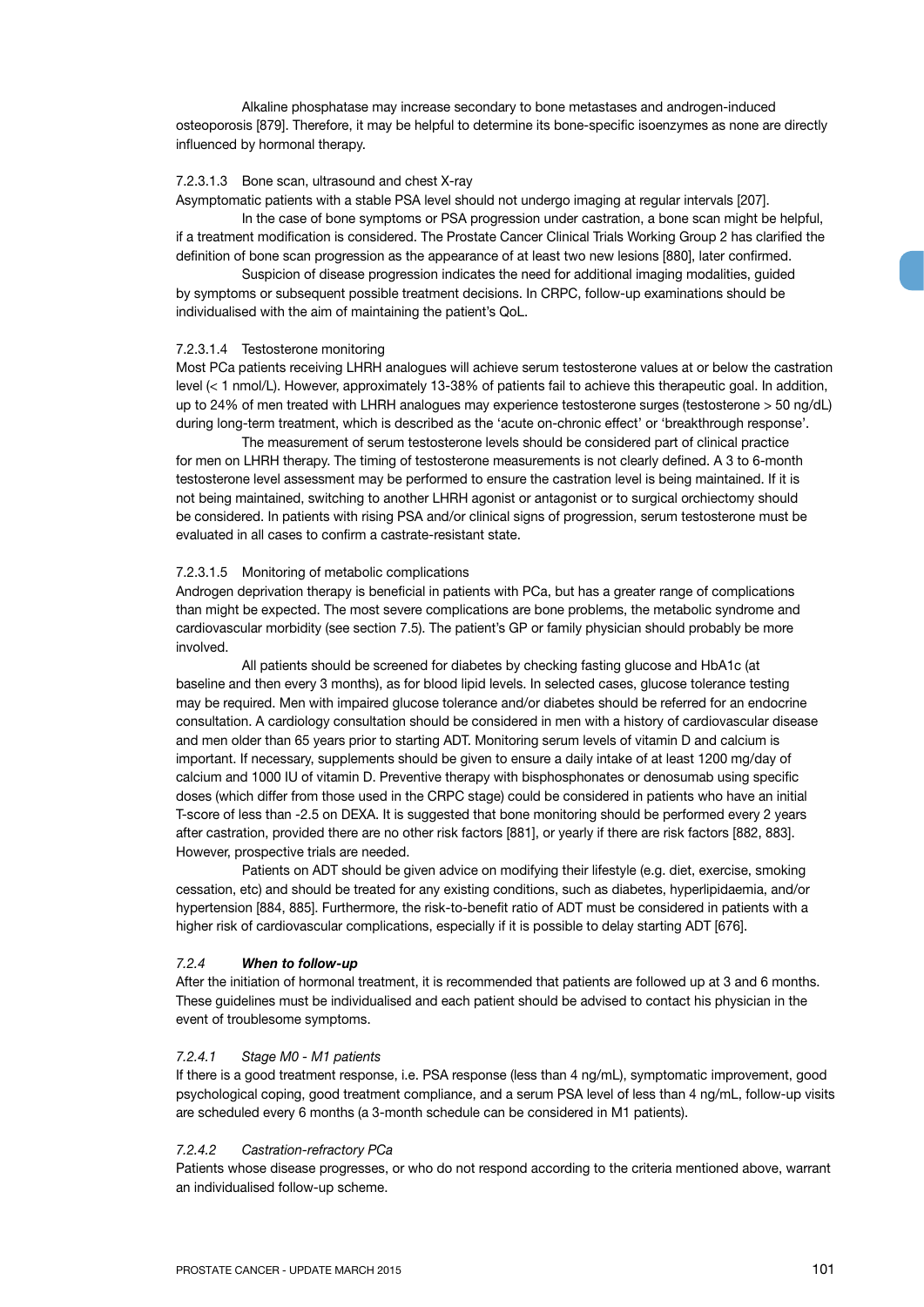Alkaline phosphatase may increase secondary to bone metastases and androgen-induced osteoporosis [879]. Therefore, it may be helpful to determine its bone-specific isoenzymes as none are directly influenced by hormonal therapy.

#### 7.2.3.1.3 Bone scan, ultrasound and chest X-ray

Asymptomatic patients with a stable PSA level should not undergo imaging at regular intervals [207].

In the case of bone symptoms or PSA progression under castration, a bone scan might be helpful, if a treatment modification is considered. The Prostate Cancer Clinical Trials Working Group 2 has clarified the definition of bone scan progression as the appearance of at least two new lesions [880], later confirmed.

Suspicion of disease progression indicates the need for additional imaging modalities, guided by symptoms or subsequent possible treatment decisions. In CRPC, follow-up examinations should be individualised with the aim of maintaining the patient's QoL.

#### 7.2.3.1.4 Testosterone monitoring

Most PCa patients receiving LHRH analogues will achieve serum testosterone values at or below the castration level (< 1 nmol/L). However, approximately 13-38% of patients fail to achieve this therapeutic goal. In addition, up to 24% of men treated with LHRH analogues may experience testosterone surges (testosterone > 50 ng/dL) during long-term treatment, which is described as the 'acute on-chronic effect' or 'breakthrough response'.

The measurement of serum testosterone levels should be considered part of clinical practice for men on LHRH therapy. The timing of testosterone measurements is not clearly defined. A 3 to 6-month testosterone level assessment may be performed to ensure the castration level is being maintained. If it is not being maintained, switching to another LHRH agonist or antagonist or to surgical orchiectomy should be considered. In patients with rising PSA and/or clinical signs of progression, serum testosterone must be evaluated in all cases to confirm a castrate-resistant state.

#### 7.2.3.1.5 Monitoring of metabolic complications

Androgen deprivation therapy is beneficial in patients with PCa, but has a greater range of complications than might be expected. The most severe complications are bone problems, the metabolic syndrome and cardiovascular morbidity (see section 7.5). The patient's GP or family physician should probably be more involved.

All patients should be screened for diabetes by checking fasting glucose and HbA1c (at baseline and then every 3 months), as for blood lipid levels. In selected cases, glucose tolerance testing may be required. Men with impaired glucose tolerance and/or diabetes should be referred for an endocrine consultation. A cardiology consultation should be considered in men with a history of cardiovascular disease and men older than 65 years prior to starting ADT. Monitoring serum levels of vitamin D and calcium is important. If necessary, supplements should be given to ensure a daily intake of at least 1200 mg/day of calcium and 1000 IU of vitamin D. Preventive therapy with bisphosphonates or denosumab using specific doses (which differ from those used in the CRPC stage) could be considered in patients who have an initial T-score of less than -2.5 on DEXA. It is suggested that bone monitoring should be performed every 2 years after castration, provided there are no other risk factors [881], or yearly if there are risk factors [882, 883]. However, prospective trials are needed.

Patients on ADT should be given advice on modifying their lifestyle (e.g. diet, exercise, smoking cessation, etc) and should be treated for any existing conditions, such as diabetes, hyperlipidaemia, and/or hypertension [884, 885]. Furthermore, the risk-to-benefit ratio of ADT must be considered in patients with a higher risk of cardiovascular complications, especially if it is possible to delay starting ADT [676].

### *7.2.4 When to follow-up*

After the initiation of hormonal treatment, it is recommended that patients are followed up at 3 and 6 months. These guidelines must be individualised and each patient should be advised to contact his physician in the event of troublesome symptoms.

#### *7.2.4.1 Stage M0 - M1 patients*

If there is a good treatment response, i.e. PSA response (less than 4 ng/mL), symptomatic improvement, good psychological coping, good treatment compliance, and a serum PSA level of less than 4 ng/mL, follow-up visits are scheduled every 6 months (a 3-month schedule can be considered in M1 patients).

#### *7.2.4.2 Castration-refractory PCa*

Patients whose disease progresses, or who do not respond according to the criteria mentioned above, warrant an individualised follow-up scheme.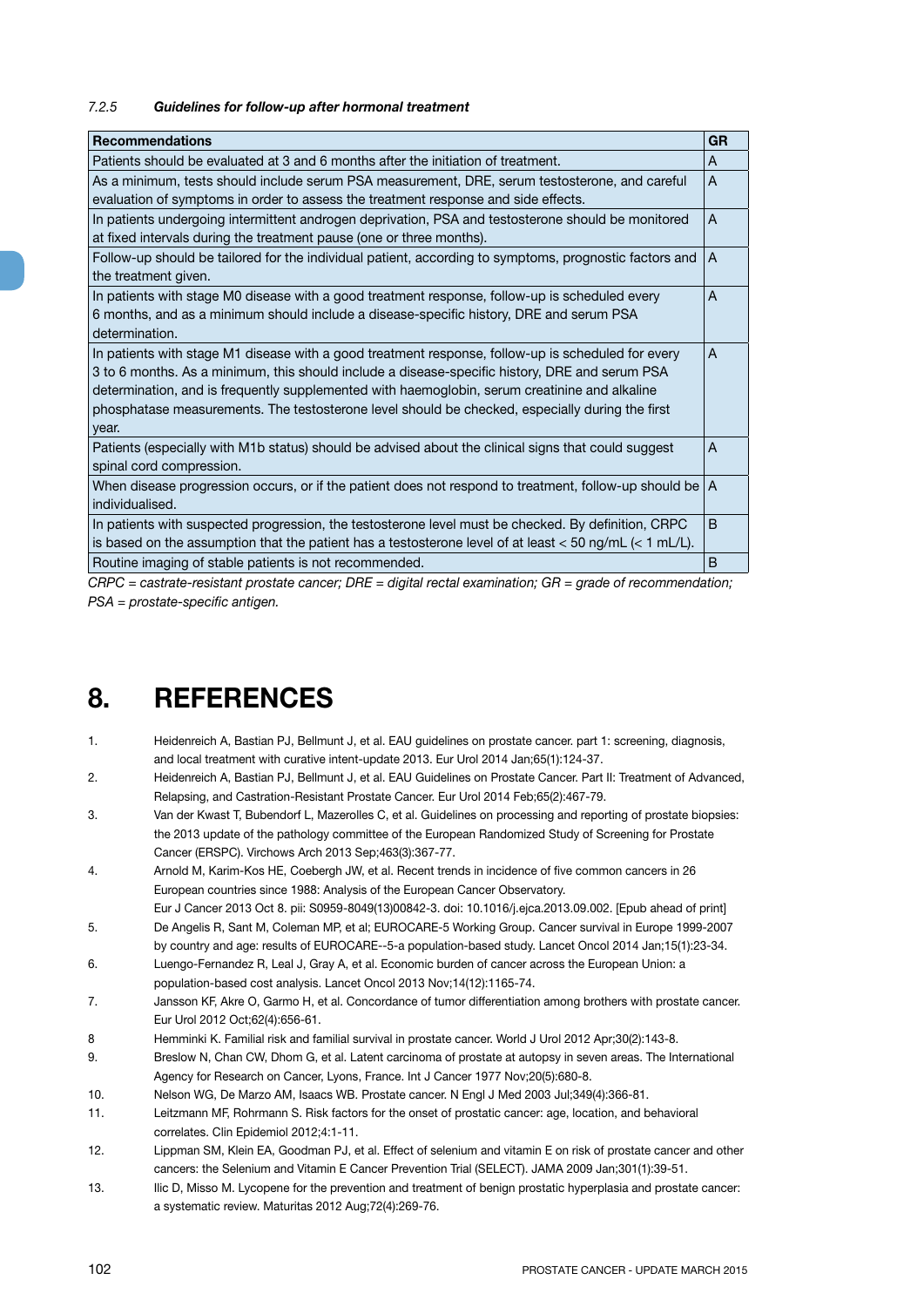### 7.2.5 *Guidelines for follow-up after hormonal treatment*

| Recommendations | GR |
|---|---|
| Patients should be evaluated at 3 and 6 months after the initiation of treatment. | A |
| As a minimum, tests should include serum PSA measurement, DRE, serum testosterone, and careful evaluation of symptoms in order to assess the treatment response and side effects. | A |
| In patients undergoing intermittent androgen deprivation, PSA and testosterone should be monitored at fixed intervals during the treatment pause (one or three months). | A |
| Follow-up should be tailored for the individual patient, according to symptoms, prognostic factors and the treatment given. | A |
| In patients with stage M0 disease with a good treatment response, follow-up is scheduled every 6 months, and as a minimum should include a disease-specific history, DRE and serum PSA determination. | A |
| In patients with stage M1 disease with a good treatment response, follow-up is scheduled for every 3 to 6 months. As a minimum, this should include a disease-specific history, DRE and serum PSA determination, and is frequently supplemented with haemoglobin, serum creatinine and alkaline phosphatase measurements. The testosterone level should be checked, especially during the first year. | A |
| Patients (especially with M1b status) should be advised about the clinical signs that could suggest spinal cord compression. | A |
| When disease progression occurs, or if the patient does not respond to treatment, follow-up should be individualised. | A |
| In patients with suspected progression, the testosterone level must be checked. By definition, CRPC is based on the assumption that the patient has a testosterone level of at least < 50 ng/mL (< 1 mL/L). | B |
| Routine imaging of stable patients is not recommended. | B |

*CRPC = castrate-resistant prostate cancer; DRE = digital rectal examination; GR = grade of recommendation; PSA = prostate-specific antigen.*

# 8. REFERENCES

1. Heidenreich A, Bastian PJ, Bellmunt J, et al. EAU guidelines on prostate cancer. part 1: screening, diagnosis, and local treatment with curative intent-update 2013. Eur Urol 2014 Jan;65(1):124-37.
2. Heidenreich A, Bastian PJ, Bellmunt J, et al. EAU Guidelines on Prostate Cancer. Part II: Treatment of Advanced, Relapsing, and Castration-Resistant Prostate Cancer. Eur Urol 2014 Feb;65(2):467-79.
3. Van der Kwast T, Bubendorf L, Mazerolles C, et al. Guidelines on processing and reporting of prostate biopsies: the 2013 update of the pathology committee of the European Randomized Study of Screening for Prostate Cancer (ERSPC). Virchows Arch 2013 Sep;463(3):367-77.
4. Arnold M, Karim-Kos HE, Coebergh JW, et al. Recent trends in incidence of five common cancers in 26 European countries since 1988: Analysis of the European Cancer Observatory. Eur J Cancer 2013 Oct 8. pii: S0959-8049(13)00842-3. doi: 10.1016/j.ejca.2013.09.002. [Epub ahead of print]
5. De Angelis R, Sant M, Coleman MP, et al; EUROCARE-5 Working Group. Cancer survival in Europe 1999-2007 by country and age: results of EUROCARE--5-a population-based study. Lancet Oncol 2014 Jan;15(1):23-34.
6. Luengo-Fernandez R, Leal J, Gray A, et al. Economic burden of cancer across the European Union: a population-based cost analysis. Lancet Oncol 2013 Nov;14(12):1165-74.
7. Jansson KF, Akre O, Garmo H, et al. Concordance of tumor differentiation among brothers with prostate cancer. Eur Urol 2012 Oct;62(4):656-61.
8. Hemminki K. Familial risk and familial survival in prostate cancer. World J Urol 2012 Apr;30(2):143-8.
9. Breslow N, Chan CW, Dhom G, et al. Latent carcinoma of prostate at autopsy in seven areas. The International Agency for Research on Cancer, Lyons, France. Int J Cancer 1977 Nov;20(5):680-8.
10. Nelson WG, De Marzo AM, Isaacs WB. Prostate cancer. N Engl J Med 2003 Jul;349(4):366-81.
11. Leitzmann MF, Rohrmann S. Risk factors for the onset of prostatic cancer: age, location, and behavioral correlates. Clin Epidemiol 2012;4:1-11.
12. Lippman SM, Klein EA, Goodman PJ, et al. Effect of selenium and vitamin E on risk of prostate cancer and other cancers: the Selenium and Vitamin E Cancer Prevention Trial (SELECT). JAMA 2009 Jan;301(1):39-51.
13. Ilic D, Misso M. Lycopene for the prevention and treatment of benign prostatic hyperplasia and prostate cancer: a systematic review. Maturitas 2012 Aug;72(4):269-76.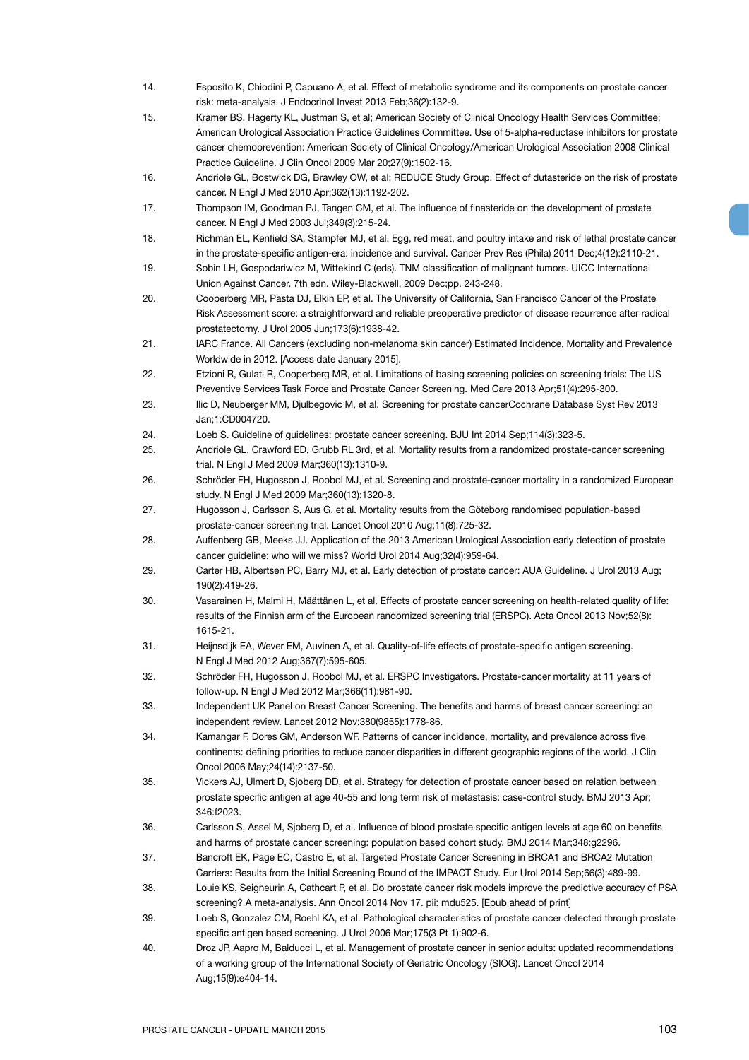14. Esposito K, Chiodini P, Capuano A, et al. Effect of metabolic syndrome and its components on prostate cancer risk: meta-analysis. J Endocrinol Invest 2013 Feb;36(2):132-9.
15. Kramer BS, Hagerty KL, Justman S, et al; American Society of Clinical Oncology Health Services Committee; American Urological Association Practice Guidelines Committee. Use of 5-alpha-reductase inhibitors for prostate cancer chemoprevention: American Society of Clinical Oncology/American Urological Association 2008 Clinical Practice Guideline. J Clin Oncol 2009 Mar 20;27(9):1502-16.
16. Andriole GL, Bostwick DG, Brawley OW, et al; REDUCE Study Group. Effect of dutasteride on the risk of prostate cancer. N Engl J Med 2010 Apr;362(13):1192-202.
17. Thompson IM, Goodman PJ, Tangen CM, et al. The influence of finasteride on the development of prostate cancer. N Engl J Med 2003 Jul;349(3):215-24.
18. Richman EL, Kenfield SA, Stampfer MJ, et al. Egg, red meat, and poultry intake and risk of lethal prostate cancer in the prostate-specific antigen-era: incidence and survival. Cancer Prev Res (Phila) 2011 Dec;4(12):2110-21.
19. Sobin LH, Gospodariwicz M, Wittekind C (eds). TNM classification of malignant tumors. UICC International Union Against Cancer. 7th edn. Wiley-Blackwell, 2009 Dec;pp. 243-248.
20. Cooperberg MR, Pasta DJ, Elkin EP, et al. The University of California, San Francisco Cancer of the Prostate Risk Assessment score: a straightforward and reliable preoperative predictor of disease recurrence after radical prostatectomy. J Urol 2005 Jun;173(6):1938-42.
21. IARC France. All Cancers (excluding non-melanoma skin cancer) Estimated Incidence, Mortality and Prevalence Worldwide in 2012. [Access date January 2015].
22. Etzioni R, Gulati R, Cooperberg MR, et al. Limitations of basing screening policies on screening trials: The US Preventive Services Task Force and Prostate Cancer Screening. Med Care 2013 Apr;51(4):295-300.
23. Ilic D, Neuberger MM, Djulbegovic M, et al. Screening for prostate cancerCochrane Database Syst Rev 2013 Jan;1:CD004720.
24. Loeb S. Guideline of guidelines: prostate cancer screening. BJU Int 2014 Sep;114(3):323-5.
25. Andriole GL, Crawford ED, Grubb RL 3rd, et al. Mortality results from a randomized prostate-cancer screening trial. N Engl J Med 2009 Mar;360(13):1310-9.
26. Schröder FH, Hugosson J, Roobol MJ, et al. Screening and prostate-cancer mortality in a randomized European study. N Engl J Med 2009 Mar;360(13):1320-8.
27. Hugosson J, Carlsson S, Aus G, et al. Mortality results from the Göteborg randomised population-based prostate-cancer screening trial. Lancet Oncol 2010 Aug;11(8):725-32.
28. Auffenberg GB, Meeks JJ. Application of the 2013 American Urological Association early detection of prostate cancer guideline: who will we miss? World Urol 2014 Aug;32(4):959-64.
29. Carter HB, Albertsen PC, Barry MJ, et al. Early detection of prostate cancer: AUA Guideline. J Urol 2013 Aug; 190(2):419-26.
30. Vasarainen H, Malmi H, Määttänen L, et al. Effects of prostate cancer screening on health-related quality of life: results of the Finnish arm of the European randomized screening trial (ERSPC). Acta Oncol 2013 Nov;52(8): 1615-21.
31. Heijnsdijk EA, Wever EM, Auvinen A, et al. Quality-of-life effects of prostate-specific antigen screening. N Engl J Med 2012 Aug;367(7):595-605.
32. Schröder FH, Hugosson J, Roobol MJ, et al. ERSPC Investigators. Prostate-cancer mortality at 11 years of follow-up. N Engl J Med 2012 Mar;366(11):981-90.
33. Independent UK Panel on Breast Cancer Screening. The benefits and harms of breast cancer screening: an independent review. Lancet 2012 Nov;380(9855):1778-86.
34. Kamangar F, Dores GM, Anderson WF. Patterns of cancer incidence, mortality, and prevalence across five continents: defining priorities to reduce cancer disparities in different geographic regions of the world. J Clin Oncol 2006 May;24(14):2137-50.
35. Vickers AJ, Ulmert D, Sjoberg DD, et al. Strategy for detection of prostate cancer based on relation between prostate specific antigen at age 40-55 and long term risk of metastasis: case-control study. BMJ 2013 Apr; 346:f2023.
36. Carlsson S, Assel M, Sjoberg D, et al. Influence of blood prostate specific antigen levels at age 60 on benefits and harms of prostate cancer screening: population based cohort study. BMJ 2014 Mar;348:g2296.
37. Bancroft EK, Page EC, Castro E, et al. Targeted Prostate Cancer Screening in BRCA1 and BRCA2 Mutation Carriers: Results from the Initial Screening Round of the IMPACT Study. Eur Urol 2014 Sep;66(3):489-99.
38. Louie KS, Seigneurin A, Cathcart P, et al. Do prostate cancer risk models improve the predictive accuracy of PSA screening? A meta-analysis. Ann Oncol 2014 Nov 17. pii: mdu525. [Epub ahead of print]
39. Loeb S, Gonzalez CM, Roehl KA, et al. Pathological characteristics of prostate cancer detected through prostate specific antigen based screening. J Urol 2006 Mar;175(3 Pt 1):902-6.
40. Droz JP, Aapro M, Balducci L, et al. Management of prostate cancer in senior adults: updated recommendations of a working group of the International Society of Geriatric Oncology (SIOG). Lancet Oncol 2014 Aug;15(9):e404-14.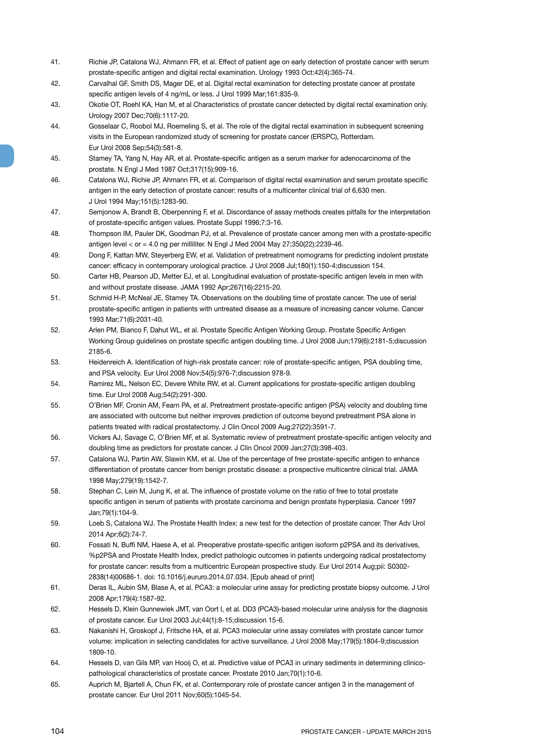41. Richie JP, Catalona WJ, Ahmann FR, et al. Effect of patient age on early detection of prostate cancer with serum prostate-specific antigen and digital rectal examination. Urology 1993 Oct:42(4):365-74.
42. Carvalhal GF, Smith DS, Mager DE, et al. Digital rectal examination for detecting prostate cancer at prostate specific antigen levels of 4 ng/mL or less. J Urol 1999 Mar;161:835-9.
43. Okotie OT, Roehl KA, Han M, et al Characteristics of prostate cancer detected by digital rectal examination only. Urology 2007 Dec;70(6):1117-20.
44. Gosselaar C, Roobol MJ, Roemeling S, et al. The role of the digital rectal examination in subsequent screening visits in the European randomized study of screening for prostate cancer (ERSPC), Rotterdam. Eur Urol 2008 Sep;54(3):581-8.
45. Stamey TA, Yang N, Hay AR, et al. Prostate-specific antigen as a serum marker for adenocarcinoma of the prostate. N Engl J Med 1987 Oct;317(15):909-16.
46. Catalona WJ, Richie JP, Ahmann FR, et al. Comparison of digital rectal examination and serum prostate specific antigen in the early detection of prostate cancer: results of a multicenter clinical trial of 6,630 men. J Urol 1994 May;151(5):1283-90.
47. Semjonow A, Brandt B, Oberpenning F, et al. Discordance of assay methods creates pitfalls for the interpretation of prostate-specific antigen values. Prostate Suppl 1996;7:3-16.
48. Thompson IM, Pauler DK, Goodman PJ, et al. Prevalence of prostate cancer among men with a prostate-specific antigen level < or = 4.0 ng per milliliter. N Engl J Med 2004 May 27;350(22):2239-46.
49. Dong F, Kattan MW, Steyerberg EW, et al. Validation of pretreatment nomograms for predicting indolent prostate cancer: efficacy in contemporary urological practice. J Urol 2008 Jul;180(1):150-4;discussion 154.
50. Carter HB, Pearson JD, Metter EJ, et al. Longitudinal evaluation of prostate-specific antigen levels in men with and without prostate disease. JAMA 1992 Apr;267(16):2215-20.
51. Schmid H-P, McNeal JE, Stamey TA. Observations on the doubling time of prostate cancer. The use of serial prostate-specific antigen in patients with untreated disease as a measure of increasing cancer volume. Cancer 1993 Mar;71(6):2031-40.
52. Arlen PM, Bianco F, Dahut WL, et al. Prostate Specific Antigen Working Group. Prostate Specific Antigen Working Group guidelines on prostate specific antigen doubling time. J Urol 2008 Jun;179(6):2181-5;discussion 2185-6.
53. Heidenreich A. Identification of high-risk prostate cancer: role of prostate-specific antigen, PSA doubling time, and PSA velocity. Eur Urol 2008 Nov;54(5):976-7;discussion 978-9.
54. Ramirez ML, Nelson EC, Devere White RW, et al. Current applications for prostate-specific antigen doubling time. Eur Urol 2008 Aug;54(2):291-300.
55. O'Brien MF, Cronin AM, Fearn PA, et al. Pretreatment prostate-specific antigen (PSA) velocity and doubling time are associated with outcome but neither improves prediction of outcome beyond pretreatment PSA alone in patients treated with radical prostatectomy. J Clin Oncol 2009 Aug;27(22):3591-7.
56. Vickers AJ, Savage C, O'Brien MF, et al. Systematic review of pretreatment prostate-specific antigen velocity and doubling time as predictors for prostate cancer. J Clin Oncol 2009 Jan;27(3):398-403.
57. Catalona WJ, Partin AW, Slawin KM, et al. Use of the percentage of free prostate-specific antigen to enhance differentiation of prostate cancer from benign prostatic disease: a prospective multicentre clinical trial. JAMA 1998 May;279(19):1542-7.
58. Stephan C, Lein M, Jung K, et al. The influence of prostate volume on the ratio of free to total prostate specific antigen in serum of patients with prostate carcinoma and benign prostate hyperplasia. Cancer 1997 Jan;79(1):104-9.
59. Loeb S, Catalona WJ. The Prostate Health Index: a new test for the detection of prostate cancer. Ther Adv Urol 2014 Apr;6(2):74-7.
60. Fossati N, Buffi NM, Haese A, et al. Preoperative prostate-specific antigen isoform p2PSA and its derivatives, %p2PSA and Prostate Health Index, predict pathologic outcomes in patients undergoing radical prostatectomy for prostate cancer: results from a multicentric European prospective study. Eur Urol 2014 Aug;pii: S0302-2838(14)00686-1. doi: 10.1016/j.eururo.2014.07.034. [Epub ahead of print]
61. Deras IL, Aubin SM, Blase A, et al. PCA3: a molecular urine assay for predicting prostate biopsy outcome. J Urol 2008 Apr;179(4):1587-92.
62. Hessels D, Klein Gunnewiek JMT, van Oort I, et al. DD3 (PCA3)-based molecular urine analysis for the diagnosis of prostate cancer. Eur Urol 2003 Jul;44(1):8-15;discussion 15-6.
63. Nakanishi H, Groskopf J, Fritsche HA, et al. PCA3 molecular urine assay correlates with prostate cancer tumor volume: implication in selecting candidates for active surveillance. J Urol 2008 May;179(5):1804-9;discussion 1809-10.
64. Hessels D, van Gils MP, van Hooij O, et al. Predictive value of PCA3 in urinary sediments in determining clinico-pathological characteristics of prostate cancer. Prostate 2010 Jan;70(1):10-6.
65. Auprich M, Bjartell A, Chun FK, et al. Contemporary role of prostate cancer antigen 3 in the management of prostate cancer. Eur Urol 2011 Nov;60(5):1045-54.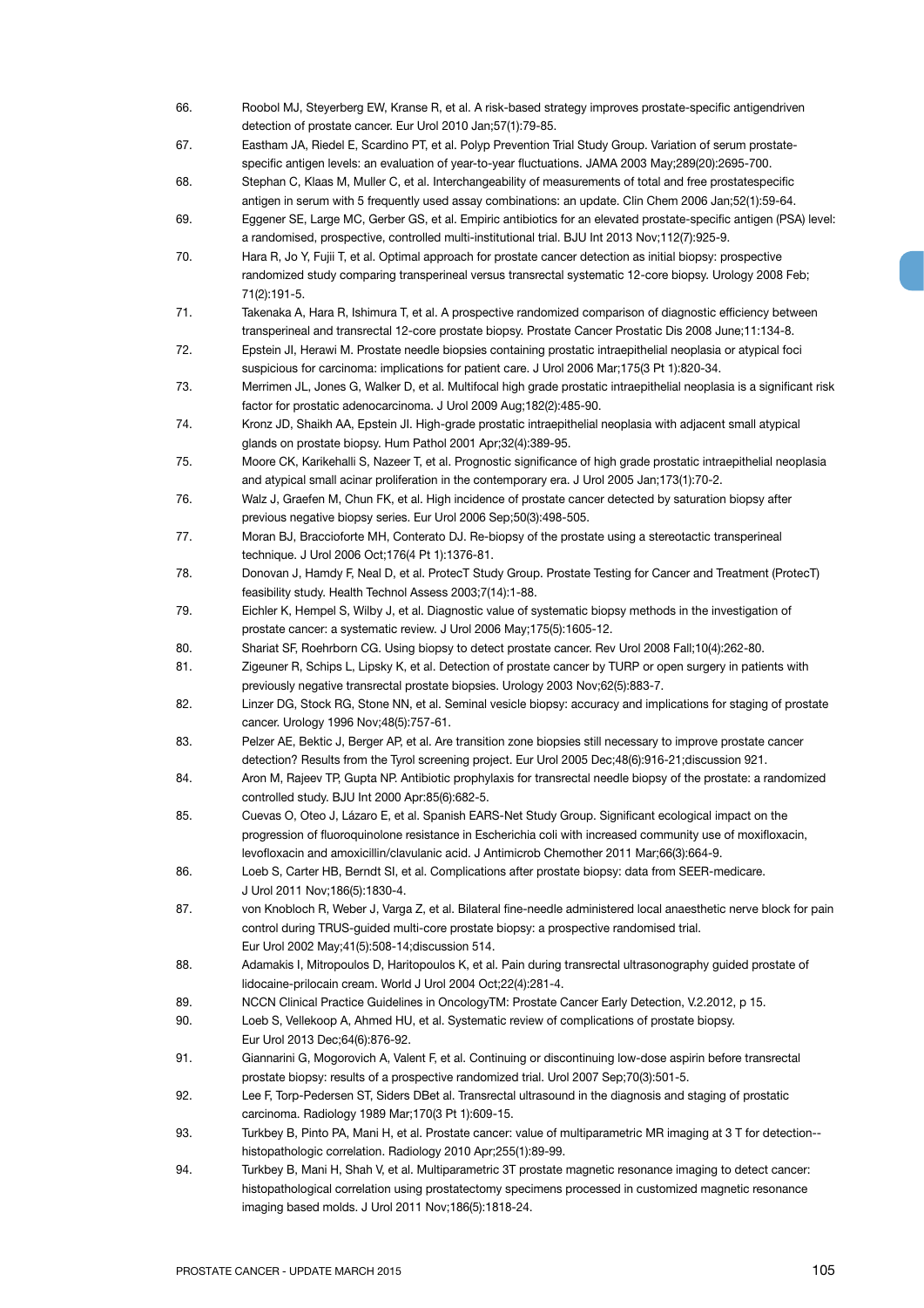66. Roobol MJ, Steyerberg EW, Kranse R, et al. A risk-based strategy improves prostate-specific antigendriven detection of prostate cancer. Eur Urol 2010 Jan;57(1):79-85.
67. Eastham JA, Riedel E, Scardino PT, et al. Polyp Prevention Trial Study Group. Variation of serum prostate-specific antigen levels: an evaluation of year-to-year fluctuations. JAMA 2003 May;289(20):2695-700.
68. Stephan C, Klaas M, Muller C, et al. Interchangeability of measurements of total and free prostatespecific antigen in serum with 5 frequently used assay combinations: an update. Clin Chem 2006 Jan;52(1):59-64.
69. Eggener SE, Large MC, Gerber GS, et al. Empiric antibiotics for an elevated prostate-specific antigen (PSA) level: a randomised, prospective, controlled multi-institutional trial. BJU Int 2013 Nov;112(7):925-9.
70. Hara R, Jo Y, Fujii T, et al. Optimal approach for prostate cancer detection as initial biopsy: prospective randomized study comparing transperineal versus transrectal systematic 12-core biopsy. Urology 2008 Feb; 71(2):191-5.
71. Takenaka A, Hara R, Ishimura T, et al. A prospective randomized comparison of diagnostic efficiency between transperineal and transrectal 12-core prostate biopsy. Prostate Cancer Prostatic Dis 2008 June;11:134-8.
72. Epstein JI, Herawi M. Prostate needle biopsies containing prostatic intraepithelial neoplasia or atypical foci suspicious for carcinoma: implications for patient care. J Urol 2006 Mar;175(3 Pt 1):820-34.
73. Merrimen JL, Jones G, Walker D, et al. Multifocal high grade prostatic intraepithelial neoplasia is a significant risk factor for prostatic adenocarcinoma. J Urol 2009 Aug;182(2):485-90.
74. Kronz JD, Shaikh AA, Epstein JI. High-grade prostatic intraepithelial neoplasia with adjacent small atypical glands on prostate biopsy. Hum Pathol 2001 Apr;32(4):389-95.
75. Moore CK, Karikehalli S, Nazeer T, et al. Prognostic significance of high grade prostatic intraepithelial neoplasia and atypical small acinar proliferation in the contemporary era. J Urol 2005 Jan;173(1):70-2.
76. Walz J, Graefen M, Chun FK, et al. High incidence of prostate cancer detected by saturation biopsy after previous negative biopsy series. Eur Urol 2006 Sep;50(3):498-505.
77. Moran BJ, Braccioforte MH, Conterato DJ. Re-biopsy of the prostate using a stereotactic transperineal technique. J Urol 2006 Oct;176(4 Pt 1):1376-81.
78. Donovan J, Hamdy F, Neal D, et al. ProtecT Study Group. Prostate Testing for Cancer and Treatment (ProtecT) feasibility study. Health Technol Assess 2003;7(14):1-88.
79. Eichler K, Hempel S, Wilby J, et al. Diagnostic value of systematic biopsy methods in the investigation of prostate cancer: a systematic review. J Urol 2006 May;175(5):1605-12.
80. Shariat SF, Roehrborn CG. Using biopsy to detect prostate cancer. Rev Urol 2008 Fall;10(4):262-80.
81. Zigeuner R, Schips L, Lipsky K, et al. Detection of prostate cancer by TURP or open surgery in patients with previously negative transrectal prostate biopsies. Urology 2003 Nov;62(5):883-7.
82. Linzer DG, Stock RG, Stone NN, et al. Seminal vesicle biopsy: accuracy and implications for staging of prostate cancer. Urology 1996 Nov;48(5):757-61.
83. Pelzer AE, Bektic J, Berger AP, et al. Are transition zone biopsies still necessary to improve prostate cancer detection? Results from the Tyrol screening project. Eur Urol 2005 Dec;48(6):916-21;discussion 921.
84. Aron M, Rajeev TP, Gupta NP. Antibiotic prophylaxis for transrectal needle biopsy of the prostate: a randomized controlled study. BJU Int 2000 Apr:85(6):682-5.
85. Cuevas O, Oteo J, Lázaro E, et al. Spanish EARS-Net Study Group. Significant ecological impact on the progression of fluoroquinolone resistance in Escherichia coli with increased community use of moxifloxacin, levofloxacin and amoxicillin/clavulanic acid. J Antimicrob Chemother 2011 Mar;66(3):664-9.
86. Loeb S, Carter HB, Berndt SI, et al. Complications after prostate biopsy: data from SEER-medicare. J Urol 2011 Nov;186(5):1830-4.
87. von Knobloch R, Weber J, Varga Z, et al. Bilateral fine-needle administered local anaesthetic nerve block for pain control during TRUS-guided multi-core prostate biopsy: a prospective randomised trial. Eur Urol 2002 May;41(5):508-14;discussion 514.
88. Adamakis I, Mitropoulos D, Haritopoulos K, et al. Pain during transrectal ultrasonography guided prostate of lidocaine-prilocain cream. World J Urol 2004 Oct;22(4):281-4.
89. NCCN Clinical Practice Guidelines in OncologyTM: Prostate Cancer Early Detection, V.2.2012, p 15.
90. Loeb S, Vellekoop A, Ahmed HU, et al. Systematic review of complications of prostate biopsy. Eur Urol 2013 Dec;64(6):876-92.
91. Giannarini G, Mogorovich A, Valent F, et al. Continuing or discontinuing low-dose aspirin before transrectal prostate biopsy: results of a prospective randomized trial. Urol 2007 Sep;70(3):501-5.
92. Lee F, Torp-Pedersen ST, Siders DBet al. Transrectal ultrasound in the diagnosis and staging of prostatic carcinoma. Radiology 1989 Mar;170(3 Pt 1):609-15.
93. Turkbey B, Pinto PA, Mani H, et al. Prostate cancer: value of multiparametric MR imaging at 3 T for detection--histopathologic correlation. Radiology 2010 Apr;255(1):89-99.
94. Turkbey B, Mani H, Shah V, et al. Multiparametric 3T prostate magnetic resonance imaging to detect cancer: histopathological correlation using prostatectomy specimens processed in customized magnetic resonance imaging based molds. J Urol 2011 Nov;186(5):1818-24.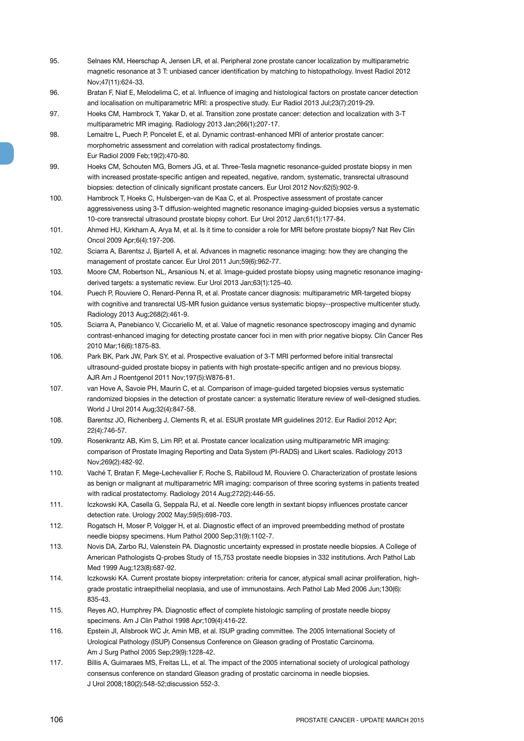95. Selnaes KM, Heerschap A, Jensen LR, et al. Peripheral zone prostate cancer localization by multiparametric magnetic resonance at 3 T: unbiased cancer identification by matching to histopathology. Invest Radiol 2012 Nov;47(11):624-33.
96. Bratan F, Niaf E, Melodelima C, et al. Influence of imaging and histological factors on prostate cancer detection and localisation on multiparametric MRI: a prospective study. Eur Radiol 2013 Jul;23(7):2019-29.
97. Hoeks CM, Hambrock T, Yakar D, et al. Transition zone prostate cancer: detection and localization with 3-T multiparametric MR imaging. Radiology 2013 Jan;266(1):207-17.
98. Lemaitre L, Puech P, Poncelet E, et al. Dynamic contrast-enhanced MRI of anterior prostate cancer: morphometric assessment and correlation with radical prostatectomy findings. Eur Radiol 2009 Feb;19(2):470-80.
99. Hoeks CM, Schouten MG, Bomers JG, et al. Three-Tesla magnetic resonance-guided prostate biopsy in men with increased prostate-specific antigen and repeated, negative, random, systematic, transrectal ultrasound biopsies: detection of clinically significant prostate cancers. Eur Urol 2012 Nov;62(5):902-9.
100. Hambrock T, Hoeks C, Hulsbergen-van de Kaa C, et al. Prospective assessment of prostate cancer aggressiveness using 3-T diffusion-weighted magnetic resonance imaging-guided biopsies versus a systematic 10-core transrectal ultrasound prostate biopsy cohort. Eur Urol 2012 Jan;61(1):177-84.
101. Ahmed HU, Kirkham A, Arya M, et al. Is it time to consider a role for MRI before prostate biopsy? Nat Rev Clin Oncol 2009 Apr;6(4):197-206.
102. Sciarra A, Barentsz J, Bjartell A, et al. Advances in magnetic resonance imaging: how they are changing the management of prostate cancer. Eur Urol 2011 Jun;59(6):962-77.
103. Moore CM, Robertson NL, Arsanious N, et al. Image-guided prostate biopsy using magnetic resonance imaging-derived targets: a systematic review. Eur Urol 2013 Jan;63(1):125-40.
104. Puech P, Rouviere O, Renard-Penna R, et al. Prostate cancer diagnosis: multiparametric MR-targeted biopsy with cognitive and transrectal US-MR fusion guidance versus systematic biopsy--prospective multicenter study. Radiology 2013 Aug;268(2):461-9.
105. Sciarra A, Panebianco V, Ciccariello M, et al. Value of magnetic resonance spectroscopy imaging and dynamic contrast-enhanced imaging for detecting prostate cancer foci in men with prior negative biopsy. Clin Cancer Res 2010 Mar;16(6):1875-83.
106. Park BK, Park JW, Park SY, et al. Prospective evaluation of 3-T MRI performed before initial transrectal ultrasound-guided prostate biopsy in patients with high prostate-specific antigen and no previous biopsy. AJR Am J Roentgenol 2011 Nov;197(5):W876-81.
107. van Hove A, Savoie PH, Maurin C, et al. Comparison of image-guided targeted biopsies versus systematic randomized biopsies in the detection of prostate cancer: a systematic literature review of well-designed studies. World J Urol 2014 Aug;32(4):847-58.
108. Barentsz JO, Richenberg J, Clements R, et al. ESUR prostate MR guidelines 2012. Eur Radiol 2012 Apr; 22(4):746-57.
109. Rosenkrantz AB, Kim S, Lim RP, et al. Prostate cancer localization using multiparametric MR imaging: comparison of Prostate Imaging Reporting and Data System (PI-RADS) and Likert scales. Radiology 2013 Nov;269(2):482-92.
110. Vaché T, Bratan F, Mege-Lechevallier F, Roche S, Rabilloud M, Rouviere O. Characterization of prostate lesions as benign or malignant at multiparametric MR imaging: comparison of three scoring systems in patients treated with radical prostatectomy. Radiology 2014 Aug;272(2):446-55.
111. Iczkowski KA, Casella G, Seppala RJ, et al. Needle core length in sextant biopsy influences prostate cancer detection rate. Urology 2002 May;59(5):698-703.
112. Rogatsch H, Moser P, Volgger H, et al. Diagnostic effect of an improved preembedding method of prostate needle biopsy specimens. Hum Pathol 2000 Sep;31(9):1102-7.
113. Novis DA, Zarbo RJ, Valenstein PA. Diagnostic uncertainty expressed in prostate needle biopsies. A College of American Pathologists Q-probes Study of 15,753 prostate needle biopsies in 332 institutions. Arch Pathol Lab Med 1999 Aug;123(8):687-92.
114. Iczkowski KA. Current prostate biopsy interpretation: criteria for cancer, atypical small acinar proliferation, high-grade prostatic intraepithelial neoplasia, and use of immunostains. Arch Pathol Lab Med 2006 Jun;130(6): 835-43.
115. Reyes AO, Humphrey PA. Diagnostic effect of complete histologic sampling of prostate needle biopsy specimens. Am J Clin Pathol 1998 Apr;109(4):416-22.
116. Epstein JI, Allsbrook WC Jr, Amin MB, et al. ISUP grading committee. The 2005 International Society of Urological Pathology (ISUP) Consensus Conference on Gleason grading of Prostatic Carcinoma. Am J Surg Pathol 2005 Sep;29(9):1228-42.
117. Billis A, Guimaraes MS, Freitas LL, et al. The impact of the 2005 international society of urological pathology consensus conference on standard Gleason grading of prostatic carcinoma in needle biopsies. J Urol 2008;180(2):548-52;discussion 552-3.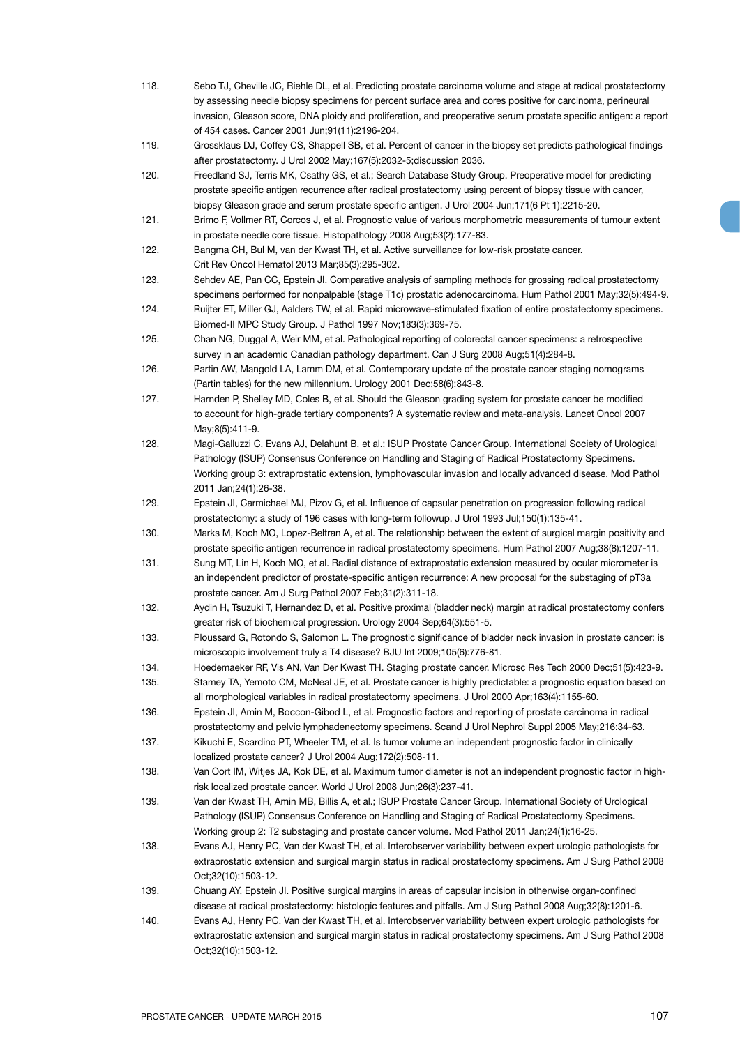118. Sebo TJ, Cheville JC, Riehle DL, et al. Predicting prostate carcinoma volume and stage at radical prostatectomy by assessing needle biopsy specimens for percent surface area and cores positive for carcinoma, perineural invasion, Gleason score, DNA ploidy and proliferation, and preoperative serum prostate specific antigen: a report of 454 cases. Cancer 2001 Jun;91(11):2196-204.
119. Grossklaus DJ, Coffey CS, Shappell SB, et al. Percent of cancer in the biopsy set predicts pathological findings after prostatectomy. J Urol 2002 May;167(5):2032-5;discussion 2036.
120. Freedland SJ, Terris MK, Csathy GS, et al.; Search Database Study Group. Preoperative model for predicting prostate specific antigen recurrence after radical prostatectomy using percent of biopsy tissue with cancer, biopsy Gleason grade and serum prostate specific antigen. J Urol 2004 Jun;171(6 Pt 1):2215-20.
121. Brimo F, Vollmer RT, Corcos J, et al. Prognostic value of various morphometric measurements of tumour extent in prostate needle core tissue. Histopathology 2008 Aug;53(2):177-83.
122. Bangma CH, Bul M, van der Kwast TH, et al. Active surveillance for low-risk prostate cancer. Crit Rev Oncol Hematol 2013 Mar;85(3):295-302.
123. Sehdev AE, Pan CC, Epstein JI. Comparative analysis of sampling methods for grossing radical prostatectomy specimens performed for nonpalpable (stage T1c) prostatic adenocarcinoma. Hum Pathol 2001 May;32(5):494-9.
124. Ruijter ET, Miller GJ, Aalders TW, et al. Rapid microwave-stimulated fixation of entire prostatectomy specimens. Biomed-II MPC Study Group. J Pathol 1997 Nov;183(3):369-75.
125. Chan NG, Duggal A, Weir MM, et al. Pathological reporting of colorectal cancer specimens: a retrospective survey in an academic Canadian pathology department. Can J Surg 2008 Aug;51(4):284-8.
126. Partin AW, Mangold LA, Lamm DM, et al. Contemporary update of the prostate cancer staging nomograms (Partin tables) for the new millennium. Urology 2001 Dec;58(6):843-8.
127. Harnden P, Shelley MD, Coles B, et al. Should the Gleason grading system for prostate cancer be modified to account for high-grade tertiary components? A systematic review and meta-analysis. Lancet Oncol 2007 May;8(5):411-9.
128. Magi-Galluzzi C, Evans AJ, Delahunt B, et al.; ISUP Prostate Cancer Group. International Society of Urological Pathology (ISUP) Consensus Conference on Handling and Staging of Radical Prostatectomy Specimens. Working group 3: extraprostatic extension, lymphovascular invasion and locally advanced disease. Mod Pathol 2011 Jan;24(1):26-38.
129. Epstein JI, Carmichael MJ, Pizov G, et al. Influence of capsular penetration on progression following radical prostatectomy: a study of 196 cases with long-term followup. J Urol 1993 Jul;150(1):135-41.
130. Marks M, Koch MO, Lopez-Beltran A, et al. The relationship between the extent of surgical margin positivity and prostate specific antigen recurrence in radical prostatectomy specimens. Hum Pathol 2007 Aug;38(8):1207-11.
131. Sung MT, Lin H, Koch MO, et al. Radial distance of extraprostatic extension measured by ocular micrometer is an independent predictor of prostate-specific antigen recurrence: A new proposal for the substaging of pT3a prostate cancer. Am J Surg Pathol 2007 Feb;31(2):311-18.
132. Aydin H, Tsuzuki T, Hernandez D, et al. Positive proximal (bladder neck) margin at radical prostatectomy confers greater risk of biochemical progression. Urology 2004 Sep;64(3):551-5.
133. Ploussard G, Rotondo S, Salomon L. The prognostic significance of bladder neck invasion in prostate cancer: is microscopic involvement truly a T4 disease? BJU Int 2009;105(6):776-81.
134. Hoedemaeker RF, Vis AN, Van Der Kwast TH. Staging prostate cancer. Microsc Res Tech 2000 Dec;51(5):423-9.
135. Stamey TA, Yemoto CM, McNeal JE, et al. Prostate cancer is highly predictable: a prognostic equation based on all morphological variables in radical prostatectomy specimens. J Urol 2000 Apr;163(4):1155-60.
136. Epstein JI, Amin M, Boccon-Gibod L, et al. Prognostic factors and reporting of prostate carcinoma in radical prostatectomy and pelvic lymphadenectomy specimens. Scand J Urol Nephrol Suppl 2005 May;216:34-63.
137. Kikuchi E, Scardino PT, Wheeler TM, et al. Is tumor volume an independent prognostic factor in clinically localized prostate cancer? J Urol 2004 Aug;172(2):508-11.
138. Van Oort IM, Witjes JA, Kok DE, et al. Maximum tumor diameter is not an independent prognostic factor in high-risk localized prostate cancer. World J Urol 2008 Jun;26(3):237-41.
139. Van der Kwast TH, Amin MB, Billis A, et al.; ISUP Prostate Cancer Group. International Society of Urological Pathology (ISUP) Consensus Conference on Handling and Staging of Radical Prostatectomy Specimens. Working group 2: T2 substaging and prostate cancer volume. Mod Pathol 2011 Jan;24(1):16-25.
138. Evans AJ, Henry PC, Van der Kwast TH, et al. Interobserver variability between expert urologic pathologists for extraprostatic extension and surgical margin status in radical prostatectomy specimens. Am J Surg Pathol 2008 Oct;32(10):1503-12.
139. Chuang AY, Epstein JI. Positive surgical margins in areas of capsular incision in otherwise organ-confined disease at radical prostatectomy: histologic features and pitfalls. Am J Surg Pathol 2008 Aug;32(8):1201-6.
140. Evans AJ, Henry PC, Van der Kwast TH, et al. Interobserver variability between expert urologic pathologists for extraprostatic extension and surgical margin status in radical prostatectomy specimens. Am J Surg Pathol 2008 Oct;32(10):1503-12.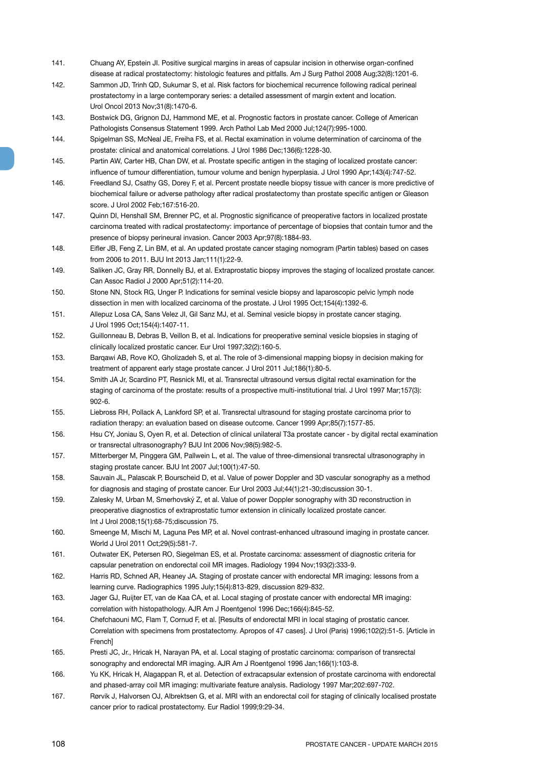141. Chuang AY, Epstein JI. Positive surgical margins in areas of capsular incision in otherwise organ-confined disease at radical prostatectomy: histologic features and pitfalls. Am J Surg Pathol 2008 Aug;32(8):1201-6.
142. Sammon JD, Trinh QD, Sukumar S, et al. Risk factors for biochemical recurrence following radical perineal prostatectomy in a large contemporary series: a detailed assessment of margin extent and location. Urol Oncol 2013 Nov;31(8):1470-6.
143. Bostwick DG, Grignon DJ, Hammond ME, et al. Prognostic factors in prostate cancer. College of American Pathologists Consensus Statement 1999. Arch Pathol Lab Med 2000 Jul;124(7):995-1000.
144. Spigelman SS, McNeal JE, Freiha FS, et al. Rectal examination in volume determination of carcinoma of the prostate: clinical and anatomical correlations. J Urol 1986 Dec;136(6):1228-30.
145. Partin AW, Carter HB, Chan DW, et al. Prostate specific antigen in the staging of localized prostate cancer: influence of tumour differentiation, tumour volume and benign hyperplasia. J Urol 1990 Apr;143(4):747-52.
146. Freedland SJ, Csathy GS, Dorey F, et al. Percent prostate needle biopsy tissue with cancer is more predictive of biochemical failure or adverse pathology after radical prostatectomy than prostate specific antigen or Gleason score. J Urol 2002 Feb;167:516-20.
147. Quinn DI, Henshall SM, Brenner PC, et al. Prognostic significance of preoperative factors in localized prostate carcinoma treated with radical prostatectomy: importance of percentage of biopsies that contain tumor and the presence of biopsy perineural invasion. Cancer 2003 Apr;97(8):1884-93.
148. Eifler JB, Feng Z, Lin BM, et al. An updated prostate cancer staging nomogram (Partin tables) based on cases from 2006 to 2011. BJU Int 2013 Jan;111(1):22-9.
149. Saliken JC, Gray RR, Donnelly BJ, et al. Extraprostatic biopsy improves the staging of localized prostate cancer. Can Assoc Radiol J 2000 Apr;51(2):114-20.
150. Stone NN, Stock RG, Unger P. Indications for seminal vesicle biopsy and laparoscopic pelvic lymph node dissection in men with localized carcinoma of the prostate. J Urol 1995 Oct;154(4):1392-6.
151. Allepuz Losa CA, Sans Velez JI, Gil Sanz MJ, et al. Seminal vesicle biopsy in prostate cancer staging. J Urol 1995 Oct;154(4):1407-11.
152. Guillonneau B, Debras B, Veillon B, et al. Indications for preoperative seminal vesicle biopsies in staging of clinically localized prostatic cancer. Eur Urol 1997;32(2):160-5.
153. Barqawi AB, Rove KO, Gholizadeh S, et al. The role of 3-dimensional mapping biopsy in decision making for treatment of apparent early stage prostate cancer. J Urol 2011 Jul;186(1):80-5.
154. Smith JA Jr, Scardino PT, Resnick MI, et al. Transrectal ultrasound versus digital rectal examination for the staging of carcinoma of the prostate: results of a prospective multi-institutional trial. J Urol 1997 Mar;157(3): 902-6.
155. Liebross RH, Pollack A, Lankford SP, et al. Transrectal ultrasound for staging prostate carcinoma prior to radiation therapy: an evaluation based on disease outcome. Cancer 1999 Apr;85(7):1577-85.
156. Hsu CY, Joniau S, Oyen R, et al. Detection of clinical unilateral T3a prostate cancer - by digital rectal examination or transrectal ultrasonography? BJU Int 2006 Nov;98(5):982-5.
157. Mitterberger M, Pinggera GM, Pallwein L, et al. The value of three-dimensional transrectal ultrasonography in staging prostate cancer. BJU Int 2007 Jul;100(1):47-50.
158. Sauvain JL, Palascak P, Bourscheid D, et al. Value of power Doppler and 3D vascular sonography as a method for diagnosis and staging of prostate cancer. Eur Urol 2003 Jul;44(1):21-30;discussion 30-1.
159. Zalesky M, Urban M, Smerhovský Z, et al. Value of power Doppler sonography with 3D reconstruction in preoperative diagnostics of extraprostatic tumor extension in clinically localized prostate cancer. Int J Urol 2008;15(1):68-75;discussion 75.
160. Smeenge M, Mischi M, Laguna Pes MP, et al. Novel contrast-enhanced ultrasound imaging in prostate cancer. World J Urol 2011 Oct;29(5):581-7.
161. Outwater EK, Petersen RO, Siegelman ES, et al. Prostate carcinoma: assessment of diagnostic criteria for capsular penetration on endorectal coil MR images. Radiology 1994 Nov;193(2):333-9.
162. Harris RD, Schned AR, Heaney JA. Staging of prostate cancer with endorectal MR imaging: lessons from a learning curve. Radiographics 1995 July;15(4):813-829, discussion 829-832.
163. Jager GJ, Ruijter ET, van de Kaa CA, et al. Local staging of prostate cancer with endorectal MR imaging: correlation with histopathology. AJR Am J Roentgenol 1996 Dec;166(4):845-52.
164. Chefchaouni MC, Flam T, Cornud F, et al. [Results of endorectal MRI in local staging of prostatic cancer. Correlation with specimens from prostatectomy. Apropos of 47 cases]. J Urol (Paris) 1996;102(2):51-5. [Article in French]
165. Presti JC, Jr., Hricak H, Narayan PA, et al. Local staging of prostatic carcinoma: comparison of transrectal sonography and endorectal MR imaging. AJR Am J Roentgenol 1996 Jan;166(1):103-8.
166. Yu KK, Hricak H, Alagappan R, et al. Detection of extracapsular extension of prostate carcinoma with endorectal and phased-array coil MR imaging: multivariate feature analysis. Radiology 1997 Mar;202:697-702.
167. Rørvik J, Halvorsen OJ, Albrektsen G, et al. MRI with an endorectal coil for staging of clinically localised prostate cancer prior to radical prostatectomy. Eur Radiol 1999;9:29-34.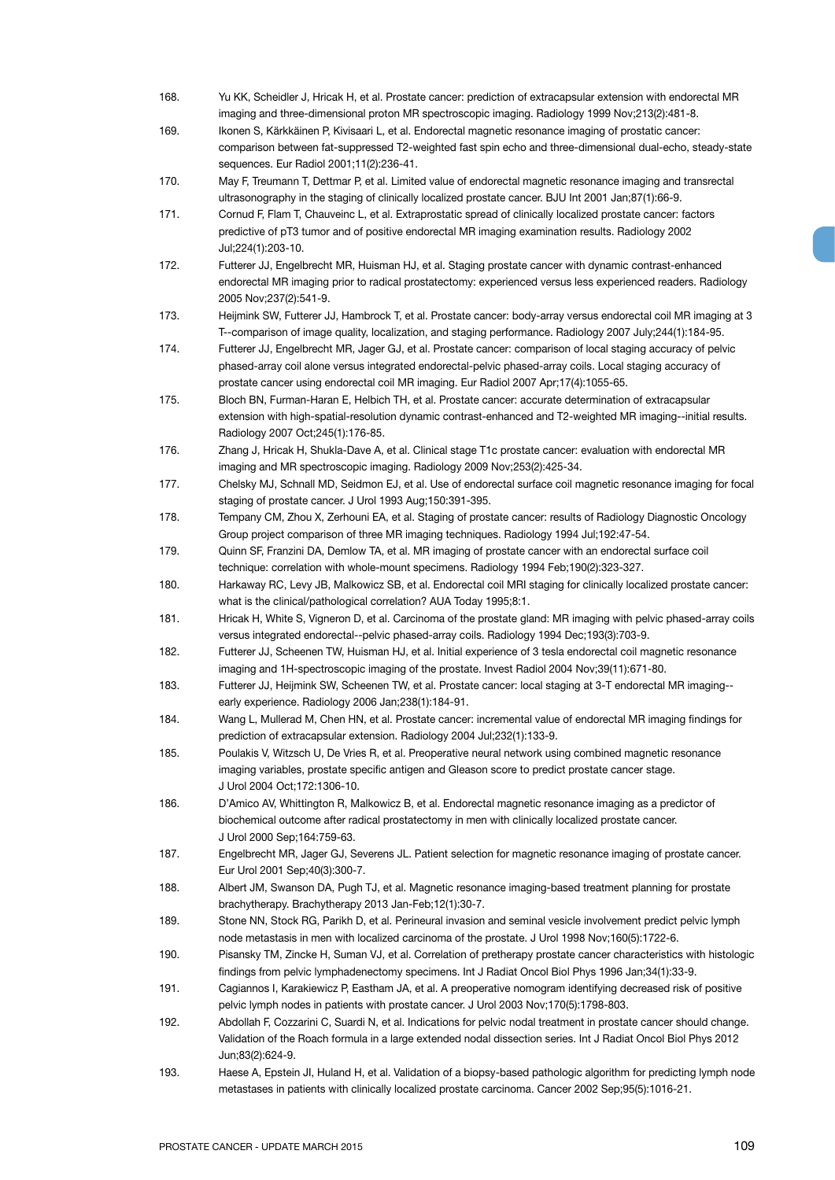168. Yu KK, Scheidler J, Hricak H, et al. Prostate cancer: prediction of extracapsular extension with endorectal MR imaging and three-dimensional proton MR spectroscopic imaging. Radiology 1999 Nov;213(2):481-8.
169. Ikonen S, Kärkkäinen P, Kivisaari L, et al. Endorectal magnetic resonance imaging of prostatic cancer: comparison between fat-suppressed T2-weighted fast spin echo and three-dimensional dual-echo, steady-state sequences. Eur Radiol 2001;11(2):236-41.
170. May F, Treumann T, Dettmar P, et al. Limited value of endorectal magnetic resonance imaging and transrectal ultrasonography in the staging of clinically localized prostate cancer. BJU Int 2001 Jan;87(1):66-9.
171. Cornud F, Flam T, Chauveinc L, et al. Extraprostatic spread of clinically localized prostate cancer: factors predictive of pT3 tumor and of positive endorectal MR imaging examination results. Radiology 2002 Jul;224(1):203-10.
172. Futterer JJ, Engelbrecht MR, Huisman HJ, et al. Staging prostate cancer with dynamic contrast-enhanced endorectal MR imaging prior to radical prostatectomy: experienced versus less experienced readers. Radiology 2005 Nov;237(2):541-9.
173. Heijmink SW, Futterer JJ, Hambrock T, et al. Prostate cancer: body-array versus endorectal coil MR imaging at 3 T--comparison of image quality, localization, and staging performance. Radiology 2007 July;244(1):184-95.
174. Futterer JJ, Engelbrecht MR, Jager GJ, et al. Prostate cancer: comparison of local staging accuracy of pelvic phased-array coil alone versus integrated endorectal-pelvic phased-array coils. Local staging accuracy of prostate cancer using endorectal coil MR imaging. Eur Radiol 2007 Apr;17(4):1055-65.
175. Bloch BN, Furman-Haran E, Helbich TH, et al. Prostate cancer: accurate determination of extracapsular extension with high-spatial-resolution dynamic contrast-enhanced and T2-weighted MR imaging--initial results. Radiology 2007 Oct;245(1):176-85.
176. Zhang J, Hricak H, Shukla-Dave A, et al. Clinical stage T1c prostate cancer: evaluation with endorectal MR imaging and MR spectroscopic imaging. Radiology 2009 Nov;253(2):425-34.
177. Chelsky MJ, Schnall MD, Seidmon EJ, et al. Use of endorectal surface coil magnetic resonance imaging for focal staging of prostate cancer. J Urol 1993 Aug;150:391-395.
178. Tempany CM, Zhou X, Zerhouni EA, et al. Staging of prostate cancer: results of Radiology Diagnostic Oncology Group project comparison of three MR imaging techniques. Radiology 1994 Jul;192:47-54.
179. Quinn SF, Franzini DA, Demlow TA, et al. MR imaging of prostate cancer with an endorectal surface coil technique: correlation with whole-mount specimens. Radiology 1994 Feb;190(2):323-327.
180. Harkaway RC, Levy JB, Malkowicz SB, et al. Endorectal coil MRI staging for clinically localized prostate cancer: what is the clinical/pathological correlation? AUA Today 1995;8:1.
181. Hricak H, White S, Vigneron D, et al. Carcinoma of the prostate gland: MR imaging with pelvic phased-array coils versus integrated endorectal--pelvic phased-array coils. Radiology 1994 Dec;193(3):703-9.
182. Futterer JJ, Scheenen TW, Huisman HJ, et al. Initial experience of 3 tesla endorectal coil magnetic resonance imaging and 1H-spectroscopic imaging of the prostate. Invest Radiol 2004 Nov;39(11):671-80.
183. Futterer JJ, Heijmink SW, Scheenen TW, et al. Prostate cancer: local staging at 3-T endorectal MR imaging--early experience. Radiology 2006 Jan;238(1):184-91.
184. Wang L, Mullerad M, Chen HN, et al. Prostate cancer: incremental value of endorectal MR imaging findings for prediction of extracapsular extension. Radiology 2004 Jul;232(1):133-9.
185. Poulakis V, Witzsch U, De Vries R, et al. Preoperative neural network using combined magnetic resonance imaging variables, prostate specific antigen and Gleason score to predict prostate cancer stage. J Urol 2004 Oct;172:1306-10.
186. D'Amico AV, Whittington R, Malkowicz B, et al. Endorectal magnetic resonance imaging as a predictor of biochemical outcome after radical prostatectomy in men with clinically localized prostate cancer. J Urol 2000 Sep;164:759-63.
187. Engelbrecht MR, Jager GJ, Severens JL. Patient selection for magnetic resonance imaging of prostate cancer. Eur Urol 2001 Sep;40(3):300-7.
188. Albert JM, Swanson DA, Pugh TJ, et al. Magnetic resonance imaging-based treatment planning for prostate brachytherapy. Brachytherapy 2013 Jan-Feb;12(1):30-7.
189. Stone NN, Stock RG, Parikh D, et al. Perineural invasion and seminal vesicle involvement predict pelvic lymph node metastasis in men with localized carcinoma of the prostate. J Urol 1998 Nov;160(5):1722-6.
190. Pisansky TM, Zincke H, Suman VJ, et al. Correlation of pretherapy prostate cancer characteristics with histologic findings from pelvic lymphadenectomy specimens. Int J Radiat Oncol Biol Phys 1996 Jan;34(1):33-9.
191. Cagiannos I, Karakiewicz P, Eastham JA, et al. A preoperative nomogram identifying decreased risk of positive pelvic lymph nodes in patients with prostate cancer. J Urol 2003 Nov;170(5):1798-803.
192. Abdollah F, Cozzarini C, Suardi N, et al. Indications for pelvic nodal treatment in prostate cancer should change. Validation of the Roach formula in a large extended nodal dissection series. Int J Radiat Oncol Biol Phys 2012 Jun;83(2):624-9.
193. Haese A, Epstein JI, Huland H, et al. Validation of a biopsy-based pathologic algorithm for predicting lymph node metastases in patients with clinically localized prostate carcinoma. Cancer 2002 Sep;95(5):1016-21.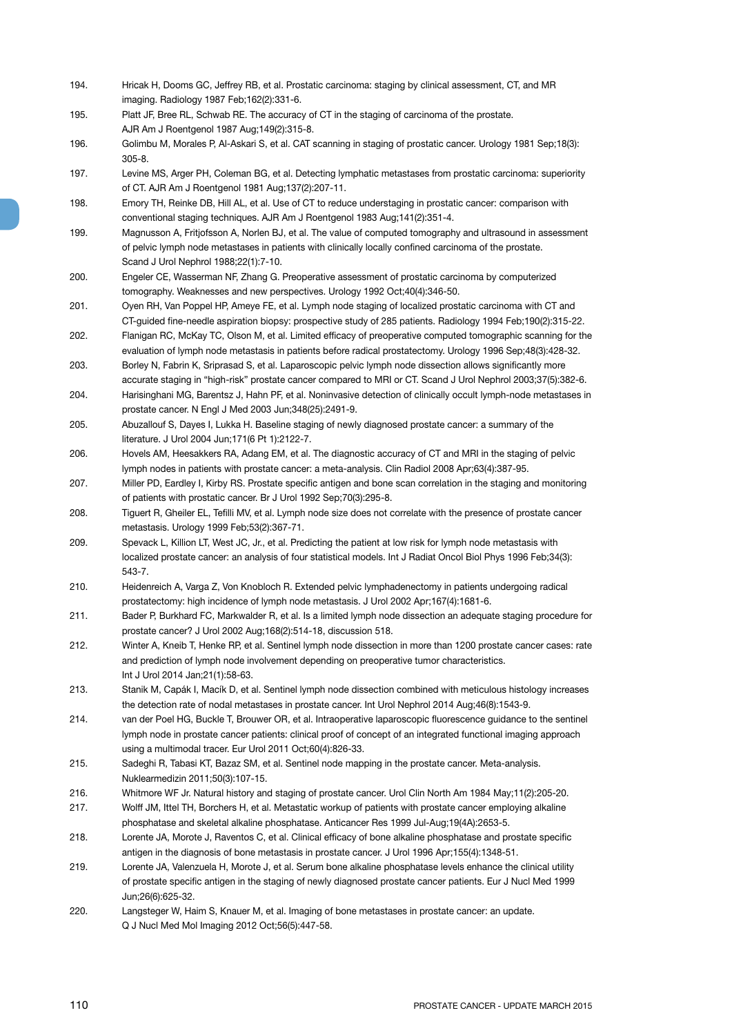194. Hricak H, Dooms GC, Jeffrey RB, et al. Prostatic carcinoma: staging by clinical assessment, CT, and MR imaging. Radiology 1987 Feb;162(2):331-6.
195. Platt JF, Bree RL, Schwab RE. The accuracy of CT in the staging of carcinoma of the prostate. AJR Am J Roentgenol 1987 Aug;149(2):315-8.
196. Golimbu M, Morales P, Al-Askari S, et al. CAT scanning in staging of prostatic cancer. Urology 1981 Sep;18(3): 305-8.
197. Levine MS, Arger PH, Coleman BG, et al. Detecting lymphatic metastases from prostatic carcinoma: superiority of CT. AJR Am J Roentgenol 1981 Aug;137(2):207-11.
198. Emory TH, Reinke DB, Hill AL, et al. Use of CT to reduce understaging in prostatic cancer: comparison with conventional staging techniques. AJR Am J Roentgenol 1983 Aug;141(2):351-4.
199. Magnusson A, Fritjofsson A, Norlen BJ, et al. The value of computed tomography and ultrasound in assessment of pelvic lymph node metastases in patients with clinically locally confined carcinoma of the prostate. Scand J Urol Nephrol 1988;22(1):7-10.
200. Engeler CE, Wasserman NF, Zhang G. Preoperative assessment of prostatic carcinoma by computerized tomography. Weaknesses and new perspectives. Urology 1992 Oct;40(4):346-50.
201. Oyen RH, Van Poppel HP, Ameye FE, et al. Lymph node staging of localized prostatic carcinoma with CT and CT-guided fine-needle aspiration biopsy: prospective study of 285 patients. Radiology 1994 Feb;190(2):315-22.
202. Flanigan RC, McKay TC, Olson M, et al. Limited efficacy of preoperative computed tomographic scanning for the evaluation of lymph node metastasis in patients before radical prostatectomy. Urology 1996 Sep;48(3):428-32.
203. Borley N, Fabrin K, Sriprasad S, et al. Laparoscopic pelvic lymph node dissection allows significantly more accurate staging in "high-risk" prostate cancer compared to MRI or CT. Scand J Urol Nephrol 2003;37(5):382-6.
204. Harisinghani MG, Barentsz J, Hahn PF, et al. Noninvasive detection of clinically occult lymph-node metastases in prostate cancer. N Engl J Med 2003 Jun;348(25):2491-9.
205. Abuzallouf S, Dayes I, Lukka H. Baseline staging of newly diagnosed prostate cancer: a summary of the literature. J Urol 2004 Jun;171(6 Pt 1):2122-7.
206. Hovels AM, Heesakkers RA, Adang EM, et al. The diagnostic accuracy of CT and MRI in the staging of pelvic lymph nodes in patients with prostate cancer: a meta-analysis. Clin Radiol 2008 Apr;63(4):387-95.
207. Miller PD, Eardley I, Kirby RS. Prostate specific antigen and bone scan correlation in the staging and monitoring of patients with prostatic cancer. Br J Urol 1992 Sep;70(3):295-8.
208. Tiguert R, Gheiler EL, Tefilli MV, et al. Lymph node size does not correlate with the presence of prostate cancer metastasis. Urology 1999 Feb;53(2):367-71.
209. Spevack L, Killion LT, West JC, Jr., et al. Predicting the patient at low risk for lymph node metastasis with localized prostate cancer: an analysis of four statistical models. Int J Radiat Oncol Biol Phys 1996 Feb;34(3): 543-7.
210. Heidenreich A, Varga Z, Von Knobloch R. Extended pelvic lymphadenectomy in patients undergoing radical prostatectomy: high incidence of lymph node metastasis. J Urol 2002 Apr;167(4):1681-6.
211. Bader P, Burkhard FC, Markwalder R, et al. Is a limited lymph node dissection an adequate staging procedure for prostate cancer? J Urol 2002 Aug;168(2):514-18, discussion 518.
212. Winter A, Kneib T, Henke RP, et al. Sentinel lymph node dissection in more than 1200 prostate cancer cases: rate and prediction of lymph node involvement depending on preoperative tumor characteristics. Int J Urol 2014 Jan;21(1):58-63.
213. Stanik M, Capák I, Macík D, et al. Sentinel lymph node dissection combined with meticulous histology increases the detection rate of nodal metastases in prostate cancer. Int Urol Nephrol 2014 Aug;46(8):1543-9.
214. van der Poel HG, Buckle T, Brouwer OR, et al. Intraoperative laparoscopic fluorescence guidance to the sentinel lymph node in prostate cancer patients: clinical proof of concept of an integrated functional imaging approach using a multimodal tracer. Eur Urol 2011 Oct;60(4):826-33.
215. Sadeghi R, Tabasi KT, Bazaz SM, et al. Sentinel node mapping in the prostate cancer. Meta-analysis. Nuklearmedizin 2011;50(3):107-15.
216. Whitmore WF Jr. Natural history and staging of prostate cancer. Urol Clin North Am 1984 May;11(2):205-20.
217. Wolff JM, Ittel TH, Borchers H, et al. Metastatic workup of patients with prostate cancer employing alkaline phosphatase and skeletal alkaline phosphatase. Anticancer Res 1999 Jul-Aug;19(4A):2653-5.
218. Lorente JA, Morote J, Raventos C, et al. Clinical efficacy of bone alkaline phosphatase and prostate specific antigen in the diagnosis of bone metastasis in prostate cancer. J Urol 1996 Apr;155(4):1348-51.
219. Lorente JA, Valenzuela H, Morote J, et al. Serum bone alkaline phosphatase levels enhance the clinical utility of prostate specific antigen in the staging of newly diagnosed prostate cancer patients. Eur J Nucl Med 1999 Jun;26(6):625-32.
220. Langsteger W, Haim S, Knauer M, et al. Imaging of bone metastases in prostate cancer: an update. Q J Nucl Med Mol Imaging 2012 Oct;56(5):447-58.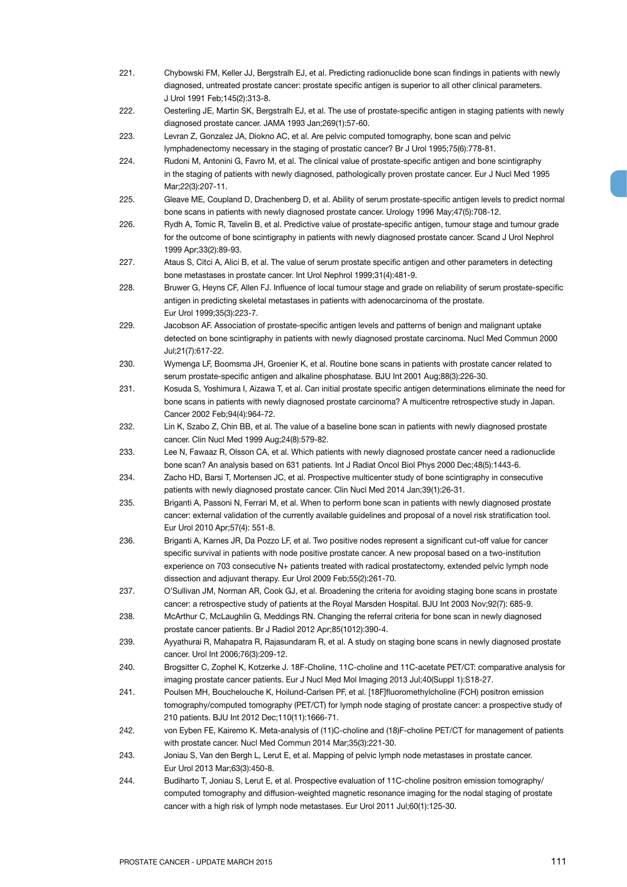221. Chybowski FM, Keller JJ, Bergstralh EJ, et al. Predicting radionuclide bone scan findings in patients with newly diagnosed, untreated prostate cancer: prostate specific antigen is superior to all other clinical parameters. J Urol 1991 Feb;145(2):313-8.

222. Oesterling JE, Martin SK, Bergstralh EJ, et al. The use of prostate-specific antigen in staging patients with newly diagnosed prostate cancer. JAMA 1993 Jan;269(1):57-60.

223. Levran Z, Gonzalez JA, Diokno AC, et al. Are pelvic computed tomography, bone scan and pelvic lymphadenectomy necessary in the staging of prostatic cancer? Br J Urol 1995;75(6):778-81.

224. Rudoni M, Antonini G, Favro M, et al. The clinical value of prostate-specific antigen and bone scintigraphy in the staging of patients with newly diagnosed, pathologically proven prostate cancer. Eur J Nucl Med 1995 Mar;22(3):207-11.

225. Gleave ME, Coupland D, Drachenberg D, et al. Ability of serum prostate-specific antigen levels to predict normal bone scans in patients with newly diagnosed prostate cancer. Urology 1996 May;47(5):708-12.

226. Rydh A, Tomic R, Tavelin B, et al. Predictive value of prostate-specific antigen, tumour stage and tumour grade for the outcome of bone scintigraphy in patients with newly diagnosed prostate cancer. Scand J Urol Nephrol 1999 Apr;33(2):89-93.

227. Ataus S, Citci A, Alici B, et al. The value of serum prostate specific antigen and other parameters in detecting bone metastases in prostate cancer. Int Urol Nephrol 1999;31(4):481-9.

228. Bruwer G, Heyns CF, Allen FJ. Influence of local tumour stage and grade on reliability of serum prostate-specific antigen in predicting skeletal metastases in patients with adenocarcinoma of the prostate. Eur Urol 1999;35(3):223-7.

229. Jacobson AF. Association of prostate-specific antigen levels and patterns of benign and malignant uptake detected on bone scintigraphy in patients with newly diagnosed prostate carcinoma. Nucl Med Commun 2000 Jul;21(7):617-22.

230. Wymenga LF, Boomsma JH, Groenier K, et al. Routine bone scans in patients with prostate cancer related to serum prostate-specific antigen and alkaline phosphatase. BJU Int 2001 Aug;88(3):226-30.

231. Kosuda S, Yoshimura I, Aizawa T, et al. Can initial prostate specific antigen determinations eliminate the need for bone scans in patients with newly diagnosed prostate carcinoma? A multicentre retrospective study in Japan. Cancer 2002 Feb;94(4):964-72.

232. Lin K, Szabo Z, Chin BB, et al. The value of a baseline bone scan in patients with newly diagnosed prostate cancer. Clin Nucl Med 1999 Aug;24(8):579-82.

233. Lee N, Fawaaz R, Olsson CA, et al. Which patients with newly diagnosed prostate cancer need a radionuclide bone scan? An analysis based on 631 patients. Int J Radiat Oncol Biol Phys 2000 Dec;48(5):1443-6.

234. Zacho HD, Barsi T, Mortensen JC, et al. Prospective multicenter study of bone scintigraphy in consecutive patients with newly diagnosed prostate cancer. Clin Nucl Med 2014 Jan;39(1):26-31.

235. Briganti A, Passoni N, Ferrari M, et al. When to perform bone scan in patients with newly diagnosed prostate cancer: external validation of the currently available guidelines and proposal of a novel risk stratification tool. Eur Urol 2010 Apr;57(4): 551-8.

236. Briganti A, Karnes JR, Da Pozzo LF, et al. Two positive nodes represent a significant cut-off value for cancer specific survival in patients with node positive prostate cancer. A new proposal based on a two-institution experience on 703 consecutive N+ patients treated with radical prostatectomy, extended pelvic lymph node dissection and adjuvant therapy. Eur Urol 2009 Feb;55(2):261-70.

237. O'Sullivan JM, Norman AR, Cook GJ, et al. Broadening the criteria for avoiding staging bone scans in prostate cancer: a retrospective study of patients at the Royal Marsden Hospital. BJU Int 2003 Nov;92(7): 685-9.

238. McArthur C, McLaughlin G, Meddings RN. Changing the referral criteria for bone scan in newly diagnosed prostate cancer patients. Br J Radiol 2012 Apr;85(1012):390-4.

239. Ayyathurai R, Mahapatra R, Rajasundaram R, et al. A study on staging bone scans in newly diagnosed prostate cancer. Urol Int 2006;76(3):209-12.

240. Brogsitter C, Zophel K, Kotzerke J. 18F-Choline, 11C-choline and 11C-acetate PET/CT: comparative analysis for imaging prostate cancer patients. Eur J Nucl Med Mol Imaging 2013 Jul;40(Suppl 1):S18-27.

241. Poulsen MH, Bouchelouche K, Hoilund-Carlsen PF, et al. [18F]fluoromethylcholine (FCH) positron emission tomography/computed tomography (PET/CT) for lymph node staging of prostate cancer: a prospective study of 210 patients. BJU Int 2012 Dec;110(11):1666-71.

242. von Eyben FE, Kairemo K. Meta-analysis of (11)C-choline and (18)F-choline PET/CT for management of patients with prostate cancer. Nucl Med Commun 2014 Mar;35(3):221-30.

243. Joniau S, Van den Bergh L, Lerut E, et al. Mapping of pelvic lymph node metastases in prostate cancer. Eur Urol 2013 Mar;63(3):450-8.

244. Budiharto T, Joniau S, Lerut E, et al. Prospective evaluation of 11C-choline positron emission tomography/computed tomography and diffusion-weighted magnetic resonance imaging for the nodal staging of prostate cancer with a high risk of lymph node metastases. Eur Urol 2011 Jul;60(1):125-30.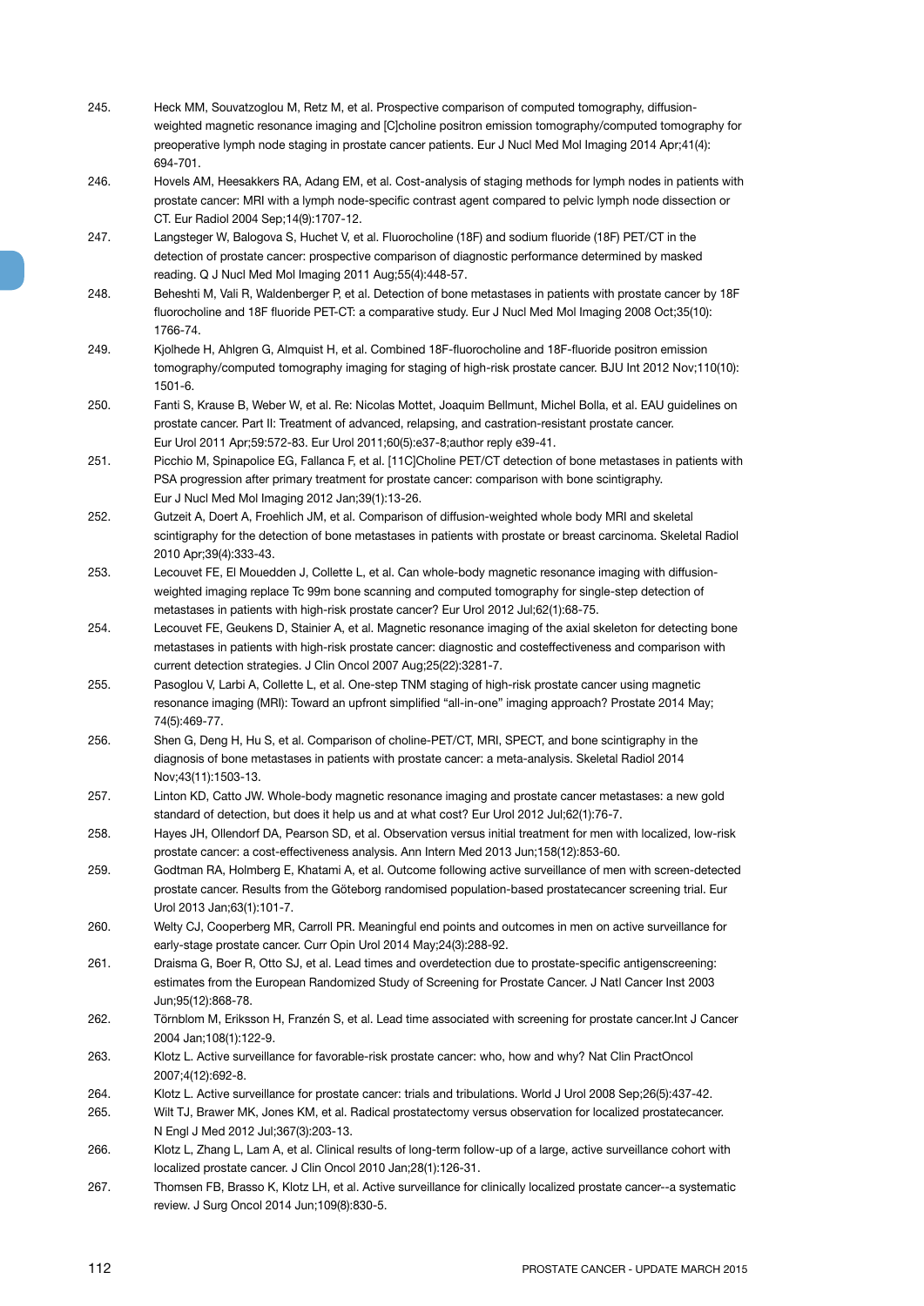245. Heck MM, Souvatzoglou M, Retz M, et al. Prospective comparison of computed tomography, diffusion-weighted magnetic resonance imaging and [C]choline positron emission tomography/computed tomography for preoperative lymph node staging in prostate cancer patients. Eur J Nucl Med Mol Imaging 2014 Apr;41(4): 694-701.

246. Hovels AM, Heesakkers RA, Adang EM, et al. Cost-analysis of staging methods for lymph nodes in patients with prostate cancer: MRI with a lymph node-specific contrast agent compared to pelvic lymph node dissection or CT. Eur Radiol 2004 Sep;14(9):1707-12.

247. Langsteger W, Balogova S, Huchet V, et al. Fluorocholine (18F) and sodium fluoride (18F) PET/CT in the detection of prostate cancer: prospective comparison of diagnostic performance determined by masked reading. Q J Nucl Med Mol Imaging 2011 Aug;55(4):448-57.

248. Beheshti M, Vali R, Waldenberger P, et al. Detection of bone metastases in patients with prostate cancer by 18F fluorocholine and 18F fluoride PET-CT: a comparative study. Eur J Nucl Med Mol Imaging 2008 Oct;35(10): 1766-74.

249. Kjolhede H, Ahlgren G, Almquist H, et al. Combined 18F-fluorocholine and 18F-fluoride positron emission tomography/computed tomography imaging for staging of high-risk prostate cancer. BJU Int 2012 Nov;110(10): 1501-6.

250. Fanti S, Krause B, Weber W, et al. Re: Nicolas Mottet, Joaquim Bellmunt, Michel Bolla, et al. EAU guidelines on prostate cancer. Part II: Treatment of advanced, relapsing, and castration-resistant prostate cancer. Eur Urol 2011 Apr;59:572-83. Eur Urol 2011;60(5):e37-8;author reply e39-41.

251. Picchio M, Spinapolice EG, Fallanca F, et al. [11C]Choline PET/CT detection of bone metastases in patients with PSA progression after primary treatment for prostate cancer: comparison with bone scintigraphy. Eur J Nucl Med Mol Imaging 2012 Jan;39(1):13-26.

252. Gutzeit A, Doert A, Froehlich JM, et al. Comparison of diffusion-weighted whole body MRI and skeletal scintigraphy for the detection of bone metastases in patients with prostate or breast carcinoma. Skeletal Radiol 2010 Apr;39(4):333-43.

253. Lecouvet FE, El Mouedden J, Collette L, et al. Can whole-body magnetic resonance imaging with diffusion-weighted imaging replace Tc 99m bone scanning and computed tomography for single-step detection of metastases in patients with high-risk prostate cancer? Eur Urol 2012 Jul;62(1):68-75.

254. Lecouvet FE, Geukens D, Stainier A, et al. Magnetic resonance imaging of the axial skeleton for detecting bone metastases in patients with high-risk prostate cancer: diagnostic and costeffectiveness and comparison with current detection strategies. J Clin Oncol 2007 Aug;25(22):3281-7.

255. Pasoglou V, Larbi A, Collette L, et al. One-step TNM staging of high-risk prostate cancer using magnetic resonance imaging (MRI): Toward an upfront simplified "all-in-one" imaging approach? Prostate 2014 May; 74(5):469-77.

256. Shen G, Deng H, Hu S, et al. Comparison of choline-PET/CT, MRI, SPECT, and bone scintigraphy in the diagnosis of bone metastases in patients with prostate cancer: a meta-analysis. Skeletal Radiol 2014 Nov;43(11):1503-13.

257. Linton KD, Catto JW. Whole-body magnetic resonance imaging and prostate cancer metastases: a new gold standard of detection, but does it help us and at what cost? Eur Urol 2012 Jul;62(1):76-7.

258. Hayes JH, Ollendorf DA, Pearson SD, et al. Observation versus initial treatment for men with localized, low-risk prostate cancer: a cost-effectiveness analysis. Ann Intern Med 2013 Jun;158(12):853-60.

259. Godtman RA, Holmberg E, Khatami A, et al. Outcome following active surveillance of men with screen-detected prostate cancer. Results from the Göteborg randomised population-based prostatecancer screening trial. Eur Urol 2013 Jan;63(1):101-7.

260. Welty CJ, Cooperberg MR, Carroll PR. Meaningful end points and outcomes in men on active surveillance for early-stage prostate cancer. Curr Opin Urol 2014 May;24(3):288-92.

261. Draisma G, Boer R, Otto SJ, et al. Lead times and overdetection due to prostate-specific antigenscreening: estimates from the European Randomized Study of Screening for Prostate Cancer. J Natl Cancer Inst 2003 Jun;95(12):868-78.

262. Törnblom M, Eriksson H, Franzén S, et al. Lead time associated with screening for prostate cancer.Int J Cancer 2004 Jan;108(1):122-9.

263. Klotz L. Active surveillance for favorable-risk prostate cancer: who, how and why? Nat Clin PractOncol 2007;4(12):692-8.

264. Klotz L. Active surveillance for prostate cancer: trials and tribulations. World J Urol 2008 Sep;26(5):437-42.

265. Wilt TJ, Brawer MK, Jones KM, et al. Radical prostatectomy versus observation for localized prostatecancer. N Engl J Med 2012 Jul;367(3):203-13.

266. Klotz L, Zhang L, Lam A, et al. Clinical results of long-term follow-up of a large, active surveillance cohort with localized prostate cancer. J Clin Oncol 2010 Jan;28(1):126-31.

267. Thomsen FB, Brasso K, Klotz LH, et al. Active surveillance for clinically localized prostate cancer--a systematic review. J Surg Oncol 2014 Jun;109(8):830-5.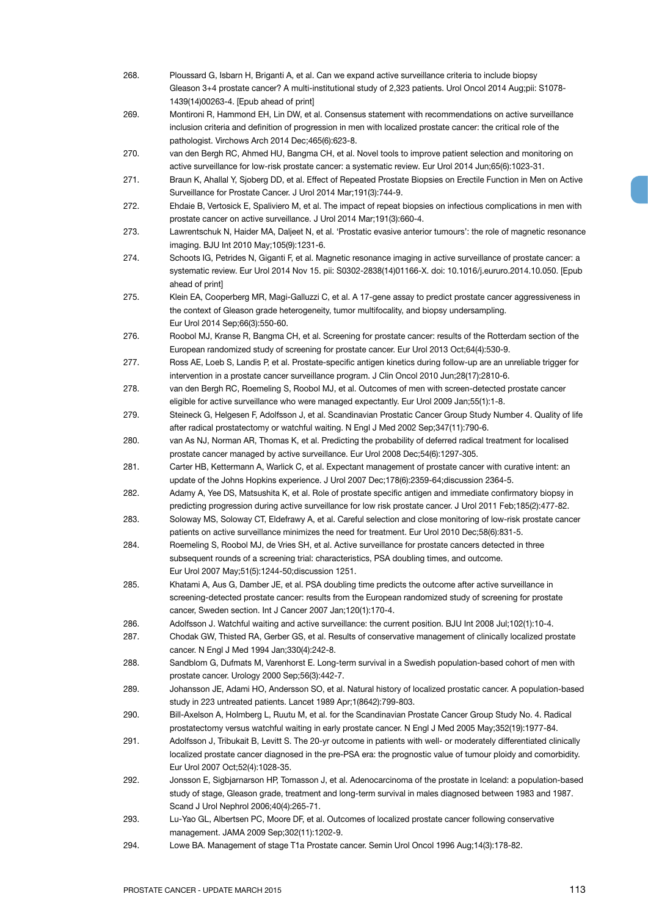268. Ploussard G, Isbarn H, Briganti A, et al. Can we expand active surveillance criteria to include biopsy Gleason 3+4 prostate cancer? A multi-institutional study of 2,323 patients. Urol Oncol 2014 Aug;pii: S1078-1439(14)00263-4. [Epub ahead of print]
269. Montironi R, Hammond EH, Lin DW, et al. Consensus statement with recommendations on active surveillance inclusion criteria and definition of progression in men with localized prostate cancer: the critical role of the pathologist. Virchows Arch 2014 Dec;465(6):623-8.
270. van den Bergh RC, Ahmed HU, Bangma CH, et al. Novel tools to improve patient selection and monitoring on active surveillance for low-risk prostate cancer: a systematic review. Eur Urol 2014 Jun;65(6):1023-31.
271. Braun K, Ahallal Y, Sjoberg DD, et al. Effect of Repeated Prostate Biopsies on Erectile Function in Men on Active Surveillance for Prostate Cancer. J Urol 2014 Mar;191(3):744-9.
272. Ehdaie B, Vertosick E, Spaliviero M, et al. The impact of repeat biopsies on infectious complications in men with prostate cancer on active surveillance. J Urol 2014 Mar;191(3):660-4.
273. Lawrentschuk N, Haider MA, Daljeet N, et al. 'Prostatic evasive anterior tumours': the role of magnetic resonance imaging. BJU Int 2010 May;105(9):1231-6.
274. Schoots IG, Petrides N, Giganti F, et al. Magnetic resonance imaging in active surveillance of prostate cancer: a systematic review. Eur Urol 2014 Nov 15. pii: S0302-2838(14)01166-X. doi: 10.1016/j.eururo.2014.10.050. [Epub ahead of print]
275. Klein EA, Cooperberg MR, Magi-Galluzzi C, et al. A 17-gene assay to predict prostate cancer aggressiveness in the context of Gleason grade heterogeneity, tumor multifocality, and biopsy undersampling. Eur Urol 2014 Sep;66(3):550-60.
276. Roobol MJ, Kranse R, Bangma CH, et al. Screening for prostate cancer: results of the Rotterdam section of the European randomized study of screening for prostate cancer. Eur Urol 2013 Oct;64(4):530-9.
277. Ross AE, Loeb S, Landis P, et al. Prostate-specific antigen kinetics during follow-up are an unreliable trigger for intervention in a prostate cancer surveillance program. J Clin Oncol 2010 Jun;28(17):2810-6.
278. van den Bergh RC, Roemeling S, Roobol MJ, et al. Outcomes of men with screen-detected prostate cancer eligible for active surveillance who were managed expectantly. Eur Urol 2009 Jan;55(1):1-8.
279. Steineck G, Helgesen F, Adolfsson J, et al. Scandinavian Prostatic Cancer Group Study Number 4. Quality of life after radical prostatectomy or watchful waiting. N Engl J Med 2002 Sep;347(11):790-6.
280. van As NJ, Norman AR, Thomas K, et al. Predicting the probability of deferred radical treatment for localised prostate cancer managed by active surveillance. Eur Urol 2008 Dec;54(6):1297-305.
281. Carter HB, Kettermann A, Warlick C, et al. Expectant management of prostate cancer with curative intent: an update of the Johns Hopkins experience. J Urol 2007 Dec;178(6):2359-64;discussion 2364-5.
282. Adamy A, Yee DS, Matsushita K, et al. Role of prostate specific antigen and immediate confirmatory biopsy in predicting progression during active surveillance for low risk prostate cancer. J Urol 2011 Feb;185(2):477-82.
283. Soloway MS, Soloway CT, Eldefrawy A, et al. Careful selection and close monitoring of low-risk prostate cancer patients on active surveillance minimizes the need for treatment. Eur Urol 2010 Dec;58(6):831-5.
284. Roemeling S, Roobol MJ, de Vries SH, et al. Active surveillance for prostate cancers detected in three subsequent rounds of a screening trial: characteristics, PSA doubling times, and outcome. Eur Urol 2007 May;51(5):1244-50;discussion 1251.
285. Khatami A, Aus G, Damber JE, et al. PSA doubling time predicts the outcome after active surveillance in screening-detected prostate cancer: results from the European randomized study of screening for prostate cancer, Sweden section. Int J Cancer 2007 Jan;120(1):170-4.
286. Adolfsson J. Watchful waiting and active surveillance: the current position. BJU Int 2008 Jul;102(1):10-4.
287. Chodak GW, Thisted RA, Gerber GS, et al. Results of conservative management of clinically localized prostate cancer. N Engl J Med 1994 Jan;330(4):242-8.
288. Sandblom G, Dufmats M, Varenhorst E. Long-term survival in a Swedish population-based cohort of men with prostate cancer. Urology 2000 Sep;56(3):442-7.
289. Johansson JE, Adami HO, Andersson SO, et al. Natural history of localized prostatic cancer. A population-based study in 223 untreated patients. Lancet 1989 Apr;1(8642):799-803.
290. Bill-Axelson A, Holmberg L, Ruutu M, et al. for the Scandinavian Prostate Cancer Group Study No. 4. Radical prostatectomy versus watchful waiting in early prostate cancer. N Engl J Med 2005 May;352(19):1977-84.
291. Adolfsson J, Tribukait B, Levitt S. The 20-yr outcome in patients with well- or moderately differentiated clinically localized prostate cancer diagnosed in the pre-PSA era: the prognostic value of tumour ploidy and comorbidity. Eur Urol 2007 Oct;52(4):1028-35.
292. Jonsson E, Sigbjarnarson HP, Tomasson J, et al. Adenocarcinoma of the prostate in Iceland: a population-based study of stage, Gleason grade, treatment and long-term survival in males diagnosed between 1983 and 1987. Scand J Urol Nephrol 2006;40(4):265-71.
293. Lu-Yao GL, Albertsen PC, Moore DF, et al. Outcomes of localized prostate cancer following conservative management. JAMA 2009 Sep;302(11):1202-9.
294. Lowe BA. Management of stage T1a Prostate cancer. Semin Urol Oncol 1996 Aug;14(3):178-82.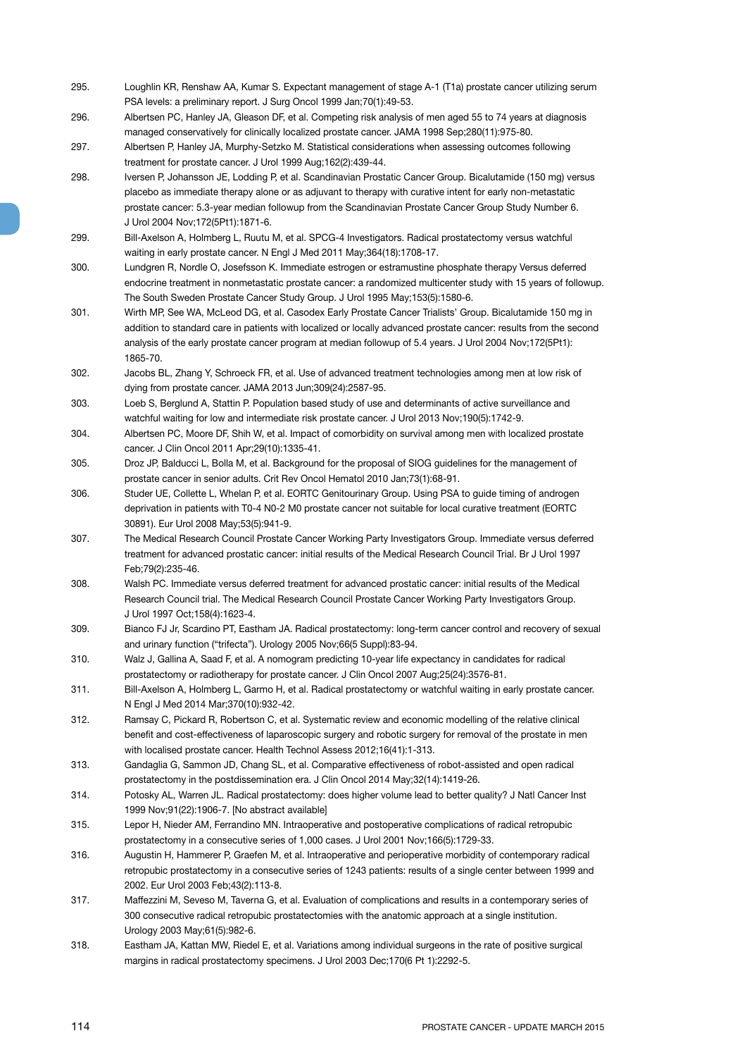295. Loughlin KR, Renshaw AA, Kumar S. Expectant management of stage A-1 (T1a) prostate cancer utilizing serum PSA levels: a preliminary report. J Surg Oncol 1999 Jan;70(1):49-53.
296. Albertsen PC, Hanley JA, Gleason DF, et al. Competing risk analysis of men aged 55 to 74 years at diagnosis managed conservatively for clinically localized prostate cancer. JAMA 1998 Sep;280(11):975-80.
297. Albertsen P, Hanley JA, Murphy-Setzko M. Statistical considerations when assessing outcomes following treatment for prostate cancer. J Urol 1999 Aug;162(2):439-44.
298. Iversen P, Johansson JE, Lodding P, et al. Scandinavian Prostatic Cancer Group. Bicalutamide (150 mg) versus placebo as immediate therapy alone or as adjuvant to therapy with curative intent for early non-metastatic prostate cancer: 5.3-year median followup from the Scandinavian Prostate Cancer Group Study Number 6. J Urol 2004 Nov;172(5Pt1):1871-6.
299. Bill-Axelson A, Holmberg L, Ruutu M, et al. SPCG-4 Investigators. Radical prostatectomy versus watchful waiting in early prostate cancer. N Engl J Med 2011 May;364(18):1708-17.
300. Lundgren R, Nordle O, Josefsson K. Immediate estrogen or estramustine phosphate therapy Versus deferred endocrine treatment in nonmetastatic prostate cancer: a randomized multicenter study with 15 years of followup. The South Sweden Prostate Cancer Study Group. J Urol 1995 May;153(5):1580-6.
301. Wirth MP, See WA, McLeod DG, et al. Casodex Early Prostate Cancer Trialists' Group. Bicalutamide 150 mg in addition to standard care in patients with localized or locally advanced prostate cancer: results from the second analysis of the early prostate cancer program at median followup of 5.4 years. J Urol 2004 Nov;172(5Pt1): 1865-70.
302. Jacobs BL, Zhang Y, Schroeck FR, et al. Use of advanced treatment technologies among men at low risk of dying from prostate cancer. JAMA 2013 Jun;309(24):2587-95.
303. Loeb S, Berglund A, Stattin P. Population based study of use and determinants of active surveillance and watchful waiting for low and intermediate risk prostate cancer. J Urol 2013 Nov;190(5):1742-9.
304. Albertsen PC, Moore DF, Shih W, et al. Impact of comorbidity on survival among men with localized prostate cancer. J Clin Oncol 2011 Apr;29(10):1335-41.
305. Droz JP, Balducci L, Bolla M, et al. Background for the proposal of SIOG guidelines for the management of prostate cancer in senior adults. Crit Rev Oncol Hematol 2010 Jan;73(1):68-91.
306. Studer UE, Collette L, Whelan P, et al. EORTC Genitourinary Group. Using PSA to guide timing of androgen deprivation in patients with T0-4 N0-2 M0 prostate cancer not suitable for local curative treatment (EORTC 30891). Eur Urol 2008 May;53(5):941-9.
307. The Medical Research Council Prostate Cancer Working Party Investigators Group. Immediate versus deferred treatment for advanced prostatic cancer: initial results of the Medical Research Council Trial. Br J Urol 1997 Feb;79(2):235-46.
308. Walsh PC. Immediate versus deferred treatment for advanced prostatic cancer: initial results of the Medical Research Council trial. The Medical Research Council Prostate Cancer Working Party Investigators Group. J Urol 1997 Oct;158(4):1623-4.
309. Bianco FJ Jr, Scardino PT, Eastham JA. Radical prostatectomy: long-term cancer control and recovery of sexual and urinary function ("trifecta"). Urology 2005 Nov;66(5 Suppl):83-94.
310. Walz J, Gallina A, Saad F, et al. A nomogram predicting 10-year life expectancy in candidates for radical prostatectomy or radiotherapy for prostate cancer. J Clin Oncol 2007 Aug;25(24):3576-81.
311. Bill-Axelson A, Holmberg L, Garmo H, et al. Radical prostatectomy or watchful waiting in early prostate cancer. N Engl J Med 2014 Mar;370(10):932-42.
312. Ramsay C, Pickard R, Robertson C, et al. Systematic review and economic modelling of the relative clinical benefit and cost-effectiveness of laparoscopic surgery and robotic surgery for removal of the prostate in men with localised prostate cancer. Health Technol Assess 2012;16(41):1-313.
313. Gandaglia G, Sammon JD, Chang SL, et al. Comparative effectiveness of robot-assisted and open radical prostatectomy in the postdissemination era. J Clin Oncol 2014 May;32(14):1419-26.
314. Potosky AL, Warren JL. Radical prostatectomy: does higher volume lead to better quality? J Natl Cancer Inst 1999 Nov;91(22):1906-7. [No abstract available]
315. Lepor H, Nieder AM, Ferrandino MN. Intraoperative and postoperative complications of radical retropubic prostatectomy in a consecutive series of 1,000 cases. J Urol 2001 Nov;166(5):1729-33.
316. Augustin H, Hammerer P, Graefen M, et al. Intraoperative and perioperative morbidity of contemporary radical retropubic prostatectomy in a consecutive series of 1243 patients: results of a single center between 1999 and 2002. Eur Urol 2003 Feb;43(2):113-8.
317. Maffezzini M, Seveso M, Taverna G, et al. Evaluation of complications and results in a contemporary series of 300 consecutive radical retropubic prostatectomies with the anatomic approach at a single institution. Urology 2003 May;61(5):982-6.
318. Eastham JA, Kattan MW, Riedel E, et al. Variations among individual surgeons in the rate of positive surgical margins in radical prostatectomy specimens. J Urol 2003 Dec;170(6 Pt 1):2292-5.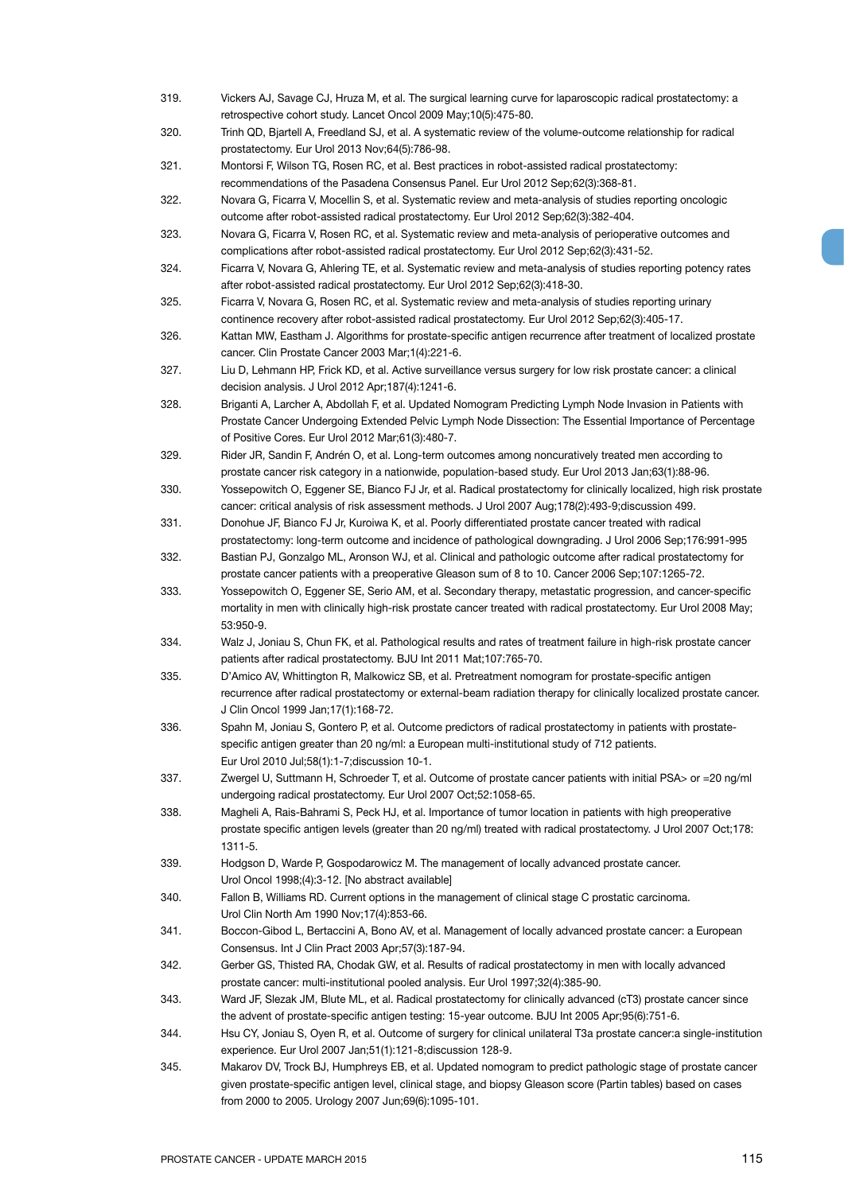319. Vickers AJ, Savage CJ, Hruza M, et al. The surgical learning curve for laparoscopic radical prostatectomy: a retrospective cohort study. Lancet Oncol 2009 May;10(5):475-80.
320. Trinh QD, Bjartell A, Freedland SJ, et al. A systematic review of the volume-outcome relationship for radical prostatectomy. Eur Urol 2013 Nov;64(5):786-98.
321. Montorsi F, Wilson TG, Rosen RC, et al. Best practices in robot-assisted radical prostatectomy: recommendations of the Pasadena Consensus Panel. Eur Urol 2012 Sep;62(3):368-81.
322. Novara G, Ficarra V, Mocellin S, et al. Systematic review and meta-analysis of studies reporting oncologic outcome after robot-assisted radical prostatectomy. Eur Urol 2012 Sep;62(3):382-404.
323. Novara G, Ficarra V, Rosen RC, et al. Systematic review and meta-analysis of perioperative outcomes and complications after robot-assisted radical prostatectomy. Eur Urol 2012 Sep;62(3):431-52.
324. Ficarra V, Novara G, Ahlering TE, et al. Systematic review and meta-analysis of studies reporting potency rates after robot-assisted radical prostatectomy. Eur Urol 2012 Sep;62(3):418-30.
325. Ficarra V, Novara G, Rosen RC, et al. Systematic review and meta-analysis of studies reporting urinary continence recovery after robot-assisted radical prostatectomy. Eur Urol 2012 Sep;62(3):405-17.
326. Kattan MW, Eastham J. Algorithms for prostate-specific antigen recurrence after treatment of localized prostate cancer. Clin Prostate Cancer 2003 Mar;1(4):221-6.
327. Liu D, Lehmann HP, Frick KD, et al. Active surveillance versus surgery for low risk prostate cancer: a clinical decision analysis. J Urol 2012 Apr;187(4):1241-6.
328. Briganti A, Larcher A, Abdollah F, et al. Updated Nomogram Predicting Lymph Node Invasion in Patients with Prostate Cancer Undergoing Extended Pelvic Lymph Node Dissection: The Essential Importance of Percentage of Positive Cores. Eur Urol 2012 Mar;61(3):480-7.
329. Rider JR, Sandin F, Andrén O, et al. Long-term outcomes among noncuratively treated men according to prostate cancer risk category in a nationwide, population-based study. Eur Urol 2013 Jan;63(1):88-96.
330. Yossepowitch O, Eggener SE, Bianco FJ Jr, et al. Radical prostatectomy for clinically localized, high risk prostate cancer: critical analysis of risk assessment methods. J Urol 2007 Aug;178(2):493-9;discussion 499.
331. Donohue JF, Bianco FJ Jr, Kuroiwa K, et al. Poorly differentiated prostate cancer treated with radical prostatectomy: long-term outcome and incidence of pathological downgrading. J Urol 2006 Sep;176:991-995
332. Bastian PJ, Gonzalgo ML, Aronson WJ, et al. Clinical and pathologic outcome after radical prostatectomy for prostate cancer patients with a preoperative Gleason sum of 8 to 10. Cancer 2006 Sep;107:1265-72.
333. Yossepowitch O, Eggener SE, Serio AM, et al. Secondary therapy, metastatic progression, and cancer-specific mortality in men with clinically high-risk prostate cancer treated with radical prostatectomy. Eur Urol 2008 May; 53:950-9.
334. Walz J, Joniau S, Chun FK, et al. Pathological results and rates of treatment failure in high-risk prostate cancer patients after radical prostatectomy. BJU Int 2011 Mat;107:765-70.
335. D'Amico AV, Whittington R, Malkowicz SB, et al. Pretreatment nomogram for prostate-specific antigen recurrence after radical prostatectomy or external-beam radiation therapy for clinically localized prostate cancer. J Clin Oncol 1999 Jan;17(1):168-72.
336. Spahn M, Joniau S, Gontero P, et al. Outcome predictors of radical prostatectomy in patients with prostate-specific antigen greater than 20 ng/ml: a European multi-institutional study of 712 patients. Eur Urol 2010 Jul;58(1):1-7;discussion 10-1.
337. Zwergel U, Suttmann H, Schroeder T, et al. Outcome of prostate cancer patients with initial PSA> or =20 ng/ml undergoing radical prostatectomy. Eur Urol 2007 Oct;52:1058-65.
338. Magheli A, Rais-Bahrami S, Peck HJ, et al. Importance of tumor location in patients with high preoperative prostate specific antigen levels (greater than 20 ng/ml) treated with radical prostatectomy. J Urol 2007 Oct;178: 1311-5.
339. Hodgson D, Warde P, Gospodarowicz M. The management of locally advanced prostate cancer. Urol Oncol 1998;(4):3-12. [No abstract available]
340. Fallon B, Williams RD. Current options in the management of clinical stage C prostatic carcinoma. Urol Clin North Am 1990 Nov;17(4):853-66.
341. Boccon-Gibod L, Bertaccini A, Bono AV, et al. Management of locally advanced prostate cancer: a European Consensus. Int J Clin Pract 2003 Apr;57(3):187-94.
342. Gerber GS, Thisted RA, Chodak GW, et al. Results of radical prostatectomy in men with locally advanced prostate cancer: multi-institutional pooled analysis. Eur Urol 1997;32(4):385-90.
343. Ward JF, Slezak JM, Blute ML, et al. Radical prostatectomy for clinically advanced (cT3) prostate cancer since the advent of prostate-specific antigen testing: 15-year outcome. BJU Int 2005 Apr;95(6):751-6.
344. Hsu CY, Joniau S, Oyen R, et al. Outcome of surgery for clinical unilateral T3a prostate cancer:a single-institution experience. Eur Urol 2007 Jan;51(1):121-8;discussion 128-9.
345. Makarov DV, Trock BJ, Humphreys EB, et al. Updated nomogram to predict pathologic stage of prostate cancer given prostate-specific antigen level, clinical stage, and biopsy Gleason score (Partin tables) based on cases from 2000 to 2005. Urology 2007 Jun;69(6):1095-101.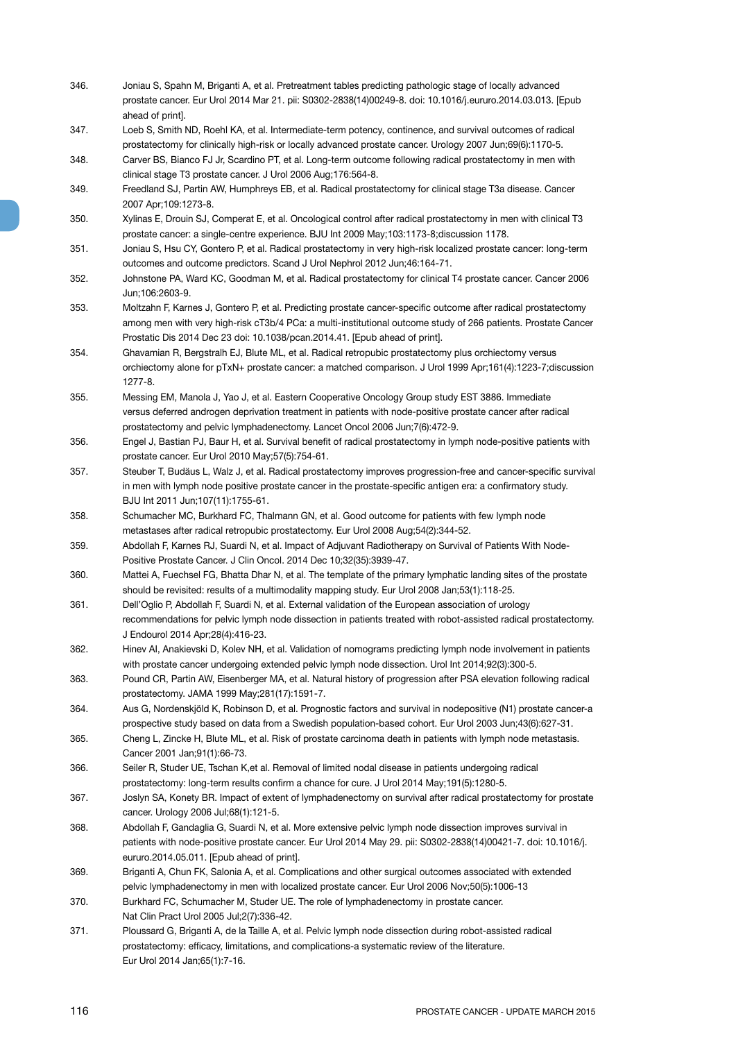346. Joniau S, Spahn M, Briganti A, et al. Pretreatment tables predicting pathologic stage of locally advanced prostate cancer. Eur Urol 2014 Mar 21. pii: S0302-2838(14)00249-8. doi: 10.1016/j.eururo.2014.03.013. [Epub ahead of print].
347. Loeb S, Smith ND, Roehl KA, et al. Intermediate-term potency, continence, and survival outcomes of radical prostatectomy for clinically high-risk or locally advanced prostate cancer. Urology 2007 Jun;69(6):1170-5.
348. Carver BS, Bianco FJ Jr, Scardino PT, et al. Long-term outcome following radical prostatectomy in men with clinical stage T3 prostate cancer. J Urol 2006 Aug;176:564-8.
349. Freedland SJ, Partin AW, Humphreys EB, et al. Radical prostatectomy for clinical stage T3a disease. Cancer 2007 Apr;109:1273-8.
350. Xylinas E, Drouin SJ, Comperat E, et al. Oncological control after radical prostatectomy in men with clinical T3 prostate cancer: a single-centre experience. BJU Int 2009 May;103:1173-8;discussion 1178.
351. Joniau S, Hsu CY, Gontero P, et al. Radical prostatectomy in very high-risk localized prostate cancer: long-term outcomes and outcome predictors. Scand J Urol Nephrol 2012 Jun;46:164-71.
352. Johnstone PA, Ward KC, Goodman M, et al. Radical prostatectomy for clinical T4 prostate cancer. Cancer 2006 Jun;106:2603-9.
353. Moltzahn F, Karnes J, Gontero P, et al. Predicting prostate cancer-specific outcome after radical prostatectomy among men with very high-risk cT3b/4 PCa: a multi-institutional outcome study of 266 patients. Prostate Cancer Prostatic Dis 2014 Dec 23 doi: 10.1038/pcan.2014.41. [Epub ahead of print].
354. Ghavamian R, Bergstralh EJ, Blute ML, et al. Radical retropubic prostatectomy plus orchiectomy versus orchiectomy alone for pTxN+ prostate cancer: a matched comparison. J Urol 1999 Apr;161(4):1223-7;discussion 1277-8.
355. Messing EM, Manola J, Yao J, et al. Eastern Cooperative Oncology Group study EST 3886. Immediate versus deferred androgen deprivation treatment in patients with node-positive prostate cancer after radical prostatectomy and pelvic lymphadenectomy. Lancet Oncol 2006 Jun;7(6):472-9.
356. Engel J, Bastian PJ, Baur H, et al. Survival benefit of radical prostatectomy in lymph node-positive patients with prostate cancer. Eur Urol 2010 May;57(5):754-61.
357. Steuber T, Budäus L, Walz J, et al. Radical prostatectomy improves progression-free and cancer-specific survival in men with lymph node positive prostate cancer in the prostate-specific antigen era: a confirmatory study. BJU Int 2011 Jun;107(11):1755-61.
358. Schumacher MC, Burkhard FC, Thalmann GN, et al. Good outcome for patients with few lymph node metastases after radical retropubic prostatectomy. Eur Urol 2008 Aug;54(2):344-52.
359. Abdollah F, Karnes RJ, Suardi N, et al. Impact of Adjuvant Radiotherapy on Survival of Patients With Node-Positive Prostate Cancer. J Clin Oncol. 2014 Dec 10;32(35):3939-47.
360. Mattei A, Fuechsel FG, Bhatta Dhar N, et al. The template of the primary lymphatic landing sites of the prostate should be revisited: results of a multimodality mapping study. Eur Urol 2008 Jan;53(1):118-25.
361. Dell'Oglio P, Abdollah F, Suardi N, et al. External validation of the European association of urology recommendations for pelvic lymph node dissection in patients treated with robot-assisted radical prostatectomy. J Endourol 2014 Apr;28(4):416-23.
362. Hinev AI, Anakievski D, Kolev NH, et al. Validation of nomograms predicting lymph node involvement in patients with prostate cancer undergoing extended pelvic lymph node dissection. Urol Int 2014;92(3):300-5.
363. Pound CR, Partin AW, Eisenberger MA, et al. Natural history of progression after PSA elevation following radical prostatectomy. JAMA 1999 May;281(17):1591-7.
364. Aus G, Nordenskjöld K, Robinson D, et al. Prognostic factors and survival in nodepositive (N1) prostate cancer-a prospective study based on data from a Swedish population-based cohort. Eur Urol 2003 Jun;43(6):627-31.
365. Cheng L, Zincke H, Blute ML, et al. Risk of prostate carcinoma death in patients with lymph node metastasis. Cancer 2001 Jan;91(1):66-73.
366. Seiler R, Studer UE, Tschan K,et al. Removal of limited nodal disease in patients undergoing radical prostatectomy: long-term results confirm a chance for cure. J Urol 2014 May;191(5):1280-5.
367. Joslyn SA, Konety BR. Impact of extent of lymphadenectomy on survival after radical prostatectomy for prostate cancer. Urology 2006 Jul;68(1):121-5.
368. Abdollah F, Gandaglia G, Suardi N, et al. More extensive pelvic lymph node dissection improves survival in patients with node-positive prostate cancer. Eur Urol 2014 May 29. pii: S0302-2838(14)00421-7. doi: 10.1016/j.eururo.2014.05.011. [Epub ahead of print].
369. Briganti A, Chun FK, Salonia A, et al. Complications and other surgical outcomes associated with extended pelvic lymphadenectomy in men with localized prostate cancer. Eur Urol 2006 Nov;50(5):1006-13
370. Burkhard FC, Schumacher M, Studer UE. The role of lymphadenectomy in prostate cancer. Nat Clin Pract Urol 2005 Jul;2(7):336-42.
371. Ploussard G, Briganti A, de la Taille A, et al. Pelvic lymph node dissection during robot-assisted radical prostatectomy: efficacy, limitations, and complications-a systematic review of the literature. Eur Urol 2014 Jan;65(1):7-16.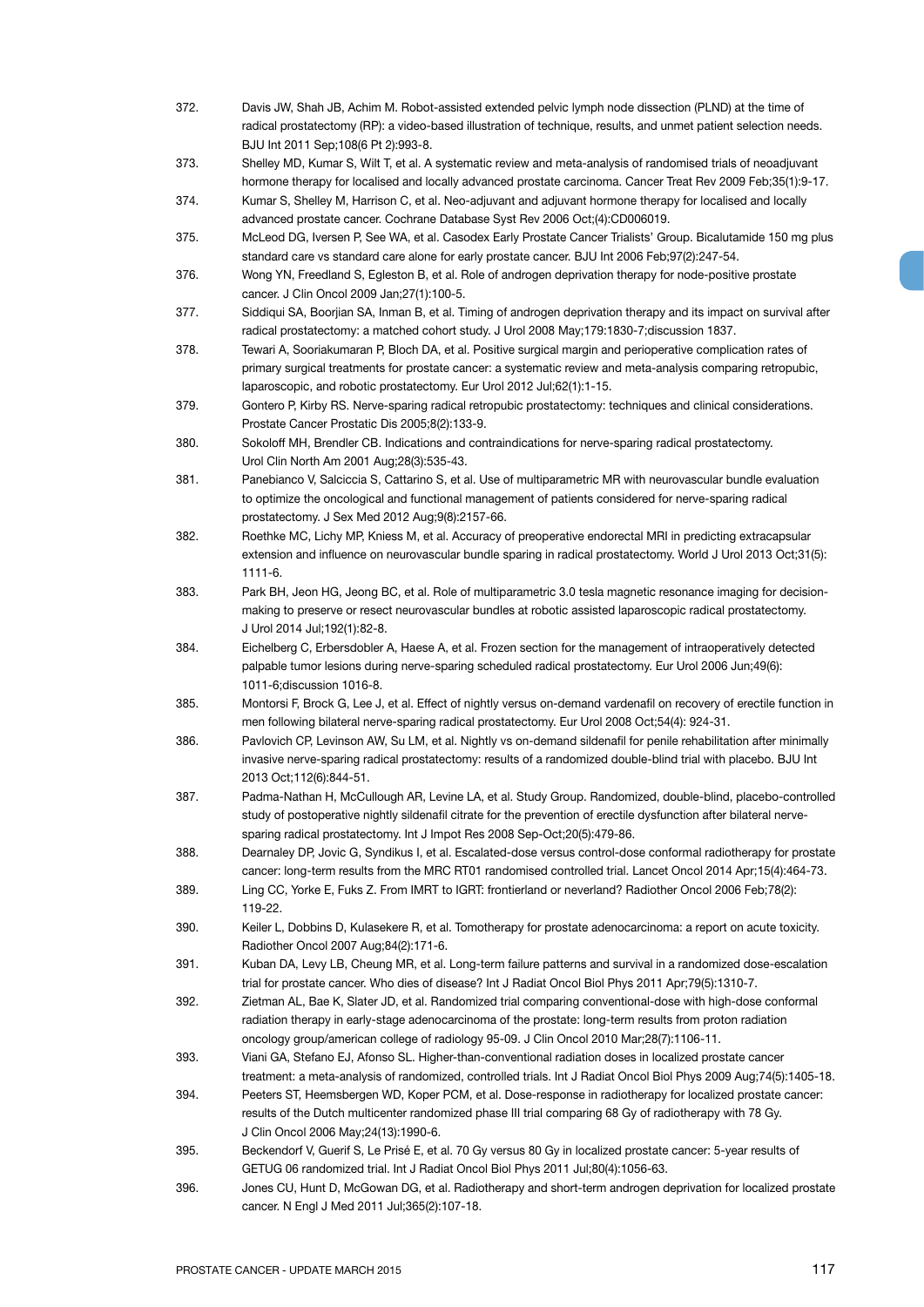372. Davis JW, Shah JB, Achim M. Robot-assisted extended pelvic lymph node dissection (PLND) at the time of radical prostatectomy (RP): a video-based illustration of technique, results, and unmet patient selection needs. BJU Int 2011 Sep;108(6 Pt 2):993-8.
373. Shelley MD, Kumar S, Wilt T, et al. A systematic review and meta-analysis of randomised trials of neoadjuvant hormone therapy for localised and locally advanced prostate carcinoma. Cancer Treat Rev 2009 Feb;35(1):9-17.
374. Kumar S, Shelley M, Harrison C, et al. Neo-adjuvant and adjuvant hormone therapy for localised and locally advanced prostate cancer. Cochrane Database Syst Rev 2006 Oct;(4):CD006019.
375. McLeod DG, Iversen P, See WA, et al. Casodex Early Prostate Cancer Trialists' Group. Bicalutamide 150 mg plus standard care vs standard care alone for early prostate cancer. BJU Int 2006 Feb;97(2):247-54.
376. Wong YN, Freedland S, Egleston B, et al. Role of androgen deprivation therapy for node-positive prostate cancer. J Clin Oncol 2009 Jan;27(1):100-5.
377. Siddiqui SA, Boorjian SA, Inman B, et al. Timing of androgen deprivation therapy and its impact on survival after radical prostatectomy: a matched cohort study. J Urol 2008 May;179:1830-7;discussion 1837.
378. Tewari A, Sooriakumaran P, Bloch DA, et al. Positive surgical margin and perioperative complication rates of primary surgical treatments for prostate cancer: a systematic review and meta-analysis comparing retropubic, laparoscopic, and robotic prostatectomy. Eur Urol 2012 Jul;62(1):1-15.
379. Gontero P, Kirby RS. Nerve-sparing radical retropubic prostatectomy: techniques and clinical considerations. Prostate Cancer Prostatic Dis 2005;8(2):133-9.
380. Sokoloff MH, Brendler CB. Indications and contraindications for nerve-sparing radical prostatectomy. Urol Clin North Am 2001 Aug;28(3):535-43.
381. Panebianco V, Salciccia S, Cattarino S, et al. Use of multiparametric MR with neurovascular bundle evaluation to optimize the oncological and functional management of patients considered for nerve-sparing radical prostatectomy. J Sex Med 2012 Aug;9(8):2157-66.
382. Roethke MC, Lichy MP, Kniess M, et al. Accuracy of preoperative endorectal MRI in predicting extracapsular extension and influence on neurovascular bundle sparing in radical prostatectomy. World J Urol 2013 Oct;31(5):1111-6.
383. Park BH, Jeon HG, Jeong BC, et al. Role of multiparametric 3.0 tesla magnetic resonance imaging for decision-making to preserve or resect neurovascular bundles at robotic assisted laparoscopic radical prostatectomy. J Urol 2014 Jul;192(1):82-8.
384. Eichelberg C, Erbersdobler A, Haese A, et al. Frozen section for the management of intraoperatively detected palpable tumor lesions during nerve-sparing scheduled radical prostatectomy. Eur Urol 2006 Jun;49(6):1011-6;discussion 1016-8.
385. Montorsi F, Brock G, Lee J, et al. Effect of nightly versus on-demand vardenafil on recovery of erectile function in men following bilateral nerve-sparing radical prostatectomy. Eur Urol 2008 Oct;54(4): 924-31.
386. Pavlovich CP, Levinson AW, Su LM, et al. Nightly vs on-demand sildenafil for penile rehabilitation after minimally invasive nerve-sparing radical prostatectomy: results of a randomized double-blind trial with placebo. BJU Int 2013 Oct;112(6):844-51.
387. Padma-Nathan H, McCullough AR, Levine LA, et al. Study Group. Randomized, double-blind, placebo-controlled study of postoperative nightly sildenafil citrate for the prevention of erectile dysfunction after bilateral nerve-sparing radical prostatectomy. Int J Impot Res 2008 Sep-Oct;20(5):479-86.
388. Dearnaley DP, Jovic G, Syndikus I, et al. Escalated-dose versus control-dose conformal radiotherapy for prostate cancer: long-term results from the MRC RT01 randomised controlled trial. Lancet Oncol 2014 Apr;15(4):464-73.
389. Ling CC, Yorke E, Fuks Z. From IMRT to IGRT: frontierland or neverland? Radiother Oncol 2006 Feb;78(2):119-22.
390. Keiler L, Dobbins D, Kulasekere R, et al. Tomotherapy for prostate adenocarcinoma: a report on acute toxicity. Radiother Oncol 2007 Aug;84(2):171-6.
391. Kuban DA, Levy LB, Cheung MR, et al. Long-term failure patterns and survival in a randomized dose-escalation trial for prostate cancer. Who dies of disease? Int J Radiat Oncol Biol Phys 2011 Apr;79(5):1310-7.
392. Zietman AL, Bae K, Slater JD, et al. Randomized trial comparing conventional-dose with high-dose conformal radiation therapy in early-stage adenocarcinoma of the prostate: long-term results from proton radiation oncology group/american college of radiology 95-09. J Clin Oncol 2010 Mar;28(7):1106-11.
393. Viani GA, Stefano EJ, Afonso SL. Higher-than-conventional radiation doses in localized prostate cancer treatment: a meta-analysis of randomized, controlled trials. Int J Radiat Oncol Biol Phys 2009 Aug;74(5):1405-18.
394. Peeters ST, Heemsbergen WD, Koper PCM, et al. Dose-response in radiotherapy for localized prostate cancer: results of the Dutch multicenter randomized phase III trial comparing 68 Gy of radiotherapy with 78 Gy. J Clin Oncol 2006 May;24(13):1990-6.
395. Beckendorf V, Guerif S, Le Prisé E, et al. 70 Gy versus 80 Gy in localized prostate cancer: 5-year results of GETUG 06 randomized trial. Int J Radiat Oncol Biol Phys 2011 Jul;80(4):1056-63.
396. Jones CU, Hunt D, McGowan DG, et al. Radiotherapy and short-term androgen deprivation for localized prostate cancer. N Engl J Med 2011 Jul;365(2):107-18.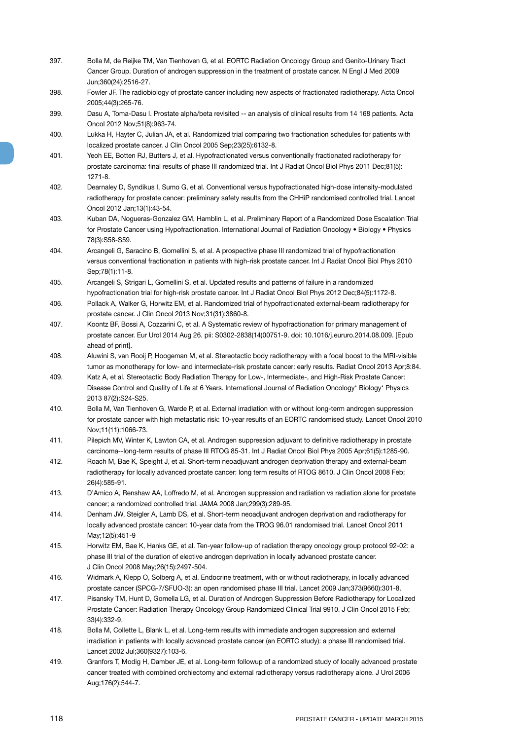397. Bolla M, de Reijke TM, Van Tienhoven G, et al. EORTC Radiation Oncology Group and Genito-Urinary Tract Cancer Group. Duration of androgen suppression in the treatment of prostate cancer. N Engl J Med 2009 Jun;360(24):2516-27.
398. Fowler JF. The radiobiology of prostate cancer including new aspects of fractionated radiotherapy. Acta Oncol 2005;44(3):265-76.
399. Dasu A, Toma-Dasu I. Prostate alpha/beta revisited -- an analysis of clinical results from 14 168 patients. Acta Oncol 2012 Nov;51(8):963-74.
400. Lukka H, Hayter C, Julian JA, et al. Randomized trial comparing two fractionation schedules for patients with localized prostate cancer. J Clin Oncol 2005 Sep;23(25):6132-8.
401. Yeoh EE, Botten RJ, Butters J, et al. Hypofractionated versus conventionally fractionated radiotherapy for prostate carcinoma: final results of phase III randomized trial. Int J Radiat Oncol Biol Phys 2011 Dec;81(5):1271-8.
402. Dearnaley D, Syndikus I, Sumo G, et al. Conventional versus hypofractionated high-dose intensity-modulated radiotherapy for prostate cancer: preliminary safety results from the CHHiP randomised controlled trial. Lancet Oncol 2012 Jan;13(1):43-54.
403. Kuban DA, Nogueras-Gonzalez GM, Hamblin L, et al. Preliminary Report of a Randomized Dose Escalation Trial for Prostate Cancer using Hypofractionation. International Journal of Radiation Oncology • Biology • Physics 78(3):S58-S59.
404. Arcangeli G, Saracino B, Gomellini S, et al. A prospective phase III randomized trial of hypofractionation versus conventional fractionation in patients with high-risk prostate cancer. Int J Radiat Oncol Biol Phys 2010 Sep;78(1):11-8.
405. Arcangeli S, Strigari L, Gomellini S, et al. Updated results and patterns of failure in a randomized hypofractionation trial for high-risk prostate cancer. Int J Radiat Oncol Biol Phys 2012 Dec;84(5):1172-8.
406. Pollack A, Walker G, Horwitz EM, et al. Randomized trial of hypofractionated external-beam radiotherapy for prostate cancer. J Clin Oncol 2013 Nov;31(31):3860-8.
407. Koontz BF, Bossi A, Cozzarini C, et al. A Systematic review of hypofractionation for primary management of prostate cancer. Eur Urol 2014 Aug 26. pii: S0302-2838(14)00751-9. doi: 10.1016/j.eururo.2014.08.009. [Epub ahead of print].
408. Aluwini S, van Rooij P, Hoogeman M, et al. Stereotactic body radiotherapy with a focal boost to the MRI-visible tumor as monotherapy for low- and intermediate-risk prostate cancer: early results. Radiat Oncol 2013 Apr;8:84.
409. Katz A, et al. Stereotactic Body Radiation Therapy for Low-, Intermediate-, and High-Risk Prostate Cancer: Disease Control and Quality of Life at 6 Years. International Journal of Radiation Oncology* Biology* Physics 2013 87(2):S24-S25.
410. Bolla M, Van Tienhoven G, Warde P, et al. External irradiation with or without long-term androgen suppression for prostate cancer with high metastatic risk: 10-year results of an EORTC randomised study. Lancet Oncol 2010 Nov;11(11):1066-73.
411. Pilepich MV, Winter K, Lawton CA, et al. Androgen suppression adjuvant to definitive radiotherapy in prostate carcinoma--long-term results of phase III RTOG 85-31. Int J Radiat Oncol Biol Phys 2005 Apr;61(5):1285-90.
412. Roach M, Bae K, Speight J, et al. Short-term neoadjuvant androgen deprivation therapy and external-beam radiotherapy for locally advanced prostate cancer: long term results of RTOG 8610. J Clin Oncol 2008 Feb; 26(4):585-91.
413. D'Amico A, Renshaw AA, Loffredo M, et al. Androgen suppression and radiation vs radiation alone for prostate cancer; a randomized controlled trial. JAMA 2008 Jan;299(3):289-95.
414. Denham JW, Steigler A, Lamb DS, et al. Short-term neoadjuvant androgen deprivation and radiotherapy for locally advanced prostate cancer: 10-year data from the TROG 96.01 randomised trial. Lancet Oncol 2011 May;12(5):451-9
415. Horwitz EM, Bae K, Hanks GE, et al. Ten-year follow-up of radiation therapy oncology group protocol 92-02: a phase III trial of the duration of elective androgen deprivation in locally advanced prostate cancer. J Clin Oncol 2008 May;26(15):2497-504.
416. Widmark A, Klepp O, Solberg A, et al. Endocrine treatment, with or without radiotherapy, in locally advanced prostate cancer (SPCG-7/SFUO-3): an open randomised phase III trial. Lancet 2009 Jan;373(9660):301-8.
417. Pisansky TM, Hunt D, Gomella LG, et al. Duration of Androgen Suppression Before Radiotherapy for Localized Prostate Cancer: Radiation Therapy Oncology Group Randomized Clinical Trial 9910. J Clin Oncol 2015 Feb; 33(4):332-9.
418. Bolla M, Collette L, Blank L, et al. Long-term results with immediate androgen suppression and external irradiation in patients with locally advanced prostate cancer (an EORTC study): a phase III randomised trial. Lancet 2002 Jul;360(9327):103-6.
419. Granfors T, Modig H, Damber JE, et al. Long-term followup of a randomized study of locally advanced prostate cancer treated with combined orchiectomy and external radiotherapy versus radiotherapy alone. J Urol 2006 Aug;176(2):544-7.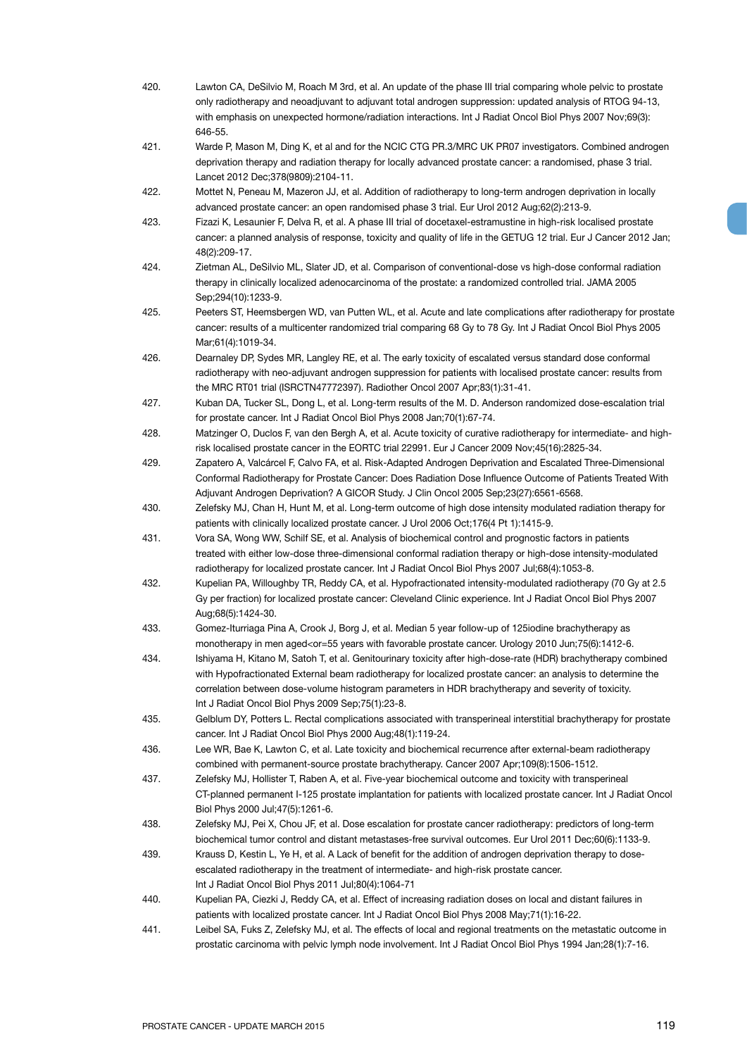420. Lawton CA, DeSilvio M, Roach M 3rd, et al. An update of the phase III trial comparing whole pelvic to prostate only radiotherapy and neoadjuvant to adjuvant total androgen suppression: updated analysis of RTOG 94-13, with emphasis on unexpected hormone/radiation interactions. Int J Radiat Oncol Biol Phys 2007 Nov;69(3): 646-55.
421. Warde P, Mason M, Ding K, et al and for the NCIC CTG PR.3/MRC UK PR07 investigators. Combined androgen deprivation therapy and radiation therapy for locally advanced prostate cancer: a randomised, phase 3 trial. Lancet 2012 Dec;378(9809):2104-11.
422. Mottet N, Peneau M, Mazeron JJ, et al. Addition of radiotherapy to long-term androgen deprivation in locally advanced prostate cancer: an open randomised phase 3 trial. Eur Urol 2012 Aug;62(2):213-9.
423. Fizazi K, Lesaunier F, Delva R, et al. A phase III trial of docetaxel-estramustine in high-risk localised prostate cancer: a planned analysis of response, toxicity and quality of life in the GETUG 12 trial. Eur J Cancer 2012 Jan; 48(2):209-17.
424. Zietman AL, DeSilvio ML, Slater JD, et al. Comparison of conventional-dose vs high-dose conformal radiation therapy in clinically localized adenocarcinoma of the prostate: a randomized controlled trial. JAMA 2005 Sep;294(10):1233-9.
425. Peeters ST, Heemsbergen WD, van Putten WL, et al. Acute and late complications after radiotherapy for prostate cancer: results of a multicenter randomized trial comparing 68 Gy to 78 Gy. Int J Radiat Oncol Biol Phys 2005 Mar;61(4):1019-34.
426. Dearnaley DP, Sydes MR, Langley RE, et al. The early toxicity of escalated versus standard dose conformal radiotherapy with neo-adjuvant androgen suppression for patients with localised prostate cancer: results from the MRC RT01 trial (ISRCTN47772397). Radiother Oncol 2007 Apr;83(1):31-41.
427. Kuban DA, Tucker SL, Dong L, et al. Long-term results of the M. D. Anderson randomized dose-escalation trial for prostate cancer. Int J Radiat Oncol Biol Phys 2008 Jan;70(1):67-74.
428. Matzinger O, Duclos F, van den Bergh A, et al. Acute toxicity of curative radiotherapy for intermediate- and high-risk localised prostate cancer in the EORTC trial 22991. Eur J Cancer 2009 Nov;45(16):2825-34.
429. Zapatero A, Valcárcel F, Calvo FA, et al. Risk-Adapted Androgen Deprivation and Escalated Three-Dimensional Conformal Radiotherapy for Prostate Cancer: Does Radiation Dose Influence Outcome of Patients Treated With Adjuvant Androgen Deprivation? A GICOR Study. J Clin Oncol 2005 Sep;23(27):6561-6568.
430. Zelefsky MJ, Chan H, Hunt M, et al. Long-term outcome of high dose intensity modulated radiation therapy for patients with clinically localized prostate cancer. J Urol 2006 Oct;176(4 Pt 1):1415-9.
431. Vora SA, Wong WW, Schild SE, et al. Analysis of biochemical control and prognostic factors in patients treated with either low-dose three-dimensional conformal radiation therapy or high-dose intensity-modulated radiotherapy for localized prostate cancer. Int J Radiat Oncol Biol Phys 2007 Jul;68(4):1053-8.
432. Kupelian PA, Willoughby TR, Reddy CA, et al. Hypofractionated intensity-modulated radiotherapy (70 Gy at 2.5 Gy per fraction) for localized prostate cancer: Cleveland Clinic experience. Int J Radiat Oncol Biol Phys 2007 Aug;68(5):1424-30.
433. Gomez-Iturriaga Pina A, Crook J, Borg J, et al. Median 5 year follow-up of 125iodine brachytherapy as monotherapy in men aged<or=55 years with favorable prostate cancer. Urology 2010 Jun;75(6):1412-6.
434. Ishiyama H, Kitano M, Satoh T, et al. Genitourinary toxicity after high-dose-rate (HDR) brachytherapy combined with Hypofractionated External beam radiotherapy for localized prostate cancer: an analysis to determine the correlation between dose-volume histogram parameters in HDR brachytherapy and severity of toxicity. Int J Radiat Oncol Biol Phys 2009 Sep;75(1):23-8.
435. Gelblum DY, Potters L. Rectal complications associated with transperineal interstitial brachytherapy for prostate cancer. Int J Radiat Oncol Biol Phys 2000 Aug;48(1):119-24.
436. Lee WR, Bae K, Lawton C, et al. Late toxicity and biochemical recurrence after external-beam radiotherapy combined with permanent-source prostate brachytherapy. Cancer 2007 Apr;109(8):1506-1512.
437. Zelefsky MJ, Hollister T, Raben A, et al. Five-year biochemical outcome and toxicity with transperineal CT-planned permanent I-125 prostate implantation for patients with localized prostate cancer. Int J Radiat Oncol Biol Phys 2000 Jul;47(5):1261-6.
438. Zelefsky MJ, Pei X, Chou JF, et al. Dose escalation for prostate cancer radiotherapy: predictors of long-term biochemical tumor control and distant metastases-free survival outcomes. Eur Urol 2011 Dec;60(6):1133-9.
439. Krauss D, Kestin L, Ye H, et al. A Lack of benefit for the addition of androgen deprivation therapy to dose-escalated radiotherapy in the treatment of intermediate- and high-risk prostate cancer. Int J Radiat Oncol Biol Phys 2011 Jul;80(4):1064-71
440. Kupelian PA, Ciezki J, Reddy CA, et al. Effect of increasing radiation doses on local and distant failures in patients with localized prostate cancer. Int J Radiat Oncol Biol Phys 2008 May;71(1):16-22.
441. Leibel SA, Fuks Z, Zelefsky MJ, et al. The effects of local and regional treatments on the metastatic outcome in prostatic carcinoma with pelvic lymph node involvement. Int J Radiat Oncol Biol Phys 1994 Jan;28(1):7-16.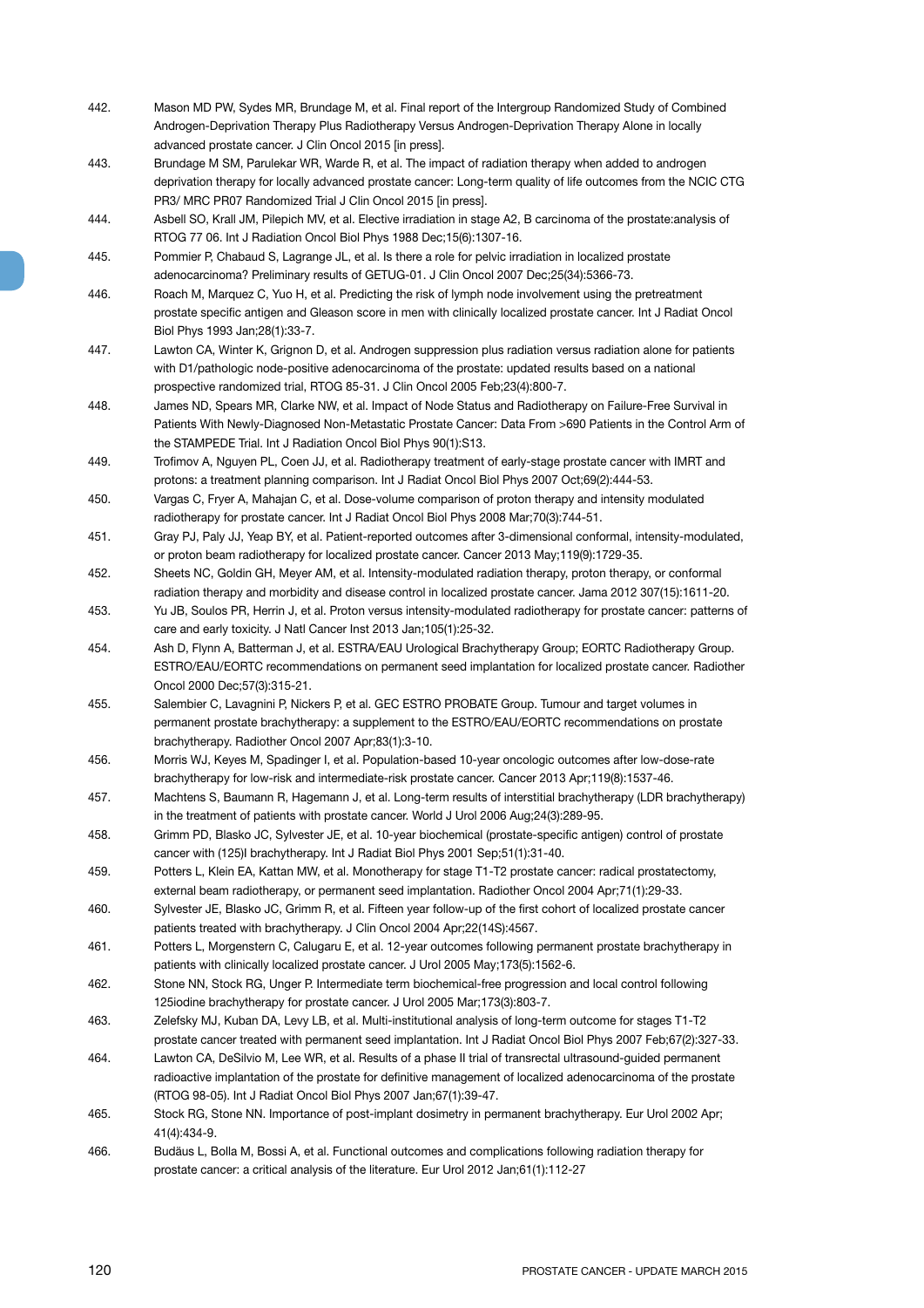442. Mason MD PW, Sydes MR, Brundage M, et al. Final report of the Intergroup Randomized Study of Combined Androgen-Deprivation Therapy Plus Radiotherapy Versus Androgen-Deprivation Therapy Alone in locally advanced prostate cancer. J Clin Oncol 2015 [in press].

443. Brundage M SM, Parulekar WR, Warde R, et al. The impact of radiation therapy when added to androgen deprivation therapy for locally advanced prostate cancer: Long-term quality of life outcomes from the NCIC CTG PR3/ MRC PR07 Randomized Trial J Clin Oncol 2015 [in press].

444. Asbell SO, Krall JM, Pilepich MV, et al. Elective irradiation in stage A2, B carcinoma of the prostate:analysis of RTOG 77 06. Int J Radiation Oncol Biol Phys 1988 Dec;15(6):1307-16.

445. Pommier P, Chabaud S, Lagrange JL, et al. Is there a role for pelvic irradiation in localized prostate adenocarcinoma? Preliminary results of GETUG-01. J Clin Oncol 2007 Dec;25(34):5366-73.

446. Roach M, Marquez C, Yuo H, et al. Predicting the risk of lymph node involvement using the pretreatment prostate specific antigen and Gleason score in men with clinically localized prostate cancer. Int J Radiat Oncol Biol Phys 1993 Jan;28(1):33-7.

447. Lawton CA, Winter K, Grignon D, et al. Androgen suppression plus radiation versus radiation alone for patients with D1/pathologic node-positive adenocarcinoma of the prostate: updated results based on a national prospective randomized trial, RTOG 85-31. J Clin Oncol 2005 Feb;23(4):800-7.

448. James ND, Spears MR, Clarke NW, et al. Impact of Node Status and Radiotherapy on Failure-Free Survival in Patients With Newly-Diagnosed Non-Metastatic Prostate Cancer: Data From >690 Patients in the Control Arm of the STAMPEDE Trial. Int J Radiation Oncol Biol Phys 90(1):S13.

449. Trofimov A, Nguyen PL, Coen JJ, et al. Radiotherapy treatment of early-stage prostate cancer with IMRT and protons: a treatment planning comparison. Int J Radiat Oncol Biol Phys 2007 Oct;69(2):444-53.

450. Vargas C, Fryer A, Mahajan C, et al. Dose-volume comparison of proton therapy and intensity modulated radiotherapy for prostate cancer. Int J Radiat Oncol Biol Phys 2008 Mar;70(3):744-51.

451. Gray PJ, Paly JJ, Yeap BY, et al. Patient-reported outcomes after 3-dimensional conformal, intensity-modulated, or proton beam radiotherapy for localized prostate cancer. Cancer 2013 May;119(9):1729-35.

452. Sheets NC, Goldin GH, Meyer AM, et al. Intensity-modulated radiation therapy, proton therapy, or conformal radiation therapy and morbidity and disease control in localized prostate cancer. Jama 2012 307(15):1611-20.

453. Yu JB, Soulos PR, Herrin J, et al. Proton versus intensity-modulated radiotherapy for prostate cancer: patterns of care and early toxicity. J Natl Cancer Inst 2013 Jan;105(1):25-32.

454. Ash D, Flynn A, Batterman J, et al. ESTRA/EAU Urological Brachytherapy Group; EORTC Radiotherapy Group. ESTRO/EAU/EORTC recommendations on permanent seed implantation for localized prostate cancer. Radiother Oncol 2000 Dec;57(3):315-21.

455. Salembier C, Lavagnini P, Nickers P, et al. GEC ESTRO PROBATE Group. Tumour and target volumes in permanent prostate brachytherapy: a supplement to the ESTRO/EAU/EORTC recommendations on prostate brachytherapy. Radiother Oncol 2007 Apr;83(1):3-10.

456. Morris WJ, Keyes M, Spadinger I, et al. Population-based 10-year oncologic outcomes after low-dose-rate brachytherapy for low-risk and intermediate-risk prostate cancer. Cancer 2013 Apr;119(8):1537-46.

457. Machtens S, Baumann R, Hagemann J, et al. Long-term results of interstitial brachytherapy (LDR brachytherapy) in the treatment of patients with prostate cancer. World J Urol 2006 Aug;24(3):289-95.

458. Grimm PD, Blasko JC, Sylvester JE, et al. 10-year biochemical (prostate-specific antigen) control of prostate cancer with (125)I brachytherapy. Int J Radiat Biol Phys 2001 Sep;51(1):31-40.

459. Potters L, Klein EA, Kattan MW, et al. Monotherapy for stage T1-T2 prostate cancer: radical prostatectomy, external beam radiotherapy, or permanent seed implantation. Radiother Oncol 2004 Apr;71(1):29-33.

460. Sylvester JE, Blasko JC, Grimm R, et al. Fifteen year follow-up of the first cohort of localized prostate cancer patients treated with brachytherapy. J Clin Oncol 2004 Apr;22(14S):4567.

461. Potters L, Morgenstern C, Calugaru E, et al. 12-year outcomes following permanent prostate brachytherapy in patients with clinically localized prostate cancer. J Urol 2005 May;173(5):1562-6.

462. Stone NN, Stock RG, Unger P. Intermediate term biochemical-free progression and local control following 125iodine brachytherapy for prostate cancer. J Urol 2005 Mar;173(3):803-7.

463. Zelefsky MJ, Kuban DA, Levy LB, et al. Multi-institutional analysis of long-term outcome for stages T1-T2 prostate cancer treated with permanent seed implantation. Int J Radiat Oncol Biol Phys 2007 Feb;67(2):327-33.

464. Lawton CA, DeSilvio M, Lee WR, et al. Results of a phase II trial of transrectal ultrasound-guided permanent radioactive implantation of the prostate for definitive management of localized adenocarcinoma of the prostate (RTOG 98-05). Int J Radiat Oncol Biol Phys 2007 Jan;67(1):39-47.

465. Stock RG, Stone NN. Importance of post-implant dosimetry in permanent brachytherapy. Eur Urol 2002 Apr; 41(4):434-9.

466. Budäus L, Bolla M, Bossi A, et al. Functional outcomes and complications following radiation therapy for prostate cancer: a critical analysis of the literature. Eur Urol 2012 Jan;61(1):112-27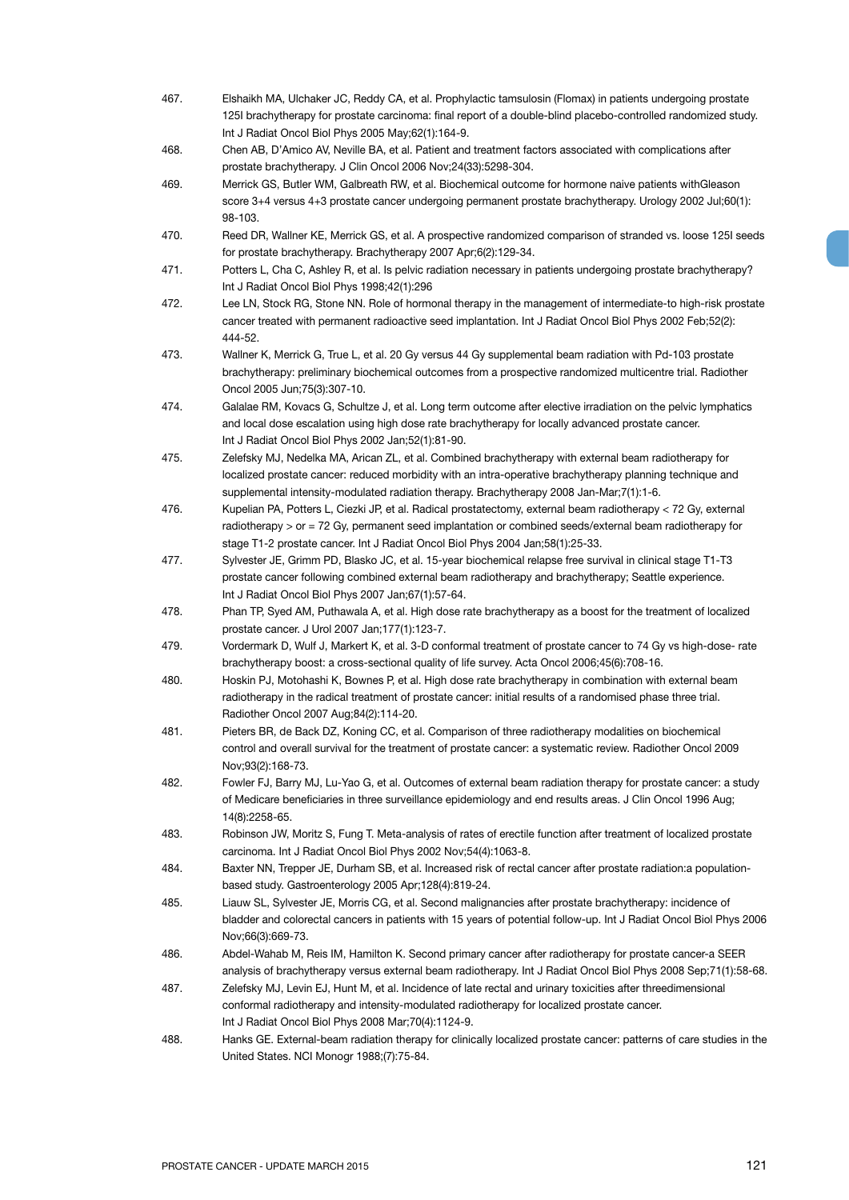467. Elshaikh MA, Ulchaker JC, Reddy CA, et al. Prophylactic tamsulosin (Flomax) in patients undergoing prostate 125I brachytherapy for prostate carcinoma: final report of a double-blind placebo-controlled randomized study. Int J Radiat Oncol Biol Phys 2005 May;62(1):164-9.
468. Chen AB, D'Amico AV, Neville BA, et al. Patient and treatment factors associated with complications after prostate brachytherapy. J Clin Oncol 2006 Nov;24(33):5298-304.
469. Merrick GS, Butler WM, Galbreath RW, et al. Biochemical outcome for hormone naive patients withGleason score 3+4 versus 4+3 prostate cancer undergoing permanent prostate brachytherapy. Urology 2002 Jul;60(1): 98-103.
470. Reed DR, Wallner KE, Merrick GS, et al. A prospective randomized comparison of stranded vs. loose 125I seeds for prostate brachytherapy. Brachytherapy 2007 Apr;6(2):129-34.
471. Potters L, Cha C, Ashley R, et al. Is pelvic radiation necessary in patients undergoing prostate brachytherapy? Int J Radiat Oncol Biol Phys 1998;42(1):296
472. Lee LN, Stock RG, Stone NN. Role of hormonal therapy in the management of intermediate-to high-risk prostate cancer treated with permanent radioactive seed implantation. Int J Radiat Oncol Biol Phys 2002 Feb;52(2): 444-52.
473. Wallner K, Merrick G, True L, et al. 20 Gy versus 44 Gy supplemental beam radiation with Pd-103 prostate brachytherapy: preliminary biochemical outcomes from a prospective randomized multicentre trial. Radiother Oncol 2005 Jun;75(3):307-10.
474. Galalae RM, Kovacs G, Schultze J, et al. Long term outcome after elective irradiation on the pelvic lymphatics and local dose escalation using high dose rate brachytherapy for locally advanced prostate cancer. Int J Radiat Oncol Biol Phys 2002 Jan;52(1):81-90.
475. Zelefsky MJ, Nedelka MA, Arican ZL, et al. Combined brachytherapy with external beam radiotherapy for localized prostate cancer: reduced morbidity with an intra-operative brachytherapy planning technique and supplemental intensity-modulated radiation therapy. Brachytherapy 2008 Jan-Mar;7(1):1-6.
476. Kupelian PA, Potters L, Ciezki JP, et al. Radical prostatectomy, external beam radiotherapy < 72 Gy, external radiotherapy > or = 72 Gy, permanent seed implantation or combined seeds/external beam radiotherapy for stage T1-2 prostate cancer. Int J Radiat Oncol Biol Phys 2004 Jan;58(1):25-33.
477. Sylvester JE, Grimm PD, Blasko JC, et al. 15-year biochemical relapse free survival in clinical stage T1-T3 prostate cancer following combined external beam radiotherapy and brachytherapy; Seattle experience. Int J Radiat Oncol Biol Phys 2007 Jan;67(1):57-64.
478. Phan TP, Syed AM, Puthawala A, et al. High dose rate brachytherapy as a boost for the treatment of localized prostate cancer. J Urol 2007 Jan;177(1):123-7.
479. Vordermark D, Wulf J, Markert K, et al. 3-D conformal treatment of prostate cancer to 74 Gy vs high-dose- rate brachytherapy boost: a cross-sectional quality of life survey. Acta Oncol 2006;45(6):708-16.
480. Hoskin PJ, Motohashi K, Bownes P, et al. High dose rate brachytherapy in combination with external beam radiotherapy in the radical treatment of prostate cancer: initial results of a randomised phase three trial. Radiother Oncol 2007 Aug;84(2):114-20.
481. Pieters BR, de Back DZ, Koning CC, et al. Comparison of three radiotherapy modalities on biochemical control and overall survival for the treatment of prostate cancer: a systematic review. Radiother Oncol 2009 Nov;93(2):168-73.
482. Fowler FJ, Barry MJ, Lu-Yao G, et al. Outcomes of external beam radiation therapy for prostate cancer: a study of Medicare beneficiaries in three surveillance epidemiology and end results areas. J Clin Oncol 1996 Aug; 14(8):2258-65.
483. Robinson JW, Moritz S, Fung T. Meta-analysis of rates of erectile function after treatment of localized prostate carcinoma. Int J Radiat Oncol Biol Phys 2002 Nov;54(4):1063-8.
484. Baxter NN, Trepper JE, Durham SB, et al. Increased risk of rectal cancer after prostate radiation:a population-based study. Gastroenterology 2005 Apr;128(4):819-24.
485. Liauw SL, Sylvester JE, Morris CG, et al. Second malignancies after prostate brachytherapy: incidence of bladder and colorectal cancers in patients with 15 years of potential follow-up. Int J Radiat Oncol Biol Phys 2006 Nov;66(3):669-73.
486. Abdel-Wahab M, Reis IM, Hamilton K. Second primary cancer after radiotherapy for prostate cancer-a SEER analysis of brachytherapy versus external beam radiotherapy. Int J Radiat Oncol Biol Phys 2008 Sep;71(1):58-68.
487. Zelefsky MJ, Levin EJ, Hunt M, et al. Incidence of late rectal and urinary toxicities after threedimensional conformal radiotherapy and intensity-modulated radiotherapy for localized prostate cancer. Int J Radiat Oncol Biol Phys 2008 Mar;70(4):1124-9.
488. Hanks GE. External-beam radiation therapy for clinically localized prostate cancer: patterns of care studies in the United States. NCI Monogr 1988;(7):75-84.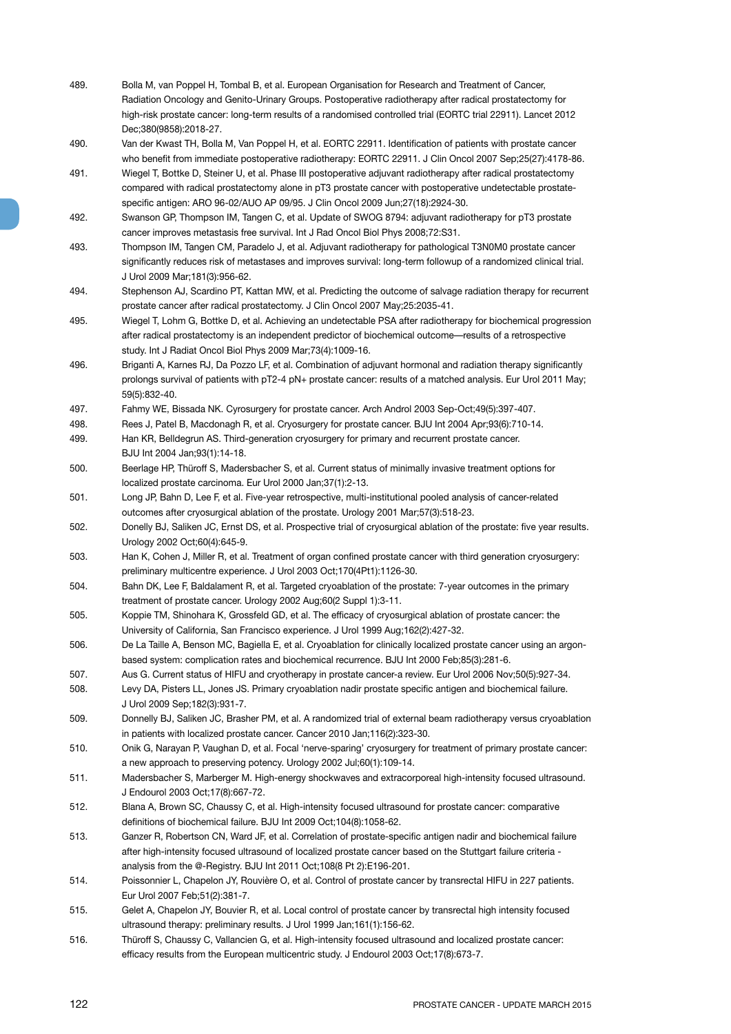489. Bolla M, van Poppel H, Tombal B, et al. European Organisation for Research and Treatment of Cancer, Radiation Oncology and Genito-Urinary Groups. Postoperative radiotherapy after radical prostatectomy for high-risk prostate cancer: long-term results of a randomised controlled trial (EORTC trial 22911). Lancet 2012 Dec;380(9858):2018-27.
490. Van der Kwast TH, Bolla M, Van Poppel H, et al. EORTC 22911. Identification of patients with prostate cancer who benefit from immediate postoperative radiotherapy: EORTC 22911. J Clin Oncol 2007 Sep;25(27):4178-86.
491. Wiegel T, Bottke D, Steiner U, et al. Phase III postoperative adjuvant radiotherapy after radical prostatectomy compared with radical prostatectomy alone in pT3 prostate cancer with postoperative undetectable prostate-specific antigen: ARO 96-02/AUO AP 09/95. J Clin Oncol 2009 Jun;27(18):2924-30.
492. Swanson GP, Thompson IM, Tangen C, et al. Update of SWOG 8794: adjuvant radiotherapy for pT3 prostate cancer improves metastasis free survival. Int J Rad Oncol Biol Phys 2008;72:S31.
493. Thompson IM, Tangen CM, Paradelo J, et al. Adjuvant radiotherapy for pathological T3N0M0 prostate cancer significantly reduces risk of metastases and improves survival: long-term followup of a randomized clinical trial. J Urol 2009 Mar;181(3):956-62.
494. Stephenson AJ, Scardino PT, Kattan MW, et al. Predicting the outcome of salvage radiation therapy for recurrent prostate cancer after radical prostatectomy. J Clin Oncol 2007 May;25:2035-41.
495. Wiegel T, Lohm G, Bottke D, et al. Achieving an undetectable PSA after radiotherapy for biochemical progression after radical prostatectomy is an independent predictor of biochemical outcome—results of a retrospective study. Int J Radiat Oncol Biol Phys 2009 Mar;73(4):1009-16.
496. Briganti A, Karnes RJ, Da Pozzo LF, et al. Combination of adjuvant hormonal and radiation therapy significantly prolongs survival of patients with pT2-4 pN+ prostate cancer: results of a matched analysis. Eur Urol 2011 May; 59(5):832-40.
497. Fahmy WE, Bissada NK. Cyrosurgery for prostate cancer. Arch Androl 2003 Sep-Oct;49(5):397-407.
498. Rees J, Patel B, Macdonagh R, et al. Cryosurgery for prostate cancer. BJU Int 2004 Apr;93(6):710-14.
499. Han KR, Belldegrun AS. Third-generation cryosurgery for primary and recurrent prostate cancer. BJU Int 2004 Jan;93(1):14-18.
500. Beerlage HP, Thüroff S, Madersbacher S, et al. Current status of minimally invasive treatment options for localized prostate carcinoma. Eur Urol 2000 Jan;37(1):2-13.
501. Long JP, Bahn D, Lee F, et al. Five-year retrospective, multi-institutional pooled analysis of cancer-related outcomes after cryosurgical ablation of the prostate. Urology 2001 Mar;57(3):518-23.
502. Donelly BJ, Saliken JC, Ernst DS, et al. Prospective trial of cryosurgical ablation of the prostate: five year results. Urology 2002 Oct;60(4):645-9.
503. Han K, Cohen J, Miller R, et al. Treatment of organ confined prostate cancer with third generation cryosurgery: preliminary multicentre experience. J Urol 2003 Oct;170(4Pt1):1126-30.
504. Bahn DK, Lee F, Baldalament R, et al. Targeted cryoablation of the prostate: 7-year outcomes in the primary treatment of prostate cancer. Urology 2002 Aug;60(2 Suppl 1):3-11.
505. Koppie TM, Shinohara K, Grossfeld GD, et al. The efficacy of cryosurgical ablation of prostate cancer: the University of California, San Francisco experience. J Urol 1999 Aug;162(2):427-32.
506. De La Taille A, Benson MC, Bagiella E, et al. Cryoablation for clinically localized prostate cancer using an argon-based system: complication rates and biochemical recurrence. BJU Int 2000 Feb;85(3):281-6.
507. Aus G. Current status of HIFU and cryotherapy in prostate cancer-a review. Eur Urol 2006 Nov;50(5):927-34.
508. Levy DA, Pisters LL, Jones JS. Primary cryoablation nadir prostate specific antigen and biochemical failure. J Urol 2009 Sep;182(3):931-7.
509. Donnelly BJ, Saliken JC, Brasher PM, et al. A randomized trial of external beam radiotherapy versus cryoablation in patients with localized prostate cancer. Cancer 2010 Jan;116(2):323-30.
510. Onik G, Narayan P, Vaughan D, et al. Focal 'nerve-sparing' cryosurgery for treatment of primary prostate cancer: a new approach to preserving potency. Urology 2002 Jul;60(1):109-14.
511. Madersbacher S, Marberger M. High-energy shockwaves and extracorporeal high-intensity focused ultrasound. J Endourol 2003 Oct;17(8):667-72.
512. Blana A, Brown SC, Chaussy C, et al. High-intensity focused ultrasound for prostate cancer: comparative definitions of biochemical failure. BJU Int 2009 Oct;104(8):1058-62.
513. Ganzer R, Robertson CN, Ward JF, et al. Correlation of prostate-specific antigen nadir and biochemical failure after high-intensity focused ultrasound of localized prostate cancer based on the Stuttgart failure criteria - analysis from the @-Registry. BJU Int 2011 Oct;108(8 Pt 2):E196-201.
514. Poissonnier L, Chapelon JY, Rouvière O, et al. Control of prostate cancer by transrectal HIFU in 227 patients. Eur Urol 2007 Feb;51(2):381-7.
515. Gelet A, Chapelon JY, Bouvier R, et al. Local control of prostate cancer by transrectal high intensity focused ultrasound therapy: preliminary results. J Urol 1999 Jan;161(1):156-62.
516. Thüroff S, Chaussy C, Vallancien G, et al. High-intensity focused ultrasound and localized prostate cancer: efficacy results from the European multicentric study. J Endourol 2003 Oct;17(8):673-7.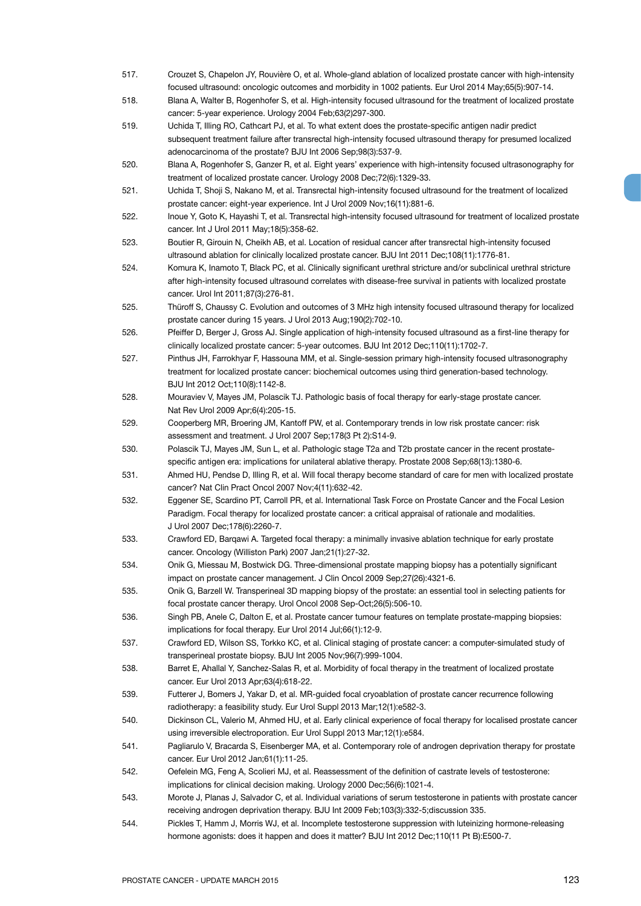517. Crouzet S, Chapelon JY, Rouvière O, et al. Whole-gland ablation of localized prostate cancer with high-intensity focused ultrasound: oncologic outcomes and morbidity in 1002 patients. Eur Urol 2014 May;65(5):907-14.
518. Blana A, Walter B, Rogenhofer S, et al. High-intensity focused ultrasound for the treatment of localized prostate cancer: 5-year experience. Urology 2004 Feb;63(2)297-300.
519. Uchida T, Illing RO, Cathcart PJ, et al. To what extent does the prostate-specific antigen nadir predict subsequent treatment failure after transrectal high-intensity focused ultrasound therapy for presumed localized adenocarcinoma of the prostate? BJU Int 2006 Sep;98(3):537-9.
520. Blana A, Rogenhofer S, Ganzer R, et al. Eight years' experience with high-intensity focused ultrasonography for treatment of localized prostate cancer. Urology 2008 Dec;72(6):1329-33.
521. Uchida T, Shoji S, Nakano M, et al. Transrectal high-intensity focused ultrasound for the treatment of localized prostate cancer: eight-year experience. Int J Urol 2009 Nov;16(11):881-6.
522. Inoue Y, Goto K, Hayashi T, et al. Transrectal high-intensity focused ultrasound for treatment of localized prostate cancer. Int J Urol 2011 May;18(5):358-62.
523. Boutier R, Girouin N, Cheikh AB, et al. Location of residual cancer after transrectal high-intensity focused ultrasound ablation for clinically localized prostate cancer. BJU Int 2011 Dec;108(11):1776-81.
524. Komura K, Inamoto T, Black PC, et al. Clinically significant urethral stricture and/or subclinical urethral stricture after high-intensity focused ultrasound correlates with disease-free survival in patients with localized prostate cancer. Urol Int 2011;87(3):276-81.
525. Thüroff S, Chaussy C. Evolution and outcomes of 3 MHz high intensity focused ultrasound therapy for localized prostate cancer during 15 years. J Urol 2013 Aug;190(2):702-10.
526. Pfeiffer D, Berger J, Gross AJ. Single application of high-intensity focused ultrasound as a first-line therapy for clinically localized prostate cancer: 5-year outcomes. BJU Int 2012 Dec;110(11):1702-7.
527. Pinthus JH, Farrokhyar F, Hassouna MM, et al. Single-session primary high-intensity focused ultrasonography treatment for localized prostate cancer: biochemical outcomes using third generation-based technology. BJU Int 2012 Oct;110(8):1142-8.
528. Mouraviev V, Mayes JM, Polascik TJ. Pathologic basis of focal therapy for early-stage prostate cancer. Nat Rev Urol 2009 Apr;6(4):205-15.
529. Cooperberg MR, Broering JM, Kantoff PW, et al. Contemporary trends in low risk prostate cancer: risk assessment and treatment. J Urol 2007 Sep;178(3 Pt 2):S14-9.
530. Polascik TJ, Mayes JM, Sun L, et al. Pathologic stage T2a and T2b prostate cancer in the recent prostate-specific antigen era: implications for unilateral ablative therapy. Prostate 2008 Sep;68(13):1380-6.
531. Ahmed HU, Pendse D, Illing R, et al. Will focal therapy become standard of care for men with localized prostate cancer? Nat Clin Pract Oncol 2007 Nov;4(11):632-42.
532. Eggener SE, Scardino PT, Carroll PR, et al. International Task Force on Prostate Cancer and the Focal Lesion Paradigm. Focal therapy for localized prostate cancer: a critical appraisal of rationale and modalities. J Urol 2007 Dec;178(6):2260-7.
533. Crawford ED, Barqawi A. Targeted focal therapy: a minimally invasive ablation technique for early prostate cancer. Oncology (Williston Park) 2007 Jan;21(1):27-32.
534. Onik G, Miessau M, Bostwick DG. Three-dimensional prostate mapping biopsy has a potentially significant impact on prostate cancer management. J Clin Oncol 2009 Sep;27(26):4321-6.
535. Onik G, Barzell W. Transperineal 3D mapping biopsy of the prostate: an essential tool in selecting patients for focal prostate cancer therapy. Urol Oncol 2008 Sep-Oct;26(5):506-10.
536. Singh PB, Anele C, Dalton E, et al. Prostate cancer tumour features on template prostate-mapping biopsies: implications for focal therapy. Eur Urol 2014 Jul;66(1):12-9.
537. Crawford ED, Wilson SS, Torkko KC, et al. Clinical staging of prostate cancer: a computer-simulated study of transperineal prostate biopsy. BJU Int 2005 Nov;96(7):999-1004.
538. Barret E, Ahallal Y, Sanchez-Salas R, et al. Morbidity of focal therapy in the treatment of localized prostate cancer. Eur Urol 2013 Apr;63(4):618-22.
539. Futterer J, Bomers J, Yakar D, et al. MR-guided focal cryoablation of prostate cancer recurrence following radiotherapy: a feasibility study. Eur Urol Suppl 2013 Mar;12(1):e582-3.
540. Dickinson CL, Valerio M, Ahmed HU, et al. Early clinical experience of focal therapy for localised prostate cancer using irreversible electroporation. Eur Urol Suppl 2013 Mar;12(1):e584.
541. Pagliarulo V, Bracarda S, Eisenberger MA, et al. Contemporary role of androgen deprivation therapy for prostate cancer. Eur Urol 2012 Jan;61(1):11-25.
542. Oefelein MG, Feng A, Scolieri MJ, et al. Reassessment of the definition of castrate levels of testosterone: implications for clinical decision making. Urology 2000 Dec;56(6):1021-4.
543. Morote J, Planas J, Salvador C, et al. Individual variations of serum testosterone in patients with prostate cancer receiving androgen deprivation therapy. BJU Int 2009 Feb;103(3):332-5;discussion 335.
544. Pickles T, Hamm J, Morris WJ, et al. Incomplete testosterone suppression with luteinizing hormone-releasing hormone agonists: does it happen and does it matter? BJU Int 2012 Dec;110(11 Pt B):E500-7.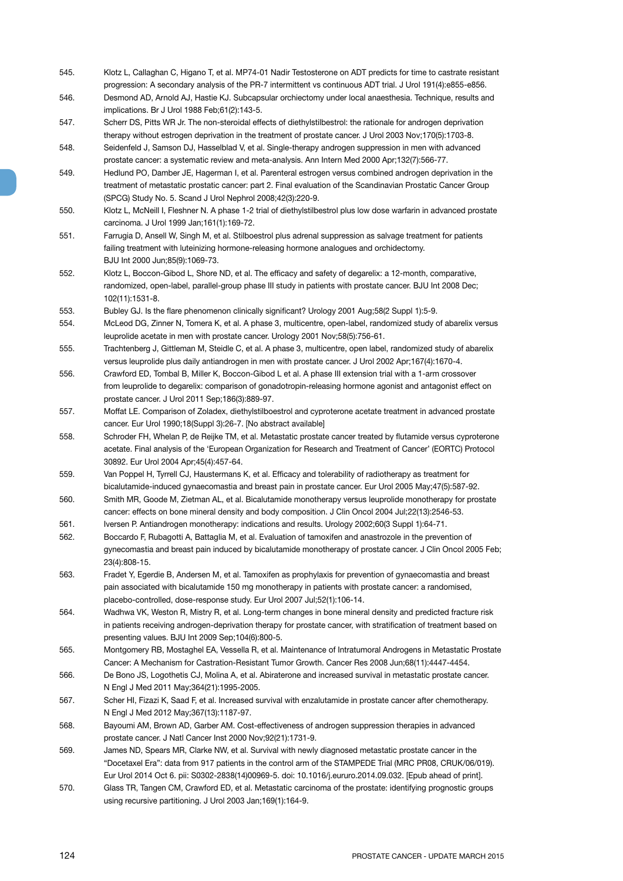545. Klotz L, Callaghan C, Higano T, et al. MP74-01 Nadir Testosterone on ADT predicts for time to castrate resistant progression: A secondary analysis of the PR-7 intermittent vs continuous ADT trial. J Urol 191(4):e855-e856.

546. Desmond AD, Arnold AJ, Hastie KJ. Subcapsular orchiectomy under local anaesthesia. Technique, results and implications. Br J Urol 1988 Feb;61(2):143-5.

547. Scherr DS, Pitts WR Jr. The non-steroidal effects of diethylstilbestrol: the rationale for androgen deprivation therapy without estrogen deprivation in the treatment of prostate cancer. J Urol 2003 Nov;170(5):1703-8.

548. Seidenfeld J, Samson DJ, Hasselblad V, et al. Single-therapy androgen suppression in men with advanced prostate cancer: a systematic review and meta-analysis. Ann Intern Med 2000 Apr;132(7):566-77.

549. Hedlund PO, Damber JE, Hagerman I, et al. Parenteral estrogen versus combined androgen deprivation in the treatment of metastatic prostatic cancer: part 2. Final evaluation of the Scandinavian Prostatic Cancer Group (SPCG) Study No. 5. Scand J Urol Nephrol 2008;42(3):220-9.

550. Klotz L, McNeill I, Fleshner N. A phase 1-2 trial of diethylstilbestrol plus low dose warfarin in advanced prostate carcinoma. J Urol 1999 Jan;161(1):169-72.

551. Farrugia D, Ansell W, Singh M, et al. Stilboestrol plus adrenal suppression as salvage treatment for patients failing treatment with luteinizing hormone-releasing hormone analogues and orchidectomy. BJU Int 2000 Jun;85(9):1069-73.

552. Klotz L, Boccon-Gibod L, Shore ND, et al. The efficacy and safety of degarelix: a 12-month, comparative, randomized, open-label, parallel-group phase III study in patients with prostate cancer. BJU Int 2008 Dec; 102(11):1531-8.

553. Bubley GJ. Is the flare phenomenon clinically significant? Urology 2001 Aug;58(2 Suppl 1):5-9.

554. McLeod DG, Zinner N, Tomera K, et al. A phase 3, multicentre, open-label, randomized study of abarelix versus leuprolide acetate in men with prostate cancer. Urology 2001 Nov;58(5):756-61.

555. Trachtenberg J, Gittleman M, Steidle C, et al. A phase 3, multicentre, open label, randomized study of abarelix versus leuprolide plus daily antiandrogen in men with prostate cancer. J Urol 2002 Apr;167(4):1670-4.

556. Crawford ED, Tombal B, Miller K, Boccon-Gibod L et al. A phase III extension trial with a 1-arm crossover from leuprolide to degarelix: comparison of gonadotropin-releasing hormone agonist and antagonist effect on prostate cancer. J Urol 2011 Sep;186(3):889-97.

557. Moffat LE. Comparison of Zoladex, diethylstilboestrol and cyproterone acetate treatment in advanced prostate cancer. Eur Urol 1990;18(Suppl 3):26-7. [No abstract available]

558. Schroder FH, Whelan P, de Reijke TM, et al. Metastatic prostate cancer treated by flutamide versus cyproterone acetate. Final analysis of the 'European Organization for Research and Treatment of Cancer' (EORTC) Protocol 30892. Eur Urol 2004 Apr;45(4):457-64.

559. Van Poppel H, Tyrrell CJ, Haustermans K, et al. Efficacy and tolerability of radiotherapy as treatment for bicalutamide-induced gynaecomastia and breast pain in prostate cancer. Eur Urol 2005 May;47(5):587-92.

560. Smith MR, Goode M, Zietman AL, et al. Bicalutamide monotherapy versus leuprolide monotherapy for prostate cancer: effects on bone mineral density and body composition. J Clin Oncol 2004 Jul;22(13):2546-53.

561. Iversen P. Antiandrogen monotherapy: indications and results. Urology 2002;60(3 Suppl 1):64-71.

562. Boccardo F, Rubagotti A, Battaglia M, et al. Evaluation of tamoxifen and anastrozole in the prevention of gynecomastia and breast pain induced by bicalutamide monotherapy of prostate cancer. J Clin Oncol 2005 Feb; 23(4):808-15.

563. Fradet Y, Egerdie B, Andersen M, et al. Tamoxifen as prophylaxis for prevention of gynaecomastia and breast pain associated with bicalutamide 150 mg monotherapy in patients with prostate cancer: a randomised, placebo-controlled, dose-response study. Eur Urol 2007 Jul;52(1):106-14.

564. Wadhwa VK, Weston R, Mistry R, et al. Long-term changes in bone mineral density and predicted fracture risk in patients receiving androgen-deprivation therapy for prostate cancer, with stratification of treatment based on presenting values. BJU Int 2009 Sep;104(6):800-5.

565. Montgomery RB, Mostaghel EA, Vessella R, et al. Maintenance of Intratumoral Androgens in Metastatic Prostate Cancer: A Mechanism for Castration-Resistant Tumor Growth. Cancer Res 2008 Jun;68(11):4447-4454.

566. De Bono JS, Logothetis CJ, Molina A, et al. Abiraterone and increased survival in metastatic prostate cancer. N Engl J Med 2011 May;364(21):1995-2005.

567. Scher HI, Fizazi K, Saad F, et al. Increased survival with enzalutamide in prostate cancer after chemotherapy. N Engl J Med 2012 May;367(13):1187-97.

568. Bayoumi AM, Brown AD, Garber AM. Cost-effectiveness of androgen suppression therapies in advanced prostate cancer. J Natl Cancer Inst 2000 Nov;92(21):1731-9.

569. James ND, Spears MR, Clarke NW, et al. Survival with newly diagnosed metastatic prostate cancer in the "Docetaxel Era": data from 917 patients in the control arm of the STAMPEDE Trial (MRC PR08, CRUK/06/019). Eur Urol 2014 Oct 6. pii: S0302-2838(14)00969-5. doi: 10.1016/j.eururo.2014.09.032. [Epub ahead of print].

570. Glass TR, Tangen CM, Crawford ED, et al. Metastatic carcinoma of the prostate: identifying prognostic groups using recursive partitioning. J Urol 2003 Jan;169(1):164-9.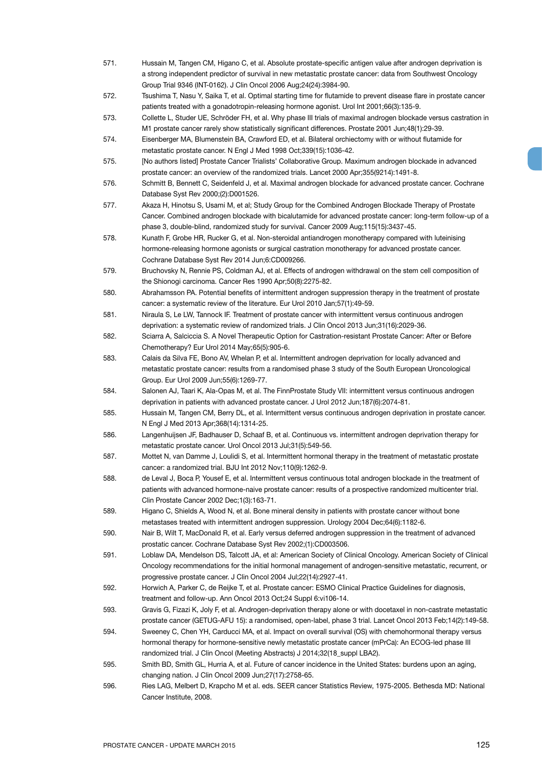571. Hussain M, Tangen CM, Higano C, et al. Absolute prostate-specific antigen value after androgen deprivation is a strong independent predictor of survival in new metastatic prostate cancer: data from Southwest Oncology Group Trial 9346 (INT-0162). J Clin Oncol 2006 Aug;24(24):3984-90.
572. Tsushima T, Nasu Y, Saika T, et al. Optimal starting time for flutamide to prevent disease flare in prostate cancer patients treated with a gonadotropin-releasing hormone agonist. Urol Int 2001;66(3):135-9.
573. Collette L, Studer UE, Schröder FH, et al. Why phase III trials of maximal androgen blockade versus castration in M1 prostate cancer rarely show statistically significant differences. Prostate 2001 Jun;48(1):29-39.
574. Eisenberger MA, Blumenstein BA, Crawford ED, et al. Bilateral orchiectomy with or without flutamide for metastatic prostate cancer. N Engl J Med 1998 Oct;339(15):1036-42.
575. [No authors listed] Prostate Cancer Trialists' Collaborative Group. Maximum androgen blockade in advanced prostate cancer: an overview of the randomized trials. Lancet 2000 Apr;355(9214):1491-8.
576. Schmitt B, Bennett C, Seidenfeld J, et al. Maximal androgen blockade for advanced prostate cancer. Cochrane Database Syst Rev 2000;(2):D001526.
577. Akaza H, Hinotsu S, Usami M, et al; Study Group for the Combined Androgen Blockade Therapy of Prostate Cancer. Combined androgen blockade with bicalutamide for advanced prostate cancer: long-term follow-up of a phase 3, double-blind, randomized study for survival. Cancer 2009 Aug;115(15):3437-45.
578. Kunath F, Grobe HR, Rucker G, et al. Non-steroidal antiandrogen monotherapy compared with luteinising hormone-releasing hormone agonists or surgical castration monotherapy for advanced prostate cancer. Cochrane Database Syst Rev 2014 Jun;6:CD009266.
579. Bruchovsky N, Rennie PS, Coldman AJ, et al. Effects of androgen withdrawal on the stem cell composition of the Shionogi carcinoma. Cancer Res 1990 Apr;50(8):2275-82.
580. Abrahamsson PA. Potential benefits of intermittent androgen suppression therapy in the treatment of prostate cancer: a systematic review of the literature. Eur Urol 2010 Jan;57(1):49-59.
581. Niraula S, Le LW, Tannock IF. Treatment of prostate cancer with intermittent versus continuous androgen deprivation: a systematic review of randomized trials. J Clin Oncol 2013 Jun;31(16):2029-36.
582. Sciarra A, Salciccia S. A Novel Therapeutic Option for Castration-resistant Prostate Cancer: After or Before Chemotherapy? Eur Urol 2014 May;65(5):905-6.
583. Calais da Silva FE, Bono AV, Whelan P, et al. Intermittent androgen deprivation for locally advanced and metastatic prostate cancer: results from a randomised phase 3 study of the South European Uroncological Group. Eur Urol 2009 Jun;55(6):1269-77.
584. Salonen AJ, Taari K, Ala-Opas M, et al. The FinnProstate Study VII: intermittent versus continuous androgen deprivation in patients with advanced prostate cancer. J Urol 2012 Jun;187(6):2074-81.
585. Hussain M, Tangen CM, Berry DL, et al. Intermittent versus continuous androgen deprivation in prostate cancer. N Engl J Med 2013 Apr;368(14):1314-25.
586. Langenhuijsen JF, Badhauser D, Schaaf B, et al. Continuous vs. intermittent androgen deprivation therapy for metastatic prostate cancer. Urol Oncol 2013 Jul;31(5):549-56.
587. Mottet N, van Damme J, Loulidi S, et al. Intermittent hormonal therapy in the treatment of metastatic prostate cancer: a randomized trial. BJU Int 2012 Nov;110(9):1262-9.
588. de Leval J, Boca P, Yousef E, et al. Intermittent versus continuous total androgen blockade in the treatment of patients with advanced hormone-naive prostate cancer: results of a prospective randomized multicenter trial. Clin Prostate Cancer 2002 Dec;1(3):163-71.
589. Higano C, Shields A, Wood N, et al. Bone mineral density in patients with prostate cancer without bone metastases treated with intermittent androgen suppression. Urology 2004 Dec;64(6):1182-6.
590. Nair B, Wilt T, MacDonald R, et al. Early versus deferred androgen suppression in the treatment of advanced prostatic cancer. Cochrane Database Syst Rev 2002;(1):CD003506.
591. Loblaw DA, Mendelson DS, Talcott JA, et al: American Society of Clinical Oncology. American Society of Clinical Oncology recommendations for the initial hormonal management of androgen-sensitive metastatic, recurrent, or progressive prostate cancer. J Clin Oncol 2004 Jul;22(14):2927-41.
592. Horwich A, Parker C, de Reijke T, et al. Prostate cancer: ESMO Clinical Practice Guidelines for diagnosis, treatment and follow-up. Ann Oncol 2013 Oct;24 Suppl 6:vi106-14.
593. Gravis G, Fizazi K, Joly F, et al. Androgen-deprivation therapy alone or with docetaxel in non-castrate metastatic prostate cancer (GETUG-AFU 15): a randomised, open-label, phase 3 trial. Lancet Oncol 2013 Feb;14(2):149-58.
594. Sweeney C, Chen YH, Carducci MA, et al. Impact on overall survival (OS) with chemohormonal therapy versus hormonal therapy for hormone-sensitive newly metastatic prostate cancer (mPrCa): An ECOG-led phase III randomized trial. J Clin Oncol (Meeting Abstracts) J 2014;32(18_suppl LBA2).
595. Smith BD, Smith GL, Hurria A, et al. Future of cancer incidence in the United States: burdens upon an aging, changing nation. J Clin Oncol 2009 Jun;27(17):2758-65.
596. Ries LAG, Melbert D, Krapcho M et al. eds. SEER cancer Statistics Review, 1975-2005. Bethesda MD: National Cancer Institute, 2008.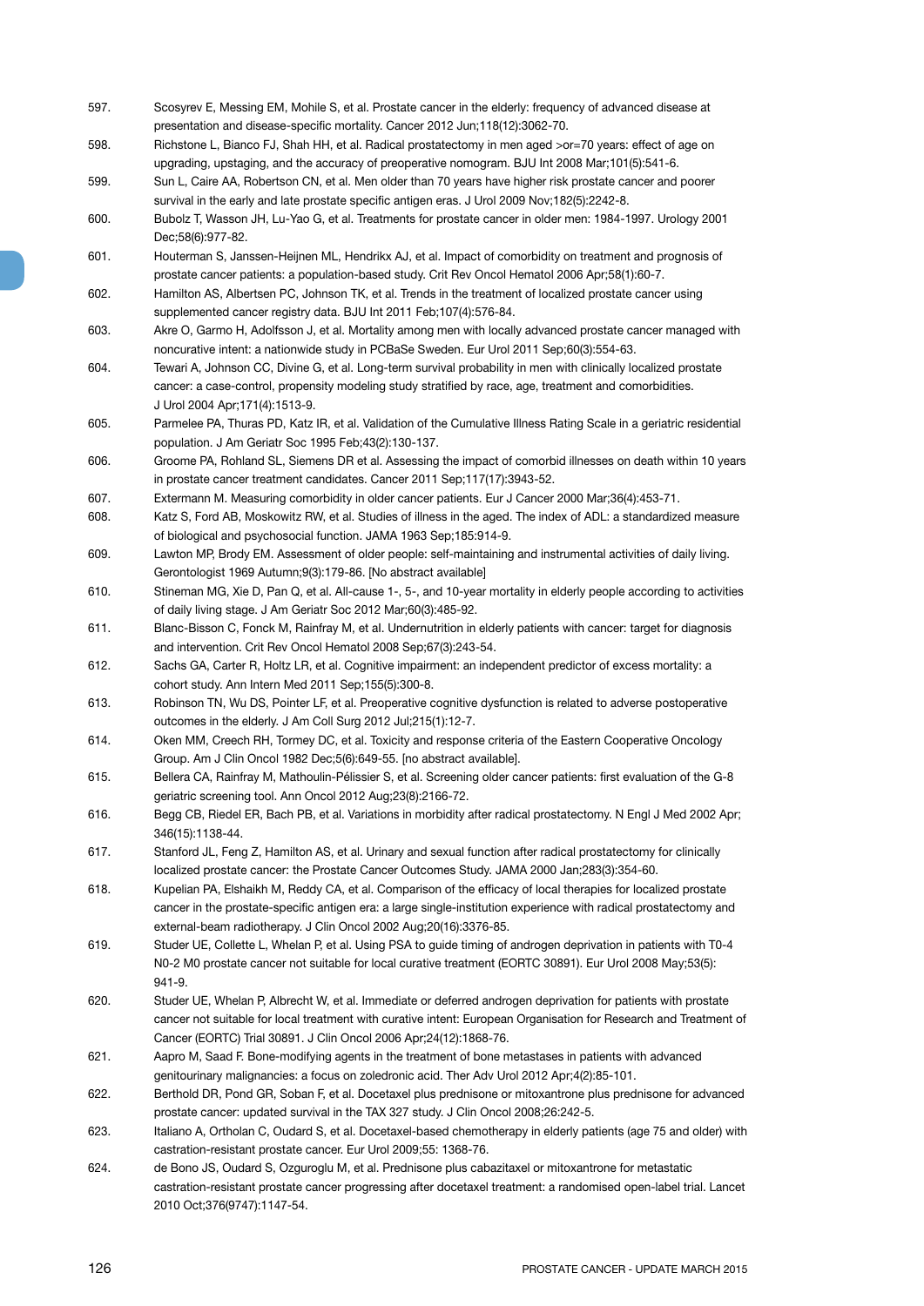597. Scosyrev E, Messing EM, Mohile S, et al. Prostate cancer in the elderly: frequency of advanced disease at presentation and disease-specific mortality. Cancer 2012 Jun;118(12):3062-70.

598. Richstone L, Bianco FJ, Shah HH, et al. Radical prostatectomy in men aged >or=70 years: effect of age on upgrading, upstaging, and the accuracy of preoperative nomogram. BJU Int 2008 Mar;101(5):541-6.

599. Sun L, Caire AA, Robertson CN, et al. Men older than 70 years have higher risk prostate cancer and poorer survival in the early and late prostate specific antigen eras. J Urol 2009 Nov;182(5):2242-8.

600. Bubolz T, Wasson JH, Lu-Yao G, et al. Treatments for prostate cancer in older men: 1984-1997. Urology 2001 Dec;58(6):977-82.

601. Houterman S, Janssen-Heijnen ML, Hendrikx AJ, et al. Impact of comorbidity on treatment and prognosis of prostate cancer patients: a population-based study. Crit Rev Oncol Hematol 2006 Apr;58(1):60-7.

602. Hamilton AS, Albertsen PC, Johnson TK, et al. Trends in the treatment of localized prostate cancer using supplemented cancer registry data. BJU Int 2011 Feb;107(4):576-84.

603. Akre O, Garmo H, Adolfsson J, et al. Mortality among men with locally advanced prostate cancer managed with noncurative intent: a nationwide study in PCBaSe Sweden. Eur Urol 2011 Sep;60(3):554-63.

604. Tewari A, Johnson CC, Divine G, et al. Long-term survival probability in men with clinically localized prostate cancer: a case-control, propensity modeling study stratified by race, age, treatment and comorbidities. J Urol 2004 Apr;171(4):1513-9.

605. Parmelee PA, Thuras PD, Katz IR, et al. Validation of the Cumulative Illness Rating Scale in a geriatric residential population. J Am Geriatr Soc 1995 Feb;43(2):130-137.

606. Groome PA, Rohland SL, Siemens DR et al. Assessing the impact of comorbid illnesses on death within 10 years in prostate cancer treatment candidates. Cancer 2011 Sep;117(17):3943-52.

607. Extermann M. Measuring comorbidity in older cancer patients. Eur J Cancer 2000 Mar;36(4):453-71.

608. Katz S, Ford AB, Moskowitz RW, et al. Studies of illness in the aged. The index of ADL: a standardized measure of biological and psychosocial function. JAMA 1963 Sep;185:914-9.

609. Lawton MP, Brody EM. Assessment of older people: self-maintaining and instrumental activities of daily living. Gerontologist 1969 Autumn;9(3):179-86. [No abstract available]

610. Stineman MG, Xie D, Pan Q, et al. All-cause 1-, 5-, and 10-year mortality in elderly people according to activities of daily living stage. J Am Geriatr Soc 2012 Mar;60(3):485-92.

611. Blanc-Bisson C, Fonck M, Rainfray M, et al. Undernutrition in elderly patients with cancer: target for diagnosis and intervention. Crit Rev Oncol Hematol 2008 Sep;67(3):243-54.

612. Sachs GA, Carter R, Holtz LR, et al. Cognitive impairment: an independent predictor of excess mortality: a cohort study. Ann Intern Med 2011 Sep;155(5):300-8.

613. Robinson TN, Wu DS, Pointer LF, et al. Preoperative cognitive dysfunction is related to adverse postoperative outcomes in the elderly. J Am Coll Surg 2012 Jul;215(1):12-7.

614. Oken MM, Creech RH, Tormey DC, et al. Toxicity and response criteria of the Eastern Cooperative Oncology Group. Am J Clin Oncol 1982 Dec;5(6):649-55. [no abstract available].

615. Bellera CA, Rainfray M, Mathoulin-Pélissier S, et al. Screening older cancer patients: first evaluation of the G-8 geriatric screening tool. Ann Oncol 2012 Aug;23(8):2166-72.

616. Begg CB, Riedel ER, Bach PB, et al. Variations in morbidity after radical prostatectomy. N Engl J Med 2002 Apr; 346(15):1138-44.

617. Stanford JL, Feng Z, Hamilton AS, et al. Urinary and sexual function after radical prostatectomy for clinically localized prostate cancer: the Prostate Cancer Outcomes Study. JAMA 2000 Jan;283(3):354-60.

618. Kupelian PA, Elshaikh M, Reddy CA, et al. Comparison of the efficacy of local therapies for localized prostate cancer in the prostate-specific antigen era: a large single-institution experience with radical prostatectomy and external-beam radiotherapy. J Clin Oncol 2002 Aug;20(16):3376-85.

619. Studer UE, Collette L, Whelan P, et al. Using PSA to guide timing of androgen deprivation in patients with T0-4 N0-2 M0 prostate cancer not suitable for local curative treatment (EORTC 30891). Eur Urol 2008 May;53(5): 941-9.

620. Studer UE, Whelan P, Albrecht W, et al. Immediate or deferred androgen deprivation for patients with prostate cancer not suitable for local treatment with curative intent: European Organisation for Research and Treatment of Cancer (EORTC) Trial 30891. J Clin Oncol 2006 Apr;24(12):1868-76.

621. Aapro M, Saad F. Bone-modifying agents in the treatment of bone metastases in patients with advanced genitourinary malignancies: a focus on zoledronic acid. Ther Adv Urol 2012 Apr;4(2):85-101.

622. Berthold DR, Pond GR, Soban F, et al. Docetaxel plus prednisone or mitoxantrone plus prednisone for advanced prostate cancer: updated survival in the TAX 327 study. J Clin Oncol 2008;26:242-5.

623. Italiano A, Ortholan C, Oudard S, et al. Docetaxel-based chemotherapy in elderly patients (age 75 and older) with castration-resistant prostate cancer. Eur Urol 2009;55: 1368-76.

624. de Bono JS, Oudard S, Ozguroglu M, et al. Prednisone plus cabazitaxel or mitoxantrone for metastatic castration-resistant prostate cancer progressing after docetaxel treatment: a randomised open-label trial. Lancet 2010 Oct;376(9747):1147-54.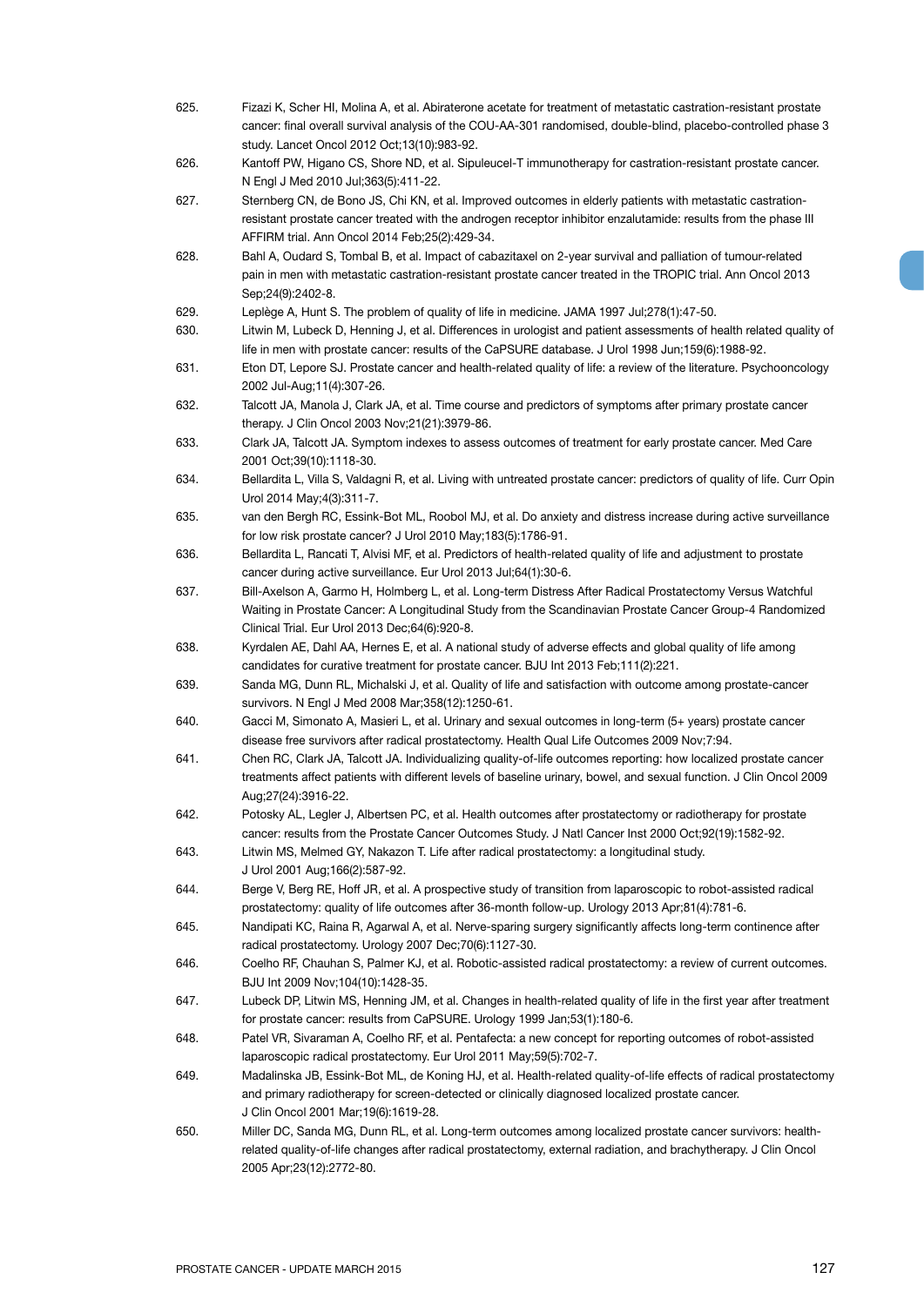625. Fizazi K, Scher HI, Molina A, et al. Abiraterone acetate for treatment of metastatic castration-resistant prostate cancer: final overall survival analysis of the COU-AA-301 randomised, double-blind, placebo-controlled phase 3 study. Lancet Oncol 2012 Oct;13(10):983-92.
626. Kantoff PW, Higano CS, Shore ND, et al. Sipuleucel-T immunotherapy for castration-resistant prostate cancer. N Engl J Med 2010 Jul;363(5):411-22.
627. Sternberg CN, de Bono JS, Chi KN, et al. Improved outcomes in elderly patients with metastatic castration-resistant prostate cancer treated with the androgen receptor inhibitor enzalutamide: results from the phase III AFFIRM trial. Ann Oncol 2014 Feb;25(2):429-34.
628. Bahl A, Oudard S, Tombal B, et al. Impact of cabazitaxel on 2-year survival and palliation of tumour-related pain in men with metastatic castration-resistant prostate cancer treated in the TROPIC trial. Ann Oncol 2013 Sep;24(9):2402-8.
629. Leplège A, Hunt S. The problem of quality of life in medicine. JAMA 1997 Jul;278(1):47-50.
630. Litwin M, Lubeck D, Henning J, et al. Differences in urologist and patient assessments of health related quality of life in men with prostate cancer: results of the CaPSURE database. J Urol 1998 Jun;159(6):1988-92.
631. Eton DT, Lepore SJ. Prostate cancer and health-related quality of life: a review of the literature. Psychooncology 2002 Jul-Aug;11(4):307-26.
632. Talcott JA, Manola J, Clark JA, et al. Time course and predictors of symptoms after primary prostate cancer therapy. J Clin Oncol 2003 Nov;21(21):3979-86.
633. Clark JA, Talcott JA. Symptom indexes to assess outcomes of treatment for early prostate cancer. Med Care 2001 Oct;39(10):1118-30.
634. Bellardita L, Villa S, Valdagni R, et al. Living with untreated prostate cancer: predictors of quality of life. Curr Opin Urol 2014 May;4(3):311-7.
635. van den Bergh RC, Essink-Bot ML, Roobol MJ, et al. Do anxiety and distress increase during active surveillance for low risk prostate cancer? J Urol 2010 May;183(5):1786-91.
636. Bellardita L, Rancati T, Alvisi MF, et al. Predictors of health-related quality of life and adjustment to prostate cancer during active surveillance. Eur Urol 2013 Jul;64(1):30-6.
637. Bill-Axelson A, Garmo H, Holmberg L, et al. Long-term Distress After Radical Prostatectomy Versus Watchful Waiting in Prostate Cancer: A Longitudinal Study from the Scandinavian Prostate Cancer Group-4 Randomized Clinical Trial. Eur Urol 2013 Dec;64(6):920-8.
638. Kyrdalen AE, Dahl AA, Hernes E, et al. A national study of adverse effects and global quality of life among candidates for curative treatment for prostate cancer. BJU Int 2013 Feb;111(2):221.
639. Sanda MG, Dunn RL, Michalski J, et al. Quality of life and satisfaction with outcome among prostate-cancer survivors. N Engl J Med 2008 Mar;358(12):1250-61.
640. Gacci M, Simonato A, Masieri L, et al. Urinary and sexual outcomes in long-term (5+ years) prostate cancer disease free survivors after radical prostatectomy. Health Qual Life Outcomes 2009 Nov;7:94.
641. Chen RC, Clark JA, Talcott JA. Individualizing quality-of-life outcomes reporting: how localized prostate cancer treatments affect patients with different levels of baseline urinary, bowel, and sexual function. J Clin Oncol 2009 Aug;27(24):3916-22.
642. Potosky AL, Legler J, Albertsen PC, et al. Health outcomes after prostatectomy or radiotherapy for prostate cancer: results from the Prostate Cancer Outcomes Study. J Natl Cancer Inst 2000 Oct;92(19):1582-92.
643. Litwin MS, Melmed GY, Nakazon T. Life after radical prostatectomy: a longitudinal study. J Urol 2001 Aug;166(2):587-92.
644. Berge V, Berg RE, Hoff JR, et al. A prospective study of transition from laparoscopic to robot-assisted radical prostatectomy: quality of life outcomes after 36-month follow-up. Urology 2013 Apr;81(4):781-6.
645. Nandipati KC, Raina R, Agarwal A, et al. Nerve-sparing surgery significantly affects long-term continence after radical prostatectomy. Urology 2007 Dec;70(6):1127-30.
646. Coelho RF, Chauhan S, Palmer KJ, et al. Robotic-assisted radical prostatectomy: a review of current outcomes. BJU Int 2009 Nov;104(10):1428-35.
647. Lubeck DP, Litwin MS, Henning JM, et al. Changes in health-related quality of life in the first year after treatment for prostate cancer: results from CaPSURE. Urology 1999 Jan;53(1):180-6.
648. Patel VR, Sivaraman A, Coelho RF, et al. Pentafecta: a new concept for reporting outcomes of robot-assisted laparoscopic radical prostatectomy. Eur Urol 2011 May;59(5):702-7.
649. Madalinska JB, Essink-Bot ML, de Koning HJ, et al. Health-related quality-of-life effects of radical prostatectomy and primary radiotherapy for screen-detected or clinically diagnosed localized prostate cancer. J Clin Oncol 2001 Mar;19(6):1619-28.
650. Miller DC, Sanda MG, Dunn RL, et al. Long-term outcomes among localized prostate cancer survivors: health-related quality-of-life changes after radical prostatectomy, external radiation, and brachytherapy. J Clin Oncol 2005 Apr;23(12):2772-80.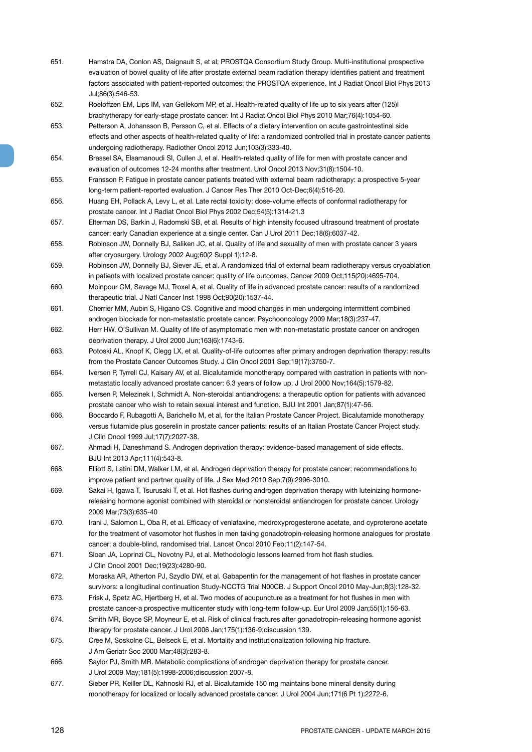651. Hamstra DA, Conlon AS, Daignault S, et al; PROSTQA Consortium Study Group. Multi-institutional prospective evaluation of bowel quality of life after prostate external beam radiation therapy identifies patient and treatment factors associated with patient-reported outcomes: the PROSTQA experience. Int J Radiat Oncol Biol Phys 2013 Jul;86(3):546-53.

652. Roeloffzen EM, Lips IM, van Gellekom MP, et al. Health-related quality of life up to six years after (125)I brachytherapy for early-stage prostate cancer. Int J Radiat Oncol Biol Phys 2010 Mar;76(4):1054-60.

653. Petterson A, Johansson B, Persson C, et al. Effects of a dietary intervention on acute gastrointestinal side effects and other aspects of health-related quality of life: a randomized controlled trial in prostate cancer patients undergoing radiotherapy. Radiother Oncol 2012 Jun;103(3):333-40.

654. Brassel SA, Elsamanoudi SI, Cullen J, et al. Health-related quality of life for men with prostate cancer and evaluation of outcomes 12-24 months after treatment. Urol Oncol 2013 Nov;31(8):1504-10.

655. Fransson P. Fatigue in prostate cancer patients treated with external beam radiotherapy: a prospective 5-year long-term patient-reported evaluation. J Cancer Res Ther 2010 Oct-Dec;6(4):516-20.

656. Huang EH, Pollack A, Levy L, et al. Late rectal toxicity: dose-volume effects of conformal radiotherapy for prostate cancer. Int J Radiat Oncol Biol Phys 2002 Dec;54(5):1314-21.3

657. Elterman DS, Barkin J, Radomski SB, et al. Results of high intensity focused ultrasound treatment of prostate cancer: early Canadian experience at a single center. Can J Urol 2011 Dec;18(6):6037-42.

658. Robinson JW, Donnelly BJ, Saliken JC, et al. Quality of life and sexuality of men with prostate cancer 3 years after cryosurgery. Urology 2002 Aug;60(2 Suppl 1):12-8.

659. Robinson JW, Donnelly BJ, Siever JE, et al. A randomized trial of external beam radiotherapy versus cryoablation in patients with localized prostate cancer: quality of life outcomes. Cancer 2009 Oct;115(20):4695-704.

660. Moinpour CM, Savage MJ, Troxel A, et al. Quality of life in advanced prostate cancer: results of a randomized therapeutic trial. J Natl Cancer Inst 1998 Oct;90(20):1537-44.

661. Cherrier MM, Aubin S, Higano CS. Cognitive and mood changes in men undergoing intermittent combined androgen blockade for non-metastatic prostate cancer. Psychooncology 2009 Mar;18(3):237-47.

662. Herr HW, O'Sullivan M. Quality of life of asymptomatic men with non-metastatic prostate cancer on androgen deprivation therapy. J Urol 2000 Jun;163(6):1743-6.

663. Potoski AL, Knopf K, Clegg LX, et al. Quality-of-life outcomes after primary androgen deprivation therapy: results from the Prostate Cancer Outcomes Study. J Clin Oncol 2001 Sep;19(17):3750-7.

664. Iversen P, Tyrrell CJ, Kaisary AV, et al. Bicalutamide monotherapy compared with castration in patients with non-metastatic locally advanced prostate cancer: 6.3 years of follow up. J Urol 2000 Nov;164(5):1579-82.

665. Iversen P, Melezinek I, Schmidt A. Non-steroidal antiandrogens: a therapeutic option for patients with advanced prostate cancer who wish to retain sexual interest and function. BJU Int 2001 Jan;87(1):47-56.

666. Boccardo F, Rubagotti A, Barichello M, et al, for the Italian Prostate Cancer Project. Bicalutamide monotherapy versus flutamide plus goserelin in prostate cancer patients: results of an Italian Prostate Cancer Project study. J Clin Oncol 1999 Jul;17(7):2027-38.

667. Ahmadi H, Daneshmand S. Androgen deprivation therapy: evidence-based management of side effects. BJU Int 2013 Apr;111(4):543-8.

668. Elliott S, Latini DM, Walker LM, et al. Androgen deprivation therapy for prostate cancer: recommendations to improve patient and partner quality of life. J Sex Med 2010 Sep;7(9):2996-3010.

669. Sakai H, Igawa T, Tsurusaki T, et al. Hot flashes during androgen deprivation therapy with luteinizing hormone-releasing hormone agonist combined with steroidal or nonsteroidal antiandrogen for prostate cancer. Urology 2009 Mar;73(3):635-40

670. Irani J, Salomon L, Oba R, et al. Efficacy of venlafaxine, medroxyprogesterone acetate, and cyproterone acetate for the treatment of vasomotor hot flushes in men taking gonadotropin-releasing hormone analogues for prostate cancer: a double-blind, randomised trial. Lancet Oncol 2010 Feb;11(2):147-54.

671. Sloan JA, Loprinzi CL, Novotny PJ, et al. Methodologic lessons learned from hot flash studies. J Clin Oncol 2001 Dec;19(23):4280-90.

672. Moraska AR, Atherton PJ, Szydlo DW, et al. Gabapentin for the management of hot flashes in prostate cancer survivors: a longitudinal continuation Study-NCCTG Trial N00CB. J Support Oncol 2010 May-Jun;8(3):128-32.

673. Frisk J, Spetz AC, Hjertberg H, et al. Two modes of acupuncture as a treatment for hot flushes in men with prostate cancer-a prospective multicenter study with long-term follow-up. Eur Urol 2009 Jan;55(1):156-63.

674. Smith MR, Boyce SP, Moyneur E, et al. Risk of clinical fractures after gonadotropin-releasing hormone agonist therapy for prostate cancer. J Urol 2006 Jan;175(1):136-9;discussion 139.

675. Cree M, Soskolne CL, Belseck E, et al. Mortality and institutionalization following hip fracture. J Am Geriatr Soc 2000 Mar;48(3):283-8.

666. Saylor PJ, Smith MR. Metabolic complications of androgen deprivation therapy for prostate cancer. J Urol 2009 May;181(5):1998-2006;discussion 2007-8.

677. Sieber PR, Keiller DL, Kahnoski RJ, et al. Bicalutamide 150 mg maintains bone mineral density during monotherapy for localized or locally advanced prostate cancer. J Urol 2004 Jun;171(6 Pt 1):2272-6.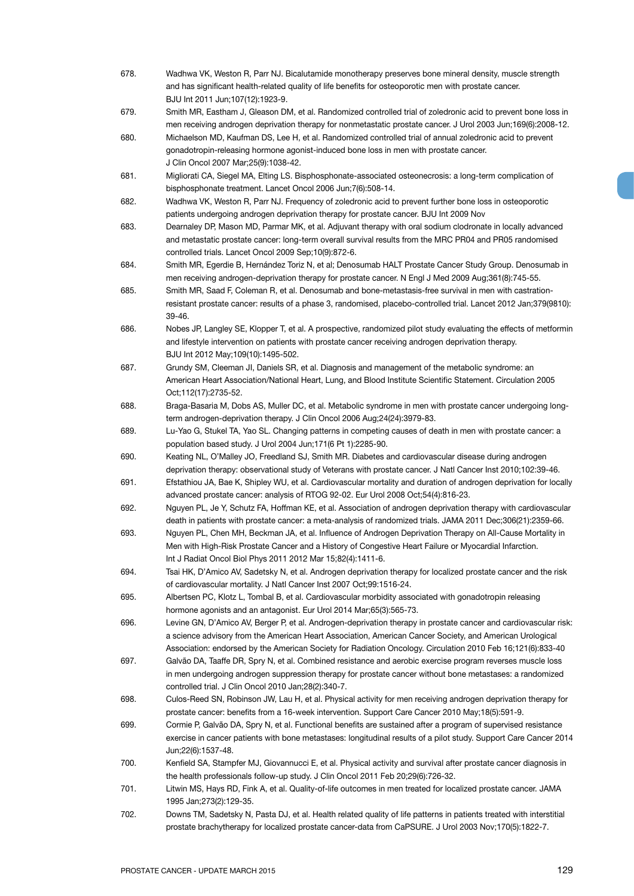678. Wadhwa VK, Weston R, Parr NJ. Bicalutamide monotherapy preserves bone mineral density, muscle strength and has significant health-related quality of life benefits for osteoporotic men with prostate cancer. BJU Int 2011 Jun;107(12):1923-9.
679. Smith MR, Eastham J, Gleason DM, et al. Randomized controlled trial of zoledronic acid to prevent bone loss in men receiving androgen deprivation therapy for nonmetastatic prostate cancer. J Urol 2003 Jun;169(6):2008-12.
680. Michaelson MD, Kaufman DS, Lee H, et al. Randomized controlled trial of annual zoledronic acid to prevent gonadotropin-releasing hormone agonist-induced bone loss in men with prostate cancer. J Clin Oncol 2007 Mar;25(9):1038-42.
681. Migliorati CA, Siegel MA, Elting LS. Bisphosphonate-associated osteonecrosis: a long-term complication of bisphosphonate treatment. Lancet Oncol 2006 Jun;7(6):508-14.
682. Wadhwa VK, Weston R, Parr NJ. Frequency of zoledronic acid to prevent further bone loss in osteoporotic patients undergoing androgen deprivation therapy for prostate cancer. BJU Int 2009 Nov
683. Dearnaley DP, Mason MD, Parmar MK, et al. Adjuvant therapy with oral sodium clodronate in locally advanced and metastatic prostate cancer: long-term overall survival results from the MRC PR04 and PR05 randomised controlled trials. Lancet Oncol 2009 Sep;10(9):872-6.
684. Smith MR, Egerdie B, Hernández Toriz N, et al; Denosumab HALT Prostate Cancer Study Group. Denosumab in men receiving androgen-deprivation therapy for prostate cancer. N Engl J Med 2009 Aug;361(8):745-55.
685. Smith MR, Saad F, Coleman R, et al. Denosumab and bone-metastasis-free survival in men with castration-resistant prostate cancer: results of a phase 3, randomised, placebo-controlled trial. Lancet 2012 Jan;379(9810): 39-46.
686. Nobes JP, Langley SE, Klopper T, et al. A prospective, randomized pilot study evaluating the effects of metformin and lifestyle intervention on patients with prostate cancer receiving androgen deprivation therapy. BJU Int 2012 May;109(10):1495-502.
687. Grundy SM, Cleeman JI, Daniels SR, et al. Diagnosis and management of the metabolic syndrome: an American Heart Association/National Heart, Lung, and Blood Institute Scientific Statement. Circulation 2005 Oct;112(17):2735-52.
688. Braga-Basaria M, Dobs AS, Muller DC, et al. Metabolic syndrome in men with prostate cancer undergoing long-term androgen-deprivation therapy. J Clin Oncol 2006 Aug;24(24):3979-83.
689. Lu-Yao G, Stukel TA, Yao SL. Changing patterns in competing causes of death in men with prostate cancer: a population based study. J Urol 2004 Jun;171(6 Pt 1):2285-90.
690. Keating NL, O'Malley JO, Freedland SJ, Smith MR. Diabetes and cardiovascular disease during androgen deprivation therapy: observational study of Veterans with prostate cancer. J Natl Cancer Inst 2010;102:39-46.
691. Efstathiou JA, Bae K, Shipley WU, et al. Cardiovascular mortality and duration of androgen deprivation for locally advanced prostate cancer: analysis of RTOG 92-02. Eur Urol 2008 Oct;54(4):816-23.
692. Nguyen PL, Je Y, Schutz FA, Hoffman KE, et al. Association of androgen deprivation therapy with cardiovascular death in patients with prostate cancer: a meta-analysis of randomized trials. JAMA 2011 Dec;306(21):2359-66.
693. Nguyen PL, Chen MH, Beckman JA, et al. Influence of Androgen Deprivation Therapy on All-Cause Mortality in Men with High-Risk Prostate Cancer and a History of Congestive Heart Failure or Myocardial Infarction. Int J Radiat Oncol Biol Phys 2011 2012 Mar 15;82(4):1411-6.
694. Tsai HK, D'Amico AV, Sadetsky N, et al. Androgen deprivation therapy for localized prostate cancer and the risk of cardiovascular mortality. J Natl Cancer Inst 2007 Oct;99:1516-24.
695. Albertsen PC, Klotz L, Tombal B, et al. Cardiovascular morbidity associated with gonadotropin releasing hormone agonists and an antagonist. Eur Urol 2014 Mar;65(3):565-73.
696. Levine GN, D'Amico AV, Berger P, et al. Androgen-deprivation therapy in prostate cancer and cardiovascular risk: a science advisory from the American Heart Association, American Cancer Society, and American Urological Association: endorsed by the American Society for Radiation Oncology. Circulation 2010 Feb 16;121(6):833-40
697. Galvão DA, Taaffe DR, Spry N, et al. Combined resistance and aerobic exercise program reverses muscle loss in men undergoing androgen suppression therapy for prostate cancer without bone metastases: a randomized controlled trial. J Clin Oncol 2010 Jan;28(2):340-7.
698. Culos-Reed SN, Robinson JW, Lau H, et al. Physical activity for men receiving androgen deprivation therapy for prostate cancer: benefits from a 16-week intervention. Support Care Cancer 2010 May;18(5):591-9.
699. Cormie P, Galvão DA, Spry N, et al. Functional benefits are sustained after a program of supervised resistance exercise in cancer patients with bone metastases: longitudinal results of a pilot study. Support Care Cancer 2014 Jun;22(6):1537-48.
700. Kenfield SA, Stampfer MJ, Giovannucci E, et al. Physical activity and survival after prostate cancer diagnosis in the health professionals follow-up study. J Clin Oncol 2011 Feb 20;29(6):726-32.
701. Litwin MS, Hays RD, Fink A, et al. Quality-of-life outcomes in men treated for localized prostate cancer. JAMA 1995 Jan;273(2):129-35.
702. Downs TM, Sadetsky N, Pasta DJ, et al. Health related quality of life patterns in patients treated with interstitial prostate brachytherapy for localized prostate cancer-data from CaPSURE. J Urol 2003 Nov;170(5):1822-7.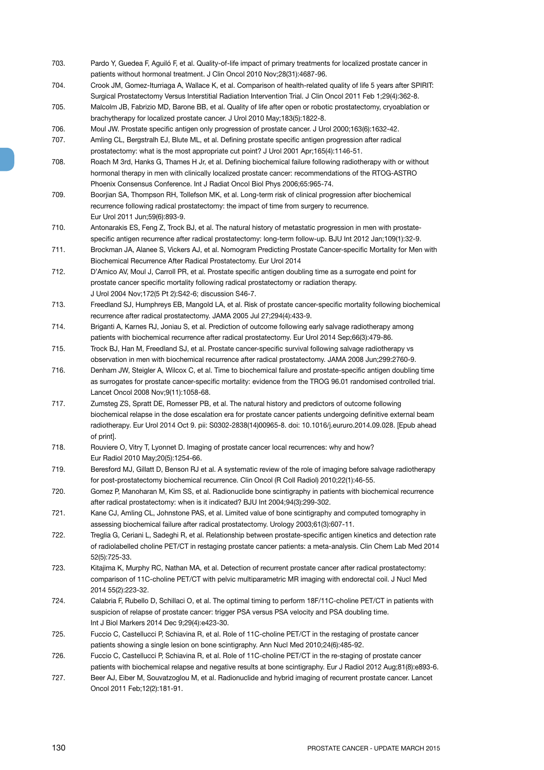703. Pardo Y, Guedea F, Aguiló F, et al. Quality-of-life impact of primary treatments for localized prostate cancer in patients without hormonal treatment. J Clin Oncol 2010 Nov;28(31):4687-96.

704. Crook JM, Gomez-Iturriaga A, Wallace K, et al. Comparison of health-related quality of life 5 years after SPIRIT: Surgical Prostatectomy Versus Interstitial Radiation Intervention Trial. J Clin Oncol 2011 Feb 1;29(4):362-8.

705. Malcolm JB, Fabrizio MD, Barone BB, et al. Quality of life after open or robotic prostatectomy, cryoablation or brachytherapy for localized prostate cancer. J Urol 2010 May;183(5):1822-8.

706. Moul JW. Prostate specific antigen only progression of prostate cancer. J Urol 2000;163(6):1632-42.

707. Amling CL, Bergstralh EJ, Blute ML, et al. Defining prostate specific antigen progression after radical prostatectomy: what is the most appropriate cut point? J Urol 2001 Apr;165(4):1146-51.

708. Roach M 3rd, Hanks G, Thames H Jr, et al. Defining biochemical failure following radiotherapy with or without hormonal therapy in men with clinically localized prostate cancer: recommendations of the RTOG-ASTRO Phoenix Consensus Conference. Int J Radiat Oncol Biol Phys 2006;65:965-74.

709. Boorjian SA, Thompson RH, Tollefson MK, et al. Long-term risk of clinical progression after biochemical recurrence following radical prostatectomy: the impact of time from surgery to recurrence. Eur Urol 2011 Jun;59(6):893-9.

710. Antonarakis ES, Feng Z, Trock BJ, et al. The natural history of metastatic progression in men with prostate-specific antigen recurrence after radical prostatectomy: long-term follow-up. BJU Int 2012 Jan;109(1):32-9.

711. Brockman JA, Alanee S, Vickers AJ, et al. Nomogram Predicting Prostate Cancer-specific Mortality for Men with Biochemical Recurrence After Radical Prostatectomy. Eur Urol 2014

712. D'Amico AV, Moul J, Carroll PR, et al. Prostate specific antigen doubling time as a surrogate end point for prostate cancer specific mortality following radical prostatectomy or radiation therapy. J Urol 2004 Nov;172(5 Pt 2):S42-6; discussion S46-7.

713. Freedland SJ, Humphreys EB, Mangold LA, et al. Risk of prostate cancer-specific mortality following biochemical recurrence after radical prostatectomy. JAMA 2005 Jul 27;294(4):433-9.

714. Briganti A, Karnes RJ, Joniau S, et al. Prediction of outcome following early salvage radiotherapy among patients with biochemical recurrence after radical prostatectomy. Eur Urol 2014 Sep;66(3):479-86.

715. Trock BJ, Han M, Freedland SJ, et al. Prostate cancer-specific survival following salvage radiotherapy vs observation in men with biochemical recurrence after radical prostatectomy. JAMA 2008 Jun;299:2760-9.

716. Denham JW, Steigler A, Wilcox C, et al. Time to biochemical failure and prostate-specific antigen doubling time as surrogates for prostate cancer-specific mortality: evidence from the TROG 96.01 randomised controlled trial. Lancet Oncol 2008 Nov;9(11):1058-68.

717. Zumsteg ZS, Spratt DE, Romesser PB, et al. The natural history and predictors of outcome following biochemical relapse in the dose escalation era for prostate cancer patients undergoing definitive external beam radiotherapy. Eur Urol 2014 Oct 9. pii: S0302-2838(14)00965-8. doi: 10.1016/j.eururo.2014.09.028. [Epub ahead of print].

718. Rouviere O, Vitry T, Lyonnet D. Imaging of prostate cancer local recurrences: why and how? Eur Radiol 2010 May;20(5):1254-66.

719. Beresford MJ, Gillatt D, Benson RJ et al. A systematic review of the role of imaging before salvage radiotherapy for post-prostatectomy biochemical recurrence. Clin Oncol (R Coll Radiol) 2010;22(1):46-55.

720. Gomez P, Manoharan M, Kim SS, et al. Radionuclide bone scintigraphy in patients with biochemical recurrence after radical prostatectomy: when is it indicated? BJU Int 2004;94(3):299-302.

721. Kane CJ, Amling CL, Johnstone PAS, et al. Limited value of bone scintigraphy and computed tomography in assessing biochemical failure after radical prostatectomy. Urology 2003;61(3):607-11.

722. Treglia G, Ceriani L, Sadeghi R, et al. Relationship between prostate-specific antigen kinetics and detection rate of radiolabelled choline PET/CT in restaging prostate cancer patients: a meta-analysis. Clin Chem Lab Med 2014 52(5):725-33.

723. Kitajima K, Murphy RC, Nathan MA, et al. Detection of recurrent prostate cancer after radical prostatectomy: comparison of 11C-choline PET/CT with pelvic multiparametric MR imaging with endorectal coil. J Nucl Med 2014 55(2):223-32.

724. Calabria F, Rubello D, Schillaci O, et al. The optimal timing to perform 18F/11C-choline PET/CT in patients with suspicion of relapse of prostate cancer: trigger PSA versus PSA velocity and PSA doubling time. Int J Biol Markers 2014 Dec 9;29(4):e423-30.

725. Fuccio C, Castellucci P, Schiavina R, et al. Role of 11C-choline PET/CT in the restaging of prostate cancer patients showing a single lesion on bone scintigraphy. Ann Nucl Med 2010;24(6):485-92.

726. Fuccio C, Castellucci P, Schiavina R, et al. Role of 11C-choline PET/CT in the re-staging of prostate cancer patients with biochemical relapse and negative results at bone scintigraphy. Eur J Radiol 2012 Aug;81(8):e893-6.

727. Beer AJ, Eiber M, Souvatzoglou M, et al. Radionuclide and hybrid imaging of recurrent prostate cancer. Lancet Oncol 2011 Feb;12(2):181-91.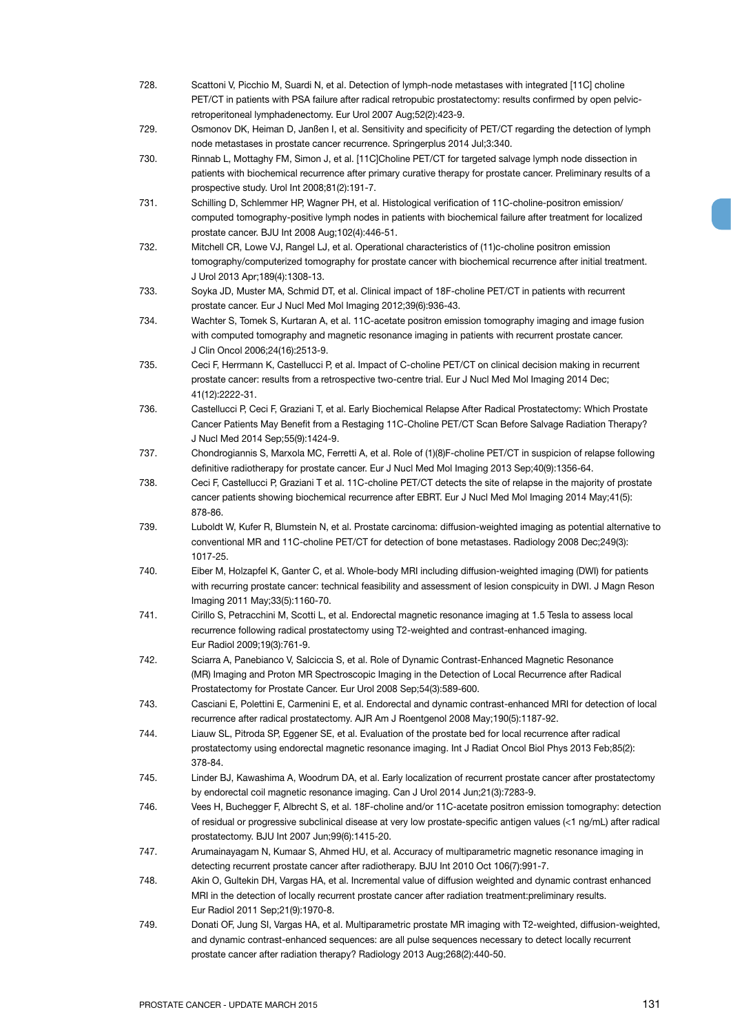728. Scattoni V, Picchio M, Suardi N, et al. Detection of lymph-node metastases with integrated [11C] choline PET/CT in patients with PSA failure after radical retropubic prostatectomy: results confirmed by open pelvic-retroperitoneal lymphadenectomy. Eur Urol 2007 Aug;52(2):423-9.

729. Osmonov DK, Heiman D, Janßen I, et al. Sensitivity and specificity of PET/CT regarding the detection of lymph node metastases in prostate cancer recurrence. Springerplus 2014 Jul;3:340.

730. Rinnab L, Mottaghy FM, Simon J, et al. [11C]Choline PET/CT for targeted salvage lymph node dissection in patients with biochemical recurrence after primary curative therapy for prostate cancer. Preliminary results of a prospective study. Urol Int 2008;81(2):191-7.

731. Schilling D, Schlemmer HP, Wagner PH, et al. Histological verification of 11C-choline-positron emission/ computed tomography-positive lymph nodes in patients with biochemical failure after treatment for localized prostate cancer. BJU Int 2008 Aug;102(4):446-51.

732. Mitchell CR, Lowe VJ, Rangel LJ, et al. Operational characteristics of (11)c-choline positron emission tomography/computerized tomography for prostate cancer with biochemical recurrence after initial treatment. J Urol 2013 Apr;189(4):1308-13.

733. Soyka JD, Muster MA, Schmid DT, et al. Clinical impact of 18F-choline PET/CT in patients with recurrent prostate cancer. Eur J Nucl Med Mol Imaging 2012;39(6):936-43.

734. Wachter S, Tomek S, Kurtaran A, et al. 11C-acetate positron emission tomography imaging and image fusion with computed tomography and magnetic resonance imaging in patients with recurrent prostate cancer. J Clin Oncol 2006;24(16):2513-9.

735. Ceci F, Herrmann K, Castellucci P, et al. Impact of C-choline PET/CT on clinical decision making in recurrent prostate cancer: results from a retrospective two-centre trial. Eur J Nucl Med Mol Imaging 2014 Dec; 41(12):2222-31.

736. Castellucci P, Ceci F, Graziani T, et al. Early Biochemical Relapse After Radical Prostatectomy: Which Prostate Cancer Patients May Benefit from a Restaging 11C-Choline PET/CT Scan Before Salvage Radiation Therapy? J Nucl Med 2014 Sep;55(9):1424-9.

737. Chondrogiannis S, Marxola MC, Ferretti A, et al. Role of (1)(8)F-choline PET/CT in suspicion of relapse following definitive radiotherapy for prostate cancer. Eur J Nucl Med Mol Imaging 2013 Sep;40(9):1356-64.

738. Ceci F, Castellucci P, Graziani T et al. 11C-choline PET/CT detects the site of relapse in the majority of prostate cancer patients showing biochemical recurrence after EBRT. Eur J Nucl Med Mol Imaging 2014 May;41(5): 878-86.

739. Luboldt W, Kufer R, Blumstein N, et al. Prostate carcinoma: diffusion-weighted imaging as potential alternative to conventional MR and 11C-choline PET/CT for detection of bone metastases. Radiology 2008 Dec;249(3): 1017-25.

740. Eiber M, Holzapfel K, Ganter C, et al. Whole-body MRI including diffusion-weighted imaging (DWI) for patients with recurring prostate cancer: technical feasibility and assessment of lesion conspicuity in DWI. J Magn Reson Imaging 2011 May;33(5):1160-70.

741. Cirillo S, Petracchini M, Scotti L, et al. Endorectal magnetic resonance imaging at 1.5 Tesla to assess local recurrence following radical prostatectomy using T2-weighted and contrast-enhanced imaging. Eur Radiol 2009;19(3):761-9.

742. Sciarra A, Panebianco V, Salciccia S, et al. Role of Dynamic Contrast-Enhanced Magnetic Resonance (MR) Imaging and Proton MR Spectroscopic Imaging in the Detection of Local Recurrence after Radical Prostatectomy for Prostate Cancer. Eur Urol 2008 Sep;54(3):589-600.

743. Casciani E, Polettini E, Carmenini E, et al. Endorectal and dynamic contrast-enhanced MRI for detection of local recurrence after radical prostatectomy. AJR Am J Roentgenol 2008 May;190(5):1187-92.

744. Liauw SL, Pitroda SP, Eggener SE, et al. Evaluation of the prostate bed for local recurrence after radical prostatectomy using endorectal magnetic resonance imaging. Int J Radiat Oncol Biol Phys 2013 Feb;85(2): 378-84.

745. Linder BJ, Kawashima A, Woodrum DA, et al. Early localization of recurrent prostate cancer after prostatectomy by endorectal coil magnetic resonance imaging. Can J Urol 2014 Jun;21(3):7283-9.

746. Vees H, Buchegger F, Albrecht S, et al. 18F-choline and/or 11C-acetate positron emission tomography: detection of residual or progressive subclinical disease at very low prostate-specific antigen values (<1 ng/mL) after radical prostatectomy. BJU Int 2007 Jun;99(6):1415-20.

747. Arumainayagam N, Kumaar S, Ahmed HU, et al. Accuracy of multiparametric magnetic resonance imaging in detecting recurrent prostate cancer after radiotherapy. BJU Int 2010 Oct 106(7):991-7.

748. Akin O, Gultekin DH, Vargas HA, et al. Incremental value of diffusion weighted and dynamic contrast enhanced MRI in the detection of locally recurrent prostate cancer after radiation treatment:preliminary results. Eur Radiol 2011 Sep;21(9):1970-8.

749. Donati OF, Jung SI, Vargas HA, et al. Multiparametric prostate MR imaging with T2-weighted, diffusion-weighted, and dynamic contrast-enhanced sequences: are all pulse sequences necessary to detect locally recurrent prostate cancer after radiation therapy? Radiology 2013 Aug;268(2):440-50.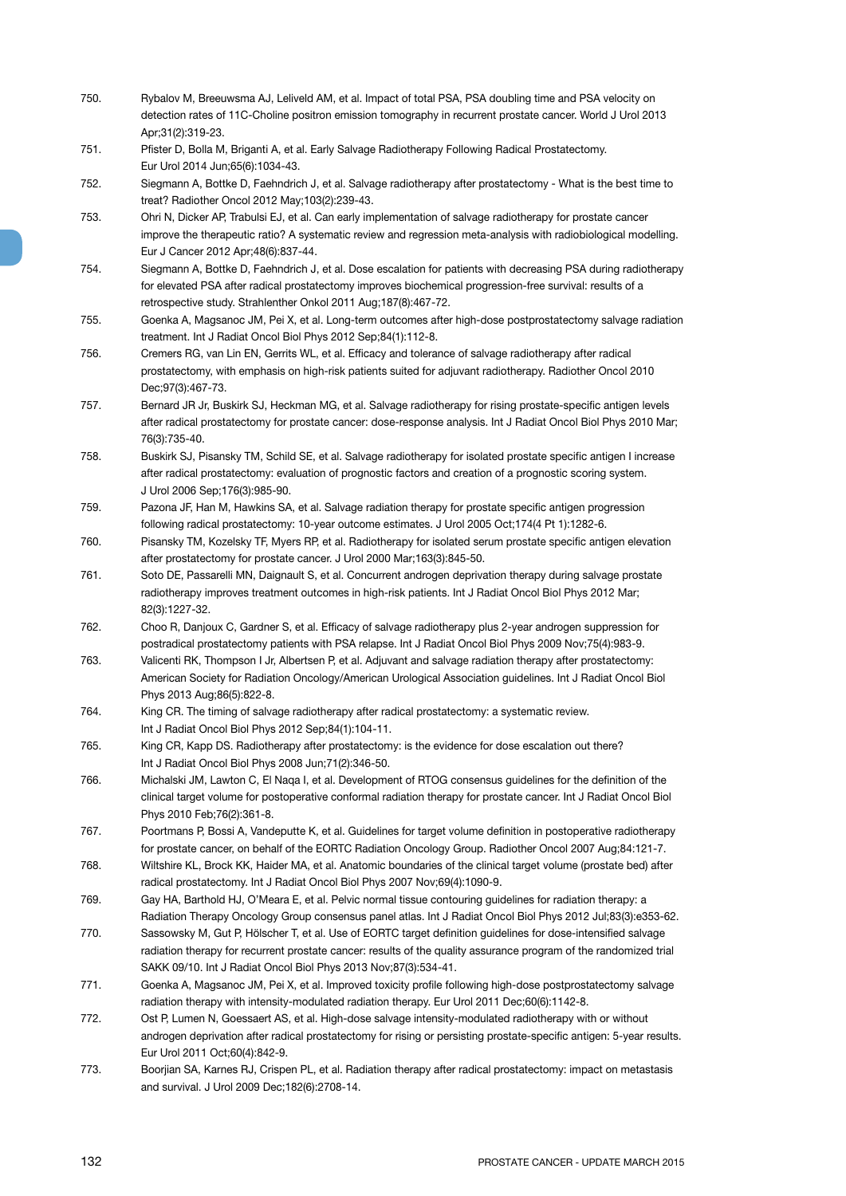750. Rybalov M, Breeuwsma AJ, Leliveld AM, et al. Impact of total PSA, PSA doubling time and PSA velocity on detection rates of 11C-Choline positron emission tomography in recurrent prostate cancer. World J Urol 2013 Apr;31(2):319-23.

751. Pfister D, Bolla M, Briganti A, et al. Early Salvage Radiotherapy Following Radical Prostatectomy. Eur Urol 2014 Jun;65(6):1034-43.

752. Siegmann A, Bottke D, Faehndrich J, et al. Salvage radiotherapy after prostatectomy - What is the best time to treat? Radiother Oncol 2012 May;103(2):239-43.

753. Ohri N, Dicker AP, Trabulsi EJ, et al. Can early implementation of salvage radiotherapy for prostate cancer improve the therapeutic ratio? A systematic review and regression meta-analysis with radiobiological modelling. Eur J Cancer 2012 Apr;48(6):837-44.

754. Siegmann A, Bottke D, Faehndrich J, et al. Dose escalation for patients with decreasing PSA during radiotherapy for elevated PSA after radical prostatectomy improves biochemical progression-free survival: results of a retrospective study. Strahlenther Onkol 2011 Aug;187(8):467-72.

755. Goenka A, Magsanoc JM, Pei X, et al. Long-term outcomes after high-dose postprostatectomy salvage radiation treatment. Int J Radiat Oncol Biol Phys 2012 Sep;84(1):112-8.

756. Cremers RG, van Lin EN, Gerrits WL, et al. Efficacy and tolerance of salvage radiotherapy after radical prostatectomy, with emphasis on high-risk patients suited for adjuvant radiotherapy. Radiother Oncol 2010 Dec;97(3):467-73.

757. Bernard JR Jr, Buskirk SJ, Heckman MG, et al. Salvage radiotherapy for rising prostate-specific antigen levels after radical prostatectomy for prostate cancer: dose-response analysis. Int J Radiat Oncol Biol Phys 2010 Mar; 76(3):735-40.

758. Buskirk SJ, Pisansky TM, Schild SE, et al. Salvage radiotherapy for isolated prostate specific antigen I increase after radical prostatectomy: evaluation of prognostic factors and creation of a prognostic scoring system. J Urol 2006 Sep;176(3):985-90.

759. Pazona JF, Han M, Hawkins SA, et al. Salvage radiation therapy for prostate specific antigen progression following radical prostatectomy: 10-year outcome estimates. J Urol 2005 Oct;174(4 Pt 1):1282-6.

760. Pisansky TM, Kozelsky TF, Myers RP, et al. Radiotherapy for isolated serum prostate specific antigen elevation after prostatectomy for prostate cancer. J Urol 2000 Mar;163(3):845-50.

761. Soto DE, Passarelli MN, Daignault S, et al. Concurrent androgen deprivation therapy during salvage prostate radiotherapy improves treatment outcomes in high-risk patients. Int J Radiat Oncol Biol Phys 2012 Mar; 82(3):1227-32.

762. Choo R, Danjoux C, Gardner S, et al. Efficacy of salvage radiotherapy plus 2-year androgen suppression for postradical prostatectomy patients with PSA relapse. Int J Radiat Oncol Biol Phys 2009 Nov;75(4):983-9.

763. Valicenti RK, Thompson I Jr, Albertsen P, et al. Adjuvant and salvage radiation therapy after prostatectomy: American Society for Radiation Oncology/American Urological Association guidelines. Int J Radiat Oncol Biol Phys 2013 Aug;86(5):822-8.

764. King CR. The timing of salvage radiotherapy after radical prostatectomy: a systematic review. Int J Radiat Oncol Biol Phys 2012 Sep;84(1):104-11.

765. King CR, Kapp DS. Radiotherapy after prostatectomy: is the evidence for dose escalation out there? Int J Radiat Oncol Biol Phys 2008 Jun;71(2):346-50.

766. Michalski JM, Lawton C, El Naqa I, et al. Development of RTOG consensus guidelines for the definition of the clinical target volume for postoperative conformal radiation therapy for prostate cancer. Int J Radiat Oncol Biol Phys 2010 Feb;76(2):361-8.

767. Poortmans P, Bossi A, Vandeputte K, et al. Guidelines for target volume definition in postoperative radiotherapy for prostate cancer, on behalf of the EORTC Radiation Oncology Group. Radiother Oncol 2007 Aug;84:121-7.

768. Wiltshire KL, Brock KK, Haider MA, et al. Anatomic boundaries of the clinical target volume (prostate bed) after radical prostatectomy. Int J Radiat Oncol Biol Phys 2007 Nov;69(4):1090-9.

769. Gay HA, Barthold HJ, O'Meara E, et al. Pelvic normal tissue contouring guidelines for radiation therapy: a Radiation Therapy Oncology Group consensus panel atlas. Int J Radiat Oncol Biol Phys 2012 Jul;83(3):e353-62.

770. Sassowsky M, Gut P, Hölscher T, et al. Use of EORTC target definition guidelines for dose-intensified salvage radiation therapy for recurrent prostate cancer: results of the quality assurance program of the randomized trial SAKK 09/10. Int J Radiat Oncol Biol Phys 2013 Nov;87(3):534-41.

771. Goenka A, Magsanoc JM, Pei X, et al. Improved toxicity profile following high-dose postprostatectomy salvage radiation therapy with intensity-modulated radiation therapy. Eur Urol 2011 Dec;60(6):1142-8.

772. Ost P, Lumen N, Goessaert AS, et al. High-dose salvage intensity-modulated radiotherapy with or without androgen deprivation after radical prostatectomy for rising or persisting prostate-specific antigen: 5-year results. Eur Urol 2011 Oct;60(4):842-9.

773. Boorjian SA, Karnes RJ, Crispen PL, et al. Radiation therapy after radical prostatectomy: impact on metastasis and survival. J Urol 2009 Dec;182(6):2708-14.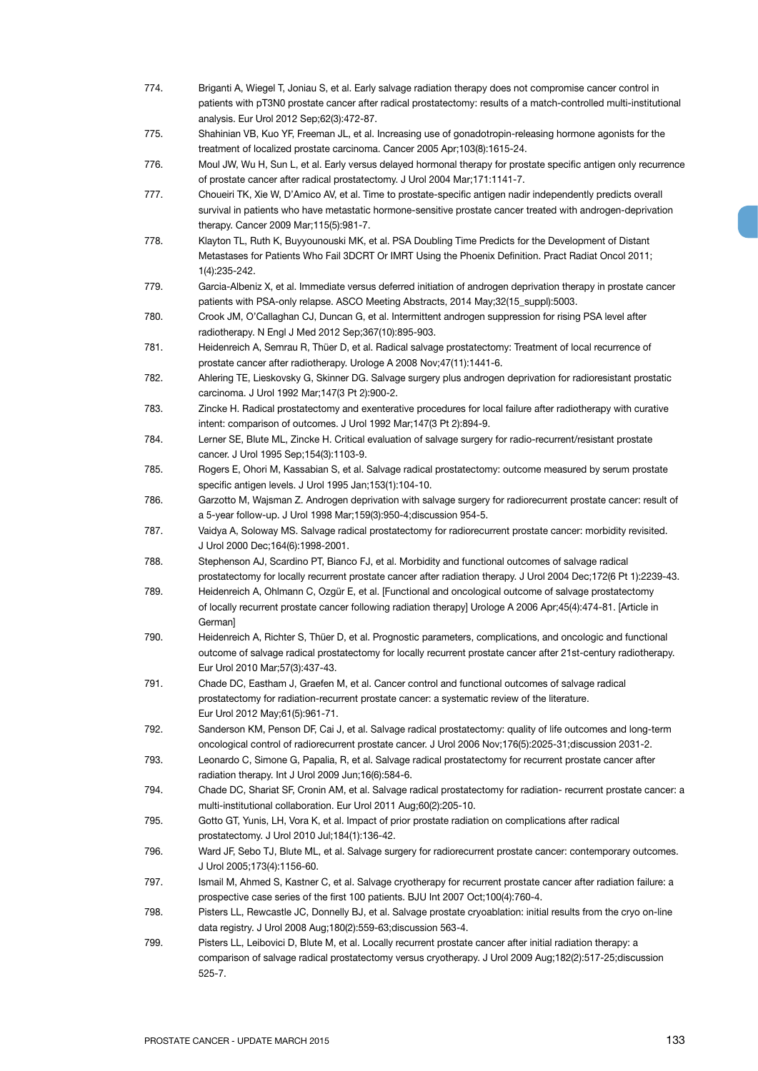774. Briganti A, Wiegel T, Joniau S, et al. Early salvage radiation therapy does not compromise cancer control in patients with pT3N0 prostate cancer after radical prostatectomy: results of a match-controlled multi-institutional analysis. Eur Urol 2012 Sep;62(3):472-87.

775. Shahinian VB, Kuo YF, Freeman JL, et al. Increasing use of gonadotropin-releasing hormone agonists for the treatment of localized prostate carcinoma. Cancer 2005 Apr;103(8):1615-24.

776. Moul JW, Wu H, Sun L, et al. Early versus delayed hormonal therapy for prostate specific antigen only recurrence of prostate cancer after radical prostatectomy. J Urol 2004 Mar;171:1141-7.

777. Choueiri TK, Xie W, D'Amico AV, et al. Time to prostate-specific antigen nadir independently predicts overall survival in patients who have metastatic hormone-sensitive prostate cancer treated with androgen-deprivation therapy. Cancer 2009 Mar;115(5):981-7.

778. Klayton TL, Ruth K, Buyyounouski MK, et al. PSA Doubling Time Predicts for the Development of Distant Metastases for Patients Who Fail 3DCRT Or IMRT Using the Phoenix Definition. Pract Radiat Oncol 2011; 1(4):235-242.

779. Garcia-Albeniz X, et al. Immediate versus deferred initiation of androgen deprivation therapy in prostate cancer patients with PSA-only relapse. ASCO Meeting Abstracts, 2014 May;32(15_suppl):5003.

780. Crook JM, O'Callaghan CJ, Duncan G, et al. Intermittent androgen suppression for rising PSA level after radiotherapy. N Engl J Med 2012 Sep;367(10):895-903.

781. Heidenreich A, Semrau R, Thüer D, et al. Radical salvage prostatectomy: Treatment of local recurrence of prostate cancer after radiotherapy. Urologe A 2008 Nov;47(11):1441-6.

782. Ahlering TE, Lieskovsky G, Skinner DG. Salvage surgery plus androgen deprivation for radioresistant prostatic carcinoma. J Urol 1992 Mar;147(3 Pt 2):900-2.

783. Zincke H. Radical prostatectomy and exenterative procedures for local failure after radiotherapy with curative intent: comparison of outcomes. J Urol 1992 Mar;147(3 Pt 2):894-9.

784. Lerner SE, Blute ML, Zincke H. Critical evaluation of salvage surgery for radio-recurrent/resistant prostate cancer. J Urol 1995 Sep;154(3):1103-9.

785. Rogers E, Ohori M, Kassabian S, et al. Salvage radical prostatectomy: outcome measured by serum prostate specific antigen levels. J Urol 1995 Jan;153(1):104-10.

786. Garzotto M, Wajsman Z. Androgen deprivation with salvage surgery for radiorecurrent prostate cancer: result of a 5-year follow-up. J Urol 1998 Mar;159(3):950-4;discussion 954-5.

787. Vaidya A, Soloway MS. Salvage radical prostatectomy for radiorecurrent prostate cancer: morbidity revisited. J Urol 2000 Dec;164(6):1998-2001.

788. Stephenson AJ, Scardino PT, Bianco FJ, et al. Morbidity and functional outcomes of salvage radical prostatectomy for locally recurrent prostate cancer after radiation therapy. J Urol 2004 Dec;172(6 Pt 1):2239-43.

789. Heidenreich A, Ohlmann C, Ozgür E, et al. [Functional and oncological outcome of salvage prostatectomy of locally recurrent prostate cancer following radiation therapy] Urologe A 2006 Apr;45(4):474-81. [Article in German]

790. Heidenreich A, Richter S, Thüer D, et al. Prognostic parameters, complications, and oncologic and functional outcome of salvage radical prostatectomy for locally recurrent prostate cancer after 21st-century radiotherapy. Eur Urol 2010 Mar;57(3):437-43.

791. Chade DC, Eastham J, Graefen M, et al. Cancer control and functional outcomes of salvage radical prostatectomy for radiation-recurrent prostate cancer: a systematic review of the literature. Eur Urol 2012 May;61(5):961-71.

792. Sanderson KM, Penson DF, Cai J, et al. Salvage radical prostatectomy: quality of life outcomes and long-term oncological control of radiorecurrent prostate cancer. J Urol 2006 Nov;176(5):2025-31;discussion 2031-2.

793. Leonardo C, Simone G, Papalia, R, et al. Salvage radical prostatectomy for recurrent prostate cancer after radiation therapy. Int J Urol 2009 Jun;16(6):584-6.

794. Chade DC, Shariat SF, Cronin AM, et al. Salvage radical prostatectomy for radiation- recurrent prostate cancer: a multi-institutional collaboration. Eur Urol 2011 Aug;60(2):205-10.

795. Gotto GT, Yunis, LH, Vora K, et al. Impact of prior prostate radiation on complications after radical prostatectomy. J Urol 2010 Jul;184(1):136-42.

796. Ward JF, Sebo TJ, Blute ML, et al. Salvage surgery for radiorecurrent prostate cancer: contemporary outcomes. J Urol 2005;173(4):1156-60.

797. Ismail M, Ahmed S, Kastner C, et al. Salvage cryotherapy for recurrent prostate cancer after radiation failure: a prospective case series of the first 100 patients. BJU Int 2007 Oct;100(4):760-4.

798. Pisters LL, Rewcastle JC, Donnelly BJ, et al. Salvage prostate cryoablation: initial results from the cryo on-line data registry. J Urol 2008 Aug;180(2):559-63;discussion 563-4.

799. Pisters LL, Leibovici D, Blute M, et al. Locally recurrent prostate cancer after initial radiation therapy: a comparison of salvage radical prostatectomy versus cryotherapy. J Urol 2009 Aug;182(2):517-25;discussion 525-7.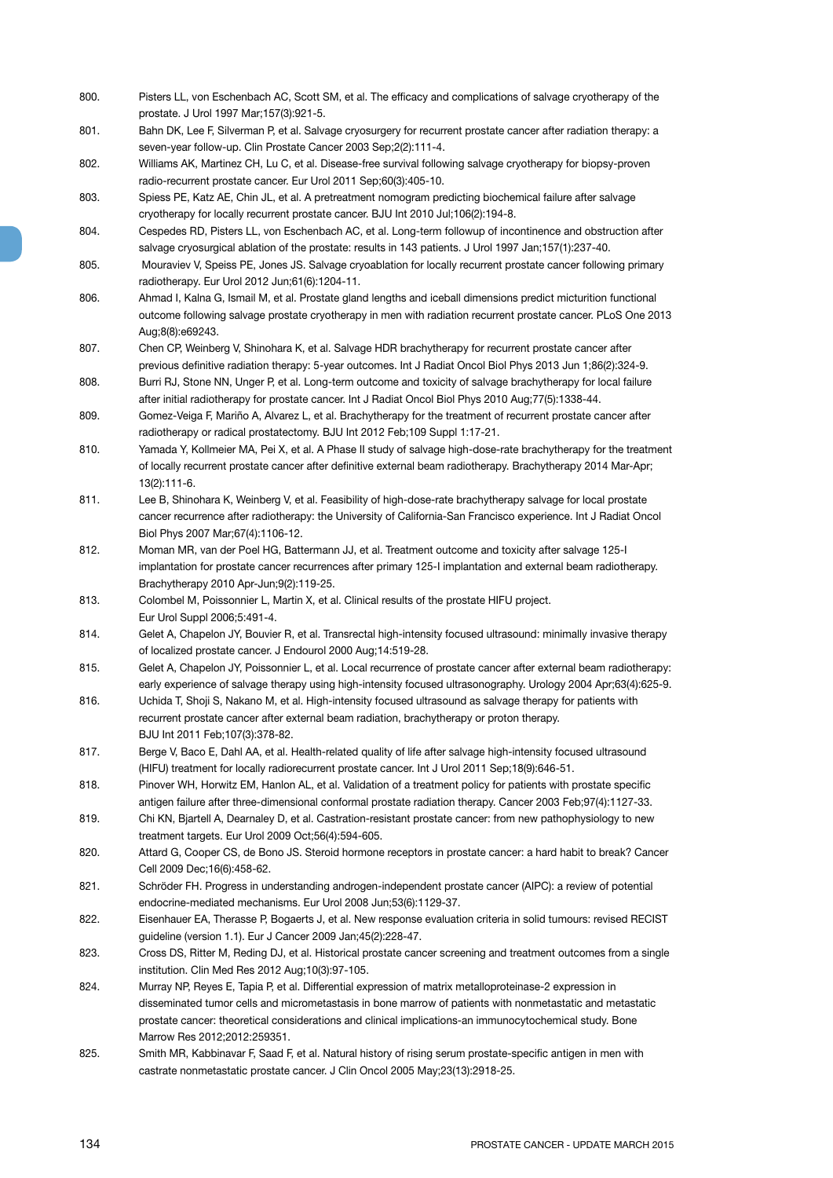800. Pisters LL, von Eschenbach AC, Scott SM, et al. The efficacy and complications of salvage cryotherapy of the prostate. J Urol 1997 Mar;157(3):921-5.

801. Bahn DK, Lee F, Silverman P, et al. Salvage cryosurgery for recurrent prostate cancer after radiation therapy: a seven-year follow-up. Clin Prostate Cancer 2003 Sep;2(2):111-4.

802. Williams AK, Martinez CH, Lu C, et al. Disease-free survival following salvage cryotherapy for biopsy-proven radio-recurrent prostate cancer. Eur Urol 2011 Sep;60(3):405-10.

803. Spiess PE, Katz AE, Chin JL, et al. A pretreatment nomogram predicting biochemical failure after salvage cryotherapy for locally recurrent prostate cancer. BJU Int 2010 Jul;106(2):194-8.

804. Cespedes RD, Pisters LL, von Eschenbach AC, et al. Long-term followup of incontinence and obstruction after salvage cryosurgical ablation of the prostate: results in 143 patients. J Urol 1997 Jan;157(1):237-40.

805. Mouraviev V, Speiss PE, Jones JS. Salvage cryoablation for locally recurrent prostate cancer following primary radiotherapy. Eur Urol 2012 Jun;61(6):1204-11.

806. Ahmad I, Kalna G, Ismail M, et al. Prostate gland lengths and iceball dimensions predict micturition functional outcome following salvage prostate cryotherapy in men with radiation recurrent prostate cancer. PLoS One 2013 Aug;8(8):e69243.

807. Chen CP, Weinberg V, Shinohara K, et al. Salvage HDR brachytherapy for recurrent prostate cancer after previous definitive radiation therapy: 5-year outcomes. Int J Radiat Oncol Biol Phys 2013 Jun 1;86(2):324-9.

808. Burri RJ, Stone NN, Unger P, et al. Long-term outcome and toxicity of salvage brachytherapy for local failure after initial radiotherapy for prostate cancer. Int J Radiat Oncol Biol Phys 2010 Aug;77(5):1338-44.

809. Gomez-Veiga F, Mariño A, Alvarez L, et al. Brachytherapy for the treatment of recurrent prostate cancer after radiotherapy or radical prostatectomy. BJU Int 2012 Feb;109 Suppl 1:17-21.

810. Yamada Y, Kollmeier MA, Pei X, et al. A Phase II study of salvage high-dose-rate brachytherapy for the treatment of locally recurrent prostate cancer after definitive external beam radiotherapy. Brachytherapy 2014 Mar-Apr; 13(2):111-6.

811. Lee B, Shinohara K, Weinberg V, et al. Feasibility of high-dose-rate brachytherapy salvage for local prostate cancer recurrence after radiotherapy: the University of California-San Francisco experience. Int J Radiat Oncol Biol Phys 2007 Mar;67(4):1106-12.

812. Moman MR, van der Poel HG, Battermann JJ, et al. Treatment outcome and toxicity after salvage 125-I implantation for prostate cancer recurrences after primary 125-I implantation and external beam radiotherapy. Brachytherapy 2010 Apr-Jun;9(2):119-25.

813. Colombel M, Poissonnier L, Martin X, et al. Clinical results of the prostate HIFU project. Eur Urol Suppl 2006;5:491-4.

814. Gelet A, Chapelon JY, Bouvier R, et al. Transrectal high-intensity focused ultrasound: minimally invasive therapy of localized prostate cancer. J Endourol 2000 Aug;14:519-28.

815. Gelet A, Chapelon JY, Poissonnier L, et al. Local recurrence of prostate cancer after external beam radiotherapy: early experience of salvage therapy using high-intensity focused ultrasonography. Urology 2004 Apr;63(4):625-9.

816. Uchida T, Shoji S, Nakano M, et al. High-intensity focused ultrasound as salvage therapy for patients with recurrent prostate cancer after external beam radiation, brachytherapy or proton therapy. BJU Int 2011 Feb;107(3):378-82.

817. Berge V, Baco E, Dahl AA, et al. Health-related quality of life after salvage high-intensity focused ultrasound (HIFU) treatment for locally radiorecurrent prostate cancer. Int J Urol 2011 Sep;18(9):646-51.

818. Pinover WH, Horwitz EM, Hanlon AL, et al. Validation of a treatment policy for patients with prostate specific antigen failure after three-dimensional conformal prostate radiation therapy. Cancer 2003 Feb;97(4):1127-33.

819. Chi KN, Bjartell A, Dearnaley D, et al. Castration-resistant prostate cancer: from new pathophysiology to new treatment targets. Eur Urol 2009 Oct;56(4):594-605.

820. Attard G, Cooper CS, de Bono JS. Steroid hormone receptors in prostate cancer: a hard habit to break? Cancer Cell 2009 Dec;16(6):458-62.

821. Schröder FH. Progress in understanding androgen-independent prostate cancer (AIPC): a review of potential endocrine-mediated mechanisms. Eur Urol 2008 Jun;53(6):1129-37.

822. Eisenhauer EA, Therasse P, Bogaerts J, et al. New response evaluation criteria in solid tumours: revised RECIST guideline (version 1.1). Eur J Cancer 2009 Jan;45(2):228-47.

823. Cross DS, Ritter M, Reding DJ, et al. Historical prostate cancer screening and treatment outcomes from a single institution. Clin Med Res 2012 Aug;10(3):97-105.

824. Murray NP, Reyes E, Tapia P, et al. Differential expression of matrix metalloproteinase-2 expression in disseminated tumor cells and micrometastasis in bone marrow of patients with nonmetastatic and metastatic prostate cancer: theoretical considerations and clinical implications-an immunocytochemical study. Bone Marrow Res 2012;2012:259351.

825. Smith MR, Kabbinavar F, Saad F, et al. Natural history of rising serum prostate-specific antigen in men with castrate nonmetastatic prostate cancer. J Clin Oncol 2005 May;23(13):2918-25.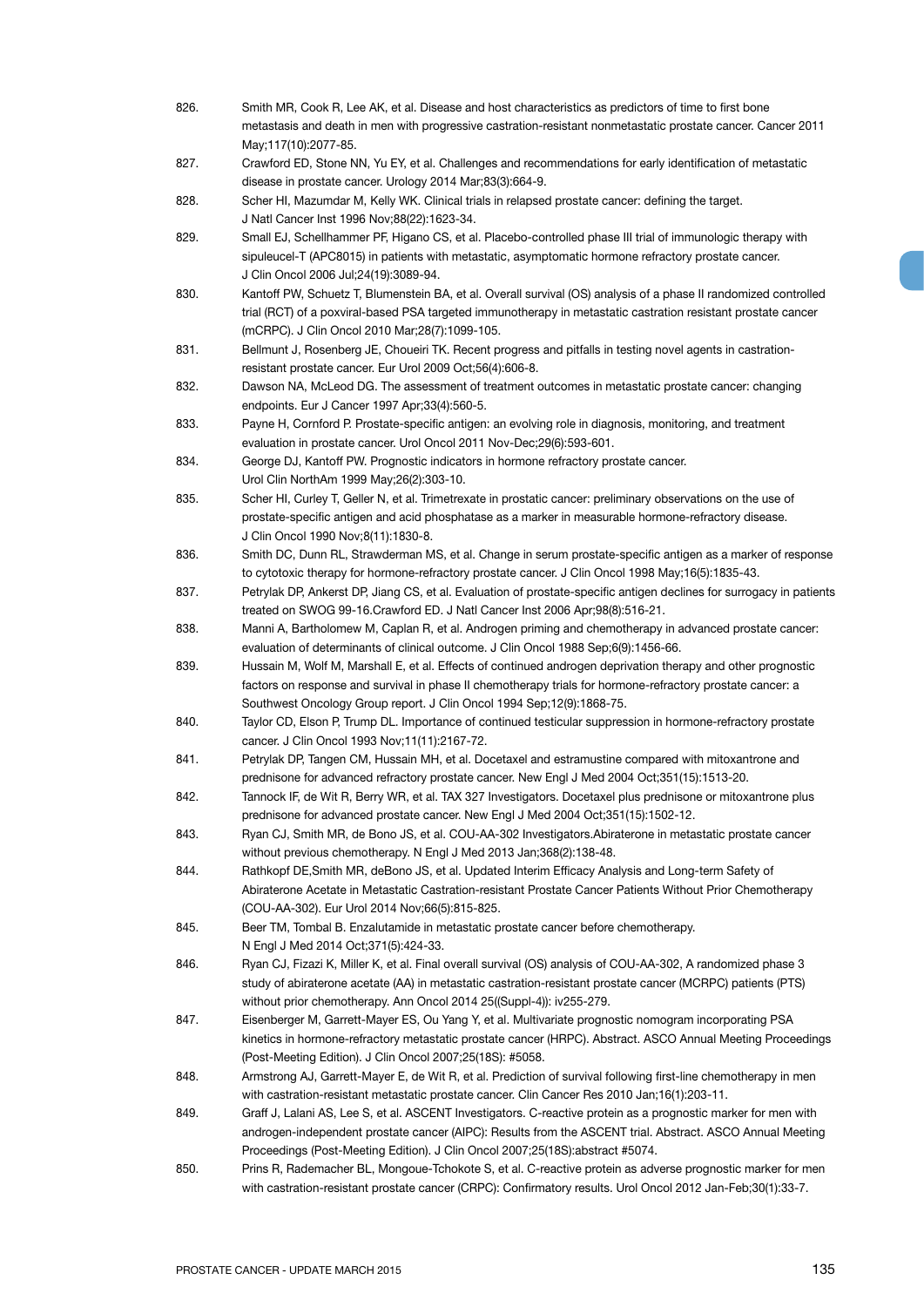826. Smith MR, Cook R, Lee AK, et al. Disease and host characteristics as predictors of time to first bone metastasis and death in men with progressive castration-resistant nonmetastatic prostate cancer. Cancer 2011 May;117(10):2077-85.

827. Crawford ED, Stone NN, Yu EY, et al. Challenges and recommendations for early identification of metastatic disease in prostate cancer. Urology 2014 Mar;83(3):664-9.

828. Scher HI, Mazumdar M, Kelly WK. Clinical trials in relapsed prostate cancer: defining the target. J Natl Cancer Inst 1996 Nov;88(22):1623-34.

829. Small EJ, Schellhammer PF, Higano CS, et al. Placebo-controlled phase III trial of immunologic therapy with sipuleucel-T (APC8015) in patients with metastatic, asymptomatic hormone refractory prostate cancer. J Clin Oncol 2006 Jul;24(19):3089-94.

830. Kantoff PW, Schuetz T, Blumenstein BA, et al. Overall survival (OS) analysis of a phase II randomized controlled trial (RCT) of a poxviral-based PSA targeted immunotherapy in metastatic castration resistant prostate cancer (mCRPC). J Clin Oncol 2010 Mar;28(7):1099-105.

831. Bellmunt J, Rosenberg JE, Choueiri TK. Recent progress and pitfalls in testing novel agents in castration-resistant prostate cancer. Eur Urol 2009 Oct;56(4):606-8.

832. Dawson NA, McLeod DG. The assessment of treatment outcomes in metastatic prostate cancer: changing endpoints. Eur J Cancer 1997 Apr;33(4):560-5.

833. Payne H, Cornford P. Prostate-specific antigen: an evolving role in diagnosis, monitoring, and treatment evaluation in prostate cancer. Urol Oncol 2011 Nov-Dec;29(6):593-601.

834. George DJ, Kantoff PW. Prognostic indicators in hormone refractory prostate cancer. Urol Clin NorthAm 1999 May;26(2):303-10.

835. Scher HI, Curley T, Geller N, et al. Trimetrexate in prostatic cancer: preliminary observations on the use of prostate-specific antigen and acid phosphatase as a marker in measurable hormone-refractory disease. J Clin Oncol 1990 Nov;8(11):1830-8.

836. Smith DC, Dunn RL, Strawderman MS, et al. Change in serum prostate-specific antigen as a marker of response to cytotoxic therapy for hormone-refractory prostate cancer. J Clin Oncol 1998 May;16(5):1835-43.

837. Petrylak DP, Ankerst DP, Jiang CS, et al. Evaluation of prostate-specific antigen declines for surrogacy in patients treated on SWOG 99-16.Crawford ED. J Natl Cancer Inst 2006 Apr;98(8):516-21.

838. Manni A, Bartholomew M, Caplan R, et al. Androgen priming and chemotherapy in advanced prostate cancer: evaluation of determinants of clinical outcome. J Clin Oncol 1988 Sep;6(9):1456-66.

839. Hussain M, Wolf M, Marshall E, et al. Effects of continued androgen deprivation therapy and other prognostic factors on response and survival in phase II chemotherapy trials for hormone-refractory prostate cancer: a Southwest Oncology Group report. J Clin Oncol 1994 Sep;12(9):1868-75.

840. Taylor CD, Elson P, Trump DL. Importance of continued testicular suppression in hormone-refractory prostate cancer. J Clin Oncol 1993 Nov;11(11):2167-72.

841. Petrylak DP, Tangen CM, Hussain MH, et al. Docetaxel and estramustine compared with mitoxantrone and prednisone for advanced refractory prostate cancer. New Engl J Med 2004 Oct;351(15):1513-20.

842. Tannock IF, de Wit R, Berry WR, et al. TAX 327 Investigators. Docetaxel plus prednisone or mitoxantrone plus prednisone for advanced prostate cancer. New Engl J Med 2004 Oct;351(15):1502-12.

843. Ryan CJ, Smith MR, de Bono JS, et al. COU-AA-302 Investigators.Abiraterone in metastatic prostate cancer without previous chemotherapy. N Engl J Med 2013 Jan;368(2):138-48.

844. Rathkopf DE,Smith MR, deBono JS, et al. Updated Interim Efficacy Analysis and Long-term Safety of Abiraterone Acetate in Metastatic Castration-resistant Prostate Cancer Patients Without Prior Chemotherapy (COU-AA-302). Eur Urol 2014 Nov;66(5):815-825.

845. Beer TM, Tombal B. Enzalutamide in metastatic prostate cancer before chemotherapy. N Engl J Med 2014 Oct;371(5):424-33.

846. Ryan CJ, Fizazi K, Miller K, et al. Final overall survival (OS) analysis of COU-AA-302, A randomized phase 3 study of abiraterone acetate (AA) in metastatic castration-resistant prostate cancer (MCRPC) patients (PTS) without prior chemotherapy. Ann Oncol 2014 25((Suppl-4)): iv255-279.

847. Eisenberger M, Garrett-Mayer ES, Ou Yang Y, et al. Multivariate prognostic nomogram incorporating PSA kinetics in hormone-refractory metastatic prostate cancer (HRPC). Abstract. ASCO Annual Meeting Proceedings (Post-Meeting Edition). J Clin Oncol 2007;25(18S): #5058.

848. Armstrong AJ, Garrett-Mayer E, de Wit R, et al. Prediction of survival following first-line chemotherapy in men with castration-resistant metastatic prostate cancer. Clin Cancer Res 2010 Jan;16(1):203-11.

849. Graff J, Lalani AS, Lee S, et al. ASCENT Investigators. C-reactive protein as a prognostic marker for men with androgen-independent prostate cancer (AIPC): Results from the ASCENT trial. Abstract. ASCO Annual Meeting Proceedings (Post-Meeting Edition). J Clin Oncol 2007;25(18S):abstract #5074.

850. Prins R, Rademacher BL, Mongoue-Tchokote S, et al. C-reactive protein as adverse prognostic marker for men with castration-resistant prostate cancer (CRPC): Confirmatory results. Urol Oncol 2012 Jan-Feb;30(1):33-7.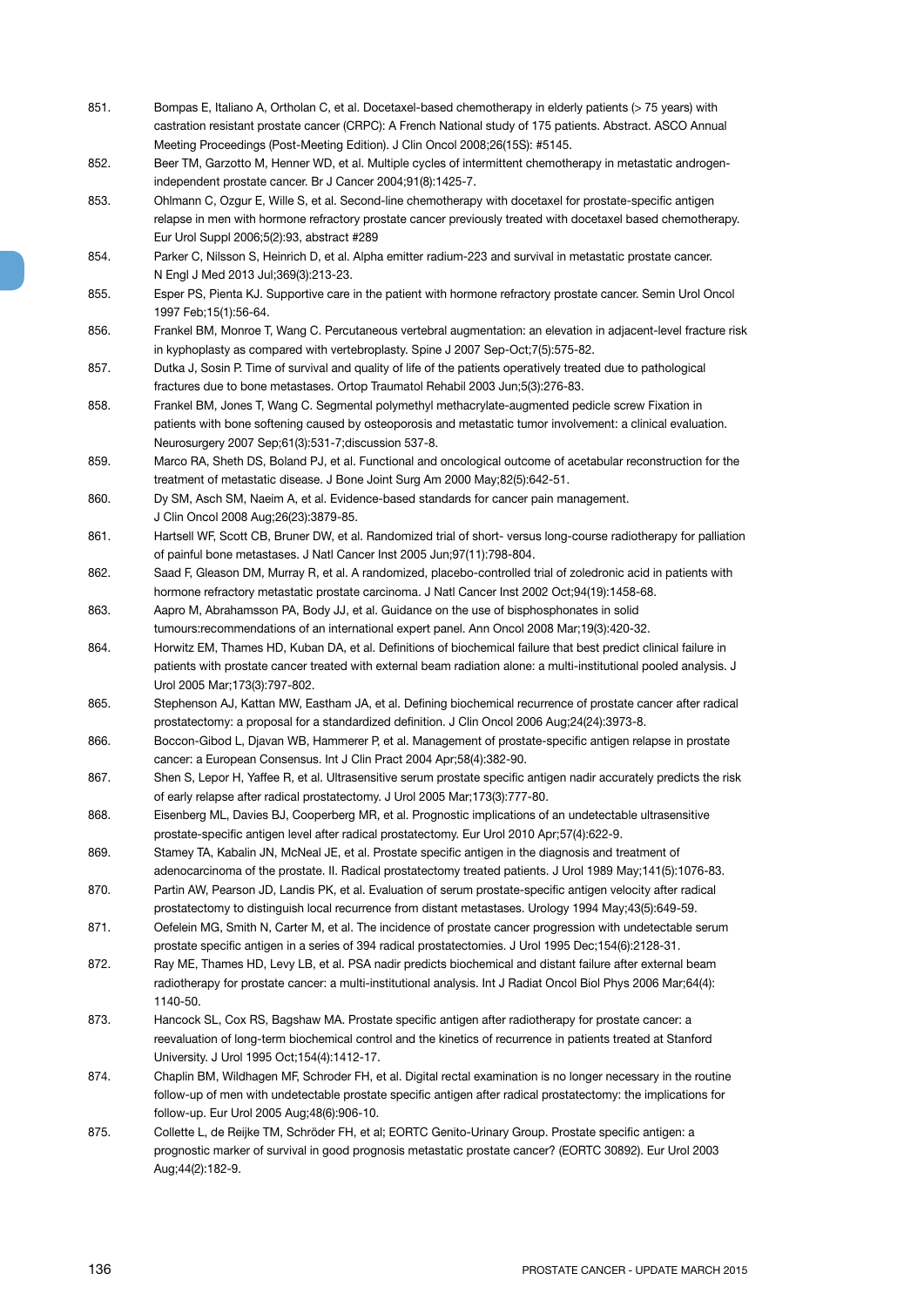851. Bompas E, Italiano A, Ortholan C, et al. Docetaxel-based chemotherapy in elderly patients (> 75 years) with castration resistant prostate cancer (CRPC): A French National study of 175 patients. Abstract. ASCO Annual Meeting Proceedings (Post-Meeting Edition). J Clin Oncol 2008;26(15S): #5145.

852. Beer TM, Garzotto M, Henner WD, et al. Multiple cycles of intermittent chemotherapy in metastatic androgen-independent prostate cancer. Br J Cancer 2004;91(8):1425-7.

853. Ohlmann C, Ozgur E, Wille S, et al. Second-line chemotherapy with docetaxel for prostate-specific antigen relapse in men with hormone refractory prostate cancer previously treated with docetaxel based chemotherapy. Eur Urol Suppl 2006;5(2):93, abstract #289

854. Parker C, Nilsson S, Heinrich D, et al. Alpha emitter radium-223 and survival in metastatic prostate cancer. N Engl J Med 2013 Jul;369(3):213-23.

855. Esper PS, Pienta KJ. Supportive care in the patient with hormone refractory prostate cancer. Semin Urol Oncol 1997 Feb;15(1):56-64.

856. Frankel BM, Monroe T, Wang C. Percutaneous vertebral augmentation: an elevation in adjacent-level fracture risk in kyphoplasty as compared with vertebroplasty. Spine J 2007 Sep-Oct;7(5):575-82.

857. Dutka J, Sosin P. Time of survival and quality of life of the patients operatively treated due to pathological fractures due to bone metastases. Ortop Traumatol Rehabil 2003 Jun;5(3):276-83.

858. Frankel BM, Jones T, Wang C. Segmental polymethyl methacrylate-augmented pedicle screw Fixation in patients with bone softening caused by osteoporosis and metastatic tumor involvement: a clinical evaluation. Neurosurgery 2007 Sep;61(3):531-7;discussion 537-8.

859. Marco RA, Sheth DS, Boland PJ, et al. Functional and oncological outcome of acetabular reconstruction for the treatment of metastatic disease. J Bone Joint Surg Am 2000 May;82(5):642-51.

860. Dy SM, Asch SM, Naeim A, et al. Evidence-based standards for cancer pain management. J Clin Oncol 2008 Aug;26(23):3879-85.

861. Hartsell WF, Scott CB, Bruner DW, et al. Randomized trial of short- versus long-course radiotherapy for palliation of painful bone metastases. J Natl Cancer Inst 2005 Jun;97(11):798-804.

862. Saad F, Gleason DM, Murray R, et al. A randomized, placebo-controlled trial of zoledronic acid in patients with hormone refractory metastatic prostate carcinoma. J Natl Cancer Inst 2002 Oct;94(19):1458-68.

863. Aapro M, Abrahamsson PA, Body JJ, et al. Guidance on the use of bisphosphonates in solid tumours:recommendations of an international expert panel. Ann Oncol 2008 Mar;19(3):420-32.

864. Horwitz EM, Thames HD, Kuban DA, et al. Definitions of biochemical failure that best predict clinical failure in patients with prostate cancer treated with external beam radiation alone: a multi-institutional pooled analysis. J Urol 2005 Mar;173(3):797-802.

865. Stephenson AJ, Kattan MW, Eastham JA, et al. Defining biochemical recurrence of prostate cancer after radical prostatectomy: a proposal for a standardized definition. J Clin Oncol 2006 Aug;24(24):3973-8.

866. Boccon-Gibod L, Djavan WB, Hammerer P, et al. Management of prostate-specific antigen relapse in prostate cancer: a European Consensus. Int J Clin Pract 2004 Apr;58(4):382-90.

867. Shen S, Lepor H, Yaffee R, et al. Ultrasensitive serum prostate specific antigen nadir accurately predicts the risk of early relapse after radical prostatectomy. J Urol 2005 Mar;173(3):777-80.

868. Eisenberg ML, Davies BJ, Cooperberg MR, et al. Prognostic implications of an undetectable ultrasensitive prostate-specific antigen level after radical prostatectomy. Eur Urol 2010 Apr;57(4):622-9.

869. Stamey TA, Kabalin JN, McNeal JE, et al. Prostate specific antigen in the diagnosis and treatment of adenocarcinoma of the prostate. II. Radical prostatectomy treated patients. J Urol 1989 May;141(5):1076-83.

870. Partin AW, Pearson JD, Landis PK, et al. Evaluation of serum prostate-specific antigen velocity after radical prostatectomy to distinguish local recurrence from distant metastases. Urology 1994 May;43(5):649-59.

871. Oefelein MG, Smith N, Carter M, et al. The incidence of prostate cancer progression with undetectable serum prostate specific antigen in a series of 394 radical prostatectomies. J Urol 1995 Dec;154(6):2128-31.

872. Ray ME, Thames HD, Levy LB, et al. PSA nadir predicts biochemical and distant failure after external beam radiotherapy for prostate cancer: a multi-institutional analysis. Int J Radiat Oncol Biol Phys 2006 Mar;64(4): 1140-50.

873. Hancock SL, Cox RS, Bagshaw MA. Prostate specific antigen after radiotherapy for prostate cancer: a reevaluation of long-term biochemical control and the kinetics of recurrence in patients treated at Stanford University. J Urol 1995 Oct;154(4):1412-17.

874. Chaplin BM, Wildhagen MF, Schroder FH, et al. Digital rectal examination is no longer necessary in the routine follow-up of men with undetectable prostate specific antigen after radical prostatectomy: the implications for follow-up. Eur Urol 2005 Aug;48(6):906-10.

875. Collette L, de Reijke TM, Schröder FH, et al; EORTC Genito-Urinary Group. Prostate specific antigen: a prognostic marker of survival in good prognosis metastatic prostate cancer? (EORTC 30892). Eur Urol 2003 Aug;44(2):182-9.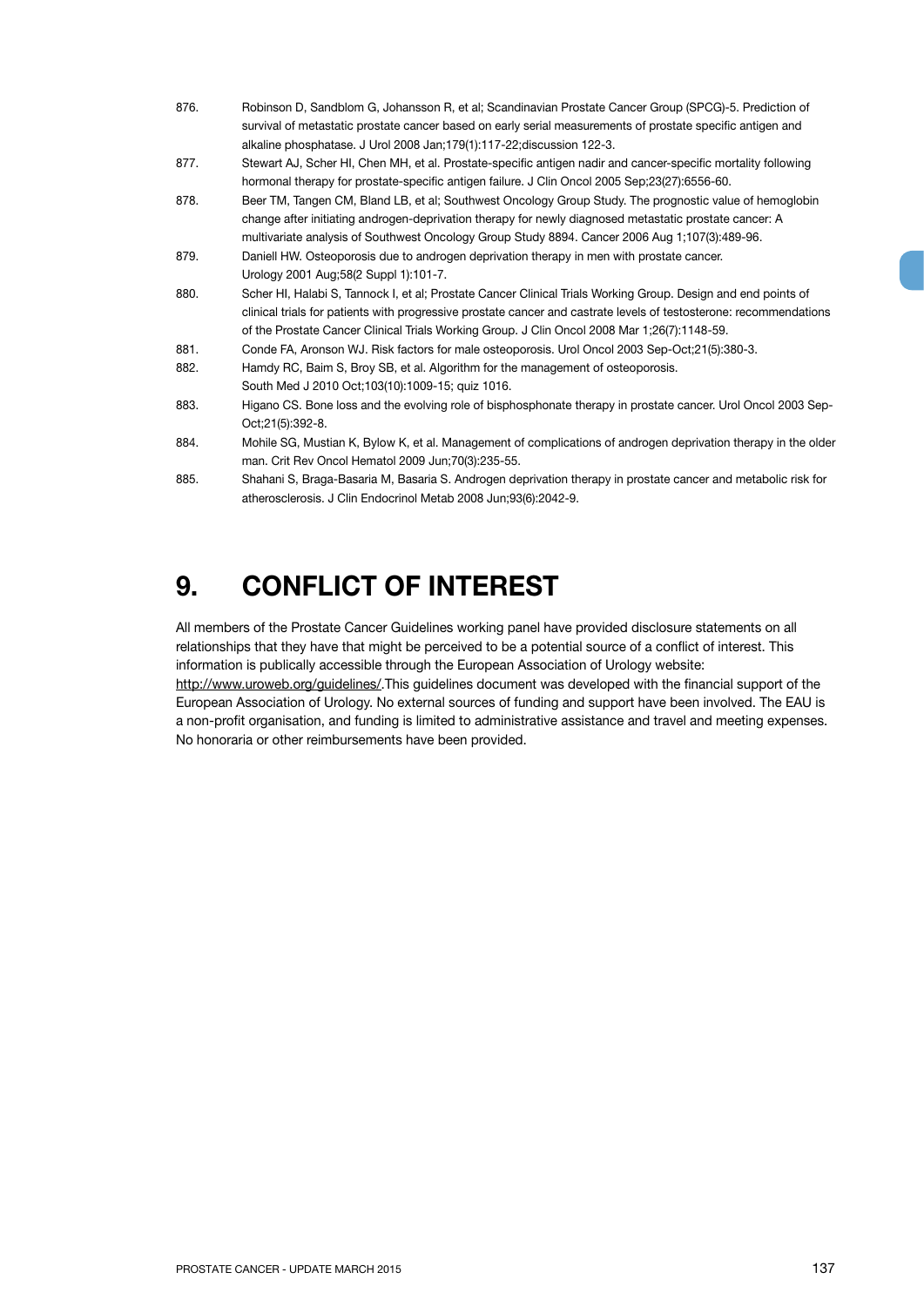876. Robinson D, Sandblom G, Johansson R, et al; Scandinavian Prostate Cancer Group (SPCG)-5. Prediction of survival of metastatic prostate cancer based on early serial measurements of prostate specific antigen and alkaline phosphatase. J Urol 2008 Jan;179(1):117-22;discussion 122-3.
877. Stewart AJ, Scher HI, Chen MH, et al. Prostate-specific antigen nadir and cancer-specific mortality following hormonal therapy for prostate-specific antigen failure. J Clin Oncol 2005 Sep;23(27):6556-60.
878. Beer TM, Tangen CM, Bland LB, et al; Southwest Oncology Group Study. The prognostic value of hemoglobin change after initiating androgen-deprivation therapy for newly diagnosed metastatic prostate cancer: A multivariate analysis of Southwest Oncology Group Study 8894. Cancer 2006 Aug 1;107(3):489-96.
879. Daniell HW. Osteoporosis due to androgen deprivation therapy in men with prostate cancer. Urology 2001 Aug;58(2 Suppl 1):101-7.
880. Scher HI, Halabi S, Tannock I, et al; Prostate Cancer Clinical Trials Working Group. Design and end points of clinical trials for patients with progressive prostate cancer and castrate levels of testosterone: recommendations of the Prostate Cancer Clinical Trials Working Group. J Clin Oncol 2008 Mar 1;26(7):1148-59.
881. Conde FA, Aronson WJ. Risk factors for male osteoporosis. Urol Oncol 2003 Sep-Oct;21(5):380-3.
882. Hamdy RC, Baim S, Broy SB, et al. Algorithm for the management of osteoporosis. South Med J 2010 Oct;103(10):1009-15; quiz 1016.
883. Higano CS. Bone loss and the evolving role of bisphosphonate therapy in prostate cancer. Urol Oncol 2003 Sep-Oct;21(5):392-8.
884. Mohile SG, Mustian K, Bylow K, et al. Management of complications of androgen deprivation therapy in the older man. Crit Rev Oncol Hematol 2009 Jun;70(3):235-55.
885. Shahani S, Braga-Basaria M, Basaria S. Androgen deprivation therapy in prostate cancer and metabolic risk for atherosclerosis. J Clin Endocrinol Metab 2008 Jun;93(6):2042-9.

# 9. CONFLICT OF INTEREST

All members of the Prostate Cancer Guidelines working panel have provided disclosure statements on all relationships that they have that might be perceived to be a potential source of a conflict of interest. This information is publically accessible through the European Association of Urology website: http://www.uroweb.org/guidelines/.This guidelines document was developed with the financial support of the European Association of Urology. No external sources of funding and support have been involved. The EAU is a non-profit organisation, and funding is limited to administrative assistance and travel and meeting expenses. No honoraria or other reimbursements have been provided.